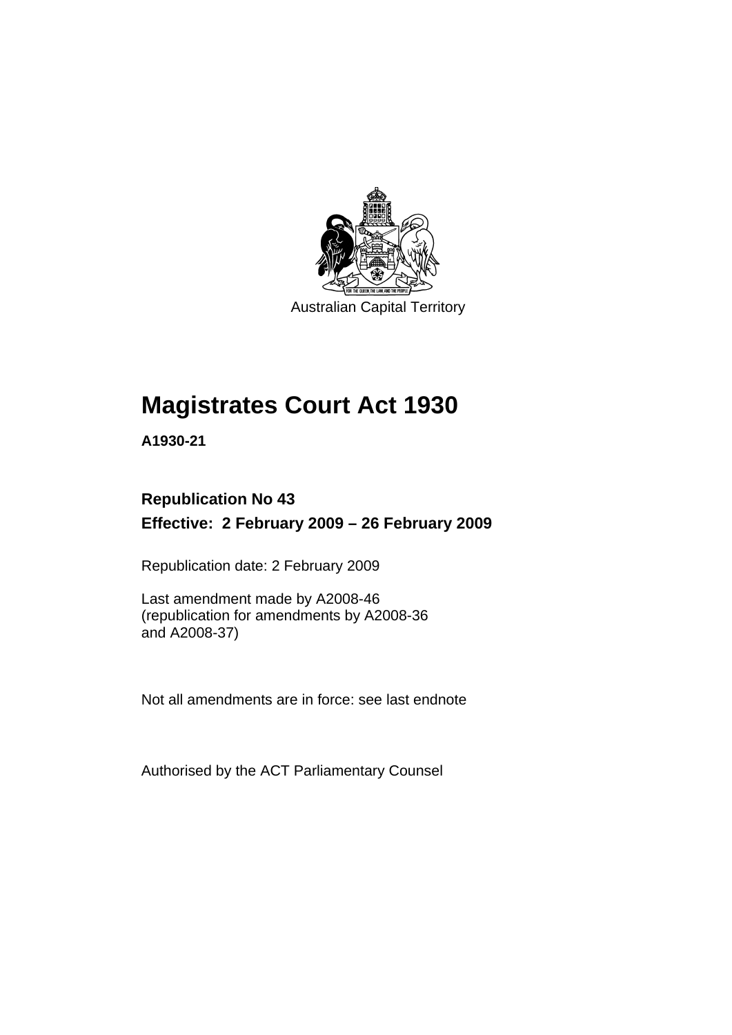Australian Capital Territory

# Magistrates Court Act 1930

**A1930-21**

**Republication No 43**

**Effective: 2 February 2009 – 26 February 2009**

Republication date: 2 February 2009

Last amendment made by A2008-46
(republication for amendments by A2008-36
and A2008-37)

Not all amendments are in force: see last endnote

Authorised by the ACT Parliamentary Counsel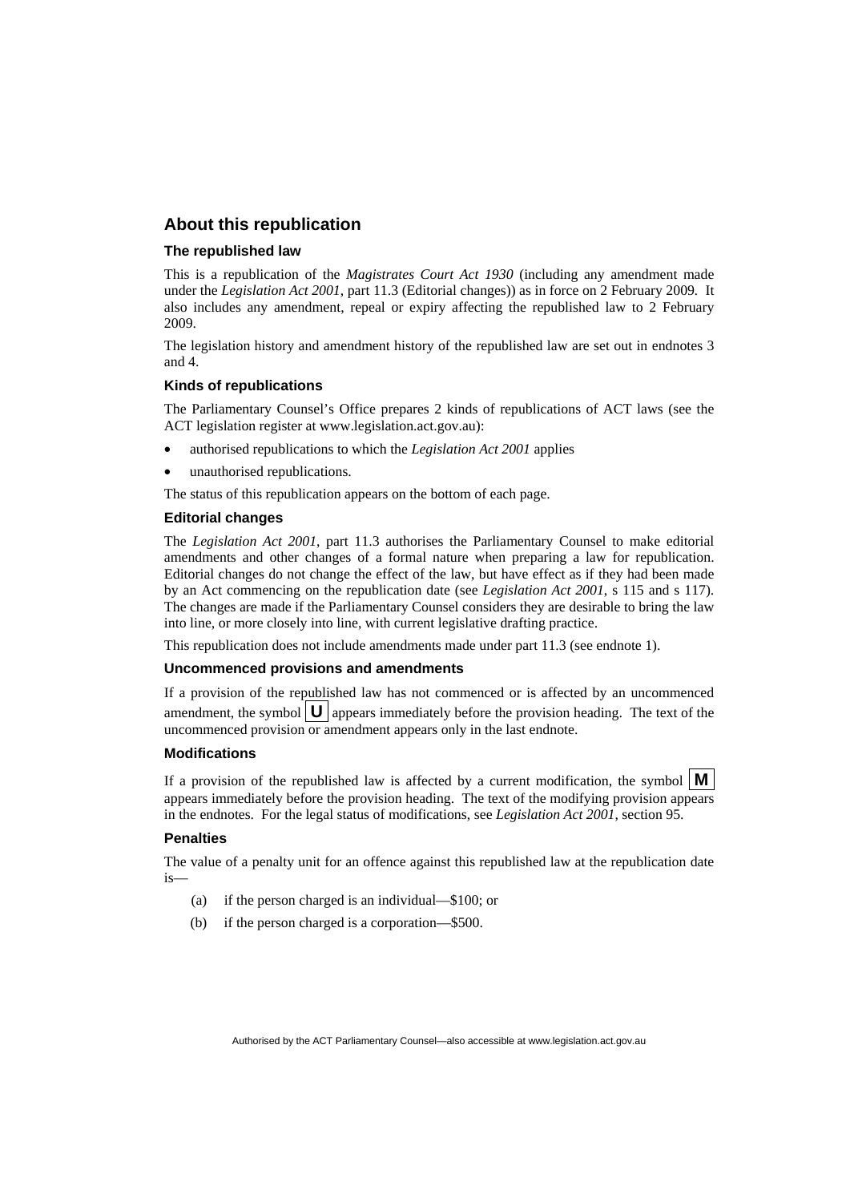## About this republication

### The republished law

This is a republication of the *Magistrates Court Act 1930* (including any amendment made under the *Legislation Act 2001*, part 11.3 (Editorial changes)) as in force on 2 February 2009. It also includes any amendment, repeal or expiry affecting the republished law to 2 February 2009.

The legislation history and amendment history of the republished law are set out in endnotes 3 and 4.

### Kinds of republications

The Parliamentary Counsel's Office prepares 2 kinds of republications of ACT laws (see the ACT legislation register at www.legislation.act.gov.au):

- authorised republications to which the *Legislation Act 2001* applies
- unauthorised republications.

The status of this republication appears on the bottom of each page.

### Editorial changes

The *Legislation Act 2001*, part 11.3 authorises the Parliamentary Counsel to make editorial amendments and other changes of a formal nature when preparing a law for republication. Editorial changes do not change the effect of the law, but have effect as if they had been made by an Act commencing on the republication date (see *Legislation Act 2001*, s 115 and s 117). The changes are made if the Parliamentary Counsel considers they are desirable to bring the law into line, or more closely into line, with current legislative drafting practice.

This republication does not include amendments made under part 11.3 (see endnote 1).

### Uncommenced provisions and amendments

If a provision of the republished law has not commenced or is affected by an uncommenced amendment, the symbol **U** appears immediately before the provision heading. The text of the uncommenced provision or amendment appears only in the last endnote.

### Modifications

If a provision of the republished law is affected by a current modification, the symbol **M** appears immediately before the provision heading. The text of the modifying provision appears in the endnotes. For the legal status of modifications, see *Legislation Act 2001*, section 95.

### Penalties

The value of a penalty unit for an offence against this republished law at the republication date is—

(a) if the person charged is an individual—$100; or

(b) if the person charged is a corporation—$500.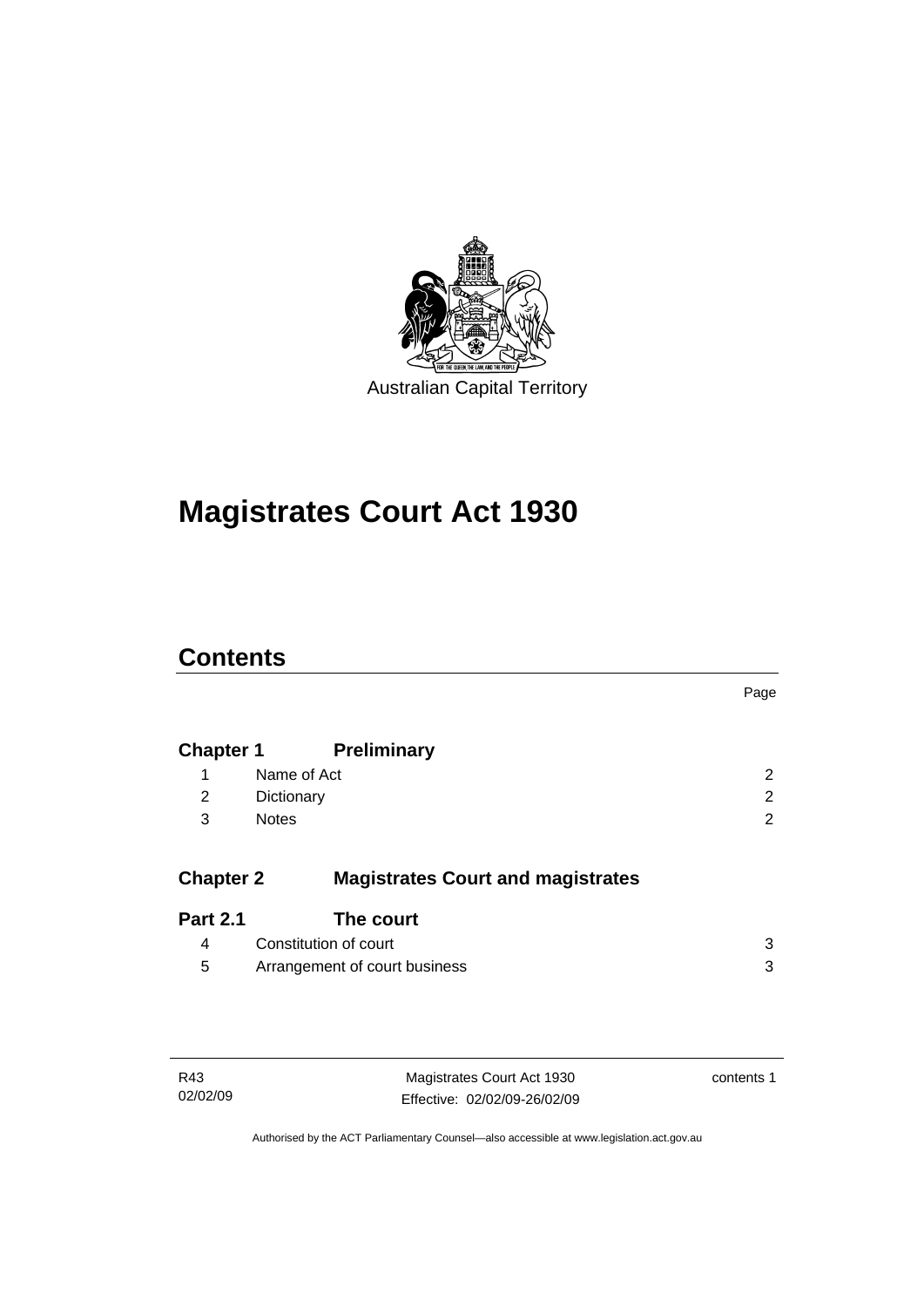Australian Capital Territory

# Magistrates Court Act 1930

## Contents

| | | Page |
|---|---|---|
| **Chapter 1** | **Preliminary** | |
| 1 | Name of Act | 2 |
| 2 | Dictionary | 2 |
| 3 | Notes | 2 |
| **Chapter 2** | **Magistrates Court and magistrates** | |
| **Part 2.1** | **The court** | |
| 4 | Constitution of court | 3 |
| 5 | Arrangement of court business | 3 |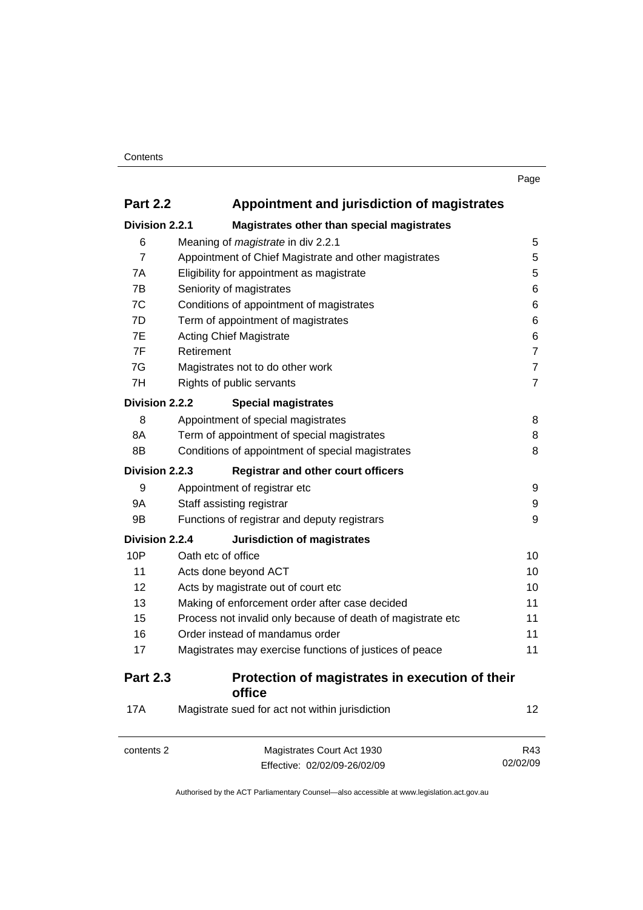| | | Page |
|---|---|---|
| **Part 2.2** | **Appointment and jurisdiction of magistrates** | |
| **Division 2.2.1** | **Magistrates other than special magistrates** | |
| 6 | Meaning of *magistrate* in div 2.2.1 | 5 |
| 7 | Appointment of Chief Magistrate and other magistrates | 5 |
| 7A | Eligibility for appointment as magistrate | 5 |
| 7B | Seniority of magistrates | 6 |
| 7C | Conditions of appointment of magistrates | 6 |
| 7D | Term of appointment of magistrates | 6 |
| 7E | Acting Chief Magistrate | 6 |
| 7F | Retirement | 7 |
| 7G | Magistrates not to do other work | 7 |
| 7H | Rights of public servants | 7 |
| **Division 2.2.2** | **Special magistrates** | |
| 8 | Appointment of special magistrates | 8 |
| 8A | Term of appointment of special magistrates | 8 |
| 8B | Conditions of appointment of special magistrates | 8 |
| **Division 2.2.3** | **Registrar and other court officers** | |
| 9 | Appointment of registrar etc | 9 |
| 9A | Staff assisting registrar | 9 |
| 9B | Functions of registrar and deputy registrars | 9 |
| **Division 2.2.4** | **Jurisdiction of magistrates** | |
| 10P | Oath etc of office | 10 |
| 11 | Acts done beyond ACT | 10 |
| 12 | Acts by magistrate out of court etc | 10 |
| 13 | Making of enforcement order after case decided | 11 |
| 15 | Process not invalid only because of death of magistrate etc | 11 |
| 16 | Order instead of mandamus order | 11 |
| 17 | Magistrates may exercise functions of justices of peace | 11 |
| **Part 2.3** | **Protection of magistrates in execution of their office** | |
| 17A | Magistrate sued for act not within jurisdiction | 12 |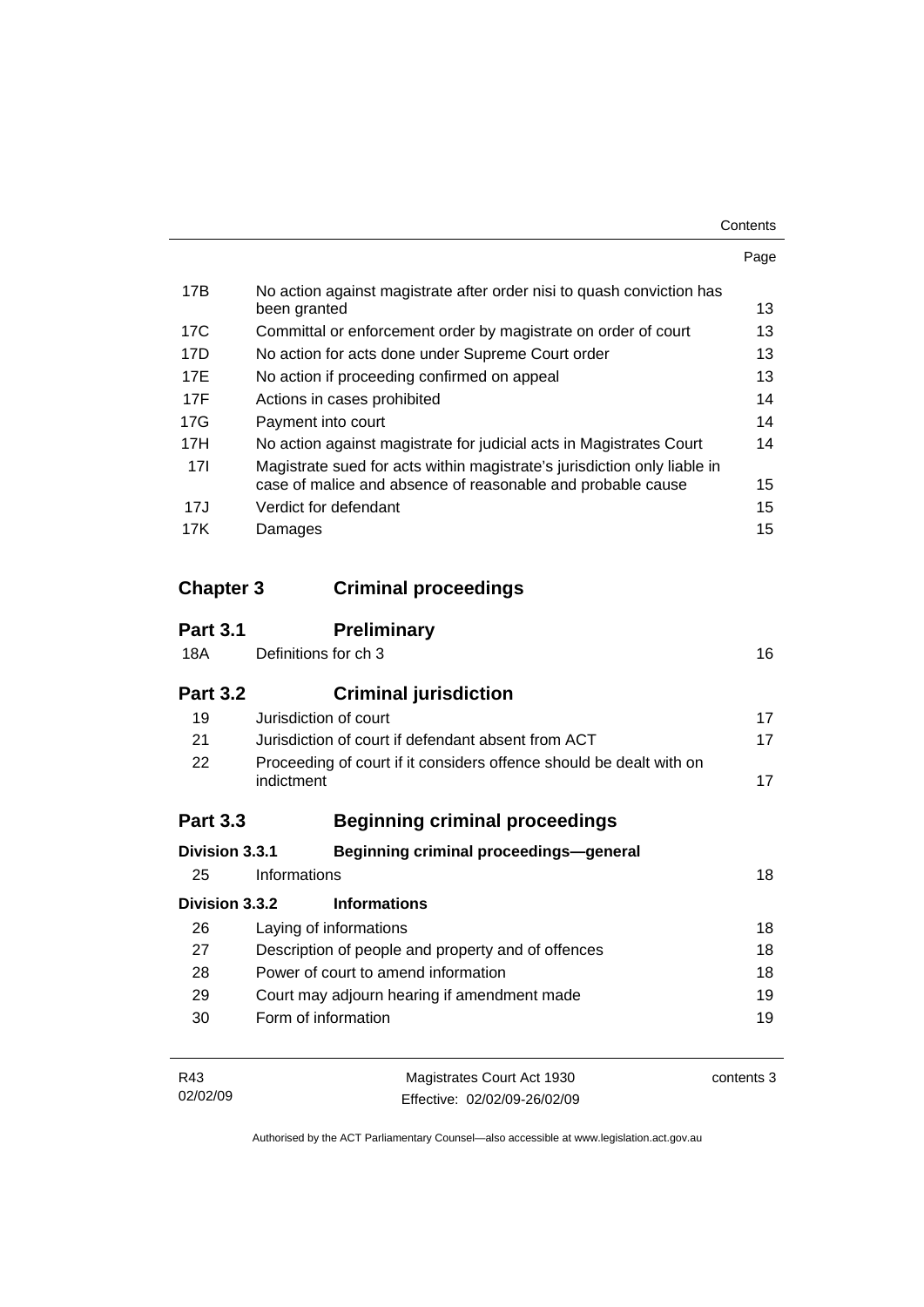| | | Page |
|---|---|---|
| 17B | No action against magistrate after order nisi to quash conviction has been granted | 13 |
| 17C | Committal or enforcement order by magistrate on order of court | 13 |
| 17D | No action for acts done under Supreme Court order | 13 |
| 17E | No action if proceeding confirmed on appeal | 13 |
| 17F | Actions in cases prohibited | 14 |
| 17G | Payment into court | 14 |
| 17H | No action against magistrate for judicial acts in Magistrates Court | 14 |
| 17I | Magistrate sued for acts within magistrate's jurisdiction only liable in case of malice and absence of reasonable and probable cause | 15 |
| 17J | Verdict for defendant | 15 |
| 17K | Damages | 15 |

## Chapter 3 Criminal proceedings

### Part 3.1 Preliminary

| | | |
|---|---|---|
| 18A | Definitions for ch 3 | 16 |

### Part 3.2 Criminal jurisdiction

| | | |
|---|---|---|
| 19 | Jurisdiction of court | 17 |
| 21 | Jurisdiction of court if defendant absent from ACT | 17 |
| 22 | Proceeding of court if it considers offence should be dealt with on indictment | 17 |

### Part 3.3 Beginning criminal proceedings

#### Division 3.3.1 Beginning criminal proceedings—general

| | | |
|---|---|---|
| 25 | Informations | 18 |

#### Division 3.3.2 Informations

| | | |
|---|---|---|
| 26 | Laying of informations | 18 |
| 27 | Description of people and property and of offences | 18 |
| 28 | Power of court to amend information | 18 |
| 29 | Court may adjourn hearing if amendment made | 19 |
| 30 | Form of information | 19 |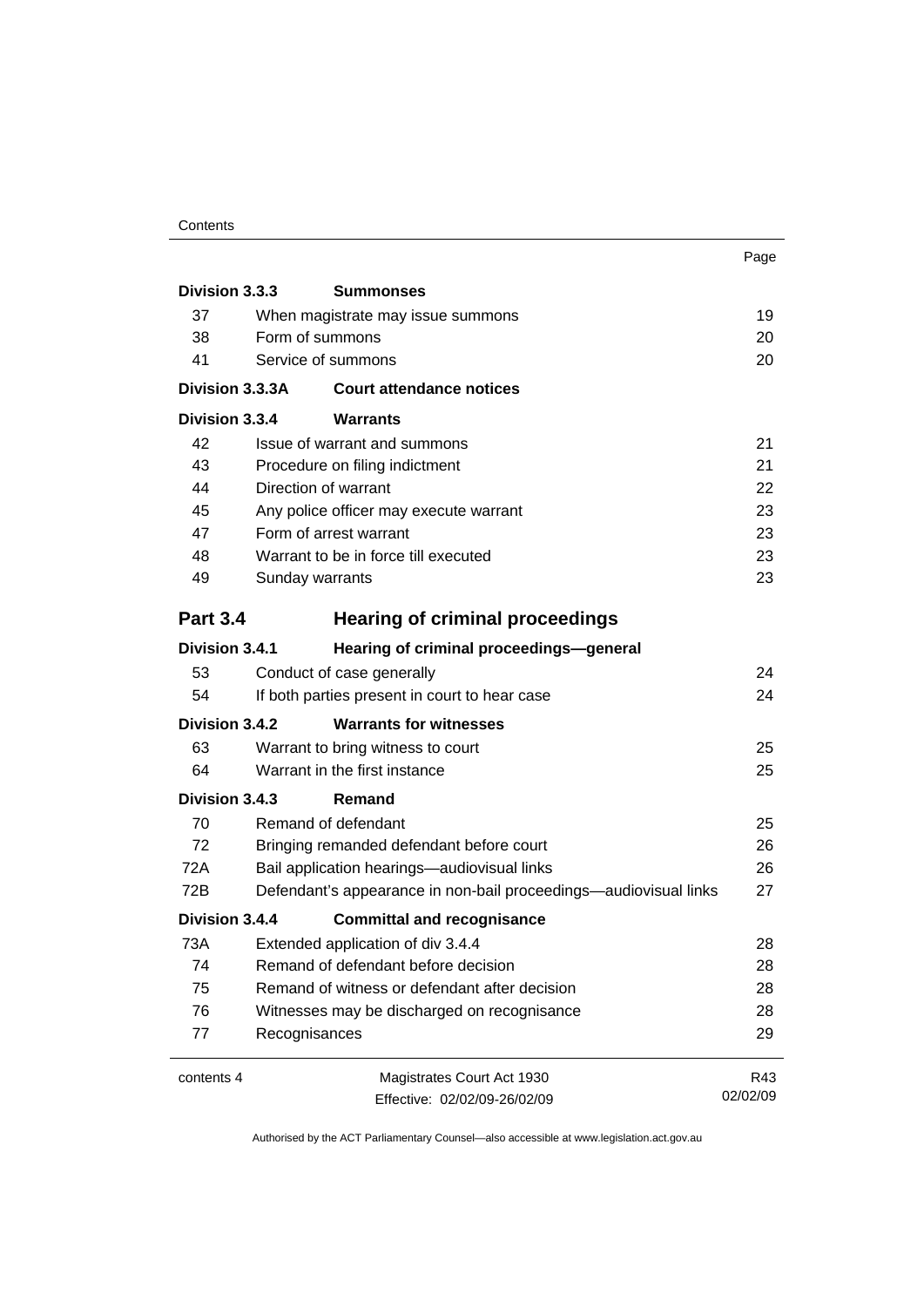| | | Page |
|---|---|---|
| **Division 3.3.3** | **Summonses** | |
| 37 | When magistrate may issue summons | 19 |
| 38 | Form of summons | 20 |
| 41 | Service of summons | 20 |
| **Division 3.3.3A** | **Court attendance notices** | |
| **Division 3.3.4** | **Warrants** | |
| 42 | Issue of warrant and summons | 21 |
| 43 | Procedure on filing indictment | 21 |
| 44 | Direction of warrant | 22 |
| 45 | Any police officer may execute warrant | 23 |
| 47 | Form of arrest warrant | 23 |
| 48 | Warrant to be in force till executed | 23 |
| 49 | Sunday warrants | 23 |
| **Part 3.4** | **Hearing of criminal proceedings** | |
| **Division 3.4.1** | **Hearing of criminal proceedings—general** | |
| 53 | Conduct of case generally | 24 |
| 54 | If both parties present in court to hear case | 24 |
| **Division 3.4.2** | **Warrants for witnesses** | |
| 63 | Warrant to bring witness to court | 25 |
| 64 | Warrant in the first instance | 25 |
| **Division 3.4.3** | **Remand** | |
| 70 | Remand of defendant | 25 |
| 72 | Bringing remanded defendant before court | 26 |
| 72A | Bail application hearings—audiovisual links | 26 |
| 72B | Defendant's appearance in non-bail proceedings—audiovisual links | 27 |
| **Division 3.4.4** | **Committal and recognisance** | |
| 73A | Extended application of div 3.4.4 | 28 |
| 74 | Remand of defendant before decision | 28 |
| 75 | Remand of witness or defendant after decision | 28 |
| 76 | Witnesses may be discharged on recognisance | 28 |
| 77 | Recognisances | 29 |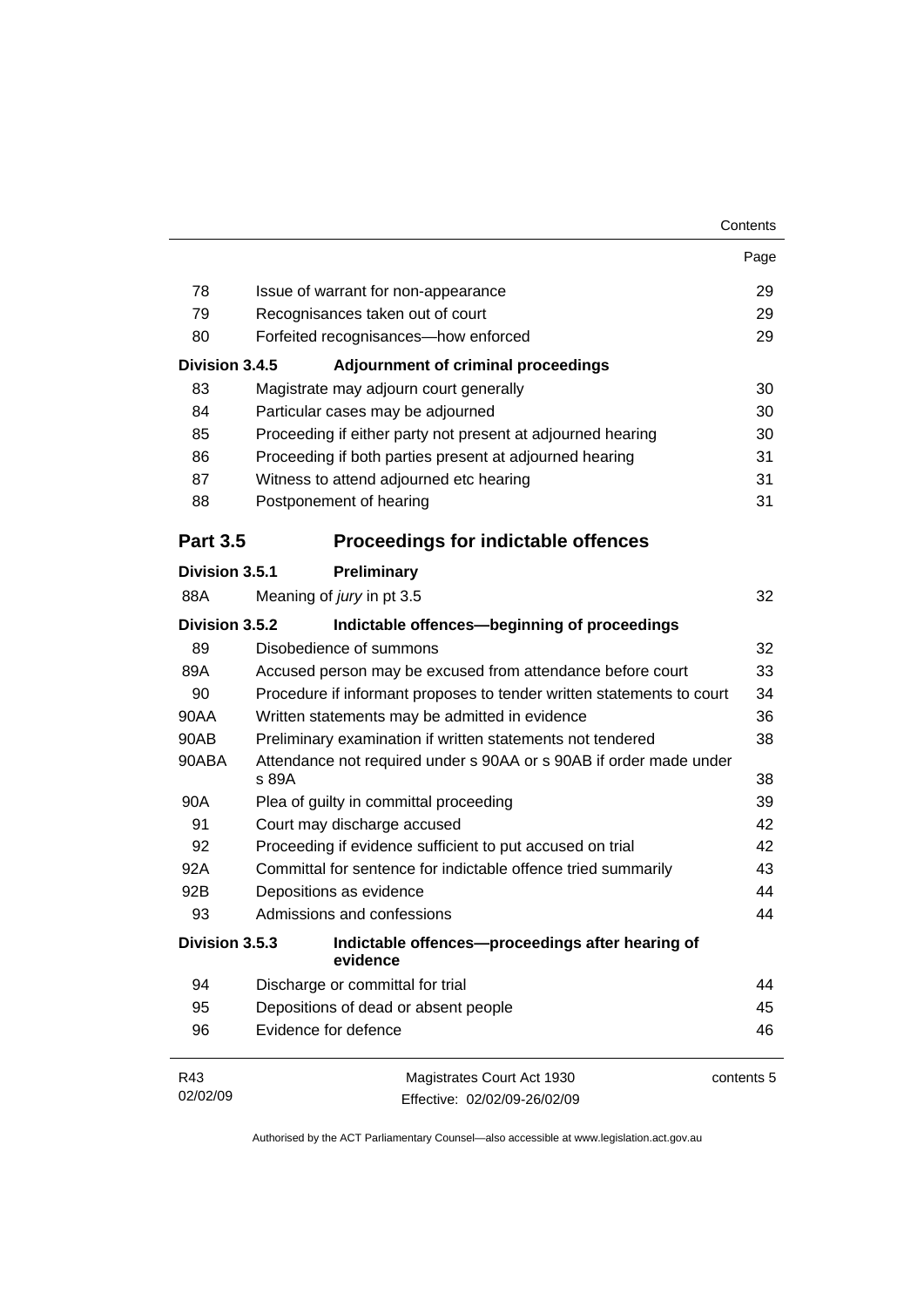| | | Page |
|---|---|---|
| 78 | Issue of warrant for non-appearance | 29 |
| 79 | Recognisances taken out of court | 29 |
| 80 | Forfeited recognisances—how enforced | 29 |
| **Division 3.4.5** | **Adjournment of criminal proceedings** | |
| 83 | Magistrate may adjourn court generally | 30 |
| 84 | Particular cases may be adjourned | 30 |
| 85 | Proceeding if either party not present at adjourned hearing | 30 |
| 86 | Proceeding if both parties present at adjourned hearing | 31 |
| 87 | Witness to attend adjourned etc hearing | 31 |
| 88 | Postponement of hearing | 31 |
| **Part 3.5** | **Proceedings for indictable offences** | |
| **Division 3.5.1** | **Preliminary** | |
| 88A | Meaning of *jury* in pt 3.5 | 32 |
| **Division 3.5.2** | **Indictable offences—beginning of proceedings** | |
| 89 | Disobedience of summons | 32 |
| 89A | Accused person may be excused from attendance before court | 33 |
| 90 | Procedure if informant proposes to tender written statements to court | 34 |
| 90AA | Written statements may be admitted in evidence | 36 |
| 90AB | Preliminary examination if written statements not tendered | 38 |
| 90ABA | Attendance not required under s 90AA or s 90AB if order made under s 89A | 38 |
| 90A | Plea of guilty in committal proceeding | 39 |
| 91 | Court may discharge accused | 42 |
| 92 | Proceeding if evidence sufficient to put accused on trial | 42 |
| 92A | Committal for sentence for indictable offence tried summarily | 43 |
| 92B | Depositions as evidence | 44 |
| 93 | Admissions and confessions | 44 |
| **Division 3.5.3** | **Indictable offences—proceedings after hearing of evidence** | |
| 94 | Discharge or committal for trial | 44 |
| 95 | Depositions of dead or absent people | 45 |
| 96 | Evidence for defence | 46 |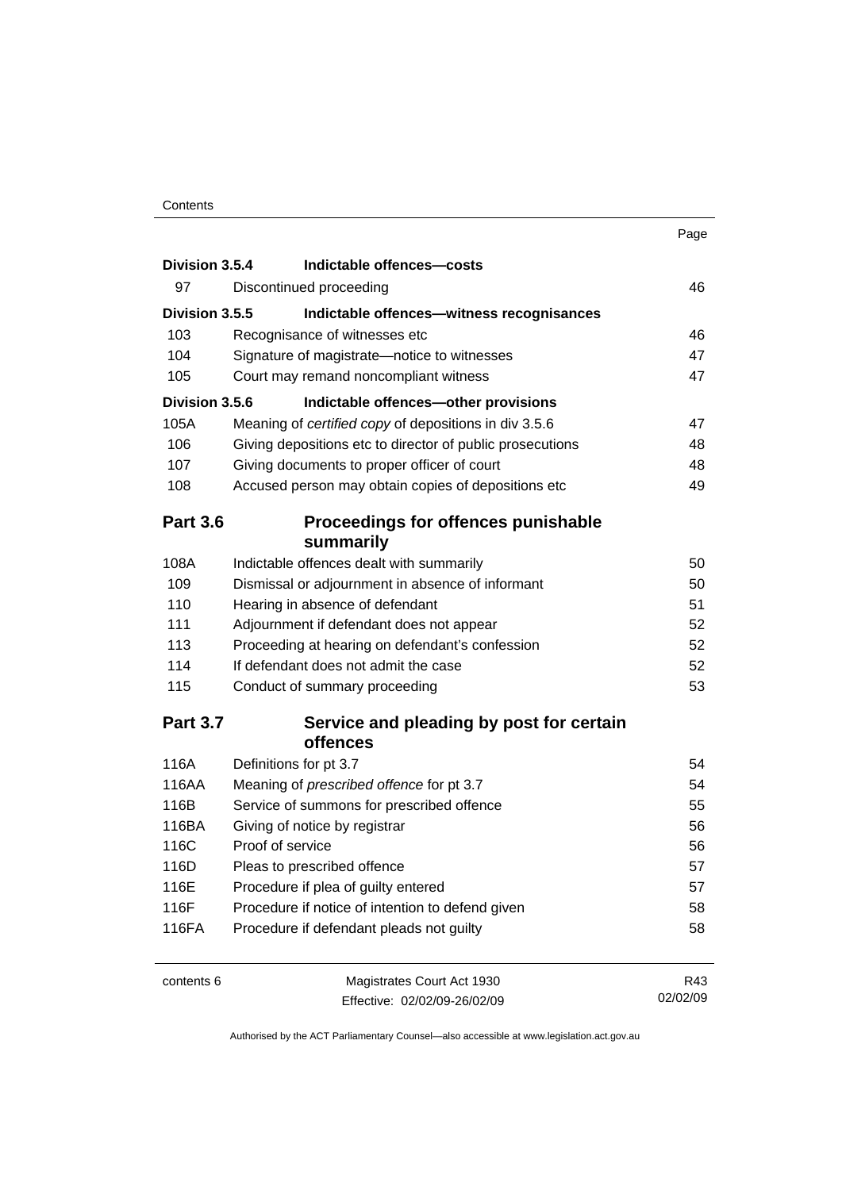| | | Page |
|---|---|---|
| **Division 3.5.4** | **Indictable offences—costs** | |
| 97 | Discontinued proceeding | 46 |
| **Division 3.5.5** | **Indictable offences—witness recognisances** | |
| 103 | Recognisance of witnesses etc | 46 |
| 104 | Signature of magistrate—notice to witnesses | 47 |
| 105 | Court may remand noncompliant witness | 47 |
| **Division 3.5.6** | **Indictable offences—other provisions** | |
| 105A | Meaning of *certified copy* of depositions in div 3.5.6 | 47 |
| 106 | Giving depositions etc to director of public prosecutions | 48 |
| 107 | Giving documents to proper officer of court | 48 |
| 108 | Accused person may obtain copies of depositions etc | 49 |
| **Part 3.6** | **Proceedings for offences punishable summarily** | |
| 108A | Indictable offences dealt with summarily | 50 |
| 109 | Dismissal or adjournment in absence of informant | 50 |
| 110 | Hearing in absence of defendant | 51 |
| 111 | Adjournment if defendant does not appear | 52 |
| 113 | Proceeding at hearing on defendant's confession | 52 |
| 114 | If defendant does not admit the case | 52 |
| 115 | Conduct of summary proceeding | 53 |
| **Part 3.7** | **Service and pleading by post for certain offences** | |
| 116A | Definitions for pt 3.7 | 54 |
| 116AA | Meaning of *prescribed offence* for pt 3.7 | 54 |
| 116B | Service of summons for prescribed offence | 55 |
| 116BA | Giving of notice by registrar | 56 |
| 116C | Proof of service | 56 |
| 116D | Pleas to prescribed offence | 57 |
| 116E | Procedure if plea of guilty entered | 57 |
| 116F | Procedure if notice of intention to defend given | 58 |
| 116FA | Procedure if defendant pleads not guilty | 58 |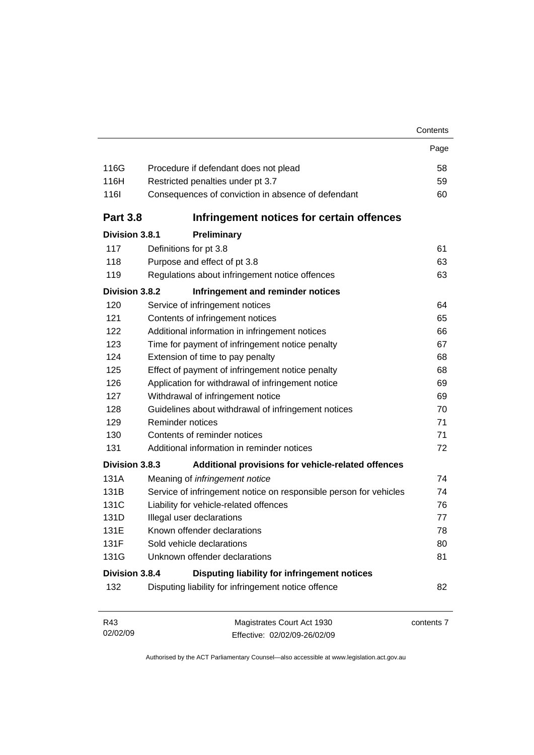| | | Page |
|---|---|---|
| 116G | Procedure if defendant does not plead | 58 |
| 116H | Restricted penalties under pt 3.7 | 59 |
| 116I | Consequences of conviction in absence of defendant | 60 |

## Part 3.8 Infringement notices for certain offences

### Division 3.8.1 Preliminary

| | | |
|---|---|---|
| 117 | Definitions for pt 3.8 | 61 |
| 118 | Purpose and effect of pt 3.8 | 63 |
| 119 | Regulations about infringement notice offences | 63 |

### Division 3.8.2 Infringement and reminder notices

| | | |
|---|---|---|
| 120 | Service of infringement notices | 64 |
| 121 | Contents of infringement notices | 65 |
| 122 | Additional information in infringement notices | 66 |
| 123 | Time for payment of infringement notice penalty | 67 |
| 124 | Extension of time to pay penalty | 68 |
| 125 | Effect of payment of infringement notice penalty | 68 |
| 126 | Application for withdrawal of infringement notice | 69 |
| 127 | Withdrawal of infringement notice | 69 |
| 128 | Guidelines about withdrawal of infringement notices | 70 |
| 129 | Reminder notices | 71 |
| 130 | Contents of reminder notices | 71 |
| 131 | Additional information in reminder notices | 72 |

### Division 3.8.3 Additional provisions for vehicle-related offences

| | | |
|---|---|---|
| 131A | Meaning of *infringement notice* | 74 |
| 131B | Service of infringement notice on responsible person for vehicles | 74 |
| 131C | Liability for vehicle-related offences | 76 |
| 131D | Illegal user declarations | 77 |
| 131E | Known offender declarations | 78 |
| 131F | Sold vehicle declarations | 80 |
| 131G | Unknown offender declarations | 81 |

### Division 3.8.4 Disputing liability for infringement notices

| | | |
|---|---|---|
| 132 | Disputing liability for infringement notice offence | 82 |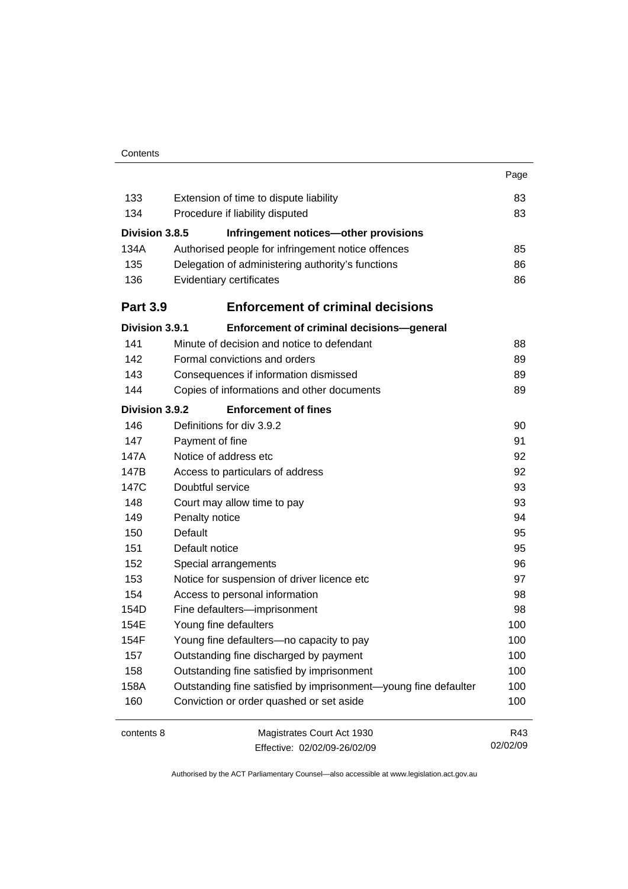| | | Page |
|---|---|---|
| 133 | Extension of time to dispute liability | 83 |
| 134 | Procedure if liability disputed | 83 |
| **Division 3.8.5** | **Infringement notices—other provisions** | |
| 134A | Authorised people for infringement notice offences | 85 |
| 135 | Delegation of administering authority's functions | 86 |
| 136 | Evidentiary certificates | 86 |
| **Part 3.9** | **Enforcement of criminal decisions** | |
| **Division 3.9.1** | **Enforcement of criminal decisions—general** | |
| 141 | Minute of decision and notice to defendant | 88 |
| 142 | Formal convictions and orders | 89 |
| 143 | Consequences if information dismissed | 89 |
| 144 | Copies of informations and other documents | 89 |
| **Division 3.9.2** | **Enforcement of fines** | |
| 146 | Definitions for div 3.9.2 | 90 |
| 147 | Payment of fine | 91 |
| 147A | Notice of address etc | 92 |
| 147B | Access to particulars of address | 92 |
| 147C | Doubtful service | 93 |
| 148 | Court may allow time to pay | 93 |
| 149 | Penalty notice | 94 |
| 150 | Default | 95 |
| 151 | Default notice | 95 |
| 152 | Special arrangements | 96 |
| 153 | Notice for suspension of driver licence etc | 97 |
| 154 | Access to personal information | 98 |
| 154D | Fine defaulters—imprisonment | 98 |
| 154E | Young fine defaulters | 100 |
| 154F | Young fine defaulters—no capacity to pay | 100 |
| 157 | Outstanding fine discharged by payment | 100 |
| 158 | Outstanding fine satisfied by imprisonment | 100 |
| 158A | Outstanding fine satisfied by imprisonment—young fine defaulter | 100 |
| 160 | Conviction or order quashed or set aside | 100 |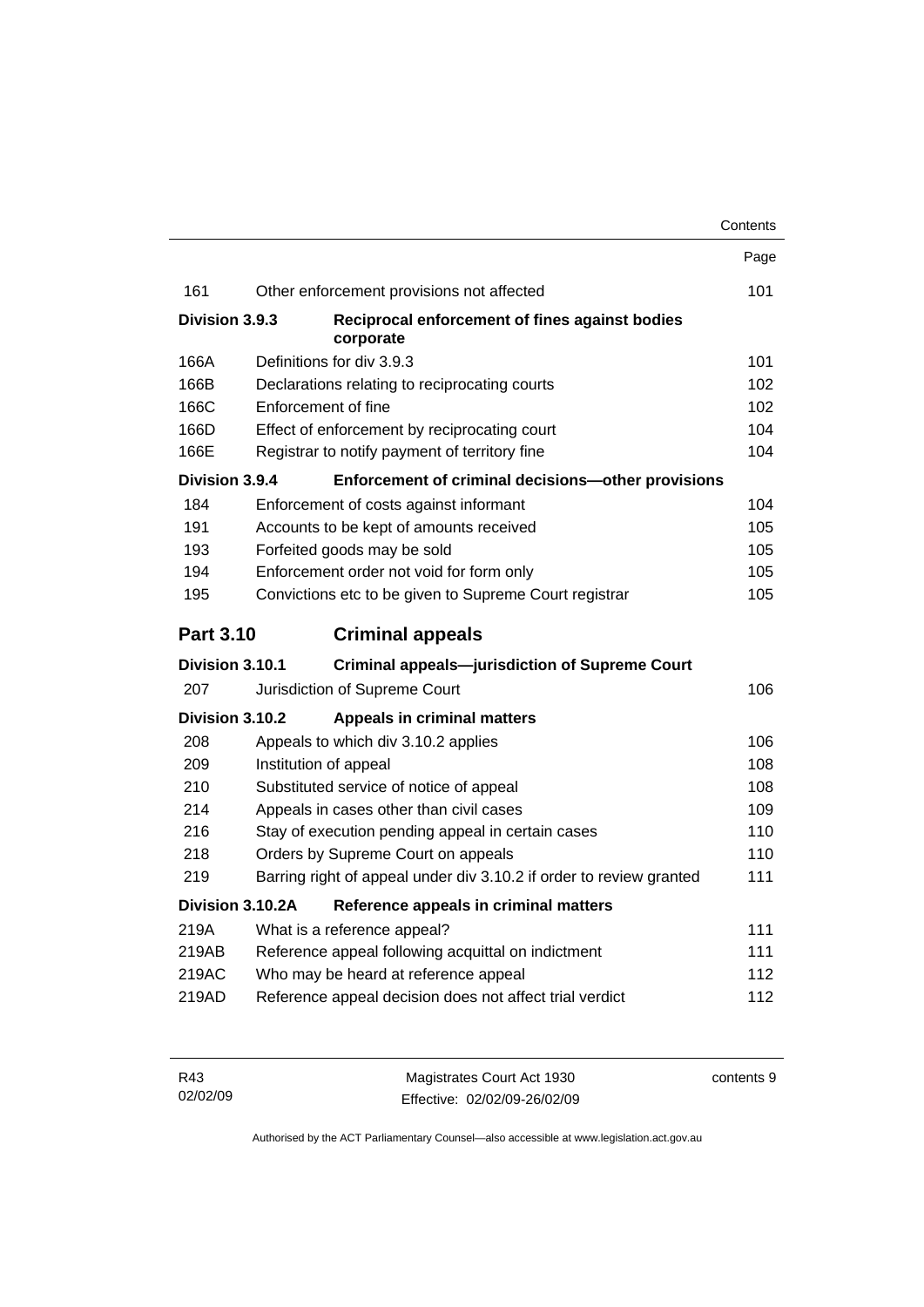| | | Page |
|---|---|---|
| 161 | Other enforcement provisions not affected | 101 |
| **Division 3.9.3** | **Reciprocal enforcement of fines against bodies corporate** | |
| 166A | Definitions for div 3.9.3 | 101 |
| 166B | Declarations relating to reciprocating courts | 102 |
| 166C | Enforcement of fine | 102 |
| 166D | Effect of enforcement by reciprocating court | 104 |
| 166E | Registrar to notify payment of territory fine | 104 |
| **Division 3.9.4** | **Enforcement of criminal decisions—other provisions** | |
| 184 | Enforcement of costs against informant | 104 |
| 191 | Accounts to be kept of amounts received | 105 |
| 193 | Forfeited goods may be sold | 105 |
| 194 | Enforcement order not void for form only | 105 |
| 195 | Convictions etc to be given to Supreme Court registrar | 105 |
| **Part 3.10** | **Criminal appeals** | |
| **Division 3.10.1** | **Criminal appeals—jurisdiction of Supreme Court** | |
| 207 | Jurisdiction of Supreme Court | 106 |
| **Division 3.10.2** | **Appeals in criminal matters** | |
| 208 | Appeals to which div 3.10.2 applies | 106 |
| 209 | Institution of appeal | 108 |
| 210 | Substituted service of notice of appeal | 108 |
| 214 | Appeals in cases other than civil cases | 109 |
| 216 | Stay of execution pending appeal in certain cases | 110 |
| 218 | Orders by Supreme Court on appeals | 110 |
| 219 | Barring right of appeal under div 3.10.2 if order to review granted | 111 |
| **Division 3.10.2A** | **Reference appeals in criminal matters** | |
| 219A | What is a reference appeal? | 111 |
| 219AB | Reference appeal following acquittal on indictment | 111 |
| 219AC | Who may be heard at reference appeal | 112 |
| 219AD | Reference appeal decision does not affect trial verdict | 112 |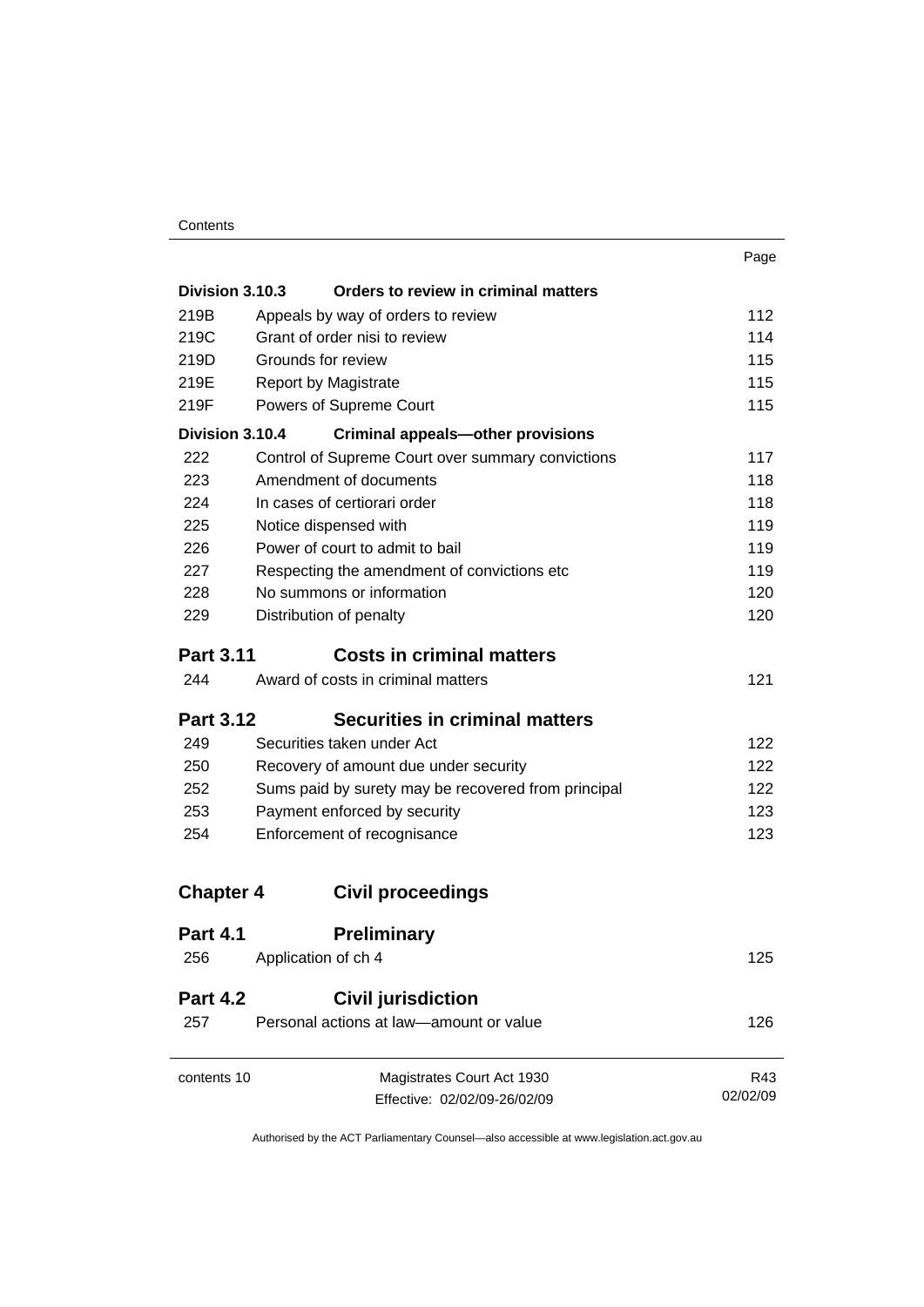| | | Page |
|---|---|---|
| **Division 3.10.3** | **Orders to review in criminal matters** | |
| 219B | Appeals by way of orders to review | 112 |
| 219C | Grant of order nisi to review | 114 |
| 219D | Grounds for review | 115 |
| 219E | Report by Magistrate | 115 |
| 219F | Powers of Supreme Court | 115 |
| **Division 3.10.4** | **Criminal appeals—other provisions** | |
| 222 | Control of Supreme Court over summary convictions | 117 |
| 223 | Amendment of documents | 118 |
| 224 | In cases of certiorari order | 118 |
| 225 | Notice dispensed with | 119 |
| 226 | Power of court to admit to bail | 119 |
| 227 | Respecting the amendment of convictions etc | 119 |
| 228 | No summons or information | 120 |
| 229 | Distribution of penalty | 120 |

## Part 3.11 Costs in criminal matters

| | | |
|---|---|---|
| 244 | Award of costs in criminal matters | 121 |

## Part 3.12 Securities in criminal matters

| | | |
|---|---|---|
| 249 | Securities taken under Act | 122 |
| 250 | Recovery of amount due under security | 122 |
| 252 | Sums paid by surety may be recovered from principal | 122 |
| 253 | Payment enforced by security | 123 |
| 254 | Enforcement of recognisance | 123 |

# Chapter 4 Civil proceedings

## Part 4.1 Preliminary

| | | |
|---|---|---|
| 256 | Application of ch 4 | 125 |

## Part 4.2 Civil jurisdiction

| | | |
|---|---|---|
| 257 | Personal actions at law—amount or value | 126 |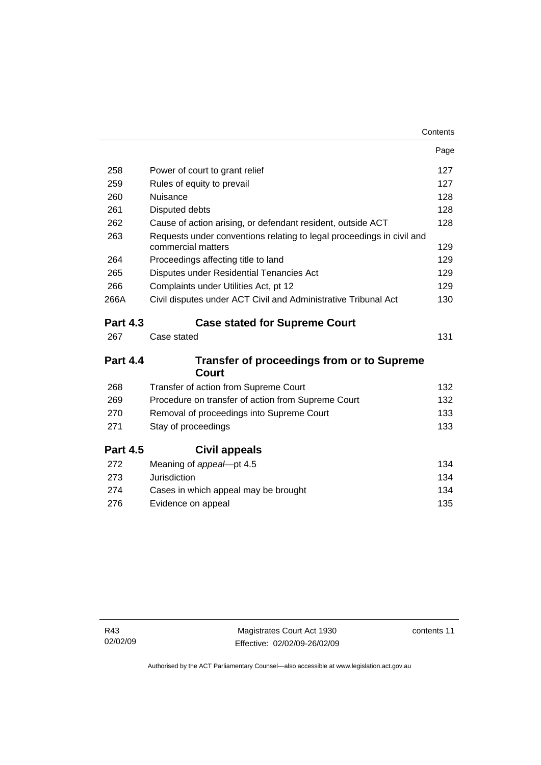| | | Page |
|---|---|---|
| 258 | Power of court to grant relief | 127 |
| 259 | Rules of equity to prevail | 127 |
| 260 | Nuisance | 128 |
| 261 | Disputed debts | 128 |
| 262 | Cause of action arising, or defendant resident, outside ACT | 128 |
| 263 | Requests under conventions relating to legal proceedings in civil and commercial matters | 129 |
| 264 | Proceedings affecting title to land | 129 |
| 265 | Disputes under Residential Tenancies Act | 129 |
| 266 | Complaints under Utilities Act, pt 12 | 129 |
| 266A | Civil disputes under ACT Civil and Administrative Tribunal Act | 130 |

**Part 4.3 Case stated for Supreme Court**

| | | |
|---|---|---|
| 267 | Case stated | 131 |

**Part 4.4 Transfer of proceedings from or to Supreme Court**

| | | |
|---|---|---|
| 268 | Transfer of action from Supreme Court | 132 |
| 269 | Procedure on transfer of action from Supreme Court | 132 |
| 270 | Removal of proceedings into Supreme Court | 133 |
| 271 | Stay of proceedings | 133 |

**Part 4.5 Civil appeals**

| | | |
|---|---|---|
| 272 | Meaning of *appeal*—pt 4.5 | 134 |
| 273 | Jurisdiction | 134 |
| 274 | Cases in which appeal may be brought | 134 |
| 276 | Evidence on appeal | 135 |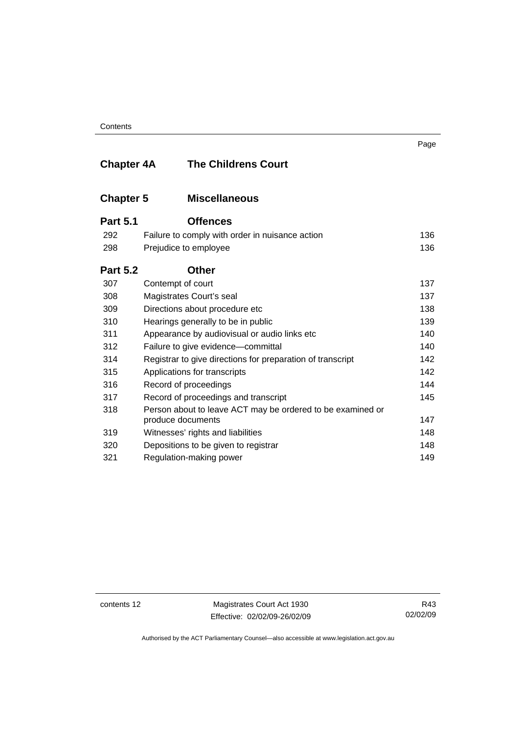| | | Page |
|---|---|---|
| **Chapter 4A** | **The Childrens Court** | |
| **Chapter 5** | **Miscellaneous** | |
| **Part 5.1** | **Offences** | |
| 292 | Failure to comply with order in nuisance action | 136 |
| 298 | Prejudice to employee | 136 |
| **Part 5.2** | **Other** | |
| 307 | Contempt of court | 137 |
| 308 | Magistrates Court's seal | 137 |
| 309 | Directions about procedure etc | 138 |
| 310 | Hearings generally to be in public | 139 |
| 311 | Appearance by audiovisual or audio links etc | 140 |
| 312 | Failure to give evidence—committal | 140 |
| 314 | Registrar to give directions for preparation of transcript | 142 |
| 315 | Applications for transcripts | 142 |
| 316 | Record of proceedings | 144 |
| 317 | Record of proceedings and transcript | 145 |
| 318 | Person about to leave ACT may be ordered to be examined or produce documents | 147 |
| 319 | Witnesses' rights and liabilities | 148 |
| 320 | Depositions to be given to registrar | 148 |
| 321 | Regulation-making power | 149 |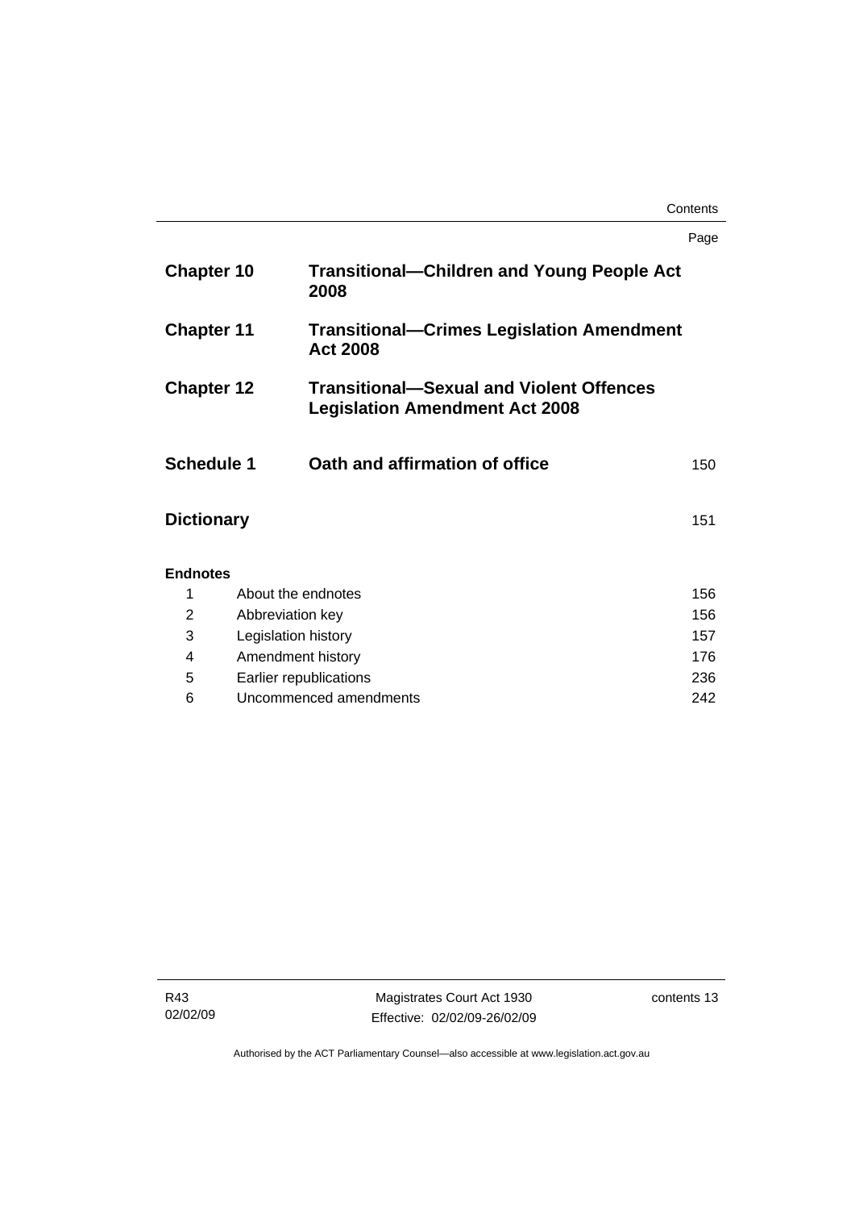| | | Page |
|---|---|---|
| **Chapter 10** | **Transitional—Children and Young People Act 2008** | |
| **Chapter 11** | **Transitional—Crimes Legislation Amendment Act 2008** | |
| **Chapter 12** | **Transitional—Sexual and Violent Offences Legislation Amendment Act 2008** | |
| **Schedule 1** | **Oath and affirmation of office** | 150 |
| **Dictionary** | | 151 |

**Endnotes**

| | | |
|---|---|---|
| 1 | About the endnotes | 156 |
| 2 | Abbreviation key | 156 |
| 3 | Legislation history | 157 |
| 4 | Amendment history | 176 |
| 5 | Earlier republications | 236 |
| 6 | Uncommenced amendments | 242 |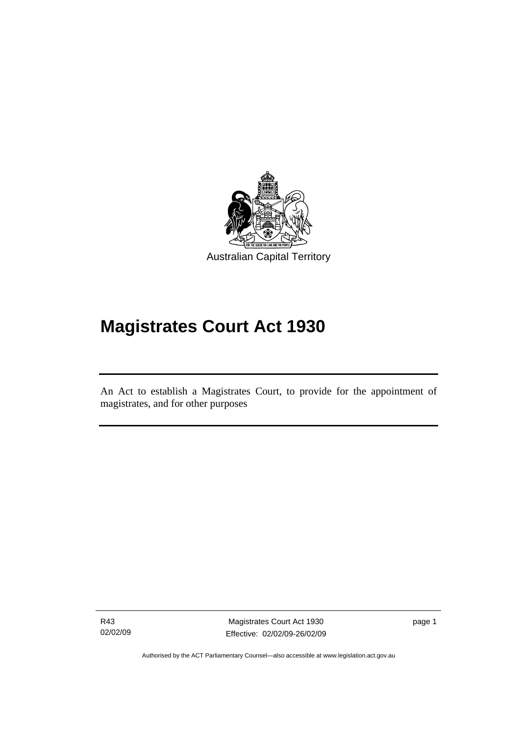Australian Capital Territory

# Magistrates Court Act 1930

An Act to establish a Magistrates Court, to provide for the appointment of magistrates, and for other purposes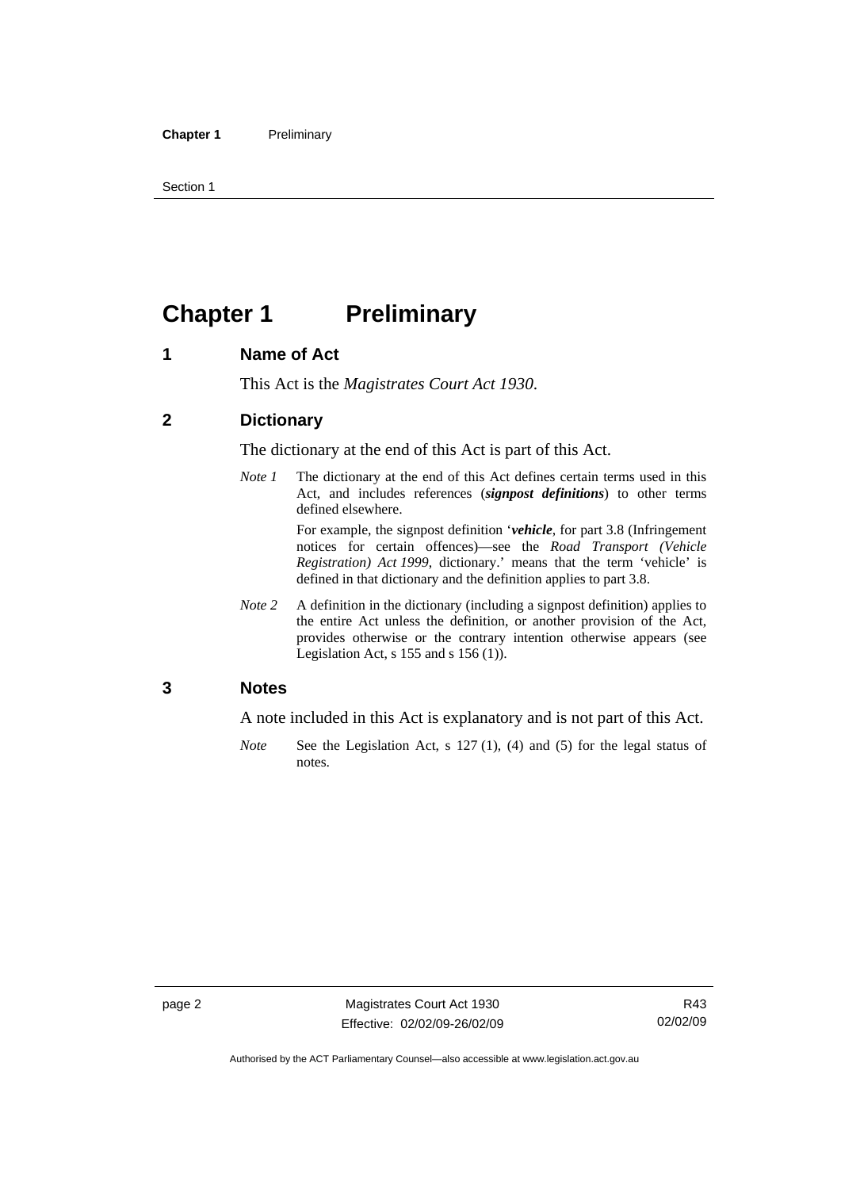# Chapter 1 Preliminary

## 1 Name of Act

This Act is the *Magistrates Court Act 1930*.

## 2 Dictionary

The dictionary at the end of this Act is part of this Act.

*Note 1* The dictionary at the end of this Act defines certain terms used in this Act, and includes references (***signpost definitions***) to other terms defined elsewhere.

For example, the signpost definition '***vehicle***, for part 3.8 (Infringement notices for certain offences)—see the *Road Transport (Vehicle Registration) Act 1999*, dictionary.' means that the term 'vehicle' is defined in that dictionary and the definition applies to part 3.8.

*Note 2* A definition in the dictionary (including a signpost definition) applies to the entire Act unless the definition, or another provision of the Act, provides otherwise or the contrary intention otherwise appears (see Legislation Act, s 155 and s 156 (1)).

## 3 Notes

A note included in this Act is explanatory and is not part of this Act.

*Note* See the Legislation Act, s 127 (1), (4) and (5) for the legal status of notes.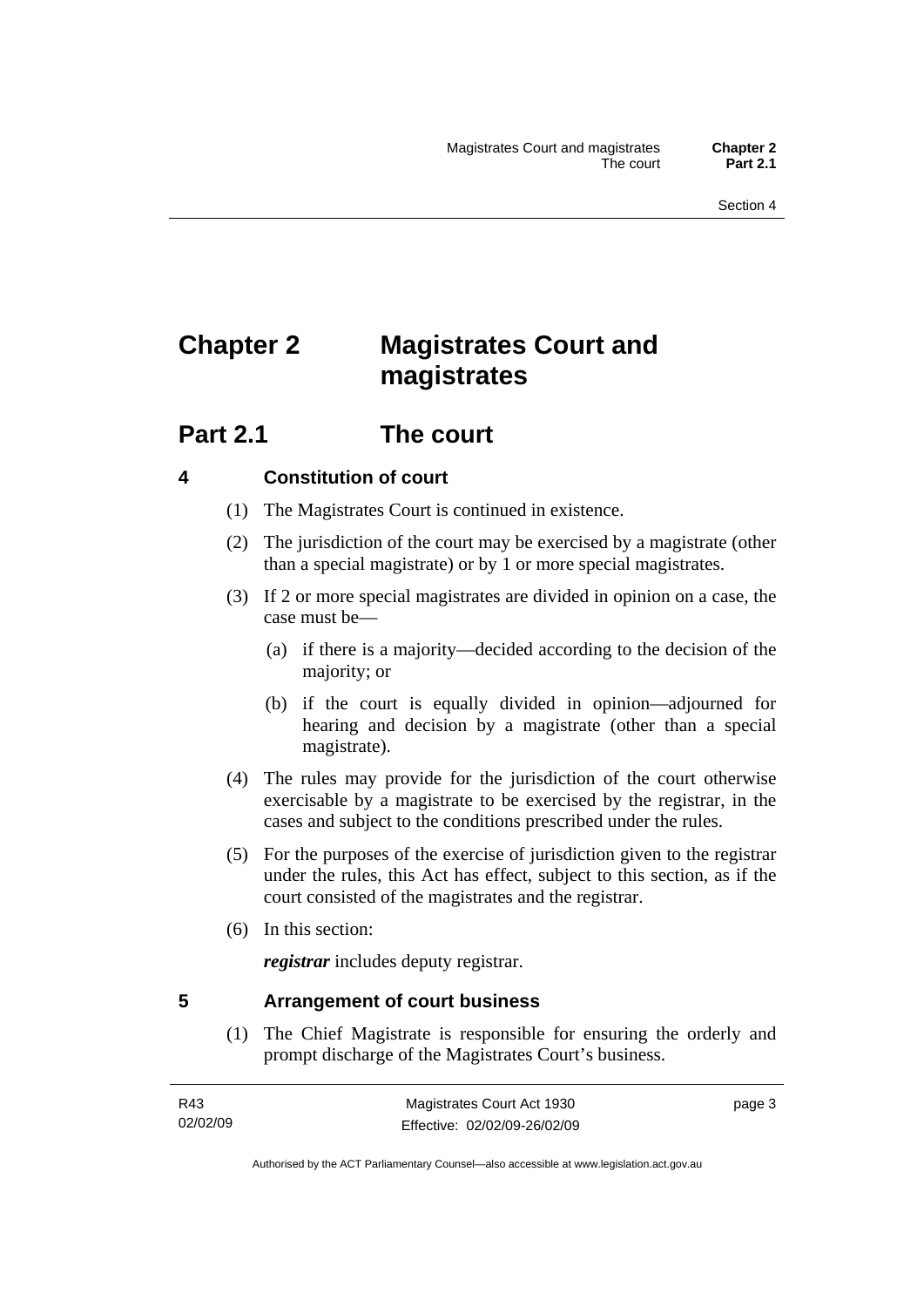# Chapter 2 Magistrates Court and magistrates

## Part 2.1 The court

### 4 Constitution of court

(1) The Magistrates Court is continued in existence.

(2) The jurisdiction of the court may be exercised by a magistrate (other than a special magistrate) or by 1 or more special magistrates.

(3) If 2 or more special magistrates are divided in opinion on a case, the case must be—

(a) if there is a majority—decided according to the decision of the majority; or

(b) if the court is equally divided in opinion—adjourned for hearing and decision by a magistrate (other than a special magistrate).

(4) The rules may provide for the jurisdiction of the court otherwise exercisable by a magistrate to be exercised by the registrar, in the cases and subject to the conditions prescribed under the rules.

(5) For the purposes of the exercise of jurisdiction given to the registrar under the rules, this Act has effect, subject to this section, as if the court consisted of the magistrates and the registrar.

(6) In this section:

***registrar*** includes deputy registrar.

### 5 Arrangement of court business

(1) The Chief Magistrate is responsible for ensuring the orderly and prompt discharge of the Magistrates Court's business.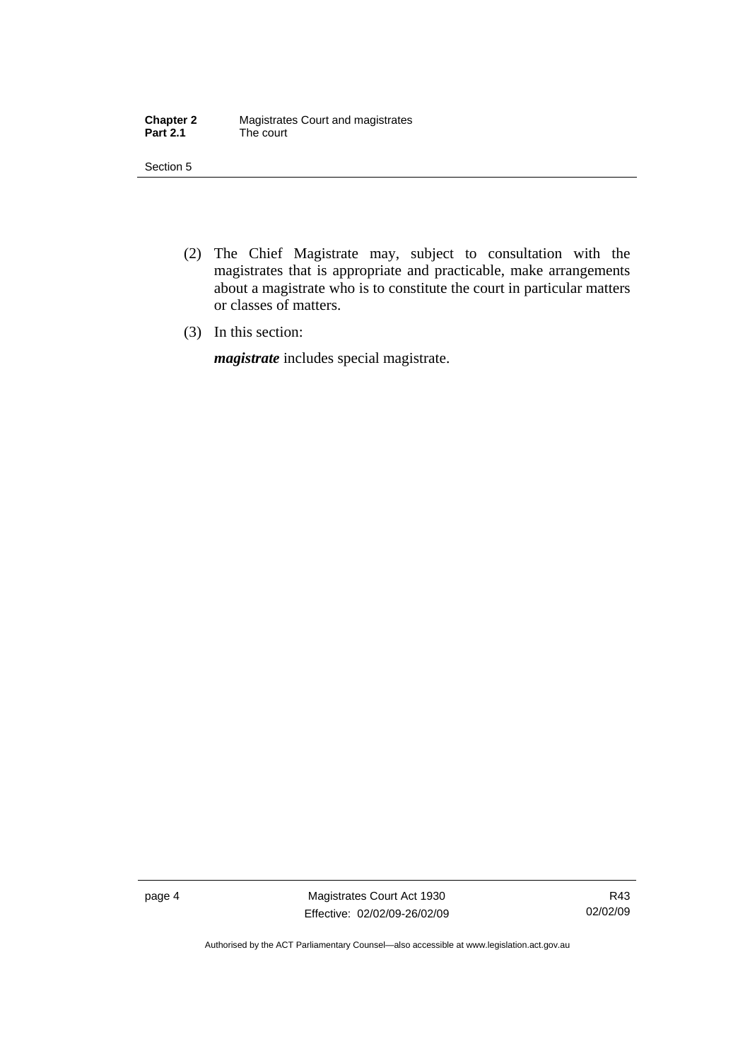(2) The Chief Magistrate may, subject to consultation with the magistrates that is appropriate and practicable, make arrangements about a magistrate who is to constitute the court in particular matters or classes of matters.

(3) In this section:

***magistrate*** includes special magistrate.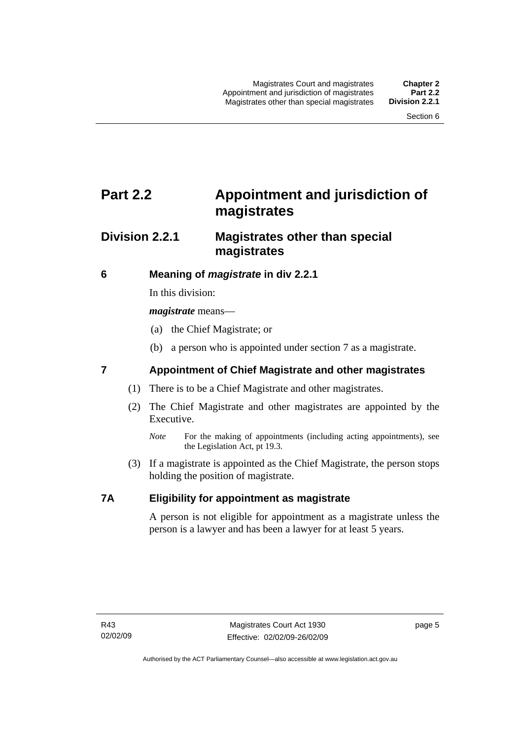# Part 2.2 Appointment and jurisdiction of magistrates

## Division 2.2.1 Magistrates other than special magistrates

### 6 Meaning of *magistrate* in div 2.2.1

In this division:

***magistrate*** means—

(a) the Chief Magistrate; or

(b) a person who is appointed under section 7 as a magistrate.

### 7 Appointment of Chief Magistrate and other magistrates

(1) There is to be a Chief Magistrate and other magistrates.

(2) The Chief Magistrate and other magistrates are appointed by the Executive.

*Note* For the making of appointments (including acting appointments), see the Legislation Act, pt 19.3.

(3) If a magistrate is appointed as the Chief Magistrate, the person stops holding the position of magistrate.

### 7A Eligibility for appointment as magistrate

A person is not eligible for appointment as a magistrate unless the person is a lawyer and has been a lawyer for at least 5 years.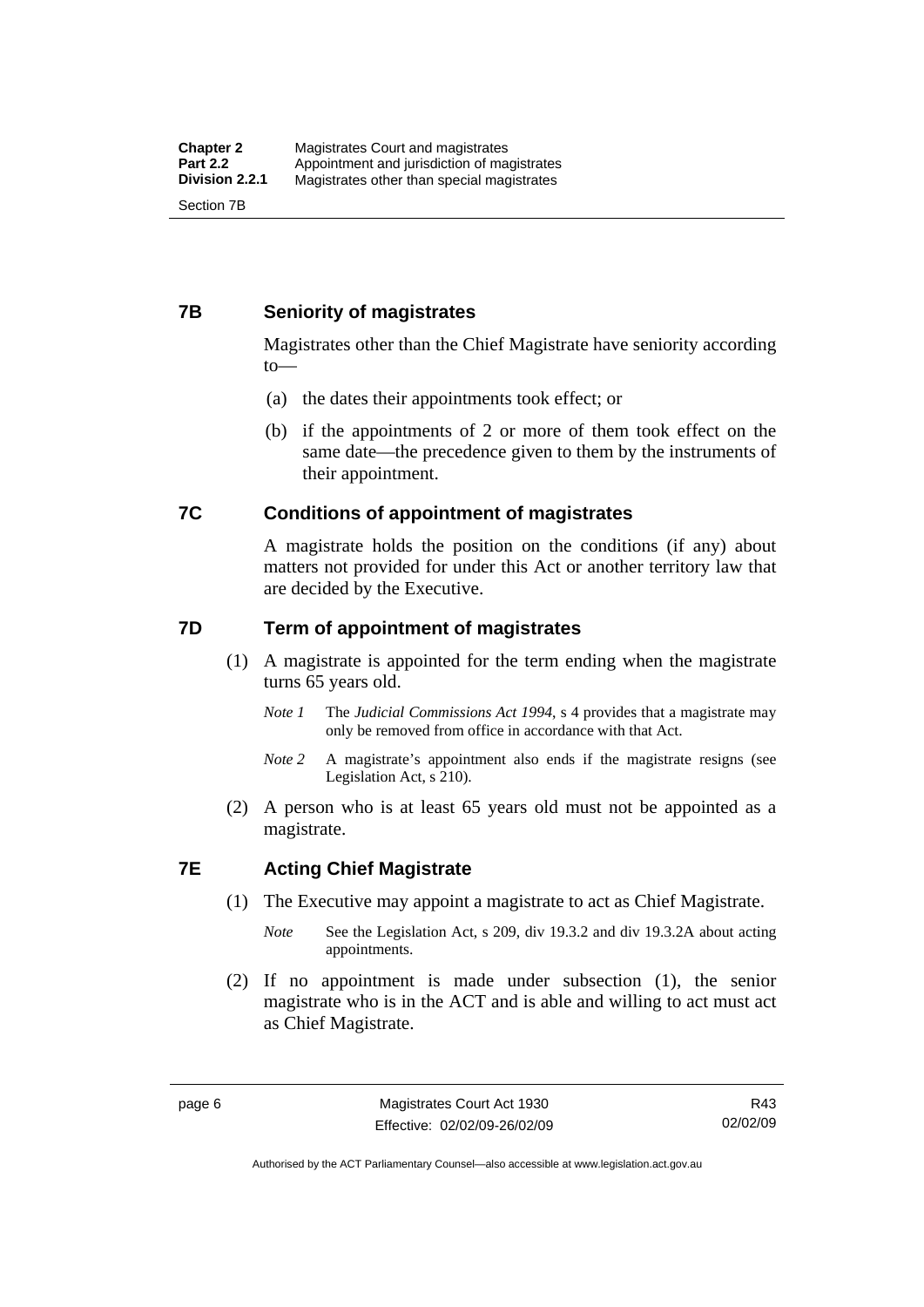## 7B Seniority of magistrates

Magistrates other than the Chief Magistrate have seniority according to—

(a) the dates their appointments took effect; or

(b) if the appointments of 2 or more of them took effect on the same date—the precedence given to them by the instruments of their appointment.

## 7C Conditions of appointment of magistrates

A magistrate holds the position on the conditions (if any) about matters not provided for under this Act or another territory law that are decided by the Executive.

## 7D Term of appointment of magistrates

(1) A magistrate is appointed for the term ending when the magistrate turns 65 years old.

*Note 1* The *Judicial Commissions Act 1994*, s 4 provides that a magistrate may only be removed from office in accordance with that Act.

*Note 2* A magistrate's appointment also ends if the magistrate resigns (see Legislation Act, s 210).

(2) A person who is at least 65 years old must not be appointed as a magistrate.

## 7E Acting Chief Magistrate

(1) The Executive may appoint a magistrate to act as Chief Magistrate.

*Note* See the Legislation Act, s 209, div 19.3.2 and div 19.3.2A about acting appointments.

(2) If no appointment is made under subsection (1), the senior magistrate who is in the ACT and is able and willing to act must act as Chief Magistrate.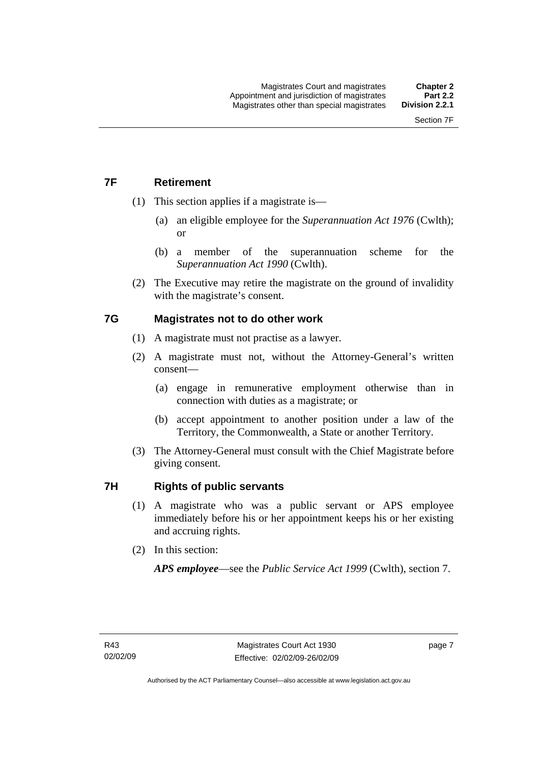## 7F Retirement

(1) This section applies if a magistrate is—

(a) an eligible employee for the *Superannuation Act 1976* (Cwlth); or

(b) a member of the superannuation scheme for the *Superannuation Act 1990* (Cwlth).

(2) The Executive may retire the magistrate on the ground of invalidity with the magistrate's consent.

## 7G Magistrates not to do other work

(1) A magistrate must not practise as a lawyer.

(2) A magistrate must not, without the Attorney-General's written consent—

(a) engage in remunerative employment otherwise than in connection with duties as a magistrate; or

(b) accept appointment to another position under a law of the Territory, the Commonwealth, a State or another Territory.

(3) The Attorney-General must consult with the Chief Magistrate before giving consent.

## 7H Rights of public servants

(1) A magistrate who was a public servant or APS employee immediately before his or her appointment keeps his or her existing and accruing rights.

(2) In this section:

***APS employee***—see the *Public Service Act 1999* (Cwlth), section 7.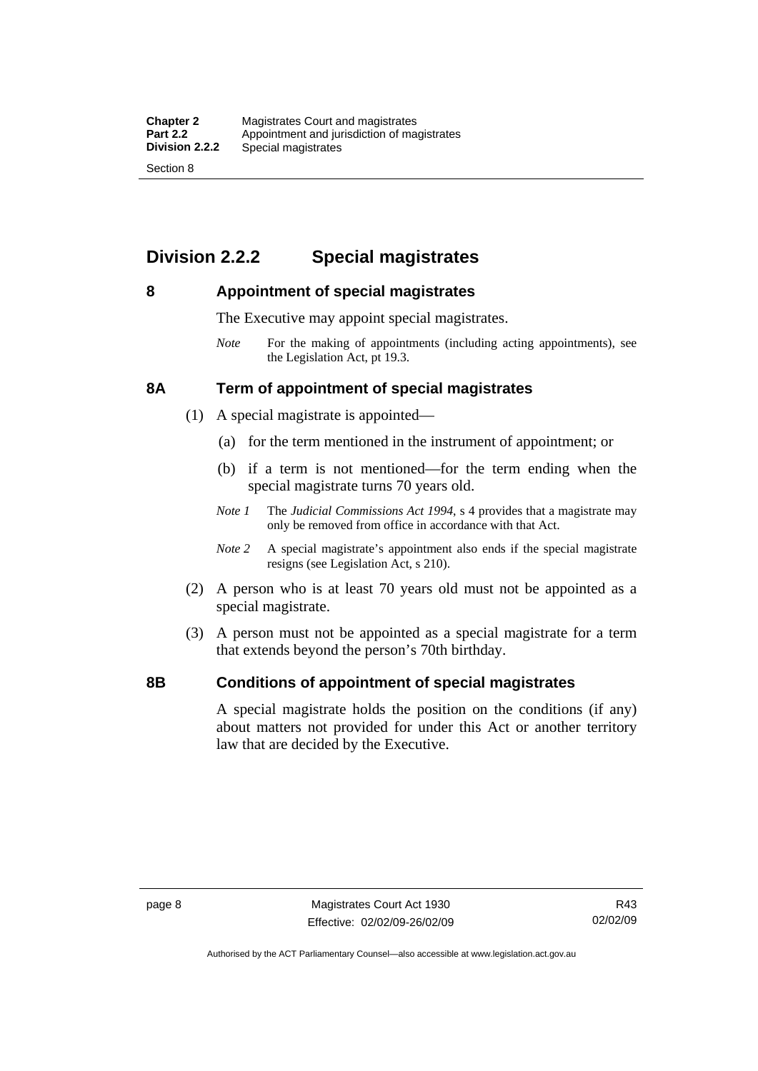## Division 2.2.2 Special magistrates

### 8 Appointment of special magistrates

The Executive may appoint special magistrates.

*Note* For the making of appointments (including acting appointments), see the Legislation Act, pt 19.3.

### 8A Term of appointment of special magistrates

(1) A special magistrate is appointed—

(a) for the term mentioned in the instrument of appointment; or

(b) if a term is not mentioned—for the term ending when the special magistrate turns 70 years old.

*Note 1* The *Judicial Commissions Act 1994*, s 4 provides that a magistrate may only be removed from office in accordance with that Act.

*Note 2* A special magistrate's appointment also ends if the special magistrate resigns (see Legislation Act, s 210).

(2) A person who is at least 70 years old must not be appointed as a special magistrate.

(3) A person must not be appointed as a special magistrate for a term that extends beyond the person's 70th birthday.

### 8B Conditions of appointment of special magistrates

A special magistrate holds the position on the conditions (if any) about matters not provided for under this Act or another territory law that are decided by the Executive.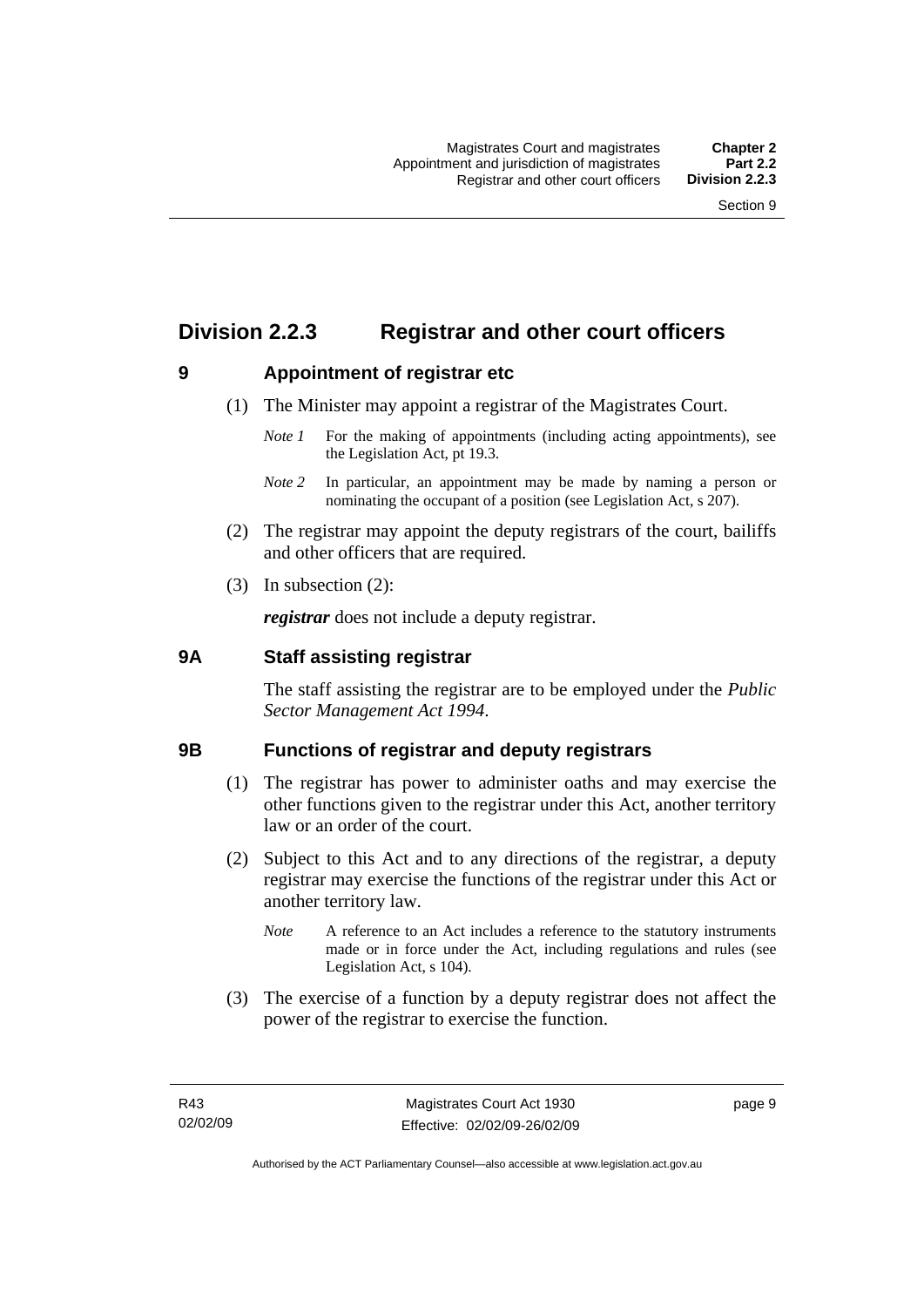# Division 2.2.3 Registrar and other court officers

## 9 Appointment of registrar etc

(1) The Minister may appoint a registrar of the Magistrates Court.

*Note 1* For the making of appointments (including acting appointments), see the Legislation Act, pt 19.3.

*Note 2* In particular, an appointment may be made by naming a person or nominating the occupant of a position (see Legislation Act, s 207).

(2) The registrar may appoint the deputy registrars of the court, bailiffs and other officers that are required.

(3) In subsection (2):

***registrar*** does not include a deputy registrar.

## 9A Staff assisting registrar

The staff assisting the registrar are to be employed under the *Public Sector Management Act 1994*.

## 9B Functions of registrar and deputy registrars

(1) The registrar has power to administer oaths and may exercise the other functions given to the registrar under this Act, another territory law or an order of the court.

(2) Subject to this Act and to any directions of the registrar, a deputy registrar may exercise the functions of the registrar under this Act or another territory law.

*Note* A reference to an Act includes a reference to the statutory instruments made or in force under the Act, including regulations and rules (see Legislation Act, s 104).

(3) The exercise of a function by a deputy registrar does not affect the power of the registrar to exercise the function.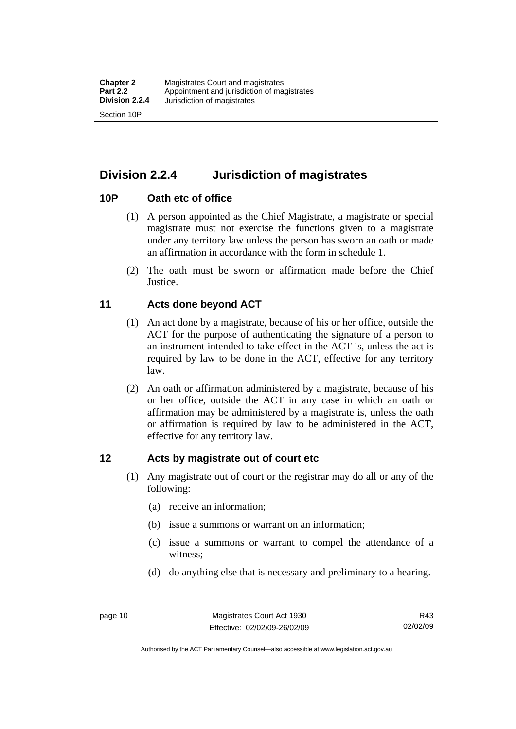## Division 2.2.4 Jurisdiction of magistrates

### 10P Oath etc of office

(1) A person appointed as the Chief Magistrate, a magistrate or special magistrate must not exercise the functions given to a magistrate under any territory law unless the person has sworn an oath or made an affirmation in accordance with the form in schedule 1.

(2) The oath must be sworn or affirmation made before the Chief Justice.

### 11 Acts done beyond ACT

(1) An act done by a magistrate, because of his or her office, outside the ACT for the purpose of authenticating the signature of a person to an instrument intended to take effect in the ACT is, unless the act is required by law to be done in the ACT, effective for any territory law.

(2) An oath or affirmation administered by a magistrate, because of his or her office, outside the ACT in any case in which an oath or affirmation may be administered by a magistrate is, unless the oath or affirmation is required by law to be administered in the ACT, effective for any territory law.

### 12 Acts by magistrate out of court etc

(1) Any magistrate out of court or the registrar may do all or any of the following:

(a) receive an information;

(b) issue a summons or warrant on an information;

(c) issue a summons or warrant to compel the attendance of a witness;

(d) do anything else that is necessary and preliminary to a hearing.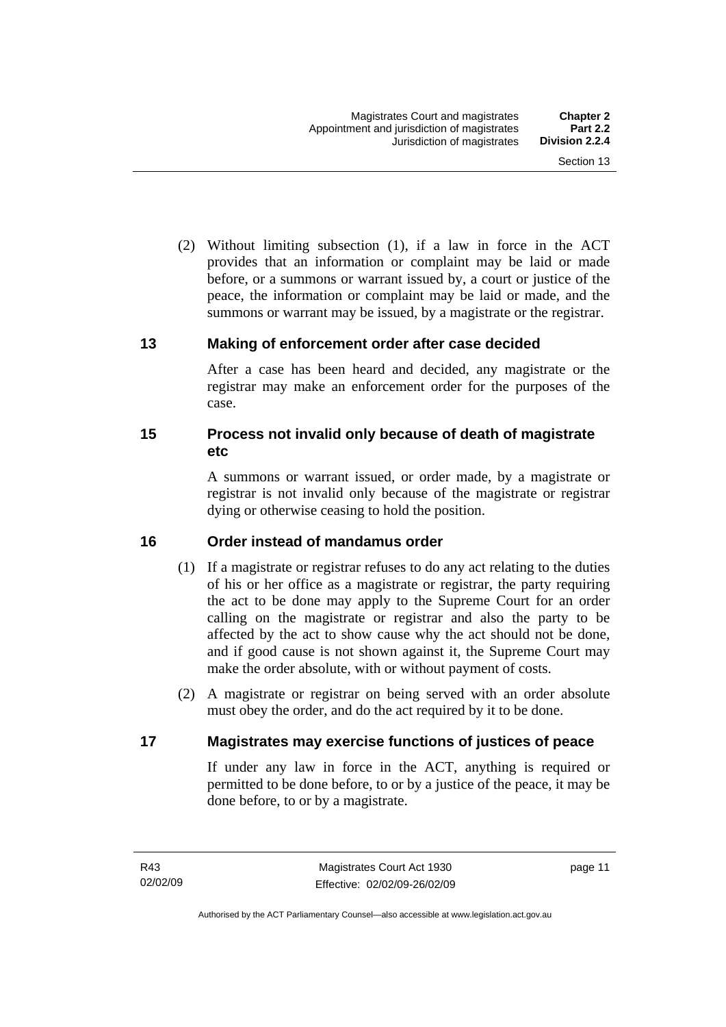(2) Without limiting subsection (1), if a law in force in the ACT provides that an information or complaint may be laid or made before, or a summons or warrant issued by, a court or justice of the peace, the information or complaint may be laid or made, and the summons or warrant may be issued, by a magistrate or the registrar.

### 13 Making of enforcement order after case decided

After a case has been heard and decided, any magistrate or the registrar may make an enforcement order for the purposes of the case.

### 15 Process not invalid only because of death of magistrate etc

A summons or warrant issued, or order made, by a magistrate or registrar is not invalid only because of the magistrate or registrar dying or otherwise ceasing to hold the position.

### 16 Order instead of mandamus order

(1) If a magistrate or registrar refuses to do any act relating to the duties of his or her office as a magistrate or registrar, the party requiring the act to be done may apply to the Supreme Court for an order calling on the magistrate or registrar and also the party to be affected by the act to show cause why the act should not be done, and if good cause is not shown against it, the Supreme Court may make the order absolute, with or without payment of costs.

(2) A magistrate or registrar on being served with an order absolute must obey the order, and do the act required by it to be done.

### 17 Magistrates may exercise functions of justices of peace

If under any law in force in the ACT, anything is required or permitted to be done before, to or by a justice of the peace, it may be done before, to or by a magistrate.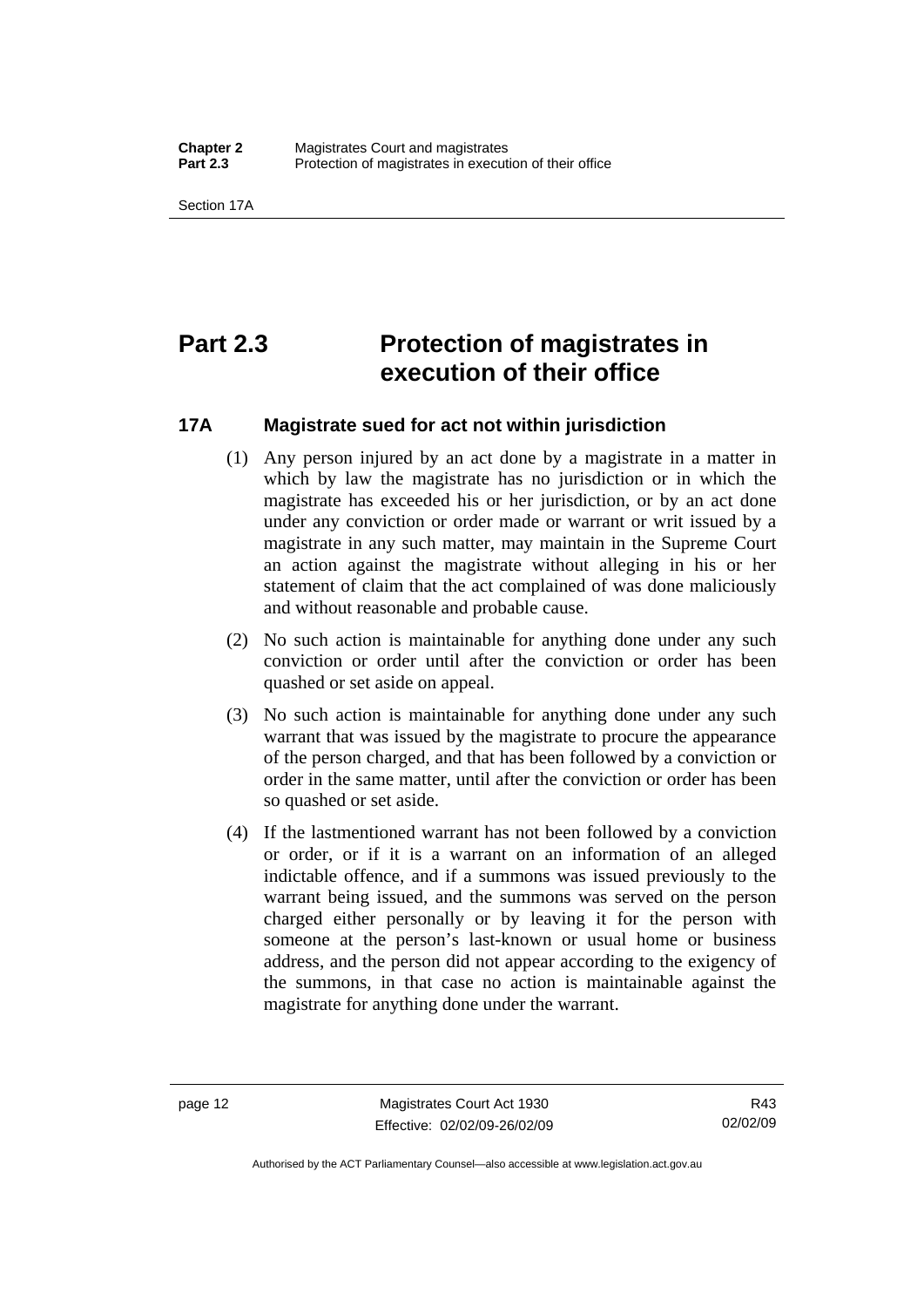# Part 2.3 Protection of magistrates in execution of their office

## 17A Magistrate sued for act not within jurisdiction

(1) Any person injured by an act done by a magistrate in a matter in which by law the magistrate has no jurisdiction or in which the magistrate has exceeded his or her jurisdiction, or by an act done under any conviction or order made or warrant or writ issued by a magistrate in any such matter, may maintain in the Supreme Court an action against the magistrate without alleging in his or her statement of claim that the act complained of was done maliciously and without reasonable and probable cause.

(2) No such action is maintainable for anything done under any such conviction or order until after the conviction or order has been quashed or set aside on appeal.

(3) No such action is maintainable for anything done under any such warrant that was issued by the magistrate to procure the appearance of the person charged, and that has been followed by a conviction or order in the same matter, until after the conviction or order has been so quashed or set aside.

(4) If the lastmentioned warrant has not been followed by a conviction or order, or if it is a warrant on an information of an alleged indictable offence, and if a summons was issued previously to the warrant being issued, and the summons was served on the person charged either personally or by leaving it for the person with someone at the person's last-known or usual home or business address, and the person did not appear according to the exigency of the summons, in that case no action is maintainable against the magistrate for anything done under the warrant.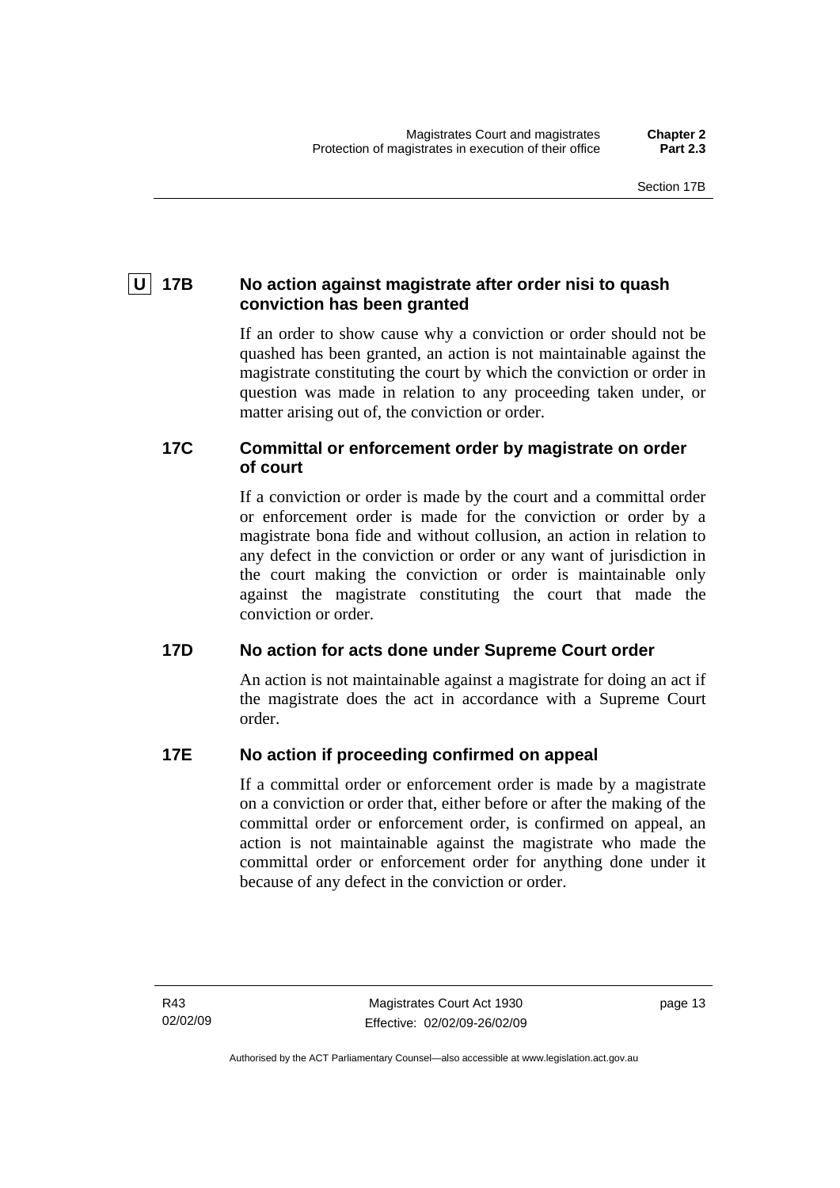### U 17B No action against magistrate after order nisi to quash conviction has been granted

If an order to show cause why a conviction or order should not be quashed has been granted, an action is not maintainable against the magistrate constituting the court by which the conviction or order in question was made in relation to any proceeding taken under, or matter arising out of, the conviction or order.

### 17C Committal or enforcement order by magistrate on order of court

If a conviction or order is made by the court and a committal order or enforcement order is made for the conviction or order by a magistrate bona fide and without collusion, an action in relation to any defect in the conviction or order or any want of jurisdiction in the court making the conviction or order is maintainable only against the magistrate constituting the court that made the conviction or order.

### 17D No action for acts done under Supreme Court order

An action is not maintainable against a magistrate for doing an act if the magistrate does the act in accordance with a Supreme Court order.

### 17E No action if proceeding confirmed on appeal

If a committal order or enforcement order is made by a magistrate on a conviction or order that, either before or after the making of the committal order or enforcement order, is confirmed on appeal, an action is not maintainable against the magistrate who made the committal order or enforcement order for anything done under it because of any defect in the conviction or order.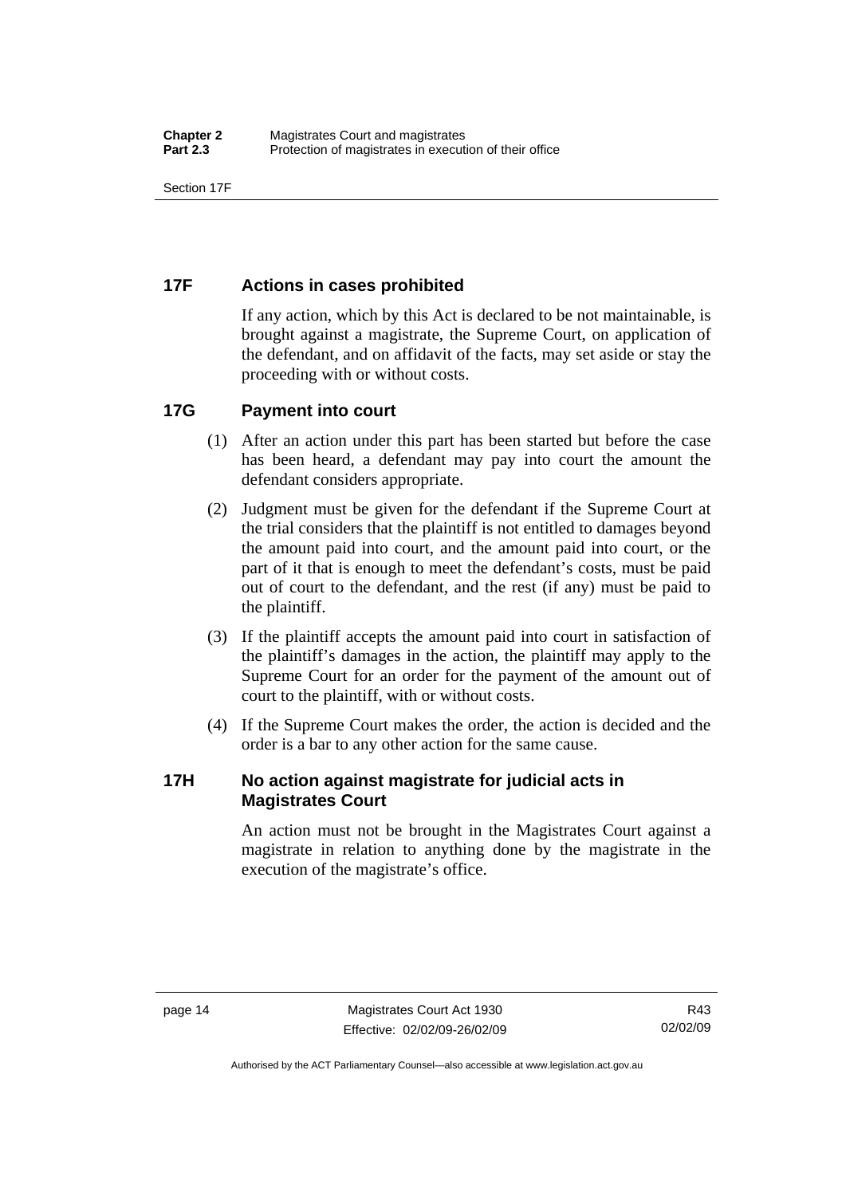## 17F Actions in cases prohibited

If any action, which by this Act is declared to be not maintainable, is brought against a magistrate, the Supreme Court, on application of the defendant, and on affidavit of the facts, may set aside or stay the proceeding with or without costs.

## 17G Payment into court

(1) After an action under this part has been started but before the case has been heard, a defendant may pay into court the amount the defendant considers appropriate.

(2) Judgment must be given for the defendant if the Supreme Court at the trial considers that the plaintiff is not entitled to damages beyond the amount paid into court, and the amount paid into court, or the part of it that is enough to meet the defendant's costs, must be paid out of court to the defendant, and the rest (if any) must be paid to the plaintiff.

(3) If the plaintiff accepts the amount paid into court in satisfaction of the plaintiff's damages in the action, the plaintiff may apply to the Supreme Court for an order for the payment of the amount out of court to the plaintiff, with or without costs.

(4) If the Supreme Court makes the order, the action is decided and the order is a bar to any other action for the same cause.

## 17H No action against magistrate for judicial acts in Magistrates Court

An action must not be brought in the Magistrates Court against a magistrate in relation to anything done by the magistrate in the execution of the magistrate's office.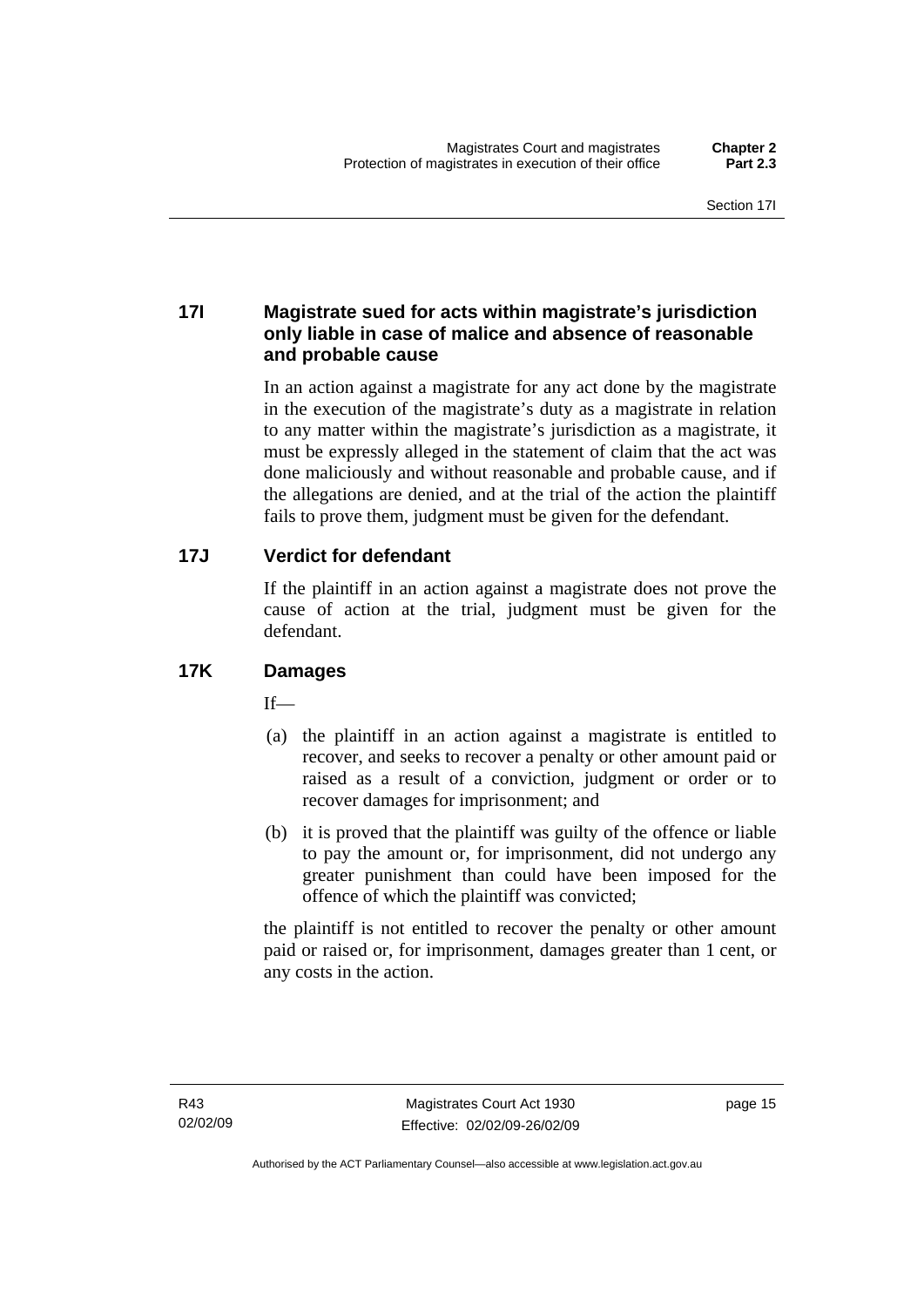### 17I Magistrate sued for acts within magistrate's jurisdiction only liable in case of malice and absence of reasonable and probable cause

In an action against a magistrate for any act done by the magistrate in the execution of the magistrate's duty as a magistrate in relation to any matter within the magistrate's jurisdiction as a magistrate, it must be expressly alleged in the statement of claim that the act was done maliciously and without reasonable and probable cause, and if the allegations are denied, and at the trial of the action the plaintiff fails to prove them, judgment must be given for the defendant.

### 17J Verdict for defendant

If the plaintiff in an action against a magistrate does not prove the cause of action at the trial, judgment must be given for the defendant.

### 17K Damages

If—

(a) the plaintiff in an action against a magistrate is entitled to recover, and seeks to recover a penalty or other amount paid or raised as a result of a conviction, judgment or order or to recover damages for imprisonment; and

(b) it is proved that the plaintiff was guilty of the offence or liable to pay the amount or, for imprisonment, did not undergo any greater punishment than could have been imposed for the offence of which the plaintiff was convicted;

the plaintiff is not entitled to recover the penalty or other amount paid or raised or, for imprisonment, damages greater than 1 cent, or any costs in the action.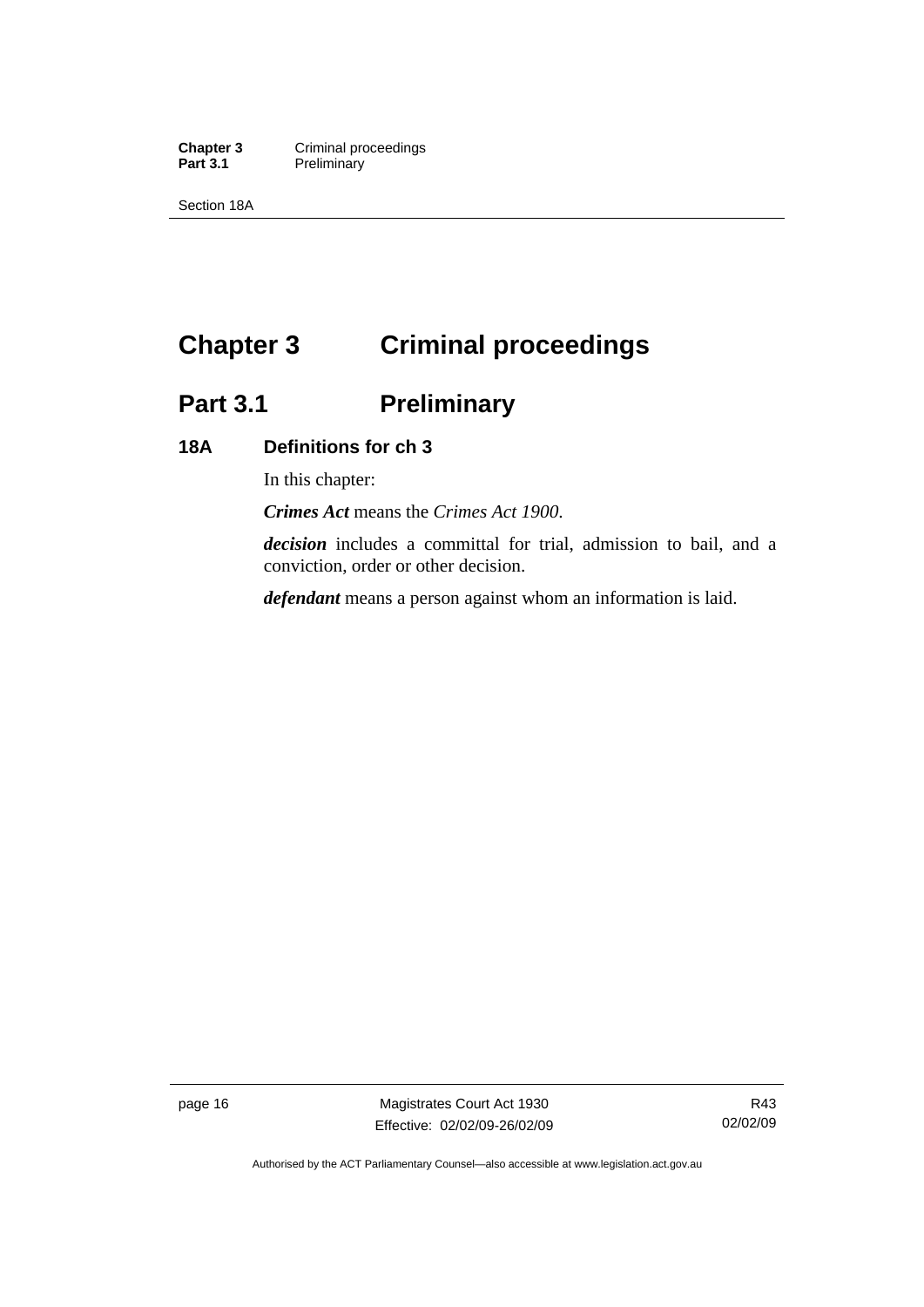# Chapter 3 Criminal proceedings

## Part 3.1 Preliminary

### 18A Definitions for ch 3

In this chapter:

***Crimes Act*** means the *Crimes Act 1900*.

***decision*** includes a committal for trial, admission to bail, and a conviction, order or other decision.

***defendant*** means a person against whom an information is laid.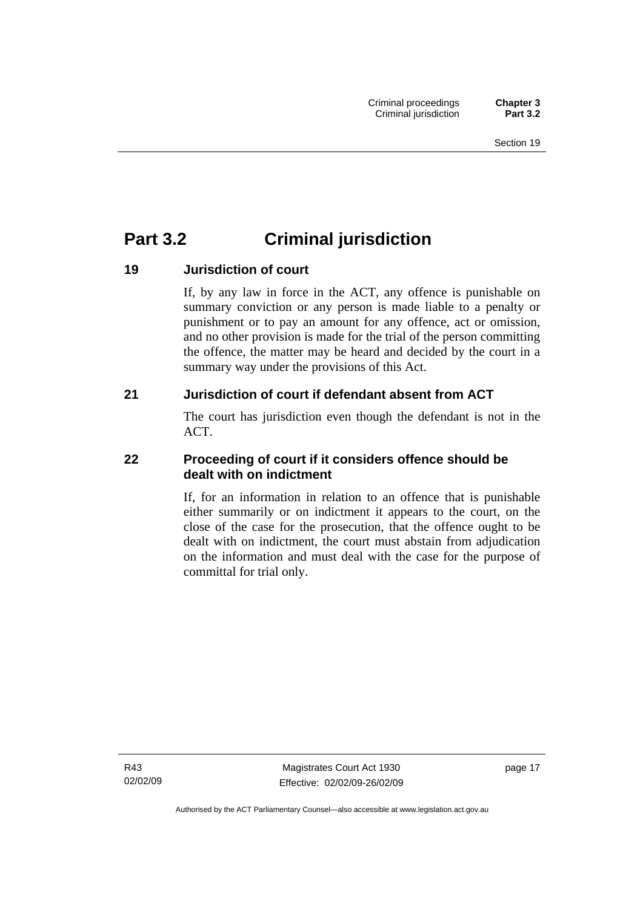# Part 3.2 Criminal jurisdiction

### 19 Jurisdiction of court

If, by any law in force in the ACT, any offence is punishable on summary conviction or any person is made liable to a penalty or punishment or to pay an amount for any offence, act or omission, and no other provision is made for the trial of the person committing the offence, the matter may be heard and decided by the court in a summary way under the provisions of this Act.

### 21 Jurisdiction of court if defendant absent from ACT

The court has jurisdiction even though the defendant is not in the ACT.

### 22 Proceeding of court if it considers offence should be dealt with on indictment

If, for an information in relation to an offence that is punishable either summarily or on indictment it appears to the court, on the close of the case for the prosecution, that the offence ought to be dealt with on indictment, the court must abstain from adjudication on the information and must deal with the case for the purpose of committal for trial only.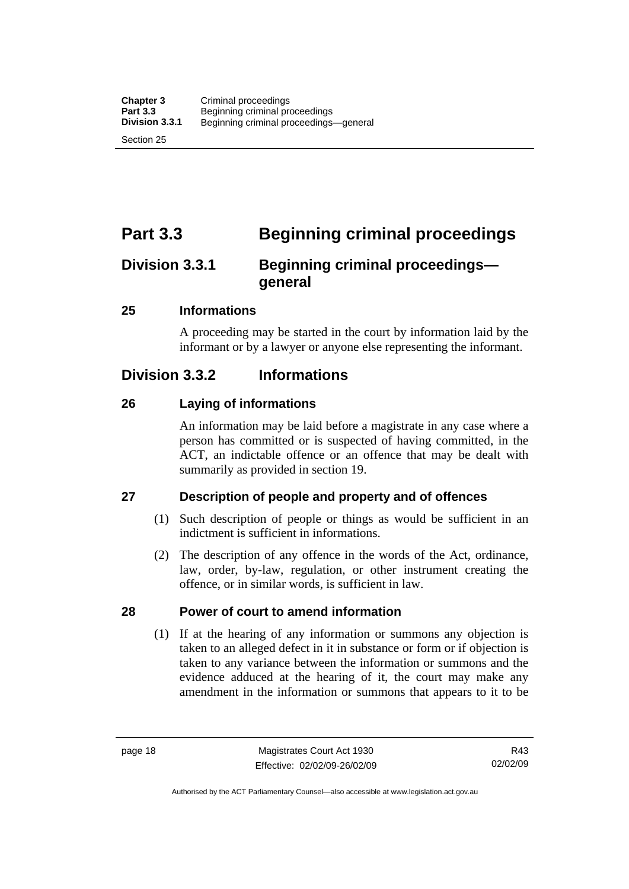# Part 3.3 Beginning criminal proceedings

## Division 3.3.1 Beginning criminal proceedings—general

### 25 Informations

A proceeding may be started in the court by information laid by the informant or by a lawyer or anyone else representing the informant.

## Division 3.3.2 Informations

### 26 Laying of informations

An information may be laid before a magistrate in any case where a person has committed or is suspected of having committed, in the ACT, an indictable offence or an offence that may be dealt with summarily as provided in section 19.

### 27 Description of people and property and of offences

(1) Such description of people or things as would be sufficient in an indictment is sufficient in informations.

(2) The description of any offence in the words of the Act, ordinance, law, order, by-law, regulation, or other instrument creating the offence, or in similar words, is sufficient in law.

### 28 Power of court to amend information

(1) If at the hearing of any information or summons any objection is taken to an alleged defect in it in substance or form or if objection is taken to any variance between the information or summons and the evidence adduced at the hearing of it, the court may make any amendment in the information or summons that appears to it to be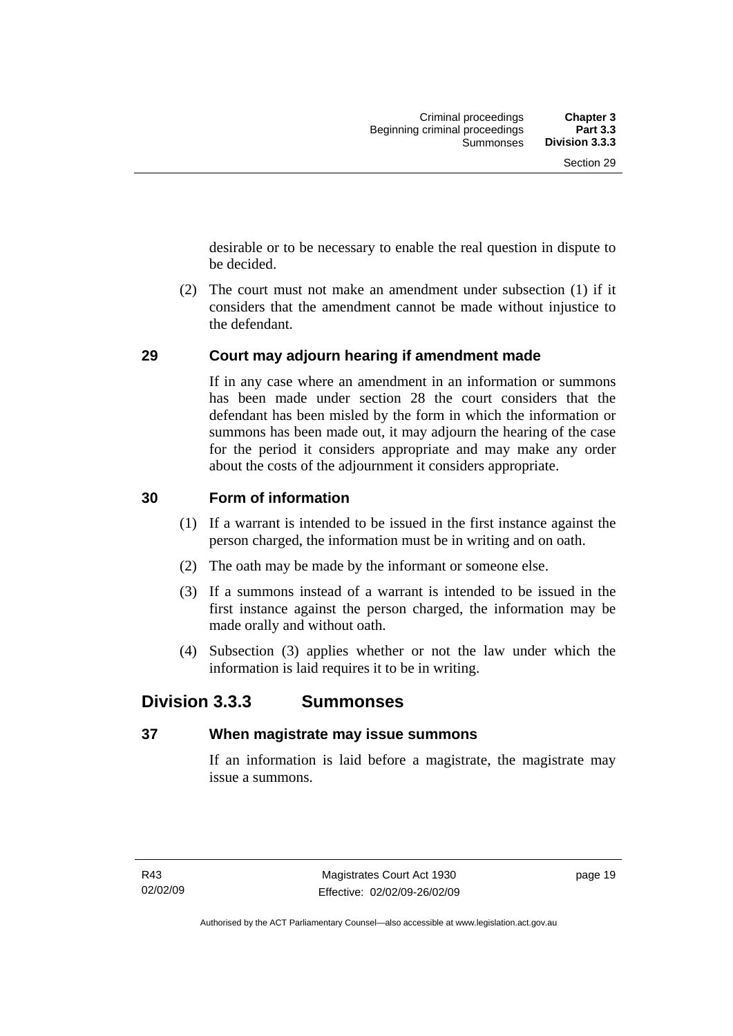desirable or to be necessary to enable the real question in dispute to be decided.

(2) The court must not make an amendment under subsection (1) if it considers that the amendment cannot be made without injustice to the defendant.

### 29 Court may adjourn hearing if amendment made

If in any case where an amendment in an information or summons has been made under section 28 the court considers that the defendant has been misled by the form in which the information or summons has been made out, it may adjourn the hearing of the case for the period it considers appropriate and may make any order about the costs of the adjournment it considers appropriate.

### 30 Form of information

(1) If a warrant is intended to be issued in the first instance against the person charged, the information must be in writing and on oath.

(2) The oath may be made by the informant or someone else.

(3) If a summons instead of a warrant is intended to be issued in the first instance against the person charged, the information may be made orally and without oath.

(4) Subsection (3) applies whether or not the law under which the information is laid requires it to be in writing.

## Division 3.3.3 Summonses

### 37 When magistrate may issue summons

If an information is laid before a magistrate, the magistrate may issue a summons.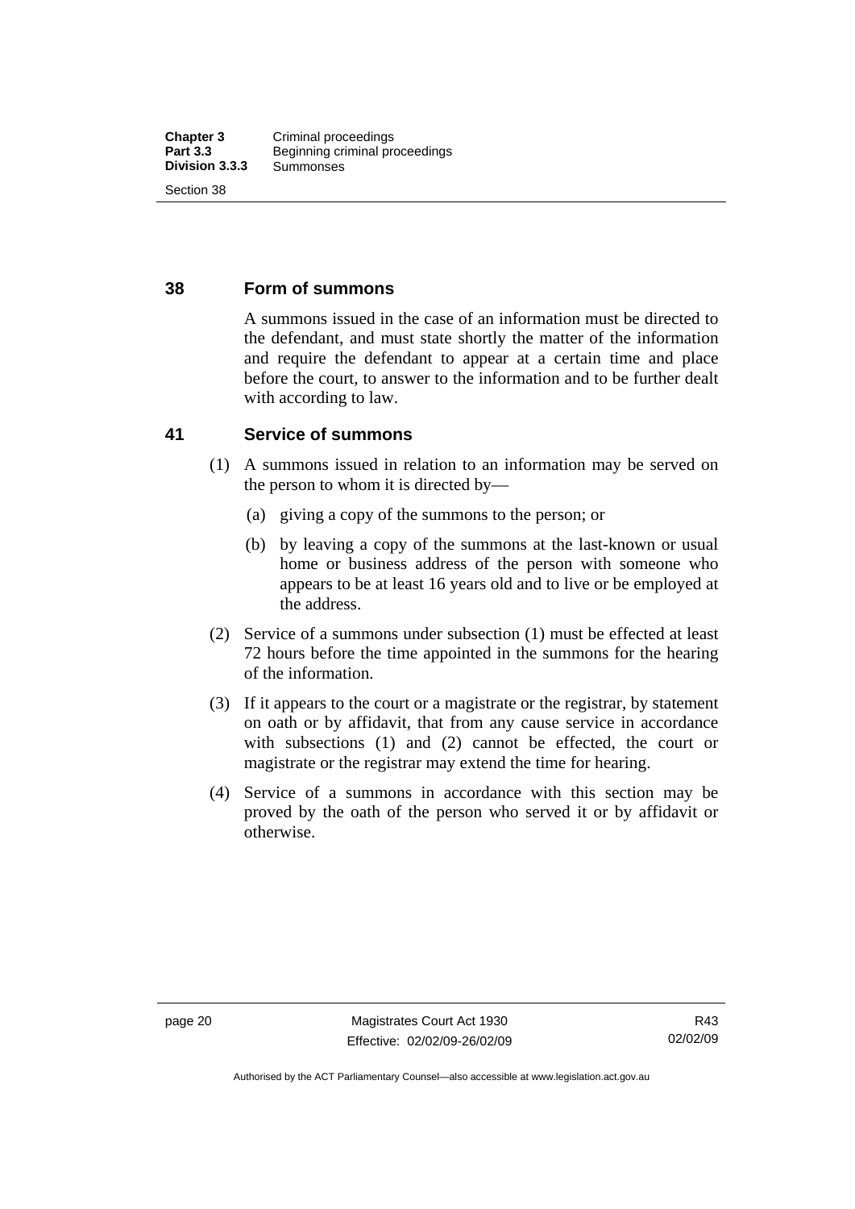### 38 Form of summons

A summons issued in the case of an information must be directed to the defendant, and must state shortly the matter of the information and require the defendant to appear at a certain time and place before the court, to answer to the information and to be further dealt with according to law.

### 41 Service of summons

(1) A summons issued in relation to an information may be served on the person to whom it is directed by—

(a) giving a copy of the summons to the person; or

(b) by leaving a copy of the summons at the last-known or usual home or business address of the person with someone who appears to be at least 16 years old and to live or be employed at the address.

(2) Service of a summons under subsection (1) must be effected at least 72 hours before the time appointed in the summons for the hearing of the information.

(3) If it appears to the court or a magistrate or the registrar, by statement on oath or by affidavit, that from any cause service in accordance with subsections (1) and (2) cannot be effected, the court or magistrate or the registrar may extend the time for hearing.

(4) Service of a summons in accordance with this section may be proved by the oath of the person who served it or by affidavit or otherwise.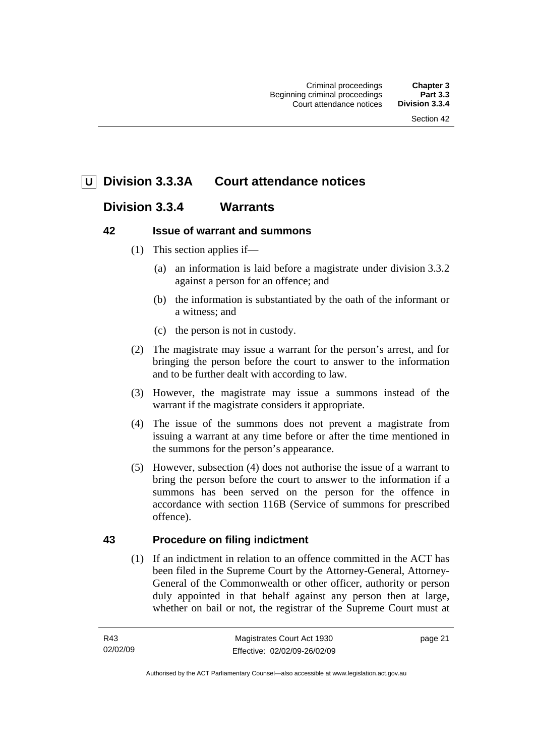## U Division 3.3.3A Court attendance notices

## Division 3.3.4 Warrants

### 42 Issue of warrant and summons

(1) This section applies if—

(a) an information is laid before a magistrate under division 3.3.2 against a person for an offence; and

(b) the information is substantiated by the oath of the informant or a witness; and

(c) the person is not in custody.

(2) The magistrate may issue a warrant for the person's arrest, and for bringing the person before the court to answer to the information and to be further dealt with according to law.

(3) However, the magistrate may issue a summons instead of the warrant if the magistrate considers it appropriate.

(4) The issue of the summons does not prevent a magistrate from issuing a warrant at any time before or after the time mentioned in the summons for the person's appearance.

(5) However, subsection (4) does not authorise the issue of a warrant to bring the person before the court to answer to the information if a summons has been served on the person for the offence in accordance with section 116B (Service of summons for prescribed offence).

### 43 Procedure on filing indictment

(1) If an indictment in relation to an offence committed in the ACT has been filed in the Supreme Court by the Attorney-General, Attorney-General of the Commonwealth or other officer, authority or person duly appointed in that behalf against any person then at large, whether on bail or not, the registrar of the Supreme Court must at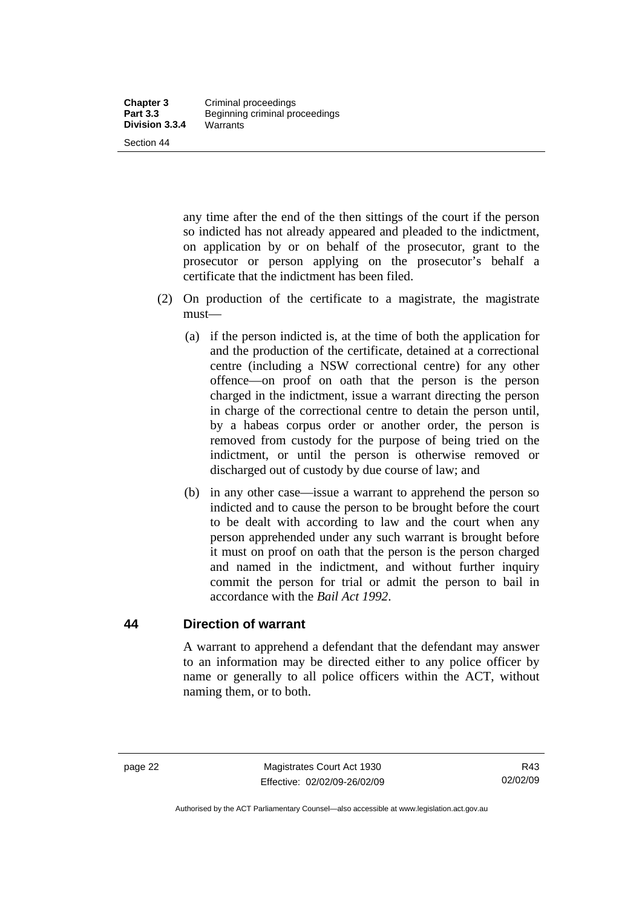any time after the end of the then sittings of the court if the person so indicted has not already appeared and pleaded to the indictment, on application by or on behalf of the prosecutor, grant to the prosecutor or person applying on the prosecutor's behalf a certificate that the indictment has been filed.

(2) On production of the certificate to a magistrate, the magistrate must—

(a) if the person indicted is, at the time of both the application for and the production of the certificate, detained at a correctional centre (including a NSW correctional centre) for any other offence—on proof on oath that the person is the person charged in the indictment, issue a warrant directing the person in charge of the correctional centre to detain the person until, by a habeas corpus order or another order, the person is removed from custody for the purpose of being tried on the indictment, or until the person is otherwise removed or discharged out of custody by due course of law; and

(b) in any other case—issue a warrant to apprehend the person so indicted and to cause the person to be brought before the court to be dealt with according to law and the court when any person apprehended under any such warrant is brought before it must on proof on oath that the person is the person charged and named in the indictment, and without further inquiry commit the person for trial or admit the person to bail in accordance with the *Bail Act 1992*.

## 44 Direction of warrant

A warrant to apprehend a defendant that the defendant may answer to an information may be directed either to any police officer by name or generally to all police officers within the ACT, without naming them, or to both.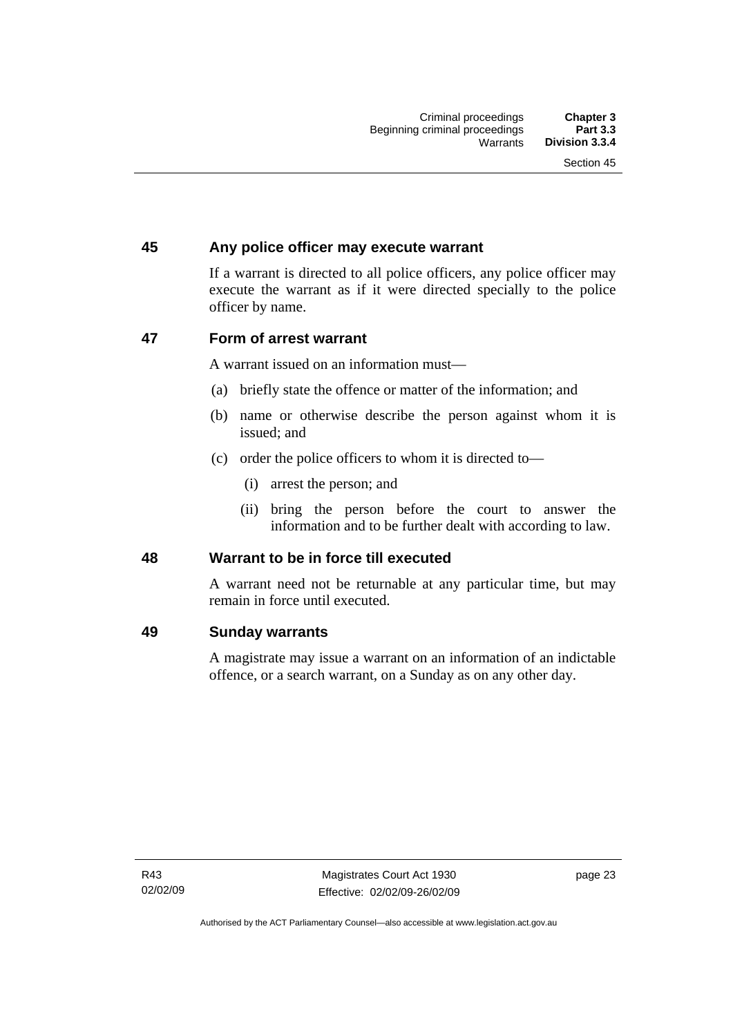## 45 Any police officer may execute warrant

If a warrant is directed to all police officers, any police officer may execute the warrant as if it were directed specially to the police officer by name.

## 47 Form of arrest warrant

A warrant issued on an information must—

(a) briefly state the offence or matter of the information; and

(b) name or otherwise describe the person against whom it is issued; and

(c) order the police officers to whom it is directed to—

   (i) arrest the person; and

   (ii) bring the person before the court to answer the information and to be further dealt with according to law.

## 48 Warrant to be in force till executed

A warrant need not be returnable at any particular time, but may remain in force until executed.

## 49 Sunday warrants

A magistrate may issue a warrant on an information of an indictable offence, or a search warrant, on a Sunday as on any other day.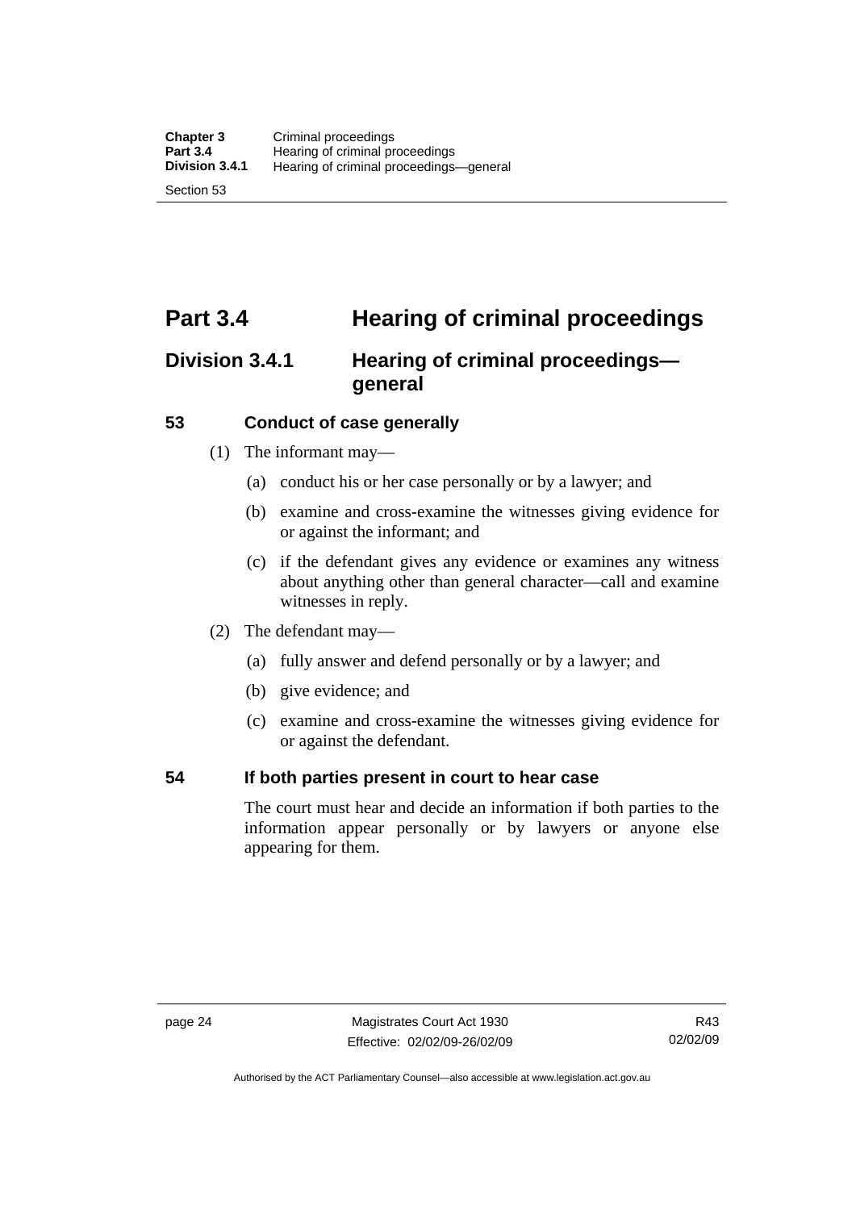# Part 3.4 Hearing of criminal proceedings

## Division 3.4.1 Hearing of criminal proceedings—general

### 53 Conduct of case generally

(1) The informant may—

(a) conduct his or her case personally or by a lawyer; and

(b) examine and cross-examine the witnesses giving evidence for or against the informant; and

(c) if the defendant gives any evidence or examines any witness about anything other than general character—call and examine witnesses in reply.

(2) The defendant may—

(a) fully answer and defend personally or by a lawyer; and

(b) give evidence; and

(c) examine and cross-examine the witnesses giving evidence for or against the defendant.

### 54 If both parties present in court to hear case

The court must hear and decide an information if both parties to the information appear personally or by lawyers or anyone else appearing for them.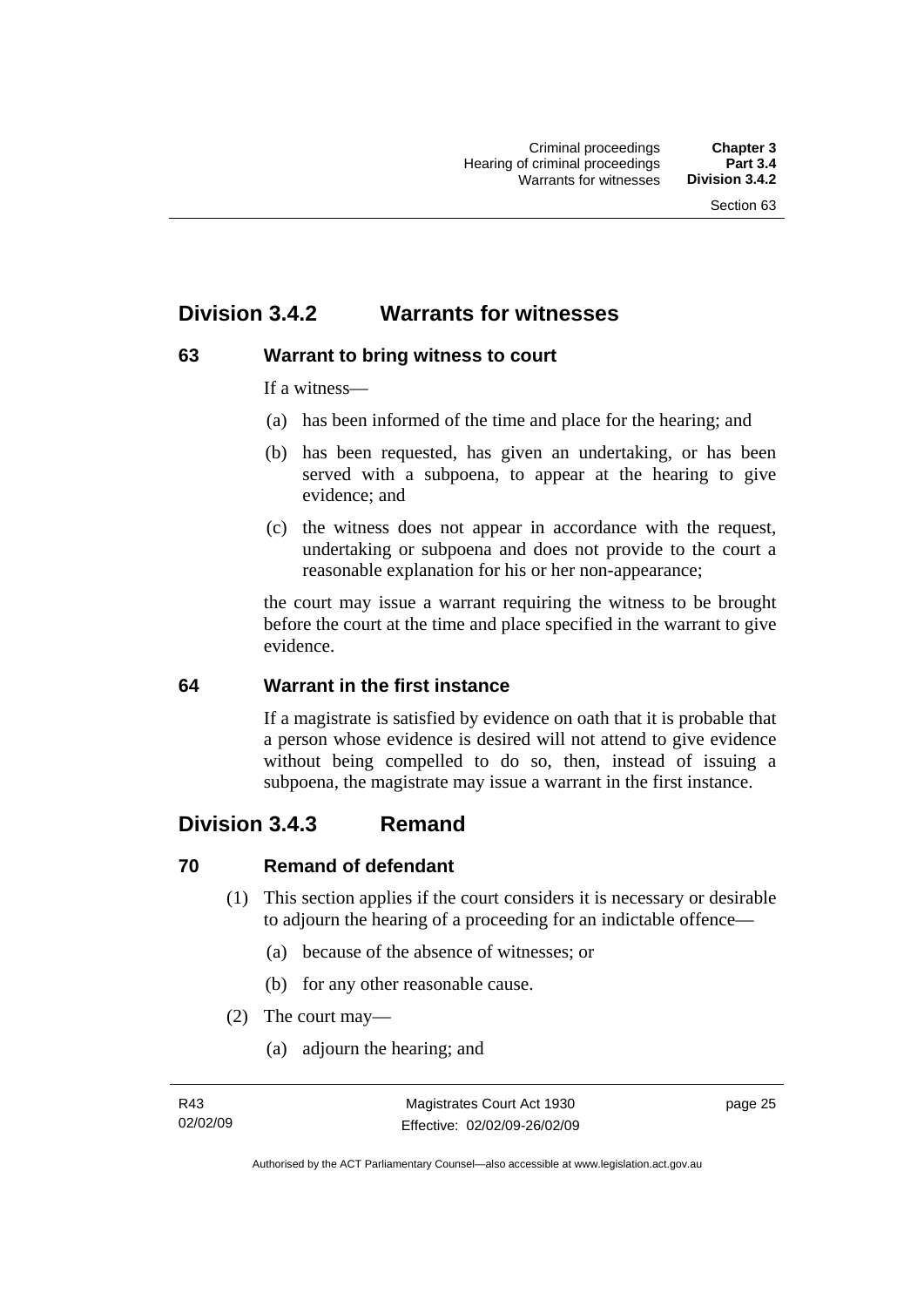## Division 3.4.2 Warrants for witnesses

### 63 Warrant to bring witness to court

If a witness—

(a) has been informed of the time and place for the hearing; and

(b) has been requested, has given an undertaking, or has been served with a subpoena, to appear at the hearing to give evidence; and

(c) the witness does not appear in accordance with the request, undertaking or subpoena and does not provide to the court a reasonable explanation for his or her non-appearance;

the court may issue a warrant requiring the witness to be brought before the court at the time and place specified in the warrant to give evidence.

### 64 Warrant in the first instance

If a magistrate is satisfied by evidence on oath that it is probable that a person whose evidence is desired will not attend to give evidence without being compelled to do so, then, instead of issuing a subpoena, the magistrate may issue a warrant in the first instance.

## Division 3.4.3 Remand

### 70 Remand of defendant

(1) This section applies if the court considers it is necessary or desirable to adjourn the hearing of a proceeding for an indictable offence—

(a) because of the absence of witnesses; or

(b) for any other reasonable cause.

(2) The court may—

(a) adjourn the hearing; and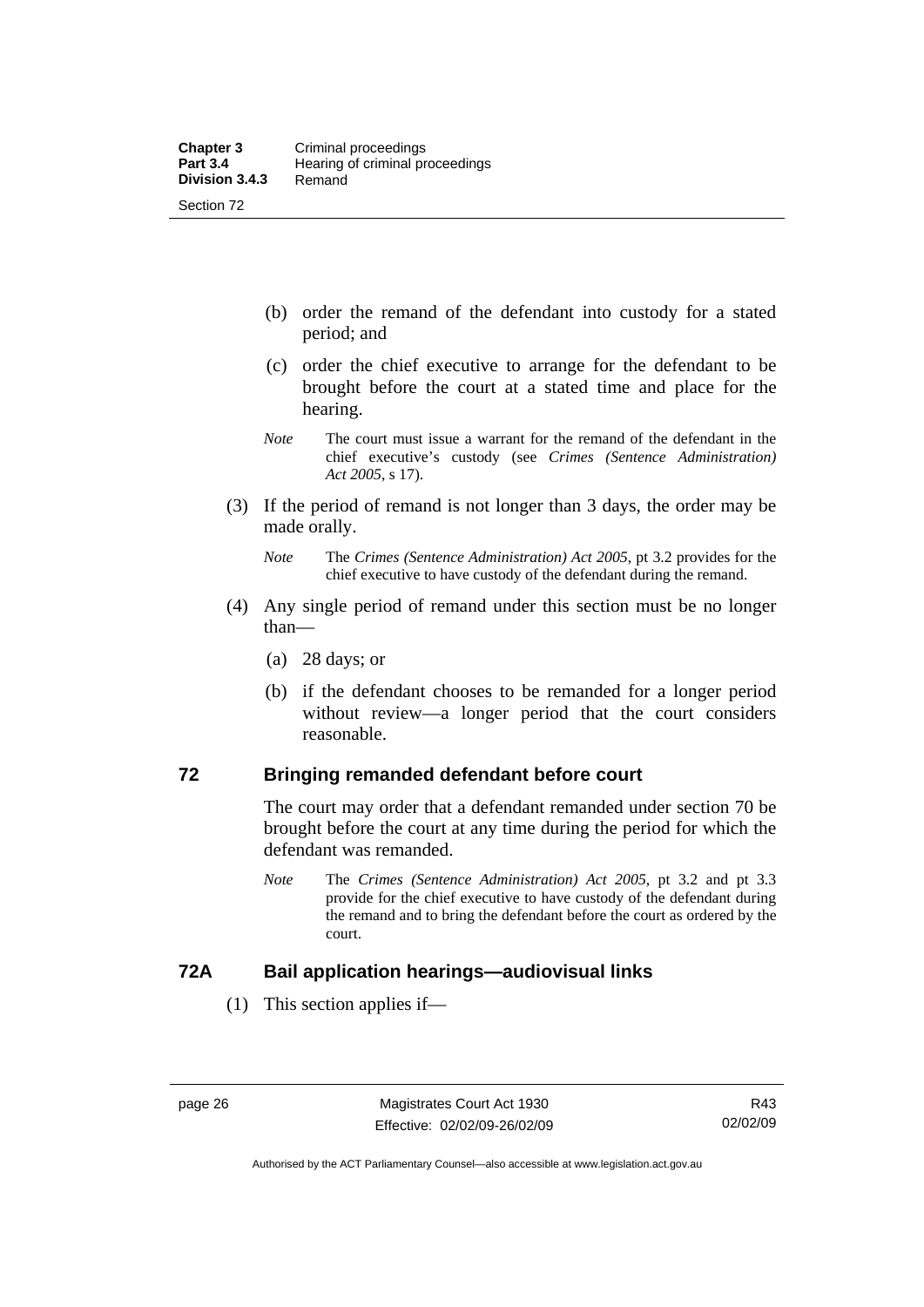(b) order the remand of the defendant into custody for a stated period; and

(c) order the chief executive to arrange for the defendant to be brought before the court at a stated time and place for the hearing.

*Note* The court must issue a warrant for the remand of the defendant in the chief executive's custody (see *Crimes (Sentence Administration) Act 2005*, s 17).

(3) If the period of remand is not longer than 3 days, the order may be made orally.

*Note* The *Crimes (Sentence Administration) Act 2005*, pt 3.2 provides for the chief executive to have custody of the defendant during the remand.

(4) Any single period of remand under this section must be no longer than—

(a) 28 days; or

(b) if the defendant chooses to be remanded for a longer period without review—a longer period that the court considers reasonable.

## 72 Bringing remanded defendant before court

The court may order that a defendant remanded under section 70 be brought before the court at any time during the period for which the defendant was remanded.

*Note* The *Crimes (Sentence Administration) Act 2005*, pt 3.2 and pt 3.3 provide for the chief executive to have custody of the defendant during the remand and to bring the defendant before the court as ordered by the court.

## 72A Bail application hearings—audiovisual links

(1) This section applies if—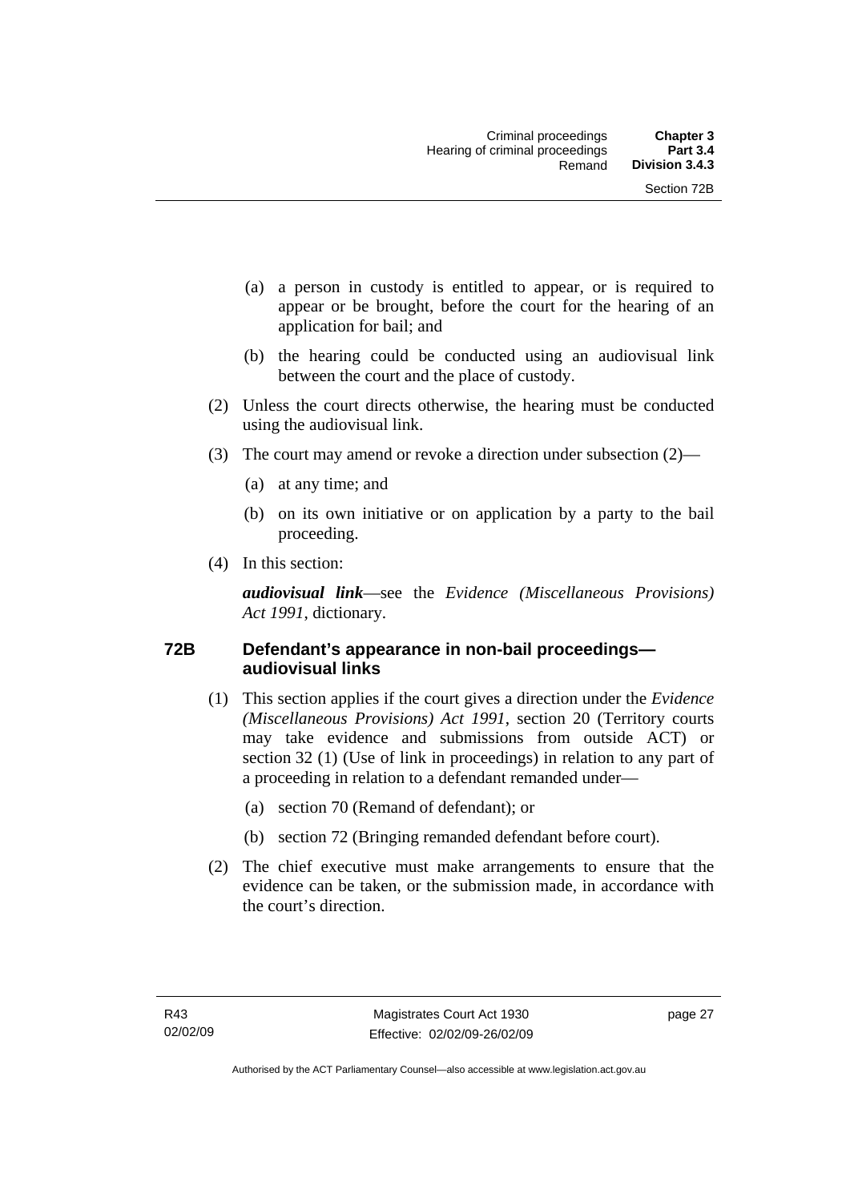(a) a person in custody is entitled to appear, or is required to appear or be brought, before the court for the hearing of an application for bail; and

(b) the hearing could be conducted using an audiovisual link between the court and the place of custody.

(2) Unless the court directs otherwise, the hearing must be conducted using the audiovisual link.

(3) The court may amend or revoke a direction under subsection (2)—

(a) at any time; and

(b) on its own initiative or on application by a party to the bail proceeding.

(4) In this section:

***audiovisual link***—see the *Evidence (Miscellaneous Provisions) Act 1991*, dictionary.

### 72B Defendant's appearance in non-bail proceedings—audiovisual links

(1) This section applies if the court gives a direction under the *Evidence (Miscellaneous Provisions) Act 1991*, section 20 (Territory courts may take evidence and submissions from outside ACT) or section 32 (1) (Use of link in proceedings) in relation to any part of a proceeding in relation to a defendant remanded under—

(a) section 70 (Remand of defendant); or

(b) section 72 (Bringing remanded defendant before court).

(2) The chief executive must make arrangements to ensure that the evidence can be taken, or the submission made, in accordance with the court's direction.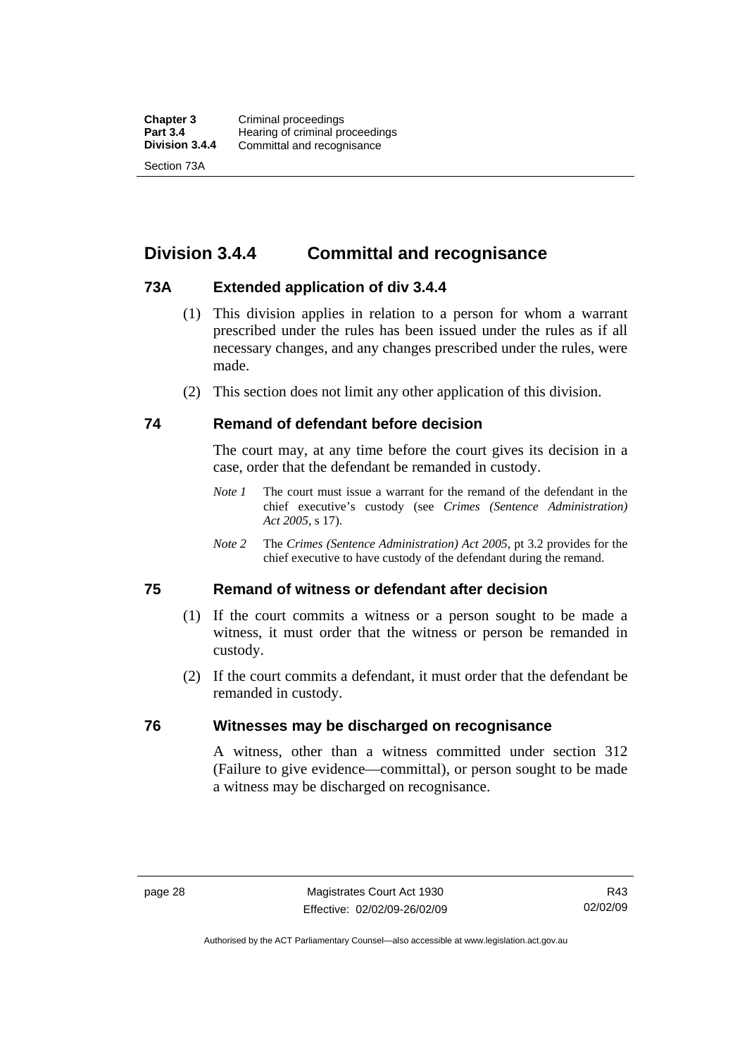## Division 3.4.4 Committal and recognisance

### 73A Extended application of div 3.4.4

(1) This division applies in relation to a person for whom a warrant prescribed under the rules has been issued under the rules as if all necessary changes, and any changes prescribed under the rules, were made.

(2) This section does not limit any other application of this division.

### 74 Remand of defendant before decision

The court may, at any time before the court gives its decision in a case, order that the defendant be remanded in custody.

*Note 1* The court must issue a warrant for the remand of the defendant in the chief executive's custody (see *Crimes (Sentence Administration) Act 2005*, s 17).

*Note 2* The *Crimes (Sentence Administration) Act 2005*, pt 3.2 provides for the chief executive to have custody of the defendant during the remand.

### 75 Remand of witness or defendant after decision

(1) If the court commits a witness or a person sought to be made a witness, it must order that the witness or person be remanded in custody.

(2) If the court commits a defendant, it must order that the defendant be remanded in custody.

### 76 Witnesses may be discharged on recognisance

A witness, other than a witness committed under section 312 (Failure to give evidence—committal), or person sought to be made a witness may be discharged on recognisance.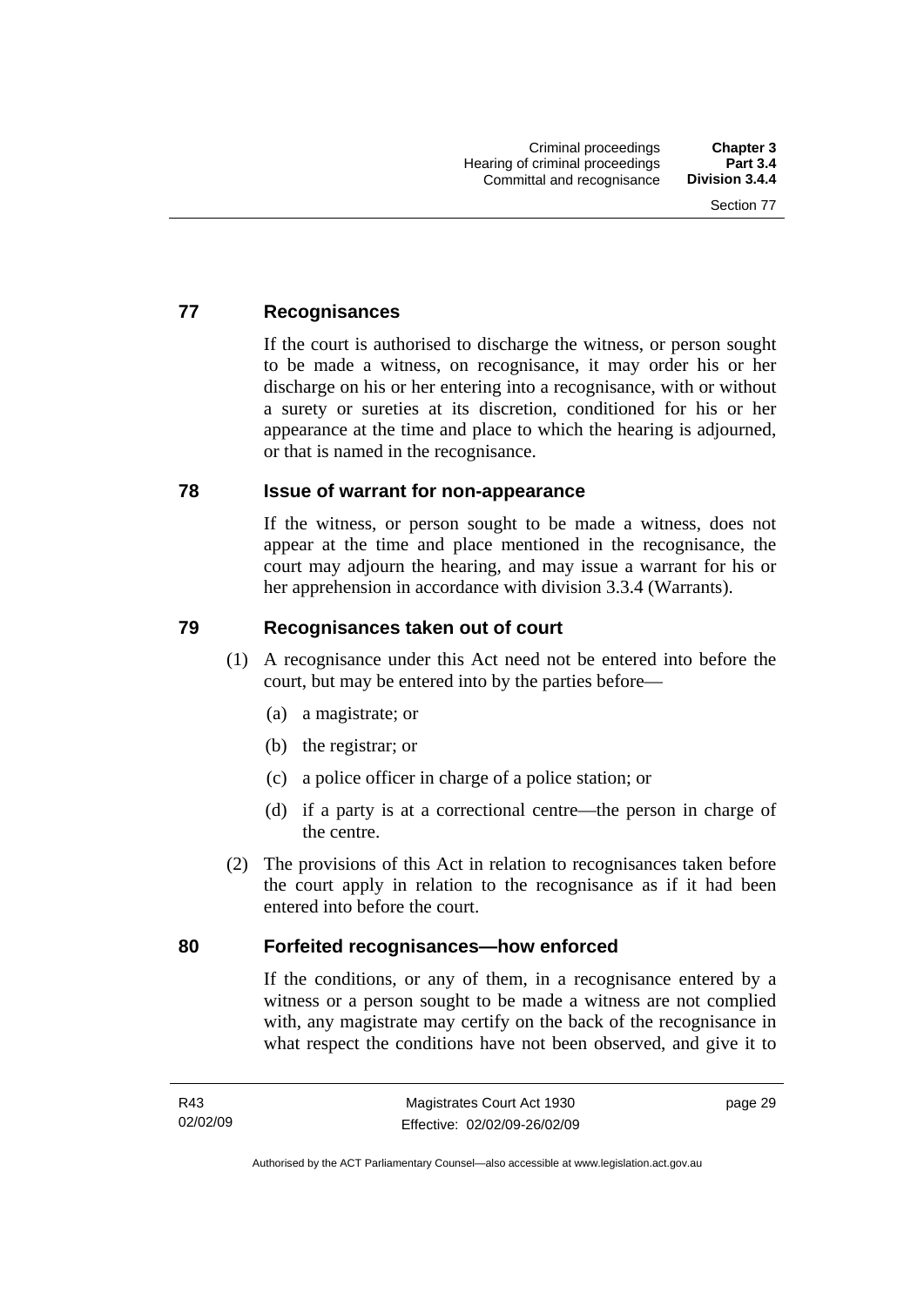## 77 Recognisances

If the court is authorised to discharge the witness, or person sought to be made a witness, on recognisance, it may order his or her discharge on his or her entering into a recognisance, with or without a surety or sureties at its discretion, conditioned for his or her appearance at the time and place to which the hearing is adjourned, or that is named in the recognisance.

## 78 Issue of warrant for non-appearance

If the witness, or person sought to be made a witness, does not appear at the time and place mentioned in the recognisance, the court may adjourn the hearing, and may issue a warrant for his or her apprehension in accordance with division 3.3.4 (Warrants).

## 79 Recognisances taken out of court

(1) A recognisance under this Act need not be entered into before the court, but may be entered into by the parties before—

(a) a magistrate; or

(b) the registrar; or

(c) a police officer in charge of a police station; or

(d) if a party is at a correctional centre—the person in charge of the centre.

(2) The provisions of this Act in relation to recognisances taken before the court apply in relation to the recognisance as if it had been entered into before the court.

## 80 Forfeited recognisances—how enforced

If the conditions, or any of them, in a recognisance entered by a witness or a person sought to be made a witness are not complied with, any magistrate may certify on the back of the recognisance in what respect the conditions have not been observed, and give it to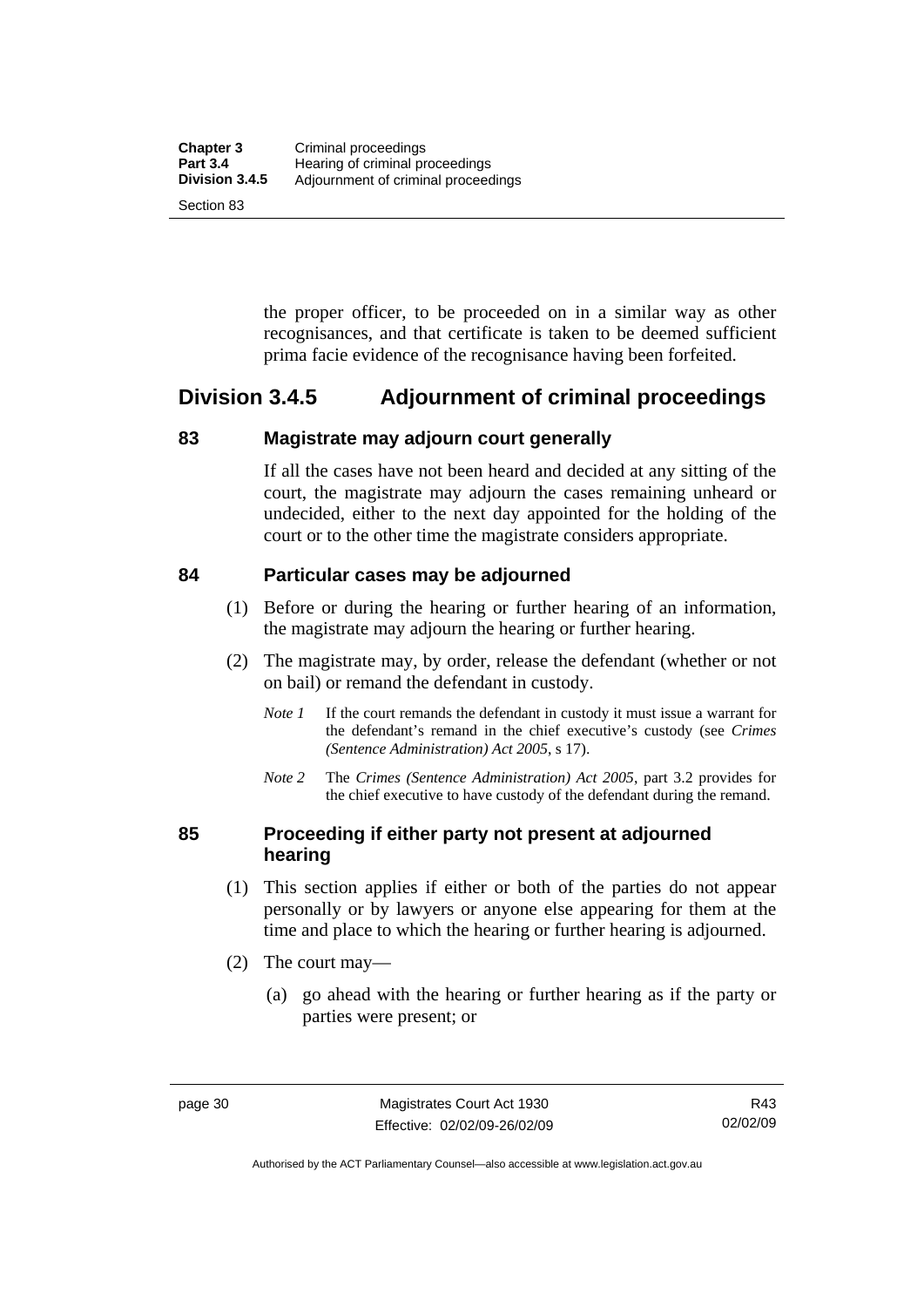the proper officer, to be proceeded on in a similar way as other recognisances, and that certificate is taken to be deemed sufficient prima facie evidence of the recognisance having been forfeited.

## Division 3.4.5 Adjournment of criminal proceedings

### 83 Magistrate may adjourn court generally

If all the cases have not been heard and decided at any sitting of the court, the magistrate may adjourn the cases remaining unheard or undecided, either to the next day appointed for the holding of the court or to the other time the magistrate considers appropriate.

### 84 Particular cases may be adjourned

(1) Before or during the hearing or further hearing of an information, the magistrate may adjourn the hearing or further hearing.

(2) The magistrate may, by order, release the defendant (whether or not on bail) or remand the defendant in custody.

*Note 1* If the court remands the defendant in custody it must issue a warrant for the defendant's remand in the chief executive's custody (see *Crimes (Sentence Administration) Act 2005*, s 17).

*Note 2* The *Crimes (Sentence Administration) Act 2005*, part 3.2 provides for the chief executive to have custody of the defendant during the remand.

### 85 Proceeding if either party not present at adjourned hearing

(1) This section applies if either or both of the parties do not appear personally or by lawyers or anyone else appearing for them at the time and place to which the hearing or further hearing is adjourned.

(2) The court may—

(a) go ahead with the hearing or further hearing as if the party or parties were present; or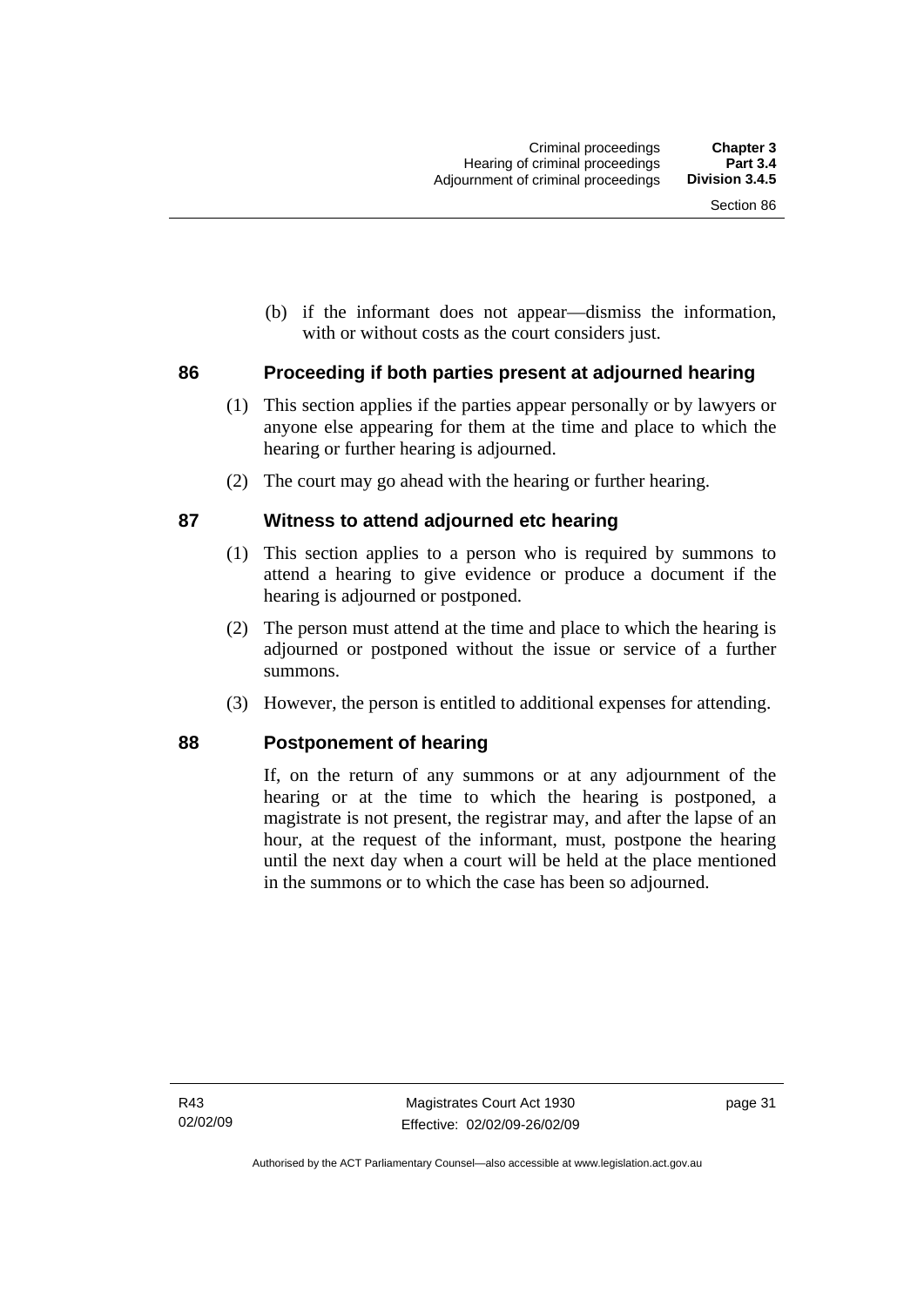(b) if the informant does not appear—dismiss the information, with or without costs as the court considers just.

## 86 Proceeding if both parties present at adjourned hearing

(1) This section applies if the parties appear personally or by lawyers or anyone else appearing for them at the time and place to which the hearing or further hearing is adjourned.

(2) The court may go ahead with the hearing or further hearing.

## 87 Witness to attend adjourned etc hearing

(1) This section applies to a person who is required by summons to attend a hearing to give evidence or produce a document if the hearing is adjourned or postponed.

(2) The person must attend at the time and place to which the hearing is adjourned or postponed without the issue or service of a further summons.

(3) However, the person is entitled to additional expenses for attending.

## 88 Postponement of hearing

If, on the return of any summons or at any adjournment of the hearing or at the time to which the hearing is postponed, a magistrate is not present, the registrar may, and after the lapse of an hour, at the request of the informant, must, postpone the hearing until the next day when a court will be held at the place mentioned in the summons or to which the case has been so adjourned.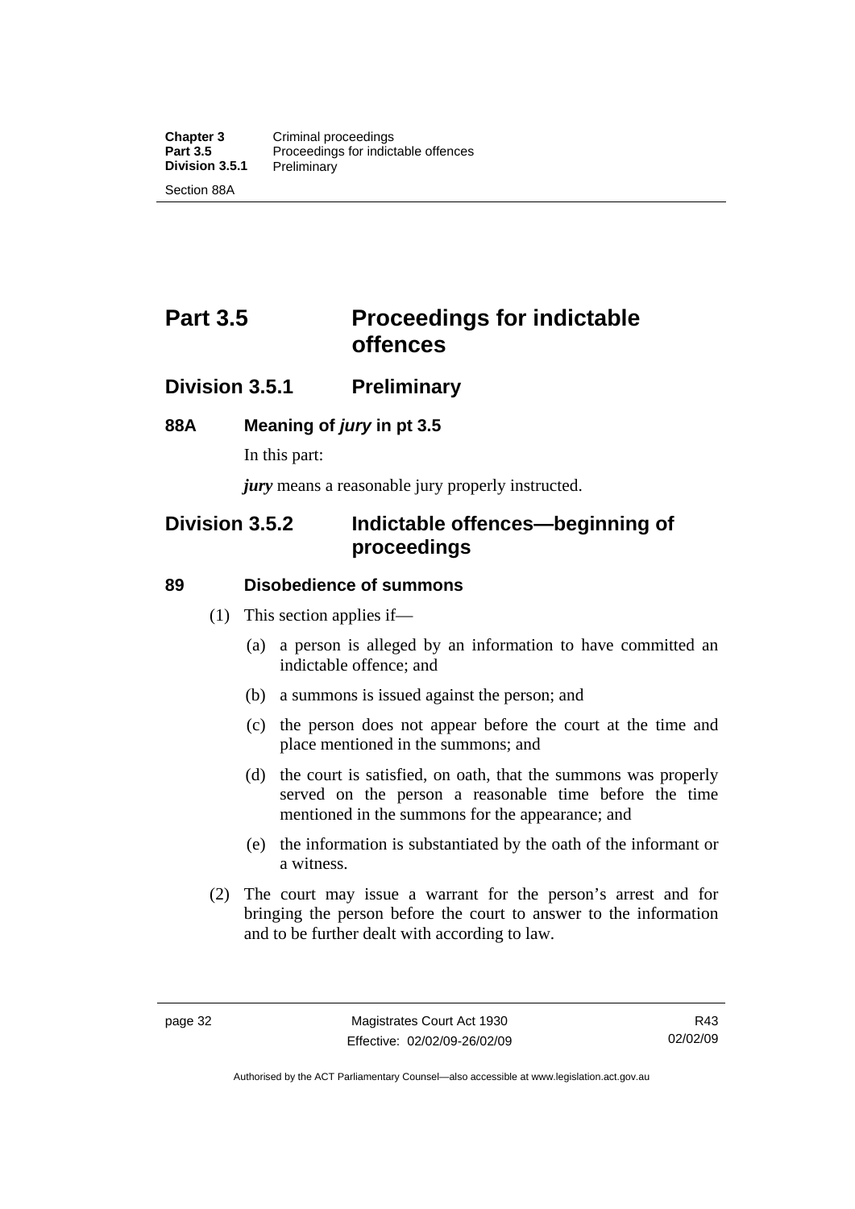# Part 3.5 Proceedings for indictable offences

## Division 3.5.1 Preliminary

### 88A Meaning of *jury* in pt 3.5

In this part:

***jury*** means a reasonable jury properly instructed.

## Division 3.5.2 Indictable offences—beginning of proceedings

### 89 Disobedience of summons

(1) This section applies if—

(a) a person is alleged by an information to have committed an indictable offence; and

(b) a summons is issued against the person; and

(c) the person does not appear before the court at the time and place mentioned in the summons; and

(d) the court is satisfied, on oath, that the summons was properly served on the person a reasonable time before the time mentioned in the summons for the appearance; and

(e) the information is substantiated by the oath of the informant or a witness.

(2) The court may issue a warrant for the person's arrest and for bringing the person before the court to answer to the information and to be further dealt with according to law.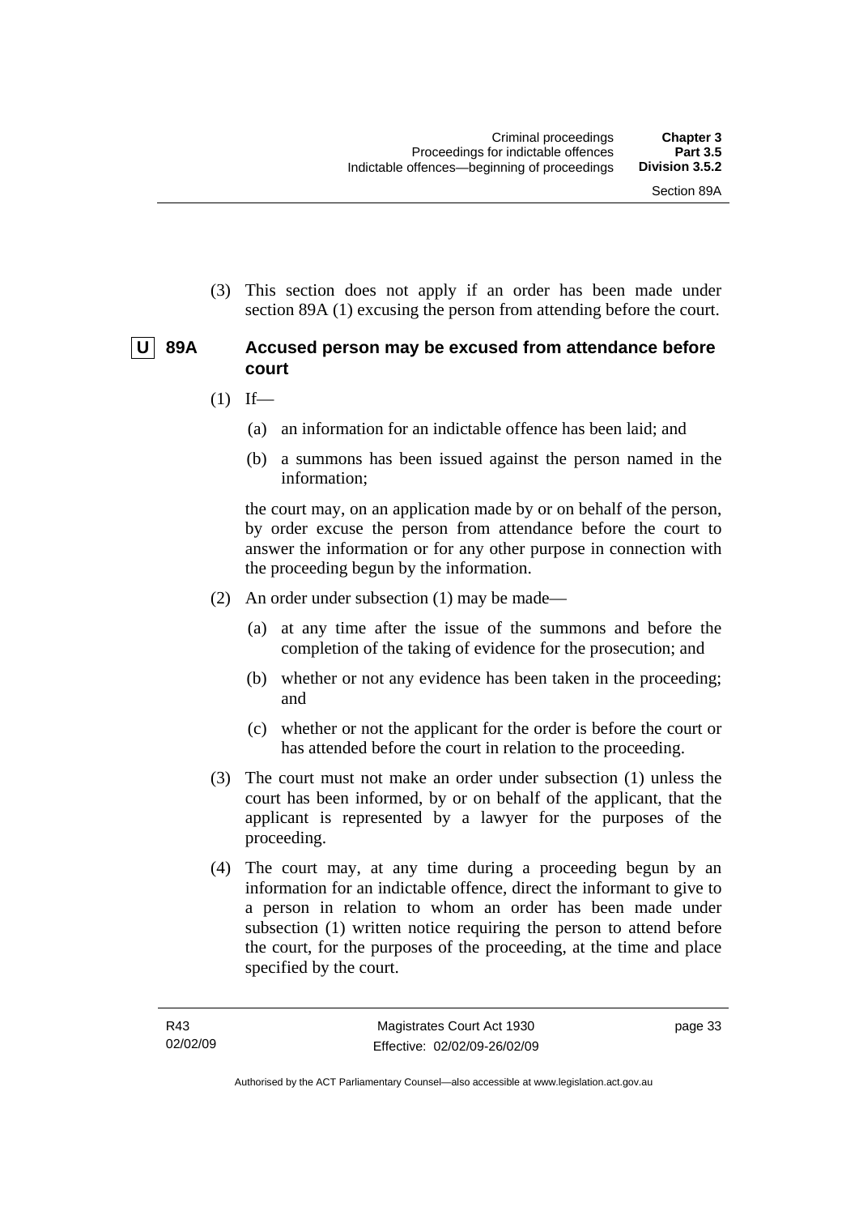(3) This section does not apply if an order has been made under section 89A (1) excusing the person from attending before the court.

## U 89A Accused person may be excused from attendance before court

(1) If—

(a) an information for an indictable offence has been laid; and

(b) a summons has been issued against the person named in the information;

the court may, on an application made by or on behalf of the person, by order excuse the person from attendance before the court to answer the information or for any other purpose in connection with the proceeding begun by the information.

(2) An order under subsection (1) may be made—

(a) at any time after the issue of the summons and before the completion of the taking of evidence for the prosecution; and

(b) whether or not any evidence has been taken in the proceeding; and

(c) whether or not the applicant for the order is before the court or has attended before the court in relation to the proceeding.

(3) The court must not make an order under subsection (1) unless the court has been informed, by or on behalf of the applicant, that the applicant is represented by a lawyer for the purposes of the proceeding.

(4) The court may, at any time during a proceeding begun by an information for an indictable offence, direct the informant to give to a person in relation to whom an order has been made under subsection (1) written notice requiring the person to attend before the court, for the purposes of the proceeding, at the time and place specified by the court.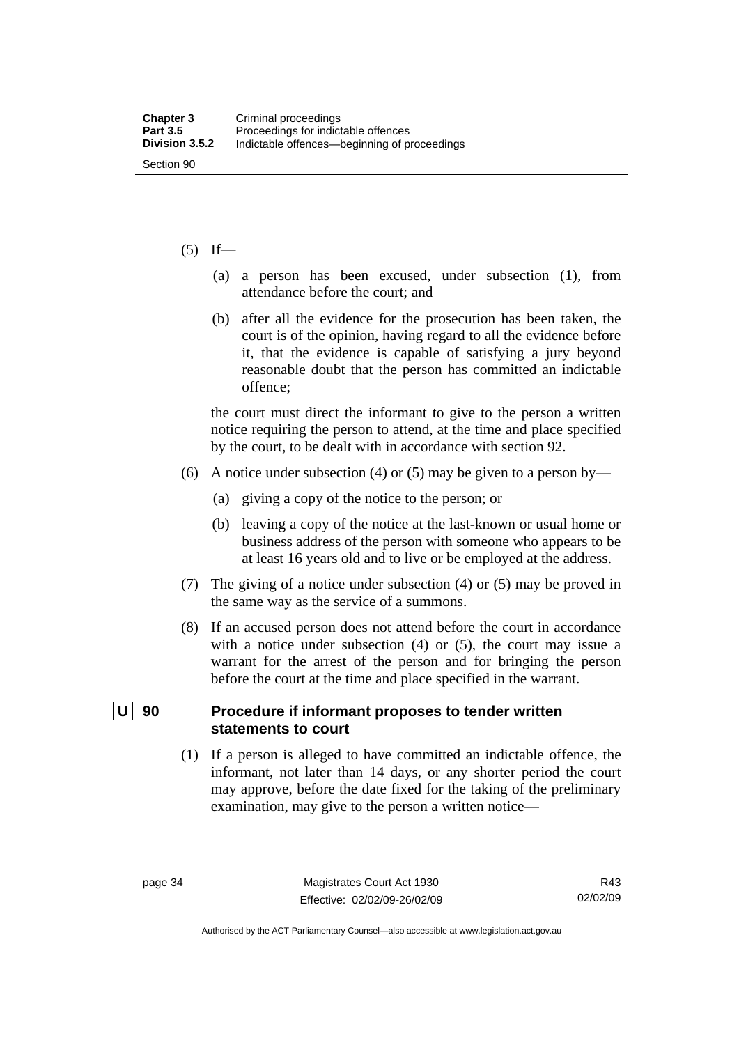(5) If—

(a) a person has been excused, under subsection (1), from attendance before the court; and

(b) after all the evidence for the prosecution has been taken, the court is of the opinion, having regard to all the evidence before it, that the evidence is capable of satisfying a jury beyond reasonable doubt that the person has committed an indictable offence;

the court must direct the informant to give to the person a written notice requiring the person to attend, at the time and place specified by the court, to be dealt with in accordance with section 92.

(6) A notice under subsection (4) or (5) may be given to a person by—

(a) giving a copy of the notice to the person; or

(b) leaving a copy of the notice at the last-known or usual home or business address of the person with someone who appears to be at least 16 years old and to live or be employed at the address.

(7) The giving of a notice under subsection (4) or (5) may be proved in the same way as the service of a summons.

(8) If an accused person does not attend before the court in accordance with a notice under subsection (4) or (5), the court may issue a warrant for the arrest of the person and for bringing the person before the court at the time and place specified in the warrant.

### U 90 Procedure if informant proposes to tender written statements to court

(1) If a person is alleged to have committed an indictable offence, the informant, not later than 14 days, or any shorter period the court may approve, before the date fixed for the taking of the preliminary examination, may give to the person a written notice—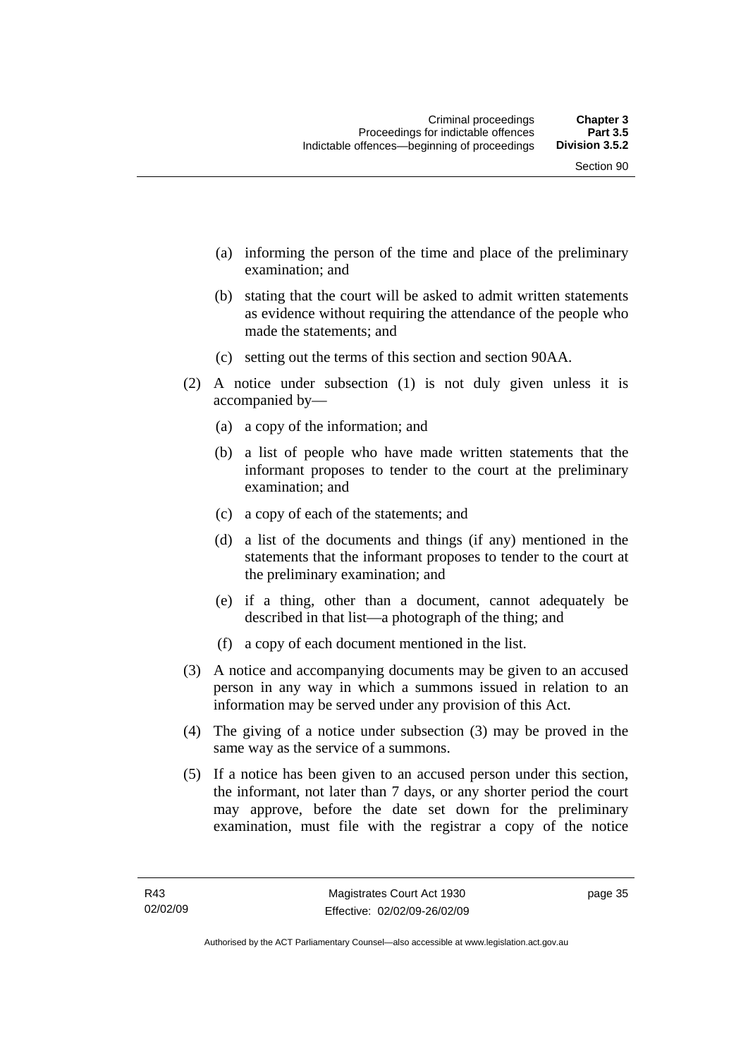(a) informing the person of the time and place of the preliminary examination; and

(b) stating that the court will be asked to admit written statements as evidence without requiring the attendance of the people who made the statements; and

(c) setting out the terms of this section and section 90AA.

(2) A notice under subsection (1) is not duly given unless it is accompanied by—

(a) a copy of the information; and

(b) a list of people who have made written statements that the informant proposes to tender to the court at the preliminary examination; and

(c) a copy of each of the statements; and

(d) a list of the documents and things (if any) mentioned in the statements that the informant proposes to tender to the court at the preliminary examination; and

(e) if a thing, other than a document, cannot adequately be described in that list—a photograph of the thing; and

(f) a copy of each document mentioned in the list.

(3) A notice and accompanying documents may be given to an accused person in any way in which a summons issued in relation to an information may be served under any provision of this Act.

(4) The giving of a notice under subsection (3) may be proved in the same way as the service of a summons.

(5) If a notice has been given to an accused person under this section, the informant, not later than 7 days, or any shorter period the court may approve, before the date set down for the preliminary examination, must file with the registrar a copy of the notice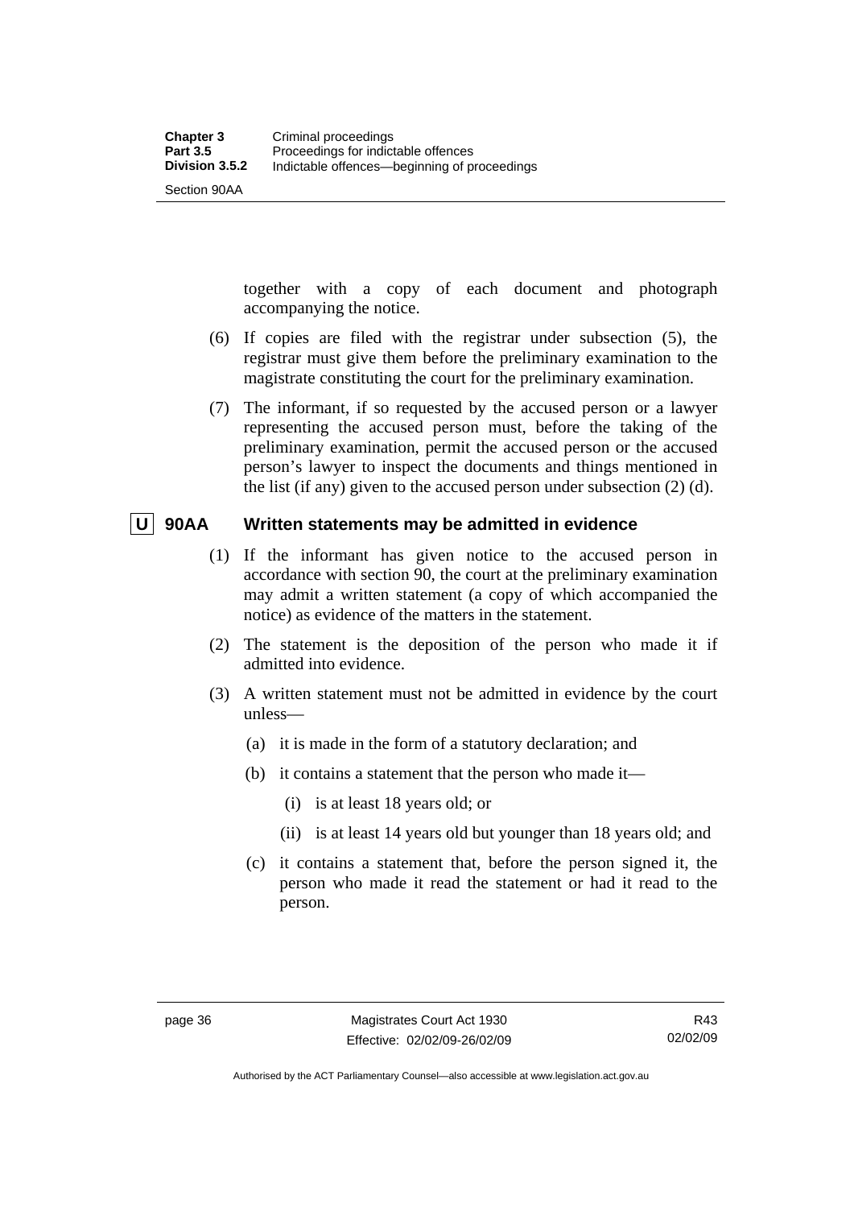together with a copy of each document and photograph accompanying the notice.

(6) If copies are filed with the registrar under subsection (5), the registrar must give them before the preliminary examination to the magistrate constituting the court for the preliminary examination.

(7) The informant, if so requested by the accused person or a lawyer representing the accused person must, before the taking of the preliminary examination, permit the accused person or the accused person's lawyer to inspect the documents and things mentioned in the list (if any) given to the accused person under subsection (2) (d).

### U 90AA Written statements may be admitted in evidence

(1) If the informant has given notice to the accused person in accordance with section 90, the court at the preliminary examination may admit a written statement (a copy of which accompanied the notice) as evidence of the matters in the statement.

(2) The statement is the deposition of the person who made it if admitted into evidence.

(3) A written statement must not be admitted in evidence by the court unless—

(a) it is made in the form of a statutory declaration; and

(b) it contains a statement that the person who made it—

(i) is at least 18 years old; or

(ii) is at least 14 years old but younger than 18 years old; and

(c) it contains a statement that, before the person signed it, the person who made it read the statement or had it read to the person.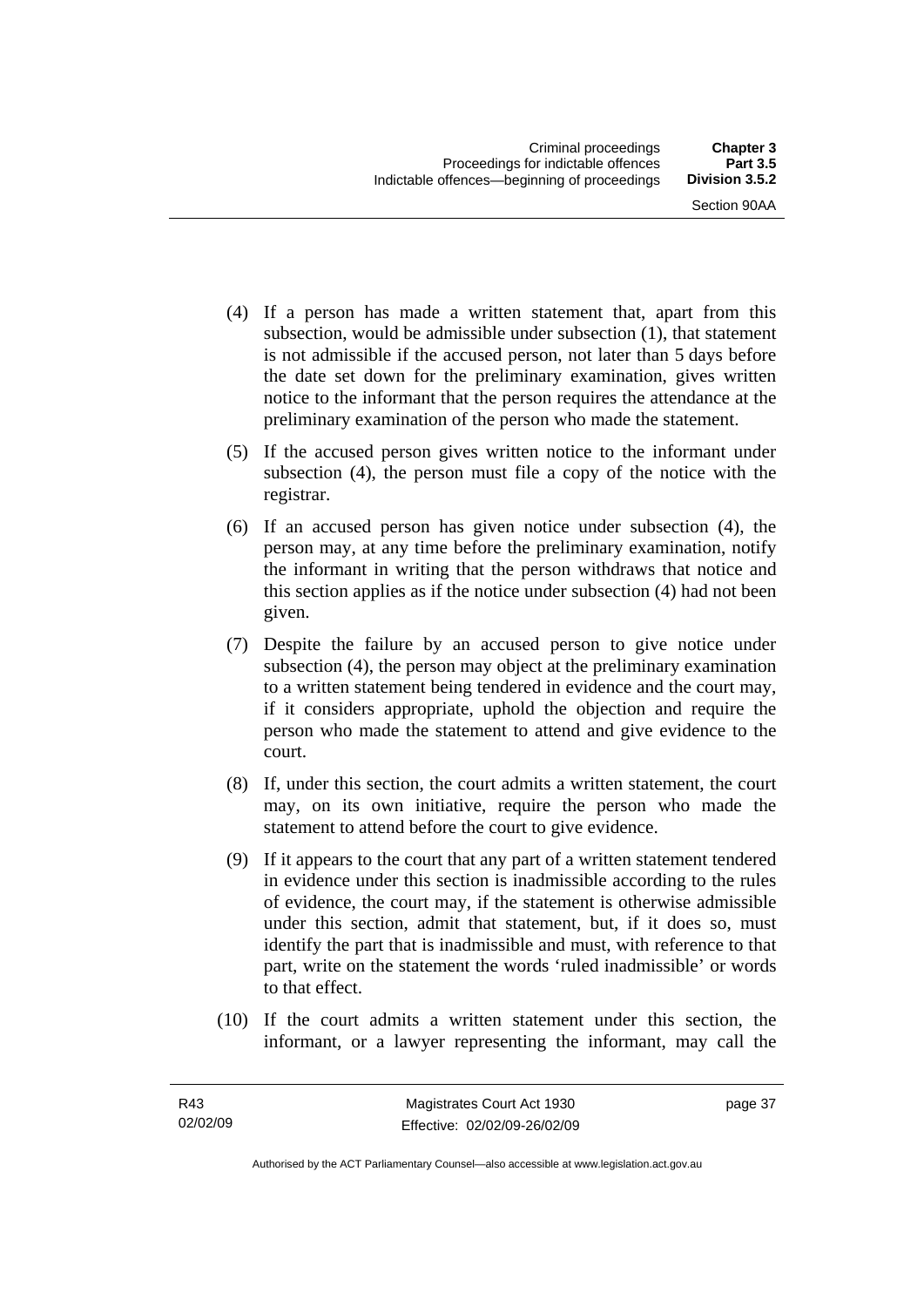(4) If a person has made a written statement that, apart from this subsection, would be admissible under subsection (1), that statement is not admissible if the accused person, not later than 5 days before the date set down for the preliminary examination, gives written notice to the informant that the person requires the attendance at the preliminary examination of the person who made the statement.

(5) If the accused person gives written notice to the informant under subsection (4), the person must file a copy of the notice with the registrar.

(6) If an accused person has given notice under subsection (4), the person may, at any time before the preliminary examination, notify the informant in writing that the person withdraws that notice and this section applies as if the notice under subsection (4) had not been given.

(7) Despite the failure by an accused person to give notice under subsection (4), the person may object at the preliminary examination to a written statement being tendered in evidence and the court may, if it considers appropriate, uphold the objection and require the person who made the statement to attend and give evidence to the court.

(8) If, under this section, the court admits a written statement, the court may, on its own initiative, require the person who made the statement to attend before the court to give evidence.

(9) If it appears to the court that any part of a written statement tendered in evidence under this section is inadmissible according to the rules of evidence, the court may, if the statement is otherwise admissible under this section, admit that statement, but, if it does so, must identify the part that is inadmissible and must, with reference to that part, write on the statement the words 'ruled inadmissible' or words to that effect.

(10) If the court admits a written statement under this section, the informant, or a lawyer representing the informant, may call the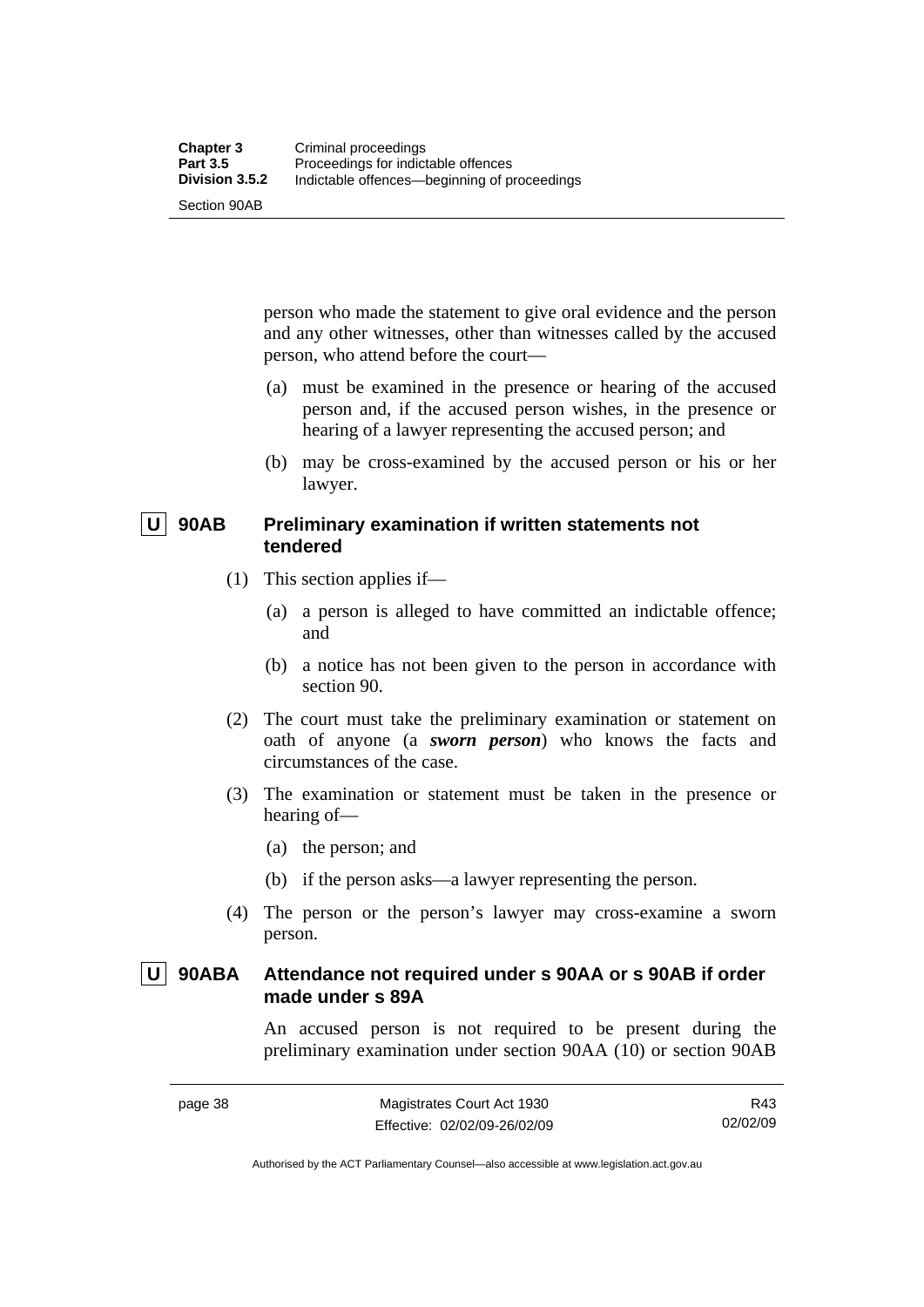person who made the statement to give oral evidence and the person and any other witnesses, other than witnesses called by the accused person, who attend before the court—

(a) must be examined in the presence or hearing of the accused person and, if the accused person wishes, in the presence or hearing of a lawyer representing the accused person; and

(b) may be cross-examined by the accused person or his or her lawyer.

### U 90AB Preliminary examination if written statements not tendered

(1) This section applies if—

(a) a person is alleged to have committed an indictable offence; and

(b) a notice has not been given to the person in accordance with section 90.

(2) The court must take the preliminary examination or statement on oath of anyone (a ***sworn person***) who knows the facts and circumstances of the case.

(3) The examination or statement must be taken in the presence or hearing of—

(a) the person; and

(b) if the person asks—a lawyer representing the person.

(4) The person or the person's lawyer may cross-examine a sworn person.

### U 90ABA Attendance not required under s 90AA or s 90AB if order made under s 89A

An accused person is not required to be present during the preliminary examination under section 90AA (10) or section 90AB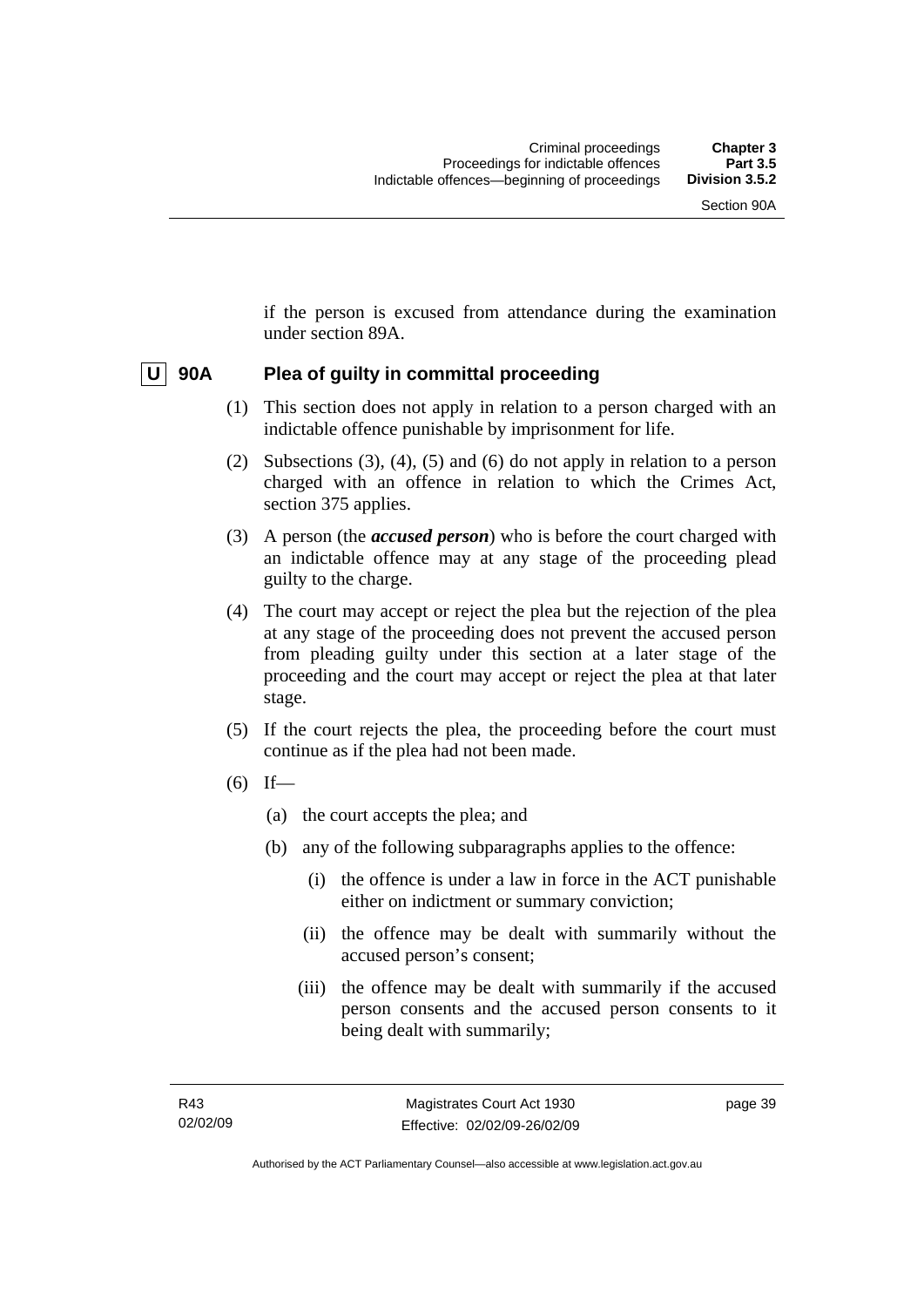if the person is excused from attendance during the examination under section 89A.

## U 90A Plea of guilty in committal proceeding

(1) This section does not apply in relation to a person charged with an indictable offence punishable by imprisonment for life.

(2) Subsections (3), (4), (5) and (6) do not apply in relation to a person charged with an offence in relation to which the Crimes Act, section 375 applies.

(3) A person (the ***accused person***) who is before the court charged with an indictable offence may at any stage of the proceeding plead guilty to the charge.

(4) The court may accept or reject the plea but the rejection of the plea at any stage of the proceeding does not prevent the accused person from pleading guilty under this section at a later stage of the proceeding and the court may accept or reject the plea at that later stage.

(5) If the court rejects the plea, the proceeding before the court must continue as if the plea had not been made.

(6) If—

(a) the court accepts the plea; and

(b) any of the following subparagraphs applies to the offence:

(i) the offence is under a law in force in the ACT punishable either on indictment or summary conviction;

(ii) the offence may be dealt with summarily without the accused person's consent;

(iii) the offence may be dealt with summarily if the accused person consents and the accused person consents to it being dealt with summarily;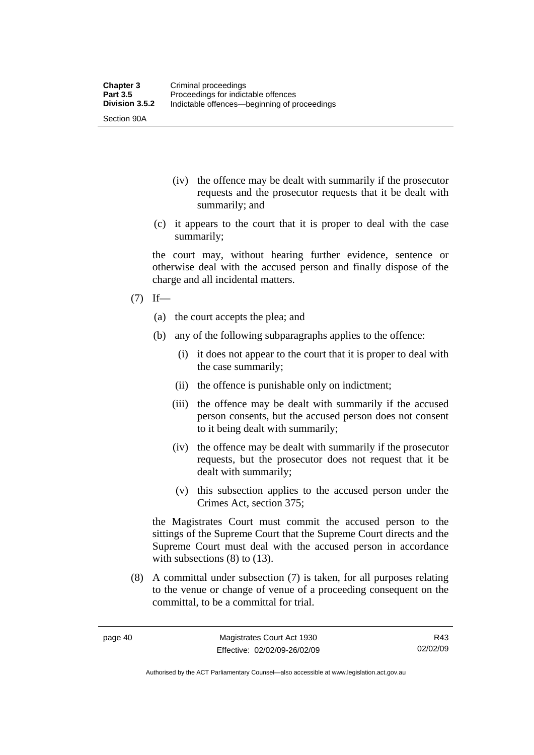(iv) the offence may be dealt with summarily if the prosecutor requests and the prosecutor requests that it be dealt with summarily; and

(c) it appears to the court that it is proper to deal with the case summarily;

the court may, without hearing further evidence, sentence or otherwise deal with the accused person and finally dispose of the charge and all incidental matters.

(7) If—

(a) the court accepts the plea; and

(b) any of the following subparagraphs applies to the offence:

(i) it does not appear to the court that it is proper to deal with the case summarily;

(ii) the offence is punishable only on indictment;

(iii) the offence may be dealt with summarily if the accused person consents, but the accused person does not consent to it being dealt with summarily;

(iv) the offence may be dealt with summarily if the prosecutor requests, but the prosecutor does not request that it be dealt with summarily;

(v) this subsection applies to the accused person under the Crimes Act, section 375;

the Magistrates Court must commit the accused person to the sittings of the Supreme Court that the Supreme Court directs and the Supreme Court must deal with the accused person in accordance with subsections (8) to (13).

(8) A committal under subsection (7) is taken, for all purposes relating to the venue or change of venue of a proceeding consequent on the committal, to be a committal for trial.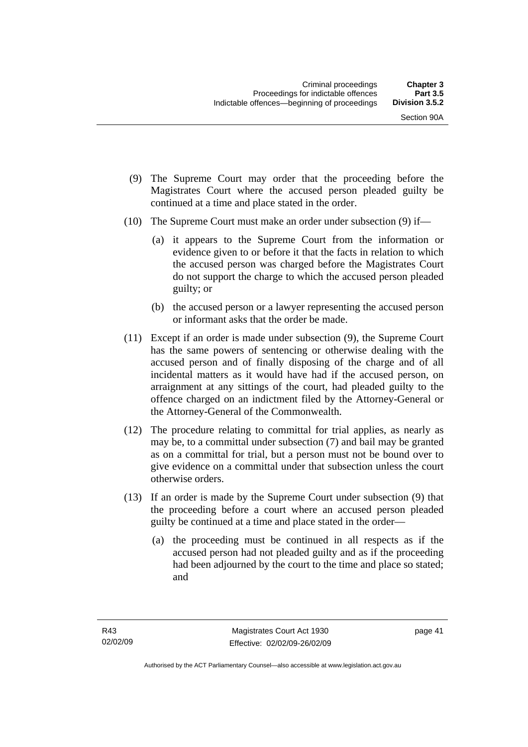(9) The Supreme Court may order that the proceeding before the Magistrates Court where the accused person pleaded guilty be continued at a time and place stated in the order.

(10) The Supreme Court must make an order under subsection (9) if—

   (a) it appears to the Supreme Court from the information or evidence given to or before it that the facts in relation to which the accused person was charged before the Magistrates Court do not support the charge to which the accused person pleaded guilty; or

   (b) the accused person or a lawyer representing the accused person or informant asks that the order be made.

(11) Except if an order is made under subsection (9), the Supreme Court has the same powers of sentencing or otherwise dealing with the accused person and of finally disposing of the charge and of all incidental matters as it would have had if the accused person, on arraignment at any sittings of the court, had pleaded guilty to the offence charged on an indictment filed by the Attorney-General or the Attorney-General of the Commonwealth.

(12) The procedure relating to committal for trial applies, as nearly as may be, to a committal under subsection (7) and bail may be granted as on a committal for trial, but a person must not be bound over to give evidence on a committal under that subsection unless the court otherwise orders.

(13) If an order is made by the Supreme Court under subsection (9) that the proceeding before a court where an accused person pleaded guilty be continued at a time and place stated in the order—

   (a) the proceeding must be continued in all respects as if the accused person had not pleaded guilty and as if the proceeding had been adjourned by the court to the time and place so stated; and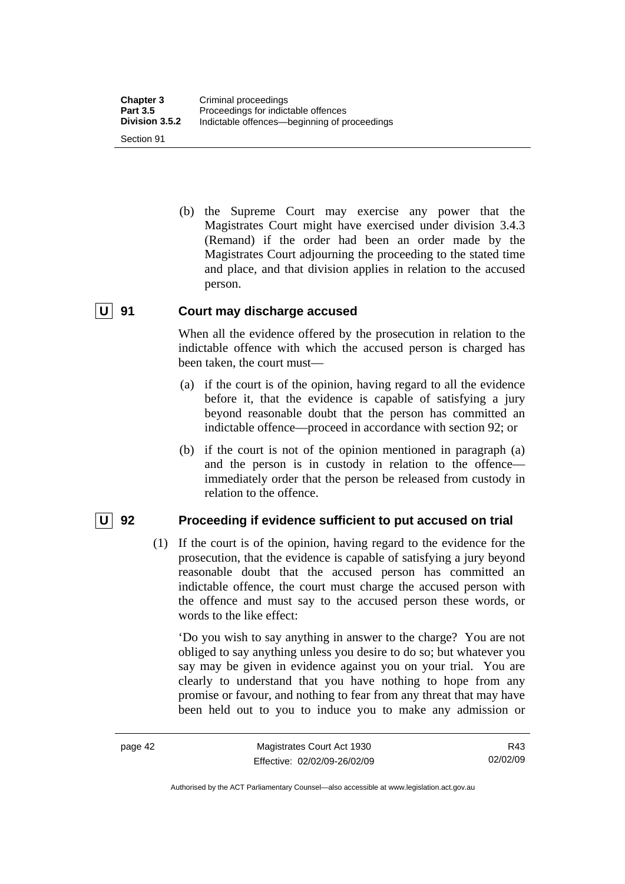(b) the Supreme Court may exercise any power that the Magistrates Court might have exercised under division 3.4.3 (Remand) if the order had been an order made by the Magistrates Court adjourning the proceeding to the stated time and place, and that division applies in relation to the accused person.

### U 91 Court may discharge accused

When all the evidence offered by the prosecution in relation to the indictable offence with which the accused person is charged has been taken, the court must—

(a) if the court is of the opinion, having regard to all the evidence before it, that the evidence is capable of satisfying a jury beyond reasonable doubt that the person has committed an indictable offence—proceed in accordance with section 92; or

(b) if the court is not of the opinion mentioned in paragraph (a) and the person is in custody in relation to the offence—immediately order that the person be released from custody in relation to the offence.

### U 92 Proceeding if evidence sufficient to put accused on trial

(1) If the court is of the opinion, having regard to the evidence for the prosecution, that the evidence is capable of satisfying a jury beyond reasonable doubt that the accused person has committed an indictable offence, the court must charge the accused person with the offence and must say to the accused person these words, or words to the like effect:

'Do you wish to say anything in answer to the charge? You are not obliged to say anything unless you desire to do so; but whatever you say may be given in evidence against you on your trial. You are clearly to understand that you have nothing to hope from any promise or favour, and nothing to fear from any threat that may have been held out to you to induce you to make any admission or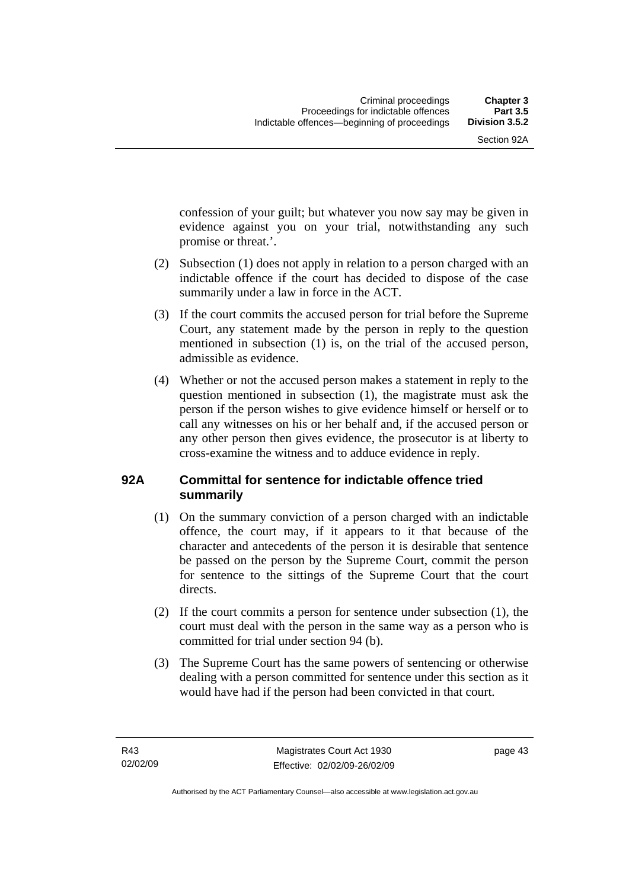confession of your guilt; but whatever you now say may be given in evidence against you on your trial, notwithstanding any such promise or threat.'.

(2) Subsection (1) does not apply in relation to a person charged with an indictable offence if the court has decided to dispose of the case summarily under a law in force in the ACT.

(3) If the court commits the accused person for trial before the Supreme Court, any statement made by the person in reply to the question mentioned in subsection (1) is, on the trial of the accused person, admissible as evidence.

(4) Whether or not the accused person makes a statement in reply to the question mentioned in subsection (1), the magistrate must ask the person if the person wishes to give evidence himself or herself or to call any witnesses on his or her behalf and, if the accused person or any other person then gives evidence, the prosecutor is at liberty to cross-examine the witness and to adduce evidence in reply.

### 92A Committal for sentence for indictable offence tried summarily

(1) On the summary conviction of a person charged with an indictable offence, the court may, if it appears to it that because of the character and antecedents of the person it is desirable that sentence be passed on the person by the Supreme Court, commit the person for sentence to the sittings of the Supreme Court that the court directs.

(2) If the court commits a person for sentence under subsection (1), the court must deal with the person in the same way as a person who is committed for trial under section 94 (b).

(3) The Supreme Court has the same powers of sentencing or otherwise dealing with a person committed for sentence under this section as it would have had if the person had been convicted in that court.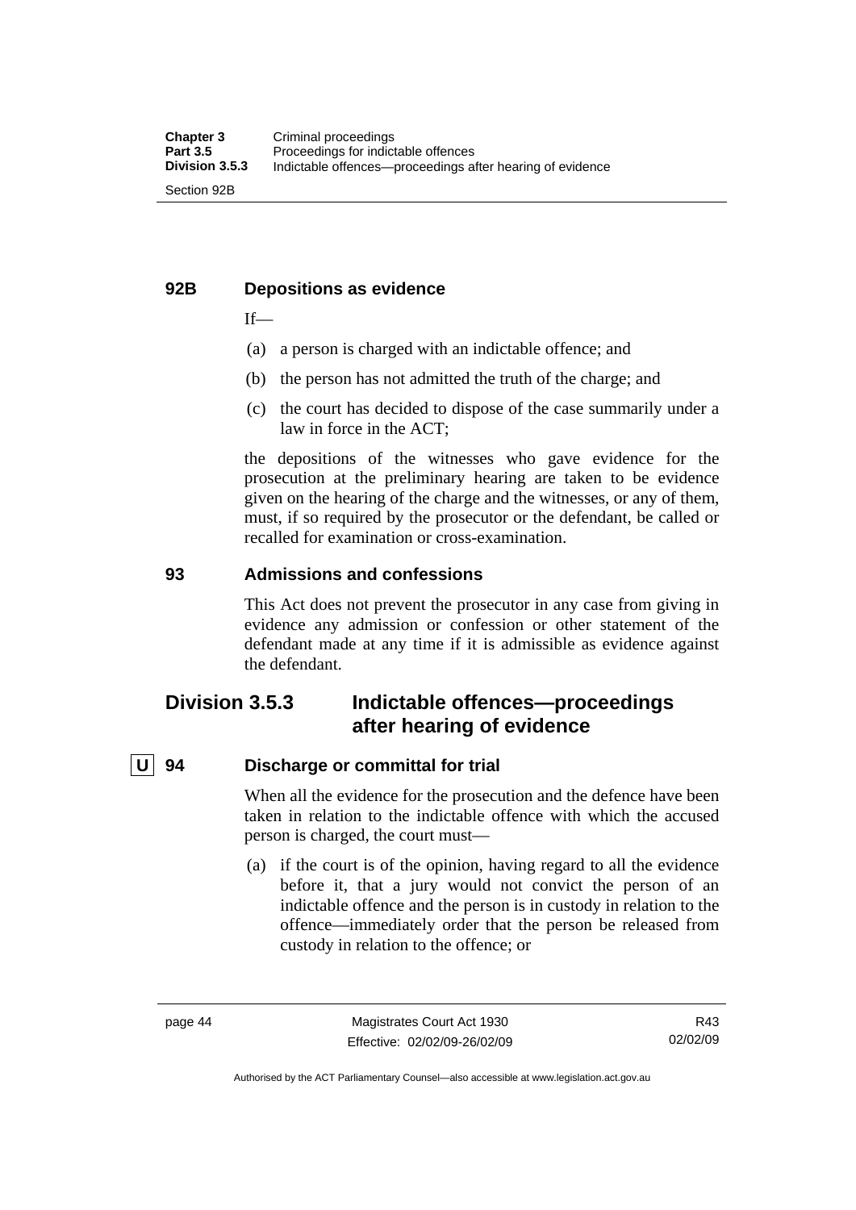### 92B Depositions as evidence

If—

(a) a person is charged with an indictable offence; and

(b) the person has not admitted the truth of the charge; and

(c) the court has decided to dispose of the case summarily under a law in force in the ACT;

the depositions of the witnesses who gave evidence for the prosecution at the preliminary hearing are taken to be evidence given on the hearing of the charge and the witnesses, or any of them, must, if so required by the prosecutor or the defendant, be called or recalled for examination or cross-examination.

### 93 Admissions and confessions

This Act does not prevent the prosecutor in any case from giving in evidence any admission or confession or other statement of the defendant made at any time if it is admissible as evidence against the defendant.

## Division 3.5.3 Indictable offences—proceedings after hearing of evidence

### U 94 Discharge or committal for trial

When all the evidence for the prosecution and the defence have been taken in relation to the indictable offence with which the accused person is charged, the court must—

(a) if the court is of the opinion, having regard to all the evidence before it, that a jury would not convict the person of an indictable offence and the person is in custody in relation to the offence—immediately order that the person be released from custody in relation to the offence; or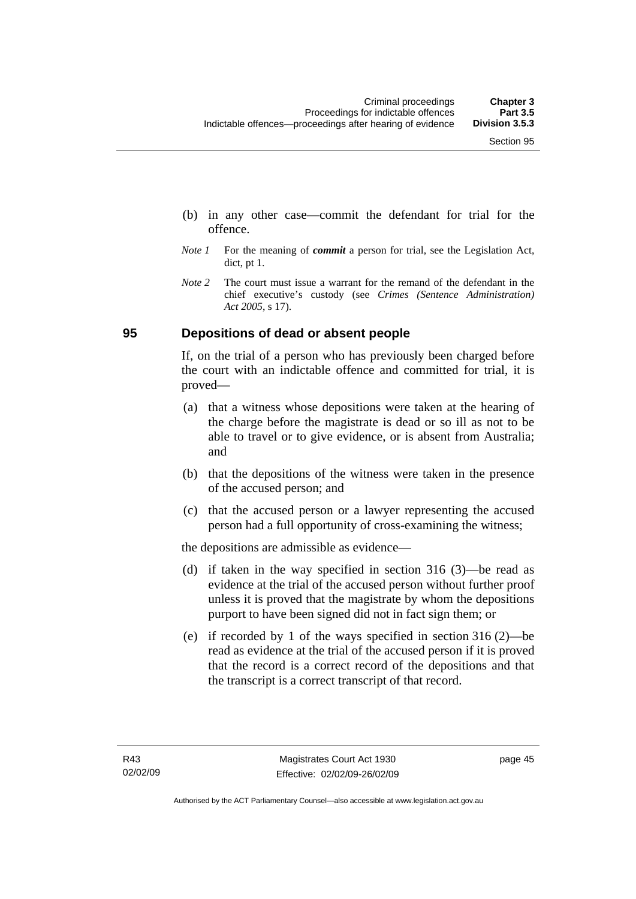(b) in any other case—commit the defendant for trial for the offence.

*Note 1* For the meaning of ***commit*** a person for trial, see the Legislation Act, dict, pt 1.

*Note 2* The court must issue a warrant for the remand of the defendant in the chief executive's custody (see *Crimes (Sentence Administration) Act 2005*, s 17).

## 95 Depositions of dead or absent people

If, on the trial of a person who has previously been charged before the court with an indictable offence and committed for trial, it is proved—

(a) that a witness whose depositions were taken at the hearing of the charge before the magistrate is dead or so ill as not to be able to travel or to give evidence, or is absent from Australia; and

(b) that the depositions of the witness were taken in the presence of the accused person; and

(c) that the accused person or a lawyer representing the accused person had a full opportunity of cross-examining the witness;

the depositions are admissible as evidence—

(d) if taken in the way specified in section 316 (3)—be read as evidence at the trial of the accused person without further proof unless it is proved that the magistrate by whom the depositions purport to have been signed did not in fact sign them; or

(e) if recorded by 1 of the ways specified in section 316 (2)—be read as evidence at the trial of the accused person if it is proved that the record is a correct record of the depositions and that the transcript is a correct transcript of that record.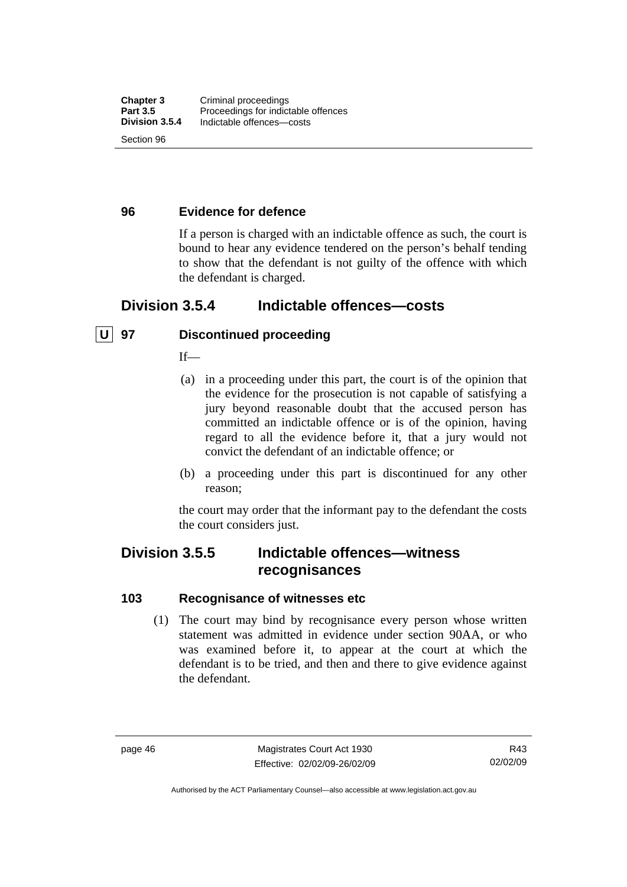### 96 Evidence for defence

If a person is charged with an indictable offence as such, the court is bound to hear any evidence tendered on the person's behalf tending to show that the defendant is not guilty of the offence with which the defendant is charged.

## Division 3.5.4 Indictable offences—costs

### U 97 Discontinued proceeding

If—

(a) in a proceeding under this part, the court is of the opinion that the evidence for the prosecution is not capable of satisfying a jury beyond reasonable doubt that the accused person has committed an indictable offence or is of the opinion, having regard to all the evidence before it, that a jury would not convict the defendant of an indictable offence; or

(b) a proceeding under this part is discontinued for any other reason;

the court may order that the informant pay to the defendant the costs the court considers just.

## Division 3.5.5 Indictable offences—witness recognisances

### 103 Recognisance of witnesses etc

(1) The court may bind by recognisance every person whose written statement was admitted in evidence under section 90AA, or who was examined before it, to appear at the court at which the defendant is to be tried, and then and there to give evidence against the defendant.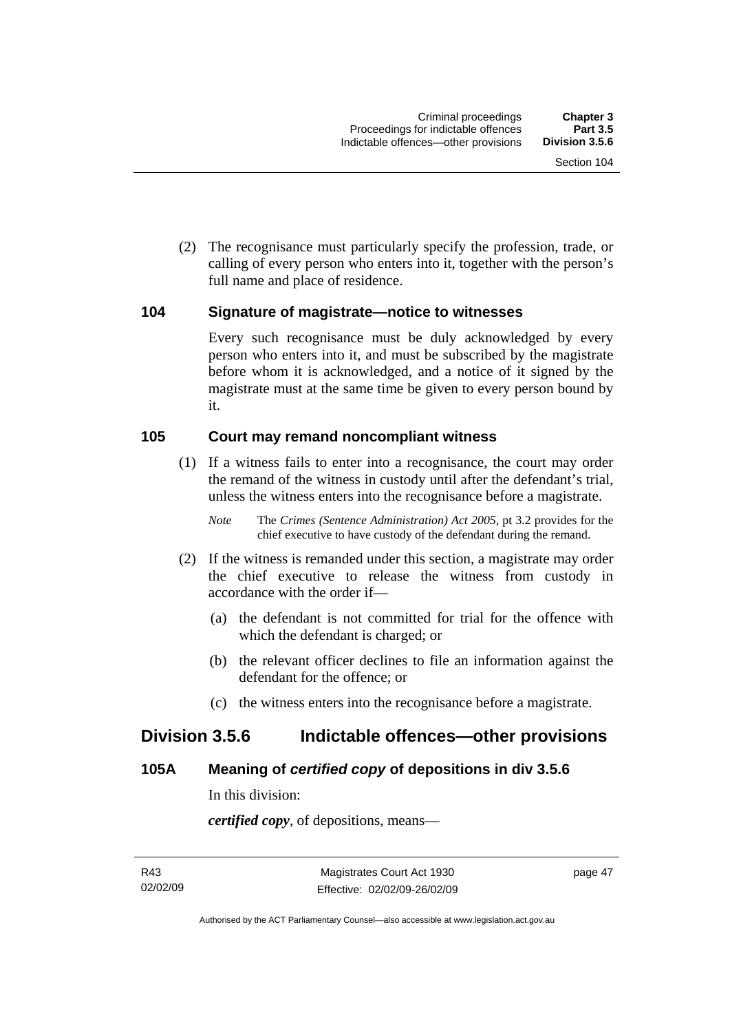(2) The recognisance must particularly specify the profession, trade, or calling of every person who enters into it, together with the person's full name and place of residence.

### 104 Signature of magistrate—notice to witnesses

Every such recognisance must be duly acknowledged by every person who enters into it, and must be subscribed by the magistrate before whom it is acknowledged, and a notice of it signed by the magistrate must at the same time be given to every person bound by it.

### 105 Court may remand noncompliant witness

(1) If a witness fails to enter into a recognisance, the court may order the remand of the witness in custody until after the defendant's trial, unless the witness enters into the recognisance before a magistrate.

*Note* The *Crimes (Sentence Administration) Act 2005*, pt 3.2 provides for the chief executive to have custody of the defendant during the remand.

(2) If the witness is remanded under this section, a magistrate may order the chief executive to release the witness from custody in accordance with the order if—

(a) the defendant is not committed for trial for the offence with which the defendant is charged; or

(b) the relevant officer declines to file an information against the defendant for the offence; or

(c) the witness enters into the recognisance before a magistrate.

## Division 3.5.6 Indictable offences—other provisions

### 105A Meaning of *certified copy* of depositions in div 3.5.6

In this division:

***certified copy***, of depositions, means—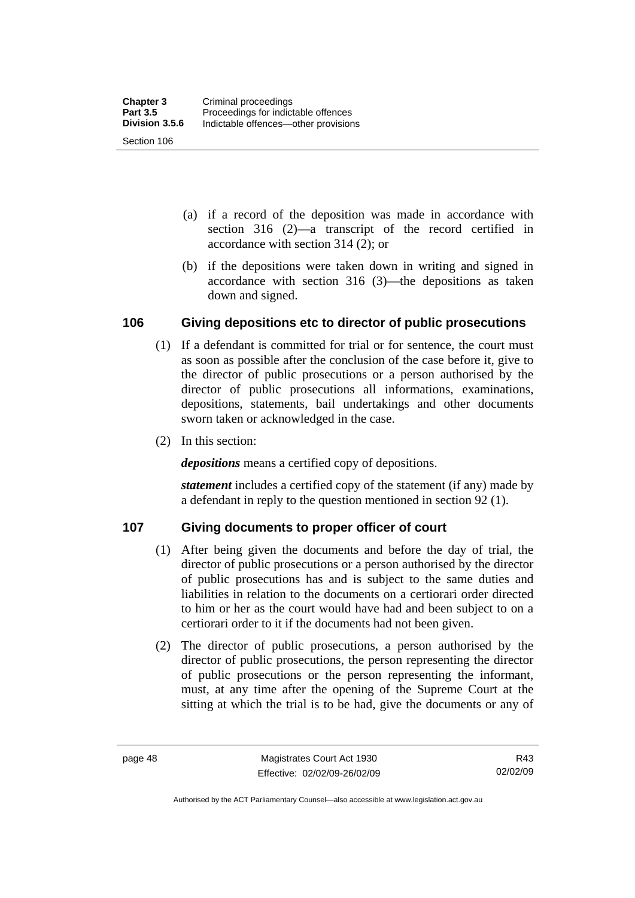(a) if a record of the deposition was made in accordance with section 316 (2)—a transcript of the record certified in accordance with section 314 (2); or

(b) if the depositions were taken down in writing and signed in accordance with section 316 (3)—the depositions as taken down and signed.

## 106 Giving depositions etc to director of public prosecutions

(1) If a defendant is committed for trial or for sentence, the court must as soon as possible after the conclusion of the case before it, give to the director of public prosecutions or a person authorised by the director of public prosecutions all informations, examinations, depositions, statements, bail undertakings and other documents sworn taken or acknowledged in the case.

(2) In this section:

***depositions*** means a certified copy of depositions.

***statement*** includes a certified copy of the statement (if any) made by a defendant in reply to the question mentioned in section 92 (1).

## 107 Giving documents to proper officer of court

(1) After being given the documents and before the day of trial, the director of public prosecutions or a person authorised by the director of public prosecutions has and is subject to the same duties and liabilities in relation to the documents on a certiorari order directed to him or her as the court would have had and been subject to on a certiorari order to it if the documents had not been given.

(2) The director of public prosecutions, a person authorised by the director of public prosecutions, the person representing the director of public prosecutions or the person representing the informant, must, at any time after the opening of the Supreme Court at the sitting at which the trial is to be had, give the documents or any of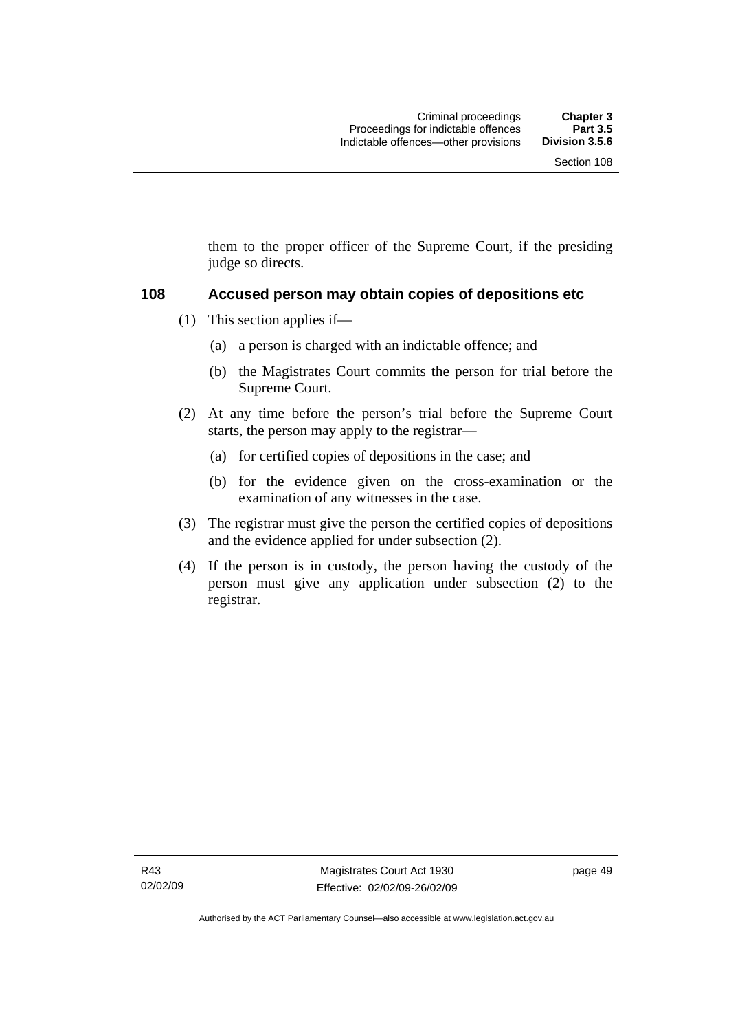them to the proper officer of the Supreme Court, if the presiding judge so directs.

## 108 Accused person may obtain copies of depositions etc

(1) This section applies if—

(a) a person is charged with an indictable offence; and

(b) the Magistrates Court commits the person for trial before the Supreme Court.

(2) At any time before the person's trial before the Supreme Court starts, the person may apply to the registrar—

(a) for certified copies of depositions in the case; and

(b) for the evidence given on the cross-examination or the examination of any witnesses in the case.

(3) The registrar must give the person the certified copies of depositions and the evidence applied for under subsection (2).

(4) If the person is in custody, the person having the custody of the person must give any application under subsection (2) to the registrar.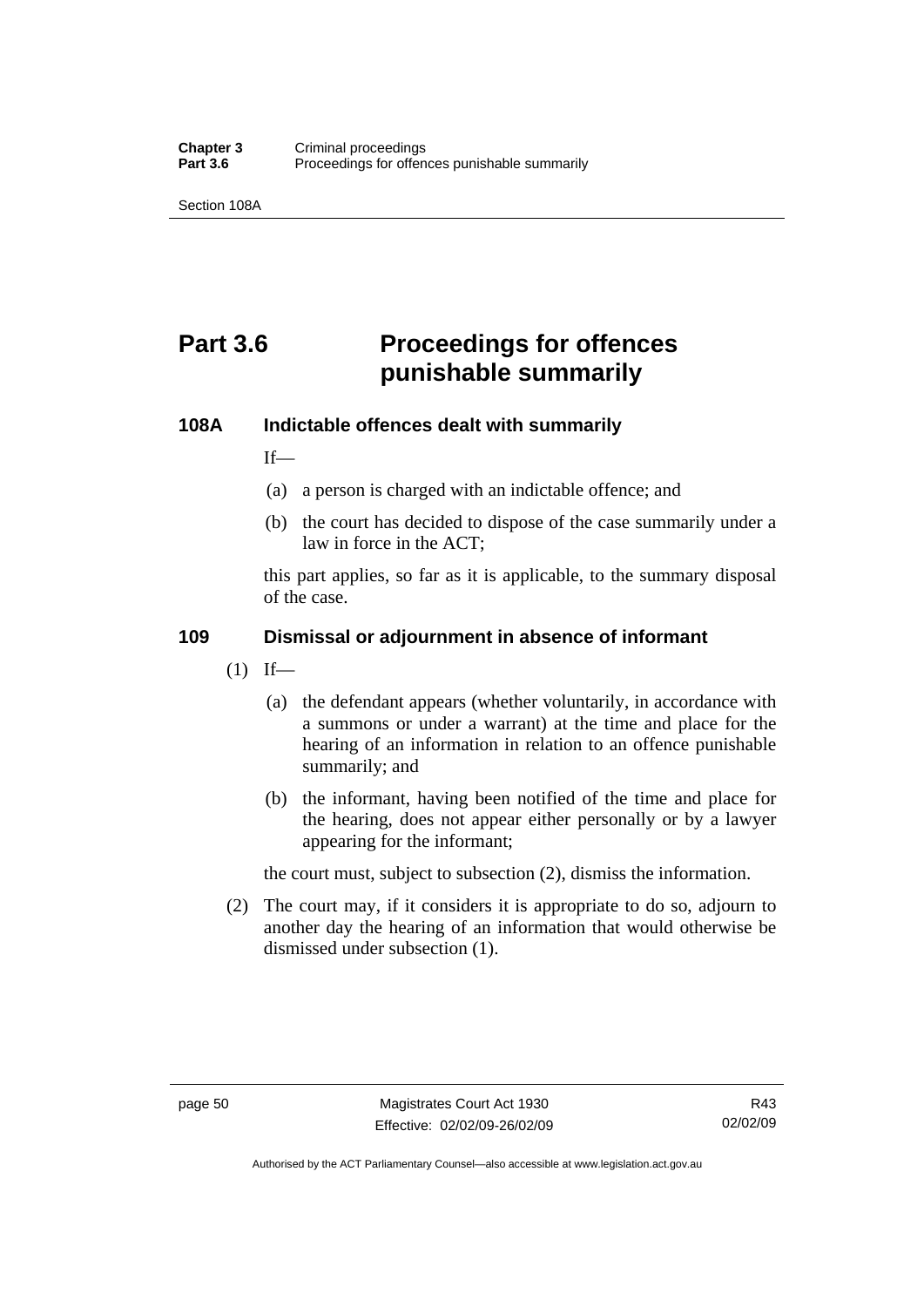# Part 3.6 Proceedings for offences punishable summarily

## 108A Indictable offences dealt with summarily

If—

(a) a person is charged with an indictable offence; and

(b) the court has decided to dispose of the case summarily under a law in force in the ACT;

this part applies, so far as it is applicable, to the summary disposal of the case.

## 109 Dismissal or adjournment in absence of informant

(1) If—

(a) the defendant appears (whether voluntarily, in accordance with a summons or under a warrant) at the time and place for the hearing of an information in relation to an offence punishable summarily; and

(b) the informant, having been notified of the time and place for the hearing, does not appear either personally or by a lawyer appearing for the informant;

the court must, subject to subsection (2), dismiss the information.

(2) The court may, if it considers it is appropriate to do so, adjourn to another day the hearing of an information that would otherwise be dismissed under subsection (1).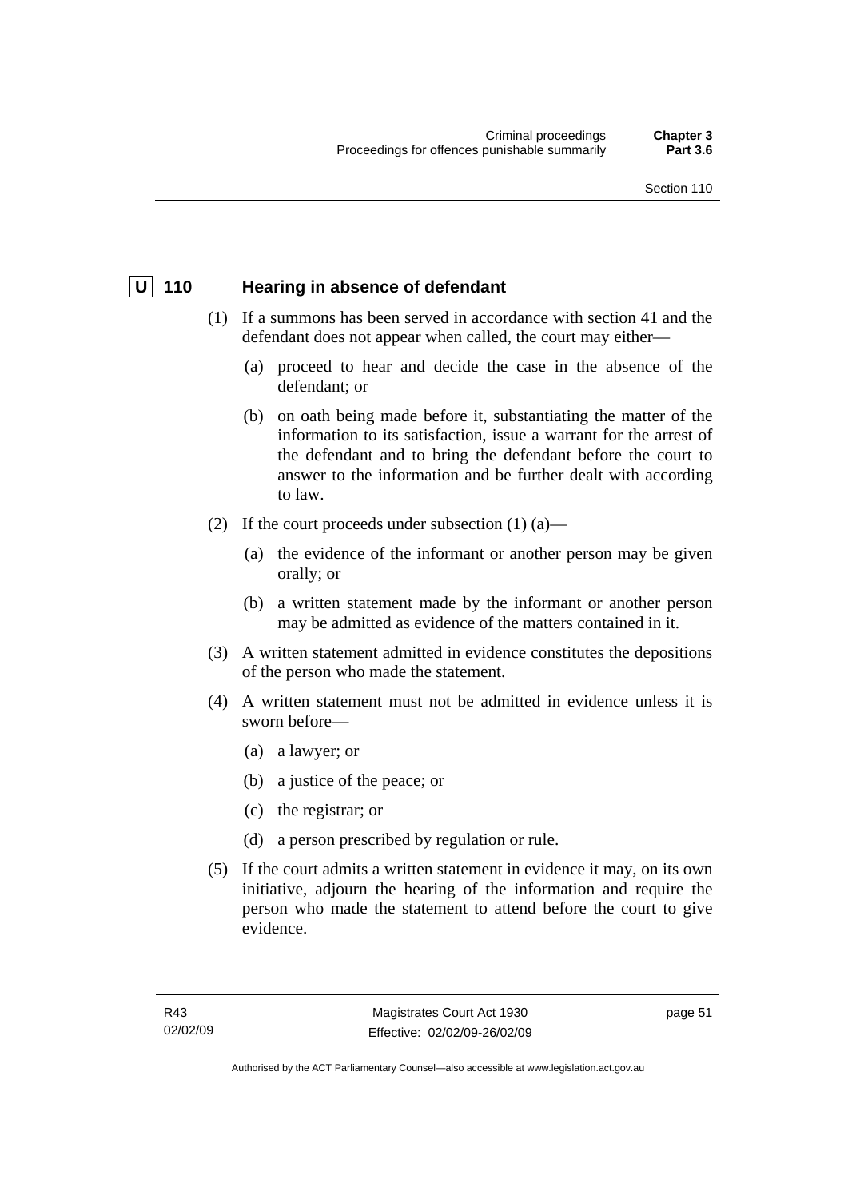## U 110 Hearing in absence of defendant

(1) If a summons has been served in accordance with section 41 and the defendant does not appear when called, the court may either—

(a) proceed to hear and decide the case in the absence of the defendant; or

(b) on oath being made before it, substantiating the matter of the information to its satisfaction, issue a warrant for the arrest of the defendant and to bring the defendant before the court to answer to the information and be further dealt with according to law.

(2) If the court proceeds under subsection (1) (a)—

(a) the evidence of the informant or another person may be given orally; or

(b) a written statement made by the informant or another person may be admitted as evidence of the matters contained in it.

(3) A written statement admitted in evidence constitutes the depositions of the person who made the statement.

(4) A written statement must not be admitted in evidence unless it is sworn before—

(a) a lawyer; or

(b) a justice of the peace; or

(c) the registrar; or

(d) a person prescribed by regulation or rule.

(5) If the court admits a written statement in evidence it may, on its own initiative, adjourn the hearing of the information and require the person who made the statement to attend before the court to give evidence.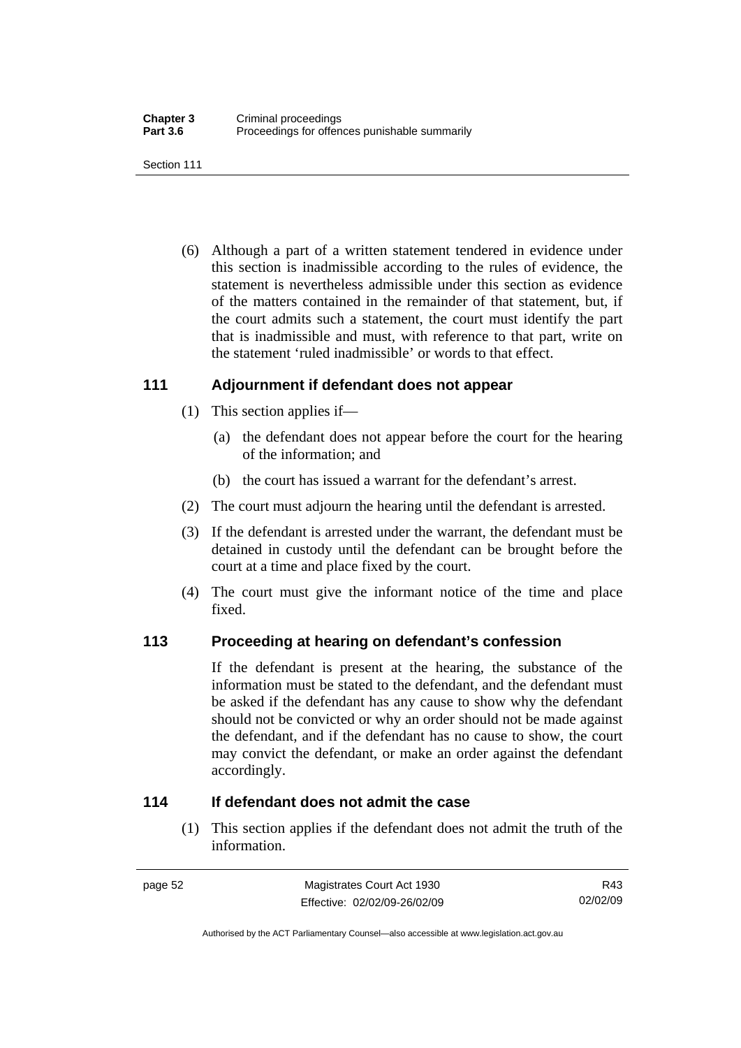(6) Although a part of a written statement tendered in evidence under this section is inadmissible according to the rules of evidence, the statement is nevertheless admissible under this section as evidence of the matters contained in the remainder of that statement, but, if the court admits such a statement, the court must identify the part that is inadmissible and must, with reference to that part, write on the statement 'ruled inadmissible' or words to that effect.

### 111 Adjournment if defendant does not appear

(1) This section applies if—

(a) the defendant does not appear before the court for the hearing of the information; and

(b) the court has issued a warrant for the defendant's arrest.

(2) The court must adjourn the hearing until the defendant is arrested.

(3) If the defendant is arrested under the warrant, the defendant must be detained in custody until the defendant can be brought before the court at a time and place fixed by the court.

(4) The court must give the informant notice of the time and place fixed.

### 113 Proceeding at hearing on defendant's confession

If the defendant is present at the hearing, the substance of the information must be stated to the defendant, and the defendant must be asked if the defendant has any cause to show why the defendant should not be convicted or why an order should not be made against the defendant, and if the defendant has no cause to show, the court may convict the defendant, or make an order against the defendant accordingly.

### 114 If defendant does not admit the case

(1) This section applies if the defendant does not admit the truth of the information.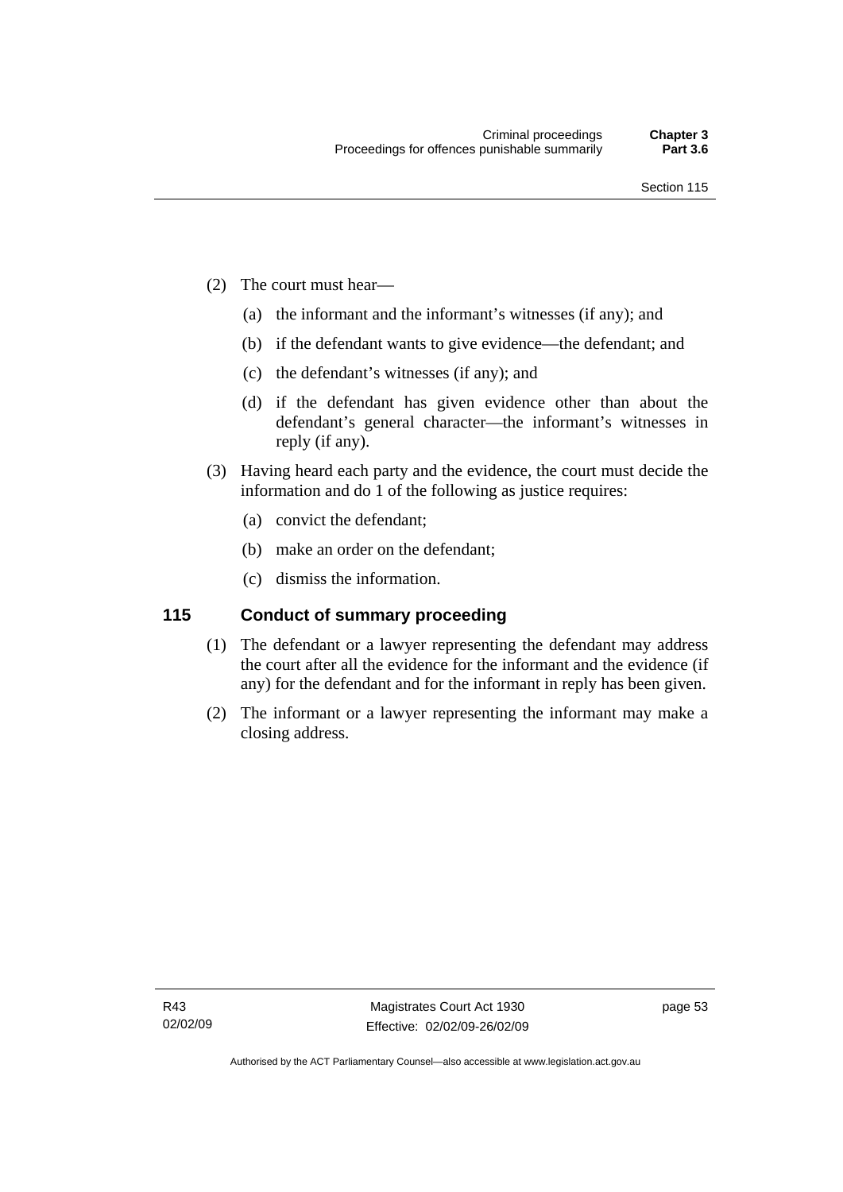(2) The court must hear—

  (a) the informant and the informant's witnesses (if any); and

  (b) if the defendant wants to give evidence—the defendant; and

  (c) the defendant's witnesses (if any); and

  (d) if the defendant has given evidence other than about the defendant's general character—the informant's witnesses in reply (if any).

(3) Having heard each party and the evidence, the court must decide the information and do 1 of the following as justice requires:

  (a) convict the defendant;

  (b) make an order on the defendant;

  (c) dismiss the information.

## 115 Conduct of summary proceeding

(1) The defendant or a lawyer representing the defendant may address the court after all the evidence for the informant and the evidence (if any) for the defendant and for the informant in reply has been given.

(2) The informant or a lawyer representing the informant may make a closing address.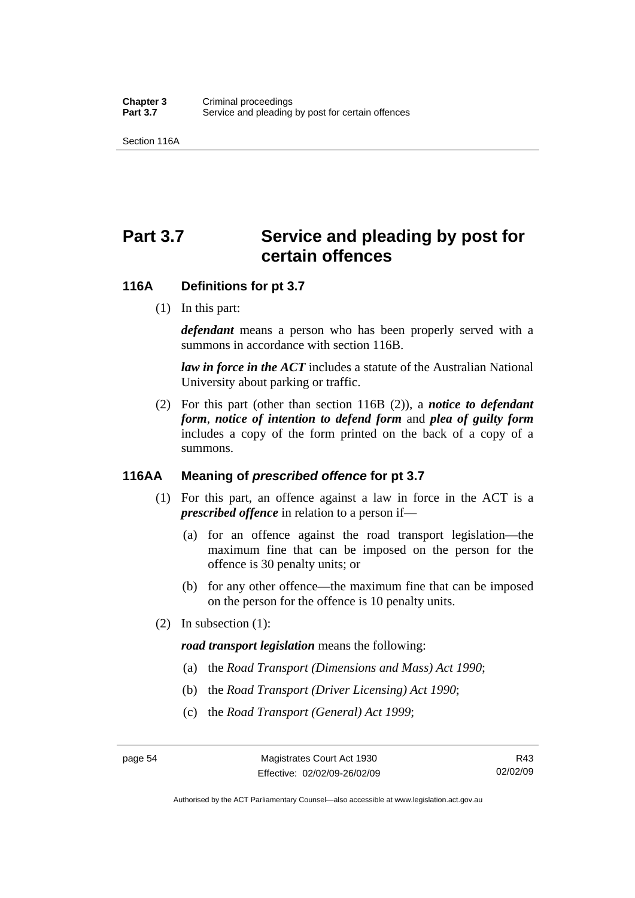# Part 3.7 Service and pleading by post for certain offences

## 116A Definitions for pt 3.7

(1) In this part:

***defendant*** means a person who has been properly served with a summons in accordance with section 116B.

***law in force in the ACT*** includes a statute of the Australian National University about parking or traffic.

(2) For this part (other than section 116B (2)), a ***notice to defendant form***, ***notice of intention to defend form*** and ***plea of guilty form*** includes a copy of the form printed on the back of a copy of a summons.

## 116AA Meaning of *prescribed offence* for pt 3.7

(1) For this part, an offence against a law in force in the ACT is a ***prescribed offence*** in relation to a person if—

(a) for an offence against the road transport legislation—the maximum fine that can be imposed on the person for the offence is 30 penalty units; or

(b) for any other offence—the maximum fine that can be imposed on the person for the offence is 10 penalty units.

(2) In subsection (1):

***road transport legislation*** means the following:

(a) the *Road Transport (Dimensions and Mass) Act 1990*;

(b) the *Road Transport (Driver Licensing) Act 1990*;

(c) the *Road Transport (General) Act 1999*;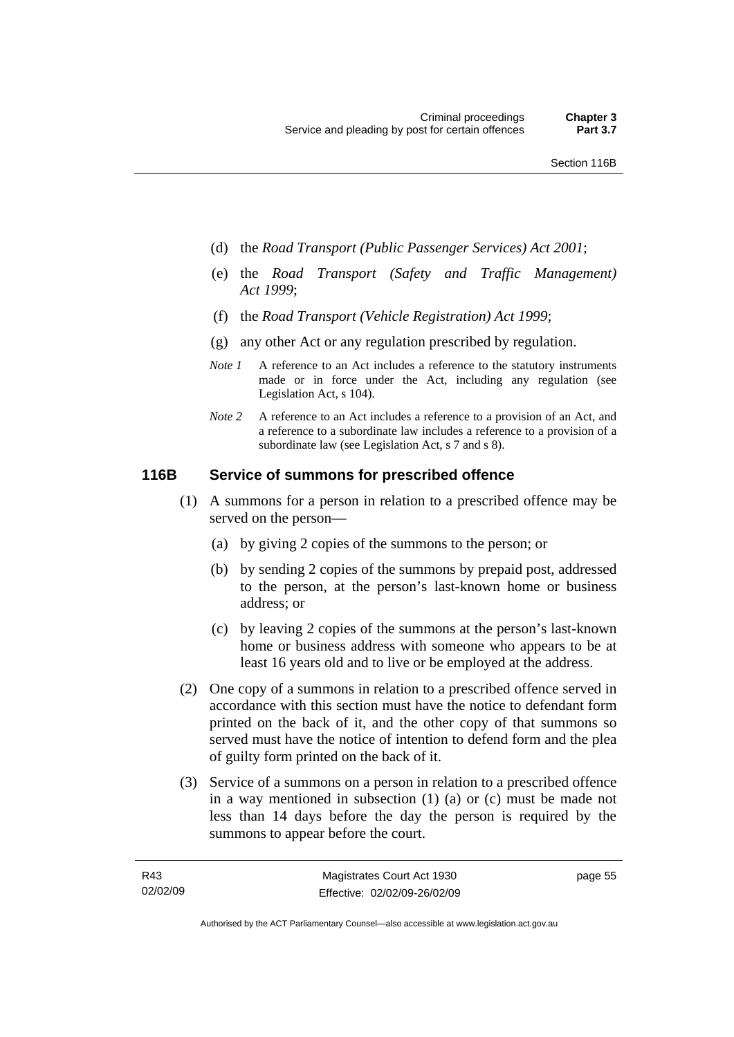(d) the *Road Transport (Public Passenger Services) Act 2001*;

(e) the *Road Transport (Safety and Traffic Management) Act 1999*;

(f) the *Road Transport (Vehicle Registration) Act 1999*;

(g) any other Act or any regulation prescribed by regulation.

*Note 1* A reference to an Act includes a reference to the statutory instruments made or in force under the Act, including any regulation (see Legislation Act, s 104).

*Note 2* A reference to an Act includes a reference to a provision of an Act, and a reference to a subordinate law includes a reference to a provision of a subordinate law (see Legislation Act, s 7 and s 8).

## 116B Service of summons for prescribed offence

(1) A summons for a person in relation to a prescribed offence may be served on the person—

(a) by giving 2 copies of the summons to the person; or

(b) by sending 2 copies of the summons by prepaid post, addressed to the person, at the person's last-known home or business address; or

(c) by leaving 2 copies of the summons at the person's last-known home or business address with someone who appears to be at least 16 years old and to live or be employed at the address.

(2) One copy of a summons in relation to a prescribed offence served in accordance with this section must have the notice to defendant form printed on the back of it, and the other copy of that summons so served must have the notice of intention to defend form and the plea of guilty form printed on the back of it.

(3) Service of a summons on a person in relation to a prescribed offence in a way mentioned in subsection (1) (a) or (c) must be made not less than 14 days before the day the person is required by the summons to appear before the court.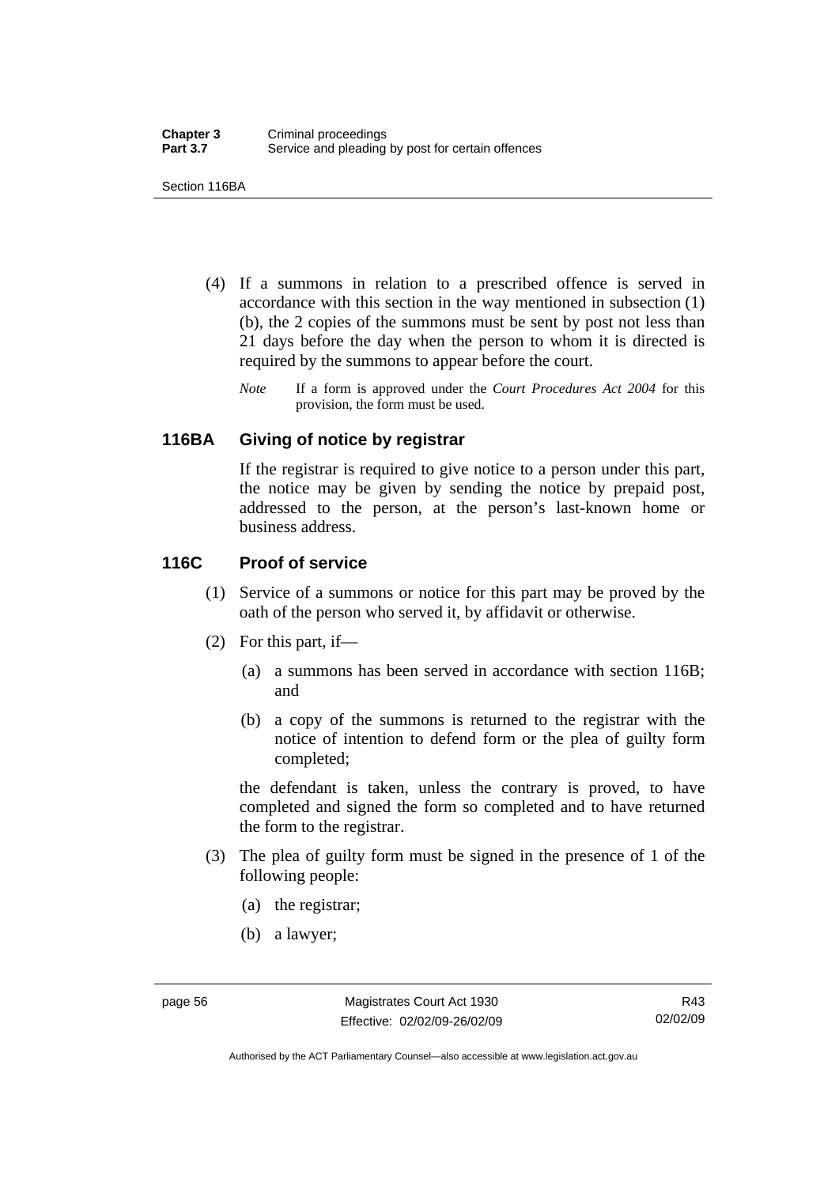(4) If a summons in relation to a prescribed offence is served in accordance with this section in the way mentioned in subsection (1) (b), the 2 copies of the summons must be sent by post not less than 21 days before the day when the person to whom it is directed is required by the summons to appear before the court.

*Note* If a form is approved under the *Court Procedures Act 2004* for this provision, the form must be used.

## 116BA Giving of notice by registrar

If the registrar is required to give notice to a person under this part, the notice may be given by sending the notice by prepaid post, addressed to the person, at the person's last-known home or business address.

## 116C Proof of service

(1) Service of a summons or notice for this part may be proved by the oath of the person who served it, by affidavit or otherwise.

(2) For this part, if—

(a) a summons has been served in accordance with section 116B; and

(b) a copy of the summons is returned to the registrar with the notice of intention to defend form or the plea of guilty form completed;

the defendant is taken, unless the contrary is proved, to have completed and signed the form so completed and to have returned the form to the registrar.

(3) The plea of guilty form must be signed in the presence of 1 of the following people:

(a) the registrar;

(b) a lawyer;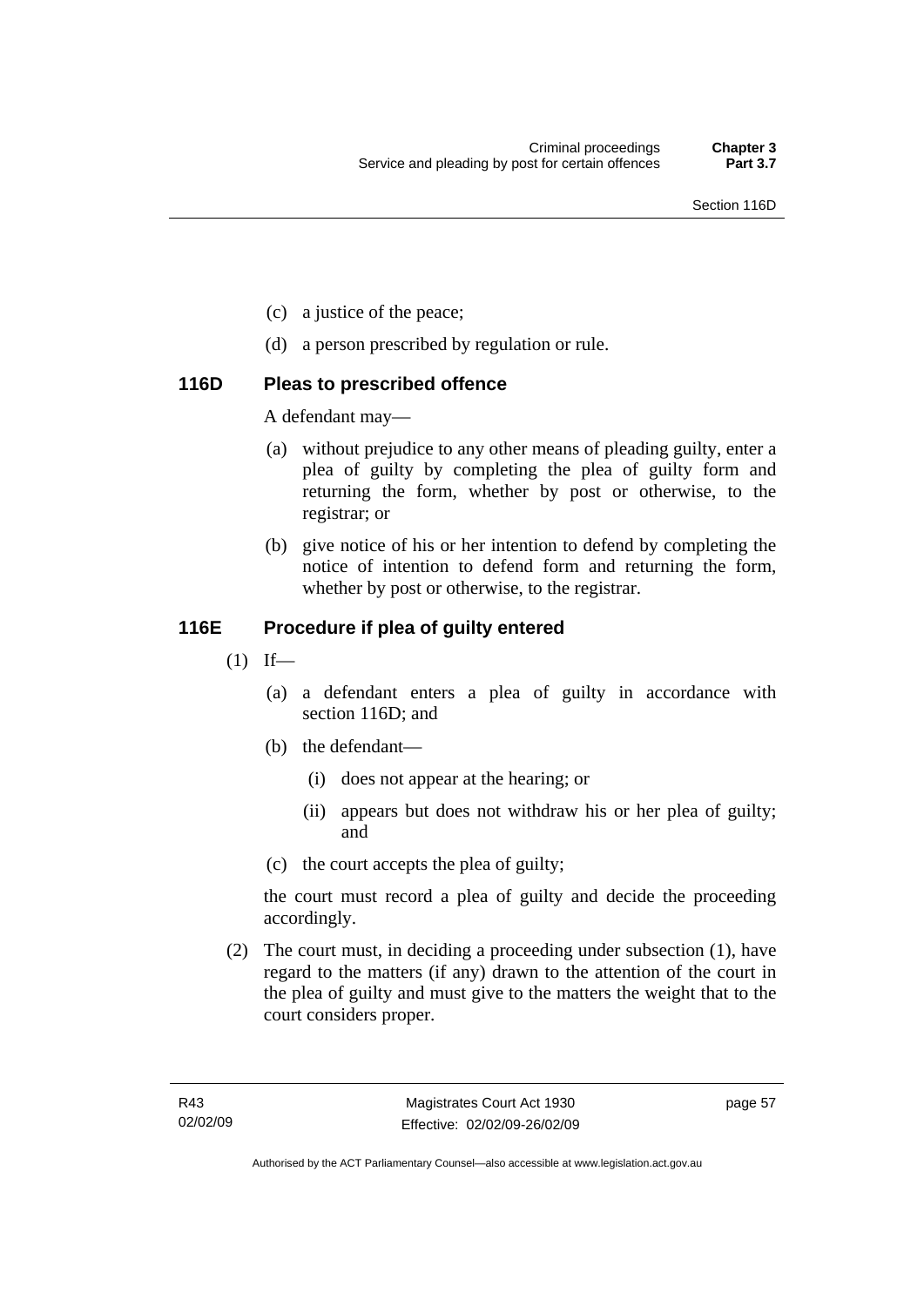(c) a justice of the peace;

(d) a person prescribed by regulation or rule.

### 116D Pleas to prescribed offence

A defendant may—

(a) without prejudice to any other means of pleading guilty, enter a plea of guilty by completing the plea of guilty form and returning the form, whether by post or otherwise, to the registrar; or

(b) give notice of his or her intention to defend by completing the notice of intention to defend form and returning the form, whether by post or otherwise, to the registrar.

### 116E Procedure if plea of guilty entered

(1) If—

(a) a defendant enters a plea of guilty in accordance with section 116D; and

(b) the defendant—

(i) does not appear at the hearing; or

(ii) appears but does not withdraw his or her plea of guilty; and

(c) the court accepts the plea of guilty;

the court must record a plea of guilty and decide the proceeding accordingly.

(2) The court must, in deciding a proceeding under subsection (1), have regard to the matters (if any) drawn to the attention of the court in the plea of guilty and must give to the matters the weight that to the court considers proper.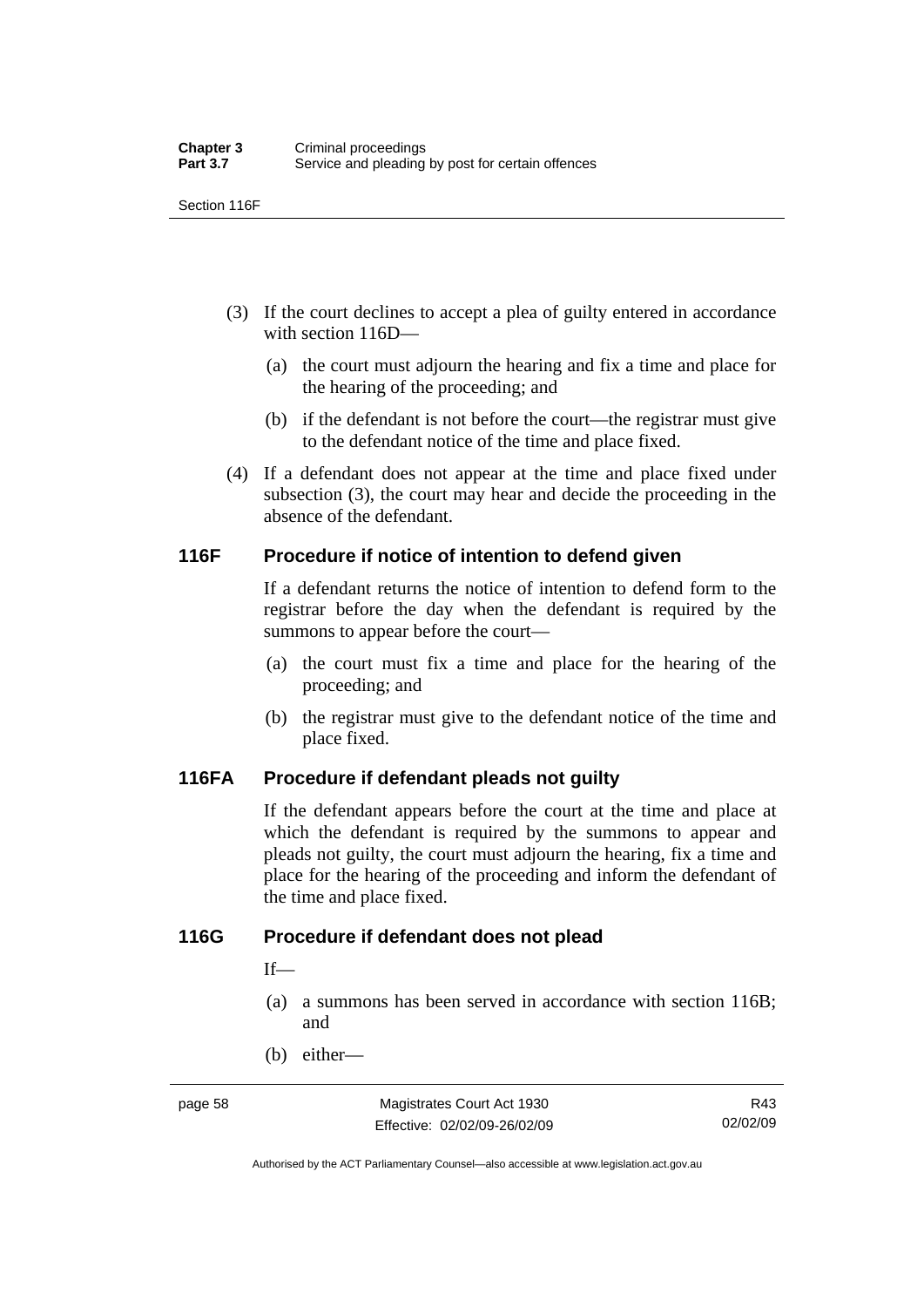(3) If the court declines to accept a plea of guilty entered in accordance with section 116D—

(a) the court must adjourn the hearing and fix a time and place for the hearing of the proceeding; and

(b) if the defendant is not before the court—the registrar must give to the defendant notice of the time and place fixed.

(4) If a defendant does not appear at the time and place fixed under subsection (3), the court may hear and decide the proceeding in the absence of the defendant.

## 116F Procedure if notice of intention to defend given

If a defendant returns the notice of intention to defend form to the registrar before the day when the defendant is required by the summons to appear before the court—

(a) the court must fix a time and place for the hearing of the proceeding; and

(b) the registrar must give to the defendant notice of the time and place fixed.

## 116FA Procedure if defendant pleads not guilty

If the defendant appears before the court at the time and place at which the defendant is required by the summons to appear and pleads not guilty, the court must adjourn the hearing, fix a time and place for the hearing of the proceeding and inform the defendant of the time and place fixed.

## 116G Procedure if defendant does not plead

If—

(a) a summons has been served in accordance with section 116B; and

(b) either—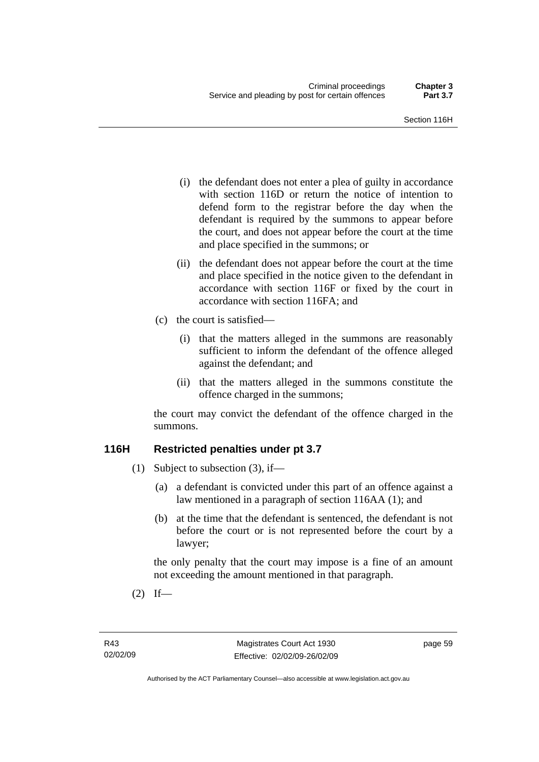(i) the defendant does not enter a plea of guilty in accordance with section 116D or return the notice of intention to defend form to the registrar before the day when the defendant is required by the summons to appear before the court, and does not appear before the court at the time and place specified in the summons; or

(ii) the defendant does not appear before the court at the time and place specified in the notice given to the defendant in accordance with section 116F or fixed by the court in accordance with section 116FA; and

(c) the court is satisfied—

(i) that the matters alleged in the summons are reasonably sufficient to inform the defendant of the offence alleged against the defendant; and

(ii) that the matters alleged in the summons constitute the offence charged in the summons;

the court may convict the defendant of the offence charged in the summons.

## 116H Restricted penalties under pt 3.7

(1) Subject to subsection (3), if—

(a) a defendant is convicted under this part of an offence against a law mentioned in a paragraph of section 116AA (1); and

(b) at the time that the defendant is sentenced, the defendant is not before the court or is not represented before the court by a lawyer;

the only penalty that the court may impose is a fine of an amount not exceeding the amount mentioned in that paragraph.

(2) If—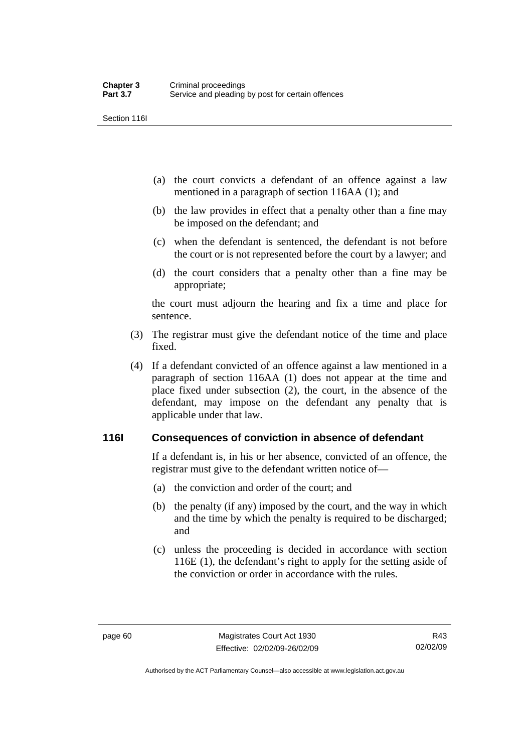(a) the court convicts a defendant of an offence against a law mentioned in a paragraph of section 116AA (1); and

(b) the law provides in effect that a penalty other than a fine may be imposed on the defendant; and

(c) when the defendant is sentenced, the defendant is not before the court or is not represented before the court by a lawyer; and

(d) the court considers that a penalty other than a fine may be appropriate;

the court must adjourn the hearing and fix a time and place for sentence.

(3) The registrar must give the defendant notice of the time and place fixed.

(4) If a defendant convicted of an offence against a law mentioned in a paragraph of section 116AA (1) does not appear at the time and place fixed under subsection (2), the court, in the absence of the defendant, may impose on the defendant any penalty that is applicable under that law.

### 116I Consequences of conviction in absence of defendant

If a defendant is, in his or her absence, convicted of an offence, the registrar must give to the defendant written notice of—

(a) the conviction and order of the court; and

(b) the penalty (if any) imposed by the court, and the way in which and the time by which the penalty is required to be discharged; and

(c) unless the proceeding is decided in accordance with section 116E (1), the defendant's right to apply for the setting aside of the conviction or order in accordance with the rules.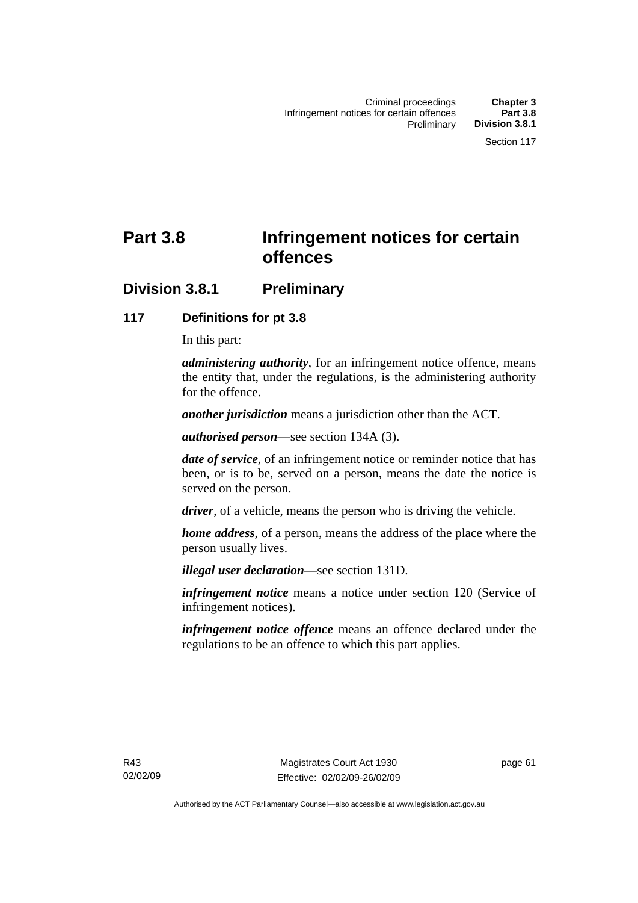# Part 3.8 Infringement notices for certain offences

## Division 3.8.1 Preliminary

### 117 Definitions for pt 3.8

In this part:

***administering authority***, for an infringement notice offence, means the entity that, under the regulations, is the administering authority for the offence.

***another jurisdiction*** means a jurisdiction other than the ACT.

***authorised person***—see section 134A (3).

***date of service***, of an infringement notice or reminder notice that has been, or is to be, served on a person, means the date the notice is served on the person.

***driver***, of a vehicle, means the person who is driving the vehicle.

***home address***, of a person, means the address of the place where the person usually lives.

***illegal user declaration***—see section 131D.

***infringement notice*** means a notice under section 120 (Service of infringement notices).

***infringement notice offence*** means an offence declared under the regulations to be an offence to which this part applies.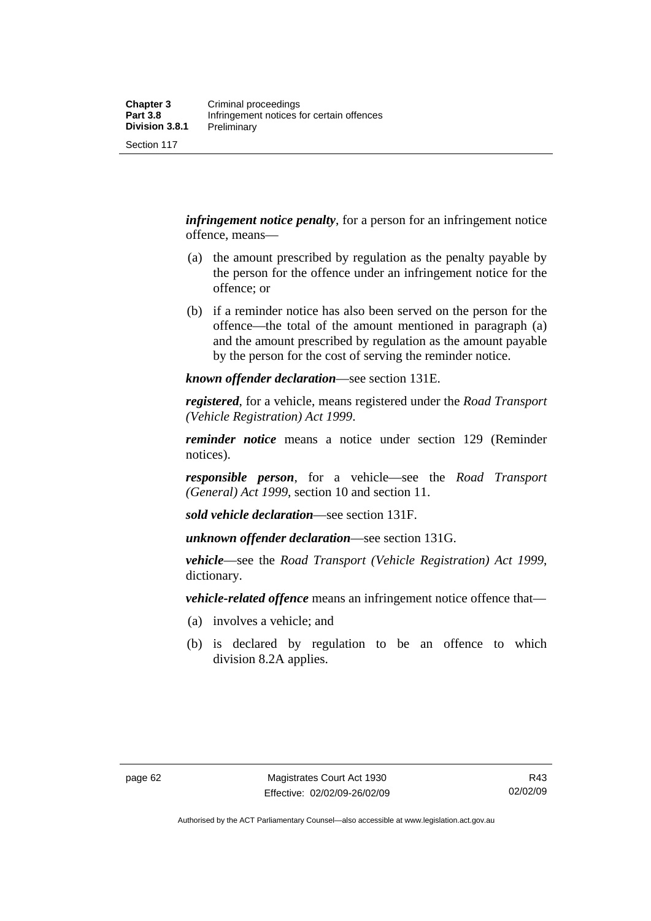***infringement notice penalty***, for a person for an infringement notice offence, means—

(a) the amount prescribed by regulation as the penalty payable by the person for the offence under an infringement notice for the offence; or

(b) if a reminder notice has also been served on the person for the offence—the total of the amount mentioned in paragraph (a) and the amount prescribed by regulation as the amount payable by the person for the cost of serving the reminder notice.

***known offender declaration***—see section 131E.

***registered***, for a vehicle, means registered under the *Road Transport (Vehicle Registration) Act 1999*.

***reminder notice*** means a notice under section 129 (Reminder notices).

***responsible person***, for a vehicle—see the *Road Transport (General) Act 1999*, section 10 and section 11.

***sold vehicle declaration***—see section 131F.

***unknown offender declaration***—see section 131G.

***vehicle***—see the *Road Transport (Vehicle Registration) Act 1999*, dictionary.

***vehicle-related offence*** means an infringement notice offence that—

(a) involves a vehicle; and

(b) is declared by regulation to be an offence to which division 8.2A applies.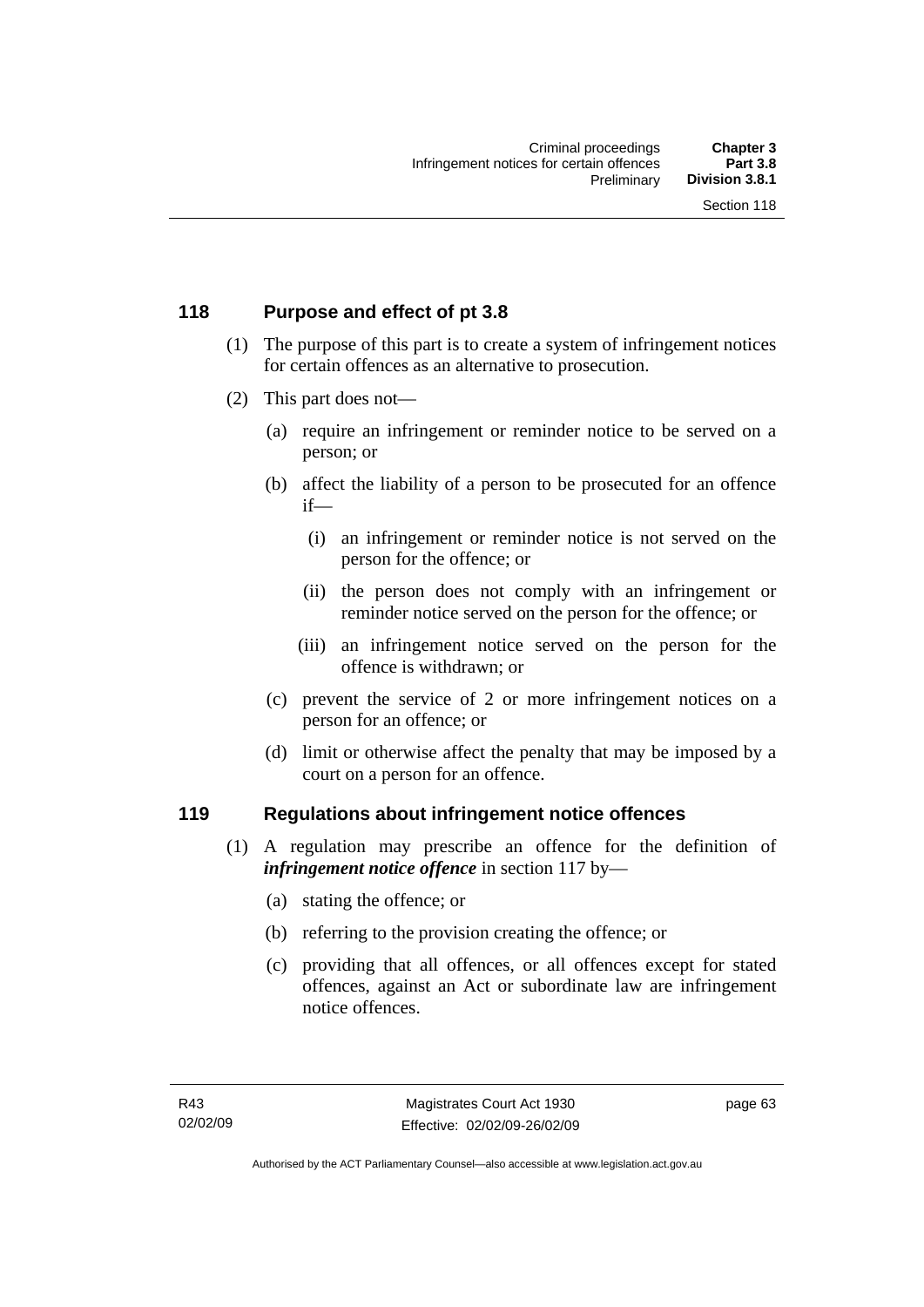## 118 Purpose and effect of pt 3.8

(1) The purpose of this part is to create a system of infringement notices for certain offences as an alternative to prosecution.

(2) This part does not—

(a) require an infringement or reminder notice to be served on a person; or

(b) affect the liability of a person to be prosecuted for an offence if—

(i) an infringement or reminder notice is not served on the person for the offence; or

(ii) the person does not comply with an infringement or reminder notice served on the person for the offence; or

(iii) an infringement notice served on the person for the offence is withdrawn; or

(c) prevent the service of 2 or more infringement notices on a person for an offence; or

(d) limit or otherwise affect the penalty that may be imposed by a court on a person for an offence.

## 119 Regulations about infringement notice offences

(1) A regulation may prescribe an offence for the definition of ***infringement notice offence*** in section 117 by—

(a) stating the offence; or

(b) referring to the provision creating the offence; or

(c) providing that all offences, or all offences except for stated offences, against an Act or subordinate law are infringement notice offences.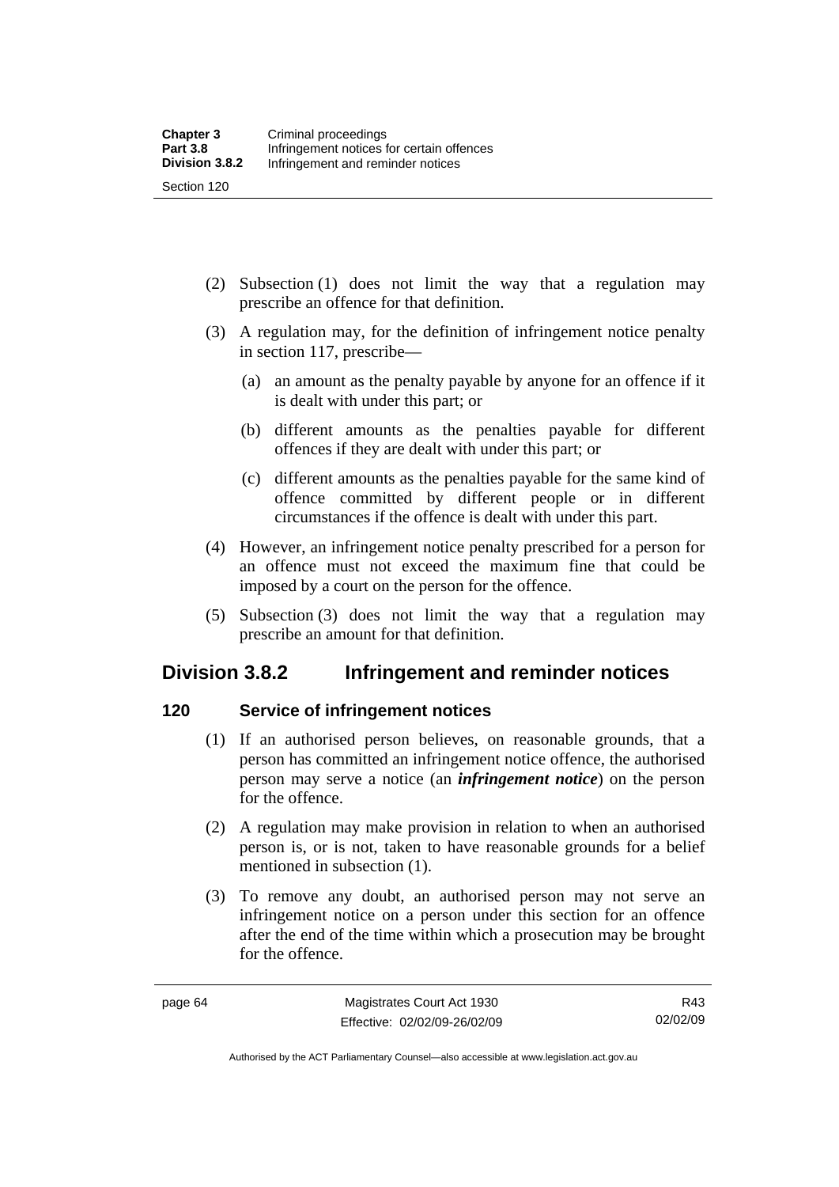(2) Subsection (1) does not limit the way that a regulation may prescribe an offence for that definition.

(3) A regulation may, for the definition of infringement notice penalty in section 117, prescribe—

(a) an amount as the penalty payable by anyone for an offence if it is dealt with under this part; or

(b) different amounts as the penalties payable for different offences if they are dealt with under this part; or

(c) different amounts as the penalties payable for the same kind of offence committed by different people or in different circumstances if the offence is dealt with under this part.

(4) However, an infringement notice penalty prescribed for a person for an offence must not exceed the maximum fine that could be imposed by a court on the person for the offence.

(5) Subsection (3) does not limit the way that a regulation may prescribe an amount for that definition.

## Division 3.8.2 Infringement and reminder notices

### 120 Service of infringement notices

(1) If an authorised person believes, on reasonable grounds, that a person has committed an infringement notice offence, the authorised person may serve a notice (an ***infringement notice***) on the person for the offence.

(2) A regulation may make provision in relation to when an authorised person is, or is not, taken to have reasonable grounds for a belief mentioned in subsection (1).

(3) To remove any doubt, an authorised person may not serve an infringement notice on a person under this section for an offence after the end of the time within which a prosecution may be brought for the offence.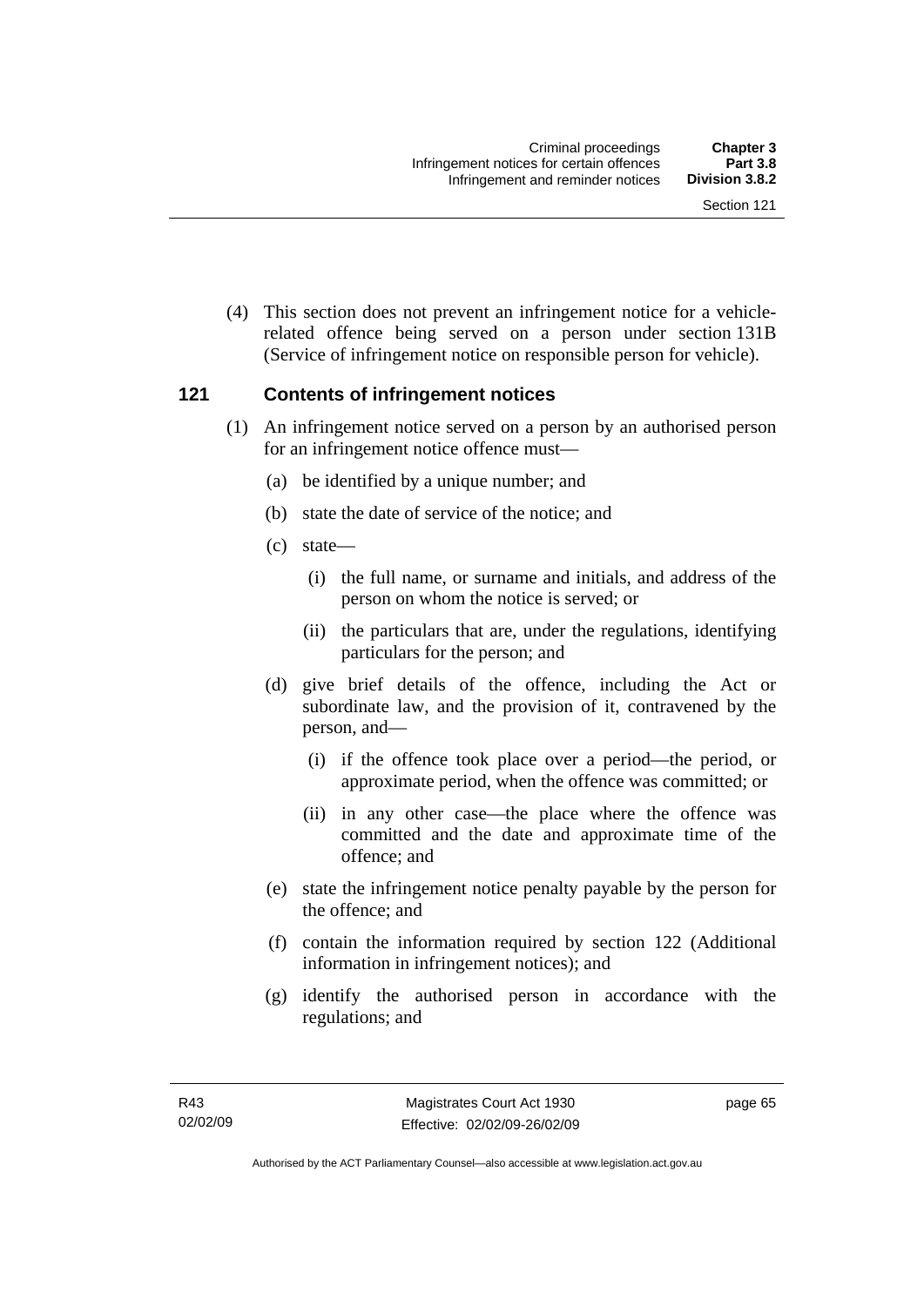(4) This section does not prevent an infringement notice for a vehicle-related offence being served on a person under section 131B (Service of infringement notice on responsible person for vehicle).

## 121 Contents of infringement notices

(1) An infringement notice served on a person by an authorised person for an infringement notice offence must—

(a) be identified by a unique number; and

(b) state the date of service of the notice; and

(c) state—

(i) the full name, or surname and initials, and address of the person on whom the notice is served; or

(ii) the particulars that are, under the regulations, identifying particulars for the person; and

(d) give brief details of the offence, including the Act or subordinate law, and the provision of it, contravened by the person, and—

(i) if the offence took place over a period—the period, or approximate period, when the offence was committed; or

(ii) in any other case—the place where the offence was committed and the date and approximate time of the offence; and

(e) state the infringement notice penalty payable by the person for the offence; and

(f) contain the information required by section 122 (Additional information in infringement notices); and

(g) identify the authorised person in accordance with the regulations; and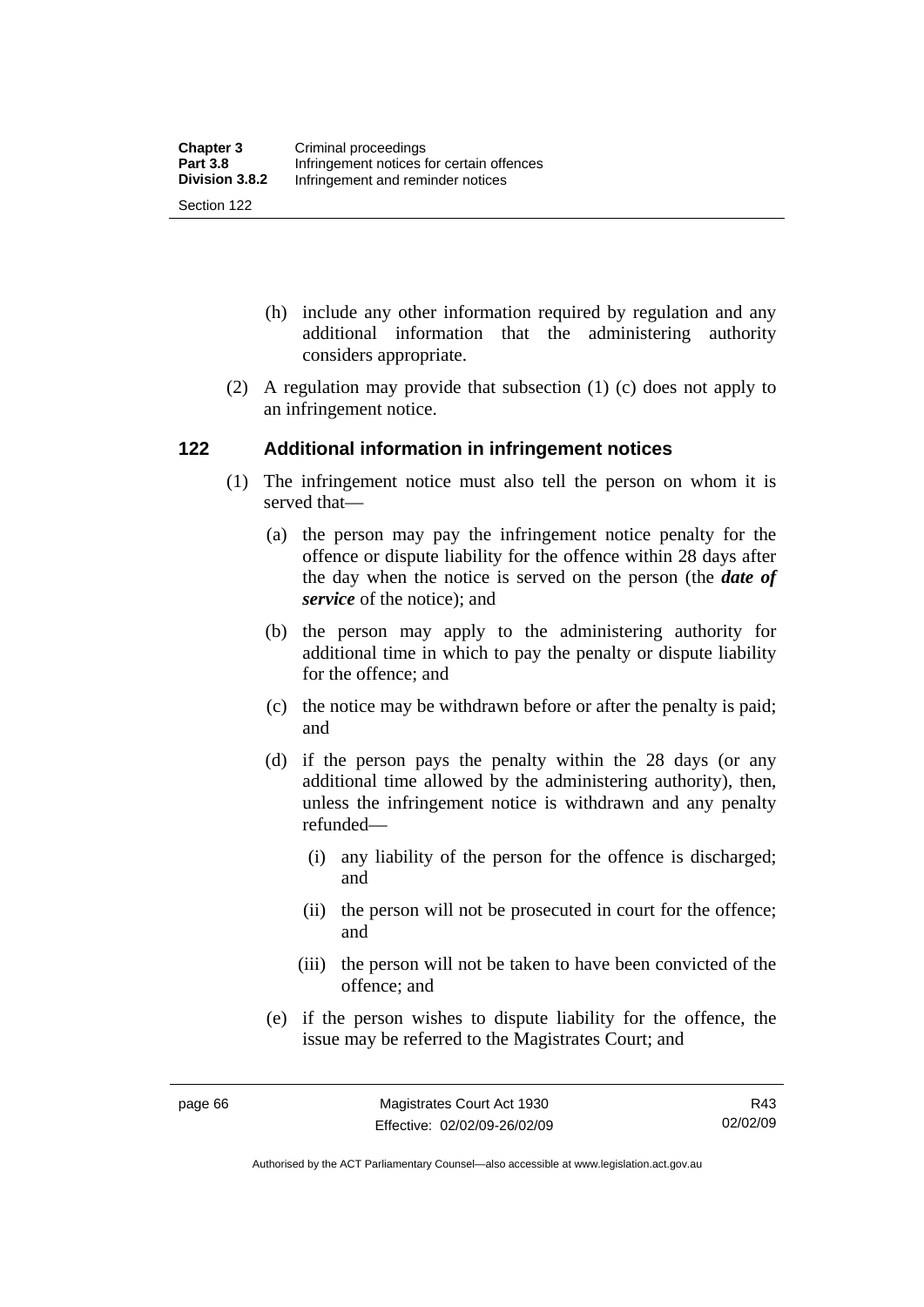(h) include any other information required by regulation and any additional information that the administering authority considers appropriate.

(2) A regulation may provide that subsection (1) (c) does not apply to an infringement notice.

## 122 Additional information in infringement notices

(1) The infringement notice must also tell the person on whom it is served that—

(a) the person may pay the infringement notice penalty for the offence or dispute liability for the offence within 28 days after the day when the notice is served on the person (the ***date of service*** of the notice); and

(b) the person may apply to the administering authority for additional time in which to pay the penalty or dispute liability for the offence; and

(c) the notice may be withdrawn before or after the penalty is paid; and

(d) if the person pays the penalty within the 28 days (or any additional time allowed by the administering authority), then, unless the infringement notice is withdrawn and any penalty refunded—

(i) any liability of the person for the offence is discharged; and

(ii) the person will not be prosecuted in court for the offence; and

(iii) the person will not be taken to have been convicted of the offence; and

(e) if the person wishes to dispute liability for the offence, the issue may be referred to the Magistrates Court; and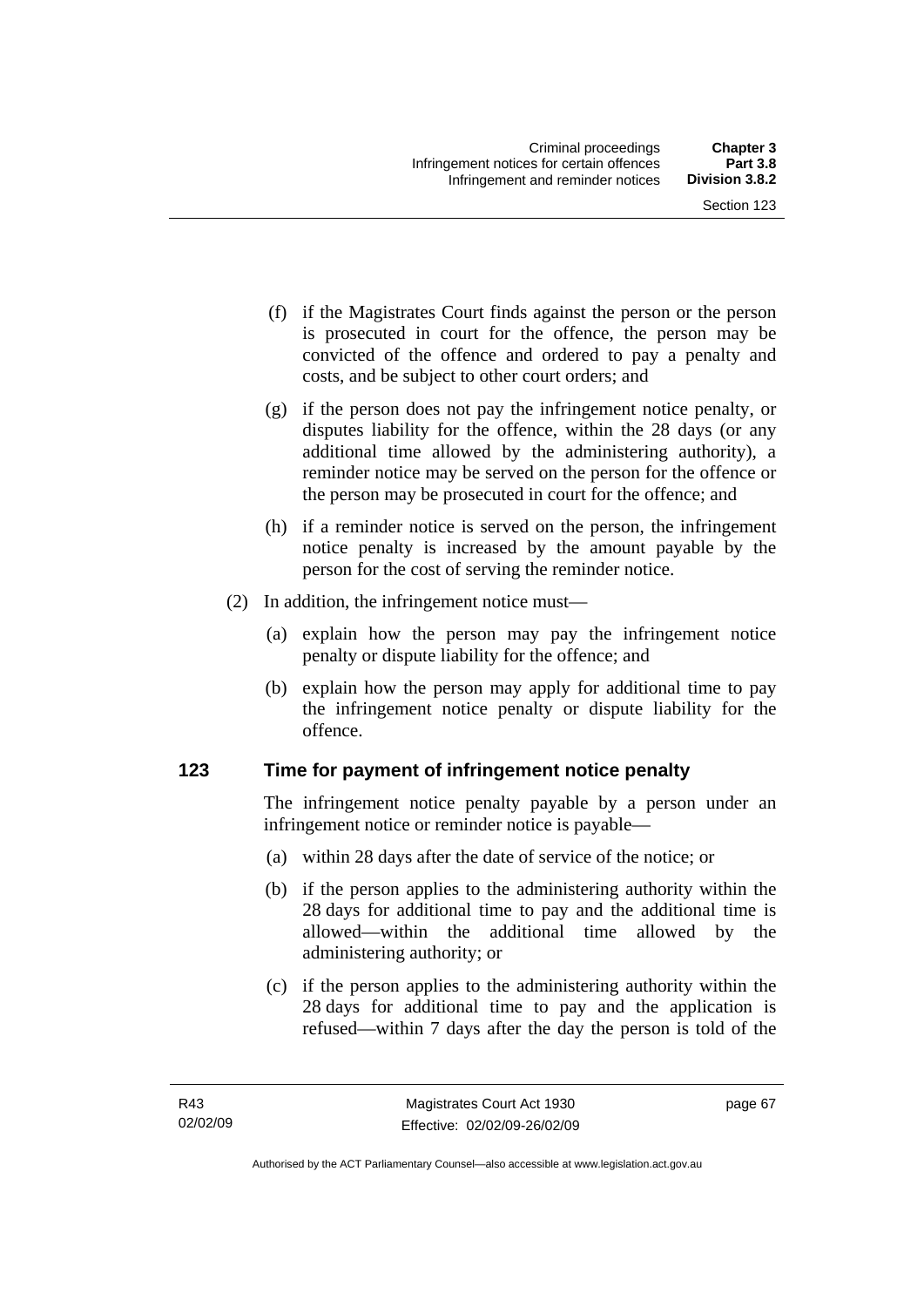(f) if the Magistrates Court finds against the person or the person is prosecuted in court for the offence, the person may be convicted of the offence and ordered to pay a penalty and costs, and be subject to other court orders; and

(g) if the person does not pay the infringement notice penalty, or disputes liability for the offence, within the 28 days (or any additional time allowed by the administering authority), a reminder notice may be served on the person for the offence or the person may be prosecuted in court for the offence; and

(h) if a reminder notice is served on the person, the infringement notice penalty is increased by the amount payable by the person for the cost of serving the reminder notice.

(2) In addition, the infringement notice must—

(a) explain how the person may pay the infringement notice penalty or dispute liability for the offence; and

(b) explain how the person may apply for additional time to pay the infringement notice penalty or dispute liability for the offence.

## 123 Time for payment of infringement notice penalty

The infringement notice penalty payable by a person under an infringement notice or reminder notice is payable—

(a) within 28 days after the date of service of the notice; or

(b) if the person applies to the administering authority within the 28 days for additional time to pay and the additional time is allowed—within the additional time allowed by the administering authority; or

(c) if the person applies to the administering authority within the 28 days for additional time to pay and the application is refused—within 7 days after the day the person is told of the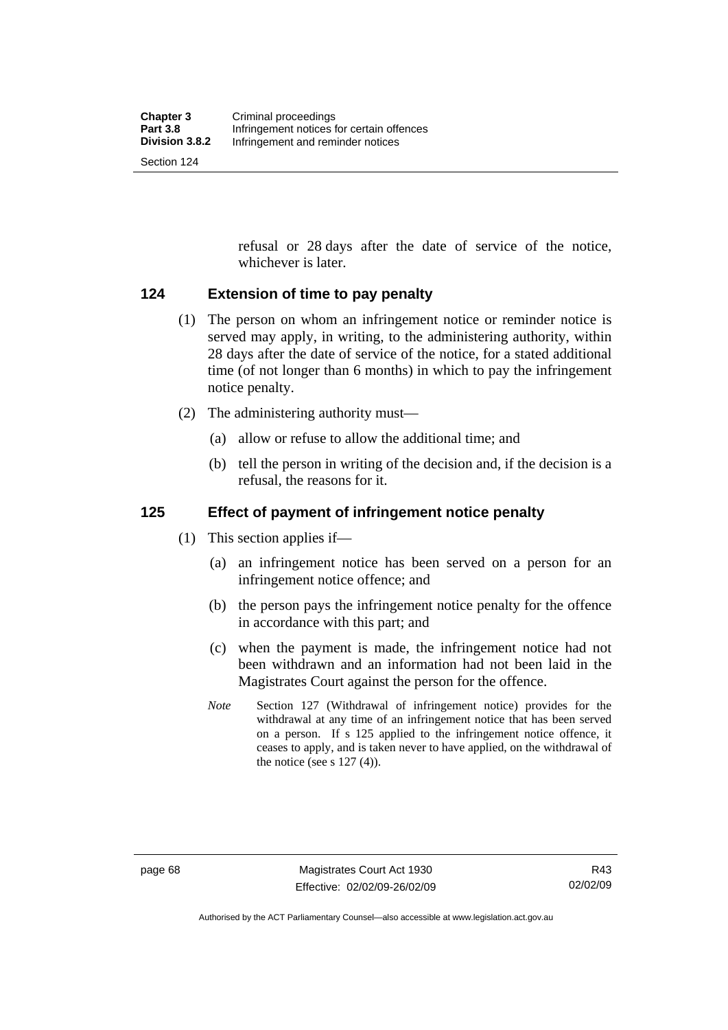refusal or 28 days after the date of service of the notice, whichever is later.

## 124 Extension of time to pay penalty

(1) The person on whom an infringement notice or reminder notice is served may apply, in writing, to the administering authority, within 28 days after the date of service of the notice, for a stated additional time (of not longer than 6 months) in which to pay the infringement notice penalty.

(2) The administering authority must—

(a) allow or refuse to allow the additional time; and

(b) tell the person in writing of the decision and, if the decision is a refusal, the reasons for it.

## 125 Effect of payment of infringement notice penalty

(1) This section applies if—

(a) an infringement notice has been served on a person for an infringement notice offence; and

(b) the person pays the infringement notice penalty for the offence in accordance with this part; and

(c) when the payment is made, the infringement notice had not been withdrawn and an information had not been laid in the Magistrates Court against the person for the offence.

*Note* Section 127 (Withdrawal of infringement notice) provides for the withdrawal at any time of an infringement notice that has been served on a person. If s 125 applied to the infringement notice offence, it ceases to apply, and is taken never to have applied, on the withdrawal of the notice (see s 127 (4)).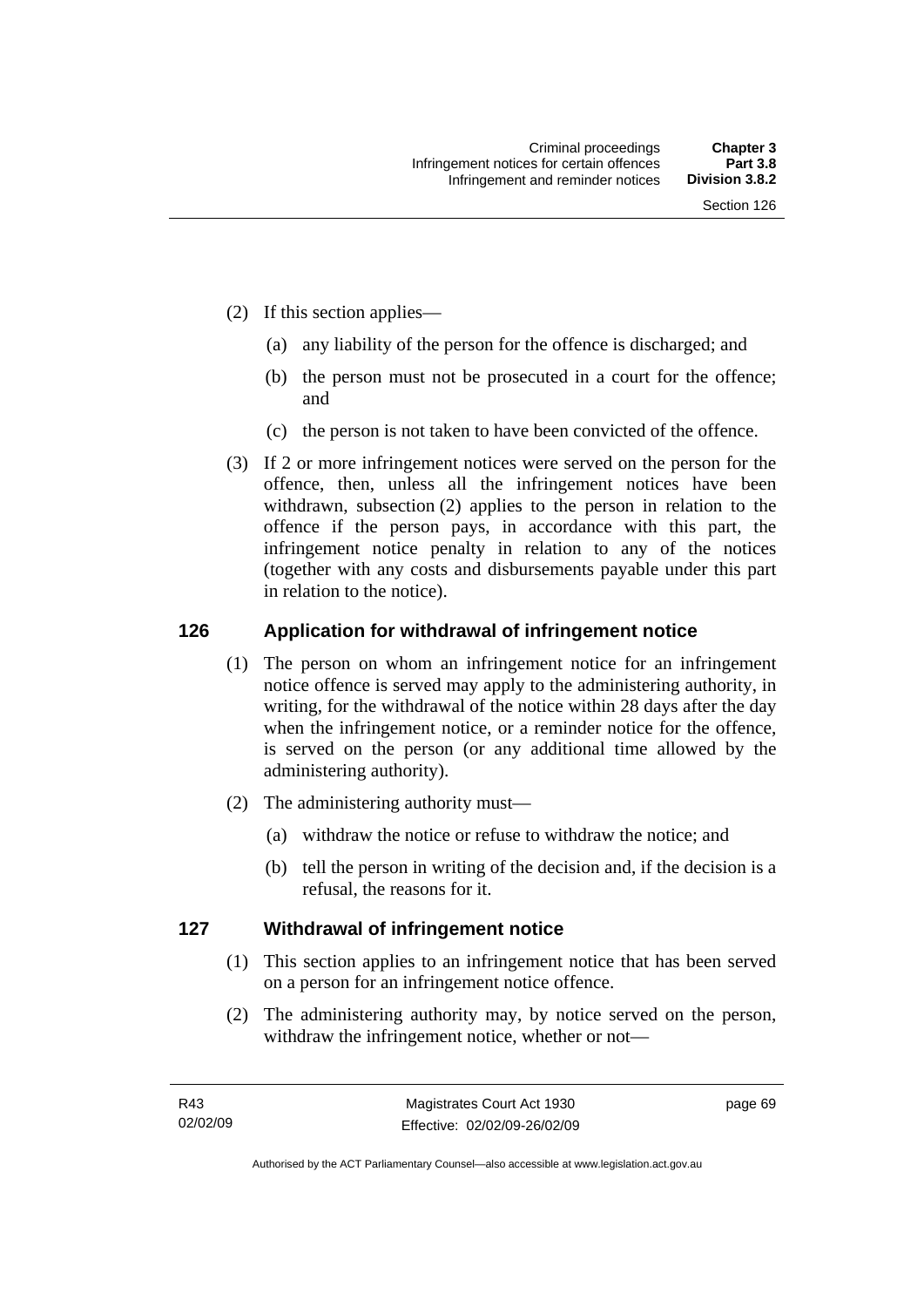(2) If this section applies—

(a) any liability of the person for the offence is discharged; and

(b) the person must not be prosecuted in a court for the offence; and

(c) the person is not taken to have been convicted of the offence.

(3) If 2 or more infringement notices were served on the person for the offence, then, unless all the infringement notices have been withdrawn, subsection (2) applies to the person in relation to the offence if the person pays, in accordance with this part, the infringement notice penalty in relation to any of the notices (together with any costs and disbursements payable under this part in relation to the notice).

## 126 Application for withdrawal of infringement notice

(1) The person on whom an infringement notice for an infringement notice offence is served may apply to the administering authority, in writing, for the withdrawal of the notice within 28 days after the day when the infringement notice, or a reminder notice for the offence, is served on the person (or any additional time allowed by the administering authority).

(2) The administering authority must—

(a) withdraw the notice or refuse to withdraw the notice; and

(b) tell the person in writing of the decision and, if the decision is a refusal, the reasons for it.

## 127 Withdrawal of infringement notice

(1) This section applies to an infringement notice that has been served on a person for an infringement notice offence.

(2) The administering authority may, by notice served on the person, withdraw the infringement notice, whether or not—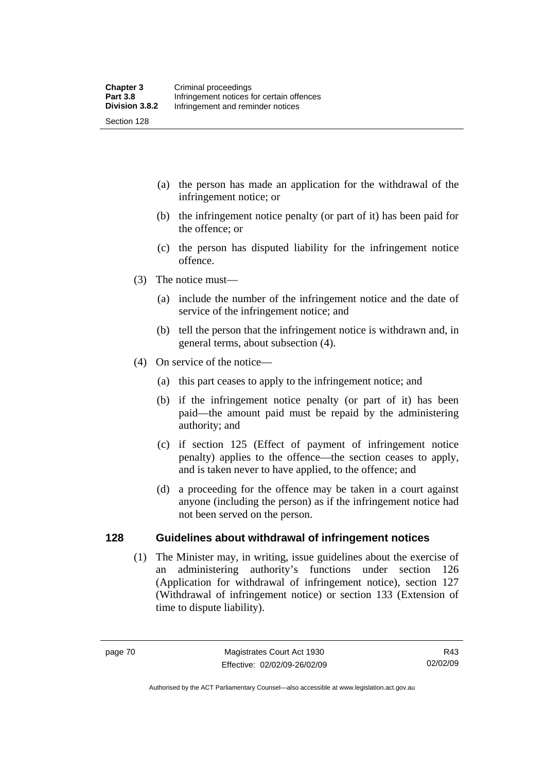(a) the person has made an application for the withdrawal of the infringement notice; or

(b) the infringement notice penalty (or part of it) has been paid for the offence; or

(c) the person has disputed liability for the infringement notice offence.

(3) The notice must—

(a) include the number of the infringement notice and the date of service of the infringement notice; and

(b) tell the person that the infringement notice is withdrawn and, in general terms, about subsection (4).

(4) On service of the notice—

(a) this part ceases to apply to the infringement notice; and

(b) if the infringement notice penalty (or part of it) has been paid—the amount paid must be repaid by the administering authority; and

(c) if section 125 (Effect of payment of infringement notice penalty) applies to the offence—the section ceases to apply, and is taken never to have applied, to the offence; and

(d) a proceeding for the offence may be taken in a court against anyone (including the person) as if the infringement notice had not been served on the person.

## 128 Guidelines about withdrawal of infringement notices

(1) The Minister may, in writing, issue guidelines about the exercise of an administering authority's functions under section 126 (Application for withdrawal of infringement notice), section 127 (Withdrawal of infringement notice) or section 133 (Extension of time to dispute liability).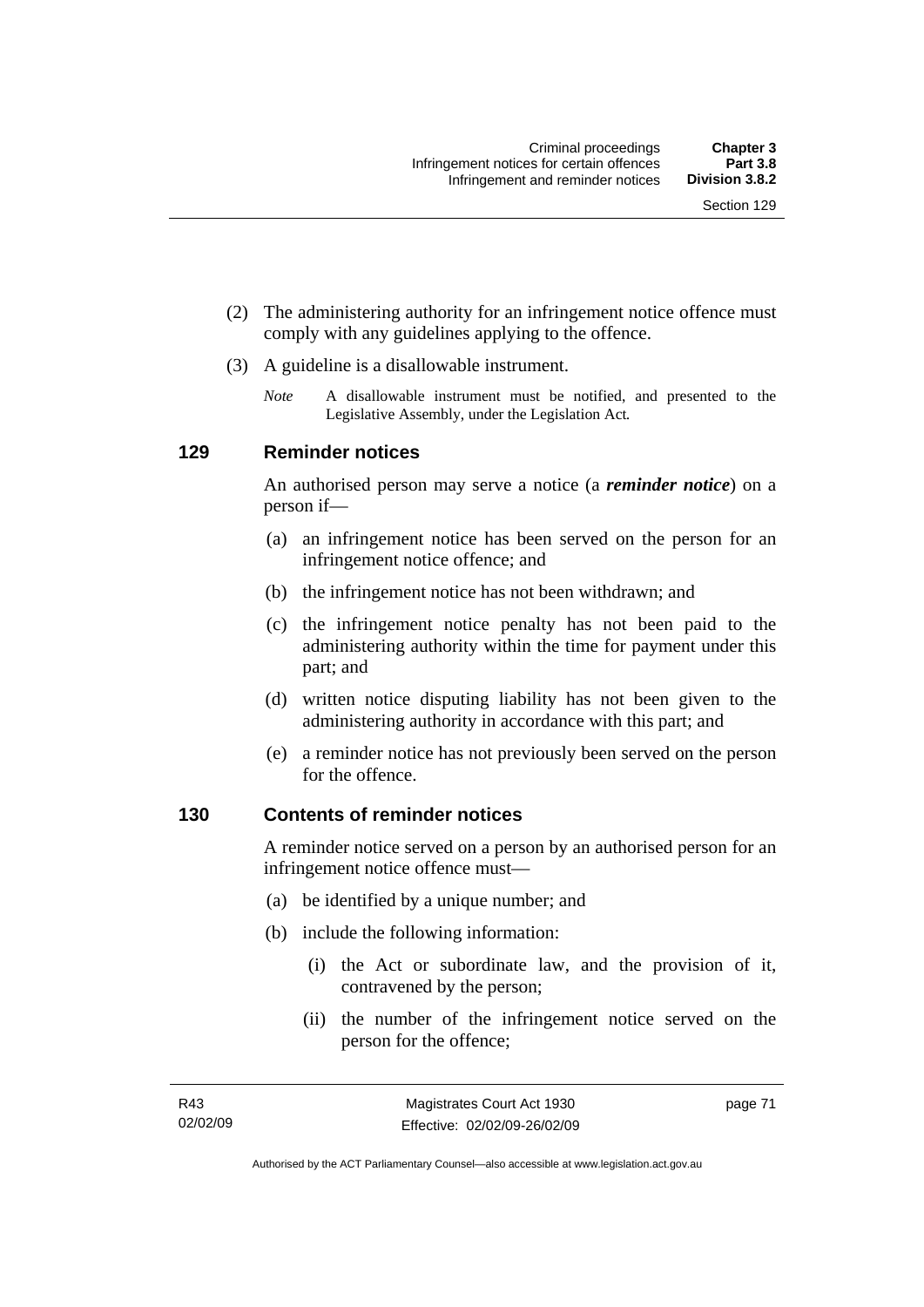(2) The administering authority for an infringement notice offence must comply with any guidelines applying to the offence.

(3) A guideline is a disallowable instrument.

*Note* A disallowable instrument must be notified, and presented to the Legislative Assembly, under the Legislation Act*.*

## 129 Reminder notices

An authorised person may serve a notice (a ***reminder notice***) on a person if—

(a) an infringement notice has been served on the person for an infringement notice offence; and

(b) the infringement notice has not been withdrawn; and

(c) the infringement notice penalty has not been paid to the administering authority within the time for payment under this part; and

(d) written notice disputing liability has not been given to the administering authority in accordance with this part; and

(e) a reminder notice has not previously been served on the person for the offence.

## 130 Contents of reminder notices

A reminder notice served on a person by an authorised person for an infringement notice offence must—

(a) be identified by a unique number; and

(b) include the following information:

(i) the Act or subordinate law, and the provision of it, contravened by the person;

(ii) the number of the infringement notice served on the person for the offence;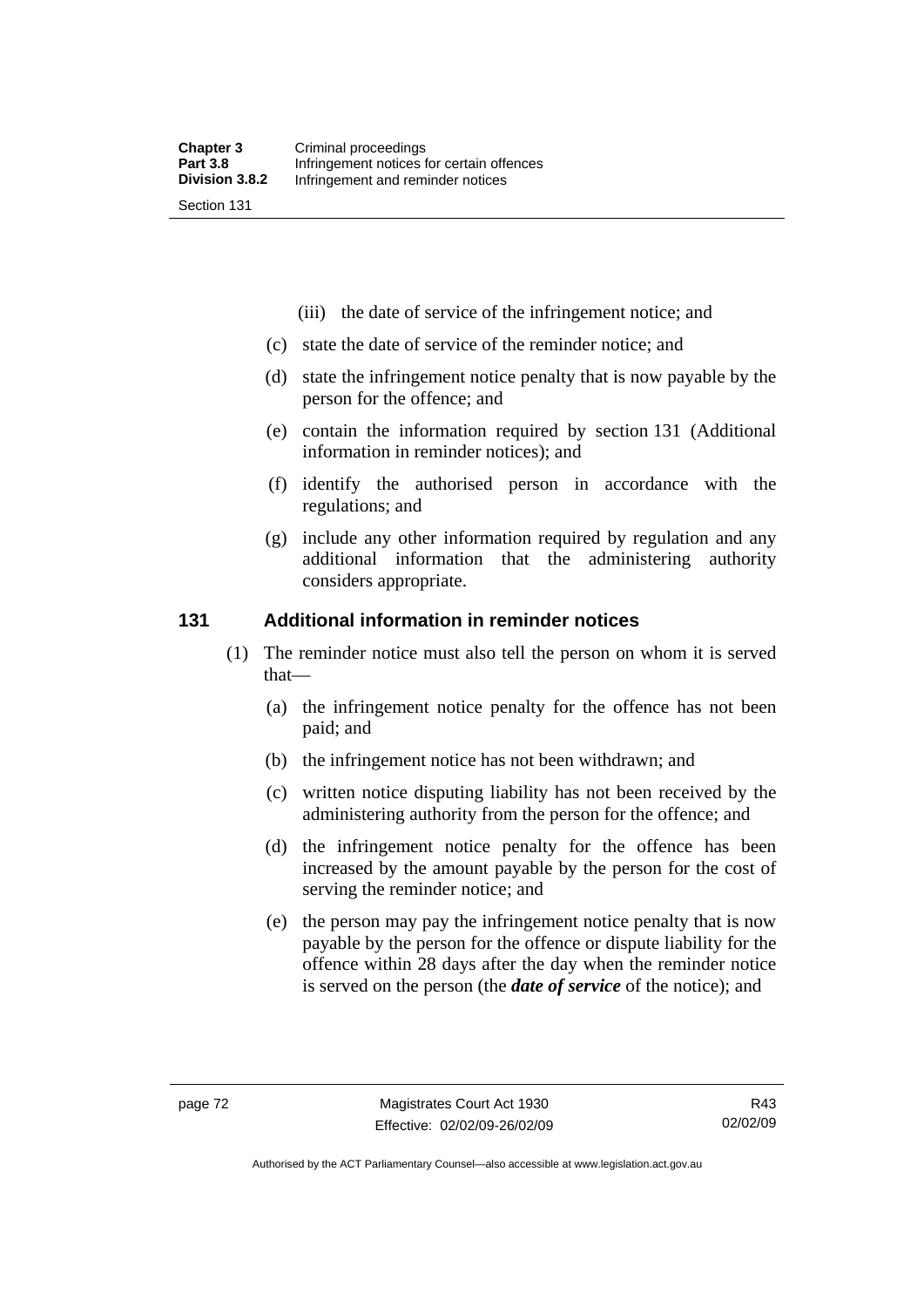(iii) the date of service of the infringement notice; and

(c) state the date of service of the reminder notice; and

(d) state the infringement notice penalty that is now payable by the person for the offence; and

(e) contain the information required by section 131 (Additional information in reminder notices); and

(f) identify the authorised person in accordance with the regulations; and

(g) include any other information required by regulation and any additional information that the administering authority considers appropriate.

## 131 Additional information in reminder notices

(1) The reminder notice must also tell the person on whom it is served that—

(a) the infringement notice penalty for the offence has not been paid; and

(b) the infringement notice has not been withdrawn; and

(c) written notice disputing liability has not been received by the administering authority from the person for the offence; and

(d) the infringement notice penalty for the offence has been increased by the amount payable by the person for the cost of serving the reminder notice; and

(e) the person may pay the infringement notice penalty that is now payable by the person for the offence or dispute liability for the offence within 28 days after the day when the reminder notice is served on the person (the ***date of service*** of the notice); and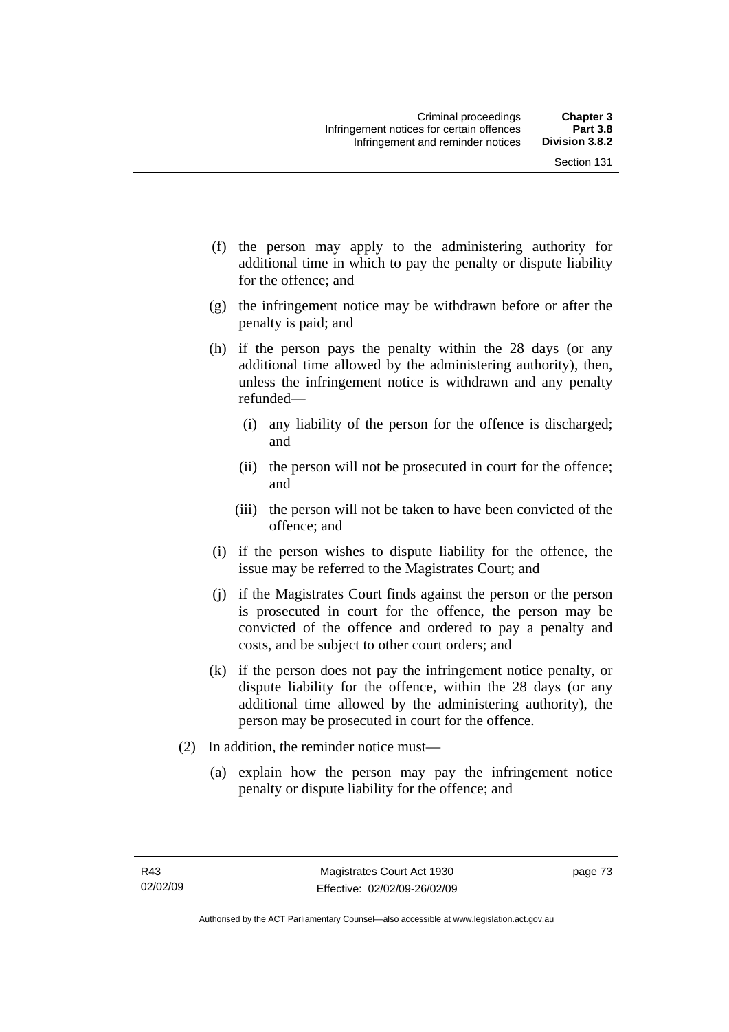(f) the person may apply to the administering authority for additional time in which to pay the penalty or dispute liability for the offence; and

(g) the infringement notice may be withdrawn before or after the penalty is paid; and

(h) if the person pays the penalty within the 28 days (or any additional time allowed by the administering authority), then, unless the infringement notice is withdrawn and any penalty refunded—

(i) any liability of the person for the offence is discharged; and

(ii) the person will not be prosecuted in court for the offence; and

(iii) the person will not be taken to have been convicted of the offence; and

(i) if the person wishes to dispute liability for the offence, the issue may be referred to the Magistrates Court; and

(j) if the Magistrates Court finds against the person or the person is prosecuted in court for the offence, the person may be convicted of the offence and ordered to pay a penalty and costs, and be subject to other court orders; and

(k) if the person does not pay the infringement notice penalty, or dispute liability for the offence, within the 28 days (or any additional time allowed by the administering authority), the person may be prosecuted in court for the offence.

(2) In addition, the reminder notice must—

(a) explain how the person may pay the infringement notice penalty or dispute liability for the offence; and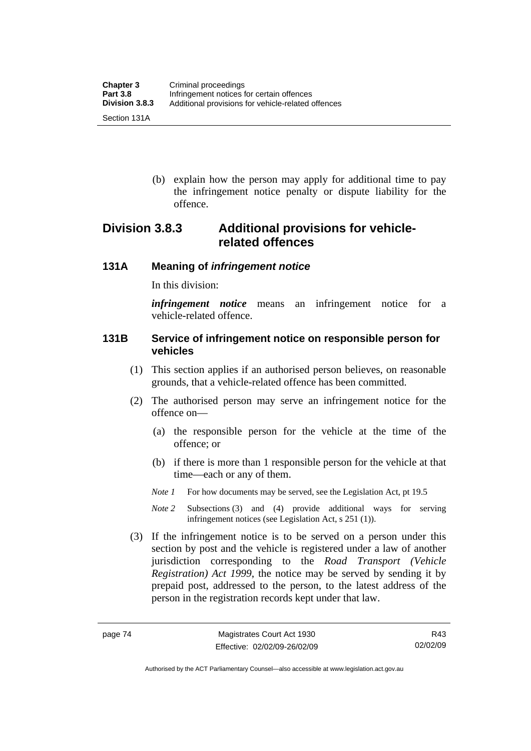(b) explain how the person may apply for additional time to pay the infringement notice penalty or dispute liability for the offence.

## Division 3.8.3 Additional provisions for vehicle-related offences

### 131A Meaning of *infringement notice*

In this division:

***infringement notice*** means an infringement notice for a vehicle-related offence.

### 131B Service of infringement notice on responsible person for vehicles

(1) This section applies if an authorised person believes, on reasonable grounds, that a vehicle-related offence has been committed.

(2) The authorised person may serve an infringement notice for the offence on—

(a) the responsible person for the vehicle at the time of the offence; or

(b) if there is more than 1 responsible person for the vehicle at that time—each or any of them.

*Note 1* For how documents may be served, see the Legislation Act, pt 19.5

*Note 2* Subsections (3) and (4) provide additional ways for serving infringement notices (see Legislation Act, s 251 (1)).

(3) If the infringement notice is to be served on a person under this section by post and the vehicle is registered under a law of another jurisdiction corresponding to the *Road Transport (Vehicle Registration) Act 1999*, the notice may be served by sending it by prepaid post, addressed to the person, to the latest address of the person in the registration records kept under that law.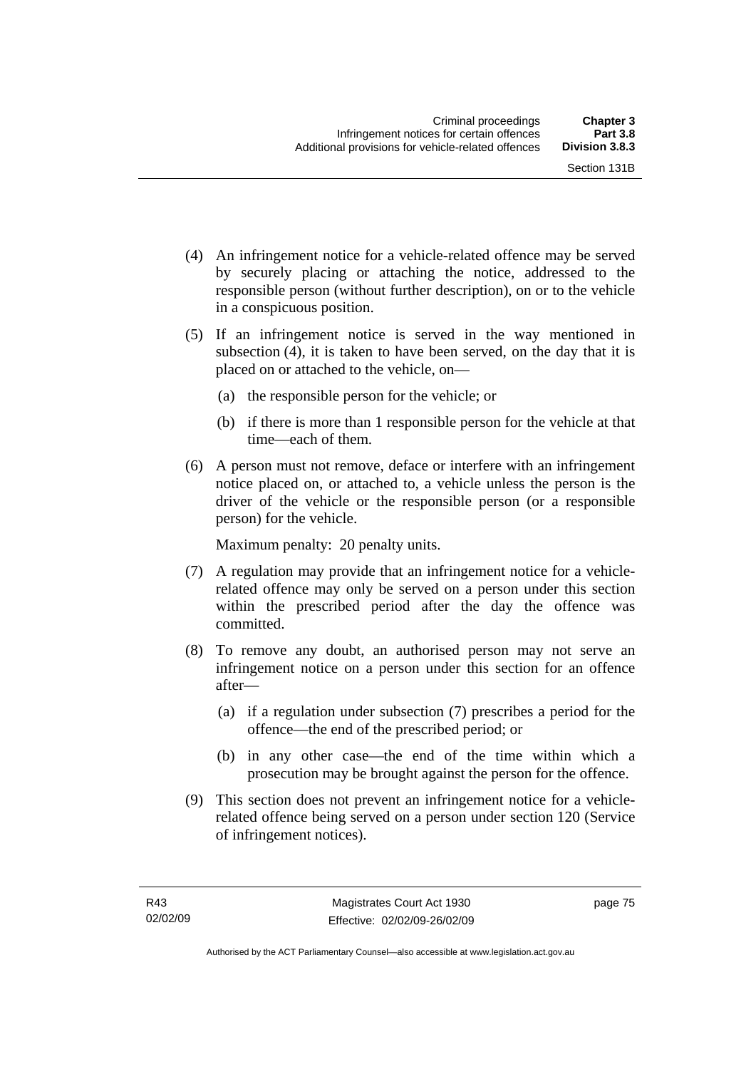(4) An infringement notice for a vehicle-related offence may be served by securely placing or attaching the notice, addressed to the responsible person (without further description), on or to the vehicle in a conspicuous position.

(5) If an infringement notice is served in the way mentioned in subsection (4), it is taken to have been served, on the day that it is placed on or attached to the vehicle, on—

(a) the responsible person for the vehicle; or

(b) if there is more than 1 responsible person for the vehicle at that time—each of them.

(6) A person must not remove, deface or interfere with an infringement notice placed on, or attached to, a vehicle unless the person is the driver of the vehicle or the responsible person (or a responsible person) for the vehicle.

Maximum penalty: 20 penalty units.

(7) A regulation may provide that an infringement notice for a vehicle-related offence may only be served on a person under this section within the prescribed period after the day the offence was committed.

(8) To remove any doubt, an authorised person may not serve an infringement notice on a person under this section for an offence after—

(a) if a regulation under subsection (7) prescribes a period for the offence—the end of the prescribed period; or

(b) in any other case—the end of the time within which a prosecution may be brought against the person for the offence.

(9) This section does not prevent an infringement notice for a vehicle-related offence being served on a person under section 120 (Service of infringement notices).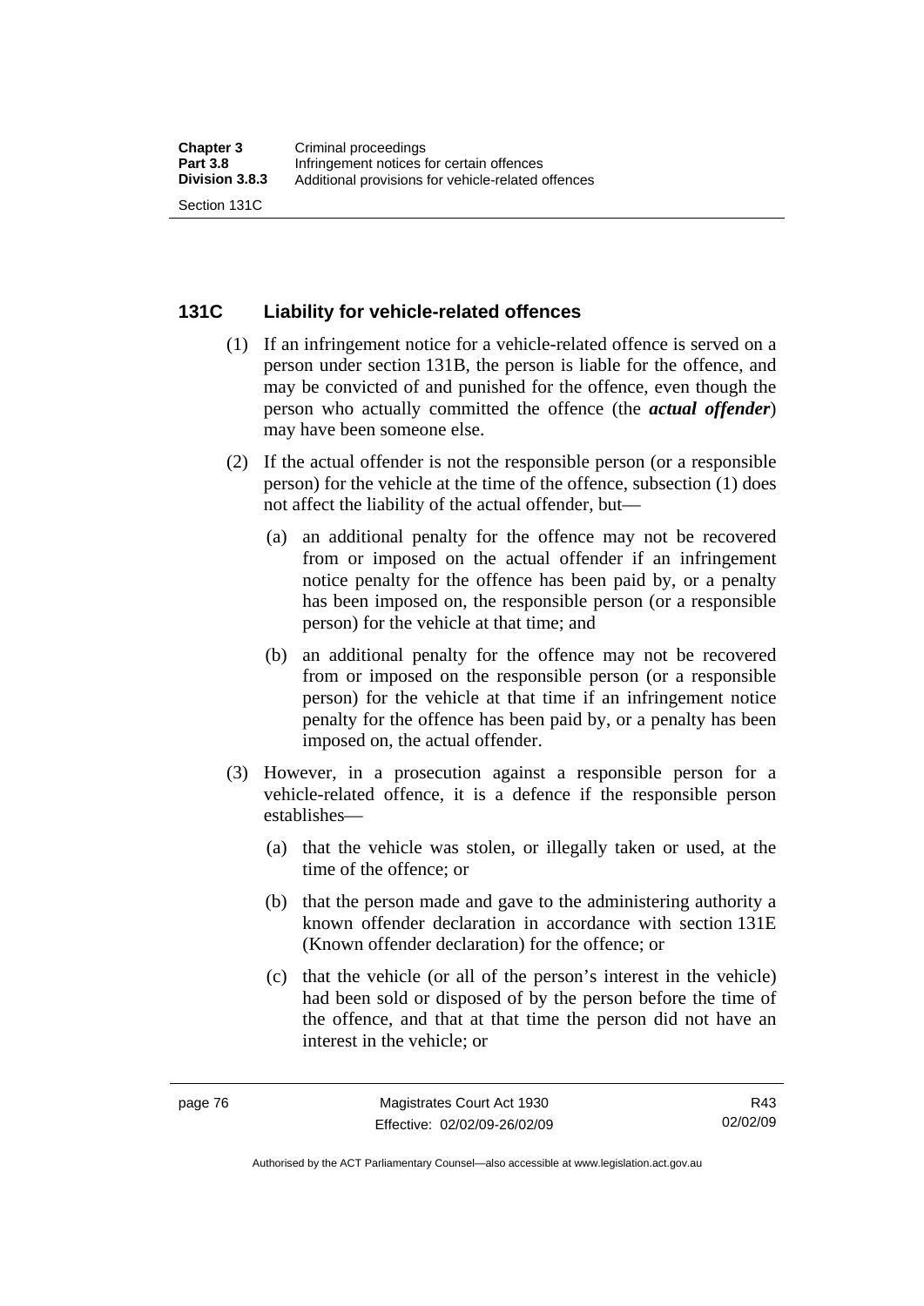## 131C Liability for vehicle-related offences

(1) If an infringement notice for a vehicle-related offence is served on a person under section 131B, the person is liable for the offence, and may be convicted of and punished for the offence, even though the person who actually committed the offence (the ***actual offender***) may have been someone else.

(2) If the actual offender is not the responsible person (or a responsible person) for the vehicle at the time of the offence, subsection (1) does not affect the liability of the actual offender, but—

(a) an additional penalty for the offence may not be recovered from or imposed on the actual offender if an infringement notice penalty for the offence has been paid by, or a penalty has been imposed on, the responsible person (or a responsible person) for the vehicle at that time; and

(b) an additional penalty for the offence may not be recovered from or imposed on the responsible person (or a responsible person) for the vehicle at that time if an infringement notice penalty for the offence has been paid by, or a penalty has been imposed on, the actual offender.

(3) However, in a prosecution against a responsible person for a vehicle-related offence, it is a defence if the responsible person establishes—

(a) that the vehicle was stolen, or illegally taken or used, at the time of the offence; or

(b) that the person made and gave to the administering authority a known offender declaration in accordance with section 131E (Known offender declaration) for the offence; or

(c) that the vehicle (or all of the person's interest in the vehicle) had been sold or disposed of by the person before the time of the offence, and that at that time the person did not have an interest in the vehicle; or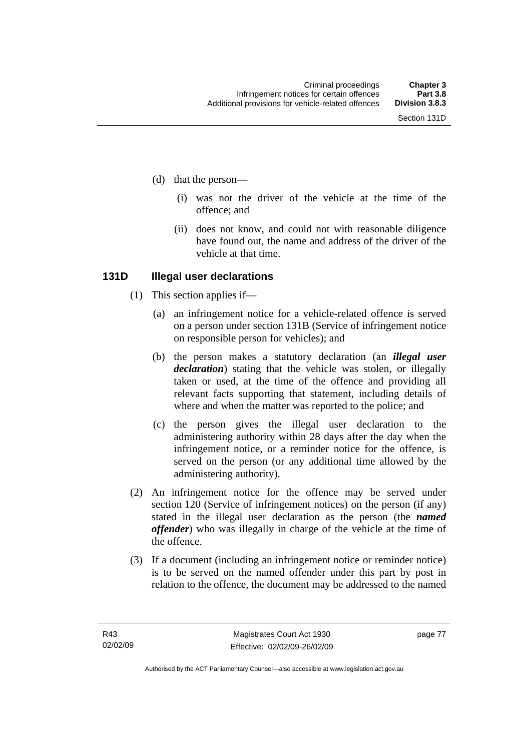(d) that the person—

  (i) was not the driver of the vehicle at the time of the offence; and

  (ii) does not know, and could not with reasonable diligence have found out, the name and address of the driver of the vehicle at that time.

### 131D Illegal user declarations

(1) This section applies if—

  (a) an infringement notice for a vehicle-related offence is served on a person under section 131B (Service of infringement notice on responsible person for vehicles); and

  (b) the person makes a statutory declaration (an ***illegal user declaration***) stating that the vehicle was stolen, or illegally taken or used, at the time of the offence and providing all relevant facts supporting that statement, including details of where and when the matter was reported to the police; and

  (c) the person gives the illegal user declaration to the administering authority within 28 days after the day when the infringement notice, or a reminder notice for the offence, is served on the person (or any additional time allowed by the administering authority).

(2) An infringement notice for the offence may be served under section 120 (Service of infringement notices) on the person (if any) stated in the illegal user declaration as the person (the ***named offender***) who was illegally in charge of the vehicle at the time of the offence.

(3) If a document (including an infringement notice or reminder notice) is to be served on the named offender under this part by post in relation to the offence, the document may be addressed to the named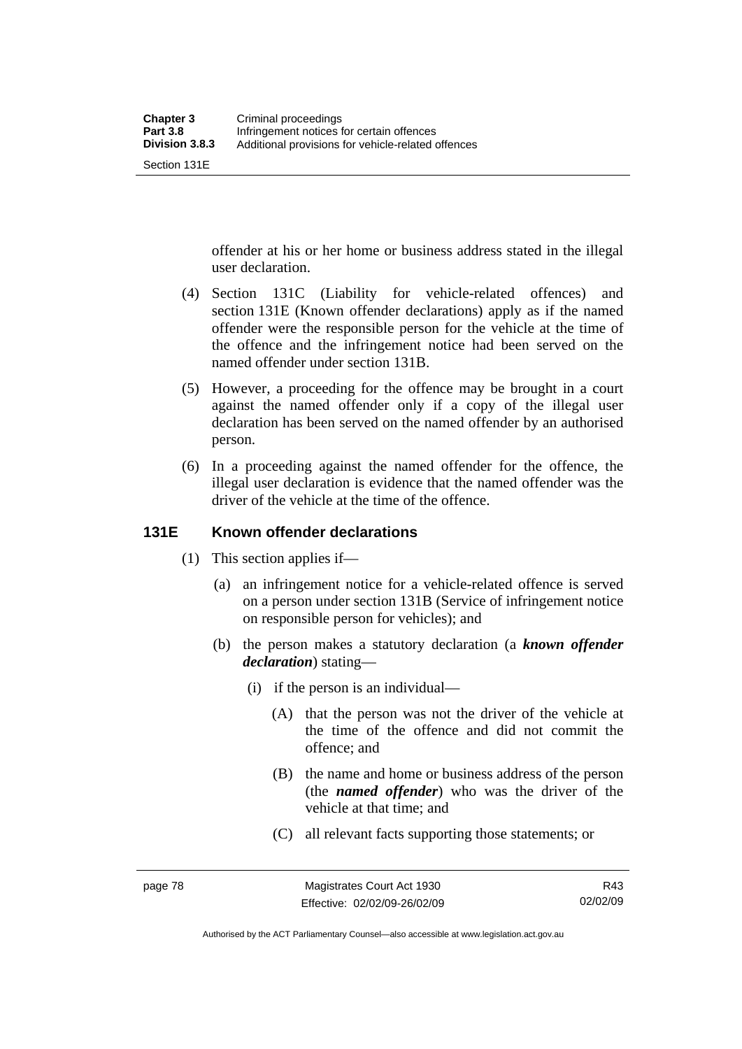offender at his or her home or business address stated in the illegal user declaration.

(4) Section 131C (Liability for vehicle-related offences) and section 131E (Known offender declarations) apply as if the named offender were the responsible person for the vehicle at the time of the offence and the infringement notice had been served on the named offender under section 131B.

(5) However, a proceeding for the offence may be brought in a court against the named offender only if a copy of the illegal user declaration has been served on the named offender by an authorised person.

(6) In a proceeding against the named offender for the offence, the illegal user declaration is evidence that the named offender was the driver of the vehicle at the time of the offence.

## 131E Known offender declarations

(1) This section applies if—

(a) an infringement notice for a vehicle-related offence is served on a person under section 131B (Service of infringement notice on responsible person for vehicles); and

(b) the person makes a statutory declaration (a ***known offender declaration***) stating—

(i) if the person is an individual—

(A) that the person was not the driver of the vehicle at the time of the offence and did not commit the offence; and

(B) the name and home or business address of the person (the ***named offender***) who was the driver of the vehicle at that time; and

(C) all relevant facts supporting those statements; or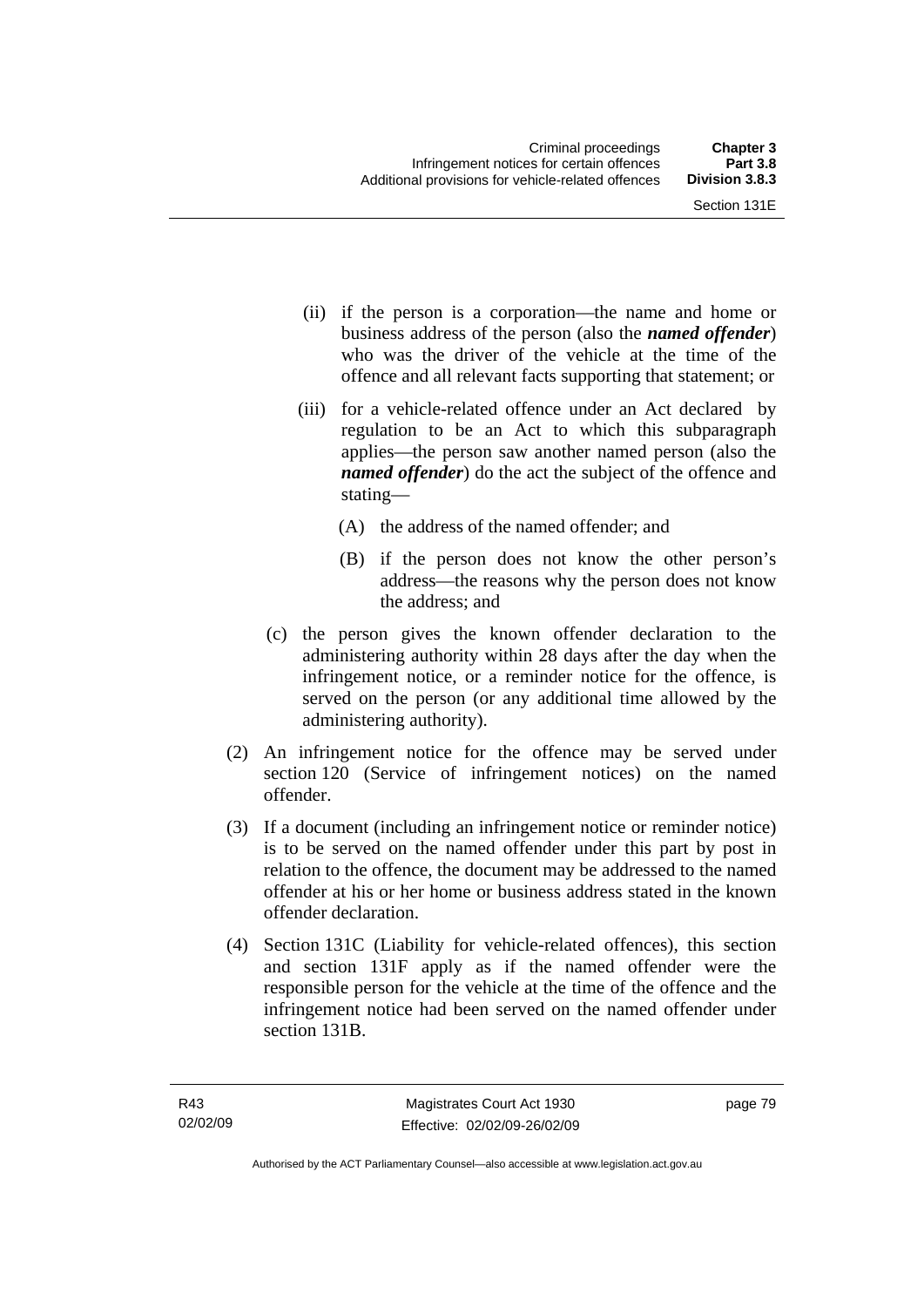(ii) if the person is a corporation—the name and home or business address of the person (also the ***named offender***) who was the driver of the vehicle at the time of the offence and all relevant facts supporting that statement; or

(iii) for a vehicle-related offence under an Act declared by regulation to be an Act to which this subparagraph applies—the person saw another named person (also the ***named offender***) do the act the subject of the offence and stating—

(A) the address of the named offender; and

(B) if the person does not know the other person's address—the reasons why the person does not know the address; and

(c) the person gives the known offender declaration to the administering authority within 28 days after the day when the infringement notice, or a reminder notice for the offence, is served on the person (or any additional time allowed by the administering authority).

(2) An infringement notice for the offence may be served under section 120 (Service of infringement notices) on the named offender.

(3) If a document (including an infringement notice or reminder notice) is to be served on the named offender under this part by post in relation to the offence, the document may be addressed to the named offender at his or her home or business address stated in the known offender declaration.

(4) Section 131C (Liability for vehicle-related offences), this section and section 131F apply as if the named offender were the responsible person for the vehicle at the time of the offence and the infringement notice had been served on the named offender under section 131B.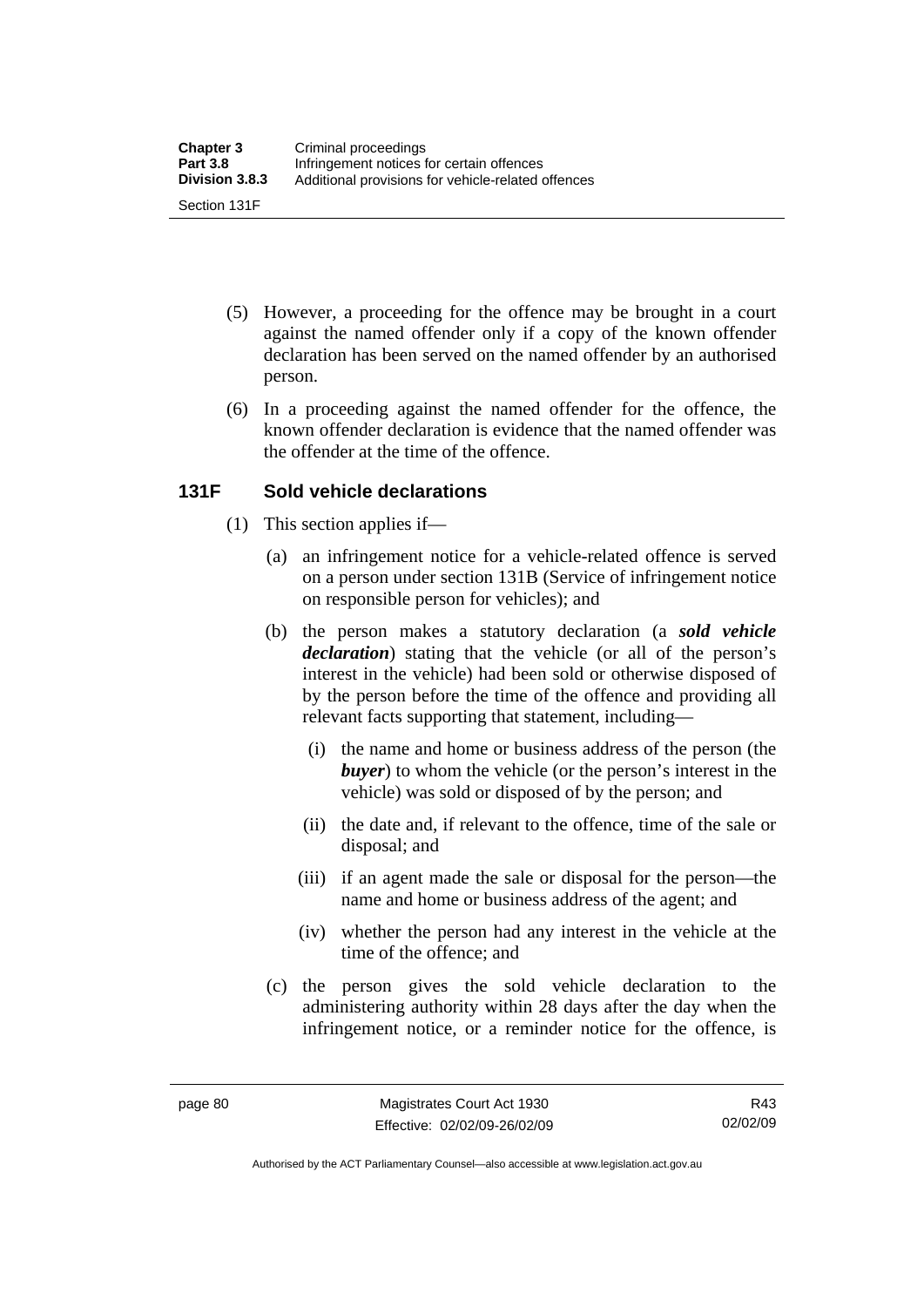(5) However, a proceeding for the offence may be brought in a court against the named offender only if a copy of the known offender declaration has been served on the named offender by an authorised person.

(6) In a proceeding against the named offender for the offence, the known offender declaration is evidence that the named offender was the offender at the time of the offence.

### 131F Sold vehicle declarations

(1) This section applies if—

(a) an infringement notice for a vehicle-related offence is served on a person under section 131B (Service of infringement notice on responsible person for vehicles); and

(b) the person makes a statutory declaration (a ***sold vehicle declaration***) stating that the vehicle (or all of the person's interest in the vehicle) had been sold or otherwise disposed of by the person before the time of the offence and providing all relevant facts supporting that statement, including—

(i) the name and home or business address of the person (the ***buyer***) to whom the vehicle (or the person's interest in the vehicle) was sold or disposed of by the person; and

(ii) the date and, if relevant to the offence, time of the sale or disposal; and

(iii) if an agent made the sale or disposal for the person—the name and home or business address of the agent; and

(iv) whether the person had any interest in the vehicle at the time of the offence; and

(c) the person gives the sold vehicle declaration to the administering authority within 28 days after the day when the infringement notice, or a reminder notice for the offence, is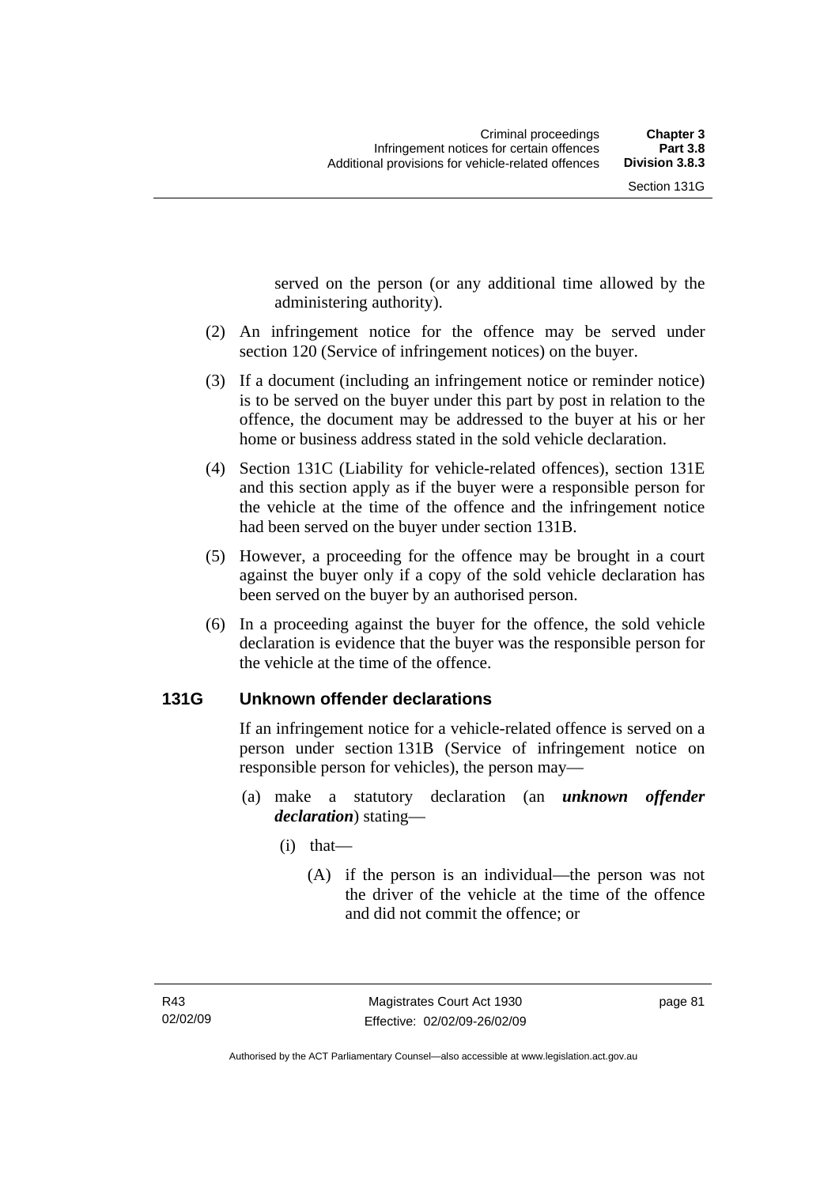served on the person (or any additional time allowed by the administering authority).

(2) An infringement notice for the offence may be served under section 120 (Service of infringement notices) on the buyer.

(3) If a document (including an infringement notice or reminder notice) is to be served on the buyer under this part by post in relation to the offence, the document may be addressed to the buyer at his or her home or business address stated in the sold vehicle declaration.

(4) Section 131C (Liability for vehicle-related offences), section 131E and this section apply as if the buyer were a responsible person for the vehicle at the time of the offence and the infringement notice had been served on the buyer under section 131B.

(5) However, a proceeding for the offence may be brought in a court against the buyer only if a copy of the sold vehicle declaration has been served on the buyer by an authorised person.

(6) In a proceeding against the buyer for the offence, the sold vehicle declaration is evidence that the buyer was the responsible person for the vehicle at the time of the offence.

### 131G Unknown offender declarations

If an infringement notice for a vehicle-related offence is served on a person under section 131B (Service of infringement notice on responsible person for vehicles), the person may—

(a) make a statutory declaration (an ***unknown offender declaration***) stating—

(i) that—

(A) if the person is an individual—the person was not the driver of the vehicle at the time of the offence and did not commit the offence; or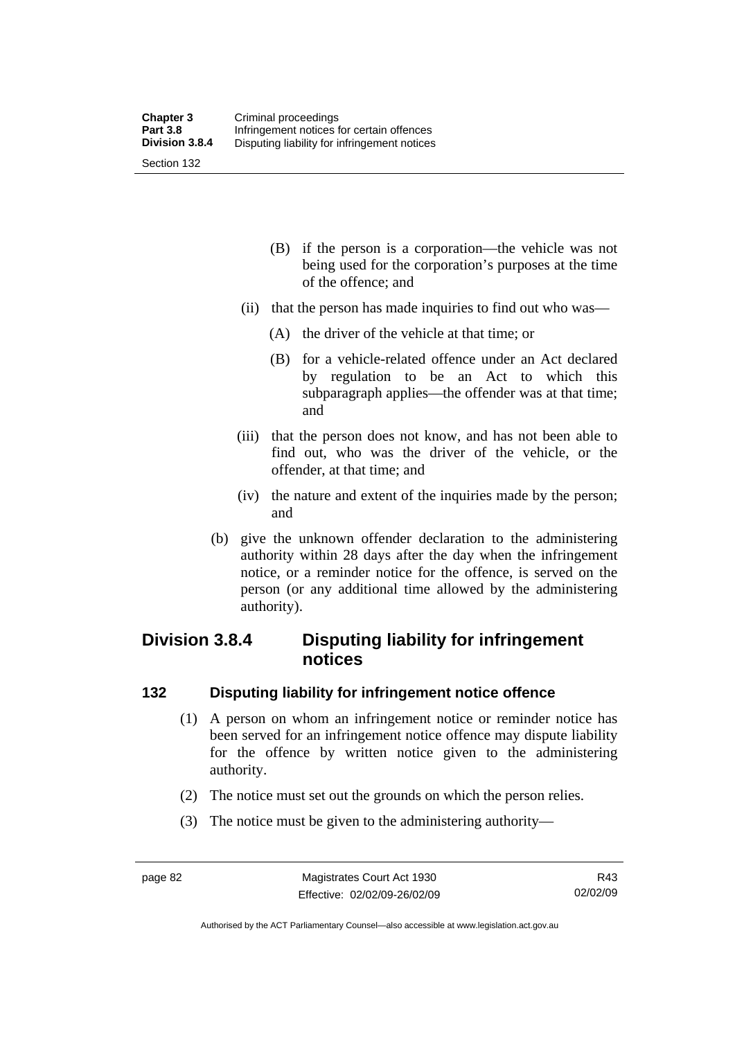(B) if the person is a corporation—the vehicle was not being used for the corporation's purposes at the time of the offence; and

(ii) that the person has made inquiries to find out who was—

(A) the driver of the vehicle at that time; or

(B) for a vehicle-related offence under an Act declared by regulation to be an Act to which this subparagraph applies—the offender was at that time; and

(iii) that the person does not know, and has not been able to find out, who was the driver of the vehicle, or the offender, at that time; and

(iv) the nature and extent of the inquiries made by the person; and

(b) give the unknown offender declaration to the administering authority within 28 days after the day when the infringement notice, or a reminder notice for the offence, is served on the person (or any additional time allowed by the administering authority).

## Division 3.8.4 Disputing liability for infringement notices

### 132 Disputing liability for infringement notice offence

(1) A person on whom an infringement notice or reminder notice has been served for an infringement notice offence may dispute liability for the offence by written notice given to the administering authority.

(2) The notice must set out the grounds on which the person relies.

(3) The notice must be given to the administering authority—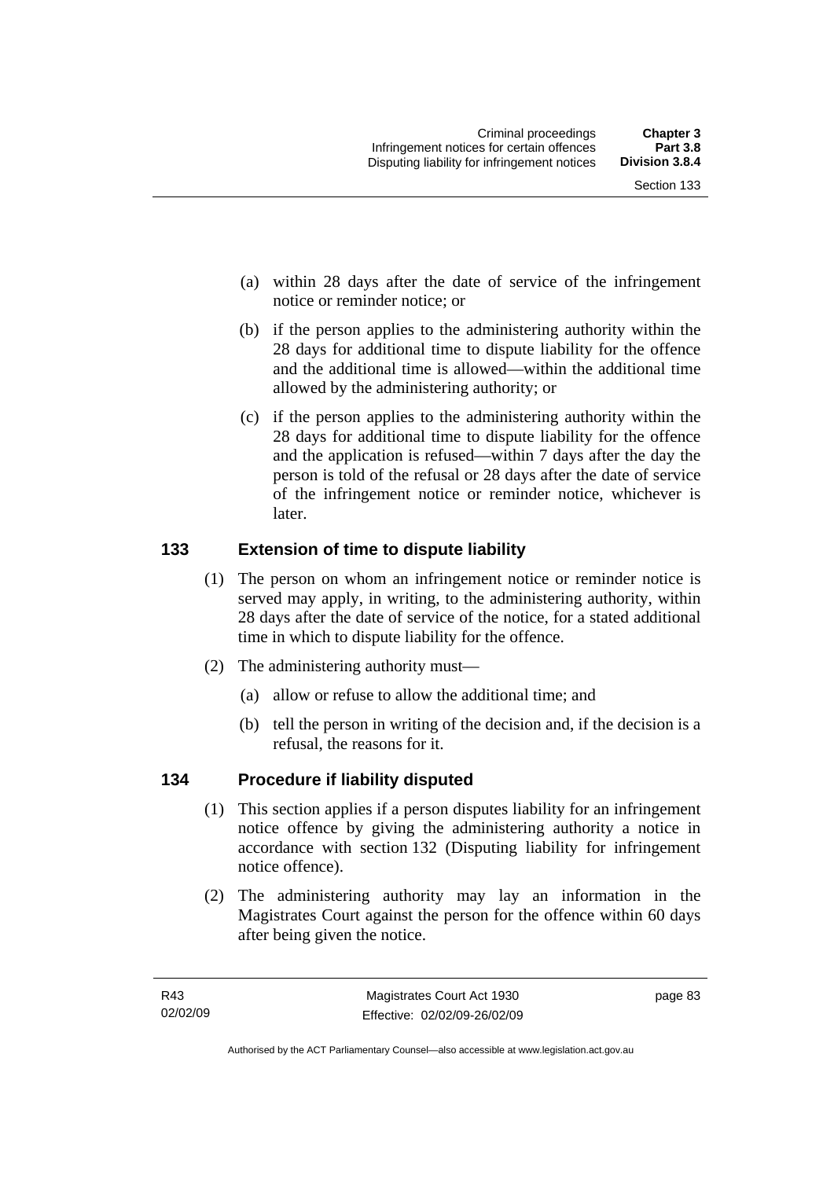(a) within 28 days after the date of service of the infringement notice or reminder notice; or

(b) if the person applies to the administering authority within the 28 days for additional time to dispute liability for the offence and the additional time is allowed—within the additional time allowed by the administering authority; or

(c) if the person applies to the administering authority within the 28 days for additional time to dispute liability for the offence and the application is refused—within 7 days after the day the person is told of the refusal or 28 days after the date of service of the infringement notice or reminder notice, whichever is later.

## 133 Extension of time to dispute liability

(1) The person on whom an infringement notice or reminder notice is served may apply, in writing, to the administering authority, within 28 days after the date of service of the notice, for a stated additional time in which to dispute liability for the offence.

(2) The administering authority must—

(a) allow or refuse to allow the additional time; and

(b) tell the person in writing of the decision and, if the decision is a refusal, the reasons for it.

## 134 Procedure if liability disputed

(1) This section applies if a person disputes liability for an infringement notice offence by giving the administering authority a notice in accordance with section 132 (Disputing liability for infringement notice offence).

(2) The administering authority may lay an information in the Magistrates Court against the person for the offence within 60 days after being given the notice.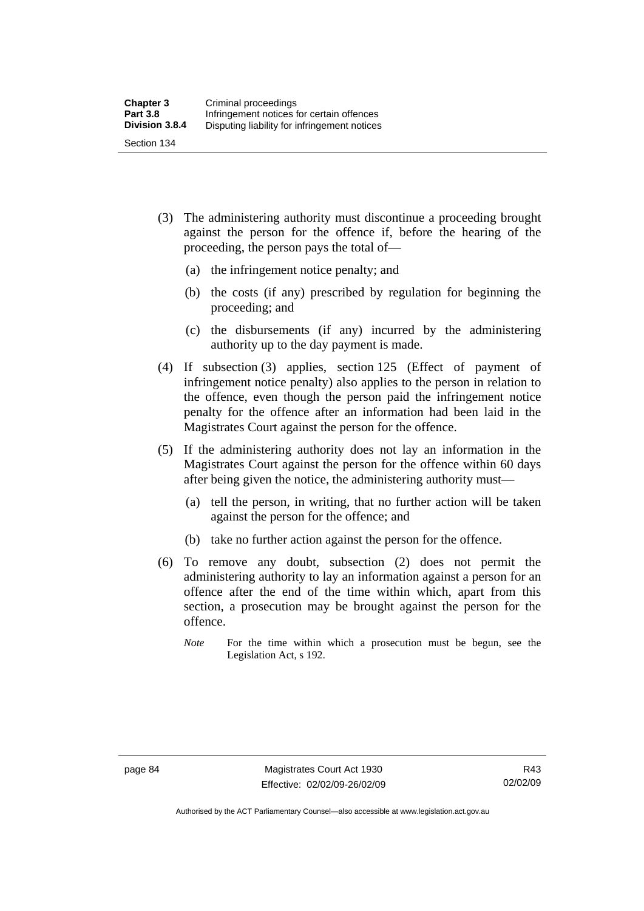(3) The administering authority must discontinue a proceeding brought against the person for the offence if, before the hearing of the proceeding, the person pays the total of—

(a) the infringement notice penalty; and

(b) the costs (if any) prescribed by regulation for beginning the proceeding; and

(c) the disbursements (if any) incurred by the administering authority up to the day payment is made.

(4) If subsection (3) applies, section 125 (Effect of payment of infringement notice penalty) also applies to the person in relation to the offence, even though the person paid the infringement notice penalty for the offence after an information had been laid in the Magistrates Court against the person for the offence.

(5) If the administering authority does not lay an information in the Magistrates Court against the person for the offence within 60 days after being given the notice, the administering authority must—

(a) tell the person, in writing, that no further action will be taken against the person for the offence; and

(b) take no further action against the person for the offence.

(6) To remove any doubt, subsection (2) does not permit the administering authority to lay an information against a person for an offence after the end of the time within which, apart from this section, a prosecution may be brought against the person for the offence.

*Note* For the time within which a prosecution must be begun, see the Legislation Act, s 192.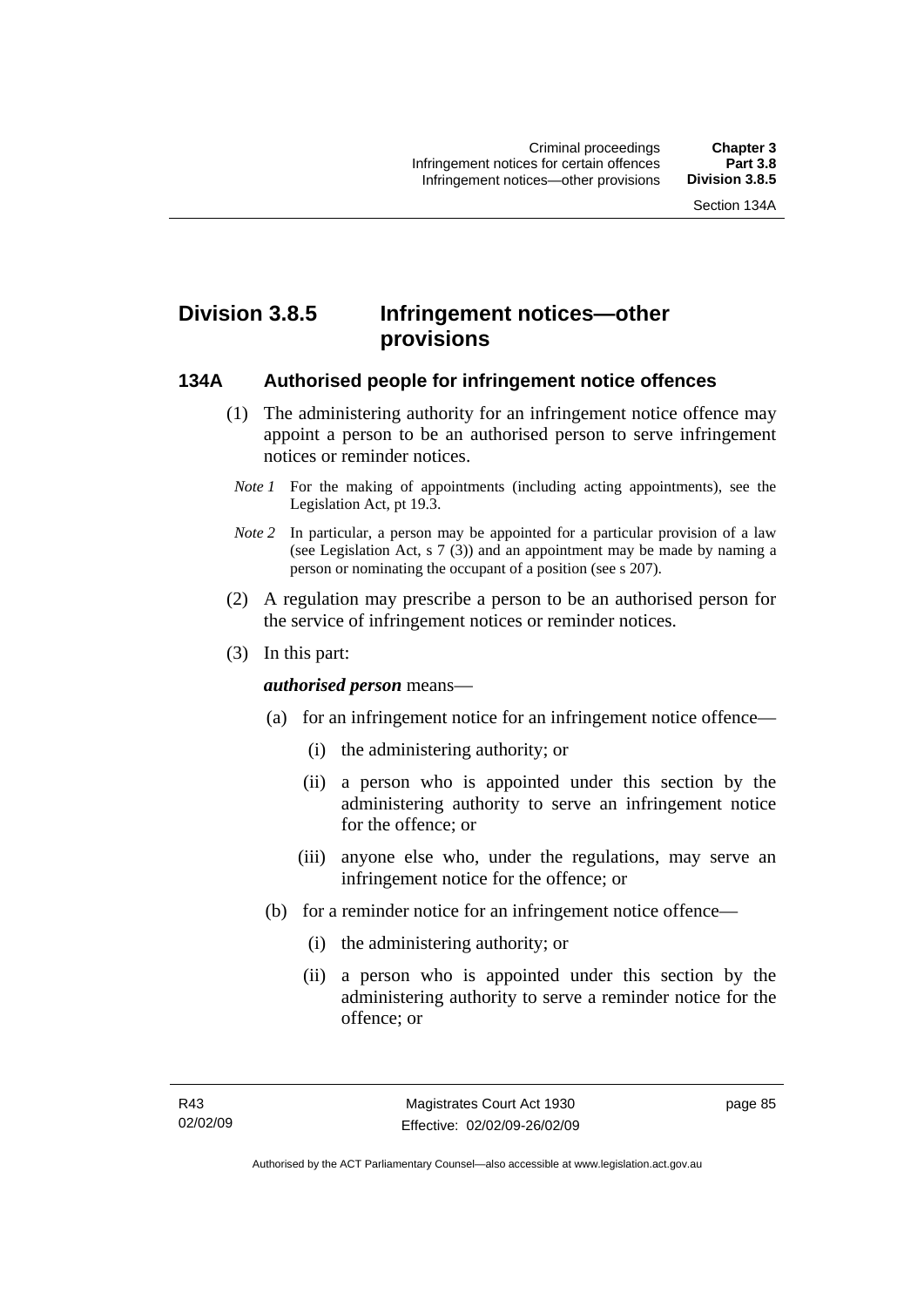# Division 3.8.5 Infringement notices—other provisions

## 134A Authorised people for infringement notice offences

(1) The administering authority for an infringement notice offence may appoint a person to be an authorised person to serve infringement notices or reminder notices.

*Note 1* For the making of appointments (including acting appointments), see the Legislation Act, pt 19.3.

*Note 2* In particular, a person may be appointed for a particular provision of a law (see Legislation Act, s 7 (3)) and an appointment may be made by naming a person or nominating the occupant of a position (see s 207).

(2) A regulation may prescribe a person to be an authorised person for the service of infringement notices or reminder notices.

(3) In this part:

***authorised person*** means—

(a) for an infringement notice for an infringement notice offence—

(i) the administering authority; or

(ii) a person who is appointed under this section by the administering authority to serve an infringement notice for the offence; or

(iii) anyone else who, under the regulations, may serve an infringement notice for the offence; or

(b) for a reminder notice for an infringement notice offence—

(i) the administering authority; or

(ii) a person who is appointed under this section by the administering authority to serve a reminder notice for the offence; or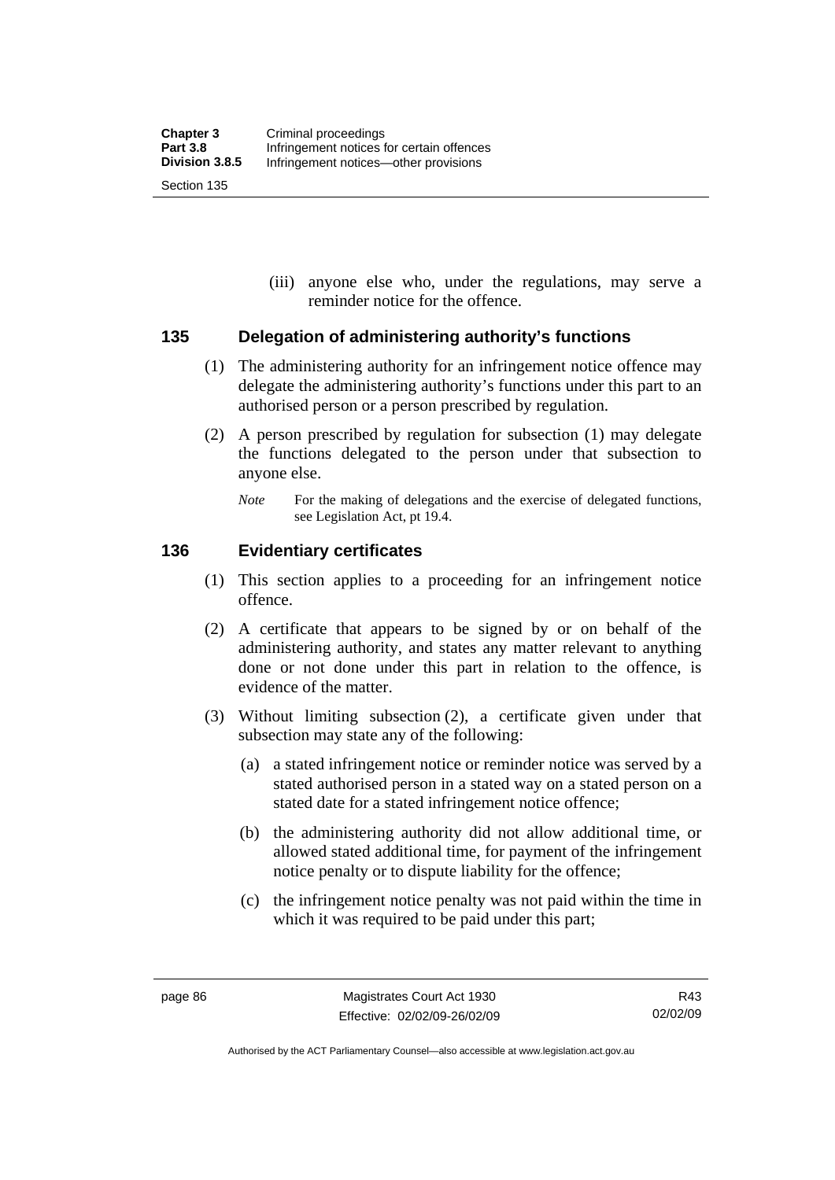(iii) anyone else who, under the regulations, may serve a reminder notice for the offence.

## 135 Delegation of administering authority's functions

(1) The administering authority for an infringement notice offence may delegate the administering authority's functions under this part to an authorised person or a person prescribed by regulation.

(2) A person prescribed by regulation for subsection (1) may delegate the functions delegated to the person under that subsection to anyone else.

*Note* For the making of delegations and the exercise of delegated functions, see Legislation Act, pt 19.4.

## 136 Evidentiary certificates

(1) This section applies to a proceeding for an infringement notice offence.

(2) A certificate that appears to be signed by or on behalf of the administering authority, and states any matter relevant to anything done or not done under this part in relation to the offence, is evidence of the matter.

(3) Without limiting subsection (2), a certificate given under that subsection may state any of the following:

(a) a stated infringement notice or reminder notice was served by a stated authorised person in a stated way on a stated person on a stated date for a stated infringement notice offence;

(b) the administering authority did not allow additional time, or allowed stated additional time, for payment of the infringement notice penalty or to dispute liability for the offence;

(c) the infringement notice penalty was not paid within the time in which it was required to be paid under this part;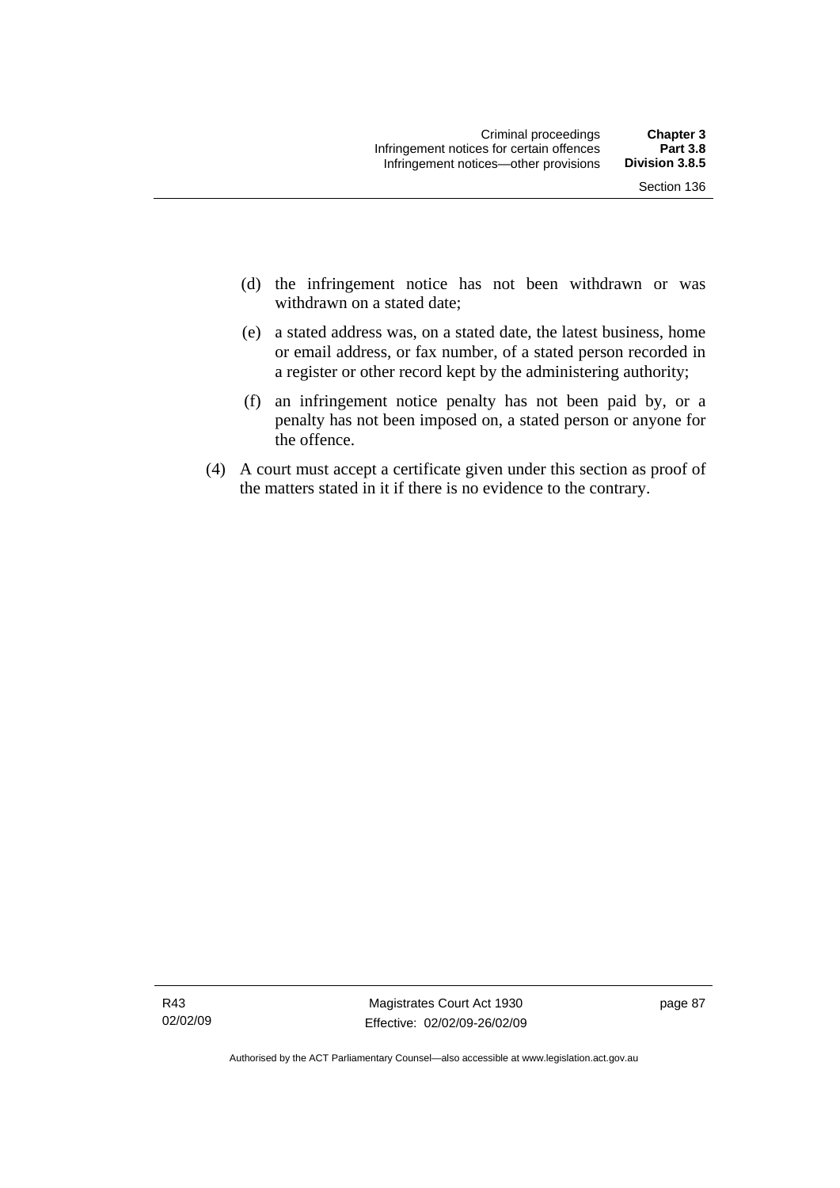(d) the infringement notice has not been withdrawn or was withdrawn on a stated date;

(e) a stated address was, on a stated date, the latest business, home or email address, or fax number, of a stated person recorded in a register or other record kept by the administering authority;

(f) an infringement notice penalty has not been paid by, or a penalty has not been imposed on, a stated person or anyone for the offence.

(4) A court must accept a certificate given under this section as proof of the matters stated in it if there is no evidence to the contrary.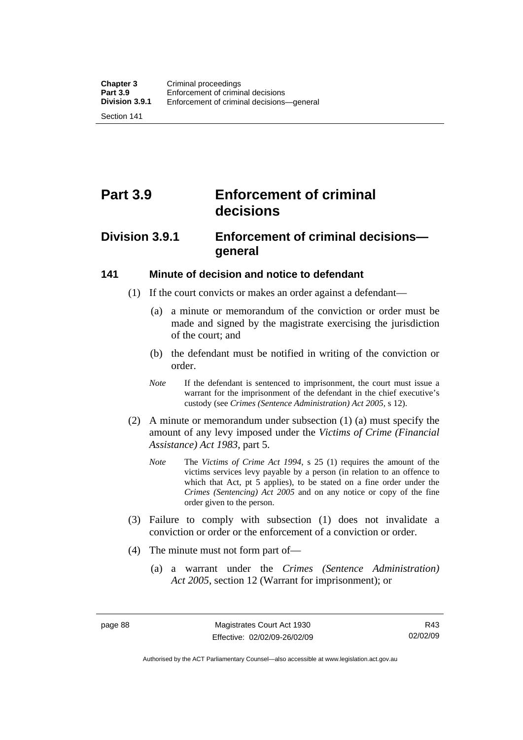# Part 3.9 Enforcement of criminal decisions

## Division 3.9.1 Enforcement of criminal decisions—general

### 141 Minute of decision and notice to defendant

(1) If the court convicts or makes an order against a defendant—

(a) a minute or memorandum of the conviction or order must be made and signed by the magistrate exercising the jurisdiction of the court; and

(b) the defendant must be notified in writing of the conviction or order.

*Note* If the defendant is sentenced to imprisonment, the court must issue a warrant for the imprisonment of the defendant in the chief executive's custody (see *Crimes (Sentence Administration) Act 2005*, s 12).

(2) A minute or memorandum under subsection (1) (a) must specify the amount of any levy imposed under the *Victims of Crime (Financial Assistance) Act 1983*, part 5.

*Note* The *Victims of Crime Act 1994*, s 25 (1) requires the amount of the victims services levy payable by a person (in relation to an offence to which that Act, pt 5 applies), to be stated on a fine order under the *Crimes (Sentencing) Act 2005* and on any notice or copy of the fine order given to the person.

(3) Failure to comply with subsection (1) does not invalidate a conviction or order or the enforcement of a conviction or order.

(4) The minute must not form part of—

(a) a warrant under the *Crimes (Sentence Administration) Act 2005*, section 12 (Warrant for imprisonment); or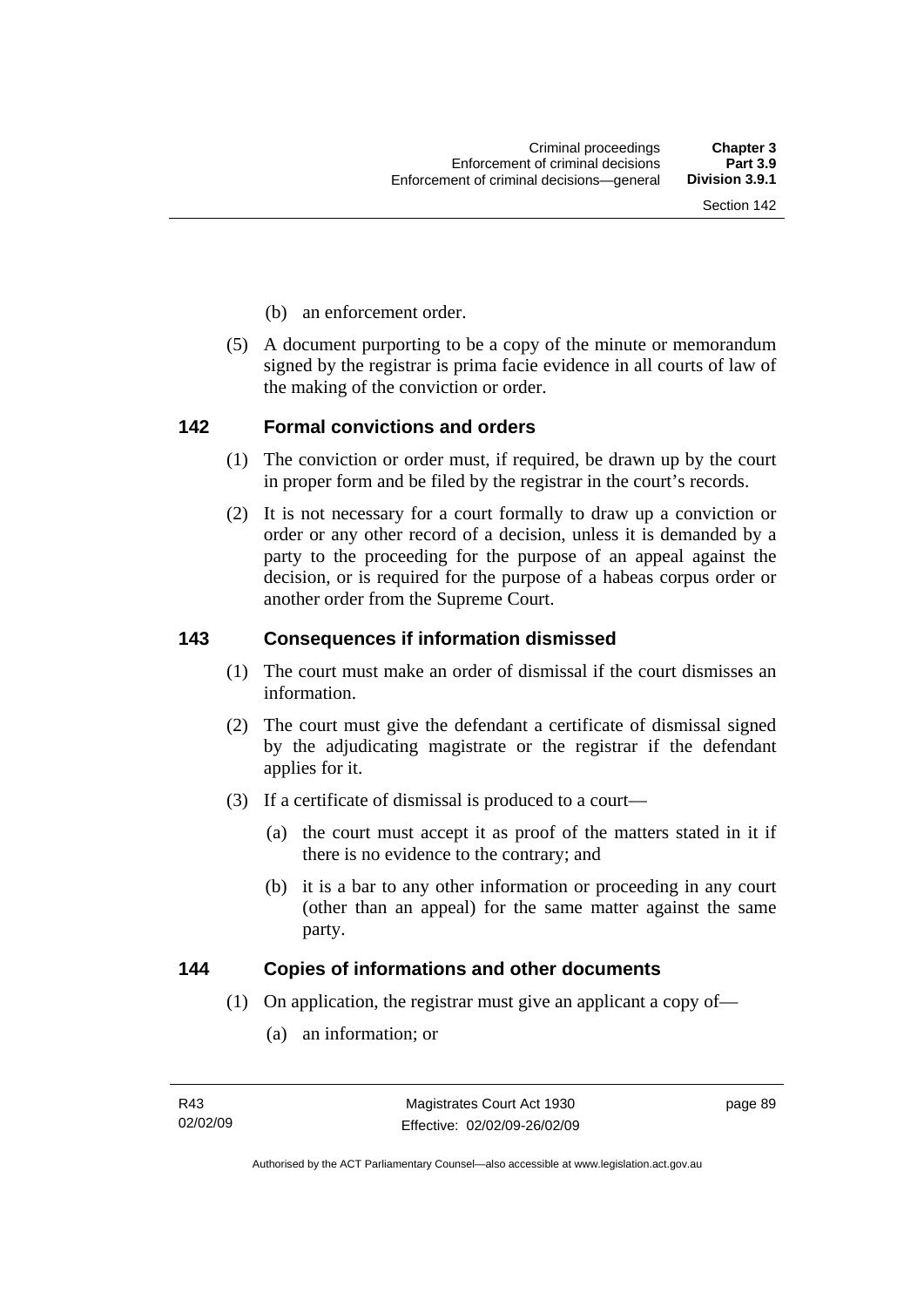(b) an enforcement order.

(5) A document purporting to be a copy of the minute or memorandum signed by the registrar is prima facie evidence in all courts of law of the making of the conviction or order.

## 142 Formal convictions and orders

(1) The conviction or order must, if required, be drawn up by the court in proper form and be filed by the registrar in the court's records.

(2) It is not necessary for a court formally to draw up a conviction or order or any other record of a decision, unless it is demanded by a party to the proceeding for the purpose of an appeal against the decision, or is required for the purpose of a habeas corpus order or another order from the Supreme Court.

## 143 Consequences if information dismissed

(1) The court must make an order of dismissal if the court dismisses an information.

(2) The court must give the defendant a certificate of dismissal signed by the adjudicating magistrate or the registrar if the defendant applies for it.

(3) If a certificate of dismissal is produced to a court—

(a) the court must accept it as proof of the matters stated in it if there is no evidence to the contrary; and

(b) it is a bar to any other information or proceeding in any court (other than an appeal) for the same matter against the same party.

## 144 Copies of informations and other documents

(1) On application, the registrar must give an applicant a copy of—

(a) an information; or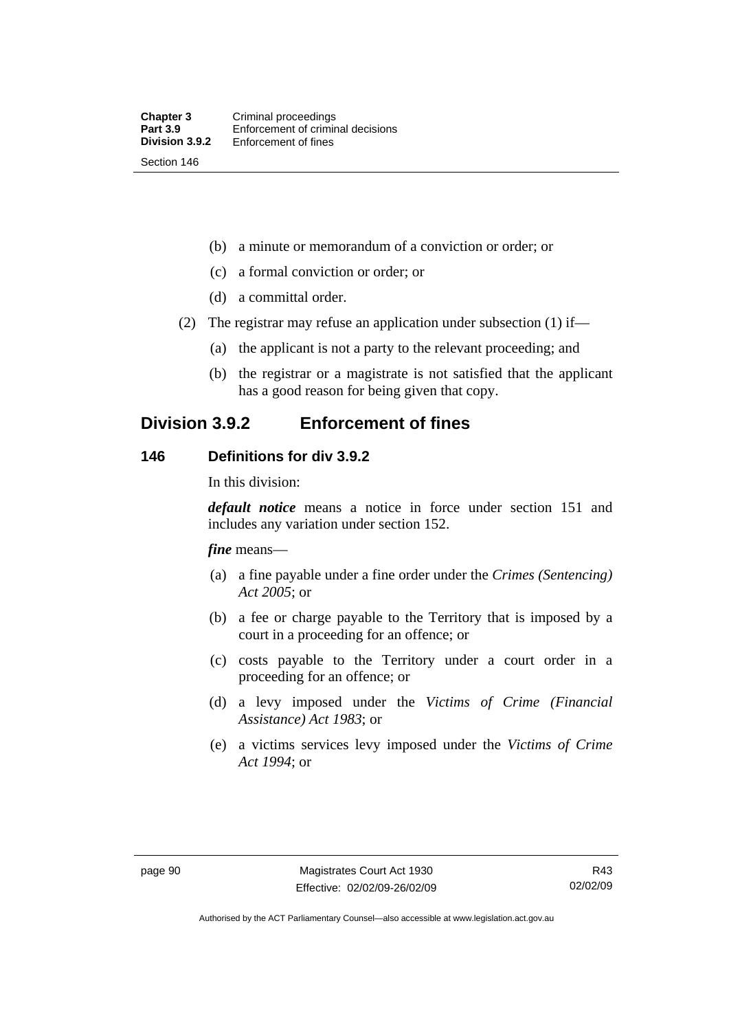(b) a minute or memorandum of a conviction or order; or

(c) a formal conviction or order; or

(d) a committal order.

(2) The registrar may refuse an application under subsection (1) if—

(a) the applicant is not a party to the relevant proceeding; and

(b) the registrar or a magistrate is not satisfied that the applicant has a good reason for being given that copy.

## Division 3.9.2 Enforcement of fines

### 146 Definitions for div 3.9.2

In this division:

***default notice*** means a notice in force under section 151 and includes any variation under section 152.

***fine*** means—

(a) a fine payable under a fine order under the *Crimes (Sentencing) Act 2005*; or

(b) a fee or charge payable to the Territory that is imposed by a court in a proceeding for an offence; or

(c) costs payable to the Territory under a court order in a proceeding for an offence; or

(d) a levy imposed under the *Victims of Crime (Financial Assistance) Act 1983*; or

(e) a victims services levy imposed under the *Victims of Crime Act 1994*; or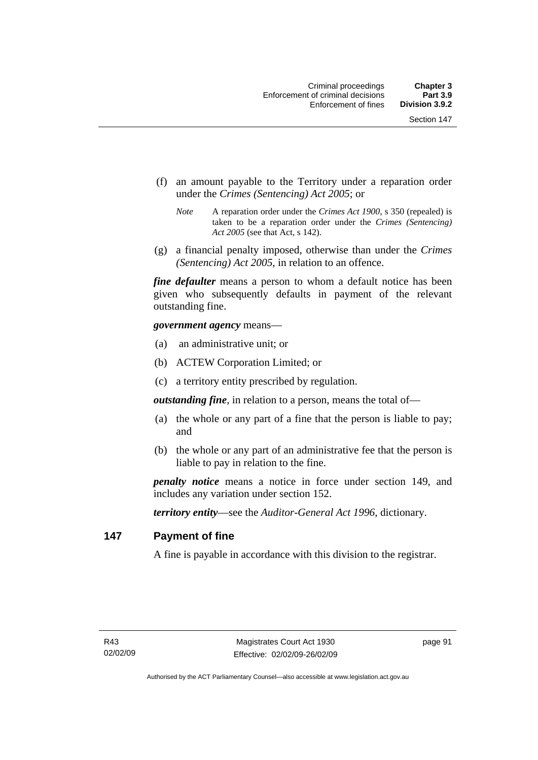(f) an amount payable to the Territory under a reparation order under the *Crimes (Sentencing) Act 2005*; or

*Note* A reparation order under the *Crimes Act 1900*, s 350 (repealed) is taken to be a reparation order under the *Crimes (Sentencing) Act 2005* (see that Act, s 142).

(g) a financial penalty imposed, otherwise than under the *Crimes (Sentencing) Act 2005*, in relation to an offence.

***fine defaulter*** means a person to whom a default notice has been given who subsequently defaults in payment of the relevant outstanding fine.

***government agency*** means—

(a) an administrative unit; or

(b) ACTEW Corporation Limited; or

(c) a territory entity prescribed by regulation.

***outstanding fine***, in relation to a person, means the total of—

(a) the whole or any part of a fine that the person is liable to pay; and

(b) the whole or any part of an administrative fee that the person is liable to pay in relation to the fine.

***penalty notice*** means a notice in force under section 149, and includes any variation under section 152.

***territory entity***—see the *Auditor-General Act 1996*, dictionary.

## 147 Payment of fine

A fine is payable in accordance with this division to the registrar.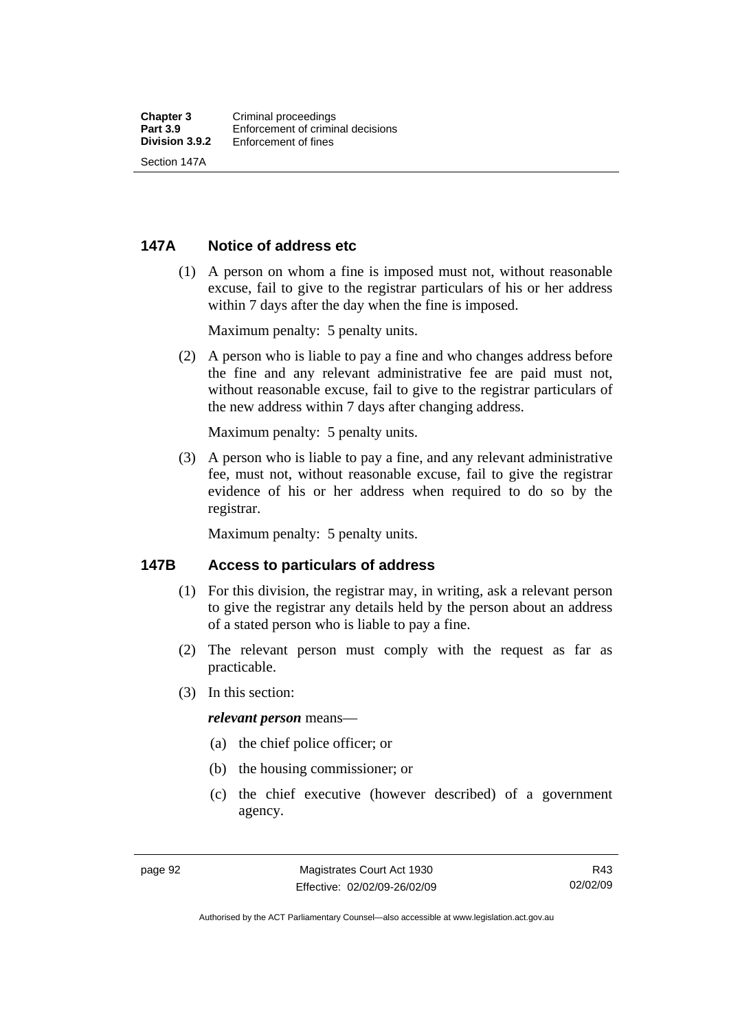## 147A Notice of address etc

(1) A person on whom a fine is imposed must not, without reasonable excuse, fail to give to the registrar particulars of his or her address within 7 days after the day when the fine is imposed.

Maximum penalty: 5 penalty units.

(2) A person who is liable to pay a fine and who changes address before the fine and any relevant administrative fee are paid must not, without reasonable excuse, fail to give to the registrar particulars of the new address within 7 days after changing address.

Maximum penalty: 5 penalty units.

(3) A person who is liable to pay a fine, and any relevant administrative fee, must not, without reasonable excuse, fail to give the registrar evidence of his or her address when required to do so by the registrar.

Maximum penalty: 5 penalty units.

## 147B Access to particulars of address

(1) For this division, the registrar may, in writing, ask a relevant person to give the registrar any details held by the person about an address of a stated person who is liable to pay a fine.

(2) The relevant person must comply with the request as far as practicable.

(3) In this section:

***relevant person*** means—

(a) the chief police officer; or

(b) the housing commissioner; or

(c) the chief executive (however described) of a government agency.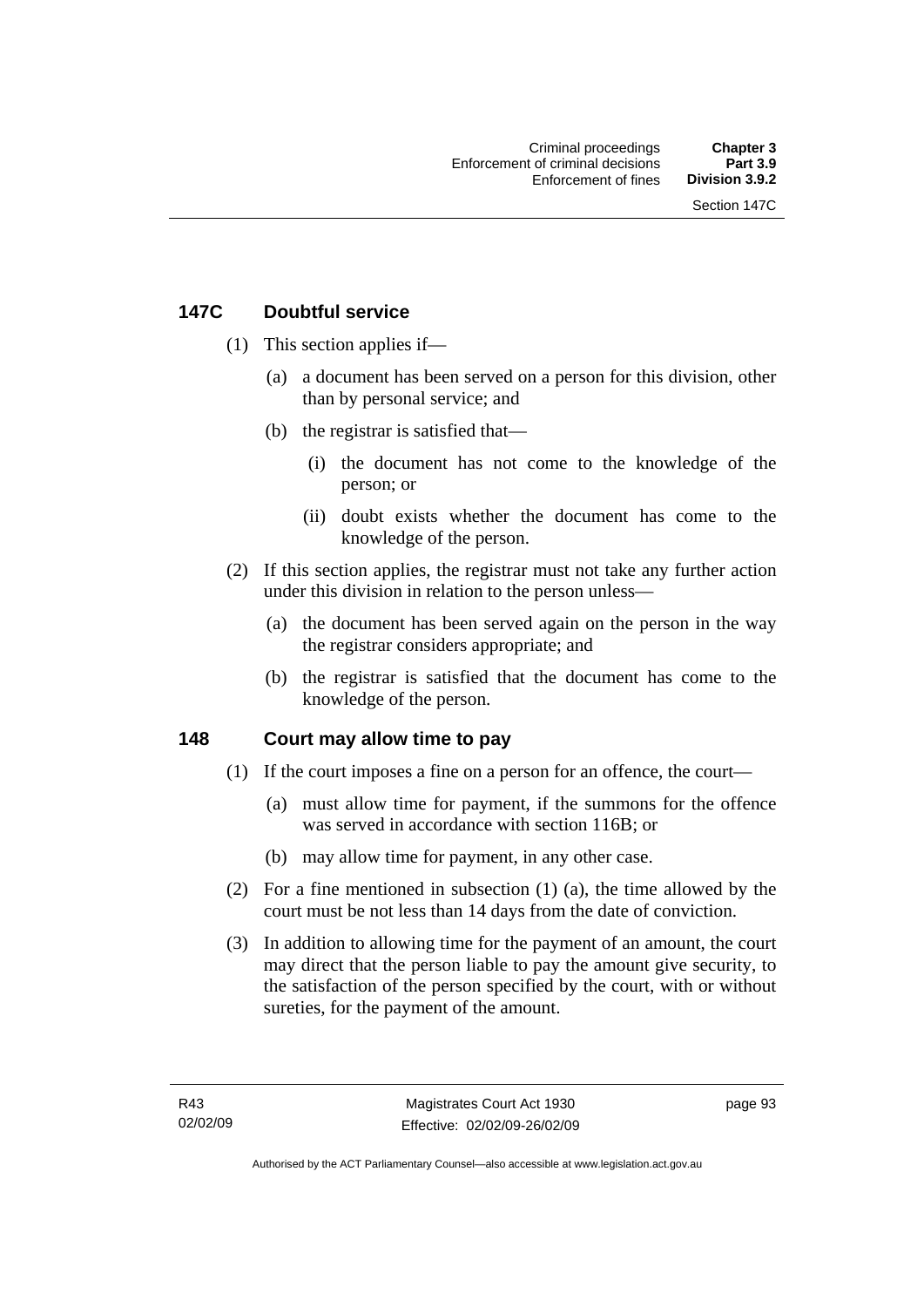### 147C Doubtful service

(1) This section applies if—

(a) a document has been served on a person for this division, other than by personal service; and

(b) the registrar is satisfied that—

(i) the document has not come to the knowledge of the person; or

(ii) doubt exists whether the document has come to the knowledge of the person.

(2) If this section applies, the registrar must not take any further action under this division in relation to the person unless—

(a) the document has been served again on the person in the way the registrar considers appropriate; and

(b) the registrar is satisfied that the document has come to the knowledge of the person.

### 148 Court may allow time to pay

(1) If the court imposes a fine on a person for an offence, the court—

(a) must allow time for payment, if the summons for the offence was served in accordance with section 116B; or

(b) may allow time for payment, in any other case.

(2) For a fine mentioned in subsection (1) (a), the time allowed by the court must be not less than 14 days from the date of conviction.

(3) In addition to allowing time for the payment of an amount, the court may direct that the person liable to pay the amount give security, to the satisfaction of the person specified by the court, with or without sureties, for the payment of the amount.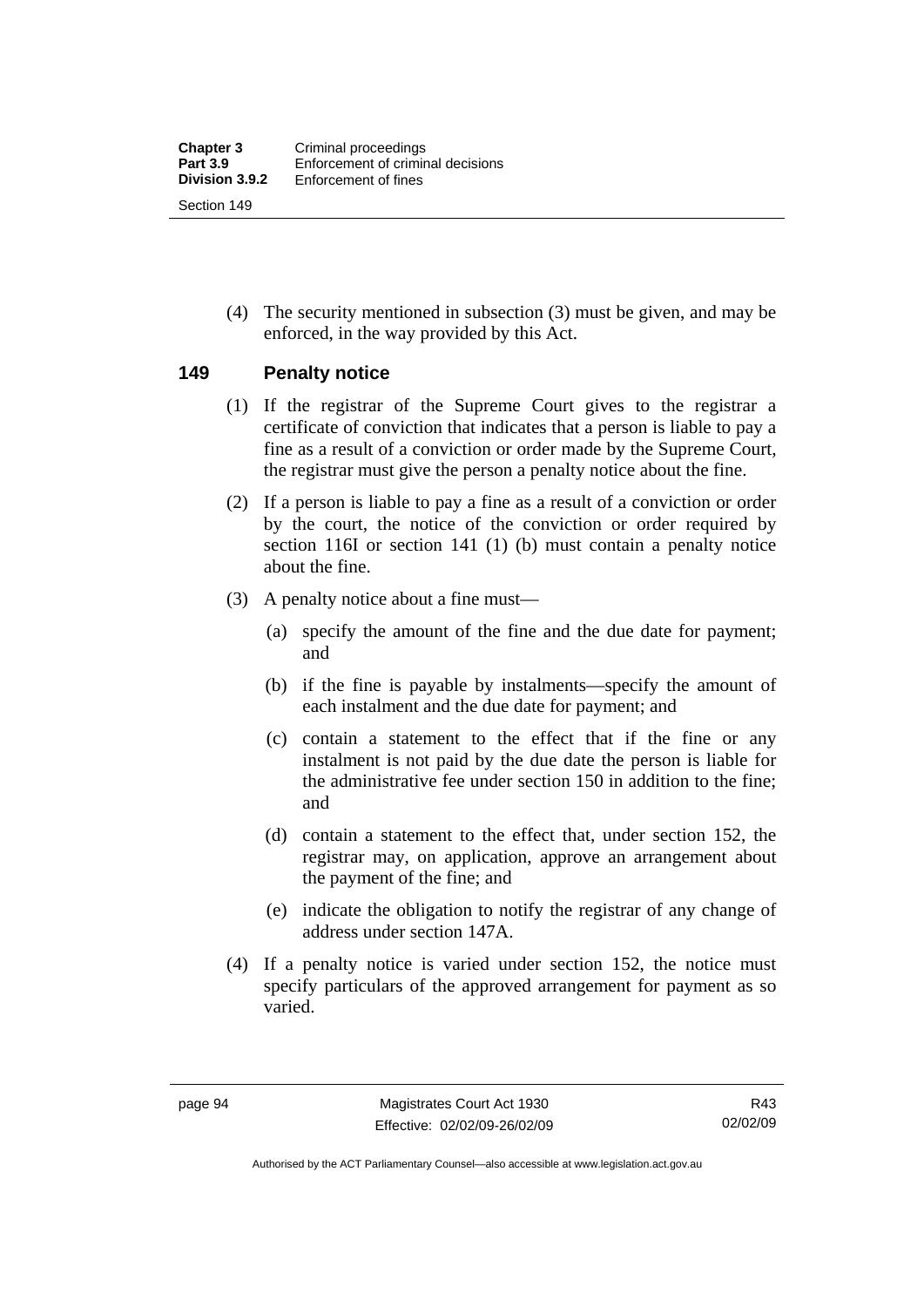(4) The security mentioned in subsection (3) must be given, and may be enforced, in the way provided by this Act.

## 149 Penalty notice

(1) If the registrar of the Supreme Court gives to the registrar a certificate of conviction that indicates that a person is liable to pay a fine as a result of a conviction or order made by the Supreme Court, the registrar must give the person a penalty notice about the fine.

(2) If a person is liable to pay a fine as a result of a conviction or order by the court, the notice of the conviction or order required by section 116I or section 141 (1) (b) must contain a penalty notice about the fine.

(3) A penalty notice about a fine must—

(a) specify the amount of the fine and the due date for payment; and

(b) if the fine is payable by instalments—specify the amount of each instalment and the due date for payment; and

(c) contain a statement to the effect that if the fine or any instalment is not paid by the due date the person is liable for the administrative fee under section 150 in addition to the fine; and

(d) contain a statement to the effect that, under section 152, the registrar may, on application, approve an arrangement about the payment of the fine; and

(e) indicate the obligation to notify the registrar of any change of address under section 147A.

(4) If a penalty notice is varied under section 152, the notice must specify particulars of the approved arrangement for payment as so varied.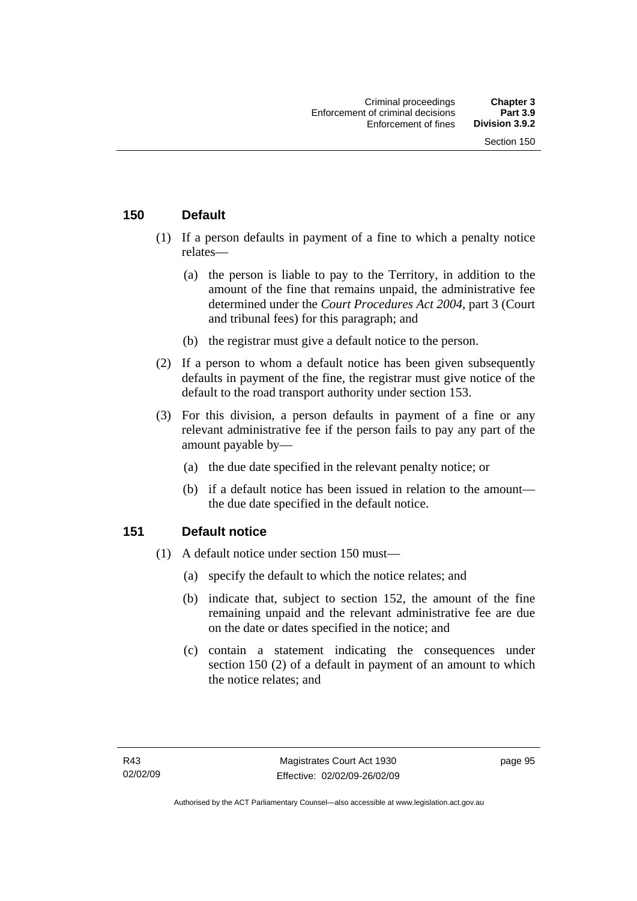## 150 Default

(1) If a person defaults in payment of a fine to which a penalty notice relates—

(a) the person is liable to pay to the Territory, in addition to the amount of the fine that remains unpaid, the administrative fee determined under the *Court Procedures Act 2004*, part 3 (Court and tribunal fees) for this paragraph; and

(b) the registrar must give a default notice to the person.

(2) If a person to whom a default notice has been given subsequently defaults in payment of the fine, the registrar must give notice of the default to the road transport authority under section 153.

(3) For this division, a person defaults in payment of a fine or any relevant administrative fee if the person fails to pay any part of the amount payable by—

(a) the due date specified in the relevant penalty notice; or

(b) if a default notice has been issued in relation to the amount—the due date specified in the default notice.

## 151 Default notice

(1) A default notice under section 150 must—

(a) specify the default to which the notice relates; and

(b) indicate that, subject to section 152, the amount of the fine remaining unpaid and the relevant administrative fee are due on the date or dates specified in the notice; and

(c) contain a statement indicating the consequences under section 150 (2) of a default in payment of an amount to which the notice relates; and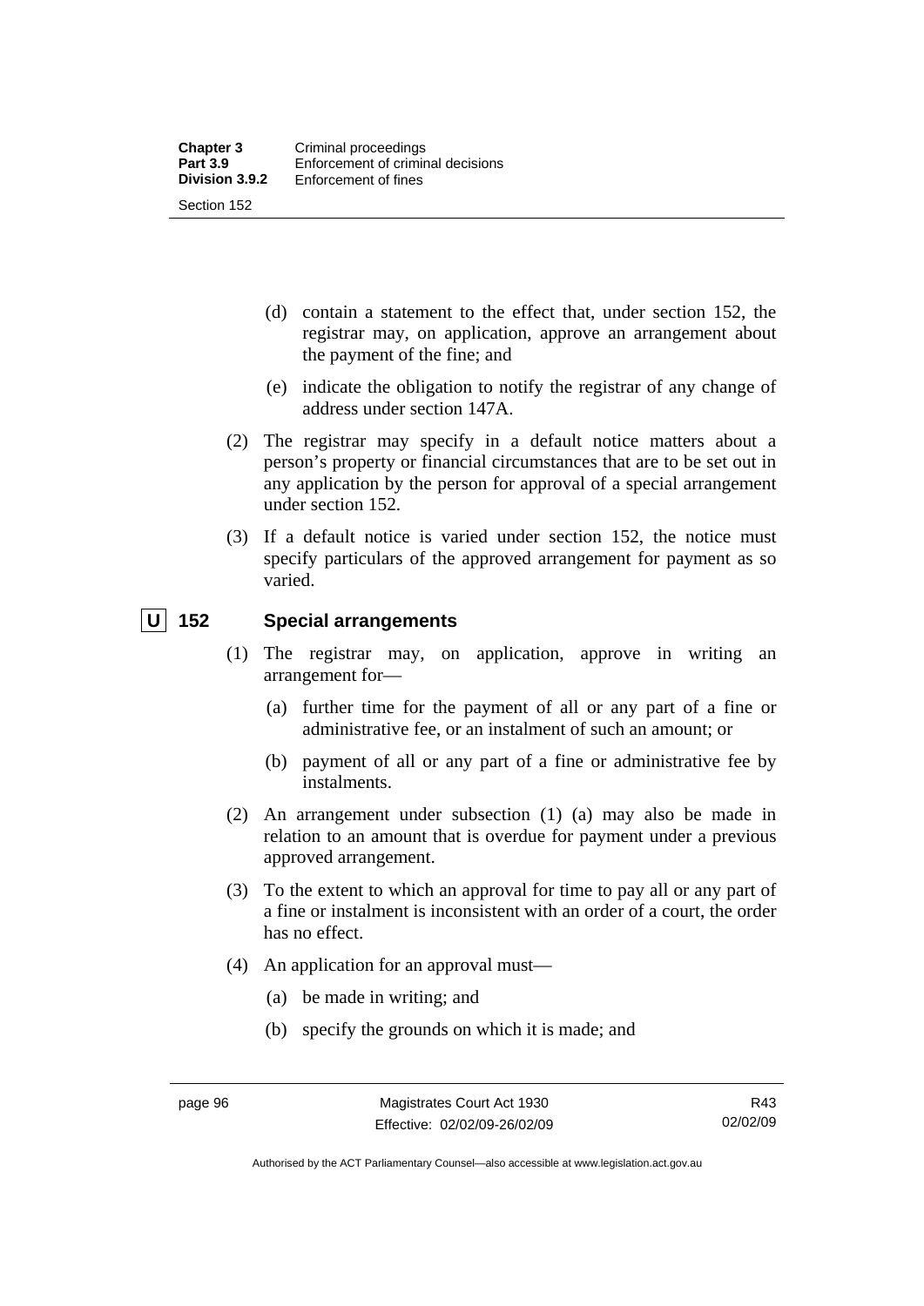(d) contain a statement to the effect that, under section 152, the registrar may, on application, approve an arrangement about the payment of the fine; and

(e) indicate the obligation to notify the registrar of any change of address under section 147A.

(2) The registrar may specify in a default notice matters about a person's property or financial circumstances that are to be set out in any application by the person for approval of a special arrangement under section 152.

(3) If a default notice is varied under section 152, the notice must specify particulars of the approved arrangement for payment as so varied.

## U 152 Special arrangements

(1) The registrar may, on application, approve in writing an arrangement for—

(a) further time for the payment of all or any part of a fine or administrative fee, or an instalment of such an amount; or

(b) payment of all or any part of a fine or administrative fee by instalments.

(2) An arrangement under subsection (1) (a) may also be made in relation to an amount that is overdue for payment under a previous approved arrangement.

(3) To the extent to which an approval for time to pay all or any part of a fine or instalment is inconsistent with an order of a court, the order has no effect.

(4) An application for an approval must—

(a) be made in writing; and

(b) specify the grounds on which it is made; and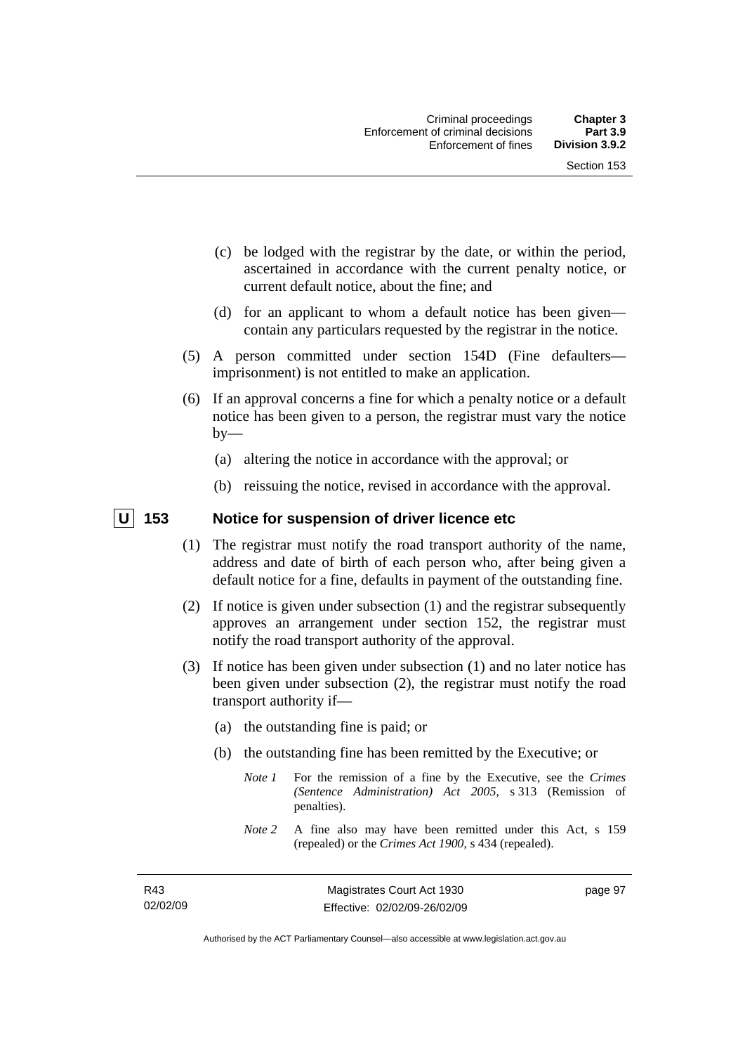(c) be lodged with the registrar by the date, or within the period, ascertained in accordance with the current penalty notice, or current default notice, about the fine; and

(d) for an applicant to whom a default notice has been given—contain any particulars requested by the registrar in the notice.

(5) A person committed under section 154D (Fine defaulters—imprisonment) is not entitled to make an application.

(6) If an approval concerns a fine for which a penalty notice or a default notice has been given to a person, the registrar must vary the notice by—

(a) altering the notice in accordance with the approval; or

(b) reissuing the notice, revised in accordance with the approval.

## U 153 Notice for suspension of driver licence etc

(1) The registrar must notify the road transport authority of the name, address and date of birth of each person who, after being given a default notice for a fine, defaults in payment of the outstanding fine.

(2) If notice is given under subsection (1) and the registrar subsequently approves an arrangement under section 152, the registrar must notify the road transport authority of the approval.

(3) If notice has been given under subsection (1) and no later notice has been given under subsection (2), the registrar must notify the road transport authority if—

(a) the outstanding fine is paid; or

(b) the outstanding fine has been remitted by the Executive; or

*Note 1* For the remission of a fine by the Executive, see the *Crimes (Sentence Administration) Act 2005*, s 313 (Remission of penalties).

*Note 2* A fine also may have been remitted under this Act, s 159 (repealed) or the *Crimes Act 1900*, s 434 (repealed).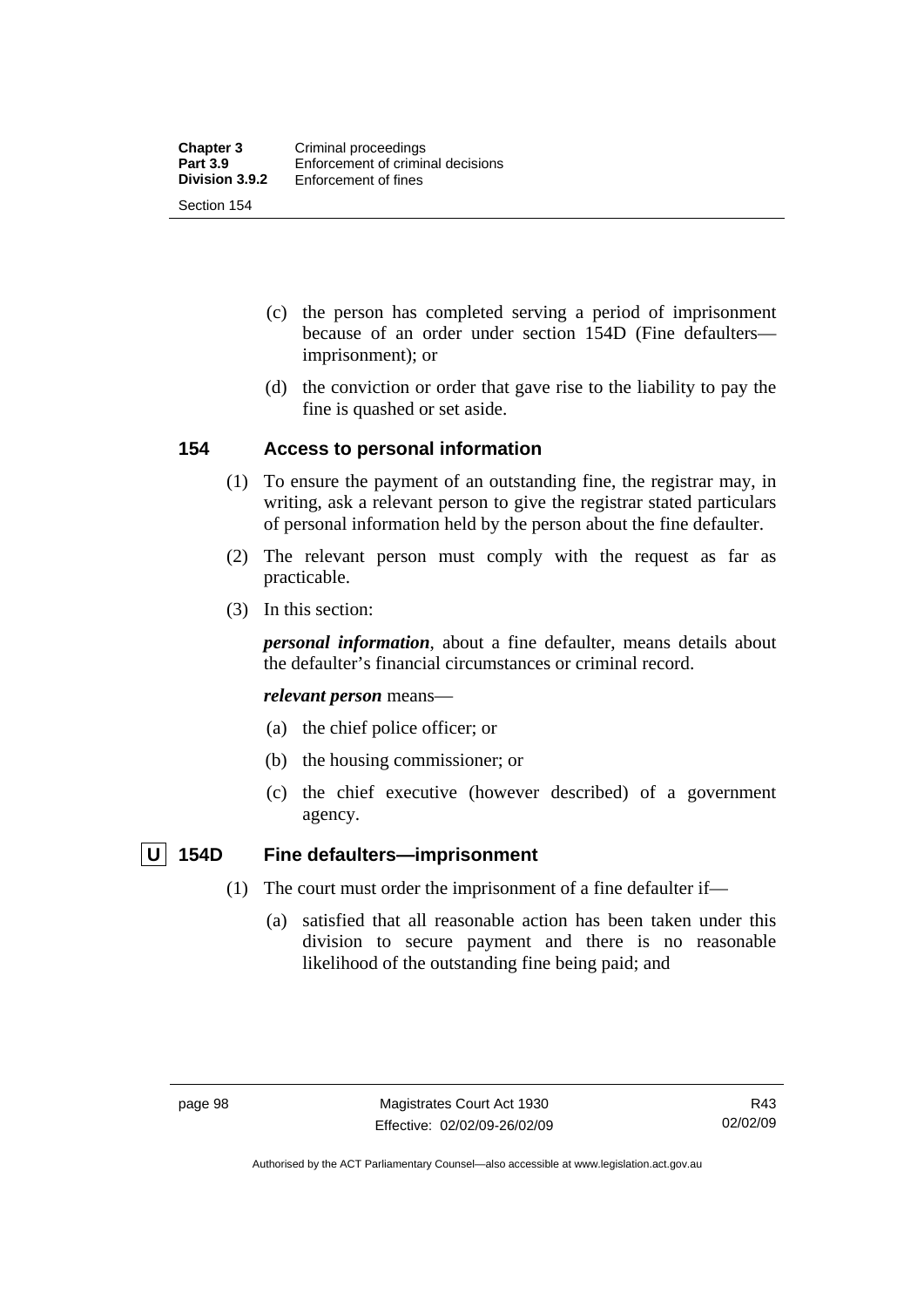(c) the person has completed serving a period of imprisonment because of an order under section 154D (Fine defaulters—imprisonment); or

(d) the conviction or order that gave rise to the liability to pay the fine is quashed or set aside.

### 154 Access to personal information

(1) To ensure the payment of an outstanding fine, the registrar may, in writing, ask a relevant person to give the registrar stated particulars of personal information held by the person about the fine defaulter.

(2) The relevant person must comply with the request as far as practicable.

(3) In this section:

***personal information***, about a fine defaulter, means details about the defaulter's financial circumstances or criminal record.

***relevant person*** means—

(a) the chief police officer; or

(b) the housing commissioner; or

(c) the chief executive (however described) of a government agency.

### U 154D Fine defaulters—imprisonment

(1) The court must order the imprisonment of a fine defaulter if—

(a) satisfied that all reasonable action has been taken under this division to secure payment and there is no reasonable likelihood of the outstanding fine being paid; and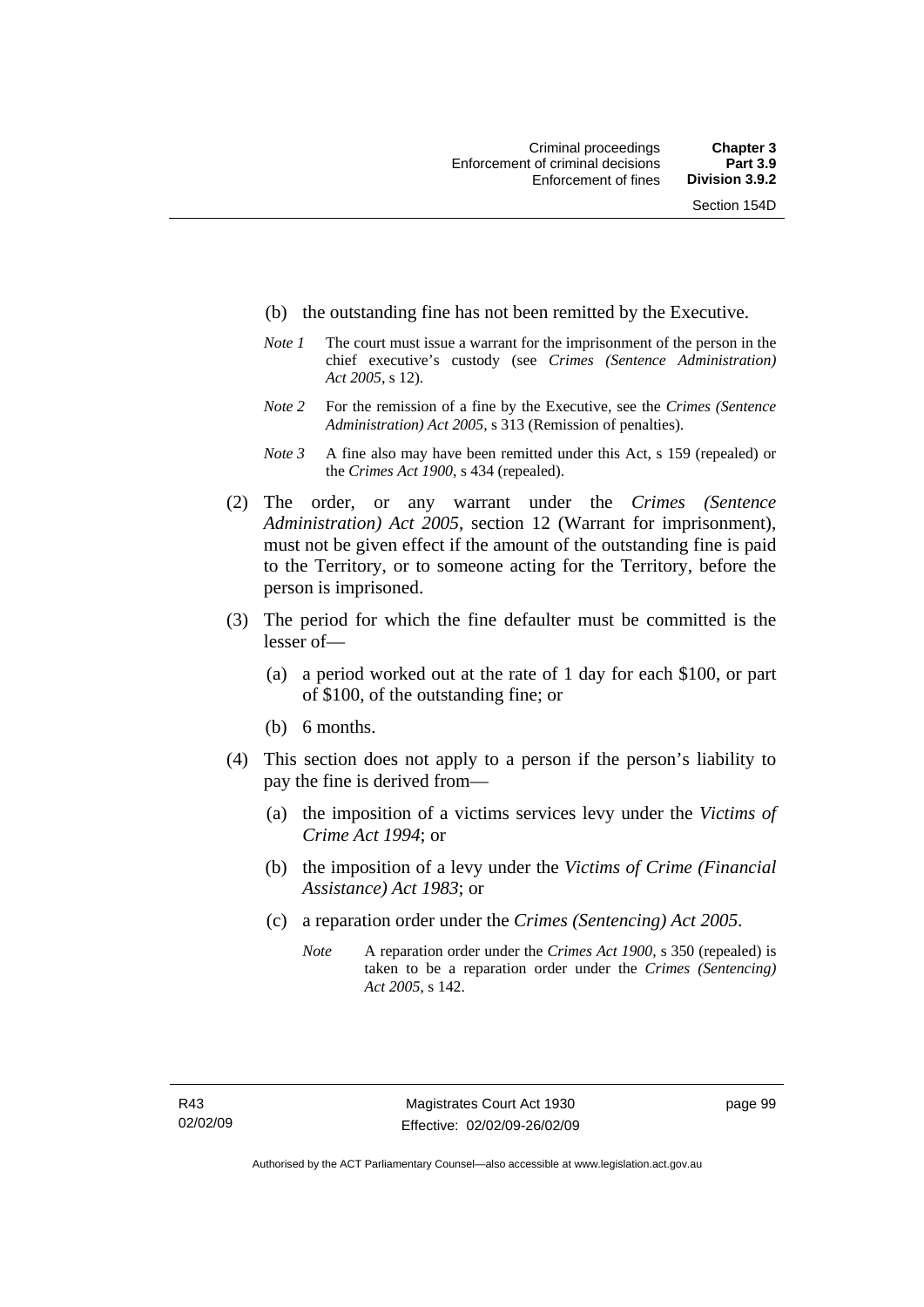(b) the outstanding fine has not been remitted by the Executive.

*Note 1* The court must issue a warrant for the imprisonment of the person in the chief executive's custody (see *Crimes (Sentence Administration) Act 2005*, s 12).

*Note 2* For the remission of a fine by the Executive, see the *Crimes (Sentence Administration) Act 2005*, s 313 (Remission of penalties).

*Note 3* A fine also may have been remitted under this Act, s 159 (repealed) or the *Crimes Act 1900*, s 434 (repealed).

(2) The order, or any warrant under the *Crimes (Sentence Administration) Act 2005*, section 12 (Warrant for imprisonment), must not be given effect if the amount of the outstanding fine is paid to the Territory, or to someone acting for the Territory, before the person is imprisoned.

(3) The period for which the fine defaulter must be committed is the lesser of—

(a) a period worked out at the rate of 1 day for each $100, or part of $100, of the outstanding fine; or

(b) 6 months.

(4) This section does not apply to a person if the person's liability to pay the fine is derived from—

(a) the imposition of a victims services levy under the *Victims of Crime Act 1994*; or

(b) the imposition of a levy under the *Victims of Crime (Financial Assistance) Act 1983*; or

(c) a reparation order under the *Crimes (Sentencing) Act 2005*.

*Note* A reparation order under the *Crimes Act 1900*, s 350 (repealed) is taken to be a reparation order under the *Crimes (Sentencing) Act 2005*, s 142.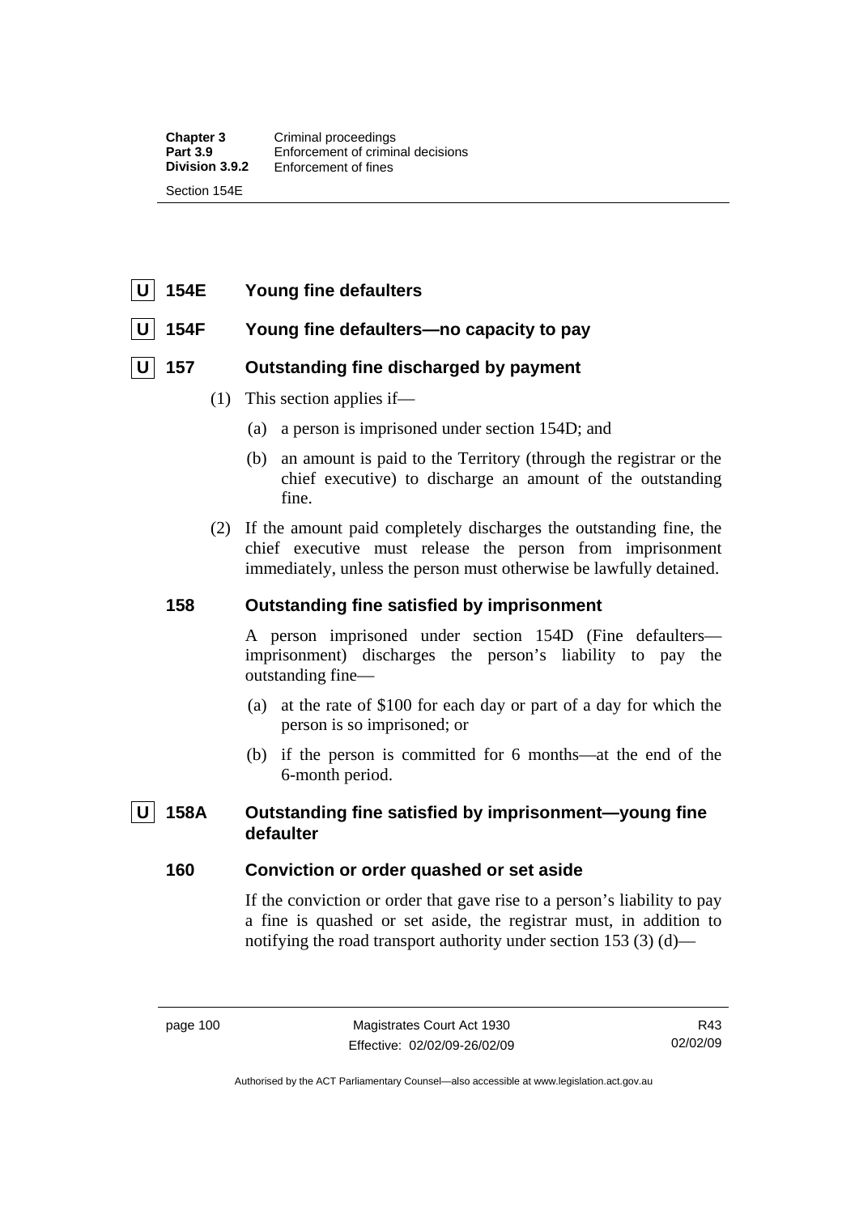**U** **154E Young fine defaulters**

**U** **154F Young fine defaulters—no capacity to pay**

**U** **157 Outstanding fine discharged by payment**

(1) This section applies if—

(a) a person is imprisoned under section 154D; and

(b) an amount is paid to the Territory (through the registrar or the chief executive) to discharge an amount of the outstanding fine.

(2) If the amount paid completely discharges the outstanding fine, the chief executive must release the person from imprisonment immediately, unless the person must otherwise be lawfully detained.

**158 Outstanding fine satisfied by imprisonment**

A person imprisoned under section 154D (Fine defaulters—imprisonment) discharges the person's liability to pay the outstanding fine—

(a) at the rate of $100 for each day or part of a day for which the person is so imprisoned; or

(b) if the person is committed for 6 months—at the end of the 6-month period.

**U** **158A Outstanding fine satisfied by imprisonment—young fine defaulter**

**160 Conviction or order quashed or set aside**

If the conviction or order that gave rise to a person's liability to pay a fine is quashed or set aside, the registrar must, in addition to notifying the road transport authority under section 153 (3) (d)—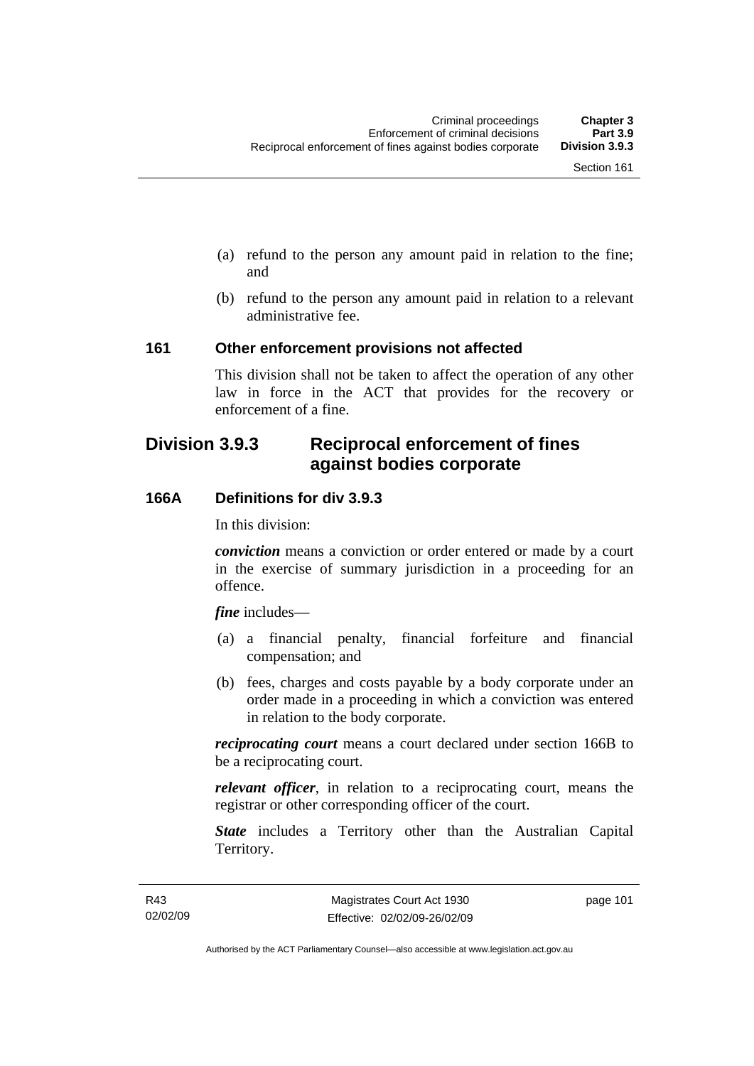(a) refund to the person any amount paid in relation to the fine; and

(b) refund to the person any amount paid in relation to a relevant administrative fee.

### 161 Other enforcement provisions not affected

This division shall not be taken to affect the operation of any other law in force in the ACT that provides for the recovery or enforcement of a fine.

## Division 3.9.3 Reciprocal enforcement of fines against bodies corporate

### 166A Definitions for div 3.9.3

In this division:

***conviction*** means a conviction or order entered or made by a court in the exercise of summary jurisdiction in a proceeding for an offence.

***fine*** includes—

(a) a financial penalty, financial forfeiture and financial compensation; and

(b) fees, charges and costs payable by a body corporate under an order made in a proceeding in which a conviction was entered in relation to the body corporate.

***reciprocating court*** means a court declared under section 166B to be a reciprocating court.

***relevant officer***, in relation to a reciprocating court, means the registrar or other corresponding officer of the court.

***State*** includes a Territory other than the Australian Capital Territory.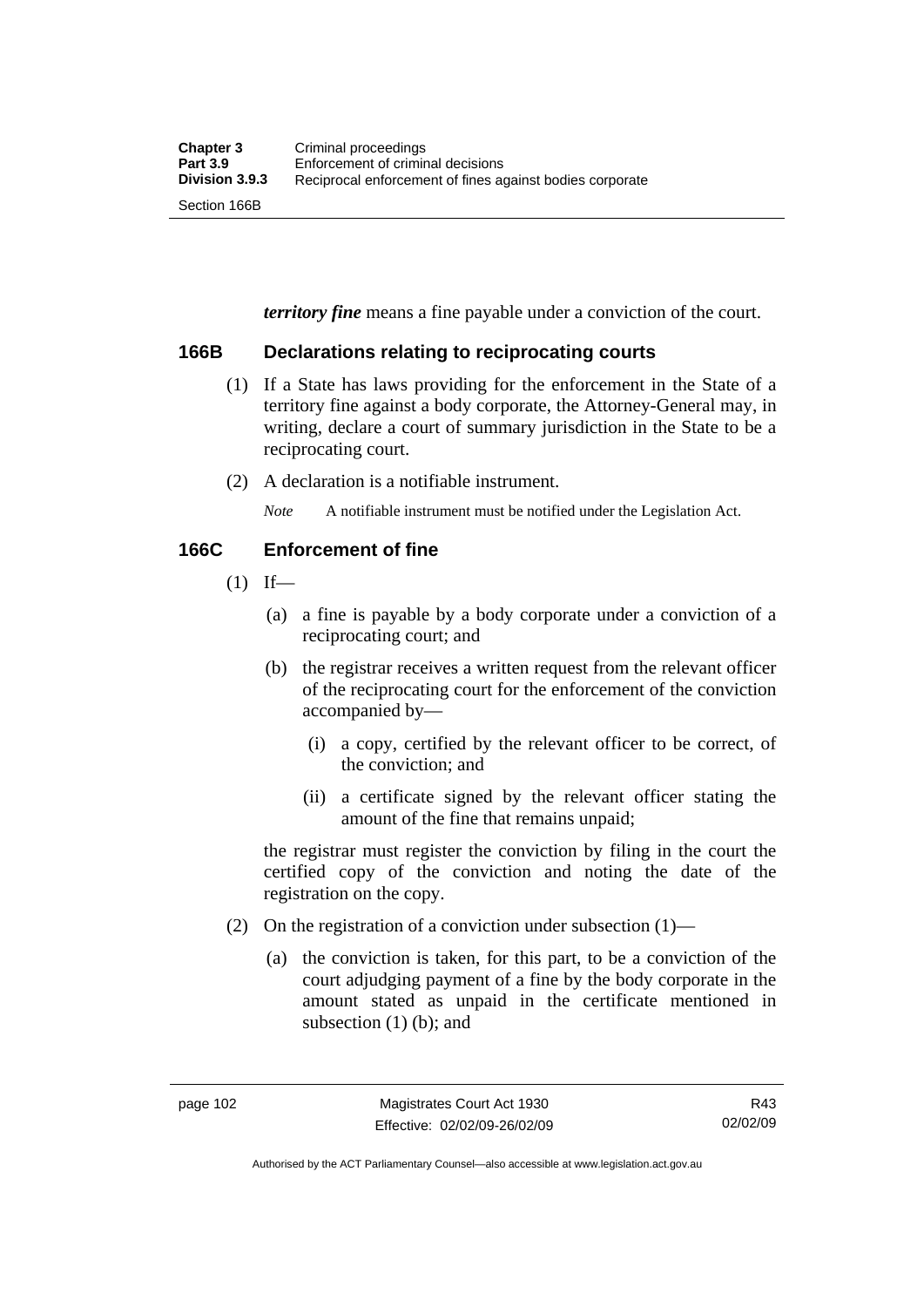***territory fine*** means a fine payable under a conviction of the court.

## 166B Declarations relating to reciprocating courts

(1) If a State has laws providing for the enforcement in the State of a territory fine against a body corporate, the Attorney-General may, in writing, declare a court of summary jurisdiction in the State to be a reciprocating court.

(2) A declaration is a notifiable instrument.

*Note* A notifiable instrument must be notified under the Legislation Act.

## 166C Enforcement of fine

(1) If—

(a) a fine is payable by a body corporate under a conviction of a reciprocating court; and

(b) the registrar receives a written request from the relevant officer of the reciprocating court for the enforcement of the conviction accompanied by—

(i) a copy, certified by the relevant officer to be correct, of the conviction; and

(ii) a certificate signed by the relevant officer stating the amount of the fine that remains unpaid;

the registrar must register the conviction by filing in the court the certified copy of the conviction and noting the date of the registration on the copy.

(2) On the registration of a conviction under subsection (1)—

(a) the conviction is taken, for this part, to be a conviction of the court adjudging payment of a fine by the body corporate in the amount stated as unpaid in the certificate mentioned in subsection (1) (b); and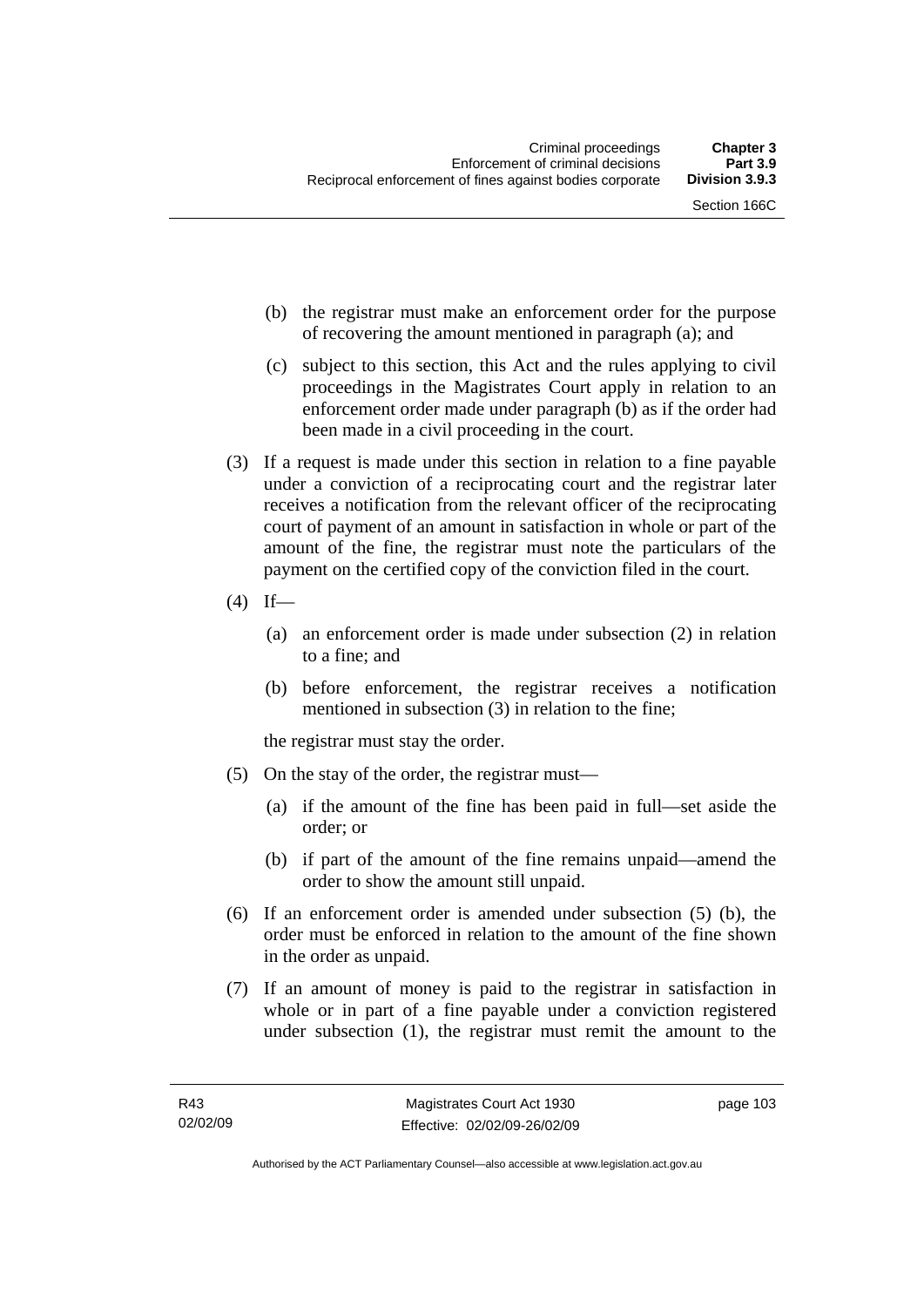(b) the registrar must make an enforcement order for the purpose of recovering the amount mentioned in paragraph (a); and

(c) subject to this section, this Act and the rules applying to civil proceedings in the Magistrates Court apply in relation to an enforcement order made under paragraph (b) as if the order had been made in a civil proceeding in the court.

(3) If a request is made under this section in relation to a fine payable under a conviction of a reciprocating court and the registrar later receives a notification from the relevant officer of the reciprocating court of payment of an amount in satisfaction in whole or part of the amount of the fine, the registrar must note the particulars of the payment on the certified copy of the conviction filed in the court.

(4) If—

(a) an enforcement order is made under subsection (2) in relation to a fine; and

(b) before enforcement, the registrar receives a notification mentioned in subsection (3) in relation to the fine;

the registrar must stay the order.

(5) On the stay of the order, the registrar must—

(a) if the amount of the fine has been paid in full—set aside the order; or

(b) if part of the amount of the fine remains unpaid—amend the order to show the amount still unpaid.

(6) If an enforcement order is amended under subsection (5) (b), the order must be enforced in relation to the amount of the fine shown in the order as unpaid.

(7) If an amount of money is paid to the registrar in satisfaction in whole or in part of a fine payable under a conviction registered under subsection (1), the registrar must remit the amount to the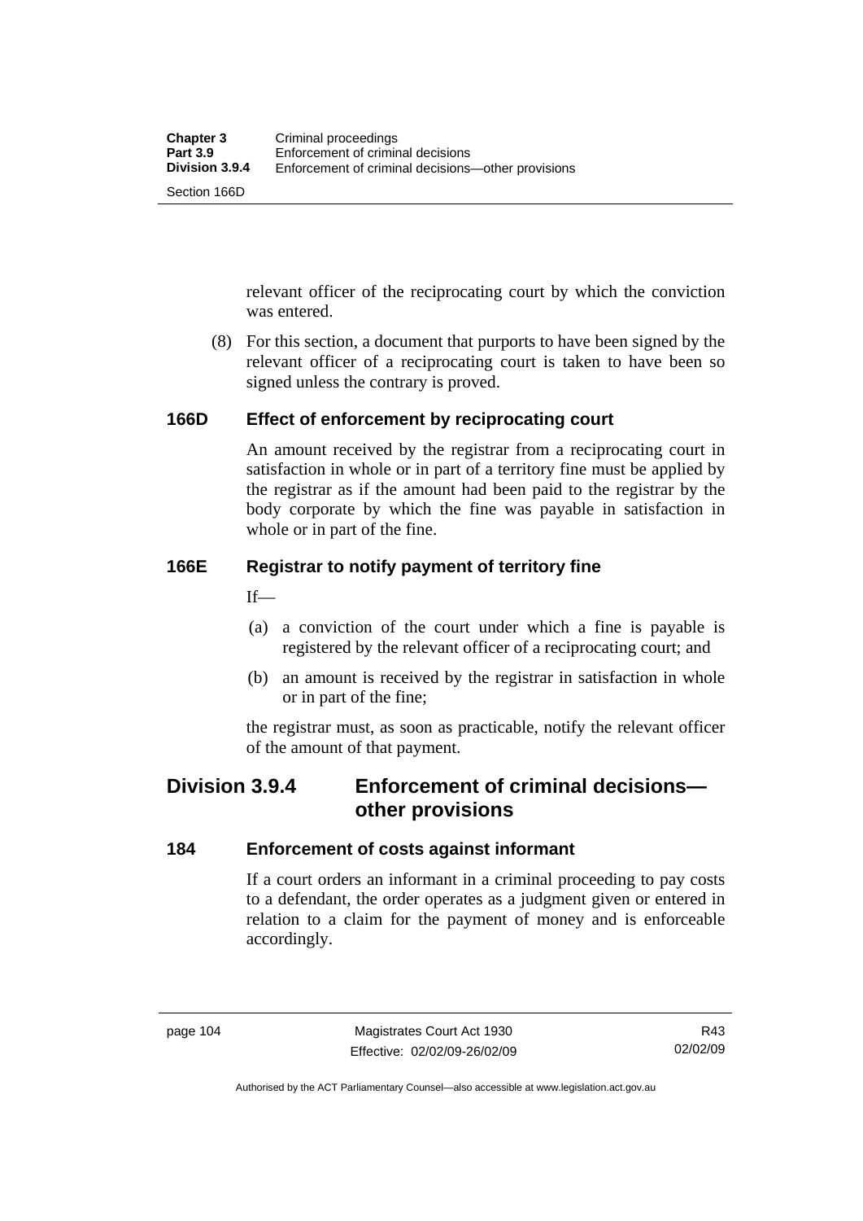relevant officer of the reciprocating court by which the conviction was entered.

(8) For this section, a document that purports to have been signed by the relevant officer of a reciprocating court is taken to have been so signed unless the contrary is proved.

### 166D Effect of enforcement by reciprocating court

An amount received by the registrar from a reciprocating court in satisfaction in whole or in part of a territory fine must be applied by the registrar as if the amount had been paid to the registrar by the body corporate by which the fine was payable in satisfaction in whole or in part of the fine.

### 166E Registrar to notify payment of territory fine

If—

(a) a conviction of the court under which a fine is payable is registered by the relevant officer of a reciprocating court; and

(b) an amount is received by the registrar in satisfaction in whole or in part of the fine;

the registrar must, as soon as practicable, notify the relevant officer of the amount of that payment.

## Division 3.9.4 Enforcement of criminal decisions—other provisions

### 184 Enforcement of costs against informant

If a court orders an informant in a criminal proceeding to pay costs to a defendant, the order operates as a judgment given or entered in relation to a claim for the payment of money and is enforceable accordingly.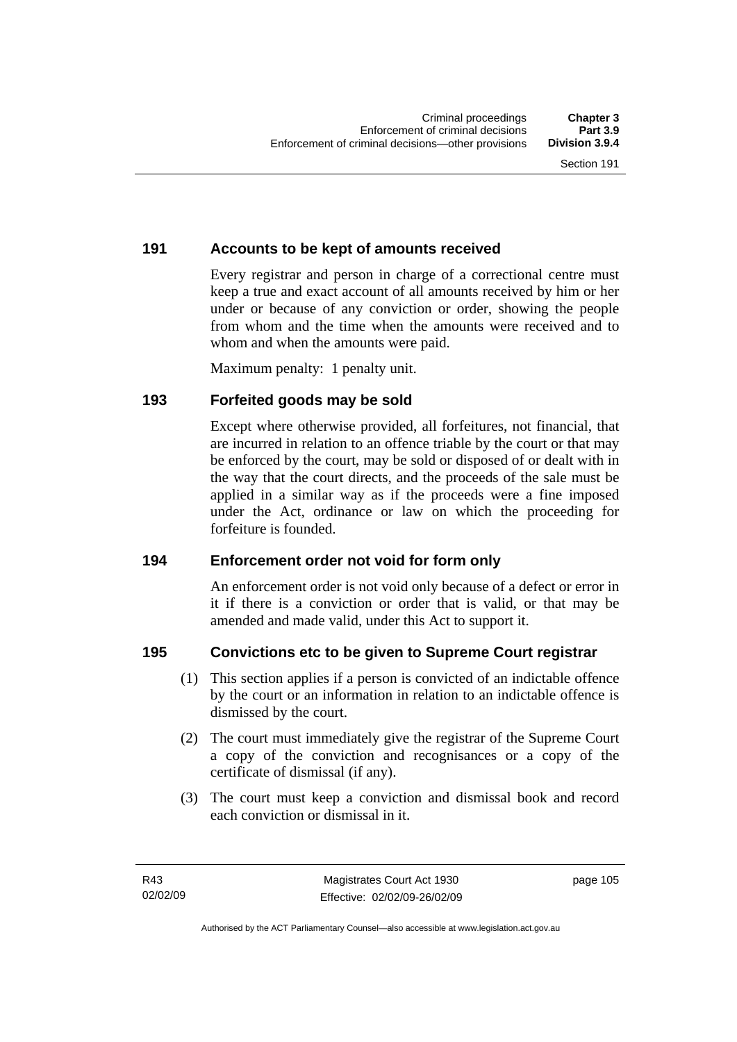## 191 Accounts to be kept of amounts received

Every registrar and person in charge of a correctional centre must keep a true and exact account of all amounts received by him or her under or because of any conviction or order, showing the people from whom and the time when the amounts were received and to whom and when the amounts were paid.

Maximum penalty: 1 penalty unit.

## 193 Forfeited goods may be sold

Except where otherwise provided, all forfeitures, not financial, that are incurred in relation to an offence triable by the court or that may be enforced by the court, may be sold or disposed of or dealt with in the way that the court directs, and the proceeds of the sale must be applied in a similar way as if the proceeds were a fine imposed under the Act, ordinance or law on which the proceeding for forfeiture is founded.

## 194 Enforcement order not void for form only

An enforcement order is not void only because of a defect or error in it if there is a conviction or order that is valid, or that may be amended and made valid, under this Act to support it.

## 195 Convictions etc to be given to Supreme Court registrar

(1) This section applies if a person is convicted of an indictable offence by the court or an information in relation to an indictable offence is dismissed by the court.

(2) The court must immediately give the registrar of the Supreme Court a copy of the conviction and recognisances or a copy of the certificate of dismissal (if any).

(3) The court must keep a conviction and dismissal book and record each conviction or dismissal in it.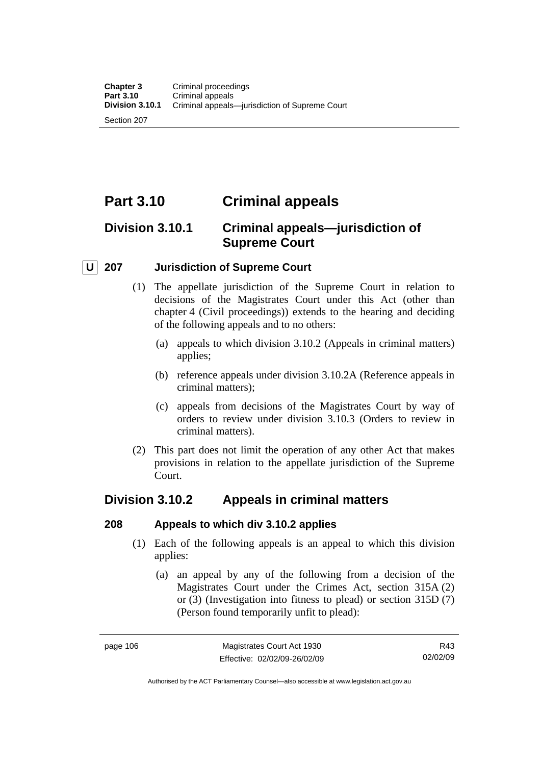# Part 3.10 Criminal appeals

## Division 3.10.1 Criminal appeals—jurisdiction of Supreme Court

### U 207 Jurisdiction of Supreme Court

(1) The appellate jurisdiction of the Supreme Court in relation to decisions of the Magistrates Court under this Act (other than chapter 4 (Civil proceedings)) extends to the hearing and deciding of the following appeals and to no others:

(a) appeals to which division 3.10.2 (Appeals in criminal matters) applies;

(b) reference appeals under division 3.10.2A (Reference appeals in criminal matters);

(c) appeals from decisions of the Magistrates Court by way of orders to review under division 3.10.3 (Orders to review in criminal matters).

(2) This part does not limit the operation of any other Act that makes provisions in relation to the appellate jurisdiction of the Supreme Court.

## Division 3.10.2 Appeals in criminal matters

### 208 Appeals to which div 3.10.2 applies

(1) Each of the following appeals is an appeal to which this division applies:

(a) an appeal by any of the following from a decision of the Magistrates Court under the Crimes Act, section 315A (2) or (3) (Investigation into fitness to plead) or section 315D (7) (Person found temporarily unfit to plead):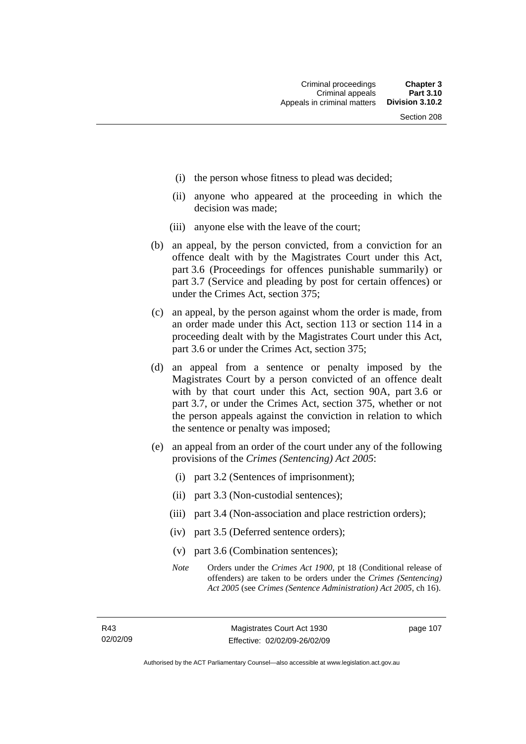(i) the person whose fitness to plead was decided;

(ii) anyone who appeared at the proceeding in which the decision was made;

(iii) anyone else with the leave of the court;

(b) an appeal, by the person convicted, from a conviction for an offence dealt with by the Magistrates Court under this Act, part 3.6 (Proceedings for offences punishable summarily) or part 3.7 (Service and pleading by post for certain offences) or under the Crimes Act, section 375;

(c) an appeal, by the person against whom the order is made, from an order made under this Act, section 113 or section 114 in a proceeding dealt with by the Magistrates Court under this Act, part 3.6 or under the Crimes Act, section 375;

(d) an appeal from a sentence or penalty imposed by the Magistrates Court by a person convicted of an offence dealt with by that court under this Act, section 90A, part 3.6 or part 3.7, or under the Crimes Act, section 375, whether or not the person appeals against the conviction in relation to which the sentence or penalty was imposed;

(e) an appeal from an order of the court under any of the following provisions of the *Crimes (Sentencing) Act 2005*:

(i) part 3.2 (Sentences of imprisonment);

(ii) part 3.3 (Non-custodial sentences);

(iii) part 3.4 (Non-association and place restriction orders);

(iv) part 3.5 (Deferred sentence orders);

(v) part 3.6 (Combination sentences);

*Note* Orders under the *Crimes Act 1900*, pt 18 (Conditional release of offenders) are taken to be orders under the *Crimes (Sentencing) Act 2005* (see *Crimes (Sentence Administration) Act 2005*, ch 16).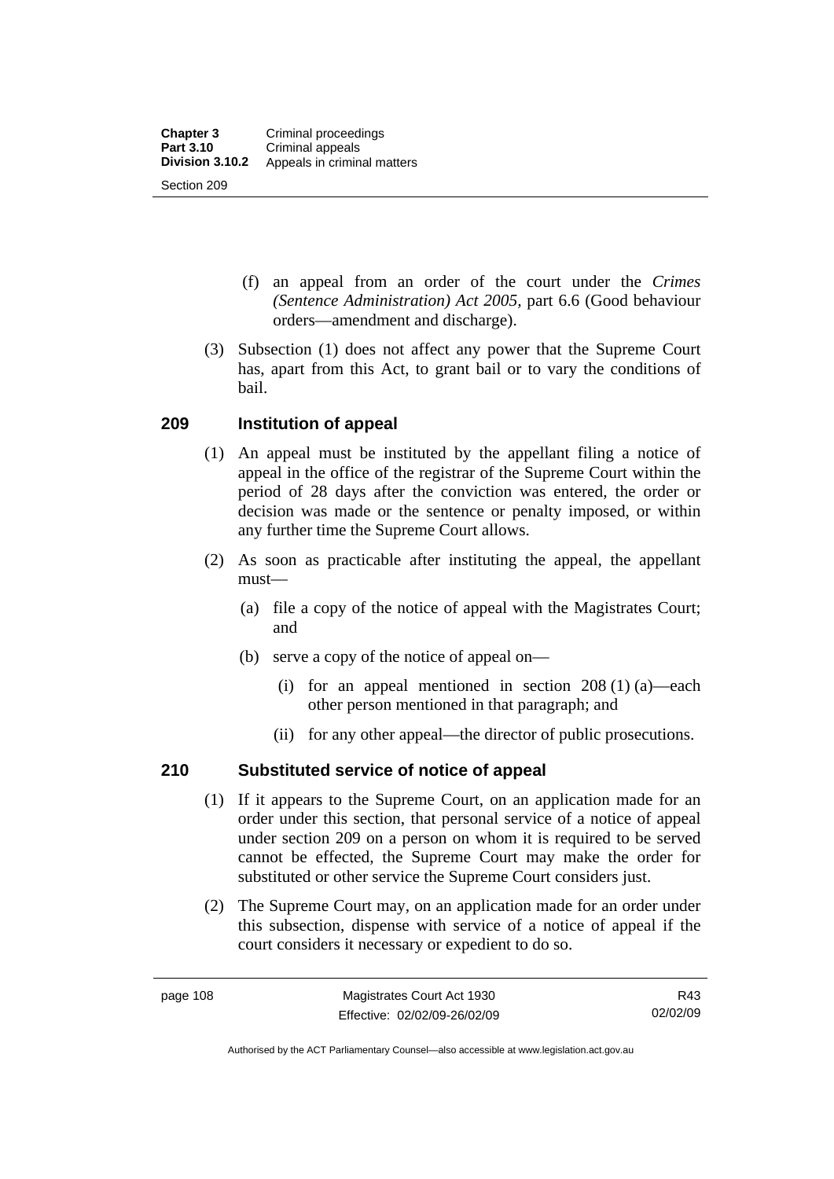(f) an appeal from an order of the court under the *Crimes (Sentence Administration) Act 2005*, part 6.6 (Good behaviour orders—amendment and discharge).

(3) Subsection (1) does not affect any power that the Supreme Court has, apart from this Act, to grant bail or to vary the conditions of bail.

## 209 Institution of appeal

(1) An appeal must be instituted by the appellant filing a notice of appeal in the office of the registrar of the Supreme Court within the period of 28 days after the conviction was entered, the order or decision was made or the sentence or penalty imposed, or within any further time the Supreme Court allows.

(2) As soon as practicable after instituting the appeal, the appellant must—

(a) file a copy of the notice of appeal with the Magistrates Court; and

(b) serve a copy of the notice of appeal on—

(i) for an appeal mentioned in section 208 (1) (a)—each other person mentioned in that paragraph; and

(ii) for any other appeal—the director of public prosecutions.

## 210 Substituted service of notice of appeal

(1) If it appears to the Supreme Court, on an application made for an order under this section, that personal service of a notice of appeal under section 209 on a person on whom it is required to be served cannot be effected, the Supreme Court may make the order for substituted or other service the Supreme Court considers just.

(2) The Supreme Court may, on an application made for an order under this subsection, dispense with service of a notice of appeal if the court considers it necessary or expedient to do so.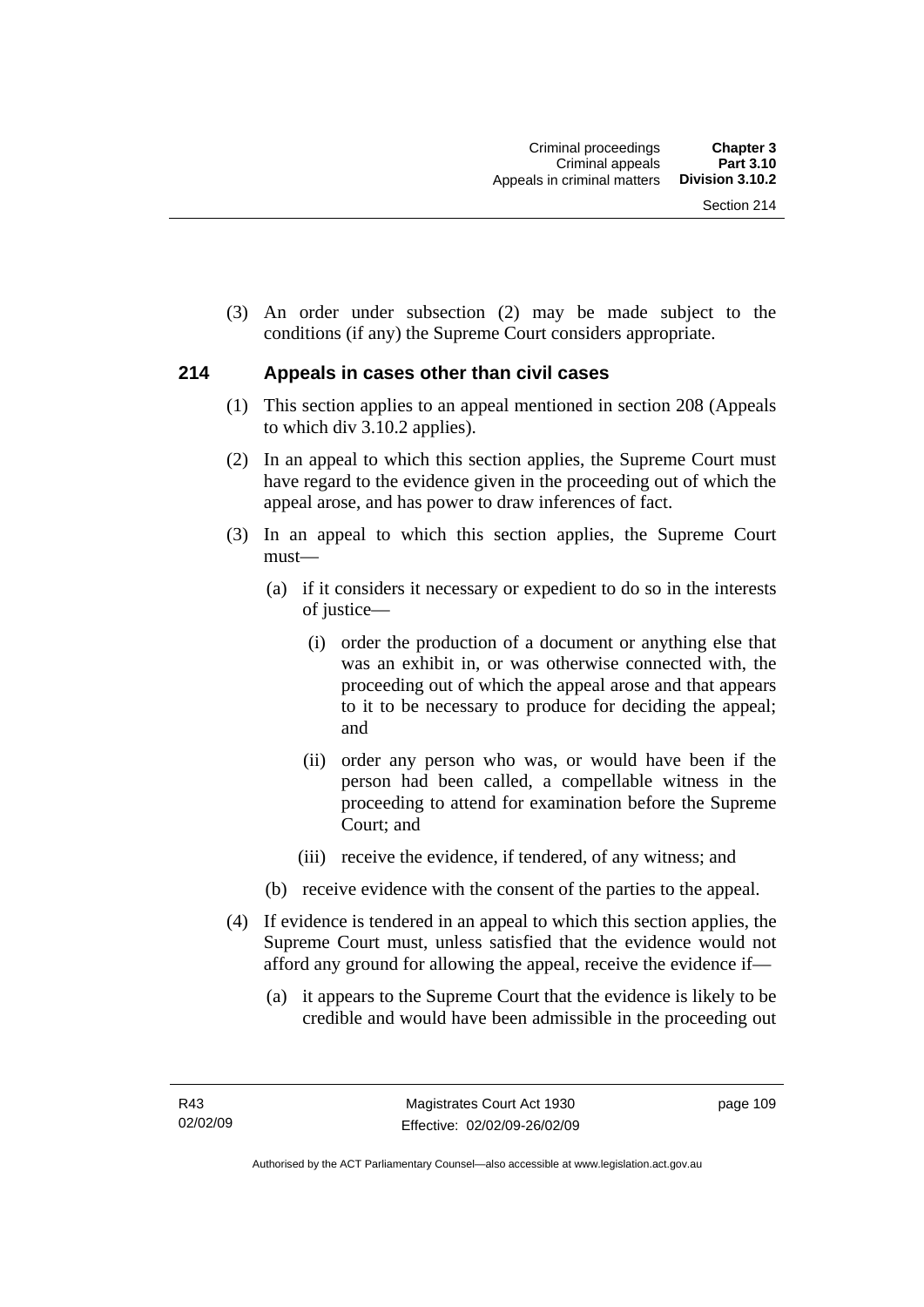(3) An order under subsection (2) may be made subject to the conditions (if any) the Supreme Court considers appropriate.

## 214 Appeals in cases other than civil cases

(1) This section applies to an appeal mentioned in section 208 (Appeals to which div 3.10.2 applies).

(2) In an appeal to which this section applies, the Supreme Court must have regard to the evidence given in the proceeding out of which the appeal arose, and has power to draw inferences of fact.

(3) In an appeal to which this section applies, the Supreme Court must—

(a) if it considers it necessary or expedient to do so in the interests of justice—

(i) order the production of a document or anything else that was an exhibit in, or was otherwise connected with, the proceeding out of which the appeal arose and that appears to it to be necessary to produce for deciding the appeal; and

(ii) order any person who was, or would have been if the person had been called, a compellable witness in the proceeding to attend for examination before the Supreme Court; and

(iii) receive the evidence, if tendered, of any witness; and

(b) receive evidence with the consent of the parties to the appeal.

(4) If evidence is tendered in an appeal to which this section applies, the Supreme Court must, unless satisfied that the evidence would not afford any ground for allowing the appeal, receive the evidence if—

(a) it appears to the Supreme Court that the evidence is likely to be credible and would have been admissible in the proceeding out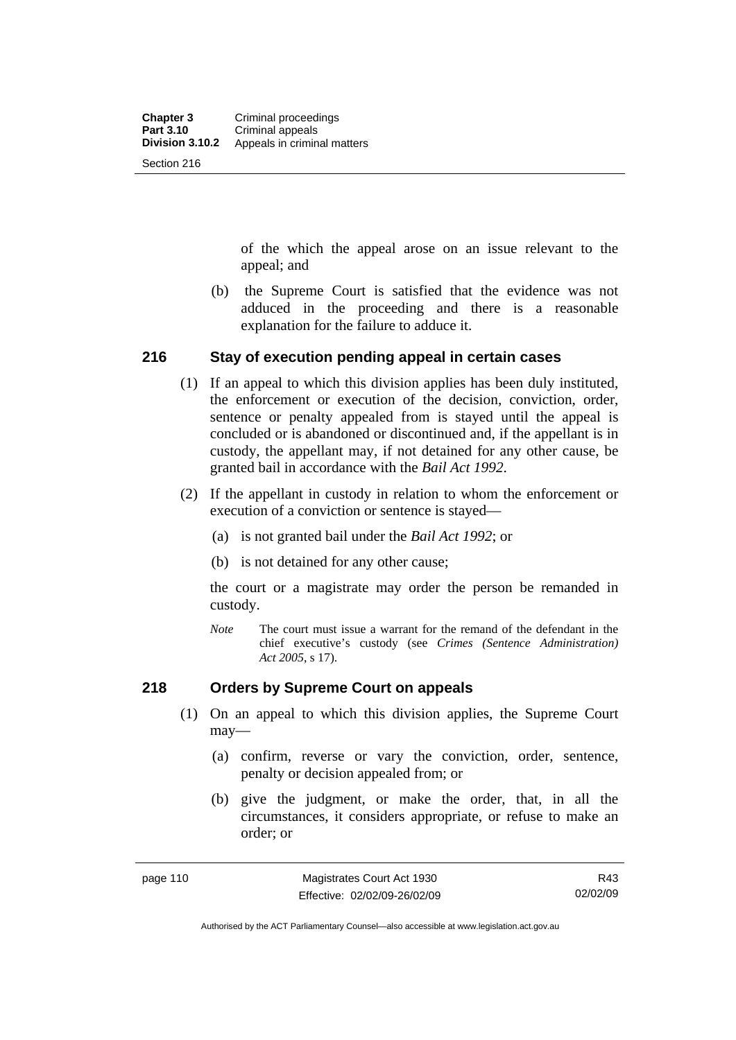of the which the appeal arose on an issue relevant to the appeal; and

(b) the Supreme Court is satisfied that the evidence was not adduced in the proceeding and there is a reasonable explanation for the failure to adduce it.

## 216 Stay of execution pending appeal in certain cases

(1) If an appeal to which this division applies has been duly instituted, the enforcement or execution of the decision, conviction, order, sentence or penalty appealed from is stayed until the appeal is concluded or is abandoned or discontinued and, if the appellant is in custody, the appellant may, if not detained for any other cause, be granted bail in accordance with the *Bail Act 1992*.

(2) If the appellant in custody in relation to whom the enforcement or execution of a conviction or sentence is stayed—

(a) is not granted bail under the *Bail Act 1992*; or

(b) is not detained for any other cause;

the court or a magistrate may order the person be remanded in custody.

*Note* The court must issue a warrant for the remand of the defendant in the chief executive's custody (see *Crimes (Sentence Administration) Act 2005*, s 17).

## 218 Orders by Supreme Court on appeals

(1) On an appeal to which this division applies, the Supreme Court may—

(a) confirm, reverse or vary the conviction, order, sentence, penalty or decision appealed from; or

(b) give the judgment, or make the order, that, in all the circumstances, it considers appropriate, or refuse to make an order; or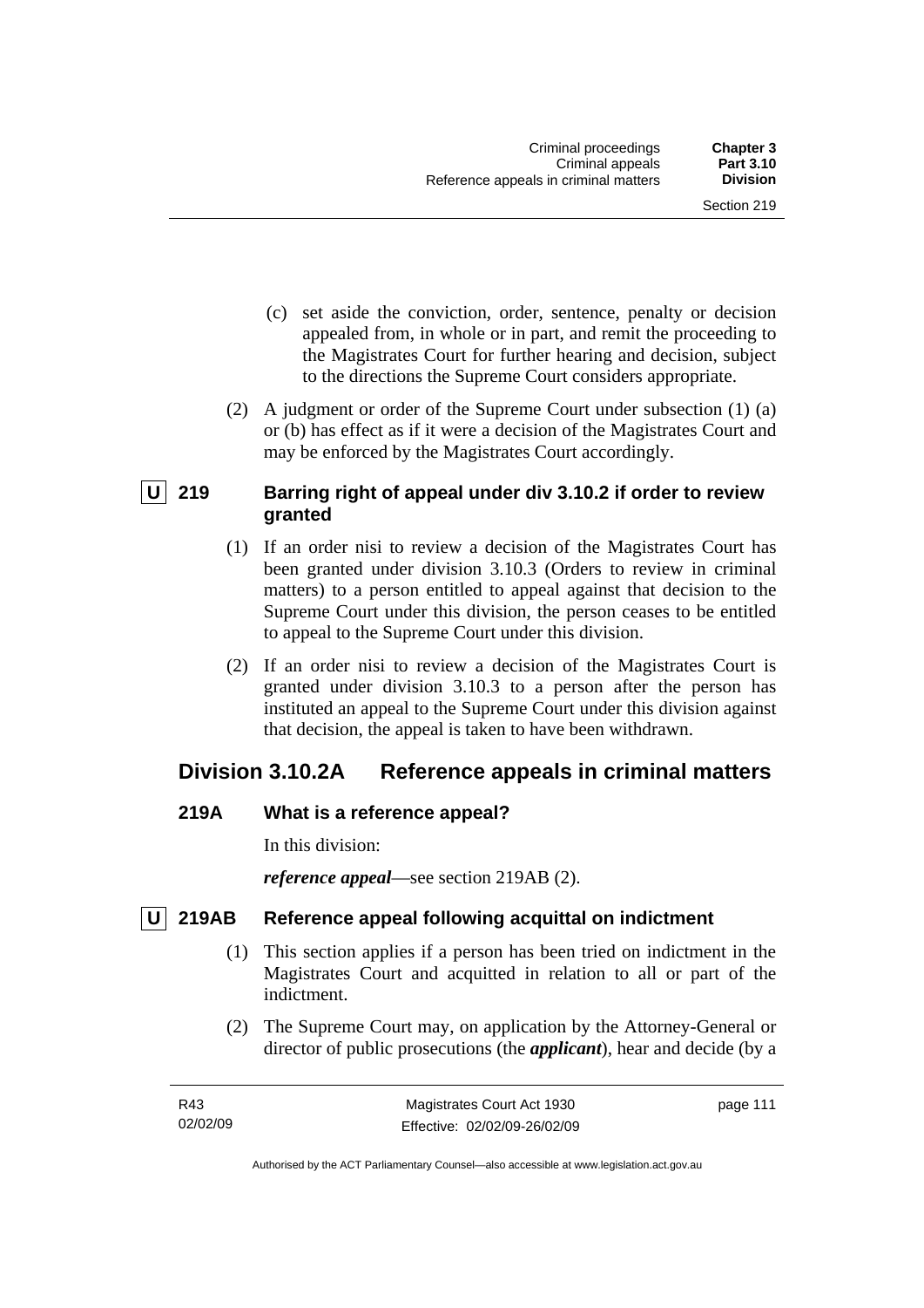(c) set aside the conviction, order, sentence, penalty or decision appealed from, in whole or in part, and remit the proceeding to the Magistrates Court for further hearing and decision, subject to the directions the Supreme Court considers appropriate.

(2) A judgment or order of the Supreme Court under subsection (1) (a) or (b) has effect as if it were a decision of the Magistrates Court and may be enforced by the Magistrates Court accordingly.

### U 219 Barring right of appeal under div 3.10.2 if order to review granted

(1) If an order nisi to review a decision of the Magistrates Court has been granted under division 3.10.3 (Orders to review in criminal matters) to a person entitled to appeal against that decision to the Supreme Court under this division, the person ceases to be entitled to appeal to the Supreme Court under this division.

(2) If an order nisi to review a decision of the Magistrates Court is granted under division 3.10.3 to a person after the person has instituted an appeal to the Supreme Court under this division against that decision, the appeal is taken to have been withdrawn.

## Division 3.10.2A Reference appeals in criminal matters

### 219A What is a reference appeal?

In this division:

***reference appeal***—see section 219AB (2).

### U 219AB Reference appeal following acquittal on indictment

(1) This section applies if a person has been tried on indictment in the Magistrates Court and acquitted in relation to all or part of the indictment.

(2) The Supreme Court may, on application by the Attorney-General or director of public prosecutions (the ***applicant***), hear and decide (by a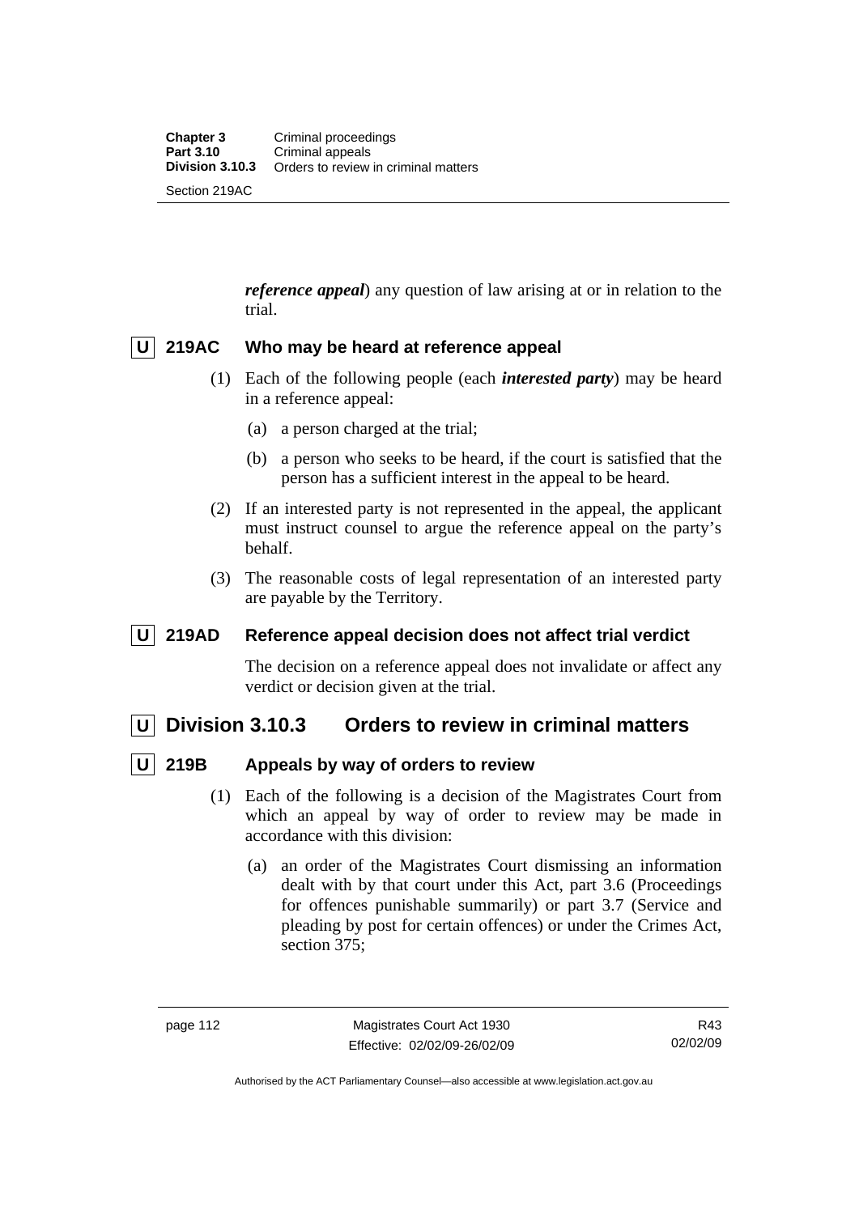*reference appeal*) any question of law arising at or in relation to the trial.

### U 219AC Who may be heard at reference appeal

(1) Each of the following people (each ***interested party***) may be heard in a reference appeal:

(a) a person charged at the trial;

(b) a person who seeks to be heard, if the court is satisfied that the person has a sufficient interest in the appeal to be heard.

(2) If an interested party is not represented in the appeal, the applicant must instruct counsel to argue the reference appeal on the party's behalf.

(3) The reasonable costs of legal representation of an interested party are payable by the Territory.

### U 219AD Reference appeal decision does not affect trial verdict

The decision on a reference appeal does not invalidate or affect any verdict or decision given at the trial.

## U Division 3.10.3 Orders to review in criminal matters

### U 219B Appeals by way of orders to review

(1) Each of the following is a decision of the Magistrates Court from which an appeal by way of order to review may be made in accordance with this division:

(a) an order of the Magistrates Court dismissing an information dealt with by that court under this Act, part 3.6 (Proceedings for offences punishable summarily) or part 3.7 (Service and pleading by post for certain offences) or under the Crimes Act, section 375;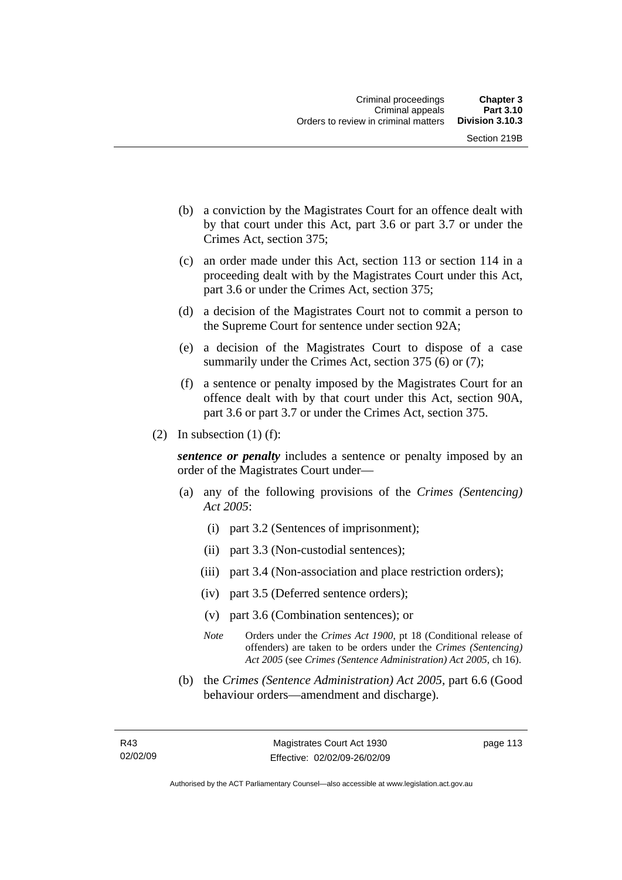(b) a conviction by the Magistrates Court for an offence dealt with by that court under this Act, part 3.6 or part 3.7 or under the Crimes Act, section 375;

(c) an order made under this Act, section 113 or section 114 in a proceeding dealt with by the Magistrates Court under this Act, part 3.6 or under the Crimes Act, section 375;

(d) a decision of the Magistrates Court not to commit a person to the Supreme Court for sentence under section 92A;

(e) a decision of the Magistrates Court to dispose of a case summarily under the Crimes Act, section 375 (6) or (7);

(f) a sentence or penalty imposed by the Magistrates Court for an offence dealt with by that court under this Act, section 90A, part 3.6 or part 3.7 or under the Crimes Act, section 375.

(2) In subsection (1) (f):

***sentence or penalty*** includes a sentence or penalty imposed by an order of the Magistrates Court under—

(a) any of the following provisions of the *Crimes (Sentencing) Act 2005*:

(i) part 3.2 (Sentences of imprisonment);

(ii) part 3.3 (Non-custodial sentences);

(iii) part 3.4 (Non-association and place restriction orders);

(iv) part 3.5 (Deferred sentence orders);

(v) part 3.6 (Combination sentences); or

*Note* Orders under the *Crimes Act 1900*, pt 18 (Conditional release of offenders) are taken to be orders under the *Crimes (Sentencing) Act 2005* (see *Crimes (Sentence Administration) Act 2005*, ch 16).

(b) the *Crimes (Sentence Administration) Act 2005*, part 6.6 (Good behaviour orders—amendment and discharge).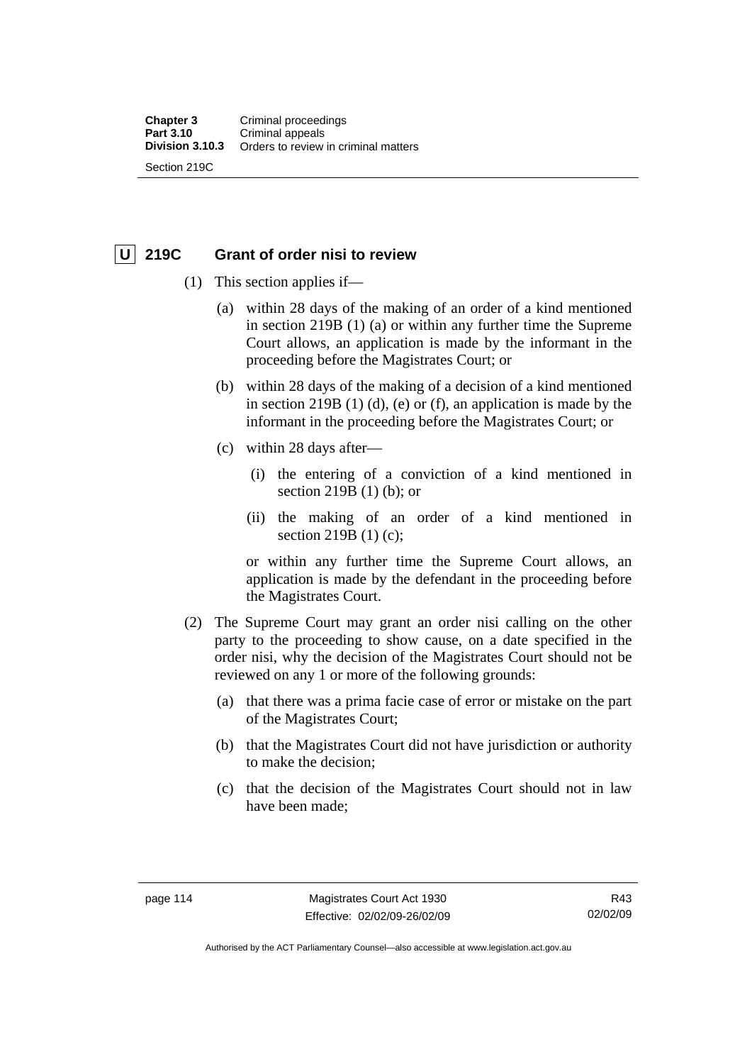## U 219C Grant of order nisi to review

(1) This section applies if—

(a) within 28 days of the making of an order of a kind mentioned in section 219B (1) (a) or within any further time the Supreme Court allows, an application is made by the informant in the proceeding before the Magistrates Court; or

(b) within 28 days of the making of a decision of a kind mentioned in section 219B (1) (d), (e) or (f), an application is made by the informant in the proceeding before the Magistrates Court; or

(c) within 28 days after—

(i) the entering of a conviction of a kind mentioned in section 219B (1) (b); or

(ii) the making of an order of a kind mentioned in section 219B (1) (c);

or within any further time the Supreme Court allows, an application is made by the defendant in the proceeding before the Magistrates Court.

(2) The Supreme Court may grant an order nisi calling on the other party to the proceeding to show cause, on a date specified in the order nisi, why the decision of the Magistrates Court should not be reviewed on any 1 or more of the following grounds:

(a) that there was a prima facie case of error or mistake on the part of the Magistrates Court;

(b) that the Magistrates Court did not have jurisdiction or authority to make the decision;

(c) that the decision of the Magistrates Court should not in law have been made;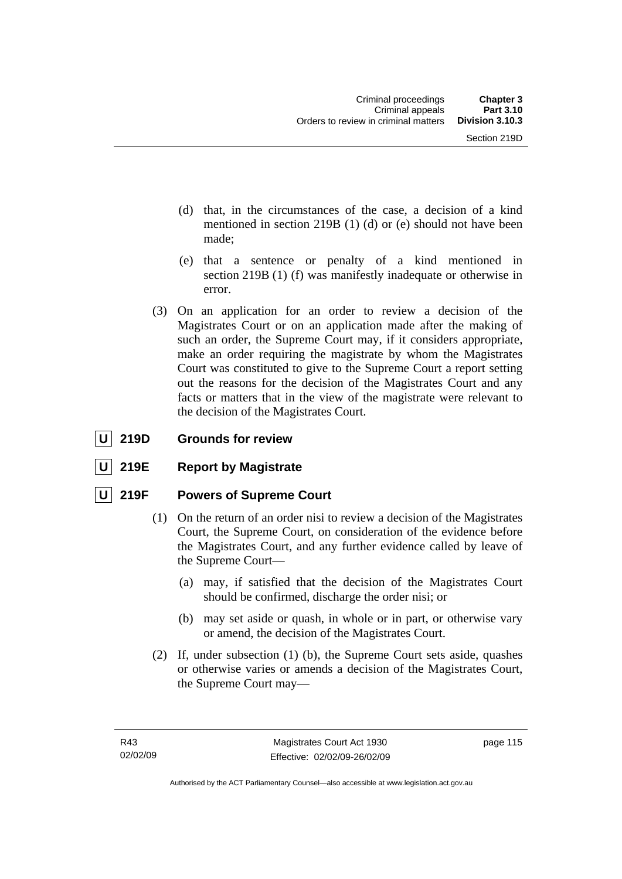(d) that, in the circumstances of the case, a decision of a kind mentioned in section 219B (1) (d) or (e) should not have been made;

(e) that a sentence or penalty of a kind mentioned in section 219B (1) (f) was manifestly inadequate or otherwise in error.

(3) On an application for an order to review a decision of the Magistrates Court or on an application made after the making of such an order, the Supreme Court may, if it considers appropriate, make an order requiring the magistrate by whom the Magistrates Court was constituted to give to the Supreme Court a report setting out the reasons for the decision of the Magistrates Court and any facts or matters that in the view of the magistrate were relevant to the decision of the Magistrates Court.

### U 219D Grounds for review

### U 219E Report by Magistrate

### U 219F Powers of Supreme Court

(1) On the return of an order nisi to review a decision of the Magistrates Court, the Supreme Court, on consideration of the evidence before the Magistrates Court, and any further evidence called by leave of the Supreme Court—

(a) may, if satisfied that the decision of the Magistrates Court should be confirmed, discharge the order nisi; or

(b) may set aside or quash, in whole or in part, or otherwise vary or amend, the decision of the Magistrates Court.

(2) If, under subsection (1) (b), the Supreme Court sets aside, quashes or otherwise varies or amends a decision of the Magistrates Court, the Supreme Court may—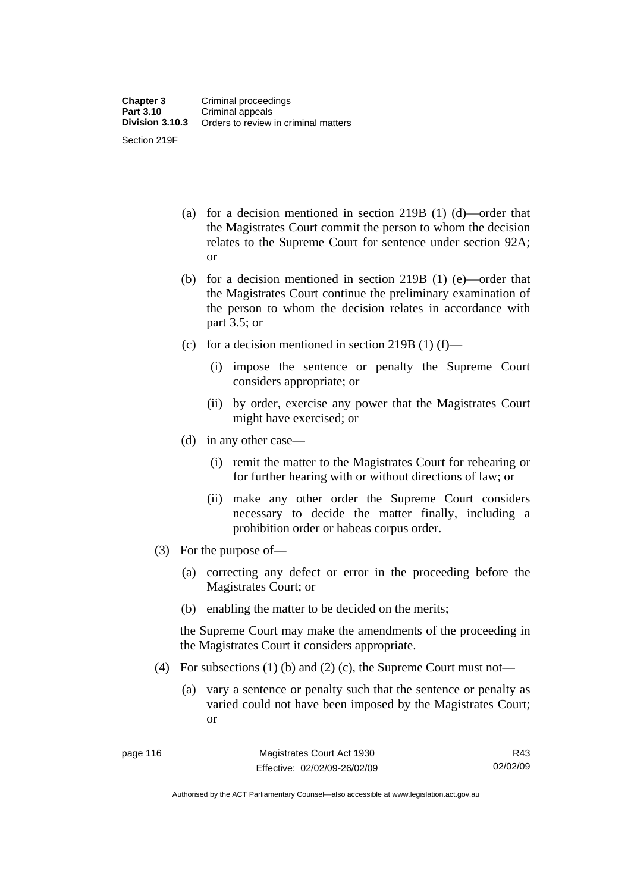- (a) for a decision mentioned in section 219B (1) (d)—order that the Magistrates Court commit the person to whom the decision relates to the Supreme Court for sentence under section 92A; or
- (b) for a decision mentioned in section 219B (1) (e)—order that the Magistrates Court continue the preliminary examination of the person to whom the decision relates in accordance with part 3.5; or
- (c) for a decision mentioned in section 219B (1) (f)—
  - (i) impose the sentence or penalty the Supreme Court considers appropriate; or
  - (ii) by order, exercise any power that the Magistrates Court might have exercised; or
- (d) in any other case—
  - (i) remit the matter to the Magistrates Court for rehearing or for further hearing with or without directions of law; or
  - (ii) make any other order the Supreme Court considers necessary to decide the matter finally, including a prohibition order or habeas corpus order.

(3) For the purpose of—

- (a) correcting any defect or error in the proceeding before the Magistrates Court; or
- (b) enabling the matter to be decided on the merits;

the Supreme Court may make the amendments of the proceeding in the Magistrates Court it considers appropriate.

(4) For subsections (1) (b) and (2) (c), the Supreme Court must not—

- (a) vary a sentence or penalty such that the sentence or penalty as varied could not have been imposed by the Magistrates Court; or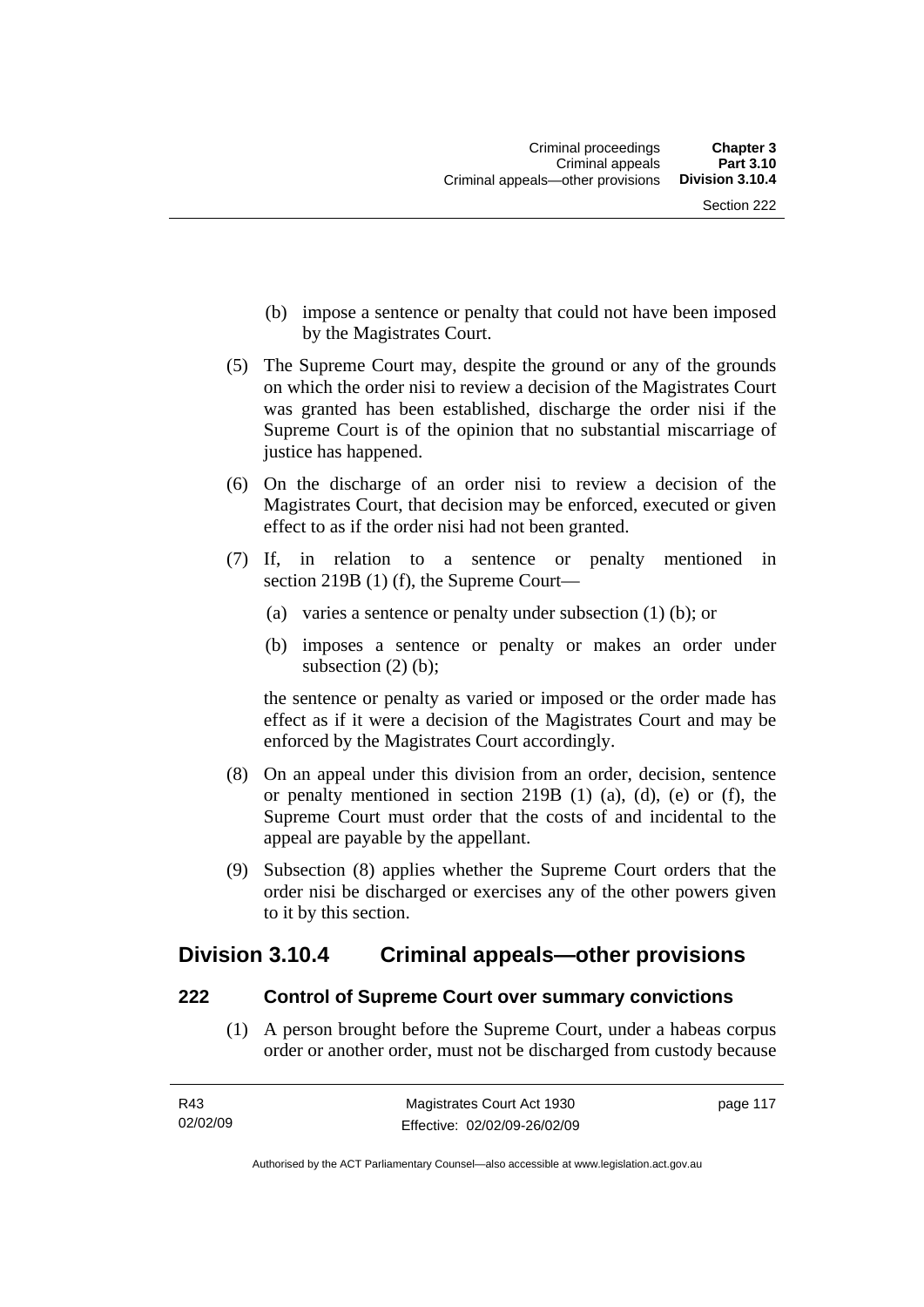(b) impose a sentence or penalty that could not have been imposed by the Magistrates Court.

(5) The Supreme Court may, despite the ground or any of the grounds on which the order nisi to review a decision of the Magistrates Court was granted has been established, discharge the order nisi if the Supreme Court is of the opinion that no substantial miscarriage of justice has happened.

(6) On the discharge of an order nisi to review a decision of the Magistrates Court, that decision may be enforced, executed or given effect to as if the order nisi had not been granted.

(7) If, in relation to a sentence or penalty mentioned in section 219B (1) (f), the Supreme Court—

(a) varies a sentence or penalty under subsection (1) (b); or

(b) imposes a sentence or penalty or makes an order under subsection (2) (b);

the sentence or penalty as varied or imposed or the order made has effect as if it were a decision of the Magistrates Court and may be enforced by the Magistrates Court accordingly.

(8) On an appeal under this division from an order, decision, sentence or penalty mentioned in section 219B (1) (a), (d), (e) or (f), the Supreme Court must order that the costs of and incidental to the appeal are payable by the appellant.

(9) Subsection (8) applies whether the Supreme Court orders that the order nisi be discharged or exercises any of the other powers given to it by this section.

## Division 3.10.4 Criminal appeals—other provisions

### 222 Control of Supreme Court over summary convictions

(1) A person brought before the Supreme Court, under a habeas corpus order or another order, must not be discharged from custody because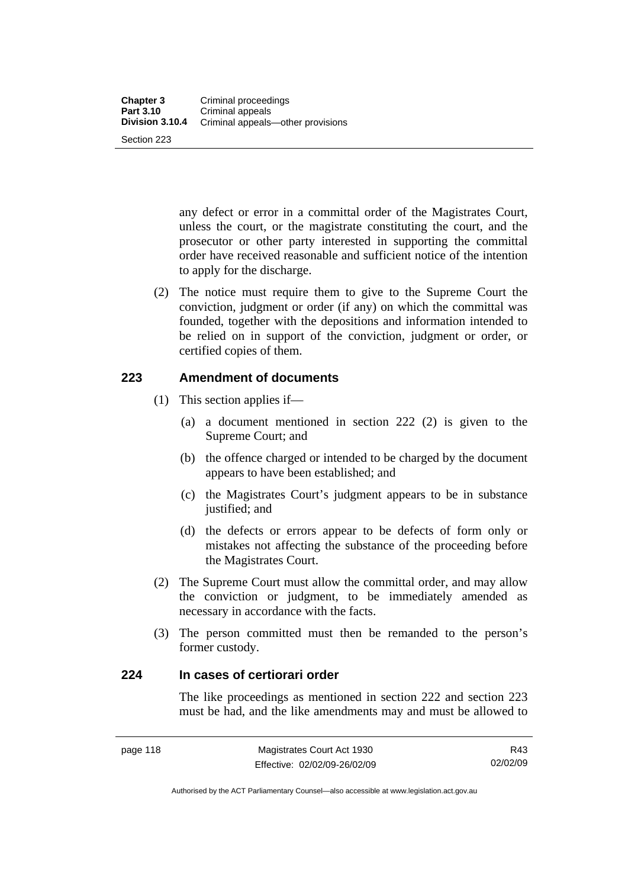any defect or error in a committal order of the Magistrates Court, unless the court, or the magistrate constituting the court, and the prosecutor or other party interested in supporting the committal order have received reasonable and sufficient notice of the intention to apply for the discharge.

(2) The notice must require them to give to the Supreme Court the conviction, judgment or order (if any) on which the committal was founded, together with the depositions and information intended to be relied on in support of the conviction, judgment or order, or certified copies of them.

## 223 Amendment of documents

(1) This section applies if—

(a) a document mentioned in section 222 (2) is given to the Supreme Court; and

(b) the offence charged or intended to be charged by the document appears to have been established; and

(c) the Magistrates Court's judgment appears to be in substance justified; and

(d) the defects or errors appear to be defects of form only or mistakes not affecting the substance of the proceeding before the Magistrates Court.

(2) The Supreme Court must allow the committal order, and may allow the conviction or judgment, to be immediately amended as necessary in accordance with the facts.

(3) The person committed must then be remanded to the person's former custody.

## 224 In cases of certiorari order

The like proceedings as mentioned in section 222 and section 223 must be had, and the like amendments may and must be allowed to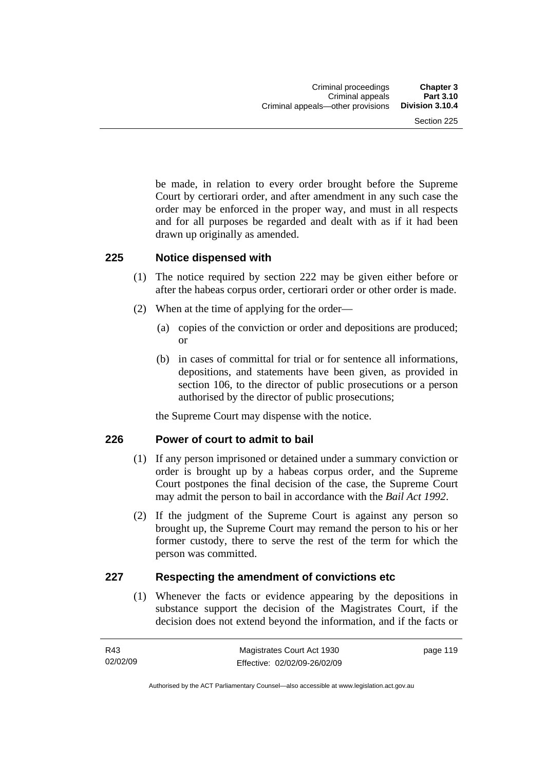be made, in relation to every order brought before the Supreme Court by certiorari order, and after amendment in any such case the order may be enforced in the proper way, and must in all respects and for all purposes be regarded and dealt with as if it had been drawn up originally as amended.

## 225 Notice dispensed with

(1) The notice required by section 222 may be given either before or after the habeas corpus order, certiorari order or other order is made.

(2) When at the time of applying for the order—

(a) copies of the conviction or order and depositions are produced; or

(b) in cases of committal for trial or for sentence all informations, depositions, and statements have been given, as provided in section 106, to the director of public prosecutions or a person authorised by the director of public prosecutions;

the Supreme Court may dispense with the notice.

## 226 Power of court to admit to bail

(1) If any person imprisoned or detained under a summary conviction or order is brought up by a habeas corpus order, and the Supreme Court postpones the final decision of the case, the Supreme Court may admit the person to bail in accordance with the *Bail Act 1992*.

(2) If the judgment of the Supreme Court is against any person so brought up, the Supreme Court may remand the person to his or her former custody, there to serve the rest of the term for which the person was committed.

## 227 Respecting the amendment of convictions etc

(1) Whenever the facts or evidence appearing by the depositions in substance support the decision of the Magistrates Court, if the decision does not extend beyond the information, and if the facts or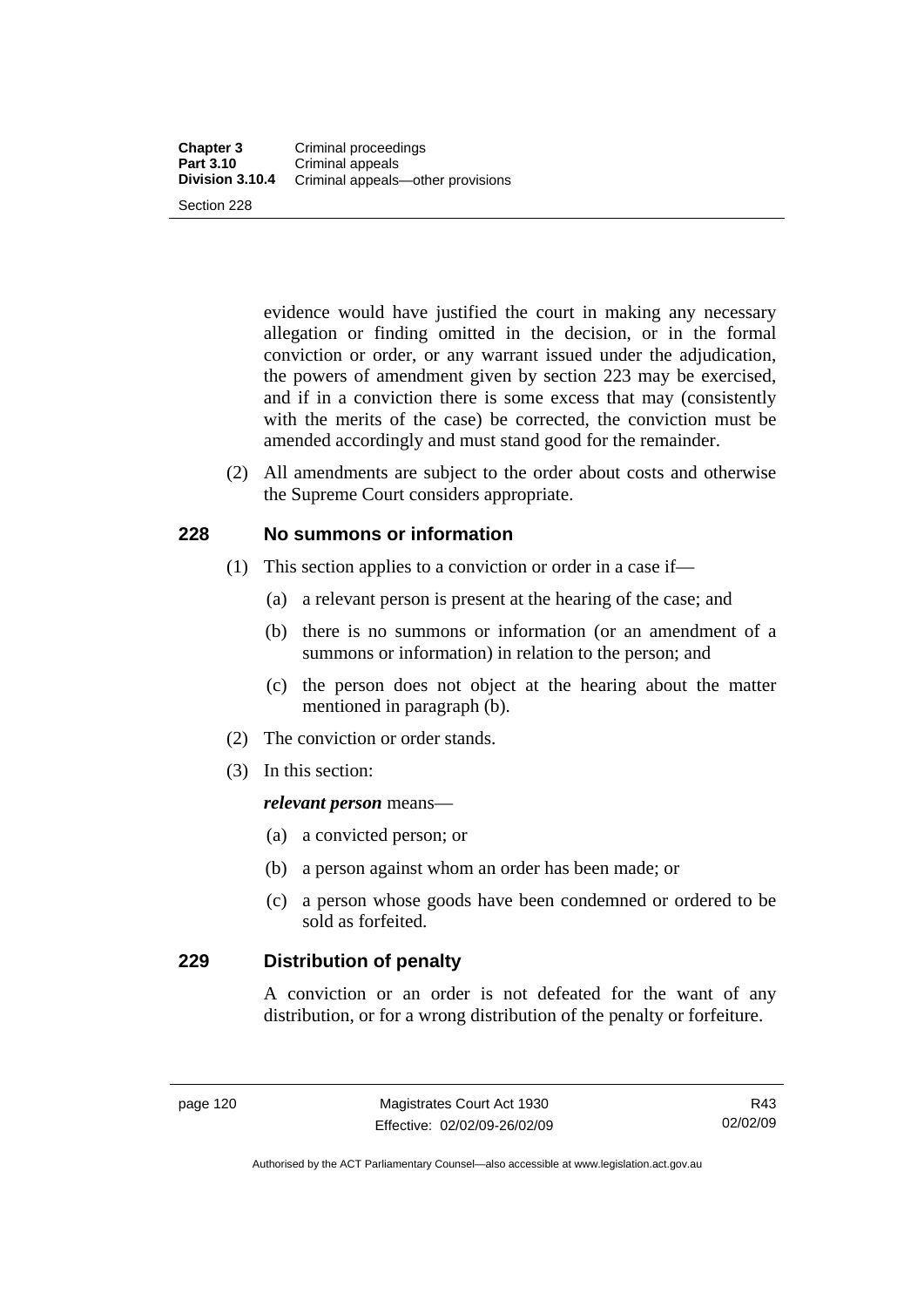evidence would have justified the court in making any necessary allegation or finding omitted in the decision, or in the formal conviction or order, or any warrant issued under the adjudication, the powers of amendment given by section 223 may be exercised, and if in a conviction there is some excess that may (consistently with the merits of the case) be corrected, the conviction must be amended accordingly and must stand good for the remainder.

(2) All amendments are subject to the order about costs and otherwise the Supreme Court considers appropriate.

## 228 No summons or information

(1) This section applies to a conviction or order in a case if—

(a) a relevant person is present at the hearing of the case; and

(b) there is no summons or information (or an amendment of a summons or information) in relation to the person; and

(c) the person does not object at the hearing about the matter mentioned in paragraph (b).

(2) The conviction or order stands.

(3) In this section:

***relevant person*** means—

(a) a convicted person; or

(b) a person against whom an order has been made; or

(c) a person whose goods have been condemned or ordered to be sold as forfeited.

## 229 Distribution of penalty

A conviction or an order is not defeated for the want of any distribution, or for a wrong distribution of the penalty or forfeiture.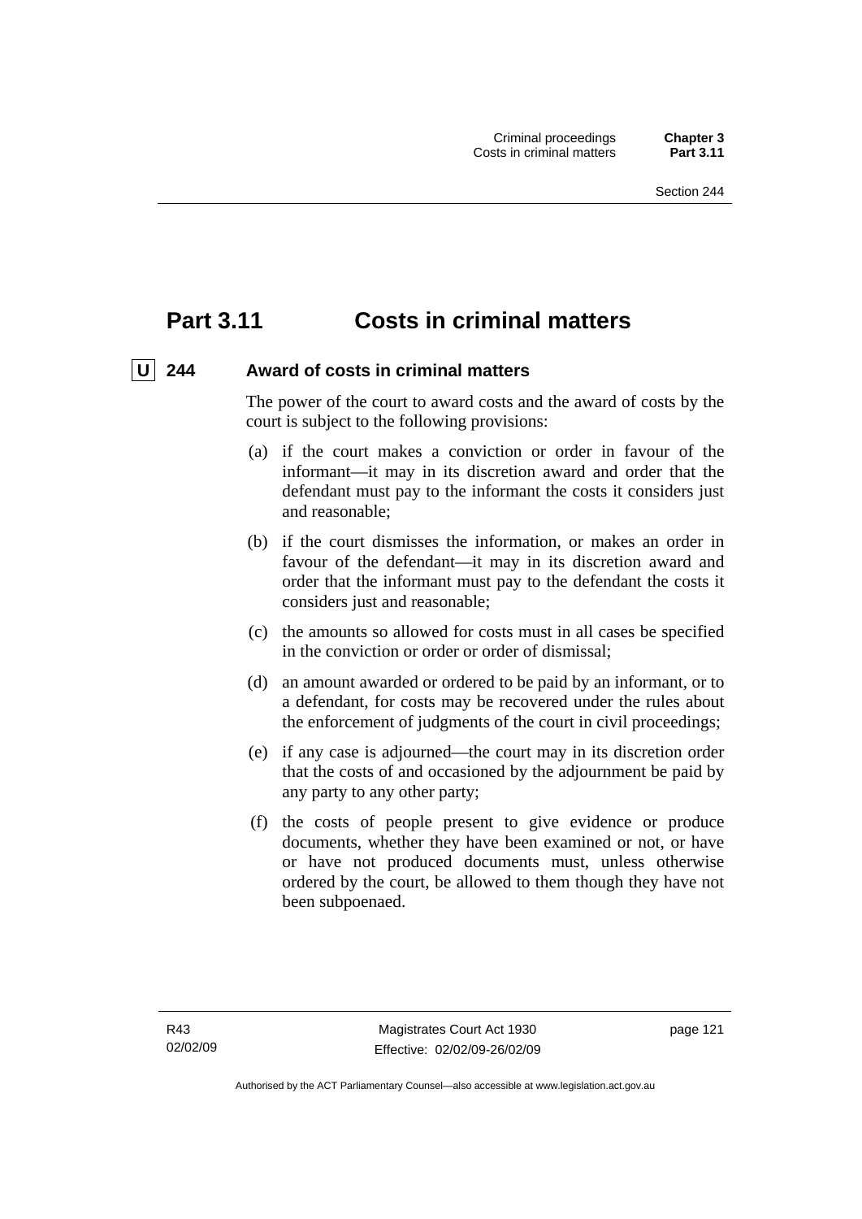# Part 3.11 Costs in criminal matters

## U 244 Award of costs in criminal matters

The power of the court to award costs and the award of costs by the court is subject to the following provisions:

(a) if the court makes a conviction or order in favour of the informant—it may in its discretion award and order that the defendant must pay to the informant the costs it considers just and reasonable;

(b) if the court dismisses the information, or makes an order in favour of the defendant—it may in its discretion award and order that the informant must pay to the defendant the costs it considers just and reasonable;

(c) the amounts so allowed for costs must in all cases be specified in the conviction or order or order of dismissal;

(d) an amount awarded or ordered to be paid by an informant, or to a defendant, for costs may be recovered under the rules about the enforcement of judgments of the court in civil proceedings;

(e) if any case is adjourned—the court may in its discretion order that the costs of and occasioned by the adjournment be paid by any party to any other party;

(f) the costs of people present to give evidence or produce documents, whether they have been examined or not, or have or have not produced documents must, unless otherwise ordered by the court, be allowed to them though they have not been subpoenaed.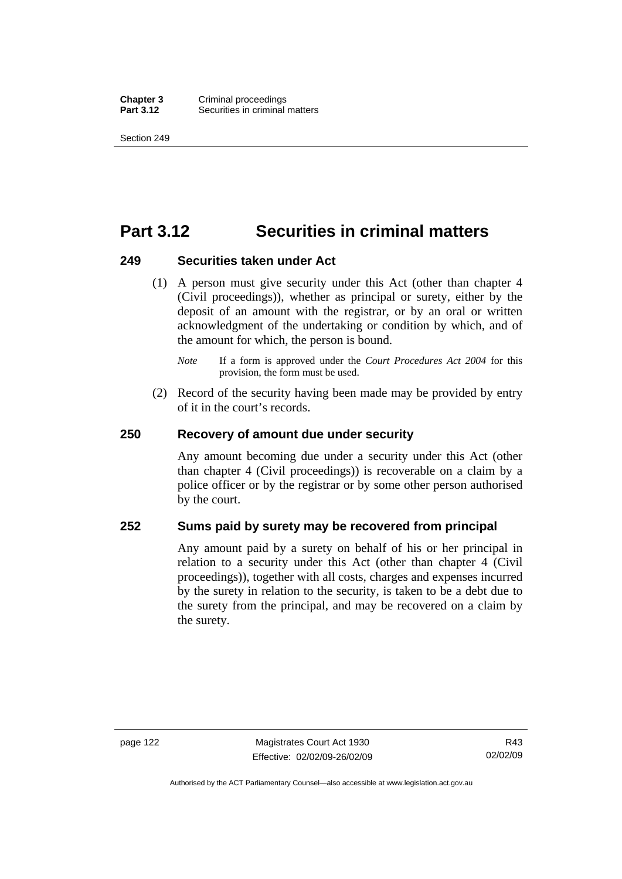# Part 3.12 Securities in criminal matters

### 249 Securities taken under Act

(1) A person must give security under this Act (other than chapter 4 (Civil proceedings)), whether as principal or surety, either by the deposit of an amount with the registrar, or by an oral or written acknowledgment of the undertaking or condition by which, and of the amount for which, the person is bound.

*Note* If a form is approved under the *Court Procedures Act 2004* for this provision, the form must be used.

(2) Record of the security having been made may be provided by entry of it in the court's records.

### 250 Recovery of amount due under security

Any amount becoming due under a security under this Act (other than chapter 4 (Civil proceedings)) is recoverable on a claim by a police officer or by the registrar or by some other person authorised by the court.

### 252 Sums paid by surety may be recovered from principal

Any amount paid by a surety on behalf of his or her principal in relation to a security under this Act (other than chapter 4 (Civil proceedings)), together with all costs, charges and expenses incurred by the surety in relation to the security, is taken to be a debt due to the surety from the principal, and may be recovered on a claim by the surety.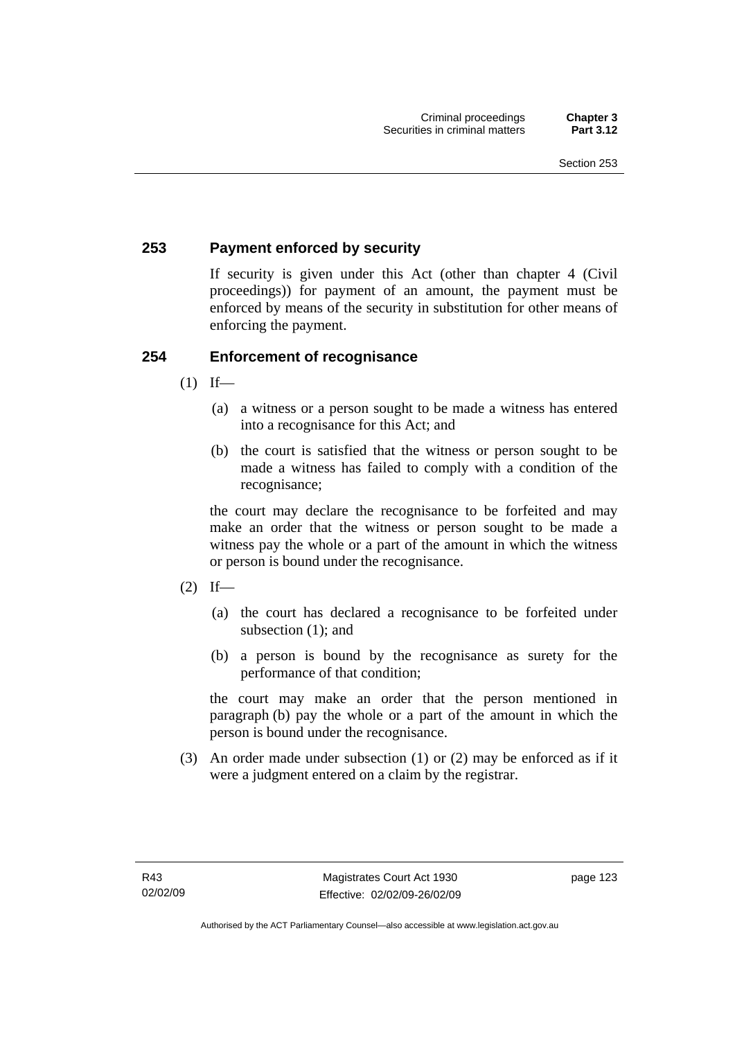### 253 Payment enforced by security

If security is given under this Act (other than chapter 4 (Civil proceedings)) for payment of an amount, the payment must be enforced by means of the security in substitution for other means of enforcing the payment.

### 254 Enforcement of recognisance

(1) If—

(a) a witness or a person sought to be made a witness has entered into a recognisance for this Act; and

(b) the court is satisfied that the witness or person sought to be made a witness has failed to comply with a condition of the recognisance;

the court may declare the recognisance to be forfeited and may make an order that the witness or person sought to be made a witness pay the whole or a part of the amount in which the witness or person is bound under the recognisance.

(2) If—

(a) the court has declared a recognisance to be forfeited under subsection (1); and

(b) a person is bound by the recognisance as surety for the performance of that condition;

the court may make an order that the person mentioned in paragraph (b) pay the whole or a part of the amount in which the person is bound under the recognisance.

(3) An order made under subsection (1) or (2) may be enforced as if it were a judgment entered on a claim by the registrar.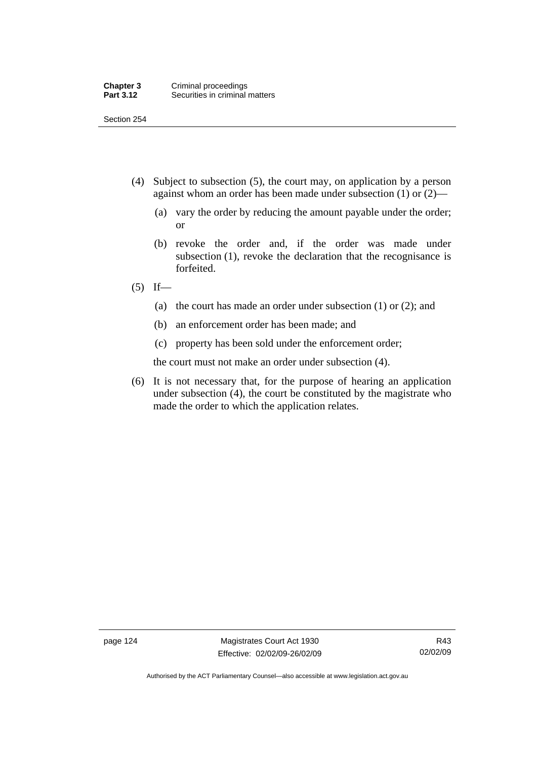(4) Subject to subsection (5), the court may, on application by a person against whom an order has been made under subsection (1) or (2)—

(a) vary the order by reducing the amount payable under the order; or

(b) revoke the order and, if the order was made under subsection (1), revoke the declaration that the recognisance is forfeited.

(5) If—

(a) the court has made an order under subsection (1) or (2); and

(b) an enforcement order has been made; and

(c) property has been sold under the enforcement order;

the court must not make an order under subsection (4).

(6) It is not necessary that, for the purpose of hearing an application under subsection (4), the court be constituted by the magistrate who made the order to which the application relates.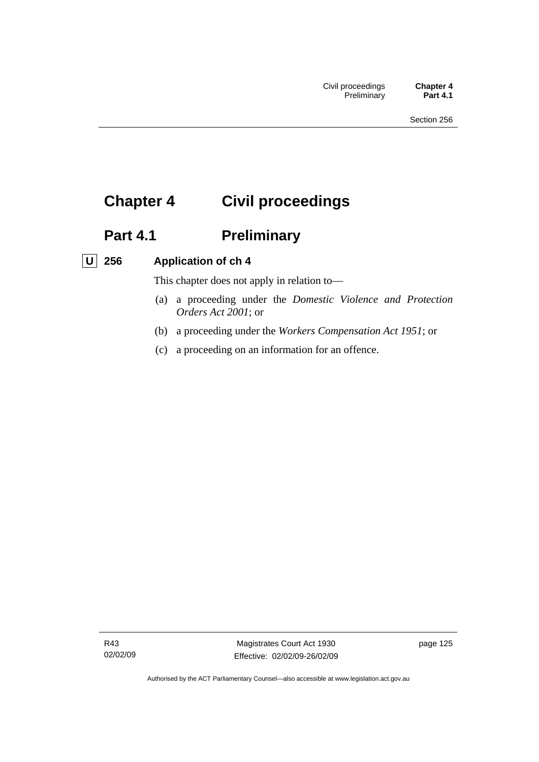# Chapter 4 Civil proceedings

## Part 4.1 Preliminary

### U 256 Application of ch 4

This chapter does not apply in relation to—

(a) a proceeding under the *Domestic Violence and Protection Orders Act 2001*; or

(b) a proceeding under the *Workers Compensation Act 1951*; or

(c) a proceeding on an information for an offence.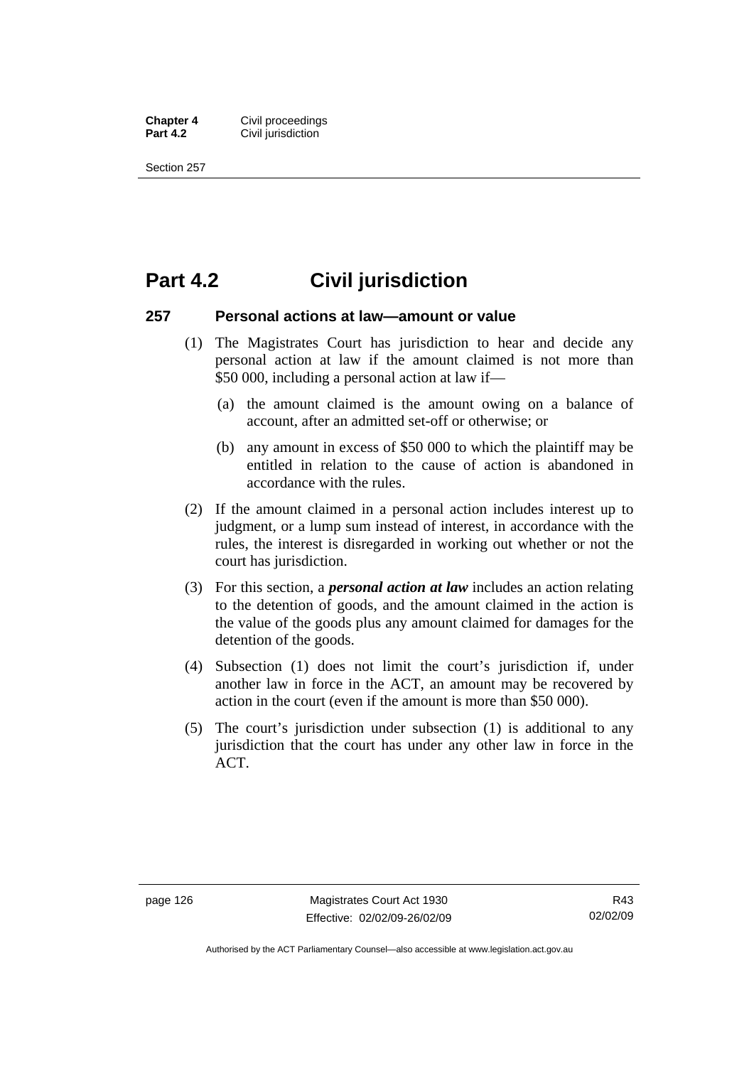# Part 4.2 Civil jurisdiction

### 257 Personal actions at law—amount or value

(1) The Magistrates Court has jurisdiction to hear and decide any personal action at law if the amount claimed is not more than $50 000, including a personal action at law if—

(a) the amount claimed is the amount owing on a balance of account, after an admitted set-off or otherwise; or

(b) any amount in excess of $50 000 to which the plaintiff may be entitled in relation to the cause of action is abandoned in accordance with the rules.

(2) If the amount claimed in a personal action includes interest up to judgment, or a lump sum instead of interest, in accordance with the rules, the interest is disregarded in working out whether or not the court has jurisdiction.

(3) For this section, a ***personal action at law*** includes an action relating to the detention of goods, and the amount claimed in the action is the value of the goods plus any amount claimed for damages for the detention of the goods.

(4) Subsection (1) does not limit the court's jurisdiction if, under another law in force in the ACT, an amount may be recovered by action in the court (even if the amount is more than $50 000).

(5) The court's jurisdiction under subsection (1) is additional to any jurisdiction that the court has under any other law in force in the ACT.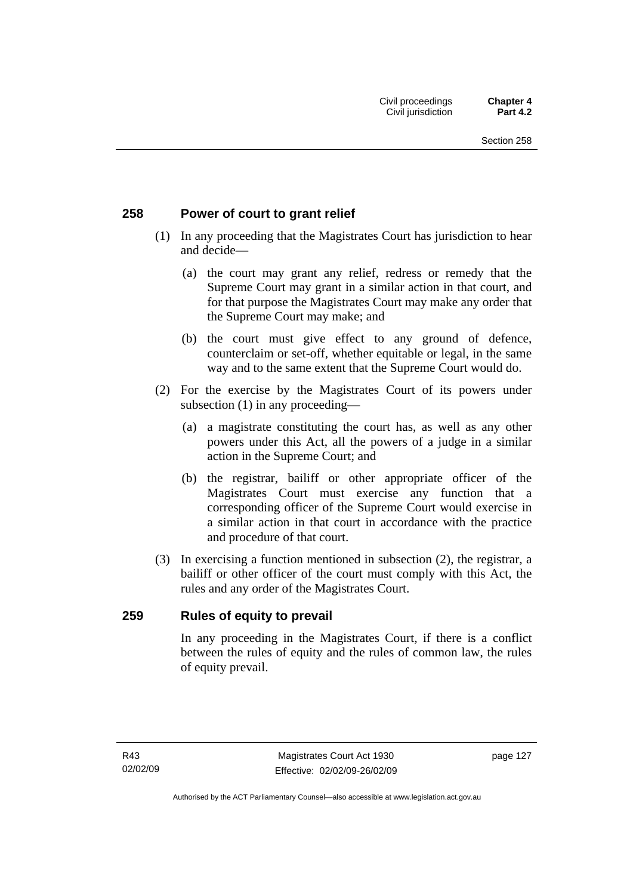## 258 Power of court to grant relief

(1) In any proceeding that the Magistrates Court has jurisdiction to hear and decide—

(a) the court may grant any relief, redress or remedy that the Supreme Court may grant in a similar action in that court, and for that purpose the Magistrates Court may make any order that the Supreme Court may make; and

(b) the court must give effect to any ground of defence, counterclaim or set-off, whether equitable or legal, in the same way and to the same extent that the Supreme Court would do.

(2) For the exercise by the Magistrates Court of its powers under subsection (1) in any proceeding—

(a) a magistrate constituting the court has, as well as any other powers under this Act, all the powers of a judge in a similar action in the Supreme Court; and

(b) the registrar, bailiff or other appropriate officer of the Magistrates Court must exercise any function that a corresponding officer of the Supreme Court would exercise in a similar action in that court in accordance with the practice and procedure of that court.

(3) In exercising a function mentioned in subsection (2), the registrar, a bailiff or other officer of the court must comply with this Act, the rules and any order of the Magistrates Court.

## 259 Rules of equity to prevail

In any proceeding in the Magistrates Court, if there is a conflict between the rules of equity and the rules of common law, the rules of equity prevail.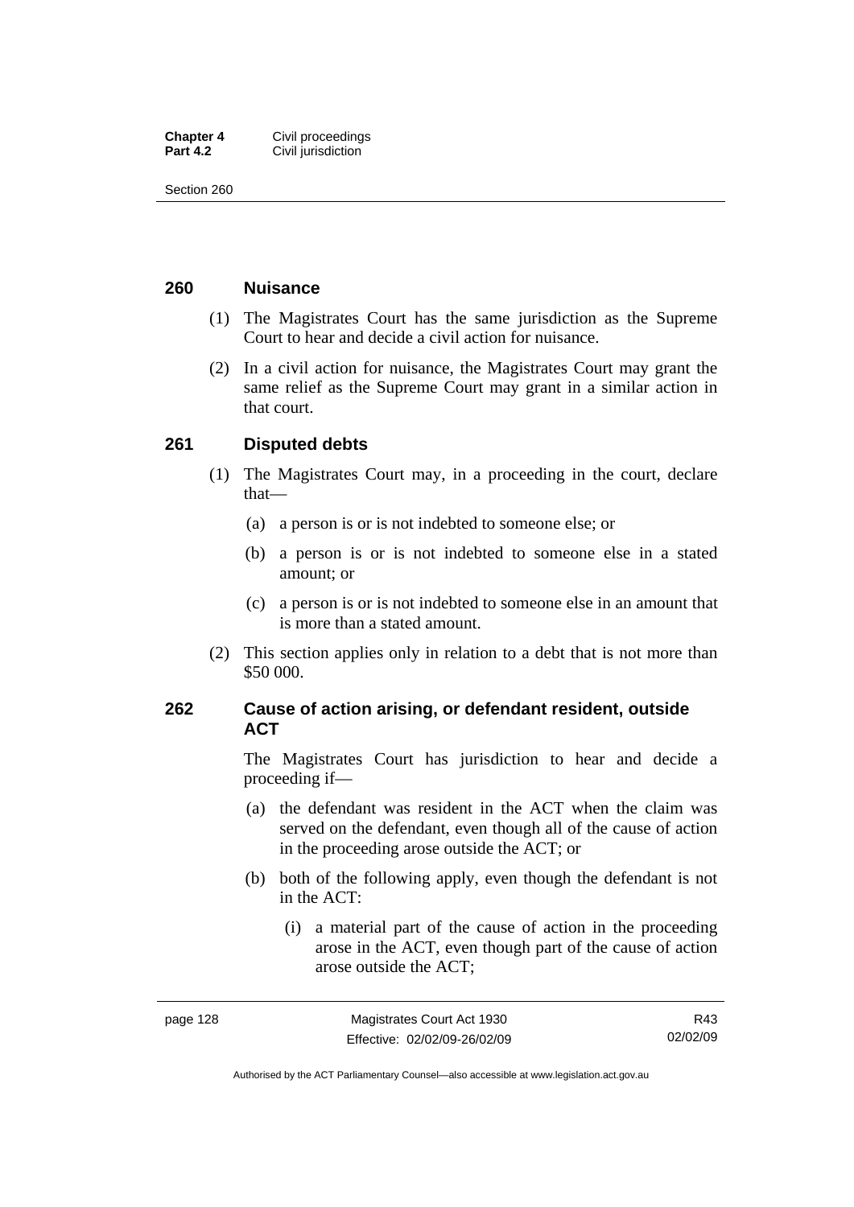## 260 Nuisance

(1) The Magistrates Court has the same jurisdiction as the Supreme Court to hear and decide a civil action for nuisance.

(2) In a civil action for nuisance, the Magistrates Court may grant the same relief as the Supreme Court may grant in a similar action in that court.

## 261 Disputed debts

(1) The Magistrates Court may, in a proceeding in the court, declare that—

- (a) a person is or is not indebted to someone else; or
- (b) a person is or is not indebted to someone else in a stated amount; or
- (c) a person is or is not indebted to someone else in an amount that is more than a stated amount.

(2) This section applies only in relation to a debt that is not more than $50 000.

## 262 Cause of action arising, or defendant resident, outside ACT

The Magistrates Court has jurisdiction to hear and decide a proceeding if—

- (a) the defendant was resident in the ACT when the claim was served on the defendant, even though all of the cause of action in the proceeding arose outside the ACT; or
- (b) both of the following apply, even though the defendant is not in the ACT:
  - (i) a material part of the cause of action in the proceeding arose in the ACT, even though part of the cause of action arose outside the ACT;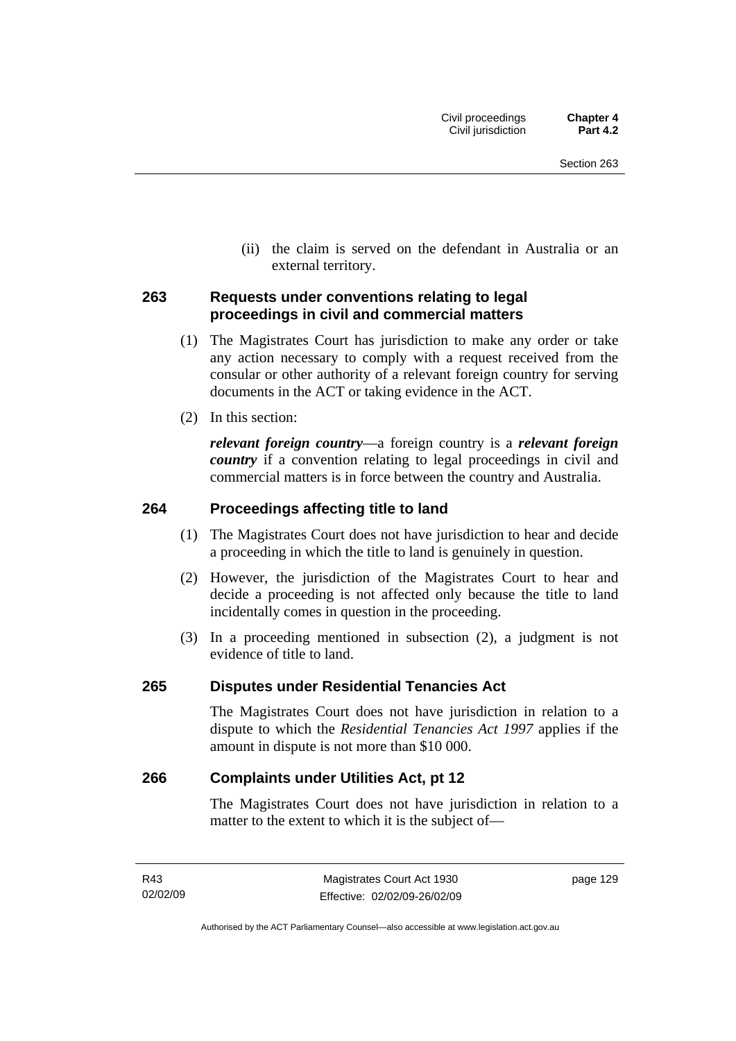(ii) the claim is served on the defendant in Australia or an external territory.

### 263 Requests under conventions relating to legal proceedings in civil and commercial matters

(1) The Magistrates Court has jurisdiction to make any order or take any action necessary to comply with a request received from the consular or other authority of a relevant foreign country for serving documents in the ACT or taking evidence in the ACT.

(2) In this section:

***relevant foreign country***—a foreign country is a ***relevant foreign country*** if a convention relating to legal proceedings in civil and commercial matters is in force between the country and Australia.

### 264 Proceedings affecting title to land

(1) The Magistrates Court does not have jurisdiction to hear and decide a proceeding in which the title to land is genuinely in question.

(2) However, the jurisdiction of the Magistrates Court to hear and decide a proceeding is not affected only because the title to land incidentally comes in question in the proceeding.

(3) In a proceeding mentioned in subsection (2), a judgment is not evidence of title to land.

### 265 Disputes under Residential Tenancies Act

The Magistrates Court does not have jurisdiction in relation to a dispute to which the *Residential Tenancies Act 1997* applies if the amount in dispute is not more than $10 000.

### 266 Complaints under Utilities Act, pt 12

The Magistrates Court does not have jurisdiction in relation to a matter to the extent to which it is the subject of—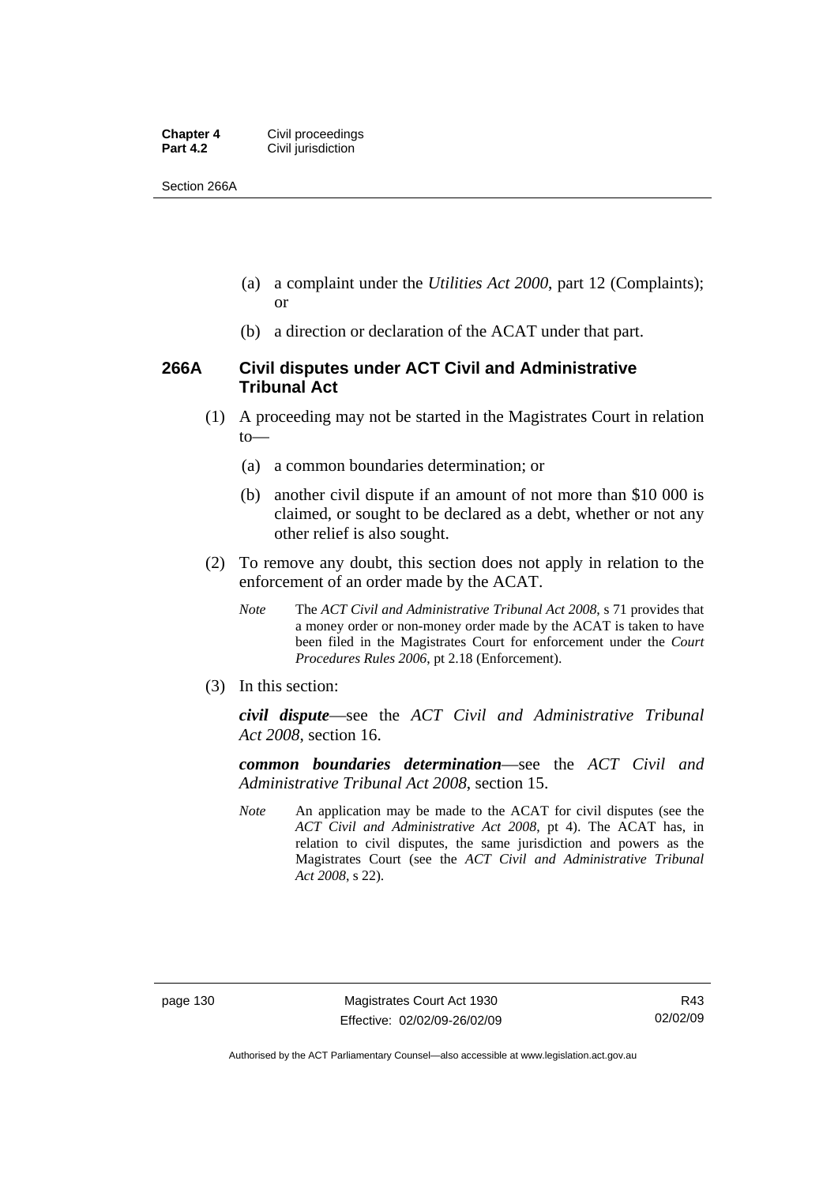(a) a complaint under the *Utilities Act 2000*, part 12 (Complaints); or

(b) a direction or declaration of the ACAT under that part.

## 266A Civil disputes under ACT Civil and Administrative Tribunal Act

(1) A proceeding may not be started in the Magistrates Court in relation to—

(a) a common boundaries determination; or

(b) another civil dispute if an amount of not more than $10 000 is claimed, or sought to be declared as a debt, whether or not any other relief is also sought.

(2) To remove any doubt, this section does not apply in relation to the enforcement of an order made by the ACAT.

*Note* The *ACT Civil and Administrative Tribunal Act 2008*, s 71 provides that a money order or non-money order made by the ACAT is taken to have been filed in the Magistrates Court for enforcement under the *Court Procedures Rules 2006*, pt 2.18 (Enforcement).

(3) In this section:

***civil dispute***—see the *ACT Civil and Administrative Tribunal Act 2008*, section 16.

***common boundaries determination***—see the *ACT Civil and Administrative Tribunal Act 2008*, section 15.

*Note* An application may be made to the ACAT for civil disputes (see the *ACT Civil and Administrative Act 2008*, pt 4). The ACAT has, in relation to civil disputes, the same jurisdiction and powers as the Magistrates Court (see the *ACT Civil and Administrative Tribunal Act 2008*, s 22).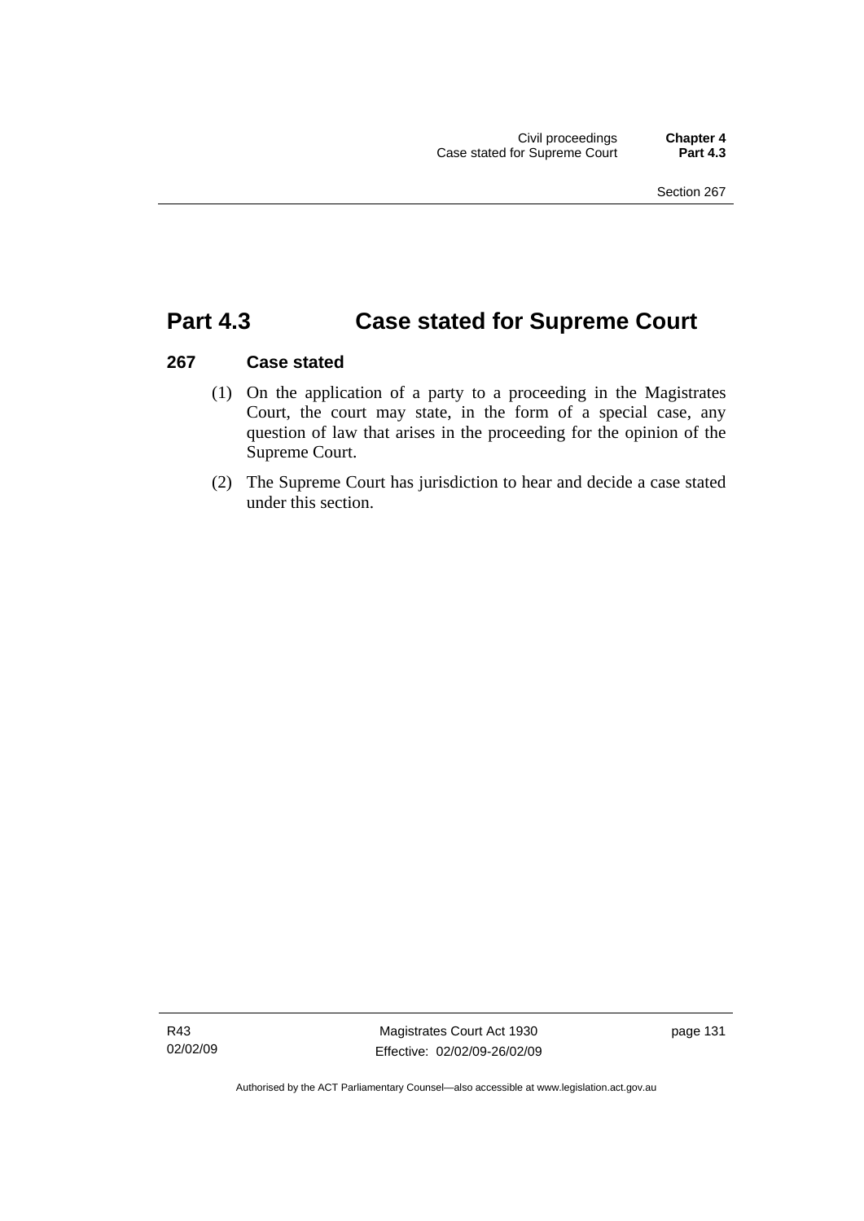# Part 4.3 Case stated for Supreme Court

## 267 Case stated

(1) On the application of a party to a proceeding in the Magistrates Court, the court may state, in the form of a special case, any question of law that arises in the proceeding for the opinion of the Supreme Court.

(2) The Supreme Court has jurisdiction to hear and decide a case stated under this section.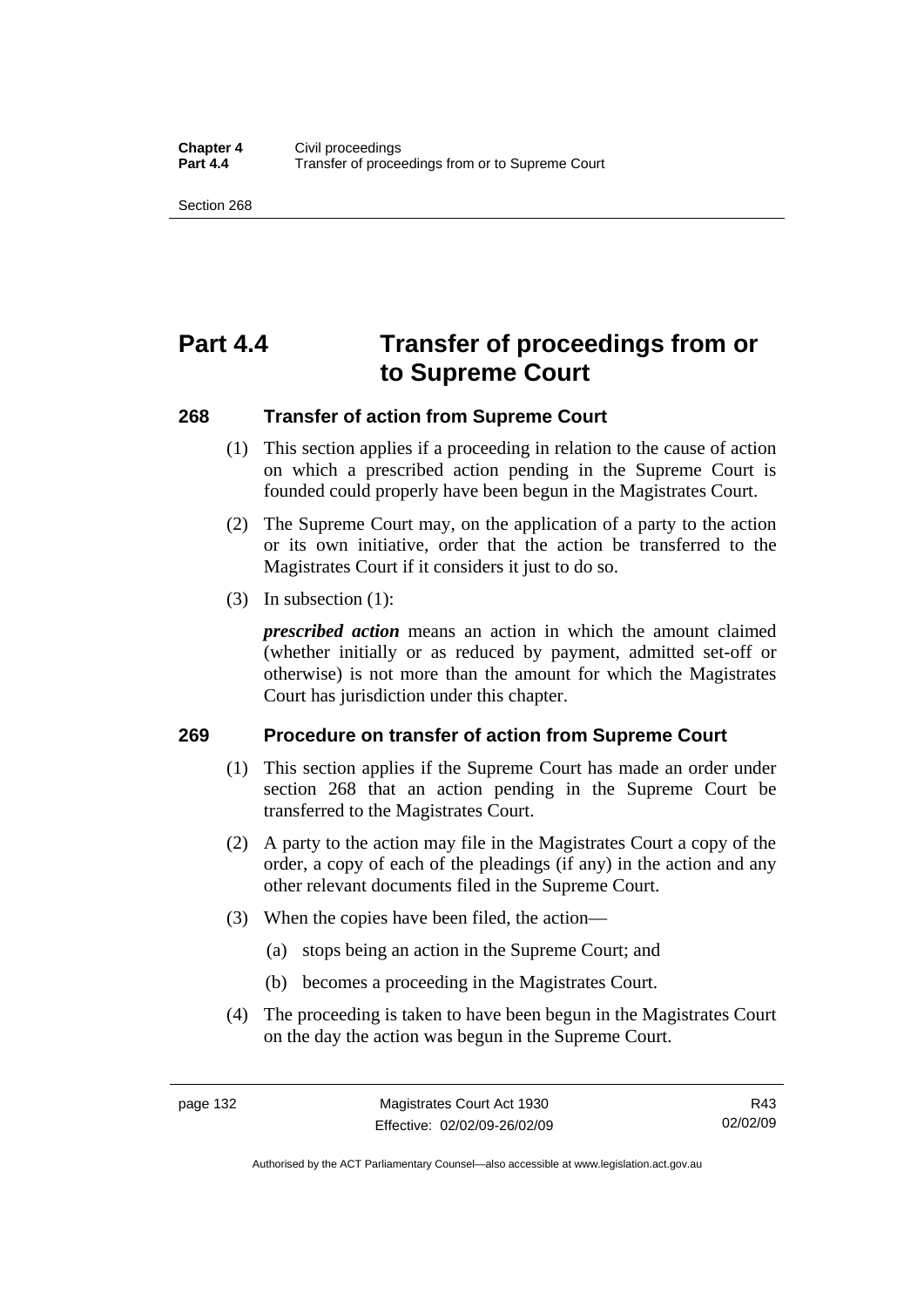# Part 4.4 Transfer of proceedings from or to Supreme Court

## 268 Transfer of action from Supreme Court

(1) This section applies if a proceeding in relation to the cause of action on which a prescribed action pending in the Supreme Court is founded could properly have been begun in the Magistrates Court.

(2) The Supreme Court may, on the application of a party to the action or its own initiative, order that the action be transferred to the Magistrates Court if it considers it just to do so.

(3) In subsection (1):

***prescribed action*** means an action in which the amount claimed (whether initially or as reduced by payment, admitted set-off or otherwise) is not more than the amount for which the Magistrates Court has jurisdiction under this chapter.

## 269 Procedure on transfer of action from Supreme Court

(1) This section applies if the Supreme Court has made an order under section 268 that an action pending in the Supreme Court be transferred to the Magistrates Court.

(2) A party to the action may file in the Magistrates Court a copy of the order, a copy of each of the pleadings (if any) in the action and any other relevant documents filed in the Supreme Court.

(3) When the copies have been filed, the action—

(a) stops being an action in the Supreme Court; and

(b) becomes a proceeding in the Magistrates Court.

(4) The proceeding is taken to have been begun in the Magistrates Court on the day the action was begun in the Supreme Court.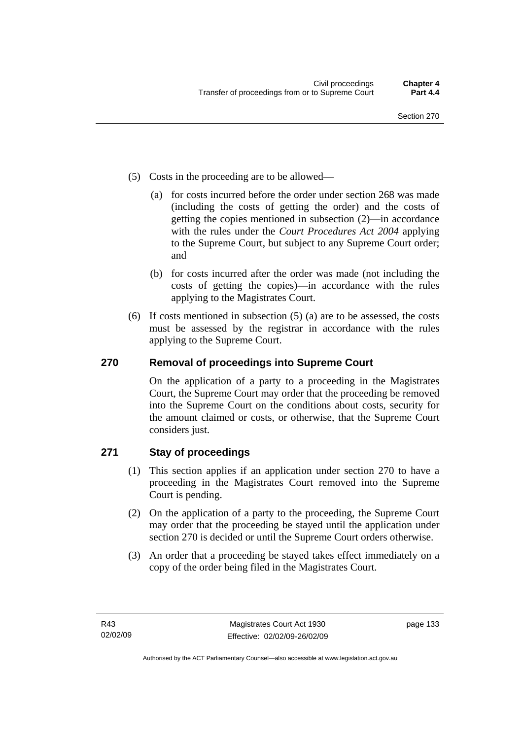(5) Costs in the proceeding are to be allowed—

(a) for costs incurred before the order under section 268 was made (including the costs of getting the order) and the costs of getting the copies mentioned in subsection (2)—in accordance with the rules under the *Court Procedures Act 2004* applying to the Supreme Court, but subject to any Supreme Court order; and

(b) for costs incurred after the order was made (not including the costs of getting the copies)—in accordance with the rules applying to the Magistrates Court.

(6) If costs mentioned in subsection (5) (a) are to be assessed, the costs must be assessed by the registrar in accordance with the rules applying to the Supreme Court.

## 270 Removal of proceedings into Supreme Court

On the application of a party to a proceeding in the Magistrates Court, the Supreme Court may order that the proceeding be removed into the Supreme Court on the conditions about costs, security for the amount claimed or costs, or otherwise, that the Supreme Court considers just.

## 271 Stay of proceedings

(1) This section applies if an application under section 270 to have a proceeding in the Magistrates Court removed into the Supreme Court is pending.

(2) On the application of a party to the proceeding, the Supreme Court may order that the proceeding be stayed until the application under section 270 is decided or until the Supreme Court orders otherwise.

(3) An order that a proceeding be stayed takes effect immediately on a copy of the order being filed in the Magistrates Court.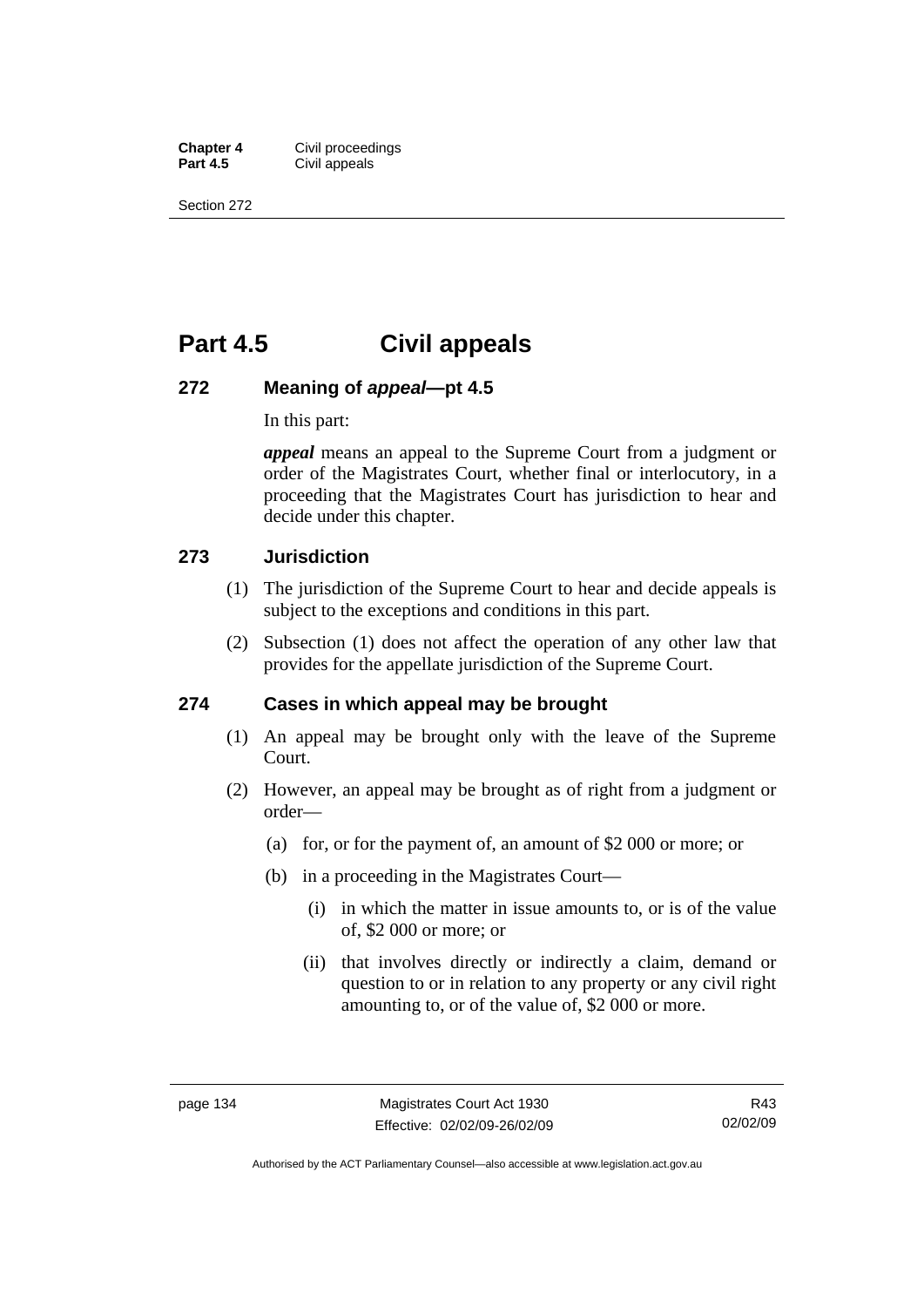# Part 4.5 Civil appeals

### 272 Meaning of *appeal*—pt 4.5

In this part:

***appeal*** means an appeal to the Supreme Court from a judgment or order of the Magistrates Court, whether final or interlocutory, in a proceeding that the Magistrates Court has jurisdiction to hear and decide under this chapter.

### 273 Jurisdiction

(1) The jurisdiction of the Supreme Court to hear and decide appeals is subject to the exceptions and conditions in this part.

(2) Subsection (1) does not affect the operation of any other law that provides for the appellate jurisdiction of the Supreme Court.

### 274 Cases in which appeal may be brought

(1) An appeal may be brought only with the leave of the Supreme Court.

(2) However, an appeal may be brought as of right from a judgment or order—

(a) for, or for the payment of, an amount of $2 000 or more; or

(b) in a proceeding in the Magistrates Court—

(i) in which the matter in issue amounts to, or is of the value of, $2 000 or more; or

(ii) that involves directly or indirectly a claim, demand or question to or in relation to any property or any civil right amounting to, or of the value of, $2 000 or more.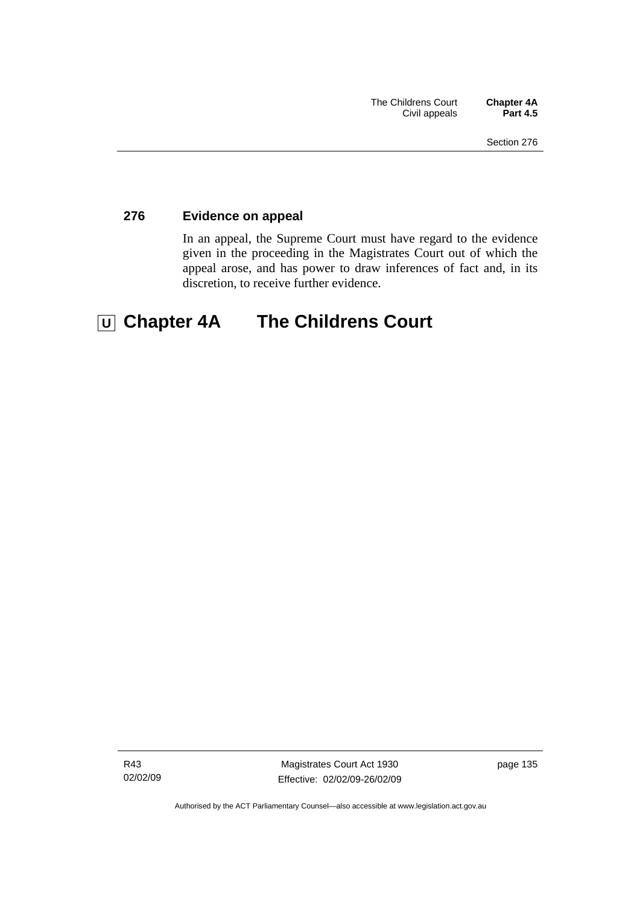### 276 Evidence on appeal

In an appeal, the Supreme Court must have regard to the evidence given in the proceeding in the Magistrates Court out of which the appeal arose, and has power to draw inferences of fact and, in its discretion, to receive further evidence.

# U Chapter 4A The Childrens Court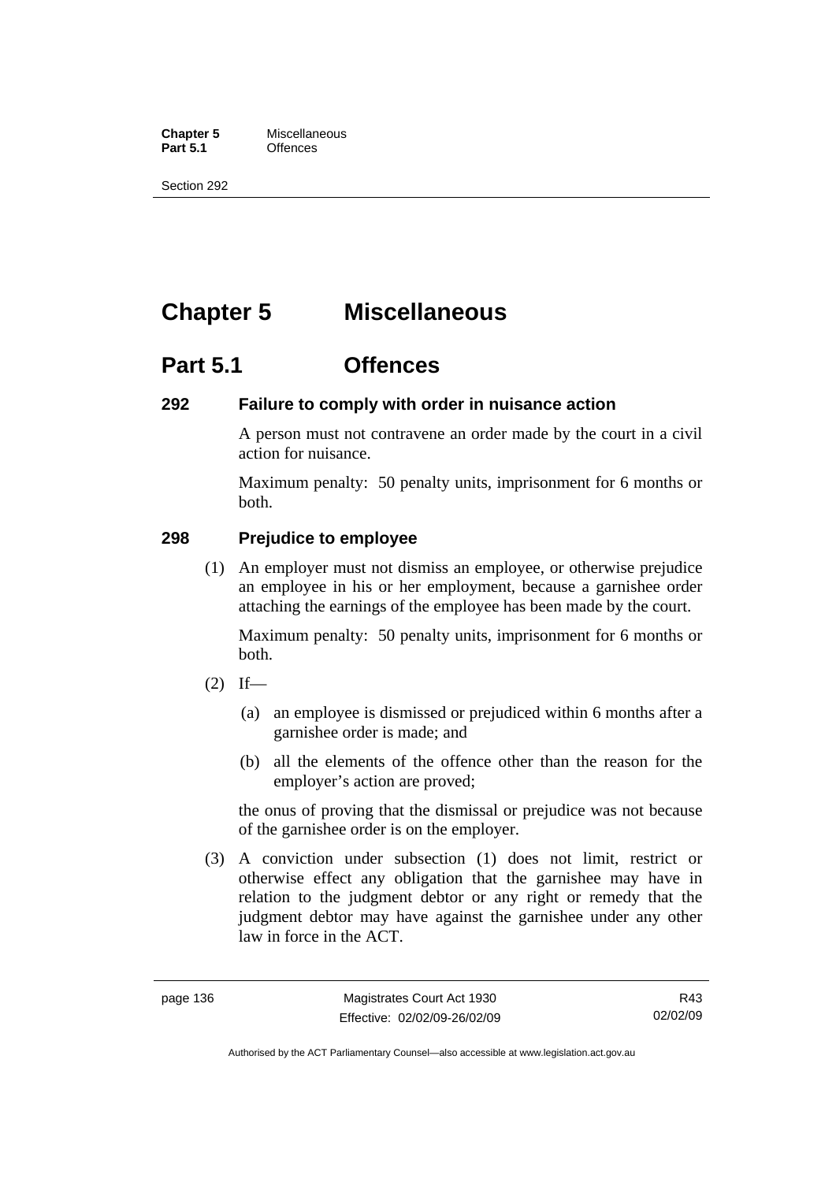# Chapter 5 Miscellaneous

## Part 5.1 Offences

### 292 Failure to comply with order in nuisance action

A person must not contravene an order made by the court in a civil action for nuisance.

Maximum penalty: 50 penalty units, imprisonment for 6 months or both.

### 298 Prejudice to employee

(1) An employer must not dismiss an employee, or otherwise prejudice an employee in his or her employment, because a garnishee order attaching the earnings of the employee has been made by the court.

Maximum penalty: 50 penalty units, imprisonment for 6 months or both.

(2) If—

(a) an employee is dismissed or prejudiced within 6 months after a garnishee order is made; and

(b) all the elements of the offence other than the reason for the employer's action are proved;

the onus of proving that the dismissal or prejudice was not because of the garnishee order is on the employer.

(3) A conviction under subsection (1) does not limit, restrict or otherwise effect any obligation that the garnishee may have in relation to the judgment debtor or any right or remedy that the judgment debtor may have against the garnishee under any other law in force in the ACT.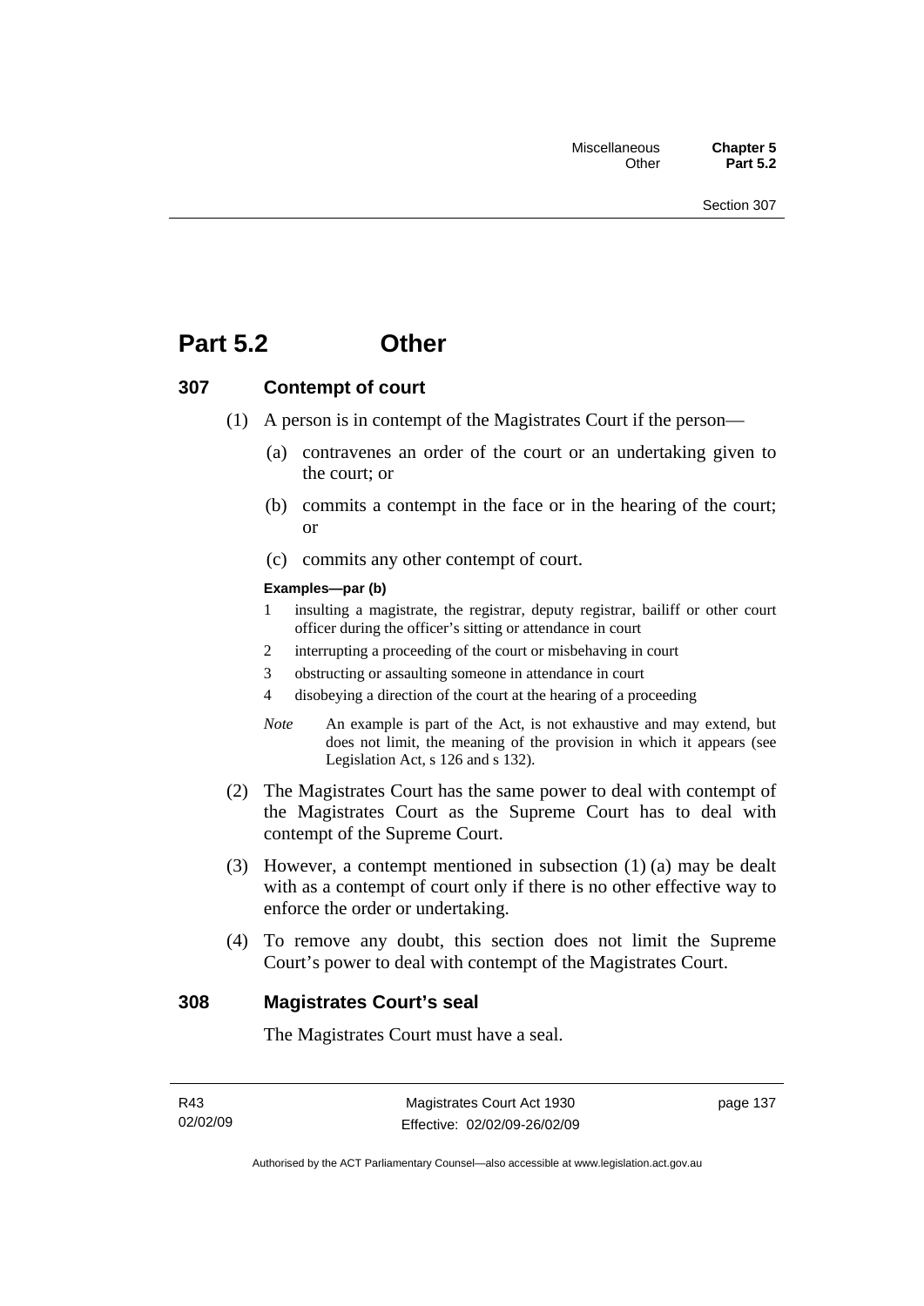# Part 5.2 Other

## 307 Contempt of court

(1) A person is in contempt of the Magistrates Court if the person—

(a) contravenes an order of the court or an undertaking given to the court; or

(b) commits a contempt in the face or in the hearing of the court; or

(c) commits any other contempt of court.

**Examples—par (b)**

1 insulting a magistrate, the registrar, deputy registrar, bailiff or other court officer during the officer's sitting or attendance in court

2 interrupting a proceeding of the court or misbehaving in court

3 obstructing or assaulting someone in attendance in court

4 disobeying a direction of the court at the hearing of a proceeding

*Note* An example is part of the Act, is not exhaustive and may extend, but does not limit, the meaning of the provision in which it appears (see Legislation Act, s 126 and s 132).

(2) The Magistrates Court has the same power to deal with contempt of the Magistrates Court as the Supreme Court has to deal with contempt of the Supreme Court.

(3) However, a contempt mentioned in subsection (1) (a) may be dealt with as a contempt of court only if there is no other effective way to enforce the order or undertaking.

(4) To remove any doubt, this section does not limit the Supreme Court's power to deal with contempt of the Magistrates Court.

## 308 Magistrates Court's seal

The Magistrates Court must have a seal.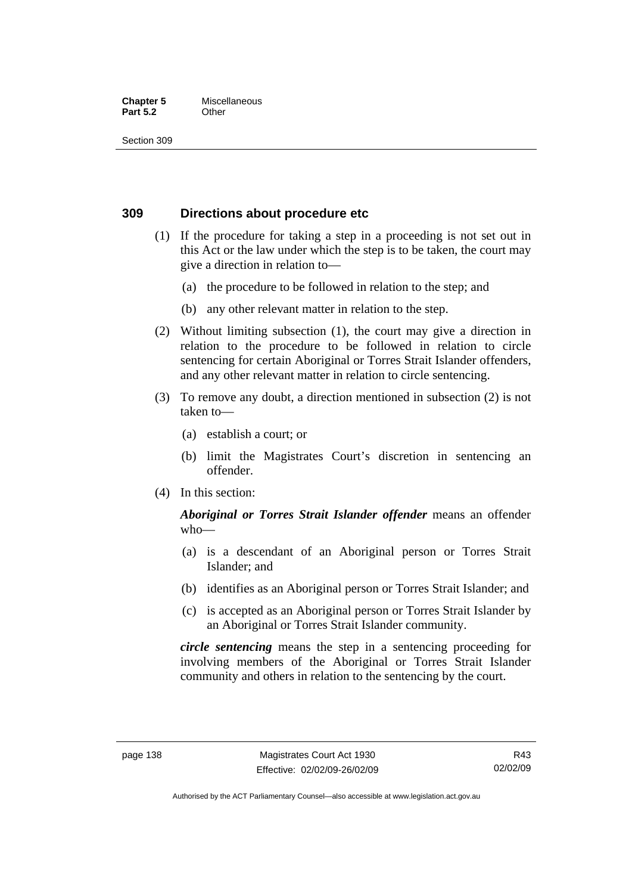## 309 Directions about procedure etc

(1) If the procedure for taking a step in a proceeding is not set out in this Act or the law under which the step is to be taken, the court may give a direction in relation to—

(a) the procedure to be followed in relation to the step; and

(b) any other relevant matter in relation to the step.

(2) Without limiting subsection (1), the court may give a direction in relation to the procedure to be followed in relation to circle sentencing for certain Aboriginal or Torres Strait Islander offenders, and any other relevant matter in relation to circle sentencing.

(3) To remove any doubt, a direction mentioned in subsection (2) is not taken to—

(a) establish a court; or

(b) limit the Magistrates Court's discretion in sentencing an offender.

(4) In this section:

***Aboriginal or Torres Strait Islander offender*** means an offender who—

(a) is a descendant of an Aboriginal person or Torres Strait Islander; and

(b) identifies as an Aboriginal person or Torres Strait Islander; and

(c) is accepted as an Aboriginal person or Torres Strait Islander by an Aboriginal or Torres Strait Islander community.

***circle sentencing*** means the step in a sentencing proceeding for involving members of the Aboriginal or Torres Strait Islander community and others in relation to the sentencing by the court.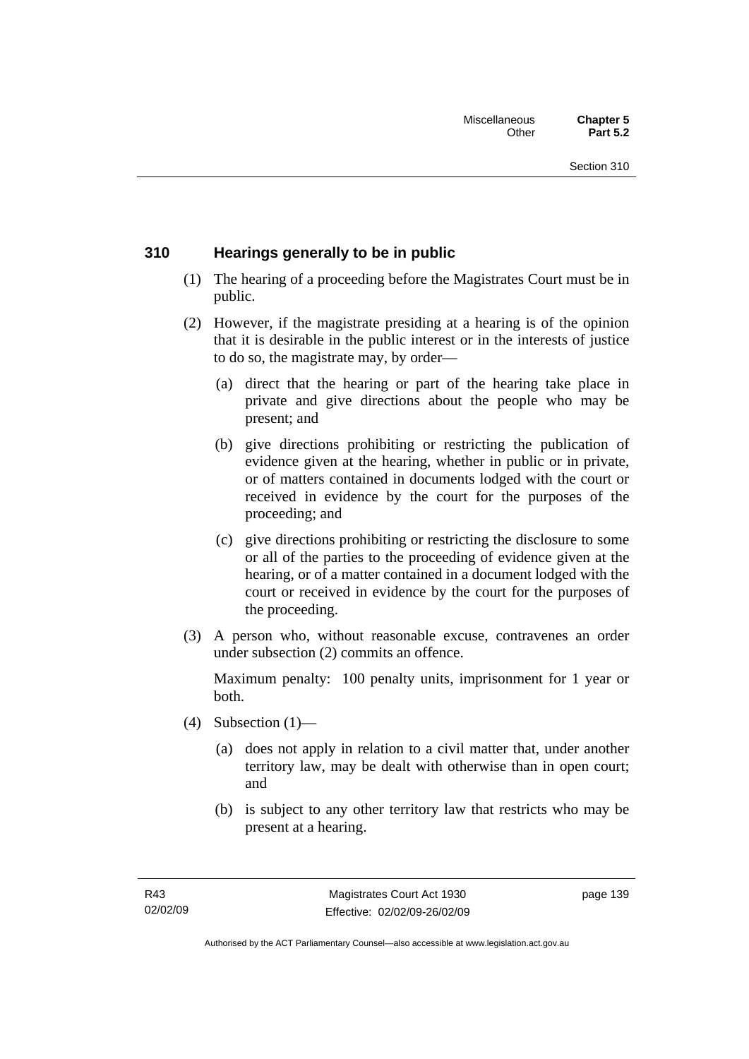## 310 Hearings generally to be in public

(1) The hearing of a proceeding before the Magistrates Court must be in public.

(2) However, if the magistrate presiding at a hearing is of the opinion that it is desirable in the public interest or in the interests of justice to do so, the magistrate may, by order—

(a) direct that the hearing or part of the hearing take place in private and give directions about the people who may be present; and

(b) give directions prohibiting or restricting the publication of evidence given at the hearing, whether in public or in private, or of matters contained in documents lodged with the court or received in evidence by the court for the purposes of the proceeding; and

(c) give directions prohibiting or restricting the disclosure to some or all of the parties to the proceeding of evidence given at the hearing, or of a matter contained in a document lodged with the court or received in evidence by the court for the purposes of the proceeding.

(3) A person who, without reasonable excuse, contravenes an order under subsection (2) commits an offence.

Maximum penalty: 100 penalty units, imprisonment for 1 year or both.

(4) Subsection (1)—

(a) does not apply in relation to a civil matter that, under another territory law, may be dealt with otherwise than in open court; and

(b) is subject to any other territory law that restricts who may be present at a hearing.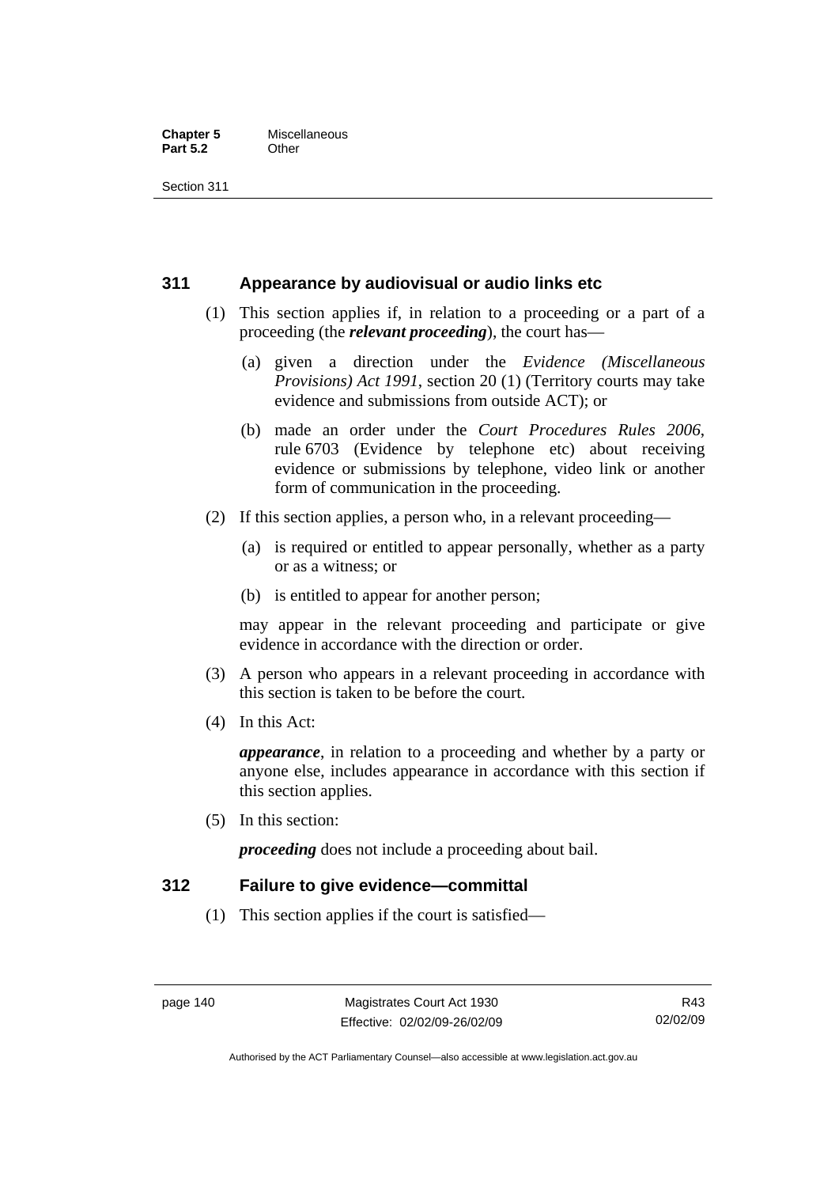## 311 Appearance by audiovisual or audio links etc

(1) This section applies if, in relation to a proceeding or a part of a proceeding (the ***relevant proceeding***), the court has—

(a) given a direction under the *Evidence (Miscellaneous Provisions) Act 1991*, section 20 (1) (Territory courts may take evidence and submissions from outside ACT); or

(b) made an order under the *Court Procedures Rules 2006*, rule 6703 (Evidence by telephone etc) about receiving evidence or submissions by telephone, video link or another form of communication in the proceeding.

(2) If this section applies, a person who, in a relevant proceeding—

(a) is required or entitled to appear personally, whether as a party or as a witness; or

(b) is entitled to appear for another person;

may appear in the relevant proceeding and participate or give evidence in accordance with the direction or order.

(3) A person who appears in a relevant proceeding in accordance with this section is taken to be before the court.

(4) In this Act:

***appearance***, in relation to a proceeding and whether by a party or anyone else, includes appearance in accordance with this section if this section applies.

(5) In this section:

***proceeding*** does not include a proceeding about bail.

## 312 Failure to give evidence—committal

(1) This section applies if the court is satisfied—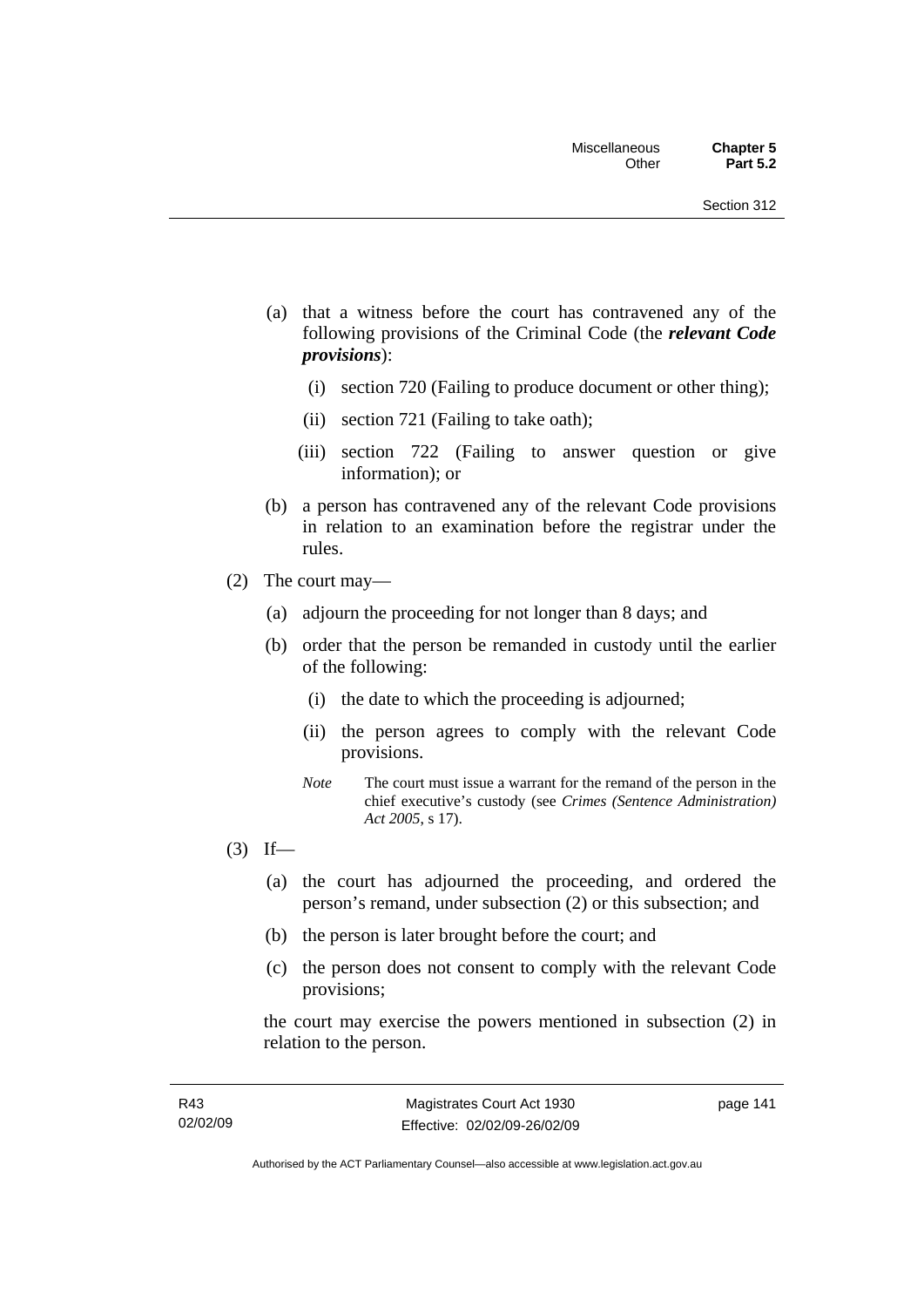(a) that a witness before the court has contravened any of the following provisions of the Criminal Code (the ***relevant Code provisions***):

  (i) section 720 (Failing to produce document or other thing);

  (ii) section 721 (Failing to take oath);

  (iii) section 722 (Failing to answer question or give information); or

(b) a person has contravened any of the relevant Code provisions in relation to an examination before the registrar under the rules.

(2) The court may—

  (a) adjourn the proceeding for not longer than 8 days; and

  (b) order that the person be remanded in custody until the earlier of the following:

    (i) the date to which the proceeding is adjourned;

    (ii) the person agrees to comply with the relevant Code provisions.

*Note* The court must issue a warrant for the remand of the person in the chief executive's custody (see *Crimes (Sentence Administration) Act 2005*, s 17).

(3) If—

  (a) the court has adjourned the proceeding, and ordered the person's remand, under subsection (2) or this subsection; and

  (b) the person is later brought before the court; and

  (c) the person does not consent to comply with the relevant Code provisions;

the court may exercise the powers mentioned in subsection (2) in relation to the person.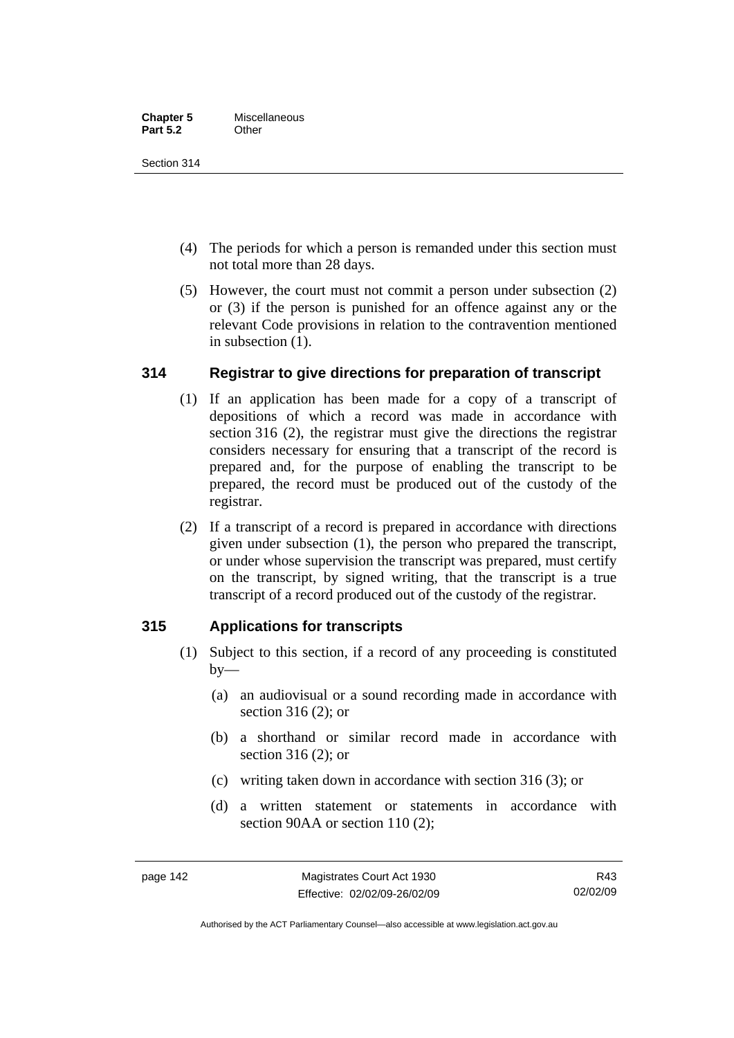(4) The periods for which a person is remanded under this section must not total more than 28 days.

(5) However, the court must not commit a person under subsection (2) or (3) if the person is punished for an offence against any or the relevant Code provisions in relation to the contravention mentioned in subsection (1).

### 314 Registrar to give directions for preparation of transcript

(1) If an application has been made for a copy of a transcript of depositions of which a record was made in accordance with section 316 (2), the registrar must give the directions the registrar considers necessary for ensuring that a transcript of the record is prepared and, for the purpose of enabling the transcript to be prepared, the record must be produced out of the custody of the registrar.

(2) If a transcript of a record is prepared in accordance with directions given under subsection (1), the person who prepared the transcript, or under whose supervision the transcript was prepared, must certify on the transcript, by signed writing, that the transcript is a true transcript of a record produced out of the custody of the registrar.

### 315 Applications for transcripts

(1) Subject to this section, if a record of any proceeding is constituted by—

(a) an audiovisual or a sound recording made in accordance with section 316 (2); or

(b) a shorthand or similar record made in accordance with section 316 (2); or

(c) writing taken down in accordance with section 316 (3); or

(d) a written statement or statements in accordance with section 90AA or section 110 (2);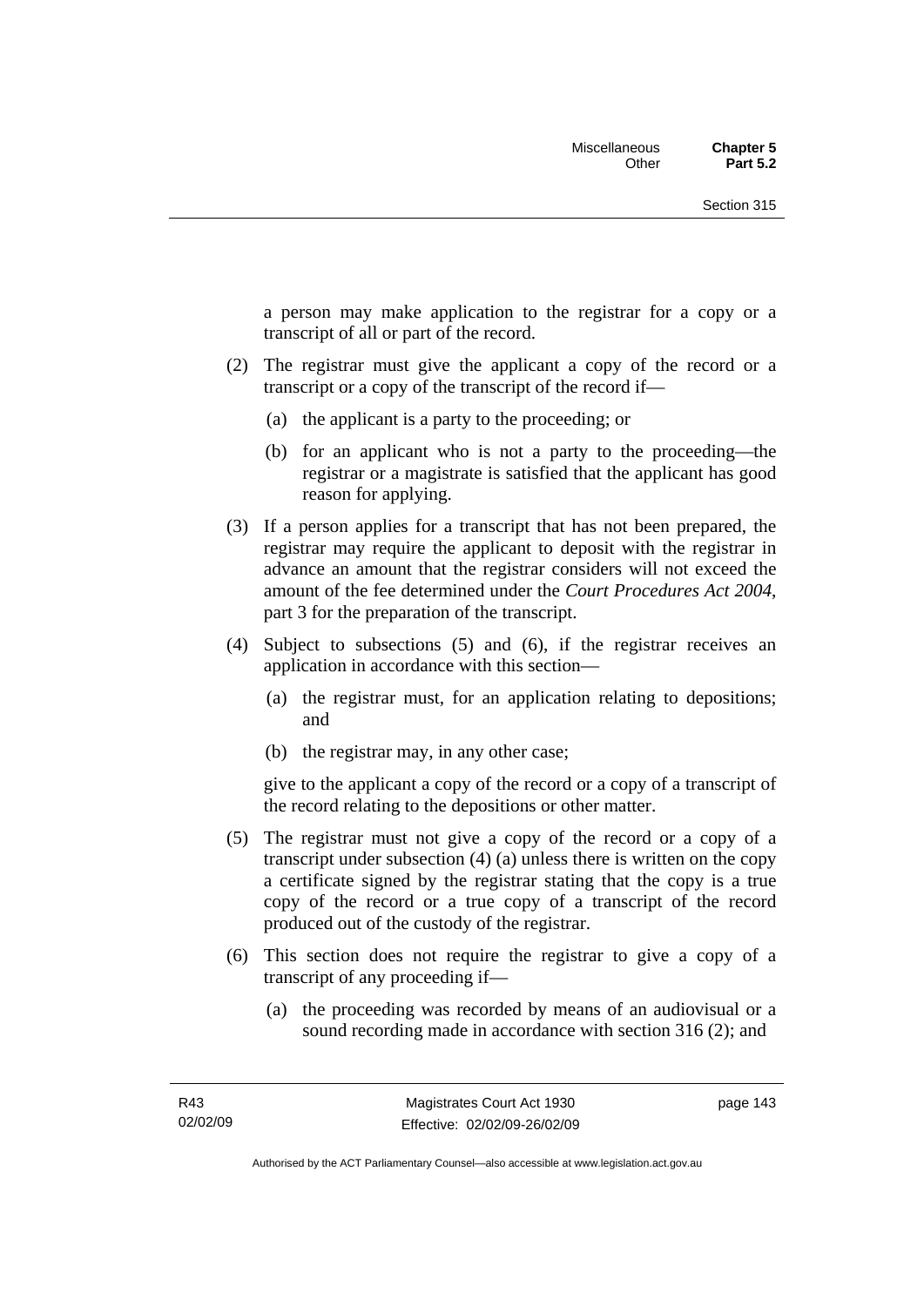a person may make application to the registrar for a copy or a transcript of all or part of the record.

(2) The registrar must give the applicant a copy of the record or a transcript or a copy of the transcript of the record if—

(a) the applicant is a party to the proceeding; or

(b) for an applicant who is not a party to the proceeding—the registrar or a magistrate is satisfied that the applicant has good reason for applying.

(3) If a person applies for a transcript that has not been prepared, the registrar may require the applicant to deposit with the registrar in advance an amount that the registrar considers will not exceed the amount of the fee determined under the *Court Procedures Act 2004*, part 3 for the preparation of the transcript.

(4) Subject to subsections (5) and (6), if the registrar receives an application in accordance with this section—

(a) the registrar must, for an application relating to depositions; and

(b) the registrar may, in any other case;

give to the applicant a copy of the record or a copy of a transcript of the record relating to the depositions or other matter.

(5) The registrar must not give a copy of the record or a copy of a transcript under subsection (4) (a) unless there is written on the copy a certificate signed by the registrar stating that the copy is a true copy of the record or a true copy of a transcript of the record produced out of the custody of the registrar.

(6) This section does not require the registrar to give a copy of a transcript of any proceeding if—

(a) the proceeding was recorded by means of an audiovisual or a sound recording made in accordance with section 316 (2); and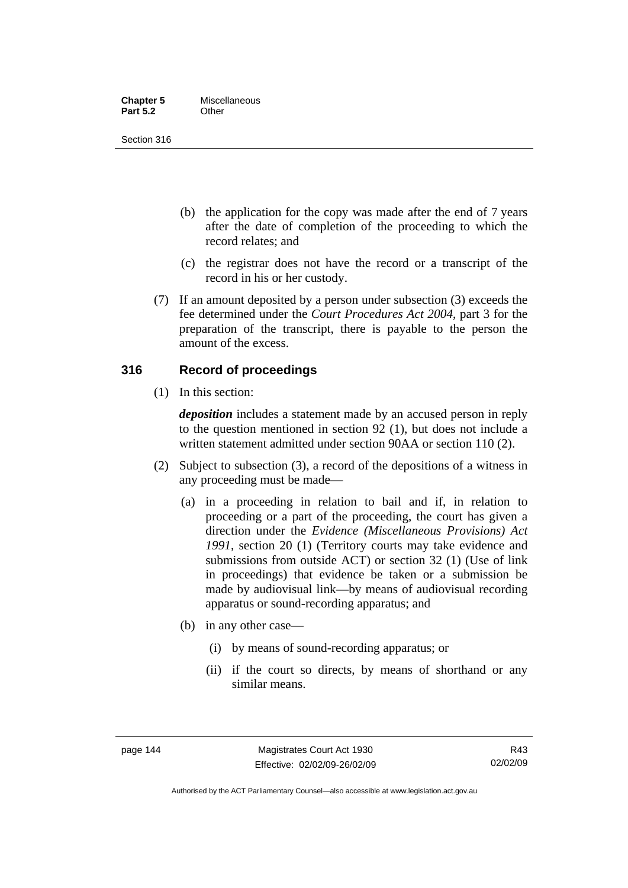(b) the application for the copy was made after the end of 7 years after the date of completion of the proceeding to which the record relates; and

(c) the registrar does not have the record or a transcript of the record in his or her custody.

(7) If an amount deposited by a person under subsection (3) exceeds the fee determined under the *Court Procedures Act 2004*, part 3 for the preparation of the transcript, there is payable to the person the amount of the excess.

## 316 Record of proceedings

(1) In this section:

***deposition*** includes a statement made by an accused person in reply to the question mentioned in section 92 (1), but does not include a written statement admitted under section 90AA or section 110 (2).

(2) Subject to subsection (3), a record of the depositions of a witness in any proceeding must be made—

(a) in a proceeding in relation to bail and if, in relation to proceeding or a part of the proceeding, the court has given a direction under the *Evidence (Miscellaneous Provisions) Act 1991*, section 20 (1) (Territory courts may take evidence and submissions from outside ACT) or section 32 (1) (Use of link in proceedings) that evidence be taken or a submission be made by audiovisual link—by means of audiovisual recording apparatus or sound-recording apparatus; and

(b) in any other case—

(i) by means of sound-recording apparatus; or

(ii) if the court so directs, by means of shorthand or any similar means.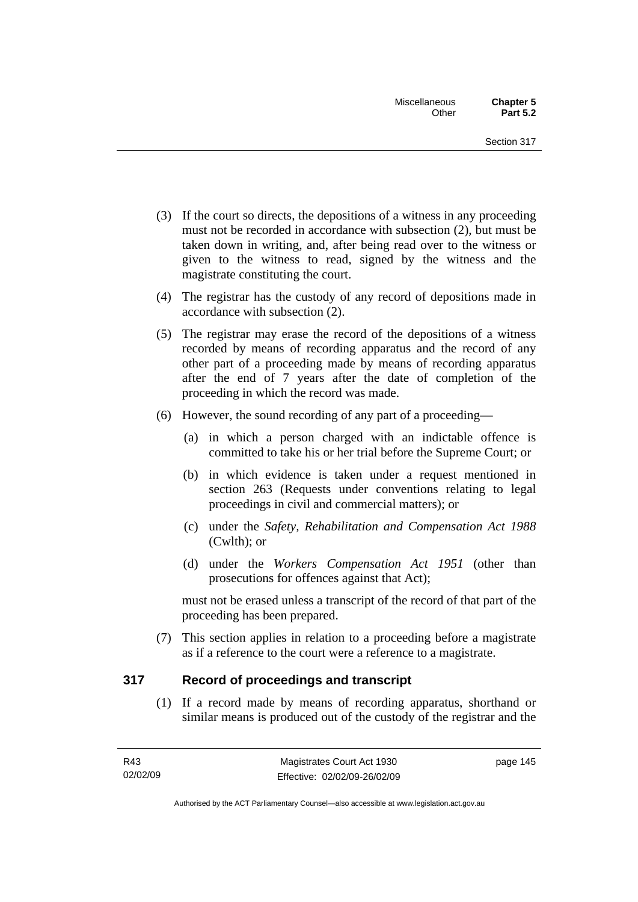(3) If the court so directs, the depositions of a witness in any proceeding must not be recorded in accordance with subsection (2), but must be taken down in writing, and, after being read over to the witness or given to the witness to read, signed by the witness and the magistrate constituting the court.

(4) The registrar has the custody of any record of depositions made in accordance with subsection (2).

(5) The registrar may erase the record of the depositions of a witness recorded by means of recording apparatus and the record of any other part of a proceeding made by means of recording apparatus after the end of 7 years after the date of completion of the proceeding in which the record was made.

(6) However, the sound recording of any part of a proceeding—

(a) in which a person charged with an indictable offence is committed to take his or her trial before the Supreme Court; or

(b) in which evidence is taken under a request mentioned in section 263 (Requests under conventions relating to legal proceedings in civil and commercial matters); or

(c) under the *Safety, Rehabilitation and Compensation Act 1988* (Cwlth); or

(d) under the *Workers Compensation Act 1951* (other than prosecutions for offences against that Act);

must not be erased unless a transcript of the record of that part of the proceeding has been prepared.

(7) This section applies in relation to a proceeding before a magistrate as if a reference to the court were a reference to a magistrate.

## 317 Record of proceedings and transcript

(1) If a record made by means of recording apparatus, shorthand or similar means is produced out of the custody of the registrar and the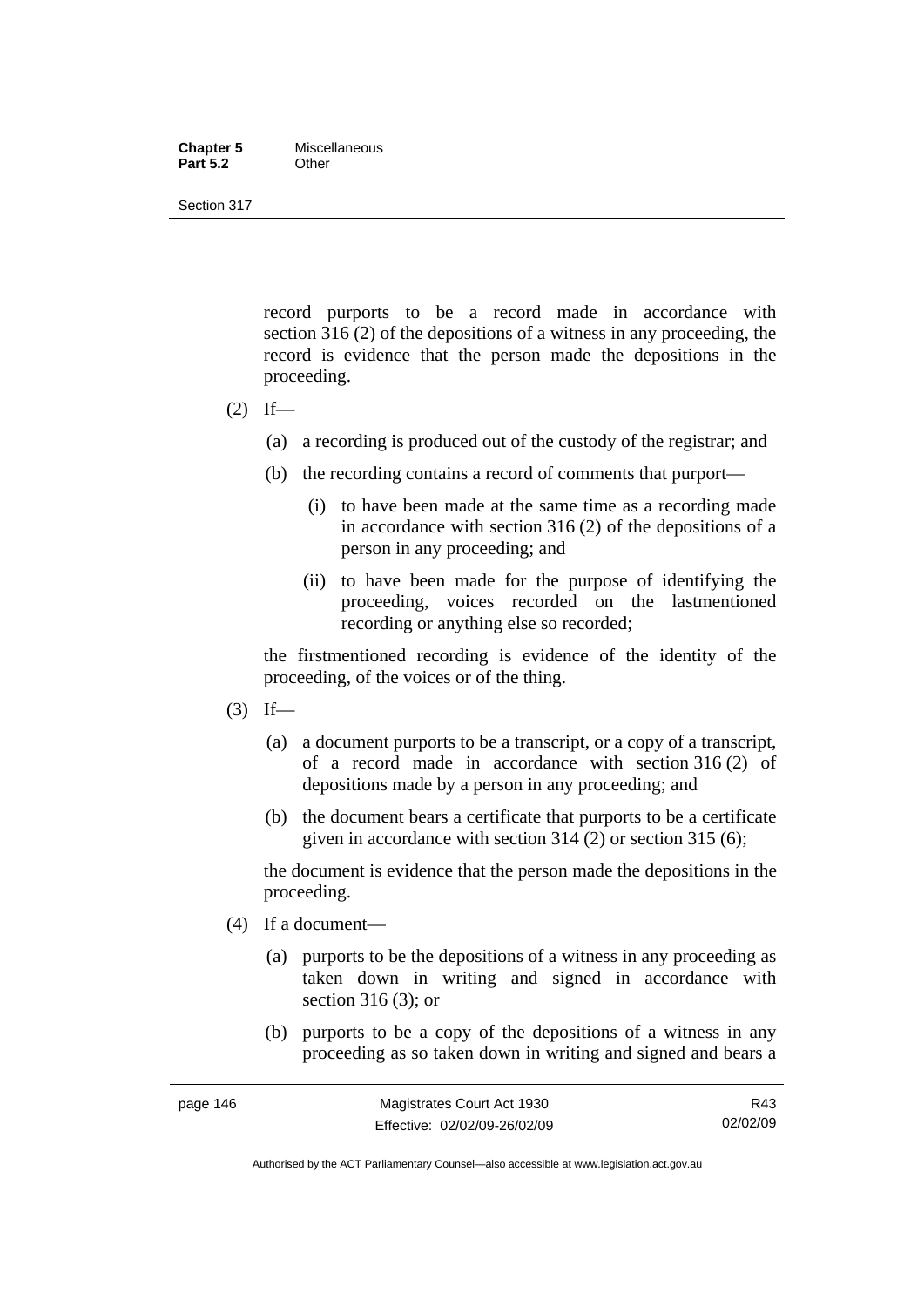record purports to be a record made in accordance with section 316 (2) of the depositions of a witness in any proceeding, the record is evidence that the person made the depositions in the proceeding.

(2) If—

(a) a recording is produced out of the custody of the registrar; and

(b) the recording contains a record of comments that purport—

(i) to have been made at the same time as a recording made in accordance with section 316 (2) of the depositions of a person in any proceeding; and

(ii) to have been made for the purpose of identifying the proceeding, voices recorded on the lastmentioned recording or anything else so recorded;

the firstmentioned recording is evidence of the identity of the proceeding, of the voices or of the thing.

(3) If—

(a) a document purports to be a transcript, or a copy of a transcript, of a record made in accordance with section 316 (2) of depositions made by a person in any proceeding; and

(b) the document bears a certificate that purports to be a certificate given in accordance with section 314 (2) or section 315 (6);

the document is evidence that the person made the depositions in the proceeding.

(4) If a document—

(a) purports to be the depositions of a witness in any proceeding as taken down in writing and signed in accordance with section 316 (3); or

(b) purports to be a copy of the depositions of a witness in any proceeding as so taken down in writing and signed and bears a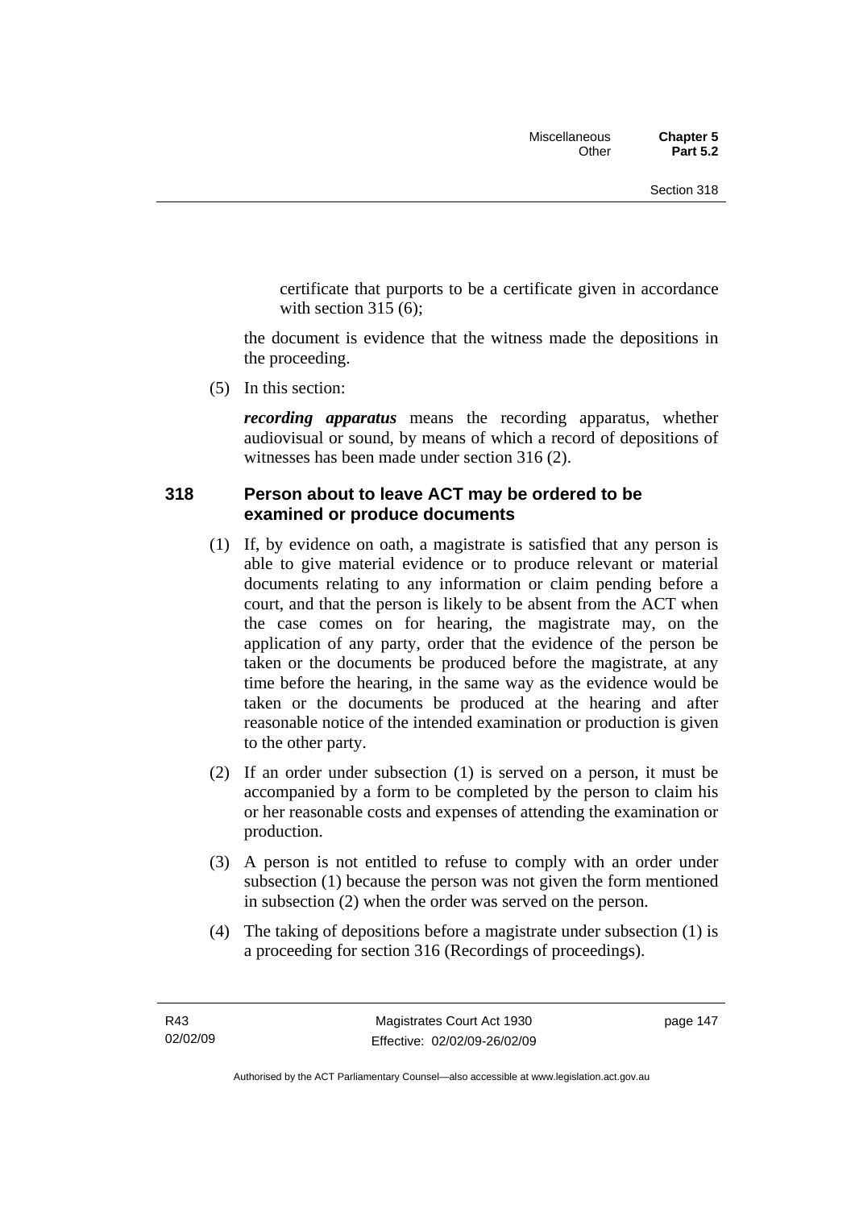certificate that purports to be a certificate given in accordance with section 315 (6);

the document is evidence that the witness made the depositions in the proceeding.

(5) In this section:

***recording apparatus*** means the recording apparatus, whether audiovisual or sound, by means of which a record of depositions of witnesses has been made under section 316 (2).

### 318 Person about to leave ACT may be ordered to be examined or produce documents

(1) If, by evidence on oath, a magistrate is satisfied that any person is able to give material evidence or to produce relevant or material documents relating to any information or claim pending before a court, and that the person is likely to be absent from the ACT when the case comes on for hearing, the magistrate may, on the application of any party, order that the evidence of the person be taken or the documents be produced before the magistrate, at any time before the hearing, in the same way as the evidence would be taken or the documents be produced at the hearing and after reasonable notice of the intended examination or production is given to the other party.

(2) If an order under subsection (1) is served on a person, it must be accompanied by a form to be completed by the person to claim his or her reasonable costs and expenses of attending the examination or production.

(3) A person is not entitled to refuse to comply with an order under subsection (1) because the person was not given the form mentioned in subsection (2) when the order was served on the person.

(4) The taking of depositions before a magistrate under subsection (1) is a proceeding for section 316 (Recordings of proceedings).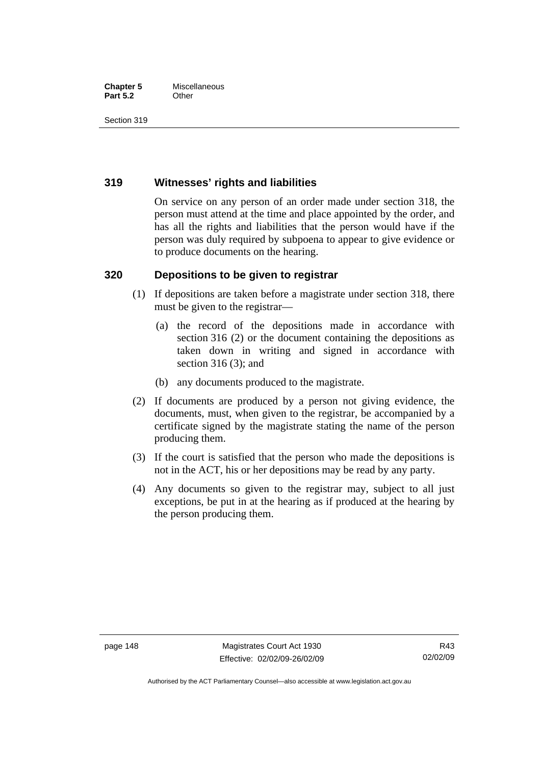## 319 Witnesses' rights and liabilities

On service on any person of an order made under section 318, the person must attend at the time and place appointed by the order, and has all the rights and liabilities that the person would have if the person was duly required by subpoena to appear to give evidence or to produce documents on the hearing.

## 320 Depositions to be given to registrar

(1) If depositions are taken before a magistrate under section 318, there must be given to the registrar—

(a) the record of the depositions made in accordance with section 316 (2) or the document containing the depositions as taken down in writing and signed in accordance with section 316 (3); and

(b) any documents produced to the magistrate.

(2) If documents are produced by a person not giving evidence, the documents, must, when given to the registrar, be accompanied by a certificate signed by the magistrate stating the name of the person producing them.

(3) If the court is satisfied that the person who made the depositions is not in the ACT, his or her depositions may be read by any party.

(4) Any documents so given to the registrar may, subject to all just exceptions, be put in at the hearing as if produced at the hearing by the person producing them.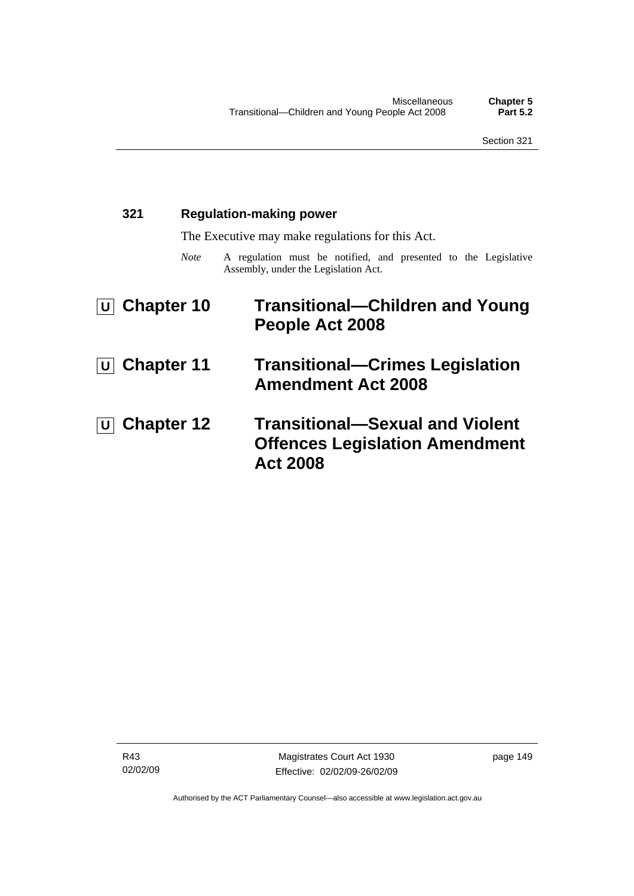### 321 Regulation-making power

The Executive may make regulations for this Act.

*Note* A regulation must be notified, and presented to the Legislative Assembly, under the Legislation Act.

# U Chapter 10 Transitional—Children and Young People Act 2008

# U Chapter 11 Transitional—Crimes Legislation Amendment Act 2008

# U Chapter 12 Transitional—Sexual and Violent Offences Legislation Amendment Act 2008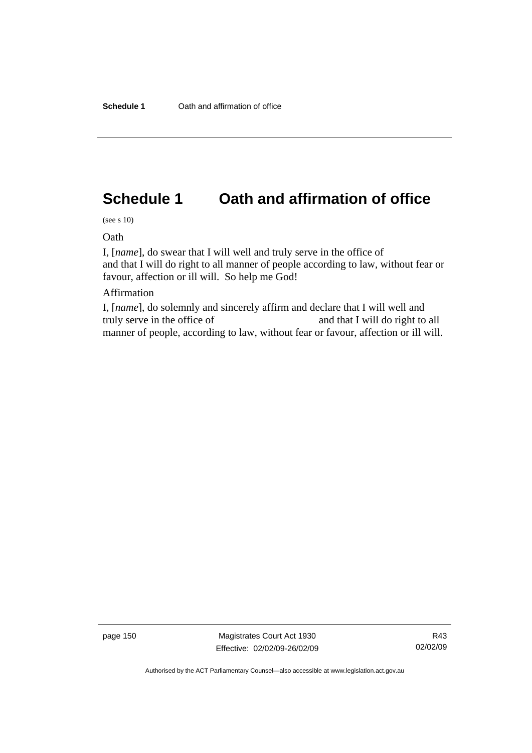# Schedule 1 Oath and affirmation of office

(see s 10)

Oath

I, [*name*], do swear that I will well and truly serve in the office of
and that I will do right to all manner of people according to law, without fear or favour, affection or ill will. So help me God!

Affirmation

I, [*name*], do solemnly and sincerely affirm and declare that I will well and truly serve in the office of and that I will do right to all manner of people, according to law, without fear or favour, affection or ill will.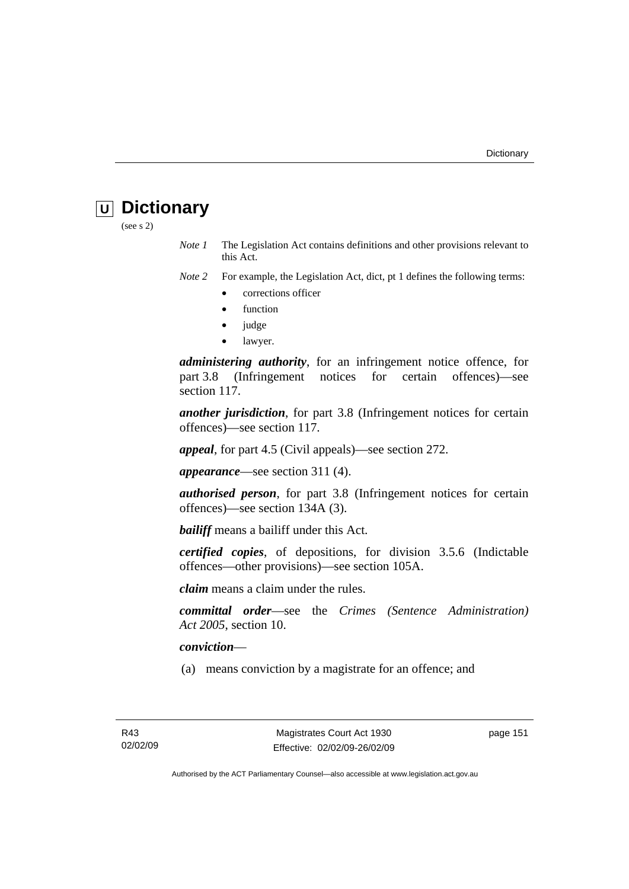# U Dictionary

(see s 2)

*Note 1* The Legislation Act contains definitions and other provisions relevant to this Act.

*Note 2* For example, the Legislation Act, dict, pt 1 defines the following terms:

- corrections officer
- function
- judge
- lawyer.

***administering authority***, for an infringement notice offence, for part 3.8 (Infringement notices for certain offences)—see section 117.

***another jurisdiction***, for part 3.8 (Infringement notices for certain offences)—see section 117.

***appeal***, for part 4.5 (Civil appeals)—see section 272.

***appearance***—see section 311 (4).

***authorised person***, for part 3.8 (Infringement notices for certain offences)—see section 134A (3).

***bailiff*** means a bailiff under this Act.

***certified copies***, of depositions, for division 3.5.6 (Indictable offences—other provisions)—see section 105A.

***claim*** means a claim under the rules.

***committal order***—see the *Crimes (Sentence Administration) Act 2005*, section 10.

***conviction***—

(a) means conviction by a magistrate for an offence; and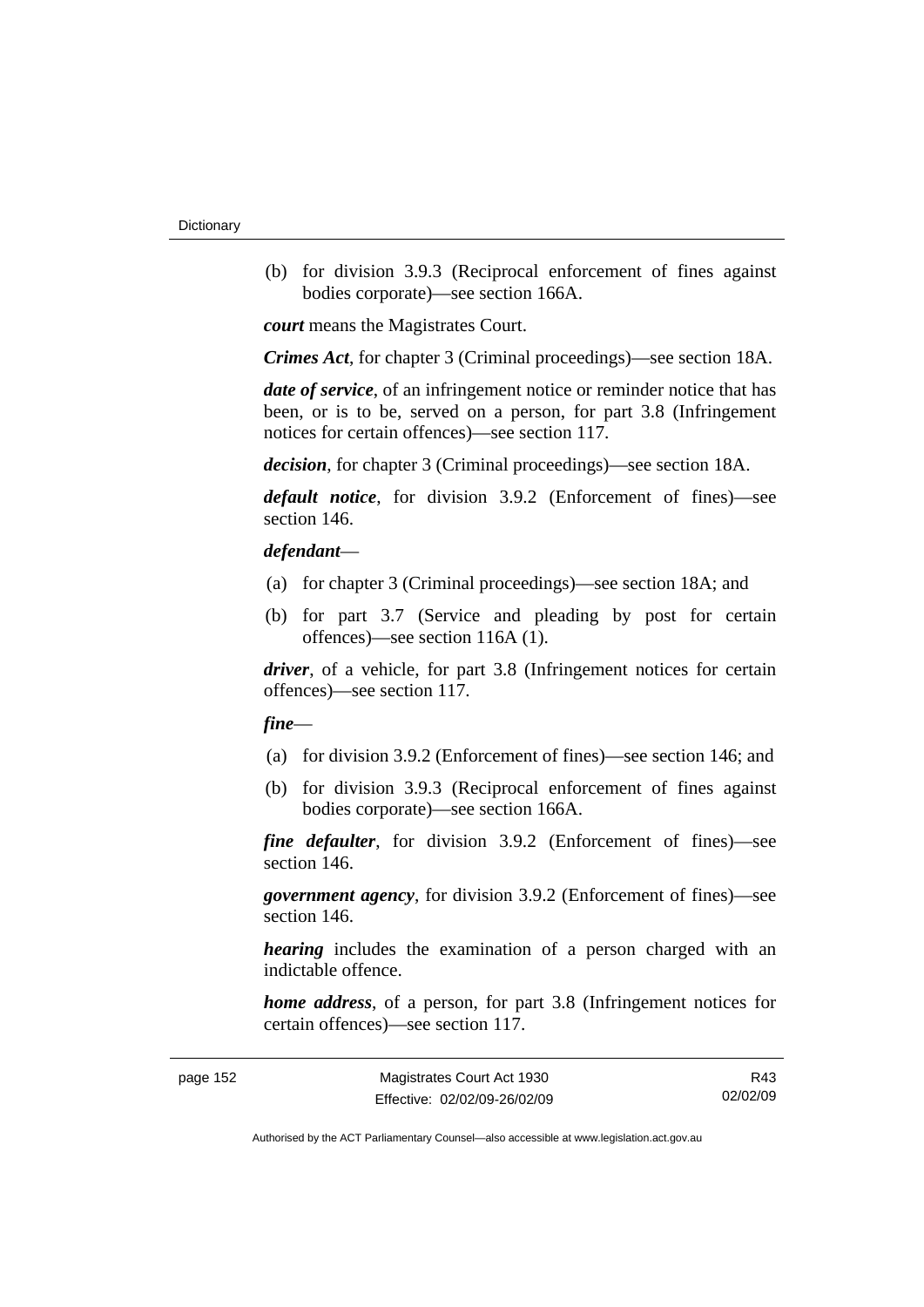(b) for division 3.9.3 (Reciprocal enforcement of fines against bodies corporate)—see section 166A.

***court*** means the Magistrates Court.

***Crimes Act***, for chapter 3 (Criminal proceedings)—see section 18A.

***date of service***, of an infringement notice or reminder notice that has been, or is to be, served on a person, for part 3.8 (Infringement notices for certain offences)—see section 117.

***decision***, for chapter 3 (Criminal proceedings)—see section 18A.

***default notice***, for division 3.9.2 (Enforcement of fines)—see section 146.

***defendant***—

(a) for chapter 3 (Criminal proceedings)—see section 18A; and

(b) for part 3.7 (Service and pleading by post for certain offences)—see section 116A (1).

***driver***, of a vehicle, for part 3.8 (Infringement notices for certain offences)—see section 117.

***fine***—

(a) for division 3.9.2 (Enforcement of fines)—see section 146; and

(b) for division 3.9.3 (Reciprocal enforcement of fines against bodies corporate)—see section 166A.

***fine defaulter***, for division 3.9.2 (Enforcement of fines)—see section 146.

***government agency***, for division 3.9.2 (Enforcement of fines)—see section 146.

***hearing*** includes the examination of a person charged with an indictable offence.

***home address***, of a person, for part 3.8 (Infringement notices for certain offences)—see section 117.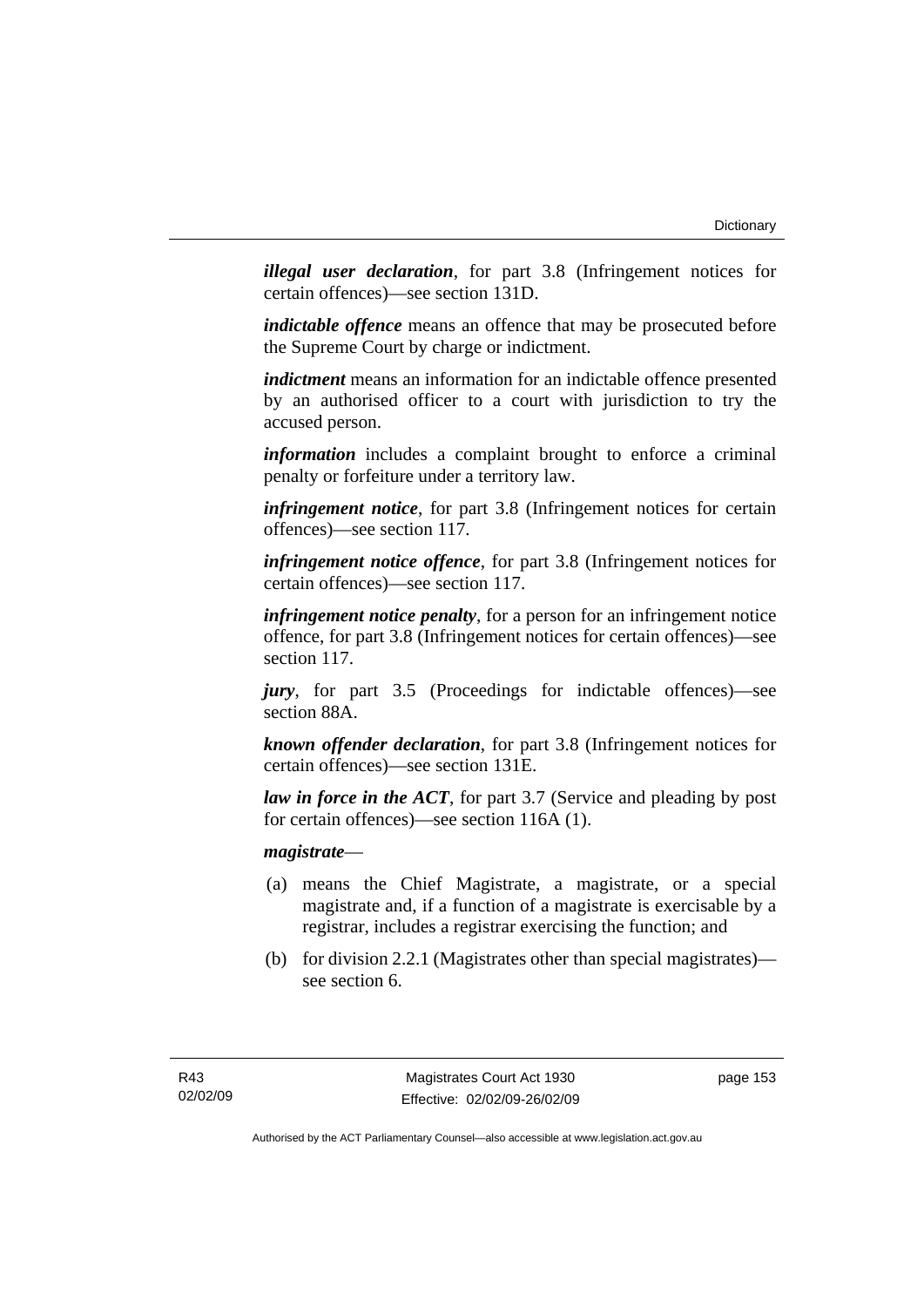***illegal user declaration***, for part 3.8 (Infringement notices for certain offences)—see section 131D.

***indictable offence*** means an offence that may be prosecuted before the Supreme Court by charge or indictment.

***indictment*** means an information for an indictable offence presented by an authorised officer to a court with jurisdiction to try the accused person.

***information*** includes a complaint brought to enforce a criminal penalty or forfeiture under a territory law.

***infringement notice***, for part 3.8 (Infringement notices for certain offences)—see section 117.

***infringement notice offence***, for part 3.8 (Infringement notices for certain offences)—see section 117.

***infringement notice penalty***, for a person for an infringement notice offence, for part 3.8 (Infringement notices for certain offences)—see section 117.

***jury***, for part 3.5 (Proceedings for indictable offences)—see section 88A.

***known offender declaration***, for part 3.8 (Infringement notices for certain offences)—see section 131E.

***law in force in the ACT***, for part 3.7 (Service and pleading by post for certain offences)—see section 116A (1).

***magistrate***—

(a) means the Chief Magistrate, a magistrate, or a special magistrate and, if a function of a magistrate is exercisable by a registrar, includes a registrar exercising the function; and

(b) for division 2.2.1 (Magistrates other than special magistrates)—see section 6.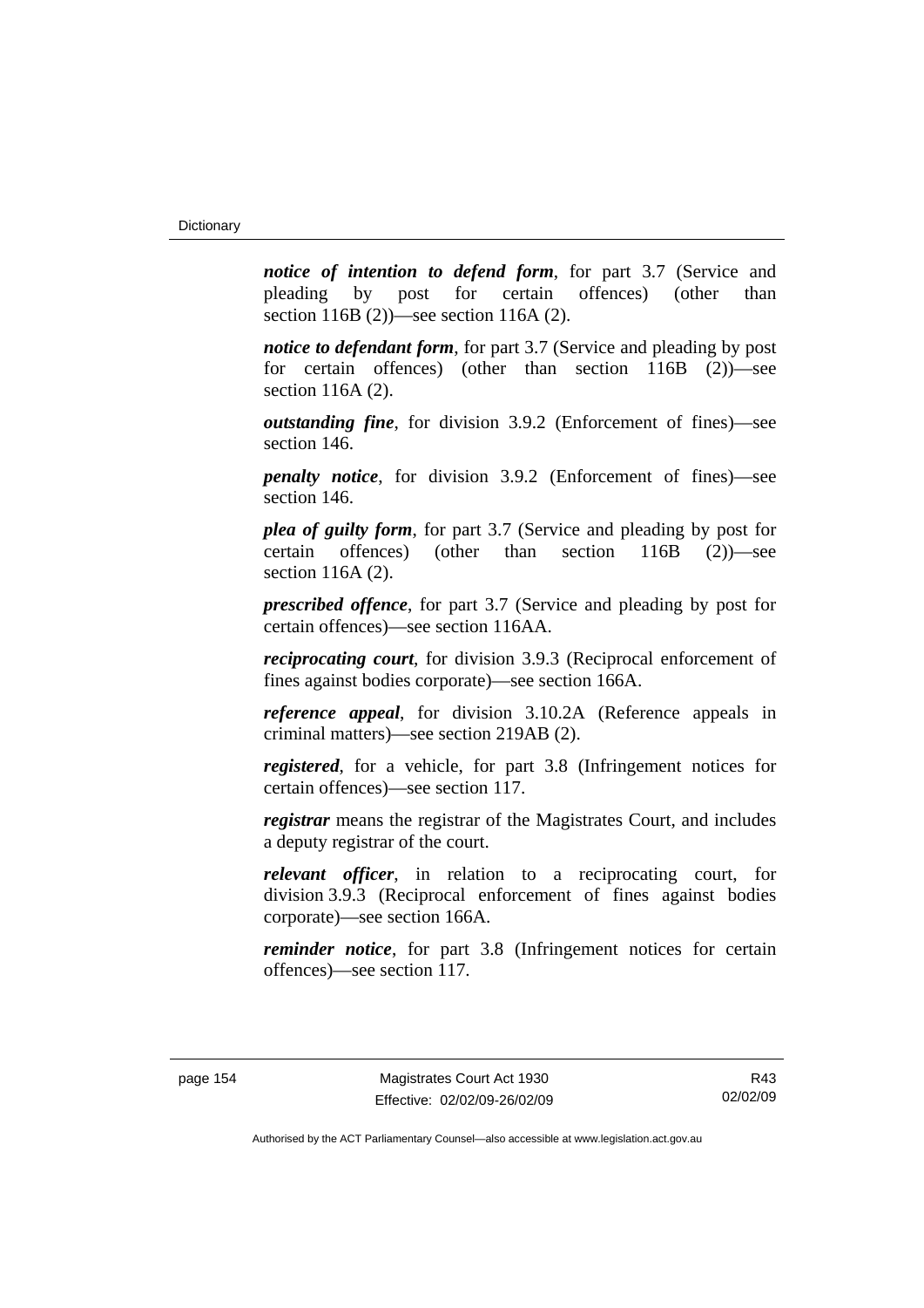***notice of intention to defend form***, for part 3.7 (Service and pleading by post for certain offences) (other than section 116B (2))—see section 116A (2).

***notice to defendant form***, for part 3.7 (Service and pleading by post for certain offences) (other than section 116B (2))—see section 116A (2).

***outstanding fine***, for division 3.9.2 (Enforcement of fines)—see section 146.

***penalty notice***, for division 3.9.2 (Enforcement of fines)—see section 146.

***plea of guilty form***, for part 3.7 (Service and pleading by post for certain offences) (other than section 116B (2))—see section 116A (2).

***prescribed offence***, for part 3.7 (Service and pleading by post for certain offences)—see section 116AA.

***reciprocating court***, for division 3.9.3 (Reciprocal enforcement of fines against bodies corporate)—see section 166A.

***reference appeal***, for division 3.10.2A (Reference appeals in criminal matters)—see section 219AB (2).

***registered***, for a vehicle, for part 3.8 (Infringement notices for certain offences)—see section 117.

***registrar*** means the registrar of the Magistrates Court, and includes a deputy registrar of the court.

***relevant officer***, in relation to a reciprocating court, for division 3.9.3 (Reciprocal enforcement of fines against bodies corporate)—see section 166A.

***reminder notice***, for part 3.8 (Infringement notices for certain offences)—see section 117.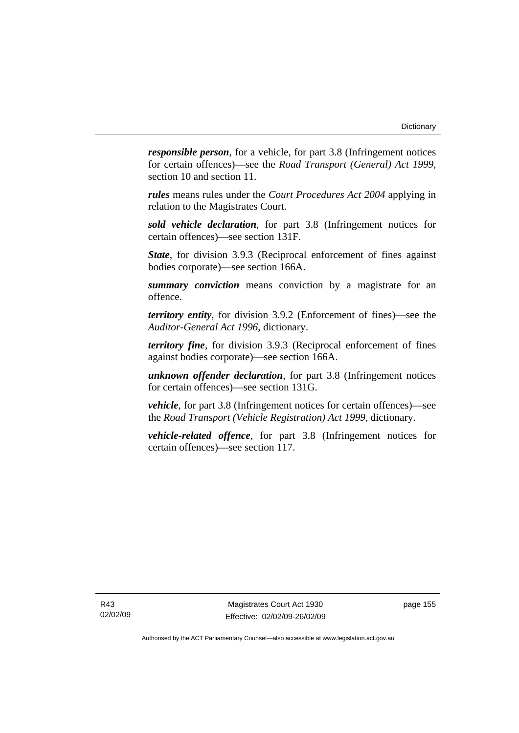***responsible person***, for a vehicle, for part 3.8 (Infringement notices for certain offences)—see the *Road Transport (General) Act 1999*, section 10 and section 11.

***rules*** means rules under the *Court Procedures Act 2004* applying in relation to the Magistrates Court.

***sold vehicle declaration***, for part 3.8 (Infringement notices for certain offences)—see section 131F.

***State***, for division 3.9.3 (Reciprocal enforcement of fines against bodies corporate)—see section 166A.

***summary conviction*** means conviction by a magistrate for an offence.

***territory entity***, for division 3.9.2 (Enforcement of fines)—see the *Auditor-General Act 1996*, dictionary.

***territory fine***, for division 3.9.3 (Reciprocal enforcement of fines against bodies corporate)—see section 166A.

***unknown offender declaration***, for part 3.8 (Infringement notices for certain offences)—see section 131G.

***vehicle***, for part 3.8 (Infringement notices for certain offences)—see the *Road Transport (Vehicle Registration) Act 1999*, dictionary.

***vehicle-related offence***, for part 3.8 (Infringement notices for certain offences)—see section 117.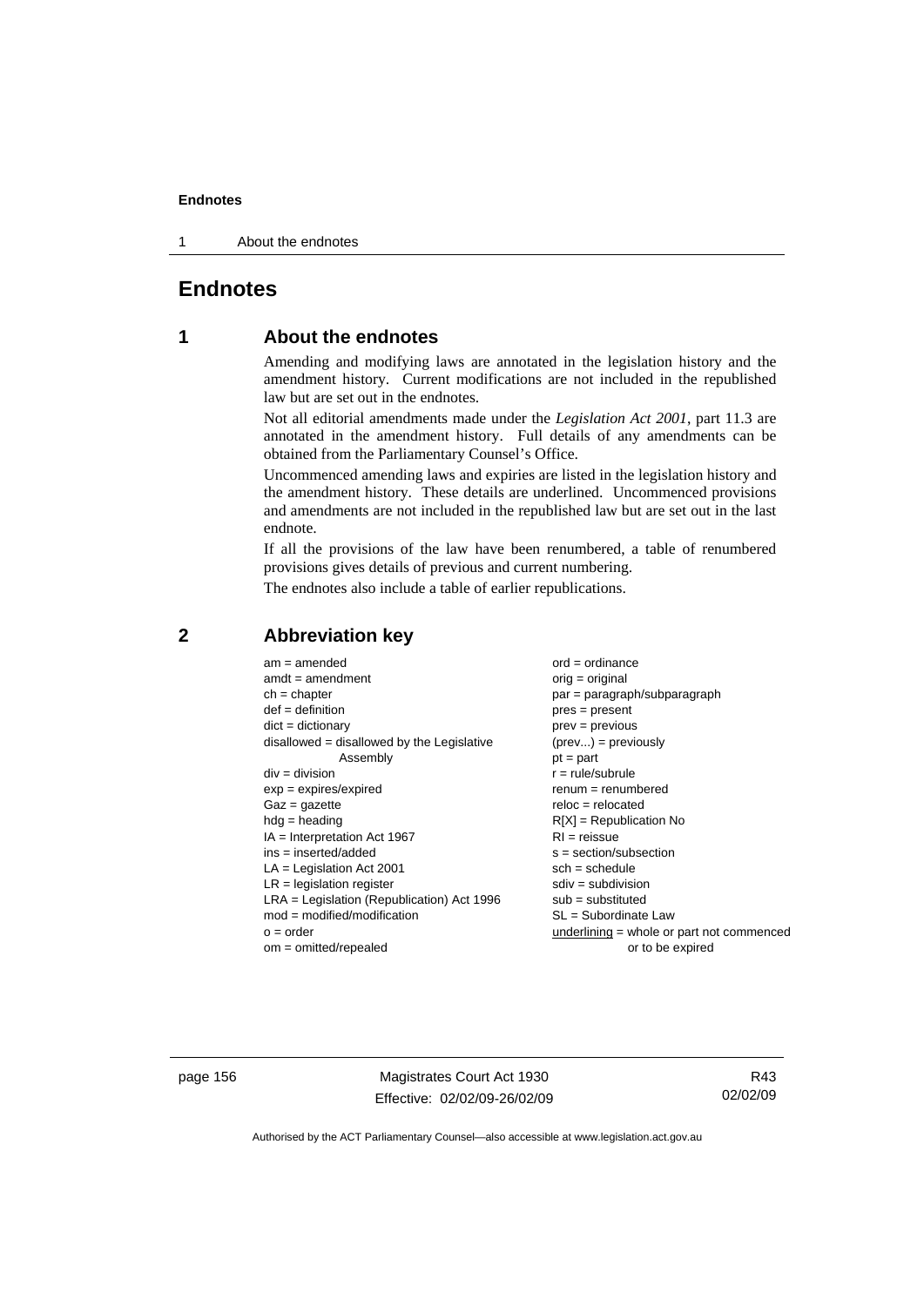# Endnotes

## 1 About the endnotes

Amending and modifying laws are annotated in the legislation history and the amendment history. Current modifications are not included in the republished law but are set out in the endnotes.

Not all editorial amendments made under the *Legislation Act 2001*, part 11.3 are annotated in the amendment history. Full details of any amendments can be obtained from the Parliamentary Counsel's Office.

Uncommenced amending laws and expiries are listed in the legislation history and the amendment history. These details are underlined. Uncommenced provisions and amendments are not included in the republished law but are set out in the last endnote.

If all the provisions of the law have been renumbered, a table of renumbered provisions gives details of previous and current numbering.

The endnotes also include a table of earlier republications.

## 2 Abbreviation key

am = amended
amdt = amendment
ch = chapter
def = definition
dict = dictionary
disallowed = disallowed by the Legislative Assembly
div = division
exp = expires/expired
Gaz = gazette
hdg = heading
IA = Interpretation Act 1967
ins = inserted/added
LA = Legislation Act 2001
LR = legislation register
LRA = Legislation (Republication) Act 1996
mod = modified/modification
o = order
om = omitted/repealed
ord = ordinance
orig = original
par = paragraph/subparagraph
pres = present
prev = previous
(prev...) = previously
pt = part
r = rule/subrule
renum = renumbered
reloc = relocated
R[X] = Republication No
RI = reissue
s = section/subsection
sch = schedule
sdiv = subdivision
sub = substituted
SL = Subordinate Law
<u>underlining</u> = whole or part not commenced or to be expired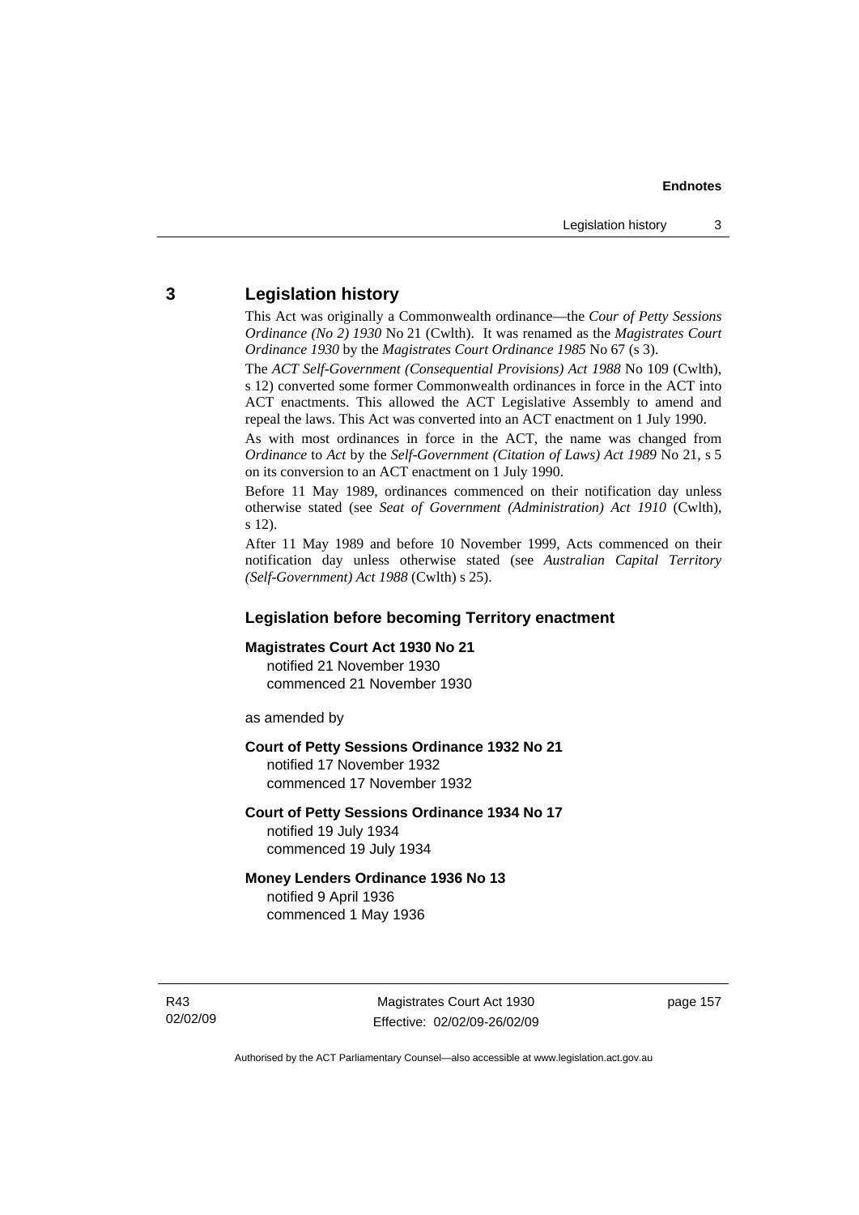## 3 Legislation history

This Act was originally a Commonwealth ordinance—the *Cour of Petty Sessions Ordinance (No 2) 1930* No 21 (Cwlth). It was renamed as the *Magistrates Court Ordinance 1930* by the *Magistrates Court Ordinance 1985* No 67 (s 3).

The *ACT Self-Government (Consequential Provisions) Act 1988* No 109 (Cwlth), s 12) converted some former Commonwealth ordinances in force in the ACT into ACT enactments. This allowed the ACT Legislative Assembly to amend and repeal the laws. This Act was converted into an ACT enactment on 1 July 1990.

As with most ordinances in force in the ACT, the name was changed from *Ordinance* to *Act* by the *Self-Government (Citation of Laws) Act 1989* No 21, s 5 on its conversion to an ACT enactment on 1 July 1990.

Before 11 May 1989, ordinances commenced on their notification day unless otherwise stated (see *Seat of Government (Administration) Act 1910* (Cwlth), s 12).

After 11 May 1989 and before 10 November 1999, Acts commenced on their notification day unless otherwise stated (see *Australian Capital Territory (Self-Government) Act 1988* (Cwlth) s 25).

### Legislation before becoming Territory enactment

**Magistrates Court Act 1930 No 21**
notified 21 November 1930
commenced 21 November 1930

as amended by

**Court of Petty Sessions Ordinance 1932 No 21**
notified 17 November 1932
commenced 17 November 1932

**Court of Petty Sessions Ordinance 1934 No 17**
notified 19 July 1934
commenced 19 July 1934

**Money Lenders Ordinance 1936 No 13**
notified 9 April 1936
commenced 1 May 1936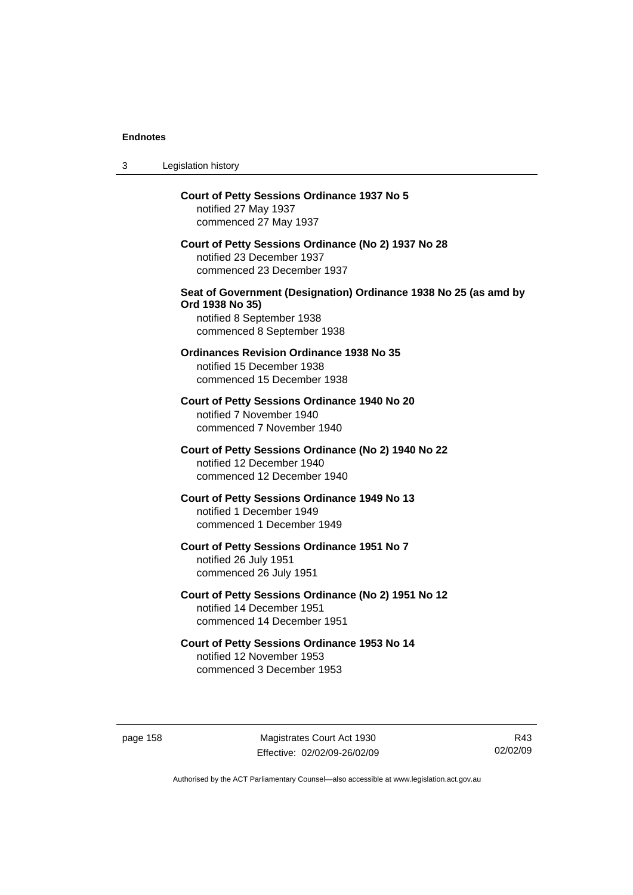**Court of Petty Sessions Ordinance 1937 No 5**
notified 27 May 1937
commenced 27 May 1937

**Court of Petty Sessions Ordinance (No 2) 1937 No 28**
notified 23 December 1937
commenced 23 December 1937

**Seat of Government (Designation) Ordinance 1938 No 25 (as amd by Ord 1938 No 35)**
notified 8 September 1938
commenced 8 September 1938

**Ordinances Revision Ordinance 1938 No 35**
notified 15 December 1938
commenced 15 December 1938

**Court of Petty Sessions Ordinance 1940 No 20**
notified 7 November 1940
commenced 7 November 1940

**Court of Petty Sessions Ordinance (No 2) 1940 No 22**
notified 12 December 1940
commenced 12 December 1940

**Court of Petty Sessions Ordinance 1949 No 13**
notified 1 December 1949
commenced 1 December 1949

**Court of Petty Sessions Ordinance 1951 No 7**
notified 26 July 1951
commenced 26 July 1951

**Court of Petty Sessions Ordinance (No 2) 1951 No 12**
notified 14 December 1951
commenced 14 December 1951

**Court of Petty Sessions Ordinance 1953 No 14**
notified 12 November 1953
commenced 3 December 1953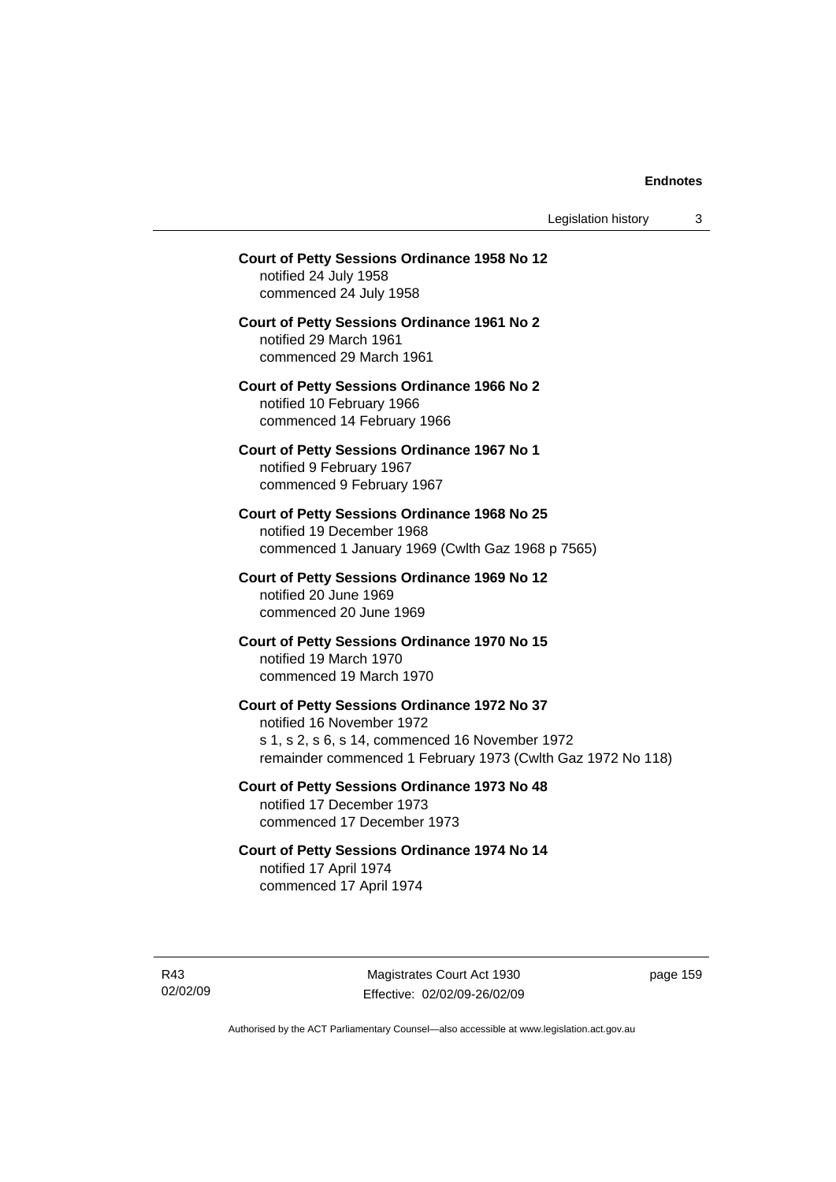**Court of Petty Sessions Ordinance 1958 No 12**
notified 24 July 1958
commenced 24 July 1958

**Court of Petty Sessions Ordinance 1961 No 2**
notified 29 March 1961
commenced 29 March 1961

**Court of Petty Sessions Ordinance 1966 No 2**
notified 10 February 1966
commenced 14 February 1966

**Court of Petty Sessions Ordinance 1967 No 1**
notified 9 February 1967
commenced 9 February 1967

**Court of Petty Sessions Ordinance 1968 No 25**
notified 19 December 1968
commenced 1 January 1969 (Cwlth Gaz 1968 p 7565)

**Court of Petty Sessions Ordinance 1969 No 12**
notified 20 June 1969
commenced 20 June 1969

**Court of Petty Sessions Ordinance 1970 No 15**
notified 19 March 1970
commenced 19 March 1970

**Court of Petty Sessions Ordinance 1972 No 37**
notified 16 November 1972
s 1, s 2, s 6, s 14, commenced 16 November 1972
remainder commenced 1 February 1973 (Cwlth Gaz 1972 No 118)

**Court of Petty Sessions Ordinance 1973 No 48**
notified 17 December 1973
commenced 17 December 1973

**Court of Petty Sessions Ordinance 1974 No 14**
notified 17 April 1974
commenced 17 April 1974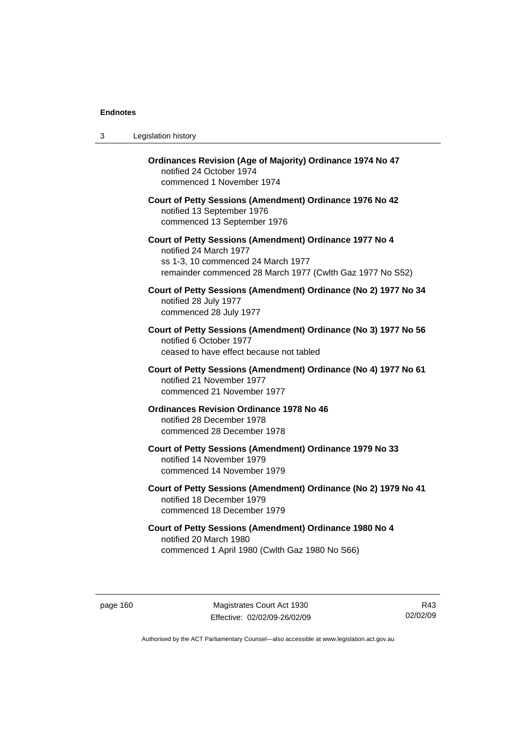**Ordinances Revision (Age of Majority) Ordinance 1974 No 47**
notified 24 October 1974
commenced 1 November 1974

**Court of Petty Sessions (Amendment) Ordinance 1976 No 42**
notified 13 September 1976
commenced 13 September 1976

**Court of Petty Sessions (Amendment) Ordinance 1977 No 4**
notified 24 March 1977
ss 1-3, 10 commenced 24 March 1977
remainder commenced 28 March 1977 (Cwlth Gaz 1977 No S52)

**Court of Petty Sessions (Amendment) Ordinance (No 2) 1977 No 34**
notified 28 July 1977
commenced 28 July 1977

**Court of Petty Sessions (Amendment) Ordinance (No 3) 1977 No 56**
notified 6 October 1977
ceased to have effect because not tabled

**Court of Petty Sessions (Amendment) Ordinance (No 4) 1977 No 61**
notified 21 November 1977
commenced 21 November 1977

**Ordinances Revision Ordinance 1978 No 46**
notified 28 December 1978
commenced 28 December 1978

**Court of Petty Sessions (Amendment) Ordinance 1979 No 33**
notified 14 November 1979
commenced 14 November 1979

**Court of Petty Sessions (Amendment) Ordinance (No 2) 1979 No 41**
notified 18 December 1979
commenced 18 December 1979

**Court of Petty Sessions (Amendment) Ordinance 1980 No 4**
notified 20 March 1980
commenced 1 April 1980 (Cwlth Gaz 1980 No S66)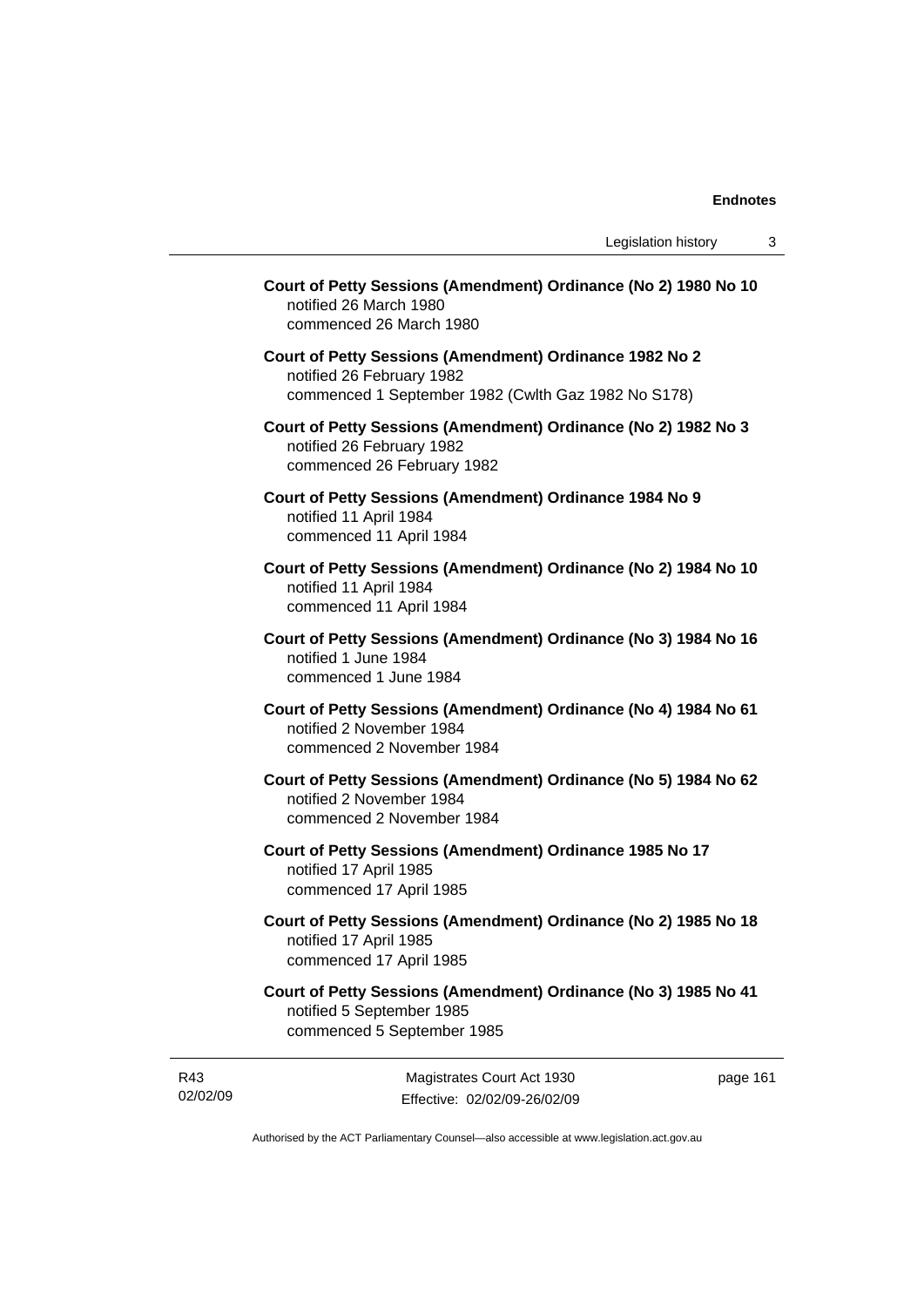**Court of Petty Sessions (Amendment) Ordinance (No 2) 1980 No 10**
notified 26 March 1980
commenced 26 March 1980

**Court of Petty Sessions (Amendment) Ordinance 1982 No 2**
notified 26 February 1982
commenced 1 September 1982 (Cwlth Gaz 1982 No S178)

**Court of Petty Sessions (Amendment) Ordinance (No 2) 1982 No 3**
notified 26 February 1982
commenced 26 February 1982

**Court of Petty Sessions (Amendment) Ordinance 1984 No 9**
notified 11 April 1984
commenced 11 April 1984

**Court of Petty Sessions (Amendment) Ordinance (No 2) 1984 No 10**
notified 11 April 1984
commenced 11 April 1984

**Court of Petty Sessions (Amendment) Ordinance (No 3) 1984 No 16**
notified 1 June 1984
commenced 1 June 1984

**Court of Petty Sessions (Amendment) Ordinance (No 4) 1984 No 61**
notified 2 November 1984
commenced 2 November 1984

**Court of Petty Sessions (Amendment) Ordinance (No 5) 1984 No 62**
notified 2 November 1984
commenced 2 November 1984

**Court of Petty Sessions (Amendment) Ordinance 1985 No 17**
notified 17 April 1985
commenced 17 April 1985

**Court of Petty Sessions (Amendment) Ordinance (No 2) 1985 No 18**
notified 17 April 1985
commenced 17 April 1985

**Court of Petty Sessions (Amendment) Ordinance (No 3) 1985 No 41**
notified 5 September 1985
commenced 5 September 1985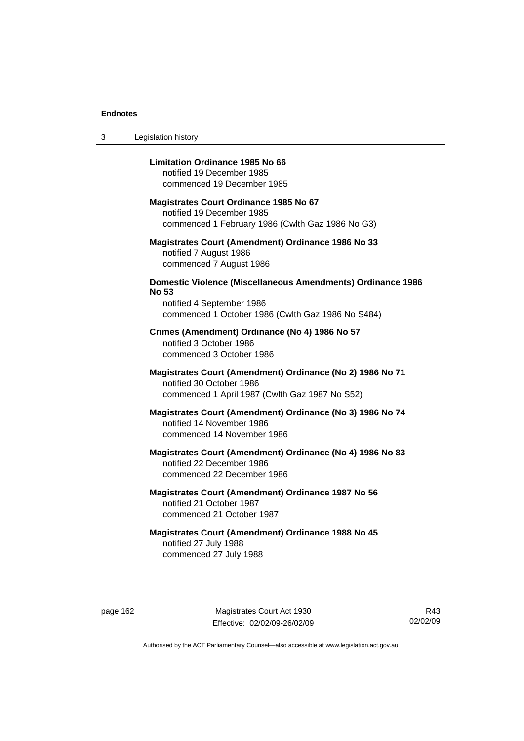**Limitation Ordinance 1985 No 66**
notified 19 December 1985
commenced 19 December 1985

**Magistrates Court Ordinance 1985 No 67**
notified 19 December 1985
commenced 1 February 1986 (Cwlth Gaz 1986 No G3)

**Magistrates Court (Amendment) Ordinance 1986 No 33**
notified 7 August 1986
commenced 7 August 1986

**Domestic Violence (Miscellaneous Amendments) Ordinance 1986 No 53**
notified 4 September 1986
commenced 1 October 1986 (Cwlth Gaz 1986 No S484)

**Crimes (Amendment) Ordinance (No 4) 1986 No 57**
notified 3 October 1986
commenced 3 October 1986

**Magistrates Court (Amendment) Ordinance (No 2) 1986 No 71**
notified 30 October 1986
commenced 1 April 1987 (Cwlth Gaz 1987 No S52)

**Magistrates Court (Amendment) Ordinance (No 3) 1986 No 74**
notified 14 November 1986
commenced 14 November 1986

**Magistrates Court (Amendment) Ordinance (No 4) 1986 No 83**
notified 22 December 1986
commenced 22 December 1986

**Magistrates Court (Amendment) Ordinance 1987 No 56**
notified 21 October 1987
commenced 21 October 1987

**Magistrates Court (Amendment) Ordinance 1988 No 45**
notified 27 July 1988
commenced 27 July 1988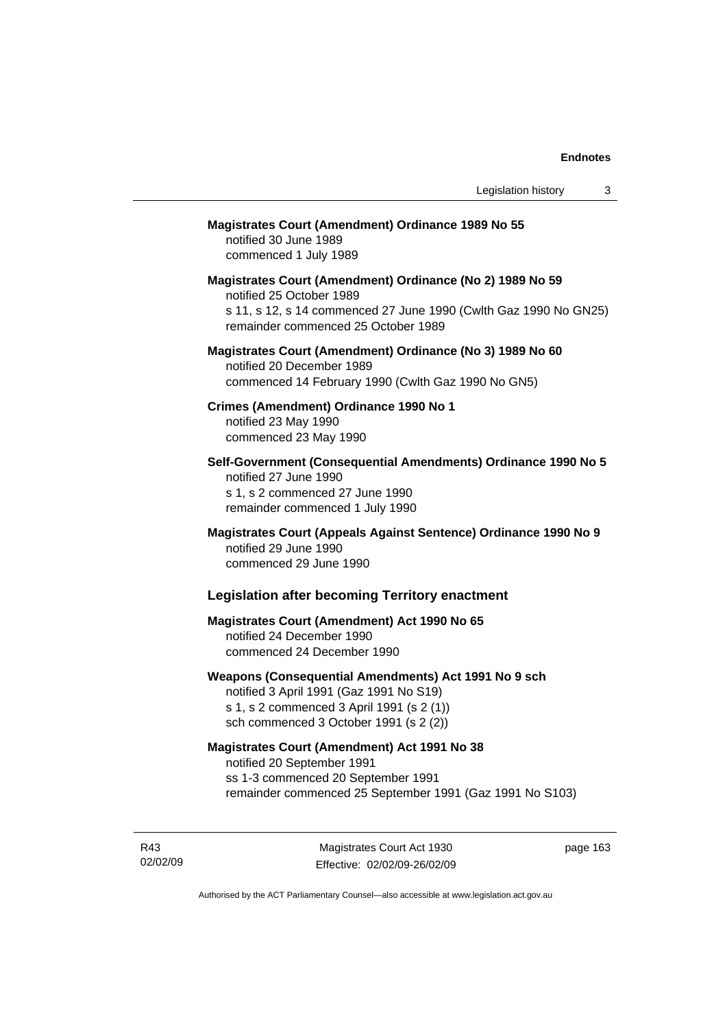**Magistrates Court (Amendment) Ordinance 1989 No 55**
notified 30 June 1989
commenced 1 July 1989

**Magistrates Court (Amendment) Ordinance (No 2) 1989 No 59**
notified 25 October 1989
s 11, s 12, s 14 commenced 27 June 1990 (Cwlth Gaz 1990 No GN25)
remainder commenced 25 October 1989

**Magistrates Court (Amendment) Ordinance (No 3) 1989 No 60**
notified 20 December 1989
commenced 14 February 1990 (Cwlth Gaz 1990 No GN5)

**Crimes (Amendment) Ordinance 1990 No 1**
notified 23 May 1990
commenced 23 May 1990

**Self-Government (Consequential Amendments) Ordinance 1990 No 5**
notified 27 June 1990
s 1, s 2 commenced 27 June 1990
remainder commenced 1 July 1990

**Magistrates Court (Appeals Against Sentence) Ordinance 1990 No 9**
notified 29 June 1990
commenced 29 June 1990

### Legislation after becoming Territory enactment

**Magistrates Court (Amendment) Act 1990 No 65**
notified 24 December 1990
commenced 24 December 1990

**Weapons (Consequential Amendments) Act 1991 No 9 sch**
notified 3 April 1991 (Gaz 1991 No S19)
s 1, s 2 commenced 3 April 1991 (s 2 (1))
sch commenced 3 October 1991 (s 2 (2))

**Magistrates Court (Amendment) Act 1991 No 38**
notified 20 September 1991
ss 1-3 commenced 20 September 1991
remainder commenced 25 September 1991 (Gaz 1991 No S103)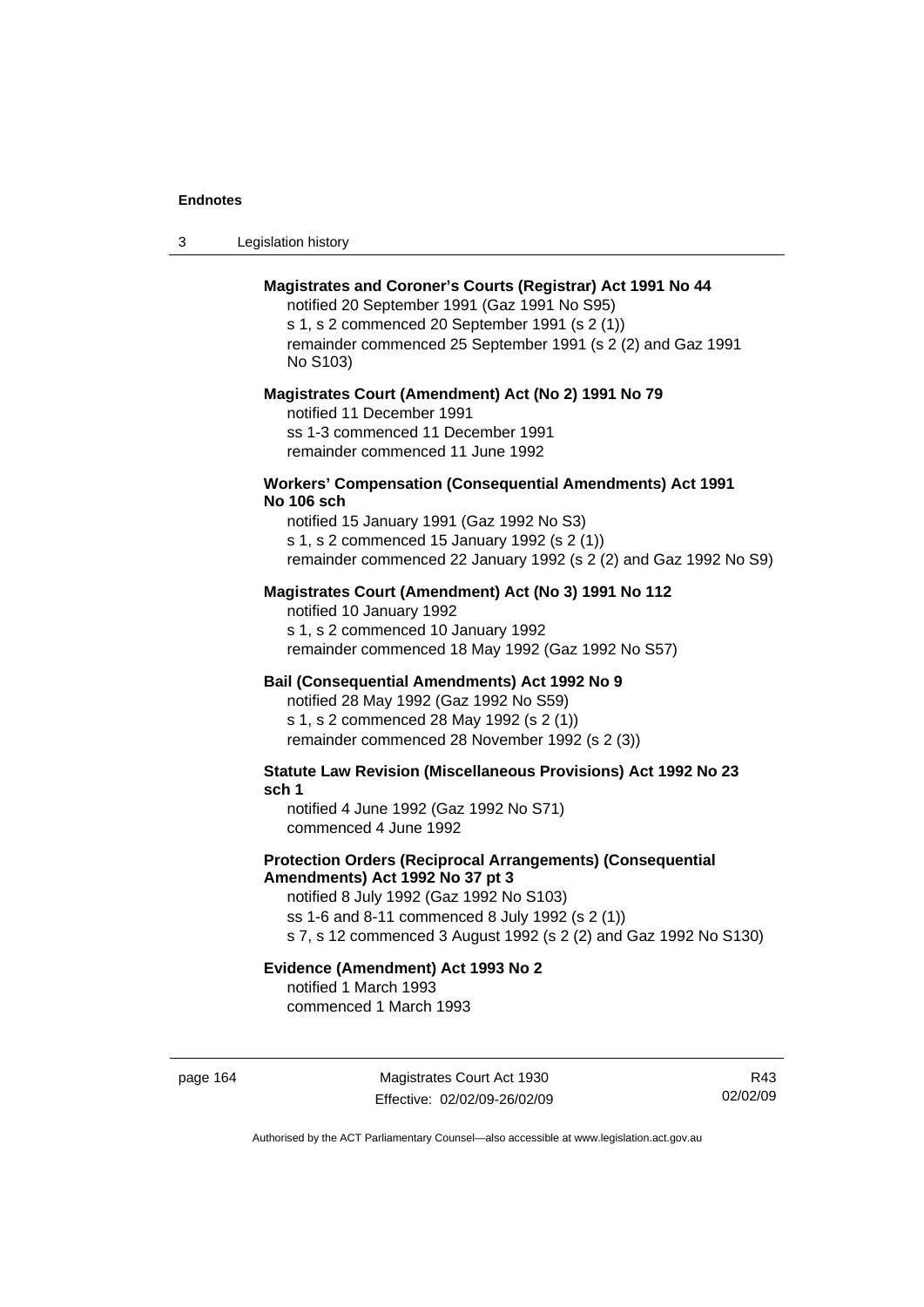**Magistrates and Coroner's Courts (Registrar) Act 1991 No 44**

notified 20 September 1991 (Gaz 1991 No S95)
s 1, s 2 commenced 20 September 1991 (s 2 (1))
remainder commenced 25 September 1991 (s 2 (2) and Gaz 1991 No S103)

**Magistrates Court (Amendment) Act (No 2) 1991 No 79**

notified 11 December 1991
ss 1-3 commenced 11 December 1991
remainder commenced 11 June 1992

**Workers' Compensation (Consequential Amendments) Act 1991 No 106 sch**

notified 15 January 1991 (Gaz 1992 No S3)
s 1, s 2 commenced 15 January 1992 (s 2 (1))
remainder commenced 22 January 1992 (s 2 (2) and Gaz 1992 No S9)

**Magistrates Court (Amendment) Act (No 3) 1991 No 112**

notified 10 January 1992
s 1, s 2 commenced 10 January 1992
remainder commenced 18 May 1992 (Gaz 1992 No S57)

**Bail (Consequential Amendments) Act 1992 No 9**

notified 28 May 1992 (Gaz 1992 No S59)
s 1, s 2 commenced 28 May 1992 (s 2 (1))
remainder commenced 28 November 1992 (s 2 (3))

**Statute Law Revision (Miscellaneous Provisions) Act 1992 No 23 sch 1**

notified 4 June 1992 (Gaz 1992 No S71)
commenced 4 June 1992

**Protection Orders (Reciprocal Arrangements) (Consequential Amendments) Act 1992 No 37 pt 3**

notified 8 July 1992 (Gaz 1992 No S103)
ss 1-6 and 8-11 commenced 8 July 1992 (s 2 (1))
s 7, s 12 commenced 3 August 1992 (s 2 (2) and Gaz 1992 No S130)

**Evidence (Amendment) Act 1993 No 2**

notified 1 March 1993
commenced 1 March 1993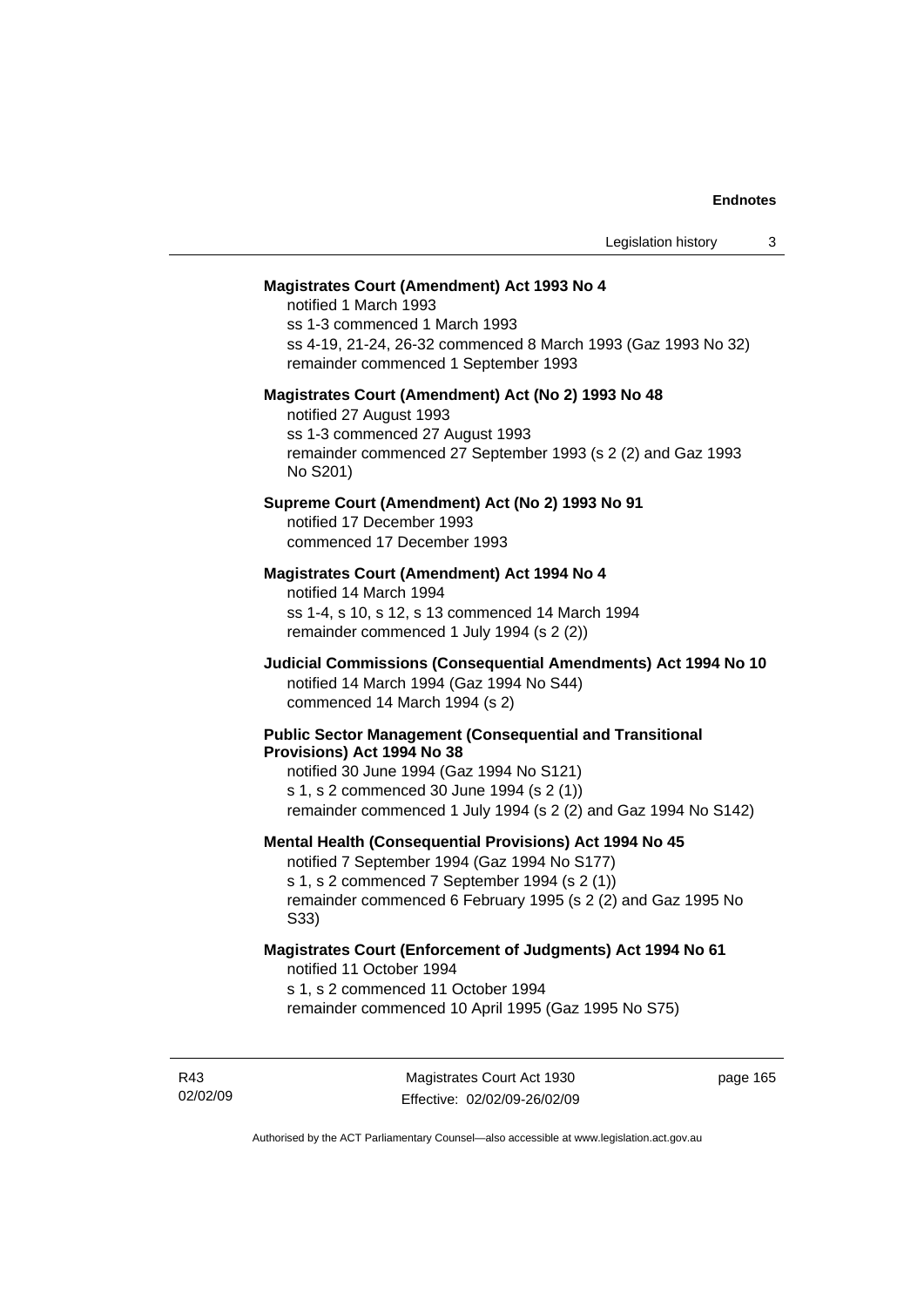**Magistrates Court (Amendment) Act 1993 No 4**

notified 1 March 1993
ss 1-3 commenced 1 March 1993
ss 4-19, 21-24, 26-32 commenced 8 March 1993 (Gaz 1993 No 32)
remainder commenced 1 September 1993

**Magistrates Court (Amendment) Act (No 2) 1993 No 48**

notified 27 August 1993
ss 1-3 commenced 27 August 1993
remainder commenced 27 September 1993 (s 2 (2) and Gaz 1993 No S201)

**Supreme Court (Amendment) Act (No 2) 1993 No 91**

notified 17 December 1993
commenced 17 December 1993

**Magistrates Court (Amendment) Act 1994 No 4**

notified 14 March 1994
ss 1-4, s 10, s 12, s 13 commenced 14 March 1994
remainder commenced 1 July 1994 (s 2 (2))

**Judicial Commissions (Consequential Amendments) Act 1994 No 10**

notified 14 March 1994 (Gaz 1994 No S44)
commenced 14 March 1994 (s 2)

**Public Sector Management (Consequential and Transitional Provisions) Act 1994 No 38**

notified 30 June 1994 (Gaz 1994 No S121)
s 1, s 2 commenced 30 June 1994 (s 2 (1))
remainder commenced 1 July 1994 (s 2 (2) and Gaz 1994 No S142)

**Mental Health (Consequential Provisions) Act 1994 No 45**

notified 7 September 1994 (Gaz 1994 No S177)
s 1, s 2 commenced 7 September 1994 (s 2 (1))
remainder commenced 6 February 1995 (s 2 (2) and Gaz 1995 No S33)

**Magistrates Court (Enforcement of Judgments) Act 1994 No 61**

notified 11 October 1994
s 1, s 2 commenced 11 October 1994
remainder commenced 10 April 1995 (Gaz 1995 No S75)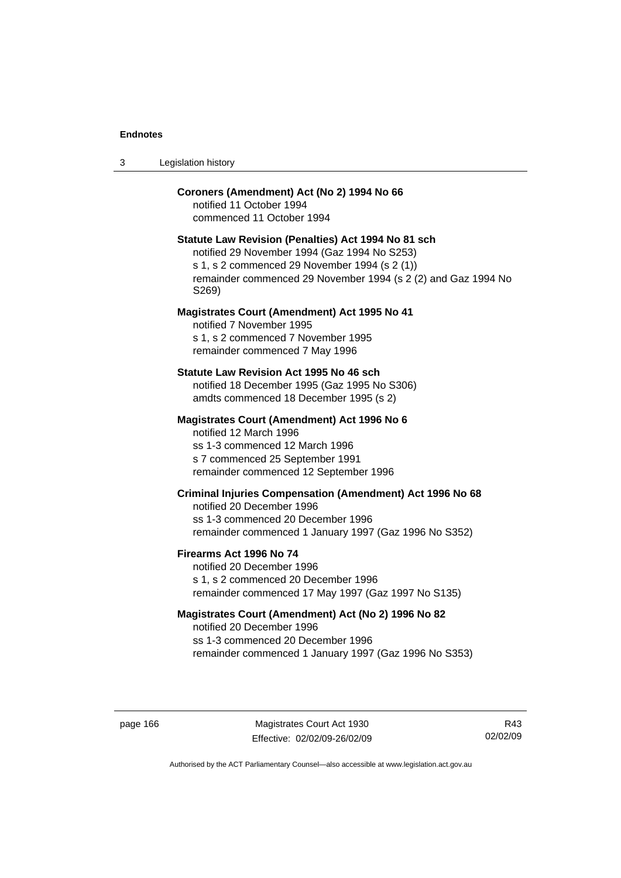**Coroners (Amendment) Act (No 2) 1994 No 66**
notified 11 October 1994
commenced 11 October 1994

**Statute Law Revision (Penalties) Act 1994 No 81 sch**
notified 29 November 1994 (Gaz 1994 No S253)
s 1, s 2 commenced 29 November 1994 (s 2 (1))
remainder commenced 29 November 1994 (s 2 (2) and Gaz 1994 No S269)

**Magistrates Court (Amendment) Act 1995 No 41**
notified 7 November 1995
s 1, s 2 commenced 7 November 1995
remainder commenced 7 May 1996

**Statute Law Revision Act 1995 No 46 sch**
notified 18 December 1995 (Gaz 1995 No S306)
amdts commenced 18 December 1995 (s 2)

**Magistrates Court (Amendment) Act 1996 No 6**
notified 12 March 1996
ss 1-3 commenced 12 March 1996
s 7 commenced 25 September 1991
remainder commenced 12 September 1996

**Criminal Injuries Compensation (Amendment) Act 1996 No 68**
notified 20 December 1996
ss 1-3 commenced 20 December 1996
remainder commenced 1 January 1997 (Gaz 1996 No S352)

**Firearms Act 1996 No 74**
notified 20 December 1996
s 1, s 2 commenced 20 December 1996
remainder commenced 17 May 1997 (Gaz 1997 No S135)

**Magistrates Court (Amendment) Act (No 2) 1996 No 82**
notified 20 December 1996
ss 1-3 commenced 20 December 1996
remainder commenced 1 January 1997 (Gaz 1996 No S353)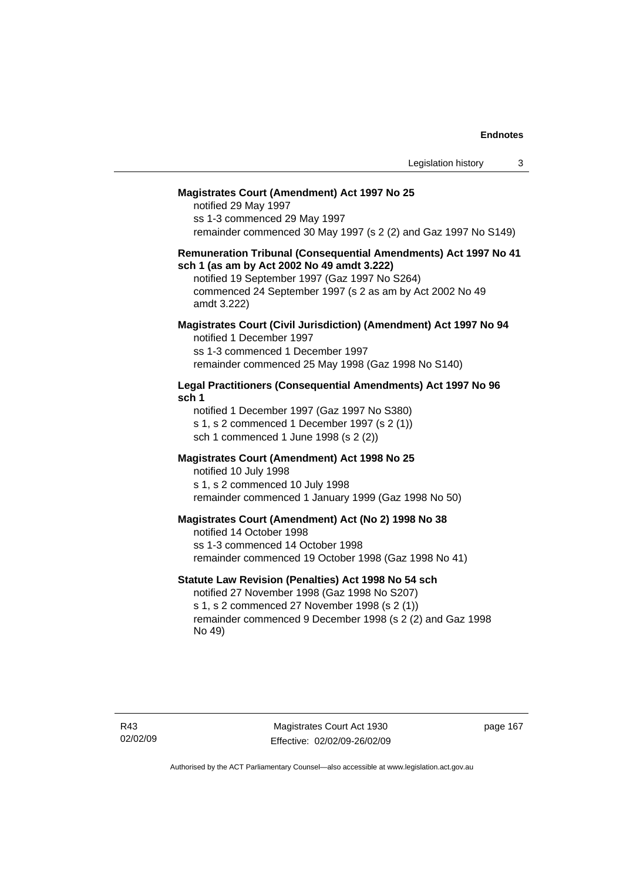**Magistrates Court (Amendment) Act 1997 No 25**

notified 29 May 1997
ss 1-3 commenced 29 May 1997
remainder commenced 30 May 1997 (s 2 (2) and Gaz 1997 No S149)

**Remuneration Tribunal (Consequential Amendments) Act 1997 No 41 sch 1 (as am by Act 2002 No 49 amdt 3.222)**

notified 19 September 1997 (Gaz 1997 No S264)
commenced 24 September 1997 (s 2 as am by Act 2002 No 49 amdt 3.222)

**Magistrates Court (Civil Jurisdiction) (Amendment) Act 1997 No 94**

notified 1 December 1997
ss 1-3 commenced 1 December 1997
remainder commenced 25 May 1998 (Gaz 1998 No S140)

**Legal Practitioners (Consequential Amendments) Act 1997 No 96 sch 1**

notified 1 December 1997 (Gaz 1997 No S380)
s 1, s 2 commenced 1 December 1997 (s 2 (1))
sch 1 commenced 1 June 1998 (s 2 (2))

**Magistrates Court (Amendment) Act 1998 No 25**

notified 10 July 1998
s 1, s 2 commenced 10 July 1998
remainder commenced 1 January 1999 (Gaz 1998 No 50)

**Magistrates Court (Amendment) Act (No 2) 1998 No 38**

notified 14 October 1998
ss 1-3 commenced 14 October 1998
remainder commenced 19 October 1998 (Gaz 1998 No 41)

**Statute Law Revision (Penalties) Act 1998 No 54 sch**

notified 27 November 1998 (Gaz 1998 No S207)
s 1, s 2 commenced 27 November 1998 (s 2 (1))
remainder commenced 9 December 1998 (s 2 (2) and Gaz 1998 No 49)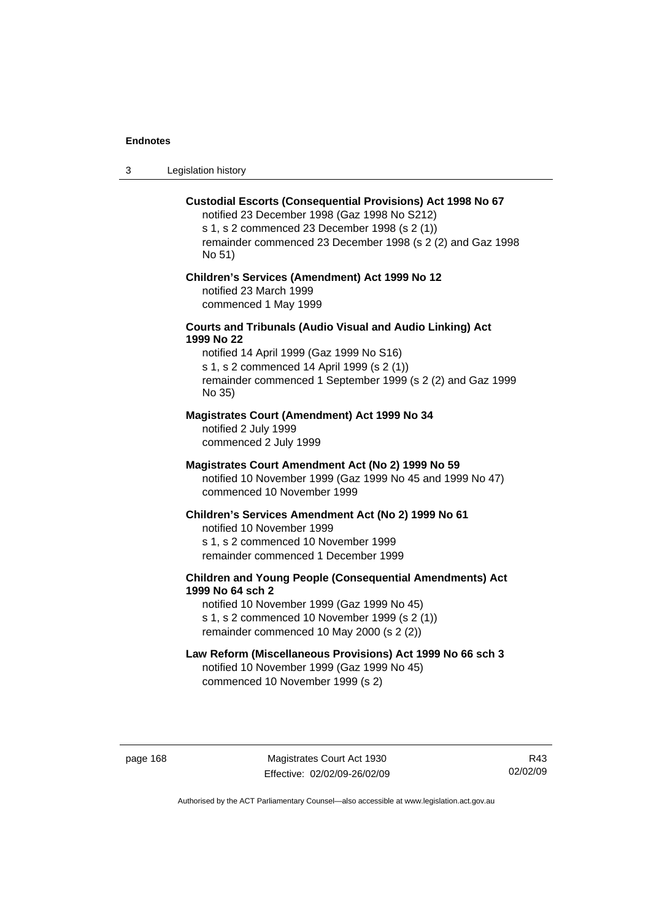**Custodial Escorts (Consequential Provisions) Act 1998 No 67**
notified 23 December 1998 (Gaz 1998 No S212)
s 1, s 2 commenced 23 December 1998 (s 2 (1))
remainder commenced 23 December 1998 (s 2 (2) and Gaz 1998 No 51)

**Children's Services (Amendment) Act 1999 No 12**
notified 23 March 1999
commenced 1 May 1999

**Courts and Tribunals (Audio Visual and Audio Linking) Act 1999 No 22**
notified 14 April 1999 (Gaz 1999 No S16)
s 1, s 2 commenced 14 April 1999 (s 2 (1))
remainder commenced 1 September 1999 (s 2 (2) and Gaz 1999 No 35)

**Magistrates Court (Amendment) Act 1999 No 34**
notified 2 July 1999
commenced 2 July 1999

**Magistrates Court Amendment Act (No 2) 1999 No 59**
notified 10 November 1999 (Gaz 1999 No 45 and 1999 No 47)
commenced 10 November 1999

**Children's Services Amendment Act (No 2) 1999 No 61**
notified 10 November 1999
s 1, s 2 commenced 10 November 1999
remainder commenced 1 December 1999

**Children and Young People (Consequential Amendments) Act 1999 No 64 sch 2**
notified 10 November 1999 (Gaz 1999 No 45)
s 1, s 2 commenced 10 November 1999 (s 2 (1))
remainder commenced 10 May 2000 (s 2 (2))

**Law Reform (Miscellaneous Provisions) Act 1999 No 66 sch 3**
notified 10 November 1999 (Gaz 1999 No 45)
commenced 10 November 1999 (s 2)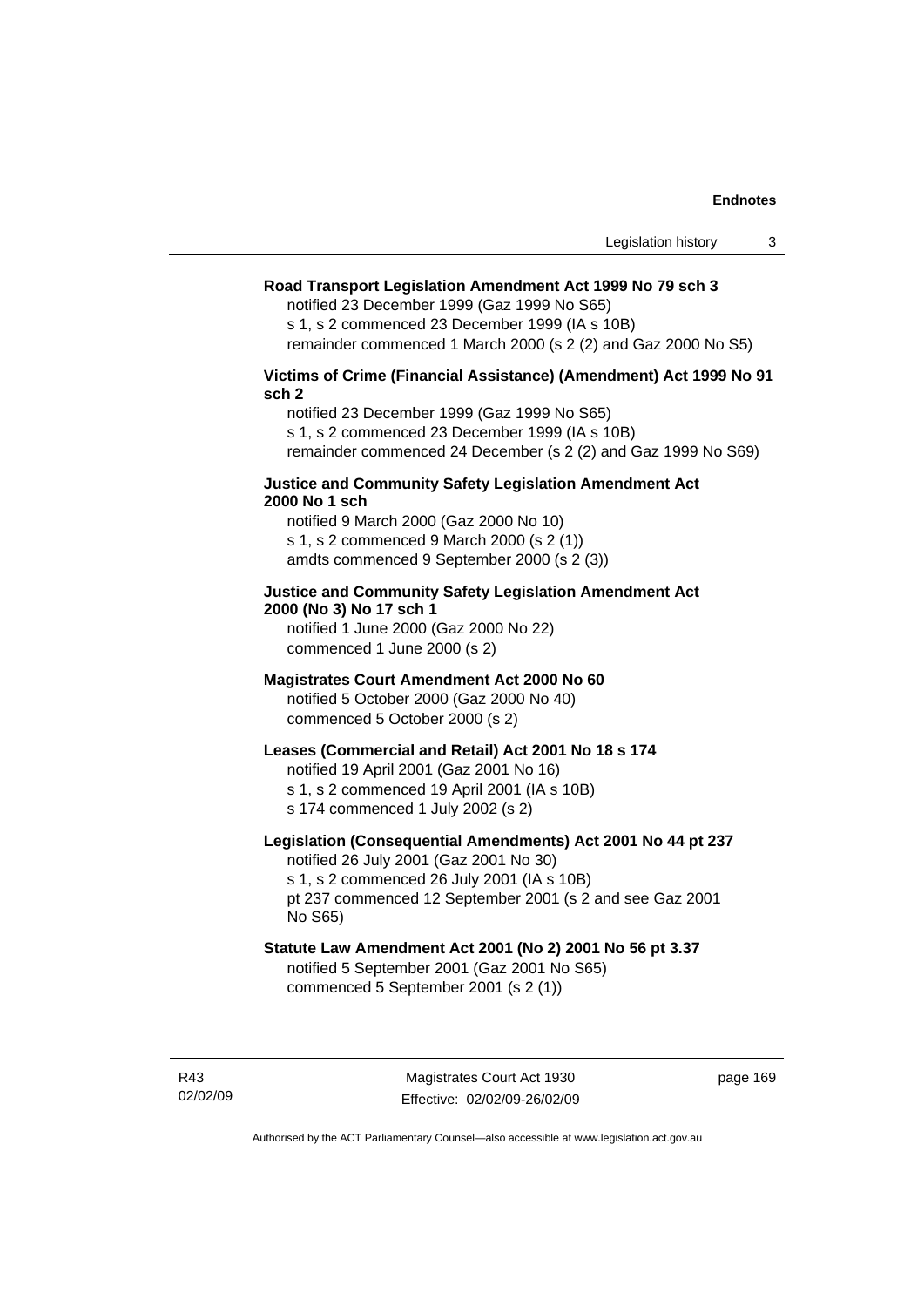**Road Transport Legislation Amendment Act 1999 No 79 sch 3**

notified 23 December 1999 (Gaz 1999 No S65)
s 1, s 2 commenced 23 December 1999 (IA s 10B)
remainder commenced 1 March 2000 (s 2 (2) and Gaz 2000 No S5)

**Victims of Crime (Financial Assistance) (Amendment) Act 1999 No 91 sch 2**

notified 23 December 1999 (Gaz 1999 No S65)
s 1, s 2 commenced 23 December 1999 (IA s 10B)
remainder commenced 24 December (s 2 (2) and Gaz 1999 No S69)

**Justice and Community Safety Legislation Amendment Act 2000 No 1 sch**

notified 9 March 2000 (Gaz 2000 No 10)
s 1, s 2 commenced 9 March 2000 (s 2 (1))
amdts commenced 9 September 2000 (s 2 (3))

**Justice and Community Safety Legislation Amendment Act 2000 (No 3) No 17 sch 1**

notified 1 June 2000 (Gaz 2000 No 22)
commenced 1 June 2000 (s 2)

**Magistrates Court Amendment Act 2000 No 60**

notified 5 October 2000 (Gaz 2000 No 40)
commenced 5 October 2000 (s 2)

**Leases (Commercial and Retail) Act 2001 No 18 s 174**

notified 19 April 2001 (Gaz 2001 No 16)
s 1, s 2 commenced 19 April 2001 (IA s 10B)
s 174 commenced 1 July 2002 (s 2)

**Legislation (Consequential Amendments) Act 2001 No 44 pt 237**

notified 26 July 2001 (Gaz 2001 No 30)
s 1, s 2 commenced 26 July 2001 (IA s 10B)
pt 237 commenced 12 September 2001 (s 2 and see Gaz 2001 No S65)

**Statute Law Amendment Act 2001 (No 2) 2001 No 56 pt 3.37**

notified 5 September 2001 (Gaz 2001 No S65)
commenced 5 September 2001 (s 2 (1))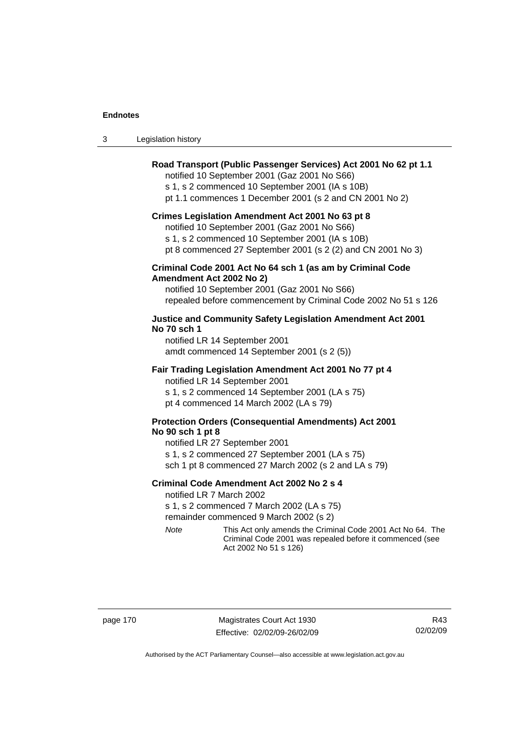**Road Transport (Public Passenger Services) Act 2001 No 62 pt 1.1**

notified 10 September 2001 (Gaz 2001 No S66)

s 1, s 2 commenced 10 September 2001 (IA s 10B)

pt 1.1 commences 1 December 2001 (s 2 and CN 2001 No 2)

**Crimes Legislation Amendment Act 2001 No 63 pt 8**

notified 10 September 2001 (Gaz 2001 No S66)

s 1, s 2 commenced 10 September 2001 (IA s 10B)

pt 8 commenced 27 September 2001 (s 2 (2) and CN 2001 No 3)

**Criminal Code 2001 Act No 64 sch 1 (as am by Criminal Code Amendment Act 2002 No 2)**

notified 10 September 2001 (Gaz 2001 No S66)

repealed before commencement by Criminal Code 2002 No 51 s 126

**Justice and Community Safety Legislation Amendment Act 2001 No 70 sch 1**

notified LR 14 September 2001

amdt commenced 14 September 2001 (s 2 (5))

**Fair Trading Legislation Amendment Act 2001 No 77 pt 4**

notified LR 14 September 2001

s 1, s 2 commenced 14 September 2001 (LA s 75)

pt 4 commenced 14 March 2002 (LA s 79)

**Protection Orders (Consequential Amendments) Act 2001 No 90 sch 1 pt 8**

notified LR 27 September 2001

s 1, s 2 commenced 27 September 2001 (LA s 75)

sch 1 pt 8 commenced 27 March 2002 (s 2 and LA s 79)

**Criminal Code Amendment Act 2002 No 2 s 4**

notified LR 7 March 2002

s 1, s 2 commenced 7 March 2002 (LA s 75)

remainder commenced 9 March 2002 (s 2)

*Note* This Act only amends the Criminal Code 2001 Act No 64. The Criminal Code 2001 was repealed before it commenced (see Act 2002 No 51 s 126)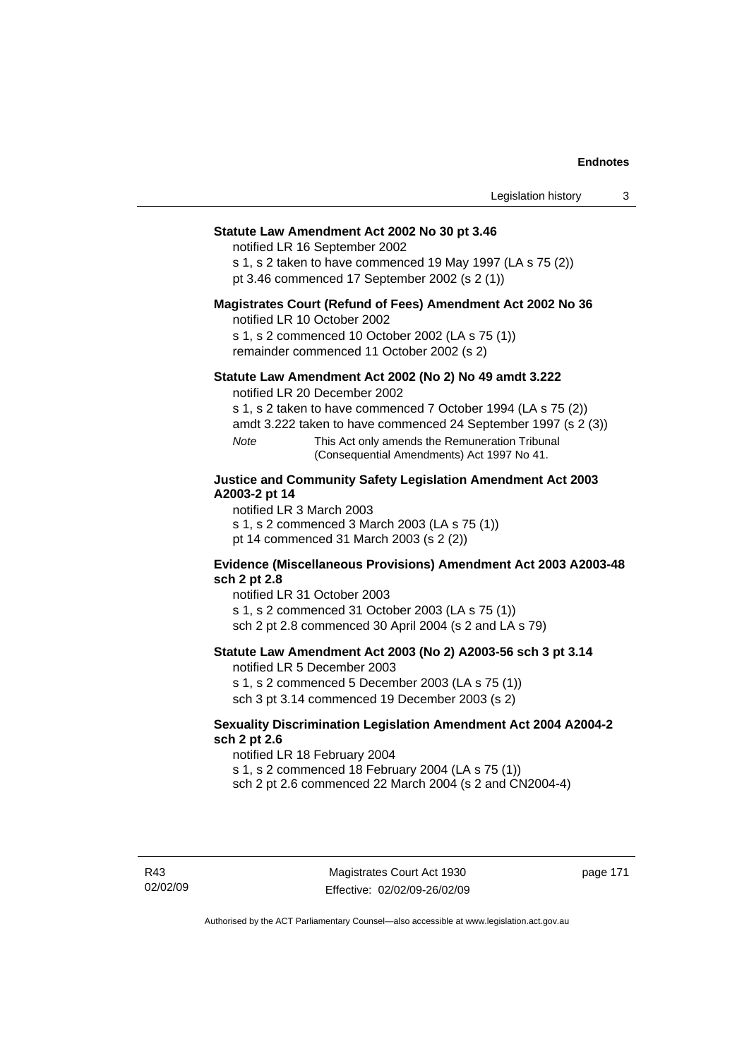**Statute Law Amendment Act 2002 No 30 pt 3.46**

notified LR 16 September 2002

s 1, s 2 taken to have commenced 19 May 1997 (LA s 75 (2))

pt 3.46 commenced 17 September 2002 (s 2 (1))

**Magistrates Court (Refund of Fees) Amendment Act 2002 No 36**

notified LR 10 October 2002

s 1, s 2 commenced 10 October 2002 (LA s 75 (1))

remainder commenced 11 October 2002 (s 2)

**Statute Law Amendment Act 2002 (No 2) No 49 amdt 3.222**

notified LR 20 December 2002

s 1, s 2 taken to have commenced 7 October 1994 (LA s 75 (2))

amdt 3.222 taken to have commenced 24 September 1997 (s 2 (3))

*Note* This Act only amends the Remuneration Tribunal (Consequential Amendments) Act 1997 No 41.

**Justice and Community Safety Legislation Amendment Act 2003 A2003-2 pt 14**

notified LR 3 March 2003

s 1, s 2 commenced 3 March 2003 (LA s 75 (1))

pt 14 commenced 31 March 2003 (s 2 (2))

**Evidence (Miscellaneous Provisions) Amendment Act 2003 A2003-48 sch 2 pt 2.8**

notified LR 31 October 2003

s 1, s 2 commenced 31 October 2003 (LA s 75 (1))

sch 2 pt 2.8 commenced 30 April 2004 (s 2 and LA s 79)

**Statute Law Amendment Act 2003 (No 2) A2003-56 sch 3 pt 3.14**

notified LR 5 December 2003

s 1, s 2 commenced 5 December 2003 (LA s 75 (1))

sch 3 pt 3.14 commenced 19 December 2003 (s 2)

**Sexuality Discrimination Legislation Amendment Act 2004 A2004-2 sch 2 pt 2.6**

notified LR 18 February 2004

s 1, s 2 commenced 18 February 2004 (LA s 75 (1))

sch 2 pt 2.6 commenced 22 March 2004 (s 2 and CN2004-4)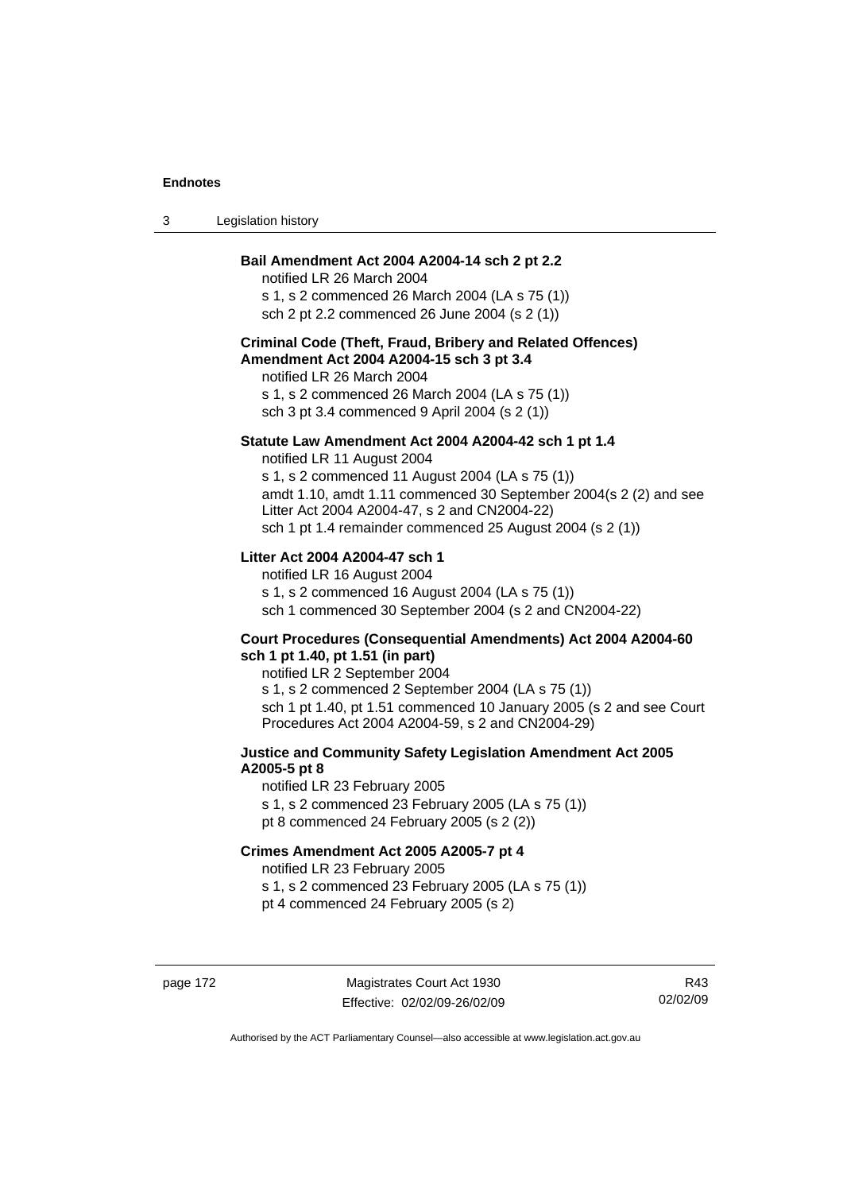**Bail Amendment Act 2004 A2004-14 sch 2 pt 2.2**
notified LR 26 March 2004
s 1, s 2 commenced 26 March 2004 (LA s 75 (1))
sch 2 pt 2.2 commenced 26 June 2004 (s 2 (1))

**Criminal Code (Theft, Fraud, Bribery and Related Offences) Amendment Act 2004 A2004-15 sch 3 pt 3.4**
notified LR 26 March 2004
s 1, s 2 commenced 26 March 2004 (LA s 75 (1))
sch 3 pt 3.4 commenced 9 April 2004 (s 2 (1))

**Statute Law Amendment Act 2004 A2004-42 sch 1 pt 1.4**
notified LR 11 August 2004
s 1, s 2 commenced 11 August 2004 (LA s 75 (1))
amdt 1.10, amdt 1.11 commenced 30 September 2004(s 2 (2) and see Litter Act 2004 A2004-47, s 2 and CN2004-22)
sch 1 pt 1.4 remainder commenced 25 August 2004 (s 2 (1))

**Litter Act 2004 A2004-47 sch 1**
notified LR 16 August 2004
s 1, s 2 commenced 16 August 2004 (LA s 75 (1))
sch 1 commenced 30 September 2004 (s 2 and CN2004-22)

**Court Procedures (Consequential Amendments) Act 2004 A2004-60 sch 1 pt 1.40, pt 1.51 (in part)**
notified LR 2 September 2004
s 1, s 2 commenced 2 September 2004 (LA s 75 (1))
sch 1 pt 1.40, pt 1.51 commenced 10 January 2005 (s 2 and see Court Procedures Act 2004 A2004-59, s 2 and CN2004-29)

**Justice and Community Safety Legislation Amendment Act 2005 A2005-5 pt 8**
notified LR 23 February 2005
s 1, s 2 commenced 23 February 2005 (LA s 75 (1))
pt 8 commenced 24 February 2005 (s 2 (2))

**Crimes Amendment Act 2005 A2005-7 pt 4**
notified LR 23 February 2005
s 1, s 2 commenced 23 February 2005 (LA s 75 (1))
pt 4 commenced 24 February 2005 (s 2)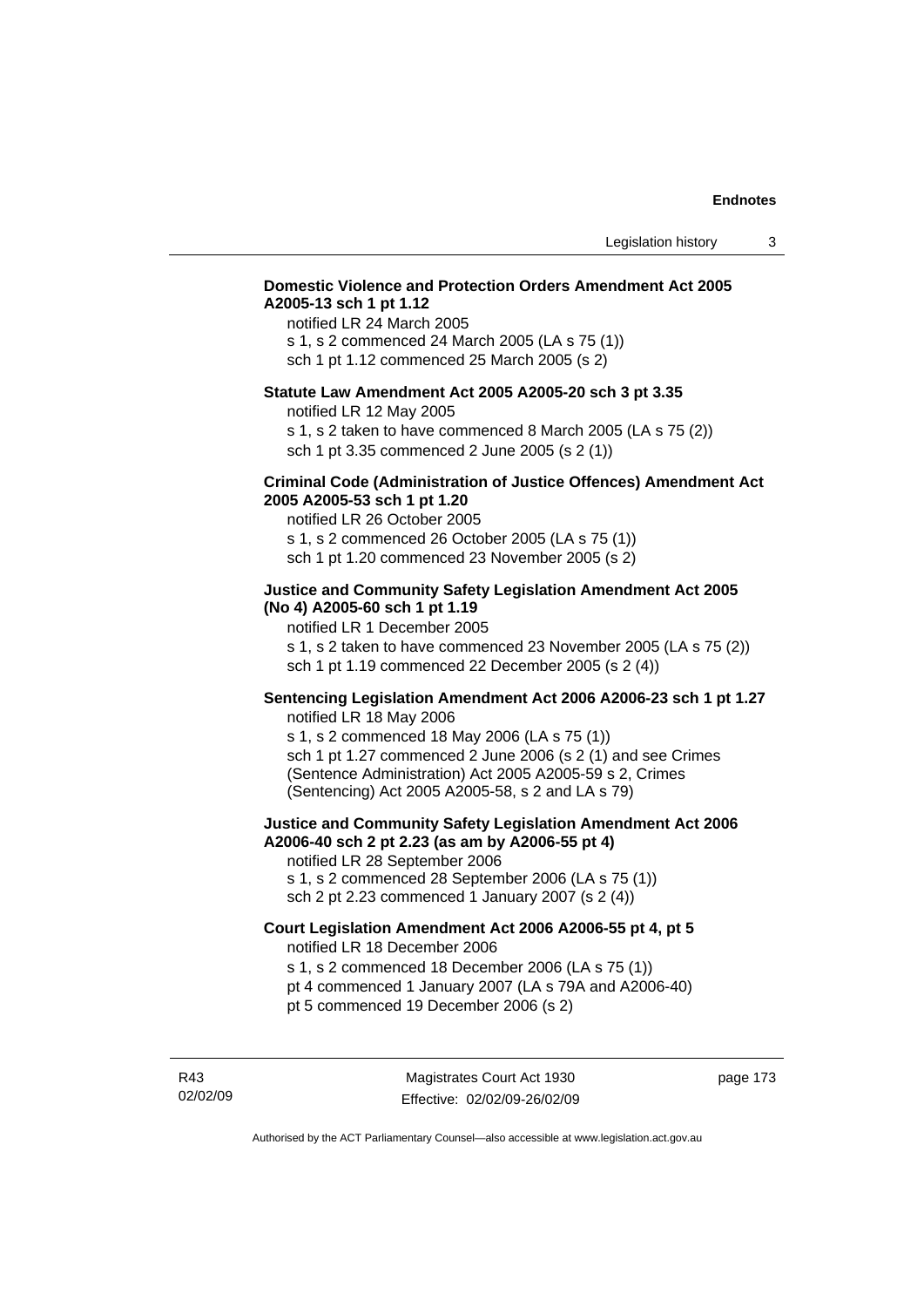**Domestic Violence and Protection Orders Amendment Act 2005 A2005-13 sch 1 pt 1.12**

notified LR 24 March 2005
s 1, s 2 commenced 24 March 2005 (LA s 75 (1))
sch 1 pt 1.12 commenced 25 March 2005 (s 2)

**Statute Law Amendment Act 2005 A2005-20 sch 3 pt 3.35**

notified LR 12 May 2005
s 1, s 2 taken to have commenced 8 March 2005 (LA s 75 (2))
sch 1 pt 3.35 commenced 2 June 2005 (s 2 (1))

**Criminal Code (Administration of Justice Offences) Amendment Act 2005 A2005-53 sch 1 pt 1.20**

notified LR 26 October 2005
s 1, s 2 commenced 26 October 2005 (LA s 75 (1))
sch 1 pt 1.20 commenced 23 November 2005 (s 2)

**Justice and Community Safety Legislation Amendment Act 2005 (No 4) A2005-60 sch 1 pt 1.19**

notified LR 1 December 2005
s 1, s 2 taken to have commenced 23 November 2005 (LA s 75 (2))
sch 1 pt 1.19 commenced 22 December 2005 (s 2 (4))

**Sentencing Legislation Amendment Act 2006 A2006-23 sch 1 pt 1.27**

notified LR 18 May 2006
s 1, s 2 commenced 18 May 2006 (LA s 75 (1))
sch 1 pt 1.27 commenced 2 June 2006 (s 2 (1) and see Crimes (Sentence Administration) Act 2005 A2005-59 s 2, Crimes (Sentencing) Act 2005 A2005-58, s 2 and LA s 79)

**Justice and Community Safety Legislation Amendment Act 2006 A2006-40 sch 2 pt 2.23 (as am by A2006-55 pt 4)**

notified LR 28 September 2006
s 1, s 2 commenced 28 September 2006 (LA s 75 (1))
sch 2 pt 2.23 commenced 1 January 2007 (s 2 (4))

**Court Legislation Amendment Act 2006 A2006-55 pt 4, pt 5**

notified LR 18 December 2006
s 1, s 2 commenced 18 December 2006 (LA s 75 (1))
pt 4 commenced 1 January 2007 (LA s 79A and A2006-40)
pt 5 commenced 19 December 2006 (s 2)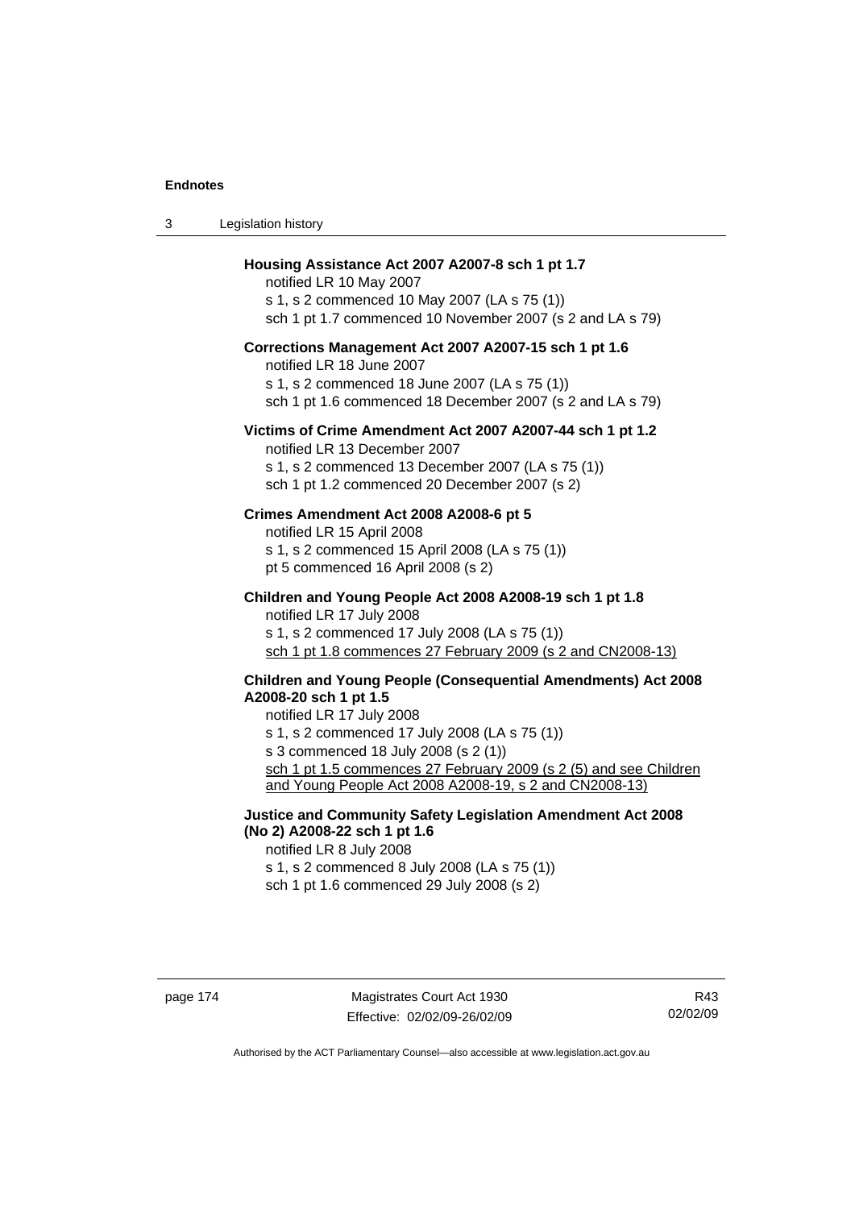**Housing Assistance Act 2007 A2007-8 sch 1 pt 1.7**

notified LR 10 May 2007

s 1, s 2 commenced 10 May 2007 (LA s 75 (1))

sch 1 pt 1.7 commenced 10 November 2007 (s 2 and LA s 79)

**Corrections Management Act 2007 A2007-15 sch 1 pt 1.6**

notified LR 18 June 2007

s 1, s 2 commenced 18 June 2007 (LA s 75 (1))

sch 1 pt 1.6 commenced 18 December 2007 (s 2 and LA s 79)

**Victims of Crime Amendment Act 2007 A2007-44 sch 1 pt 1.2**

notified LR 13 December 2007

s 1, s 2 commenced 13 December 2007 (LA s 75 (1))

sch 1 pt 1.2 commenced 20 December 2007 (s 2)

**Crimes Amendment Act 2008 A2008-6 pt 5**

notified LR 15 April 2008

s 1, s 2 commenced 15 April 2008 (LA s 75 (1))

pt 5 commenced 16 April 2008 (s 2)

**Children and Young People Act 2008 A2008-19 sch 1 pt 1.8**

notified LR 17 July 2008

s 1, s 2 commenced 17 July 2008 (LA s 75 (1))

sch 1 pt 1.8 commences 27 February 2009 (s 2 and CN2008-13)

**Children and Young People (Consequential Amendments) Act 2008 A2008-20 sch 1 pt 1.5**

notified LR 17 July 2008

s 1, s 2 commenced 17 July 2008 (LA s 75 (1))

s 3 commenced 18 July 2008 (s 2 (1))

sch 1 pt 1.5 commences 27 February 2009 (s 2 (5) and see Children and Young People Act 2008 A2008-19, s 2 and CN2008-13)

**Justice and Community Safety Legislation Amendment Act 2008 (No 2) A2008-22 sch 1 pt 1.6**

notified LR 8 July 2008

s 1, s 2 commenced 8 July 2008 (LA s 75 (1))

sch 1 pt 1.6 commenced 29 July 2008 (s 2)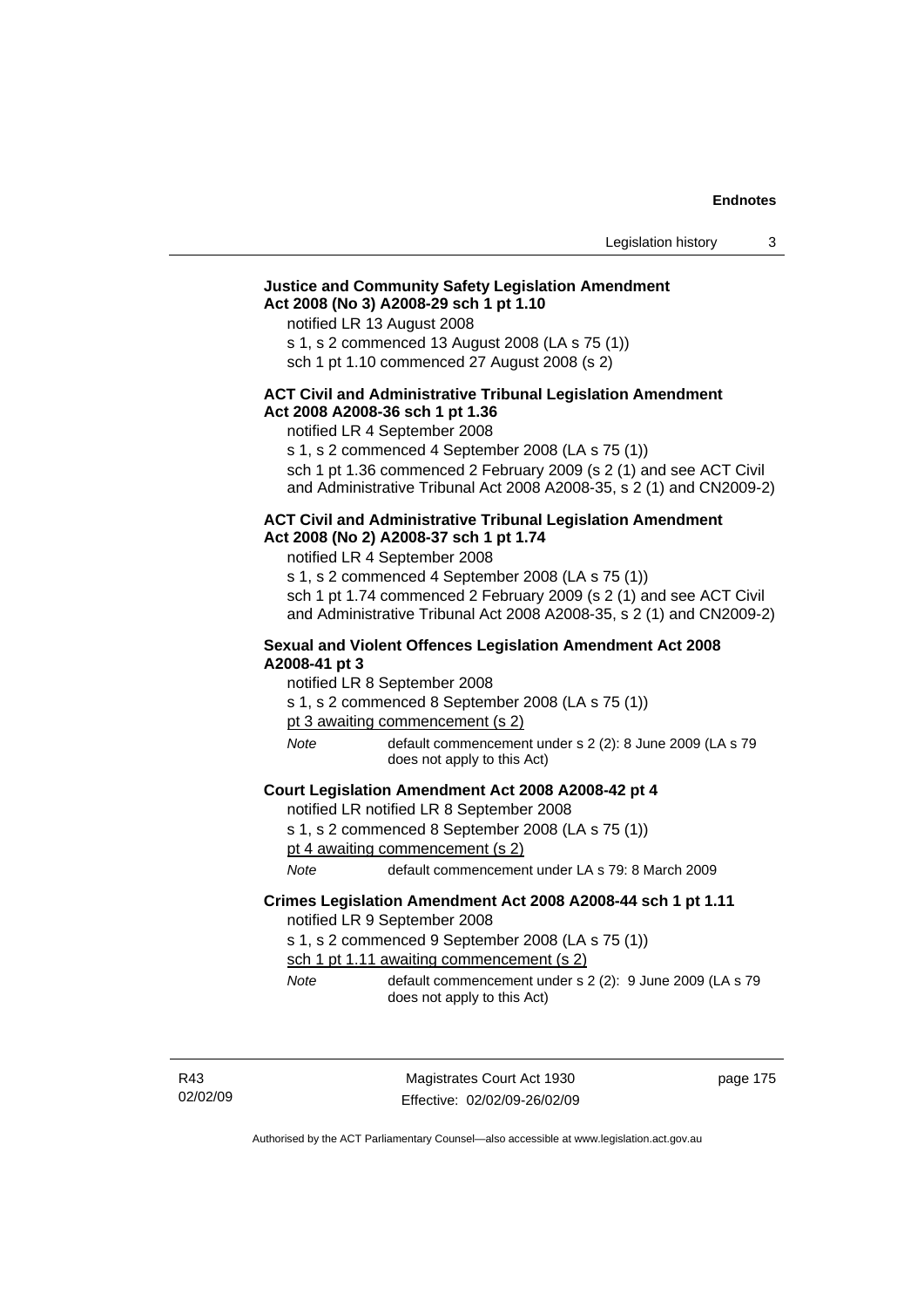**Justice and Community Safety Legislation Amendment Act 2008 (No 3) A2008-29 sch 1 pt 1.10**

notified LR 13 August 2008

s 1, s 2 commenced 13 August 2008 (LA s 75 (1))

sch 1 pt 1.10 commenced 27 August 2008 (s 2)

**ACT Civil and Administrative Tribunal Legislation Amendment Act 2008 A2008-36 sch 1 pt 1.36**

notified LR 4 September 2008

s 1, s 2 commenced 4 September 2008 (LA s 75 (1))

sch 1 pt 1.36 commenced 2 February 2009 (s 2 (1) and see ACT Civil and Administrative Tribunal Act 2008 A2008-35, s 2 (1) and CN2009-2)

**ACT Civil and Administrative Tribunal Legislation Amendment Act 2008 (No 2) A2008-37 sch 1 pt 1.74**

notified LR 4 September 2008

s 1, s 2 commenced 4 September 2008 (LA s 75 (1))

sch 1 pt 1.74 commenced 2 February 2009 (s 2 (1) and see ACT Civil and Administrative Tribunal Act 2008 A2008-35, s 2 (1) and CN2009-2)

**Sexual and Violent Offences Legislation Amendment Act 2008 A2008-41 pt 3**

notified LR 8 September 2008

s 1, s 2 commenced 8 September 2008 (LA s 75 (1))

pt 3 awaiting commencement (s 2)

*Note* default commencement under s 2 (2): 8 June 2009 (LA s 79 does not apply to this Act)

**Court Legislation Amendment Act 2008 A2008-42 pt 4**

notified LR notified LR 8 September 2008

s 1, s 2 commenced 8 September 2008 (LA s 75 (1))

pt 4 awaiting commencement (s 2)

*Note* default commencement under LA s 79: 8 March 2009

**Crimes Legislation Amendment Act 2008 A2008-44 sch 1 pt 1.11**

notified LR 9 September 2008

s 1, s 2 commenced 9 September 2008 (LA s 75 (1))

sch 1 pt 1.11 awaiting commencement (s 2)

*Note* default commencement under s 2 (2): 9 June 2009 (LA s 79 does not apply to this Act)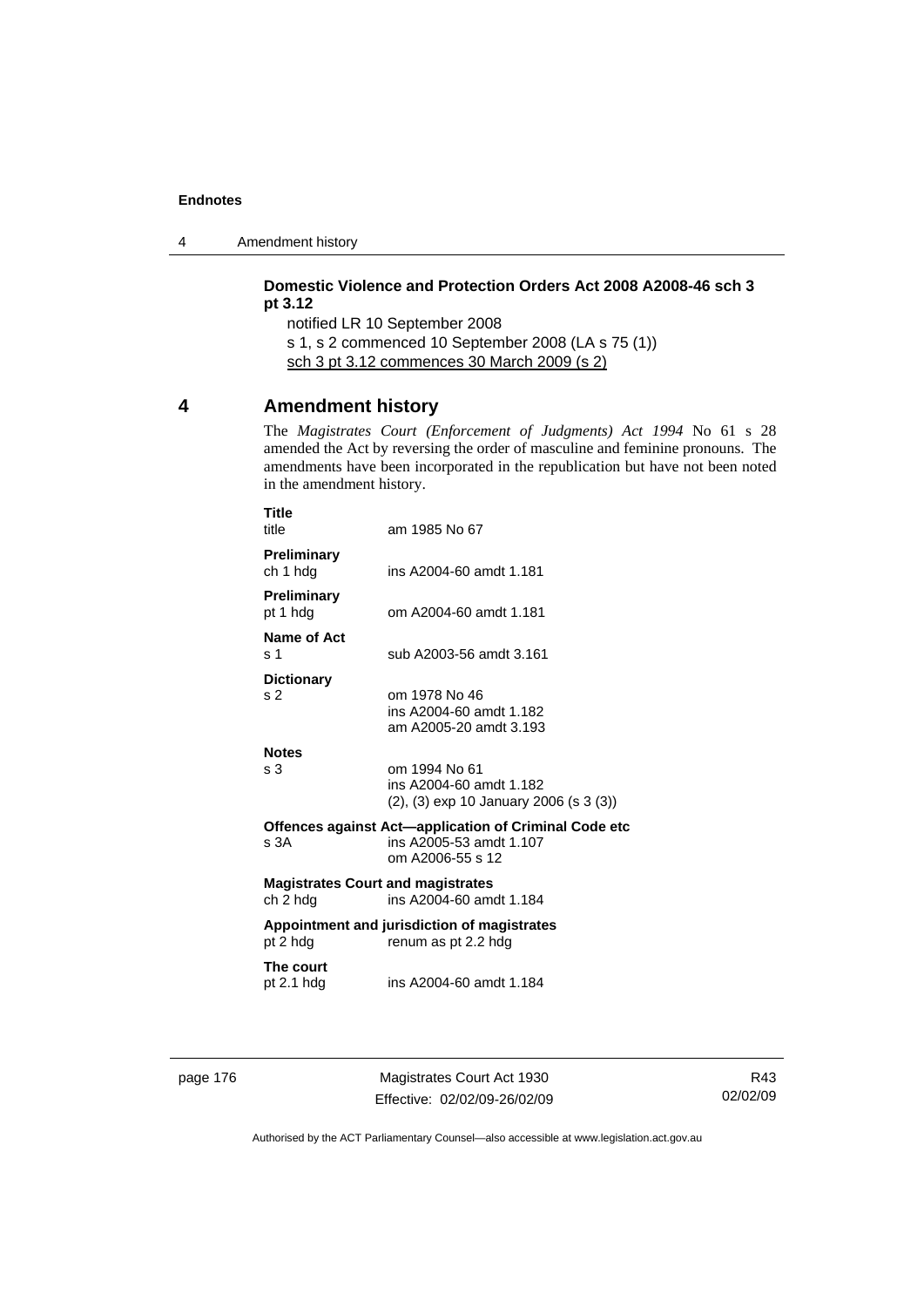**Domestic Violence and Protection Orders Act 2008 A2008-46 sch 3 pt 3.12**

notified LR 10 September 2008

s 1, s 2 commenced 10 September 2008 (LA s 75 (1))

sch 3 pt 3.12 commences 30 March 2009 (s 2)

## 4 Amendment history

The *Magistrates Court (Enforcement of Judgments) Act 1994* No 61 s 28 amended the Act by reversing the order of masculine and feminine pronouns. The amendments have been incorporated in the republication but have not been noted in the amendment history.

**Title**
title — am 1985 No 67

**Preliminary**
ch 1 hdg — ins A2004-60 amdt 1.181

**Preliminary**
pt 1 hdg — om A2004-60 amdt 1.181

**Name of Act**
s 1 — sub A2003-56 amdt 3.161

**Dictionary**
s 2 — om 1978 No 46
ins A2004-60 amdt 1.182
am A2005-20 amdt 3.193

**Notes**
s 3 — om 1994 No 61
ins A2004-60 amdt 1.182
(2), (3) exp 10 January 2006 (s 3 (3))

**Offences against Act—application of Criminal Code etc**
s 3A — ins A2005-53 amdt 1.107
om A2006-55 s 12

**Magistrates Court and magistrates**
ch 2 hdg — ins A2004-60 amdt 1.184

**Appointment and jurisdiction of magistrates**
pt 2 hdg — renum as pt 2.2 hdg

**The court**
pt 2.1 hdg — ins A2004-60 amdt 1.184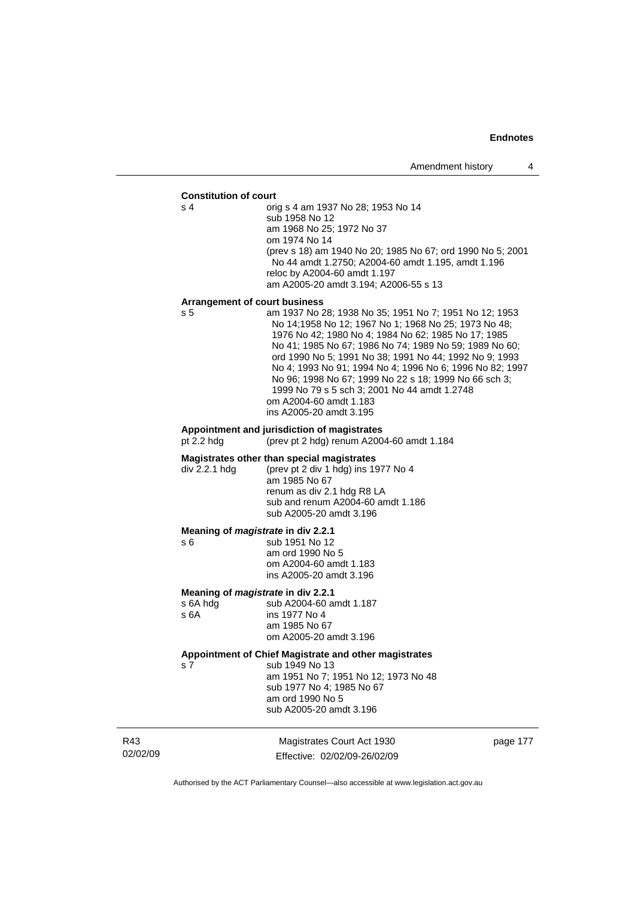**Constitution of court**

s 4 orig s 4 am 1937 No 28; 1953 No 14
sub 1958 No 12
am 1968 No 25; 1972 No 37
om 1974 No 14
(prev s 18) am 1940 No 20; 1985 No 67; ord 1990 No 5; 2001 No 44 amdt 1.2750; A2004-60 amdt 1.195, amdt 1.196
reloc by A2004-60 amdt 1.197
am A2005-20 amdt 3.194; A2006-55 s 13

**Arrangement of court business**

s 5 am 1937 No 28; 1938 No 35; 1951 No 7; 1951 No 12; 1953 No 14;1958 No 12; 1967 No 1; 1968 No 25; 1973 No 48; 1976 No 42; 1980 No 4; 1984 No 62; 1985 No 17; 1985 No 41; 1985 No 67; 1986 No 74; 1989 No 59; 1989 No 60; ord 1990 No 5; 1991 No 38; 1991 No 44; 1992 No 9; 1993 No 4; 1993 No 91; 1994 No 4; 1996 No 6; 1996 No 82; 1997 No 96; 1998 No 67; 1999 No 22 s 18; 1999 No 66 sch 3; 1999 No 79 s 5 sch 3; 2001 No 44 amdt 1.2748
om A2004-60 amdt 1.183
ins A2005-20 amdt 3.195

**Appointment and jurisdiction of magistrates**

pt 2.2 hdg (prev pt 2 hdg) renum A2004-60 amdt 1.184

**Magistrates other than special magistrates**

div 2.2.1 hdg (prev pt 2 div 1 hdg) ins 1977 No 4
am 1985 No 67
renum as div 2.1 hdg R8 LA
sub and renum A2004-60 amdt 1.186
sub A2005-20 amdt 3.196

**Meaning of *magistrate* in div 2.2.1**

s 6 sub 1951 No 12
am ord 1990 No 5
om A2004-60 amdt 1.183
ins A2005-20 amdt 3.196

**Meaning of *magistrate* in div 2.2.1**

s 6A hdg sub A2004-60 amdt 1.187
s 6A ins 1977 No 4
am 1985 No 67
om A2005-20 amdt 3.196

**Appointment of Chief Magistrate and other magistrates**

s 7 sub 1949 No 13
am 1951 No 7; 1951 No 12; 1973 No 48
sub 1977 No 4; 1985 No 67
am ord 1990 No 5
sub A2005-20 amdt 3.196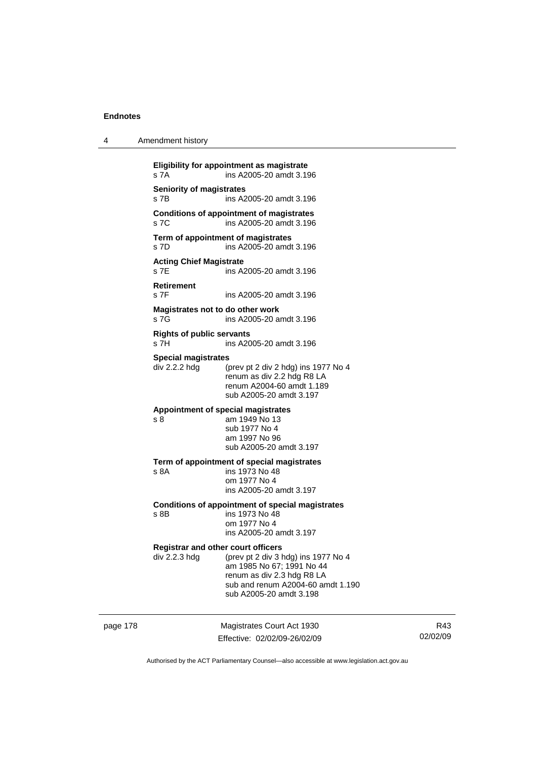**Eligibility for appointment as magistrate**
s 7A ins A2005-20 amdt 3.196

**Seniority of magistrates**
s 7B ins A2005-20 amdt 3.196

**Conditions of appointment of magistrates**
s 7C ins A2005-20 amdt 3.196

**Term of appointment of magistrates**
s 7D ins A2005-20 amdt 3.196

**Acting Chief Magistrate**
s 7E ins A2005-20 amdt 3.196

**Retirement**
s 7F ins A2005-20 amdt 3.196

**Magistrates not to do other work**
s 7G ins A2005-20 amdt 3.196

**Rights of public servants**
s 7H ins A2005-20 amdt 3.196

**Special magistrates**
div 2.2.2 hdg (prev pt 2 div 2 hdg) ins 1977 No 4
renum as div 2.2 hdg R8 LA
renum A2004-60 amdt 1.189
sub A2005-20 amdt 3.197

**Appointment of special magistrates**
s 8 am 1949 No 13
sub 1977 No 4
am 1997 No 96
sub A2005-20 amdt 3.197

**Term of appointment of special magistrates**
s 8A ins 1973 No 48
om 1977 No 4
ins A2005-20 amdt 3.197

**Conditions of appointment of special magistrates**
s 8B ins 1973 No 48
om 1977 No 4
ins A2005-20 amdt 3.197

**Registrar and other court officers**
div 2.2.3 hdg (prev pt 2 div 3 hdg) ins 1977 No 4
am 1985 No 67; 1991 No 44
renum as div 2.3 hdg R8 LA
sub and renum A2004-60 amdt 1.190
sub A2005-20 amdt 3.198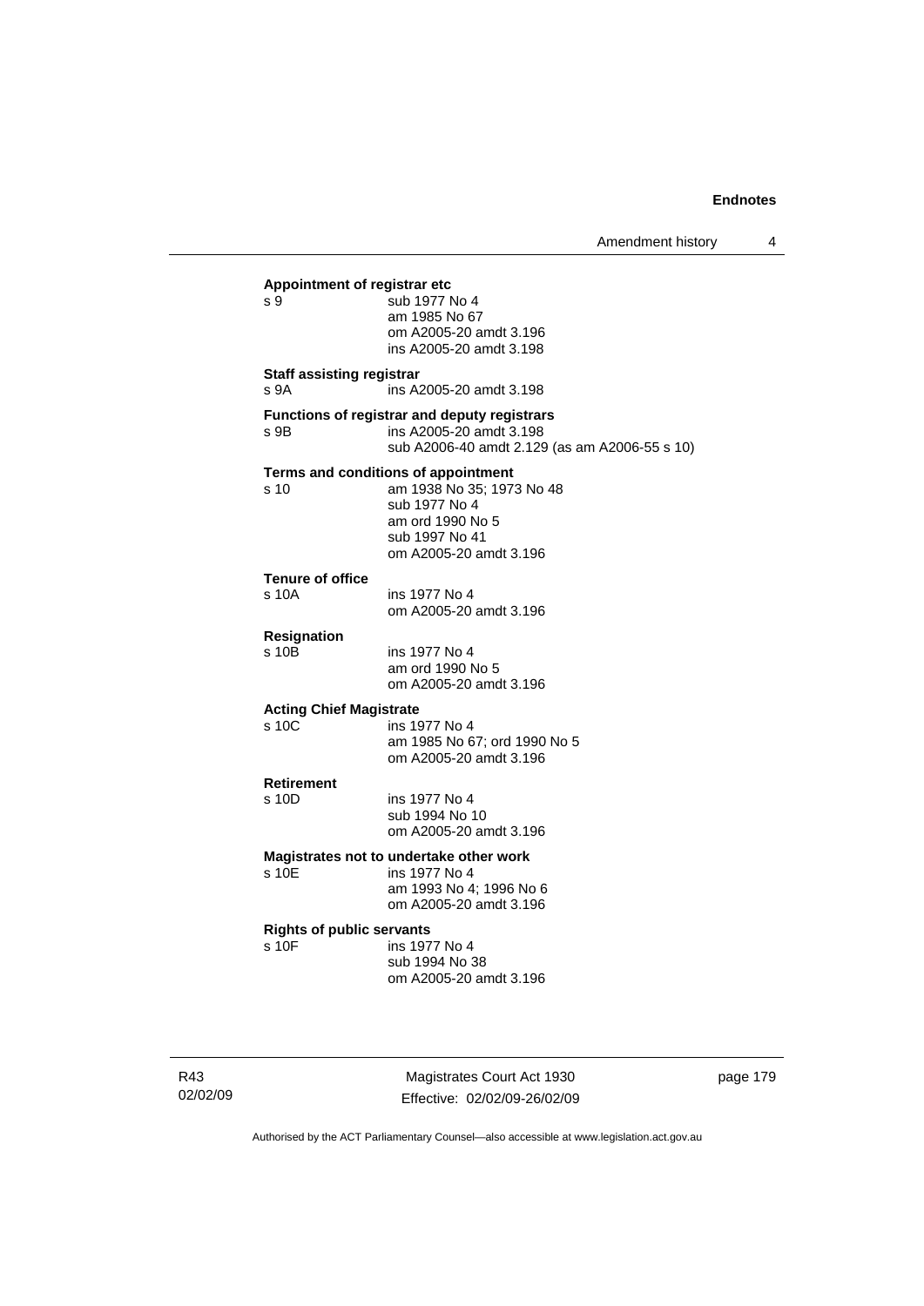**Appointment of registrar etc**

s 9 sub 1977 No 4
am 1985 No 67
om A2005-20 amdt 3.196
ins A2005-20 amdt 3.198

**Staff assisting registrar**

s 9A ins A2005-20 amdt 3.198

**Functions of registrar and deputy registrars**

s 9B ins A2005-20 amdt 3.198
sub A2006-40 amdt 2.129 (as am A2006-55 s 10)

**Terms and conditions of appointment**

s 10 am 1938 No 35; 1973 No 48
sub 1977 No 4
am ord 1990 No 5
sub 1997 No 41
om A2005-20 amdt 3.196

**Tenure of office**

s 10A ins 1977 No 4
om A2005-20 amdt 3.196

**Resignation**

s 10B ins 1977 No 4
am ord 1990 No 5
om A2005-20 amdt 3.196

**Acting Chief Magistrate**

s 10C ins 1977 No 4
am 1985 No 67; ord 1990 No 5
om A2005-20 amdt 3.196

**Retirement**

s 10D ins 1977 No 4
sub 1994 No 10
om A2005-20 amdt 3.196

**Magistrates not to undertake other work**

s 10E ins 1977 No 4
am 1993 No 4; 1996 No 6
om A2005-20 amdt 3.196

**Rights of public servants**

s 10F ins 1977 No 4
sub 1994 No 38
om A2005-20 amdt 3.196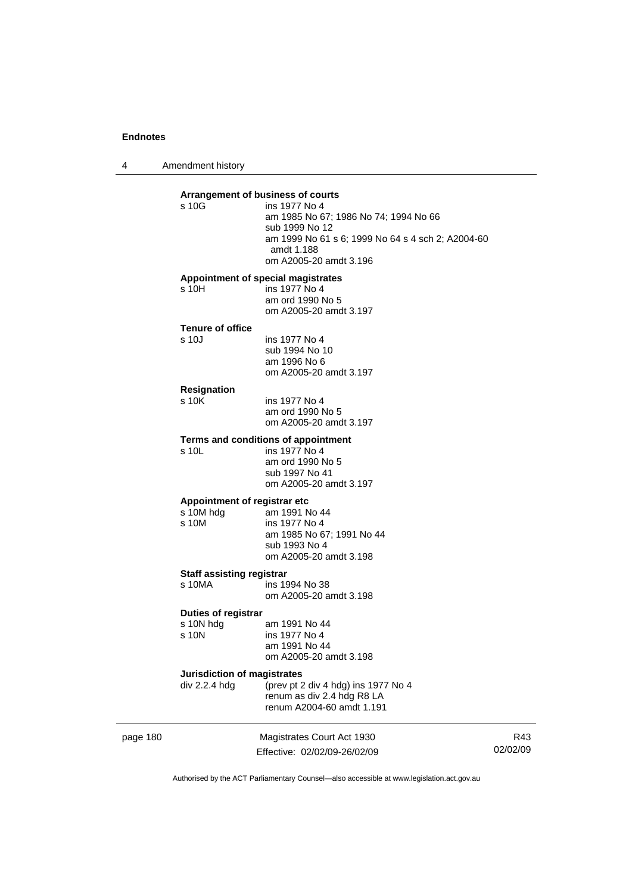**Arrangement of business of courts**

s 10G ins 1977 No 4
am 1985 No 67; 1986 No 74; 1994 No 66
sub 1999 No 12
am 1999 No 61 s 6; 1999 No 64 s 4 sch 2; A2004-60 amdt 1.188
om A2005-20 amdt 3.196

**Appointment of special magistrates**

s 10H ins 1977 No 4
am ord 1990 No 5
om A2005-20 amdt 3.197

**Tenure of office**

s 10J ins 1977 No 4
sub 1994 No 10
am 1996 No 6
om A2005-20 amdt 3.197

**Resignation**

s 10K ins 1977 No 4
am ord 1990 No 5
om A2005-20 amdt 3.197

**Terms and conditions of appointment**

s 10L ins 1977 No 4
am ord 1990 No 5
sub 1997 No 41
om A2005-20 amdt 3.197

**Appointment of registrar etc**

s 10M hdg am 1991 No 44
s 10M ins 1977 No 4
am 1985 No 67; 1991 No 44
sub 1993 No 4
om A2005-20 amdt 3.198

**Staff assisting registrar**

s 10MA ins 1994 No 38
om A2005-20 amdt 3.198

**Duties of registrar**

s 10N hdg am 1991 No 44
s 10N ins 1977 No 4
am 1991 No 44
om A2005-20 amdt 3.198

**Jurisdiction of magistrates**

div 2.2.4 hdg (prev pt 2 div 4 hdg) ins 1977 No 4
renum as div 2.4 hdg R8 LA
renum A2004-60 amdt 1.191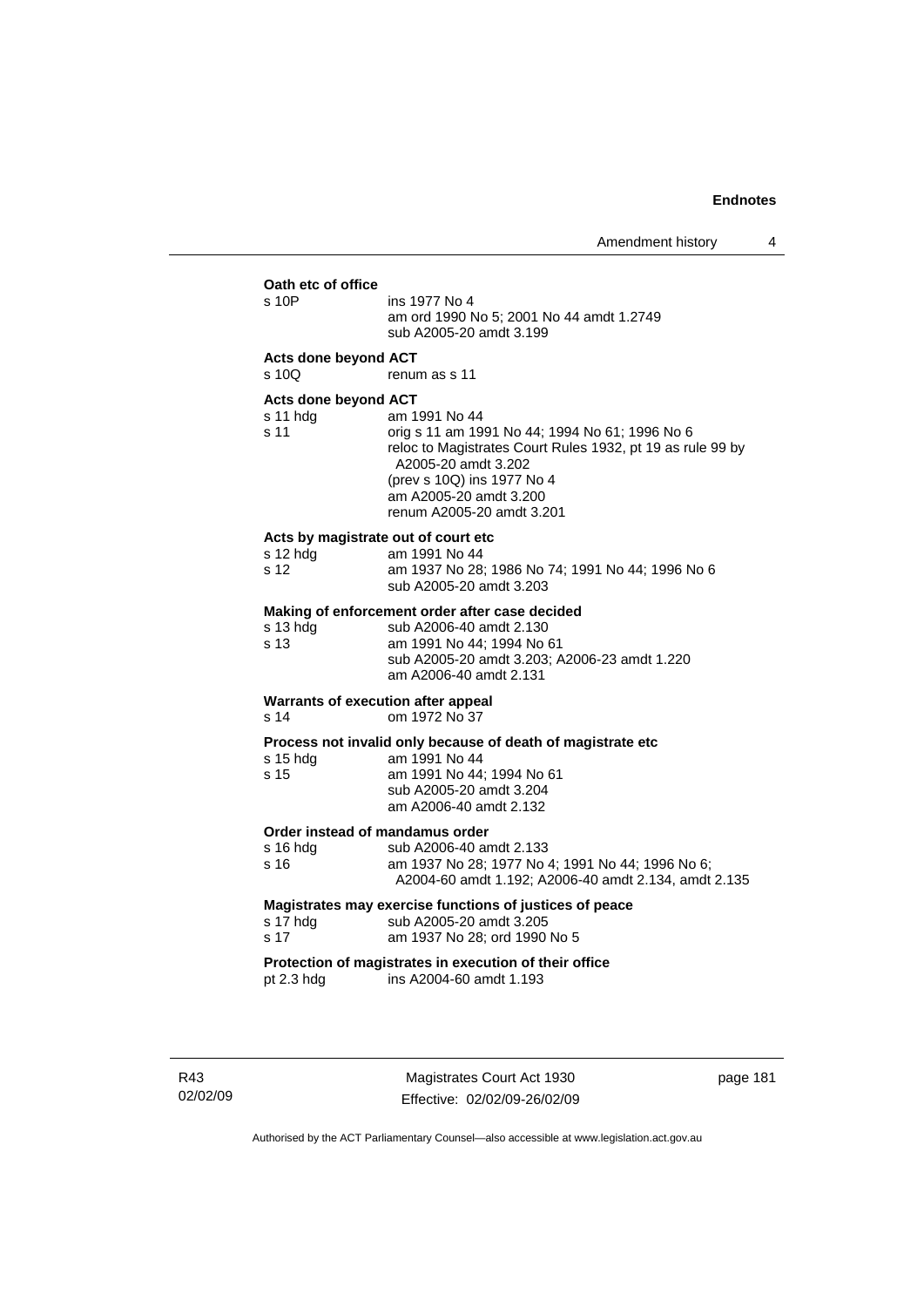**Oath etc of office**

| | |
|---|---|
| s 10P | ins 1977 No 4<br>am ord 1990 No 5; 2001 No 44 amdt 1.2749<br>sub A2005-20 amdt 3.199 |

**Acts done beyond ACT**

| | |
|---|---|
| s 10Q | renum as s 11 |

**Acts done beyond ACT**

| | |
|---|---|
| s 11 hdg | am 1991 No 44 |
| s 11 | orig s 11 am 1991 No 44; 1994 No 61; 1996 No 6<br>reloc to Magistrates Court Rules 1932, pt 19 as rule 99 by A2005-20 amdt 3.202<br>(prev s 10Q) ins 1977 No 4<br>am A2005-20 amdt 3.200<br>renum A2005-20 amdt 3.201 |

**Acts by magistrate out of court etc**

| | |
|---|---|
| s 12 hdg | am 1991 No 44 |
| s 12 | am 1937 No 28; 1986 No 74; 1991 No 44; 1996 No 6<br>sub A2005-20 amdt 3.203 |

**Making of enforcement order after case decided**

| | |
|---|---|
| s 13 hdg | sub A2006-40 amdt 2.130 |
| s 13 | am 1991 No 44; 1994 No 61<br>sub A2005-20 amdt 3.203; A2006-23 amdt 1.220<br>am A2006-40 amdt 2.131 |

**Warrants of execution after appeal**

| | |
|---|---|
| s 14 | om 1972 No 37 |

**Process not invalid only because of death of magistrate etc**

| | |
|---|---|
| s 15 hdg | am 1991 No 44 |
| s 15 | am 1991 No 44; 1994 No 61<br>sub A2005-20 amdt 3.204<br>am A2006-40 amdt 2.132 |

**Order instead of mandamus order**

| | |
|---|---|
| s 16 hdg | sub A2006-40 amdt 2.133 |
| s 16 | am 1937 No 28; 1977 No 4; 1991 No 44; 1996 No 6; A2004-60 amdt 1.192; A2006-40 amdt 2.134, amdt 2.135 |

**Magistrates may exercise functions of justices of peace**

| | |
|---|---|
| s 17 hdg | sub A2005-20 amdt 3.205 |
| s 17 | am 1937 No 28; ord 1990 No 5 |

**Protection of magistrates in execution of their office**

| | |
|---|---|
| pt 2.3 hdg | ins A2004-60 amdt 1.193 |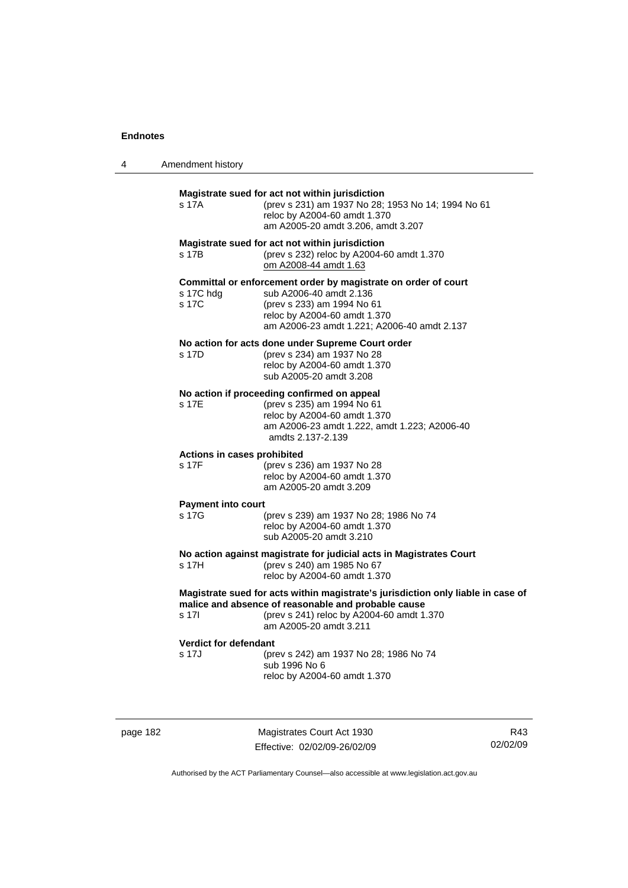**Magistrate sued for act not within jurisdiction**

s 17A — (prev s 231) am 1937 No 28; 1953 No 14; 1994 No 61
reloc by A2004-60 amdt 1.370
am A2005-20 amdt 3.206, amdt 3.207

**Magistrate sued for act not within jurisdiction**

s 17B — (prev s 232) reloc by A2004-60 amdt 1.370
om A2008-44 amdt 1.63

**Committal or enforcement order by magistrate on order of court**

s 17C hdg — sub A2006-40 amdt 2.136
s 17C — (prev s 233) am 1994 No 61
reloc by A2004-60 amdt 1.370
am A2006-23 amdt 1.221; A2006-40 amdt 2.137

**No action for acts done under Supreme Court order**

s 17D — (prev s 234) am 1937 No 28
reloc by A2004-60 amdt 1.370
sub A2005-20 amdt 3.208

**No action if proceeding confirmed on appeal**

s 17E — (prev s 235) am 1994 No 61
reloc by A2004-60 amdt 1.370
am A2006-23 amdt 1.222, amdt 1.223; A2006-40 amdts 2.137-2.139

**Actions in cases prohibited**

s 17F — (prev s 236) am 1937 No 28
reloc by A2004-60 amdt 1.370
am A2005-20 amdt 3.209

**Payment into court**

s 17G — (prev s 239) am 1937 No 28; 1986 No 74
reloc by A2004-60 amdt 1.370
sub A2005-20 amdt 3.210

**No action against magistrate for judicial acts in Magistrates Court**

s 17H — (prev s 240) am 1985 No 67
reloc by A2004-60 amdt 1.370

**Magistrate sued for acts within magistrate's jurisdiction only liable in case of malice and absence of reasonable and probable cause**

s 17I — (prev s 241) reloc by A2004-60 amdt 1.370
am A2005-20 amdt 3.211

**Verdict for defendant**

s 17J — (prev s 242) am 1937 No 28; 1986 No 74
sub 1996 No 6
reloc by A2004-60 amdt 1.370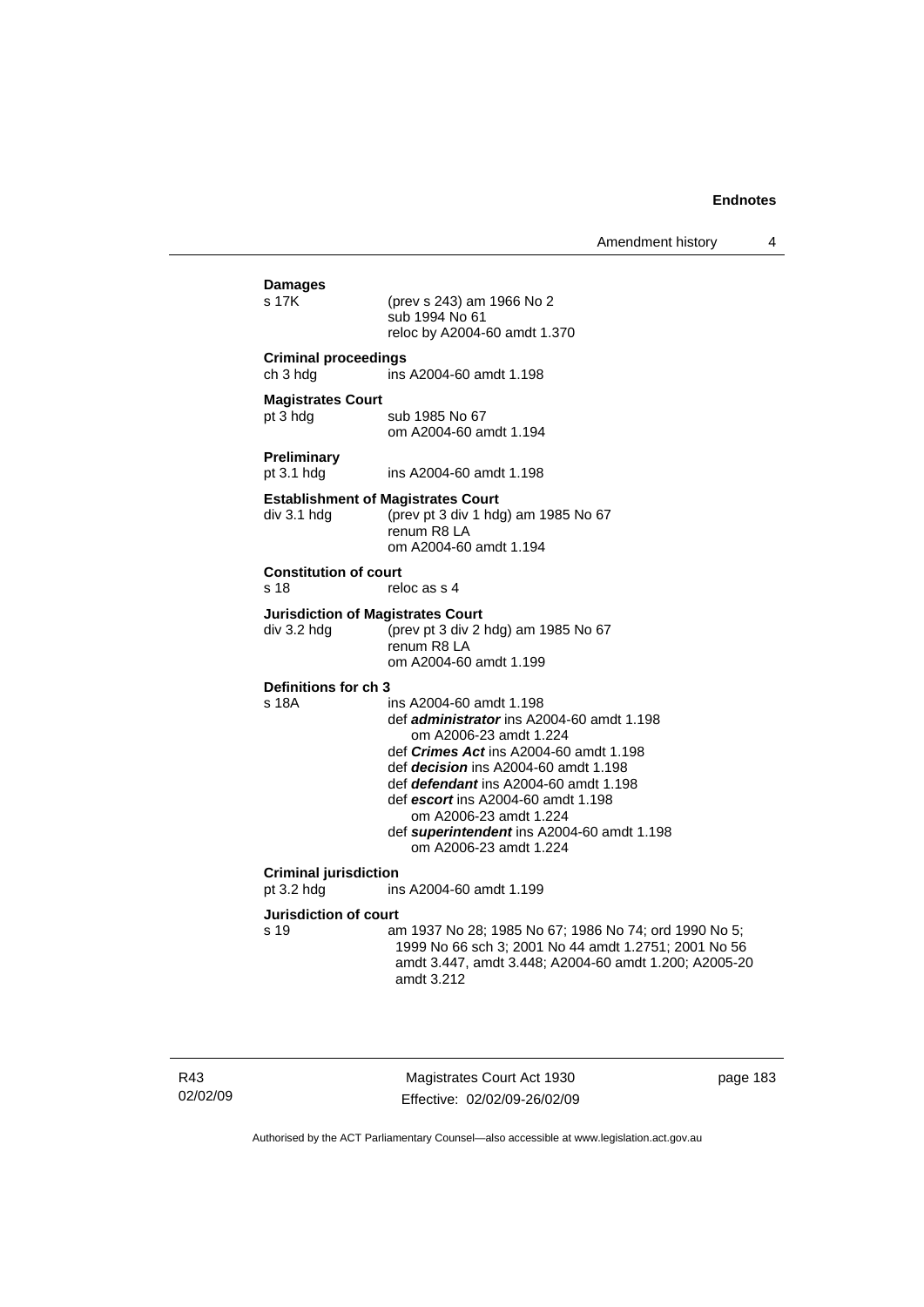**Damages**

s 17K (prev s 243) am 1966 No 2
sub 1994 No 61
reloc by A2004-60 amdt 1.370

**Criminal proceedings**

ch 3 hdg ins A2004-60 amdt 1.198

**Magistrates Court**

pt 3 hdg sub 1985 No 67
om A2004-60 amdt 1.194

**Preliminary**

pt 3.1 hdg ins A2004-60 amdt 1.198

**Establishment of Magistrates Court**

div 3.1 hdg (prev pt 3 div 1 hdg) am 1985 No 67
renum R8 LA
om A2004-60 amdt 1.194

**Constitution of court**

s 18 reloc as s 4

**Jurisdiction of Magistrates Court**

div 3.2 hdg (prev pt 3 div 2 hdg) am 1985 No 67
renum R8 LA
om A2004-60 amdt 1.199

**Definitions for ch 3**

s 18A ins A2004-60 amdt 1.198
def ***administrator*** ins A2004-60 amdt 1.198
om A2006-23 amdt 1.224
def ***Crimes Act*** ins A2004-60 amdt 1.198
def ***decision*** ins A2004-60 amdt 1.198
def ***defendant*** ins A2004-60 amdt 1.198
def ***escort*** ins A2004-60 amdt 1.198
om A2006-23 amdt 1.224
def ***superintendent*** ins A2004-60 amdt 1.198
om A2006-23 amdt 1.224

**Criminal jurisdiction**

pt 3.2 hdg ins A2004-60 amdt 1.199

**Jurisdiction of court**

s 19 am 1937 No 28; 1985 No 67; 1986 No 74; ord 1990 No 5; 1999 No 66 sch 3; 2001 No 44 amdt 1.2751; 2001 No 56 amdt 3.447, amdt 3.448; A2004-60 amdt 1.200; A2005-20 amdt 3.212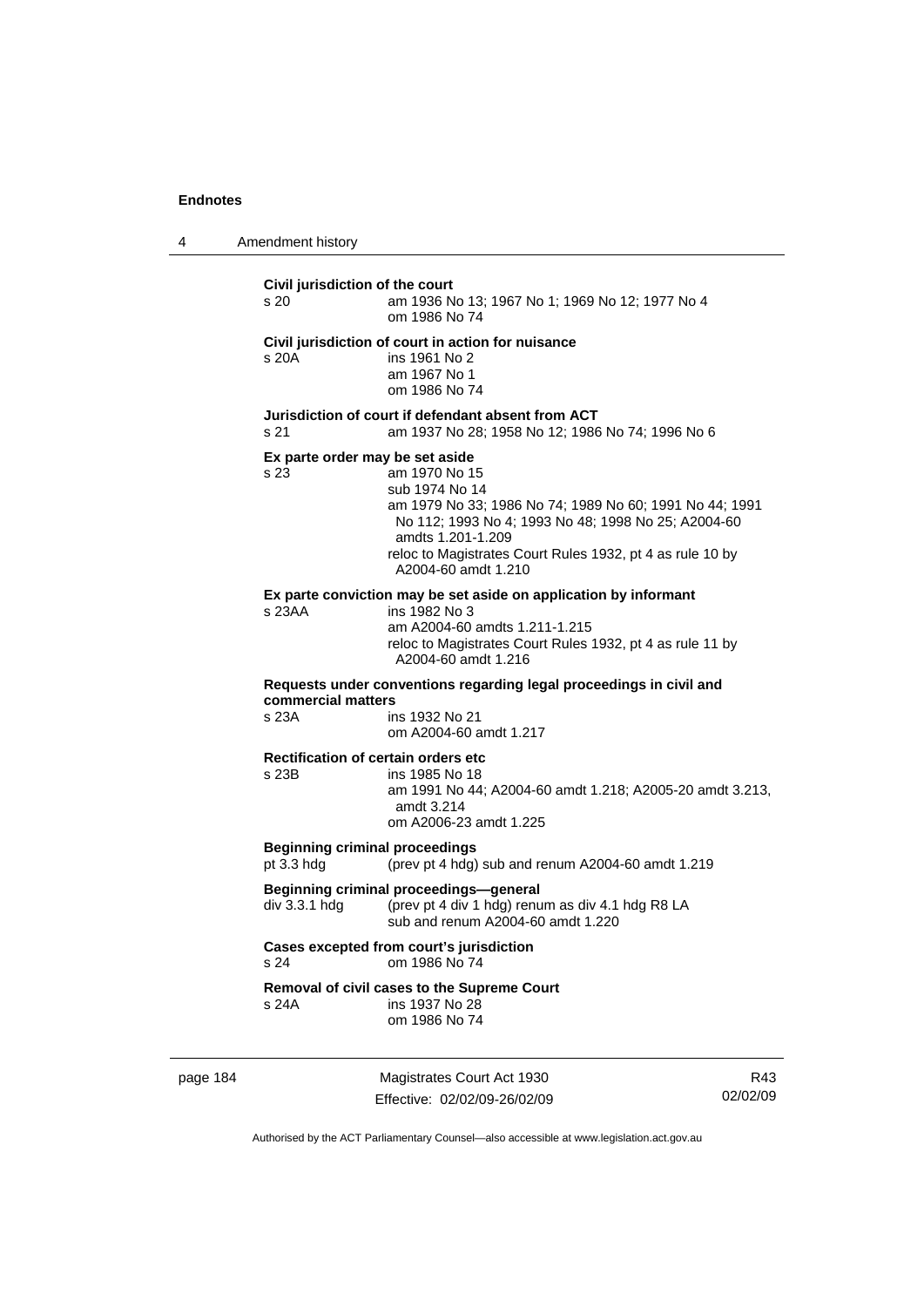**Civil jurisdiction of the court**

s 20 am 1936 No 13; 1967 No 1; 1969 No 12; 1977 No 4
om 1986 No 74

**Civil jurisdiction of court in action for nuisance**

s 20A ins 1961 No 2
am 1967 No 1
om 1986 No 74

**Jurisdiction of court if defendant absent from ACT**

s 21 am 1937 No 28; 1958 No 12; 1986 No 74; 1996 No 6

**Ex parte order may be set aside**

s 23 am 1970 No 15
sub 1974 No 14
am 1979 No 33; 1986 No 74; 1989 No 60; 1991 No 44; 1991 No 112; 1993 No 4; 1993 No 48; 1998 No 25; A2004-60 amdts 1.201-1.209
reloc to Magistrates Court Rules 1932, pt 4 as rule 10 by A2004-60 amdt 1.210

**Ex parte conviction may be set aside on application by informant**

s 23AA ins 1982 No 3
am A2004-60 amdts 1.211-1.215
reloc to Magistrates Court Rules 1932, pt 4 as rule 11 by A2004-60 amdt 1.216

**Requests under conventions regarding legal proceedings in civil and commercial matters**

s 23A ins 1932 No 21
om A2004-60 amdt 1.217

**Rectification of certain orders etc**

s 23B ins 1985 No 18
am 1991 No 44; A2004-60 amdt 1.218; A2005-20 amdt 3.213, amdt 3.214
om A2006-23 amdt 1.225

**Beginning criminal proceedings**

pt 3.3 hdg (prev pt 4 hdg) sub and renum A2004-60 amdt 1.219

**Beginning criminal proceedings—general**

div 3.3.1 hdg (prev pt 4 div 1 hdg) renum as div 4.1 hdg R8 LA
sub and renum A2004-60 amdt 1.220

**Cases excepted from court's jurisdiction**

s 24 om 1986 No 74

**Removal of civil cases to the Supreme Court**

s 24A ins 1937 No 28
om 1986 No 74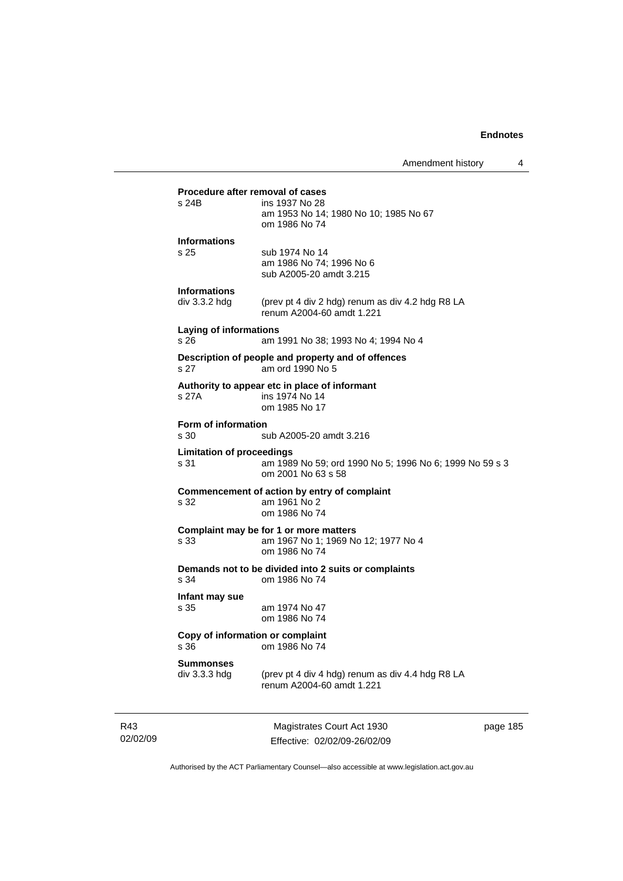**Procedure after removal of cases**

s 24B ins 1937 No 28
am 1953 No 14; 1980 No 10; 1985 No 67
om 1986 No 74

**Informations**

s 25 sub 1974 No 14
am 1986 No 74; 1996 No 6
sub A2005-20 amdt 3.215

**Informations**

div 3.3.2 hdg (prev pt 4 div 2 hdg) renum as div 4.2 hdg R8 LA
renum A2004-60 amdt 1.221

**Laying of informations**

s 26 am 1991 No 38; 1993 No 4; 1994 No 4

**Description of people and property and of offences**

s 27 am ord 1990 No 5

**Authority to appear etc in place of informant**

s 27A ins 1974 No 14
om 1985 No 17

**Form of information**

s 30 sub A2005-20 amdt 3.216

**Limitation of proceedings**

s 31 am 1989 No 59; ord 1990 No 5; 1996 No 6; 1999 No 59 s 3
om 2001 No 63 s 58

**Commencement of action by entry of complaint**

s 32 am 1961 No 2
om 1986 No 74

**Complaint may be for 1 or more matters**

s 33 am 1967 No 1; 1969 No 12; 1977 No 4
om 1986 No 74

**Demands not to be divided into 2 suits or complaints**

s 34 om 1986 No 74

**Infant may sue**

s 35 am 1974 No 47
om 1986 No 74

**Copy of information or complaint**

s 36 om 1986 No 74

**Summonses**

div 3.3.3 hdg (prev pt 4 div 4 hdg) renum as div 4.4 hdg R8 LA
renum A2004-60 amdt 1.221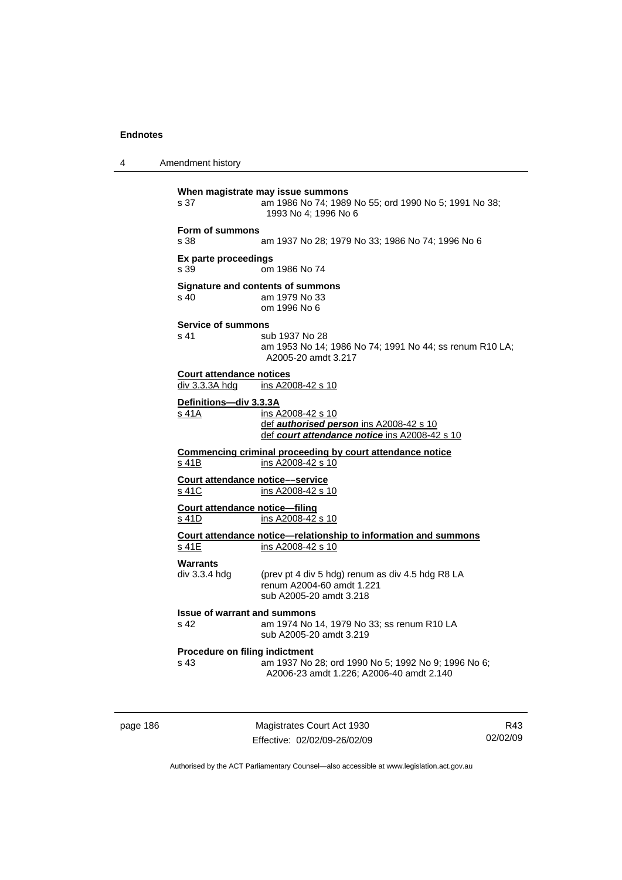**When magistrate may issue summons**

s 37 am 1986 No 74; 1989 No 55; ord 1990 No 5; 1991 No 38; 1993 No 4; 1996 No 6

**Form of summons**

s 38 am 1937 No 28; 1979 No 33; 1986 No 74; 1996 No 6

**Ex parte proceedings**

s 39 om 1986 No 74

**Signature and contents of summons**

s 40 am 1979 No 33
om 1996 No 6

**Service of summons**

s 41 sub 1937 No 28
am 1953 No 14; 1986 No 74; 1991 No 44; ss renum R10 LA; A2005-20 amdt 3.217

**Court attendance notices**

div 3.3.3A hdg ins A2008-42 s 10

**Definitions—div 3.3.3A**

s 41A ins A2008-42 s 10
def ***authorised person*** ins A2008-42 s 10
def ***court attendance notice*** ins A2008-42 s 10

**Commencing criminal proceeding by court attendance notice**

s 41B ins A2008-42 s 10

**Court attendance notice––service**

s 41C ins A2008-42 s 10

**Court attendance notice—filing**

s 41D ins A2008-42 s 10

**Court attendance notice—relationship to information and summons**

s 41E ins A2008-42 s 10

**Warrants**

div 3.3.4 hdg (prev pt 4 div 5 hdg) renum as div 4.5 hdg R8 LA
renum A2004-60 amdt 1.221
sub A2005-20 amdt 3.218

**Issue of warrant and summons**

s 42 am 1974 No 14, 1979 No 33; ss renum R10 LA
sub A2005-20 amdt 3.219

**Procedure on filing indictment**

s 43 am 1937 No 28; ord 1990 No 5; 1992 No 9; 1996 No 6; A2006-23 amdt 1.226; A2006-40 amdt 2.140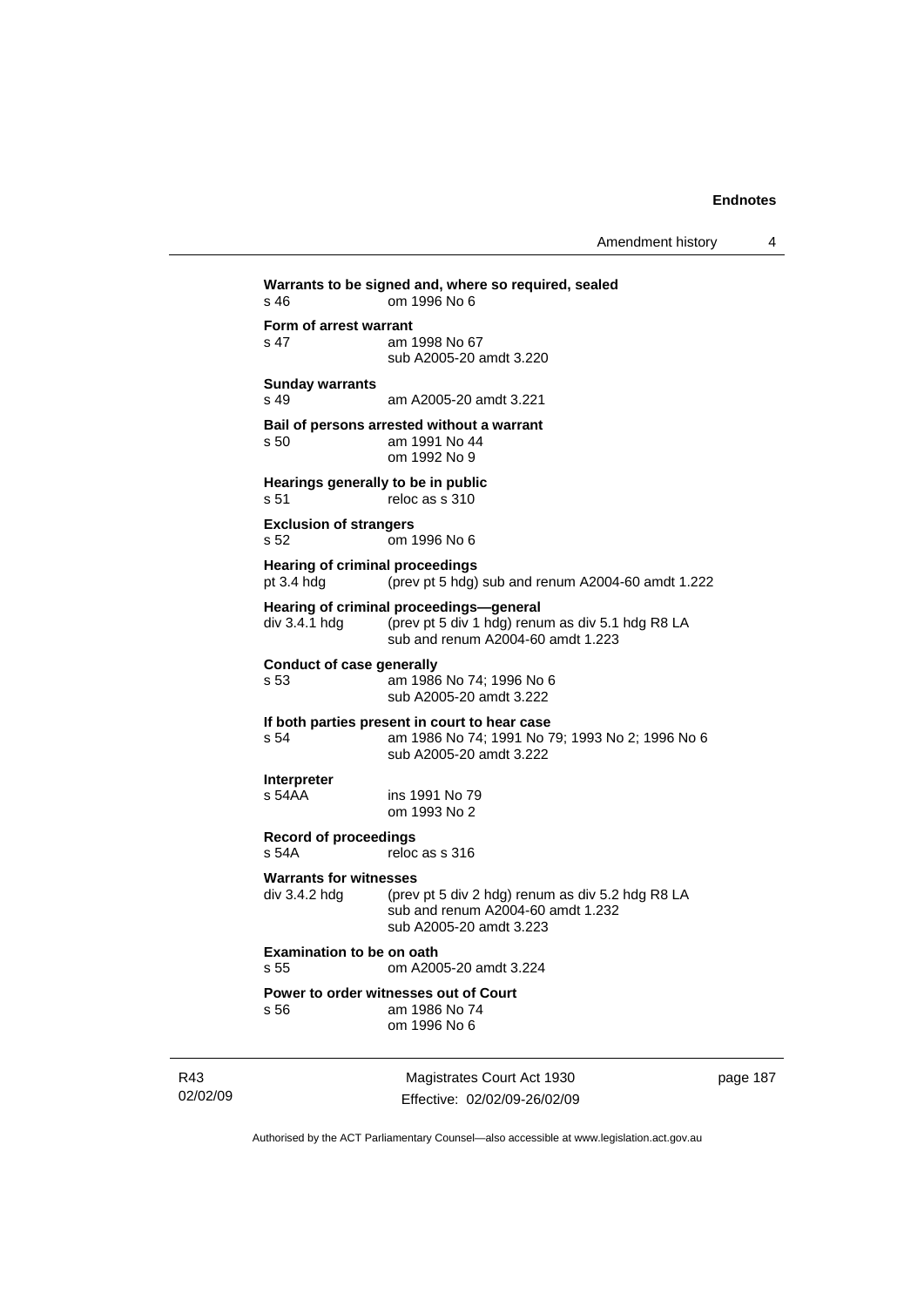**Warrants to be signed and, where so required, sealed**
s 46 om 1996 No 6

**Form of arrest warrant**
s 47 am 1998 No 67
sub A2005-20 amdt 3.220

**Sunday warrants**
s 49 am A2005-20 amdt 3.221

**Bail of persons arrested without a warrant**
s 50 am 1991 No 44
om 1992 No 9

**Hearings generally to be in public**
s 51 reloc as s 310

**Exclusion of strangers**
s 52 om 1996 No 6

**Hearing of criminal proceedings**
pt 3.4 hdg (prev pt 5 hdg) sub and renum A2004-60 amdt 1.222

**Hearing of criminal proceedings—general**
div 3.4.1 hdg (prev pt 5 div 1 hdg) renum as div 5.1 hdg R8 LA
sub and renum A2004-60 amdt 1.223

**Conduct of case generally**
s 53 am 1986 No 74; 1996 No 6
sub A2005-20 amdt 3.222

**If both parties present in court to hear case**
s 54 am 1986 No 74; 1991 No 79; 1993 No 2; 1996 No 6
sub A2005-20 amdt 3.222

**Interpreter**
s 54AA ins 1991 No 79
om 1993 No 2

**Record of proceedings**
s 54A reloc as s 316

**Warrants for witnesses**
div 3.4.2 hdg (prev pt 5 div 2 hdg) renum as div 5.2 hdg R8 LA
sub and renum A2004-60 amdt 1.232
sub A2005-20 amdt 3.223

**Examination to be on oath**
s 55 om A2005-20 amdt 3.224

**Power to order witnesses out of Court**
s 56 am 1986 No 74
om 1996 No 6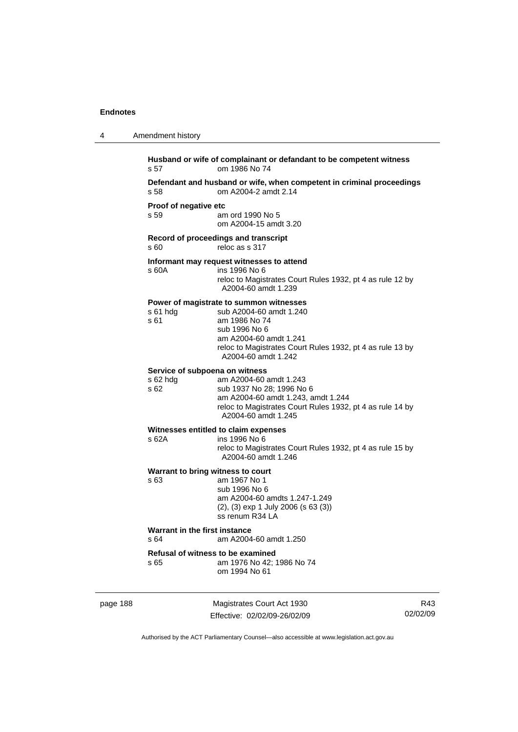**Husband or wife of complainant or defandant to be competent witness**
s 57 om 1986 No 74

**Defendant and husband or wife, when competent in criminal proceedings**
s 58 om A2004-2 amdt 2.14

**Proof of negative etc**
s 59 am ord 1990 No 5
om A2004-15 amdt 3.20

**Record of proceedings and transcript**
s 60 reloc as s 317

**Informant may request witnesses to attend**
s 60A ins 1996 No 6
reloc to Magistrates Court Rules 1932, pt 4 as rule 12 by A2004-60 amdt 1.239

**Power of magistrate to summon witnesses**
s 61 hdg sub A2004-60 amdt 1.240
s 61 am 1986 No 74
sub 1996 No 6
am A2004-60 amdt 1.241
reloc to Magistrates Court Rules 1932, pt 4 as rule 13 by A2004-60 amdt 1.242

**Service of subpoena on witness**
s 62 hdg am A2004-60 amdt 1.243
s 62 sub 1937 No 28; 1996 No 6
am A2004-60 amdt 1.243, amdt 1.244
reloc to Magistrates Court Rules 1932, pt 4 as rule 14 by A2004-60 amdt 1.245

**Witnesses entitled to claim expenses**
s 62A ins 1996 No 6
reloc to Magistrates Court Rules 1932, pt 4 as rule 15 by A2004-60 amdt 1.246

**Warrant to bring witness to court**
s 63 am 1967 No 1
sub 1996 No 6
am A2004-60 amdts 1.247-1.249
(2), (3) exp 1 July 2006 (s 63 (3))
ss renum R34 LA

**Warrant in the first instance**
s 64 am A2004-60 amdt 1.250

**Refusal of witness to be examined**
s 65 am 1976 No 42; 1986 No 74
om 1994 No 61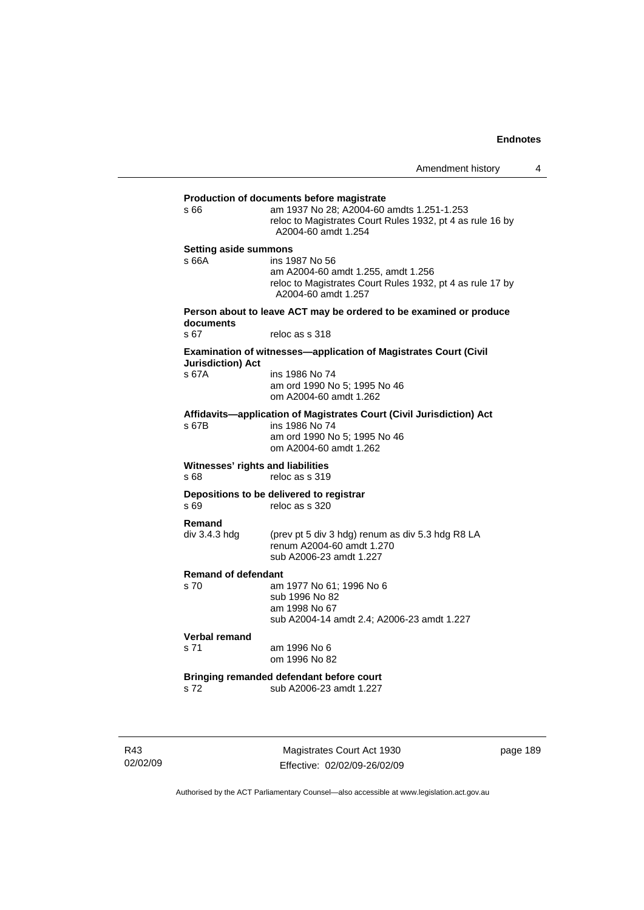**Production of documents before magistrate**

s 66 am 1937 No 28; A2004-60 amdts 1.251-1.253
reloc to Magistrates Court Rules 1932, pt 4 as rule 16 by A2004-60 amdt 1.254

**Setting aside summons**

s 66A ins 1987 No 56
am A2004-60 amdt 1.255, amdt 1.256
reloc to Magistrates Court Rules 1932, pt 4 as rule 17 by A2004-60 amdt 1.257

**Person about to leave ACT may be ordered to be examined or produce documents**

s 67 reloc as s 318

**Examination of witnesses—application of Magistrates Court (Civil Jurisdiction) Act**

s 67A ins 1986 No 74
am ord 1990 No 5; 1995 No 46
om A2004-60 amdt 1.262

**Affidavits—application of Magistrates Court (Civil Jurisdiction) Act**

s 67B ins 1986 No 74
am ord 1990 No 5; 1995 No 46
om A2004-60 amdt 1.262

**Witnesses' rights and liabilities**

s 68 reloc as s 319

**Depositions to be delivered to registrar**

s 69 reloc as s 320

**Remand**

div 3.4.3 hdg (prev pt 5 div 3 hdg) renum as div 5.3 hdg R8 LA
renum A2004-60 amdt 1.270
sub A2006-23 amdt 1.227

**Remand of defendant**

s 70 am 1977 No 61; 1996 No 6
sub 1996 No 82
am 1998 No 67
sub A2004-14 amdt 2.4; A2006-23 amdt 1.227

**Verbal remand**

s 71 am 1996 No 6
om 1996 No 82

**Bringing remanded defendant before court**

s 72 sub A2006-23 amdt 1.227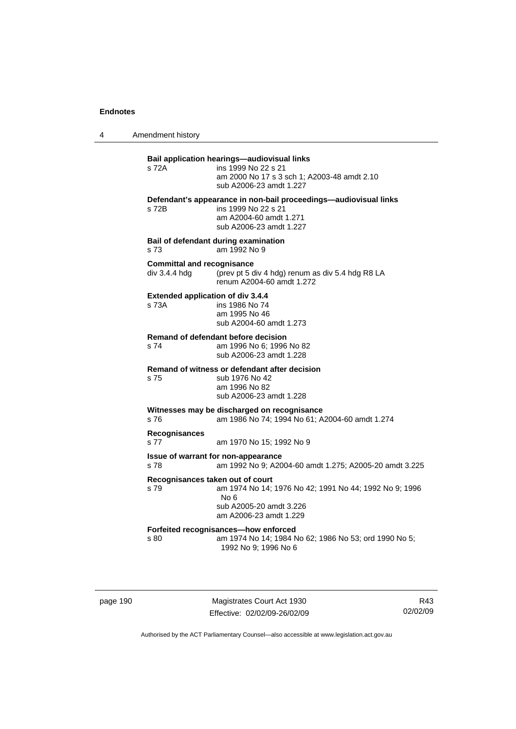**Bail application hearings—audiovisual links**

s 72A ins 1999 No 22 s 21
am 2000 No 17 s 3 sch 1; A2003-48 amdt 2.10
sub A2006-23 amdt 1.227

**Defendant's appearance in non-bail proceedings—audiovisual links**

s 72B ins 1999 No 22 s 21
am A2004-60 amdt 1.271
sub A2006-23 amdt 1.227

**Bail of defendant during examination**

s 73 am 1992 No 9

**Committal and recognisance**

div 3.4.4 hdg (prev pt 5 div 4 hdg) renum as div 5.4 hdg R8 LA
renum A2004-60 amdt 1.272

**Extended application of div 3.4.4**

s 73A ins 1986 No 74
am 1995 No 46
sub A2004-60 amdt 1.273

**Remand of defendant before decision**

s 74 am 1996 No 6; 1996 No 82
sub A2006-23 amdt 1.228

**Remand of witness or defendant after decision**

s 75 sub 1976 No 42
am 1996 No 82
sub A2006-23 amdt 1.228

**Witnesses may be discharged on recognisance**

s 76 am 1986 No 74; 1994 No 61; A2004-60 amdt 1.274

**Recognisances**

s 77 am 1970 No 15; 1992 No 9

**Issue of warrant for non-appearance**

s 78 am 1992 No 9; A2004-60 amdt 1.275; A2005-20 amdt 3.225

**Recognisances taken out of court**

s 79 am 1974 No 14; 1976 No 42; 1991 No 44; 1992 No 9; 1996 No 6
sub A2005-20 amdt 3.226
am A2006-23 amdt 1.229

**Forfeited recognisances—how enforced**

s 80 am 1974 No 14; 1984 No 62; 1986 No 53; ord 1990 No 5; 1992 No 9; 1996 No 6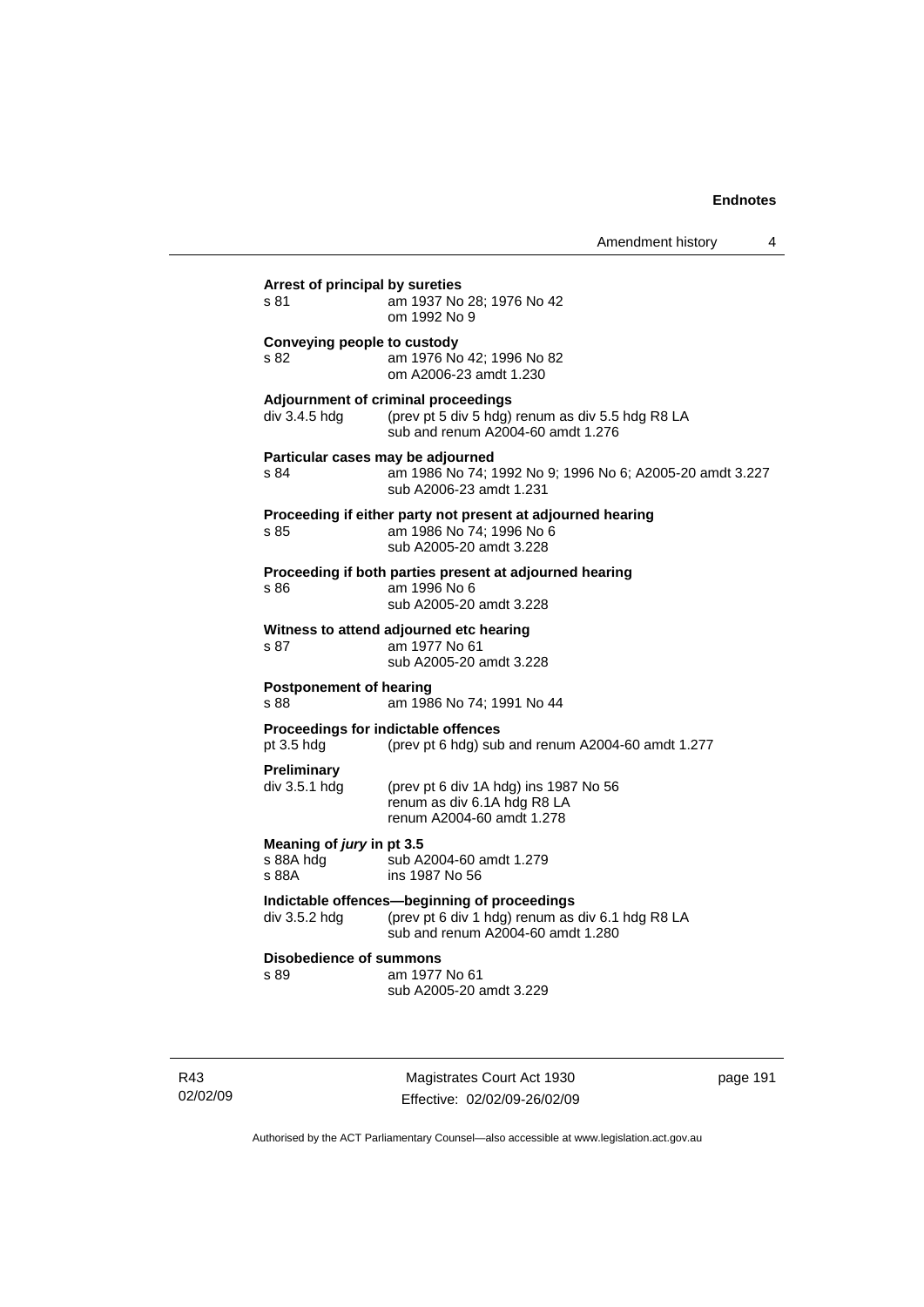**Arrest of principal by sureties**
s 81 am 1937 No 28; 1976 No 42
om 1992 No 9

**Conveying people to custody**
s 82 am 1976 No 42; 1996 No 82
om A2006-23 amdt 1.230

**Adjournment of criminal proceedings**
div 3.4.5 hdg (prev pt 5 div 5 hdg) renum as div 5.5 hdg R8 LA
sub and renum A2004-60 amdt 1.276

**Particular cases may be adjourned**
s 84 am 1986 No 74; 1992 No 9; 1996 No 6; A2005-20 amdt 3.227
sub A2006-23 amdt 1.231

**Proceeding if either party not present at adjourned hearing**
s 85 am 1986 No 74; 1996 No 6
sub A2005-20 amdt 3.228

**Proceeding if both parties present at adjourned hearing**
s 86 am 1996 No 6
sub A2005-20 amdt 3.228

**Witness to attend adjourned etc hearing**
s 87 am 1977 No 61
sub A2005-20 amdt 3.228

**Postponement of hearing**
s 88 am 1986 No 74; 1991 No 44

**Proceedings for indictable offences**
pt 3.5 hdg (prev pt 6 hdg) sub and renum A2004-60 amdt 1.277

**Preliminary**
div 3.5.1 hdg (prev pt 6 div 1A hdg) ins 1987 No 56
renum as div 6.1A hdg R8 LA
renum A2004-60 amdt 1.278

**Meaning of *jury* in pt 3.5**
s 88A hdg sub A2004-60 amdt 1.279
s 88A ins 1987 No 56

**Indictable offences—beginning of proceedings**
div 3.5.2 hdg (prev pt 6 div 1 hdg) renum as div 6.1 hdg R8 LA
sub and renum A2004-60 amdt 1.280

**Disobedience of summons**
s 89 am 1977 No 61
sub A2005-20 amdt 3.229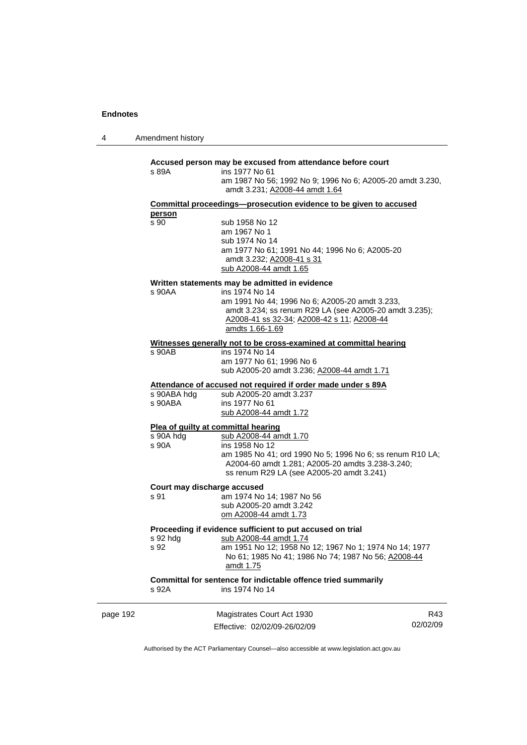**Accused person may be excused from attendance before court**

s 89A ins 1977 No 61
am 1987 No 56; 1992 No 9; 1996 No 6; A2005-20 amdt 3.230, amdt 3.231; A2008-44 amdt 1.64

**Committal proceedings—prosecution evidence to be given to accused person**

s 90 sub 1958 No 12
am 1967 No 1
sub 1974 No 14
am 1977 No 61; 1991 No 44; 1996 No 6; A2005-20 amdt 3.232; A2008-41 s 31
sub A2008-44 amdt 1.65

**Written statements may be admitted in evidence**

s 90AA ins 1974 No 14
am 1991 No 44; 1996 No 6; A2005-20 amdt 3.233, amdt 3.234; ss renum R29 LA (see A2005-20 amdt 3.235); A2008-41 ss 32-34; A2008-42 s 11; A2008-44 amdts 1.66-1.69

**Witnesses generally not to be cross-examined at committal hearing**

s 90AB ins 1974 No 14
am 1977 No 61; 1996 No 6
sub A2005-20 amdt 3.236; A2008-44 amdt 1.71

**Attendance of accused not required if order made under s 89A**

s 90ABA hdg sub A2005-20 amdt 3.237
s 90ABA ins 1977 No 61
sub A2008-44 amdt 1.72

**Plea of guilty at committal hearing**

s 90A hdg sub A2008-44 amdt 1.70
s 90A ins 1958 No 12
am 1985 No 41; ord 1990 No 5; 1996 No 6; ss renum R10 LA; A2004-60 amdt 1.281; A2005-20 amdts 3.238-3.240; ss renum R29 LA (see A2005-20 amdt 3.241)

**Court may discharge accused**

s 91 am 1974 No 14; 1987 No 56
sub A2005-20 amdt 3.242
om A2008-44 amdt 1.73

**Proceeding if evidence sufficient to put accused on trial**

s 92 hdg sub A2008-44 amdt 1.74
s 92 am 1951 No 12; 1958 No 12; 1967 No 1; 1974 No 14; 1977 No 61; 1985 No 41; 1986 No 74; 1987 No 56; A2008-44 amdt 1.75

**Committal for sentence for indictable offence tried summarily**

s 92A ins 1974 No 14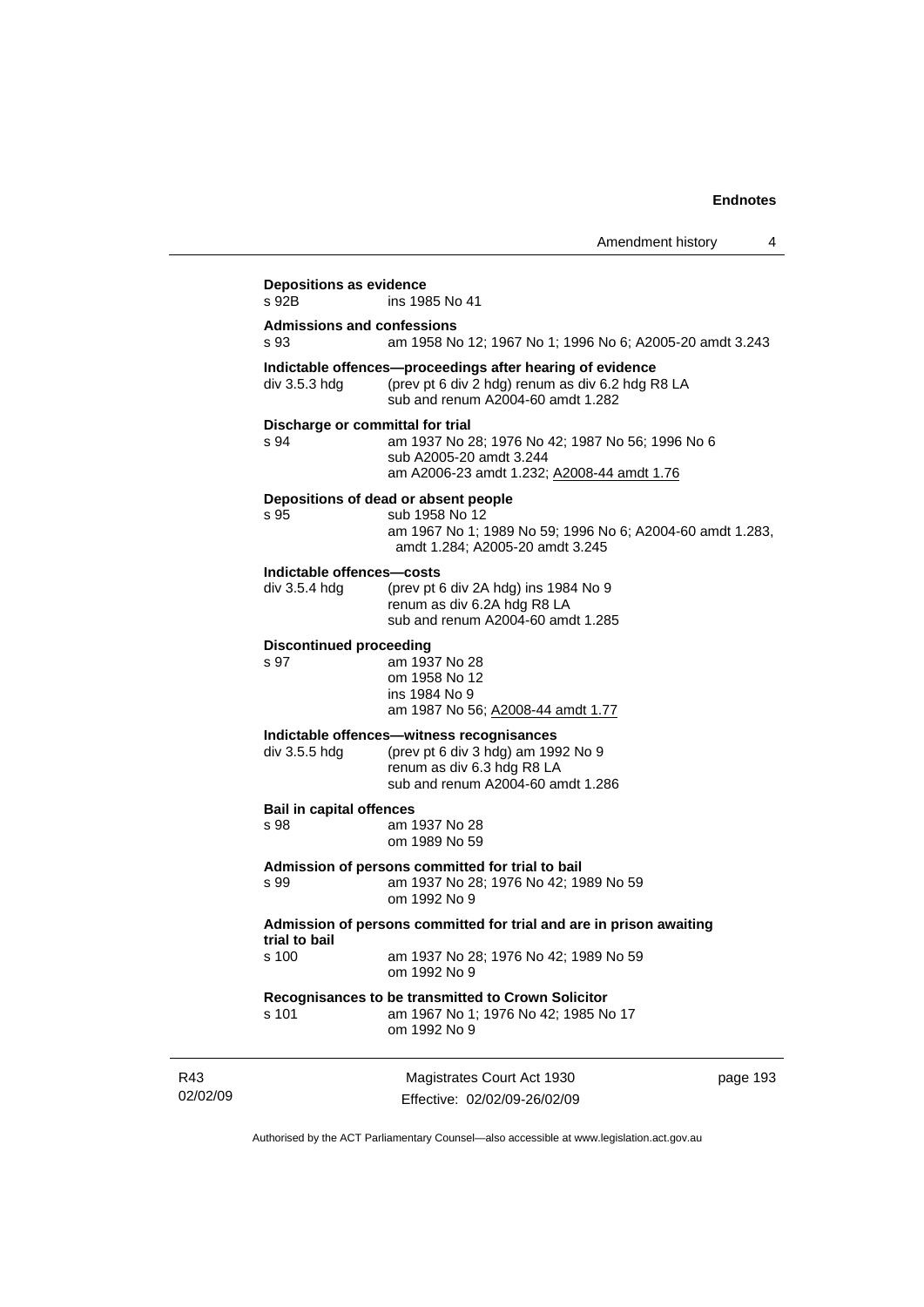**Depositions as evidence**

s 92B ins 1985 No 41

**Admissions and confessions**

s 93 am 1958 No 12; 1967 No 1; 1996 No 6; A2005-20 amdt 3.243

**Indictable offences—proceedings after hearing of evidence**

div 3.5.3 hdg (prev pt 6 div 2 hdg) renum as div 6.2 hdg R8 LA
sub and renum A2004-60 amdt 1.282

**Discharge or committal for trial**

s 94 am 1937 No 28; 1976 No 42; 1987 No 56; 1996 No 6
sub A2005-20 amdt 3.244
am A2006-23 amdt 1.232; A2008-44 amdt 1.76

**Depositions of dead or absent people**

s 95 sub 1958 No 12
am 1967 No 1; 1989 No 59; 1996 No 6; A2004-60 amdt 1.283, amdt 1.284; A2005-20 amdt 3.245

**Indictable offences—costs**

div 3.5.4 hdg (prev pt 6 div 2A hdg) ins 1984 No 9
renum as div 6.2A hdg R8 LA
sub and renum A2004-60 amdt 1.285

**Discontinued proceeding**

s 97 am 1937 No 28
om 1958 No 12
ins 1984 No 9
am 1987 No 56; A2008-44 amdt 1.77

**Indictable offences—witness recognisances**

div 3.5.5 hdg (prev pt 6 div 3 hdg) am 1992 No 9
renum as div 6.3 hdg R8 LA
sub and renum A2004-60 amdt 1.286

**Bail in capital offences**

s 98 am 1937 No 28
om 1989 No 59

**Admission of persons committed for trial to bail**

s 99 am 1937 No 28; 1976 No 42; 1989 No 59
om 1992 No 9

**Admission of persons committed for trial and are in prison awaiting trial to bail**

s 100 am 1937 No 28; 1976 No 42; 1989 No 59
om 1992 No 9

**Recognisances to be transmitted to Crown Solicitor**

s 101 am 1967 No 1; 1976 No 42; 1985 No 17
om 1992 No 9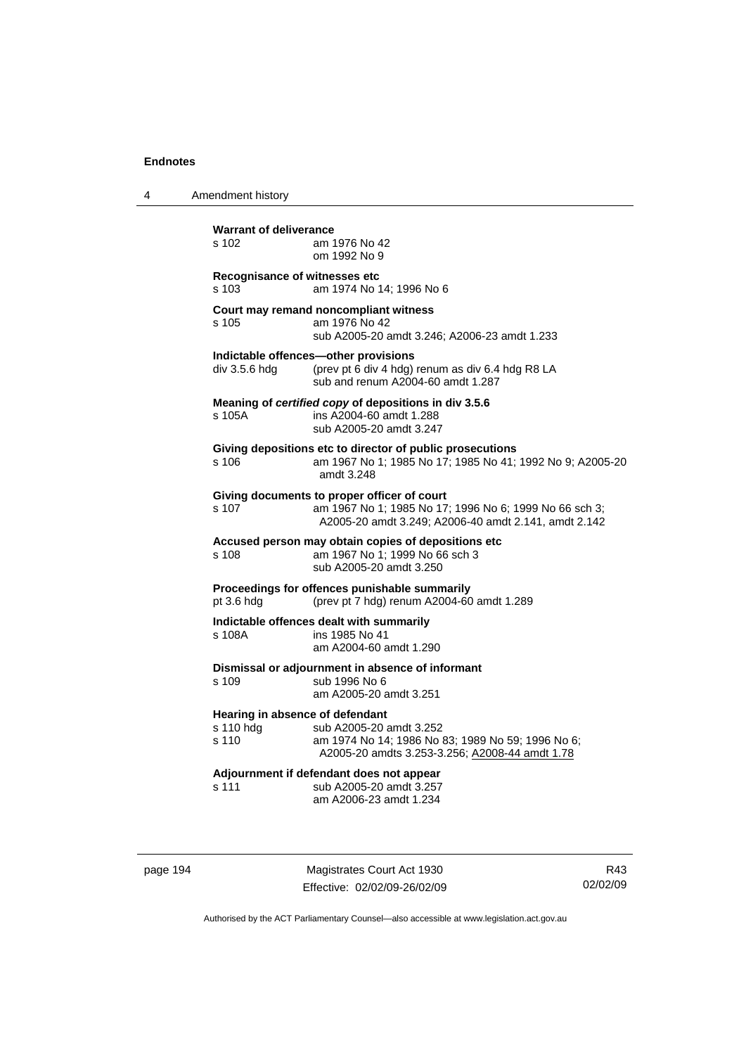**Warrant of deliverance**

s 102 am 1976 No 42
om 1992 No 9

**Recognisance of witnesses etc**

s 103 am 1974 No 14; 1996 No 6

**Court may remand noncompliant witness**

s 105 am 1976 No 42
sub A2005-20 amdt 3.246; A2006-23 amdt 1.233

**Indictable offences—other provisions**

div 3.5.6 hdg (prev pt 6 div 4 hdg) renum as div 6.4 hdg R8 LA
sub and renum A2004-60 amdt 1.287

**Meaning of *certified copy* of depositions in div 3.5.6**

s 105A ins A2004-60 amdt 1.288
sub A2005-20 amdt 3.247

**Giving depositions etc to director of public prosecutions**

s 106 am 1967 No 1; 1985 No 17; 1985 No 41; 1992 No 9; A2005-20 amdt 3.248

**Giving documents to proper officer of court**

s 107 am 1967 No 1; 1985 No 17; 1996 No 6; 1999 No 66 sch 3; A2005-20 amdt 3.249; A2006-40 amdt 2.141, amdt 2.142

**Accused person may obtain copies of depositions etc**

s 108 am 1967 No 1; 1999 No 66 sch 3
sub A2005-20 amdt 3.250

**Proceedings for offences punishable summarily**

pt 3.6 hdg (prev pt 7 hdg) renum A2004-60 amdt 1.289

**Indictable offences dealt with summarily**

s 108A ins 1985 No 41
am A2004-60 amdt 1.290

**Dismissal or adjournment in absence of informant**

s 109 sub 1996 No 6
am A2005-20 amdt 3.251

**Hearing in absence of defendant**

s 110 hdg sub A2005-20 amdt 3.252
s 110 am 1974 No 14; 1986 No 83; 1989 No 59; 1996 No 6; A2005-20 amdts 3.253-3.256; A2008-44 amdt 1.78

**Adjournment if defendant does not appear**

s 111 sub A2005-20 amdt 3.257
am A2006-23 amdt 1.234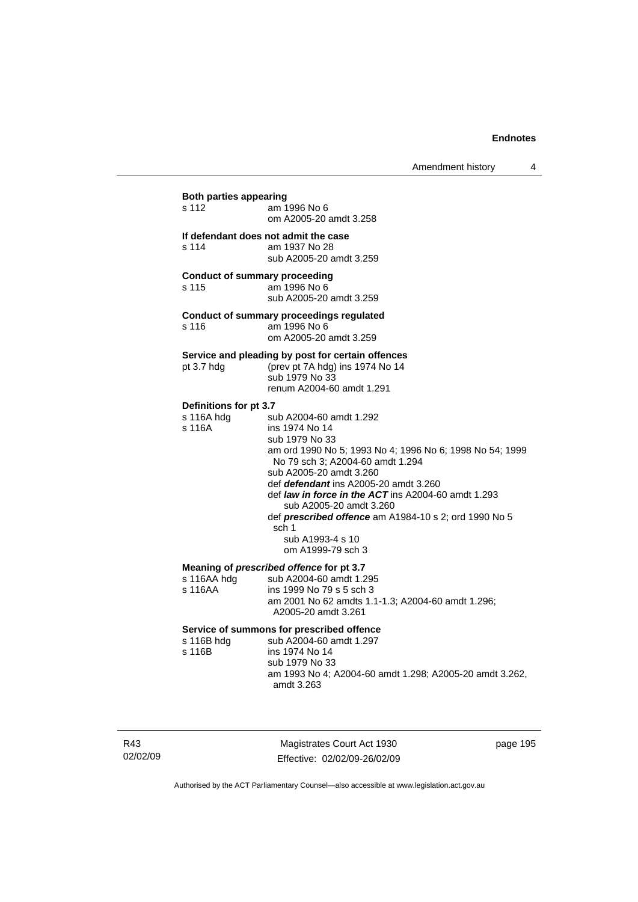**Both parties appearing**

s 112 am 1996 No 6
om A2005-20 amdt 3.258

**If defendant does not admit the case**

s 114 am 1937 No 28
sub A2005-20 amdt 3.259

**Conduct of summary proceeding**

s 115 am 1996 No 6
sub A2005-20 amdt 3.259

**Conduct of summary proceedings regulated**

s 116 am 1996 No 6
om A2005-20 amdt 3.259

**Service and pleading by post for certain offences**

pt 3.7 hdg (prev pt 7A hdg) ins 1974 No 14
sub 1979 No 33
renum A2004-60 amdt 1.291

**Definitions for pt 3.7**

s 116A hdg sub A2004-60 amdt 1.292

s 116A ins 1974 No 14
sub 1979 No 33
am ord 1990 No 5; 1993 No 4; 1996 No 6; 1998 No 54; 1999 No 79 sch 3; A2004-60 amdt 1.294
sub A2005-20 amdt 3.260
def ***defendant*** ins A2005-20 amdt 3.260
def ***law in force in the ACT*** ins A2004-60 amdt 1.293
sub A2005-20 amdt 3.260
def ***prescribed offence*** am A1984-10 s 2; ord 1990 No 5 sch 1
sub A1993-4 s 10
om A1999-79 sch 3

**Meaning of *prescribed offence* for pt 3.7**

s 116AA hdg sub A2004-60 amdt 1.295

s 116AA ins 1999 No 79 s 5 sch 3
am 2001 No 62 amdts 1.1-1.3; A2004-60 amdt 1.296; A2005-20 amdt 3.261

**Service of summons for prescribed offence**

s 116B hdg sub A2004-60 amdt 1.297

s 116B ins 1974 No 14
sub 1979 No 33
am 1993 No 4; A2004-60 amdt 1.298; A2005-20 amdt 3.262, amdt 3.263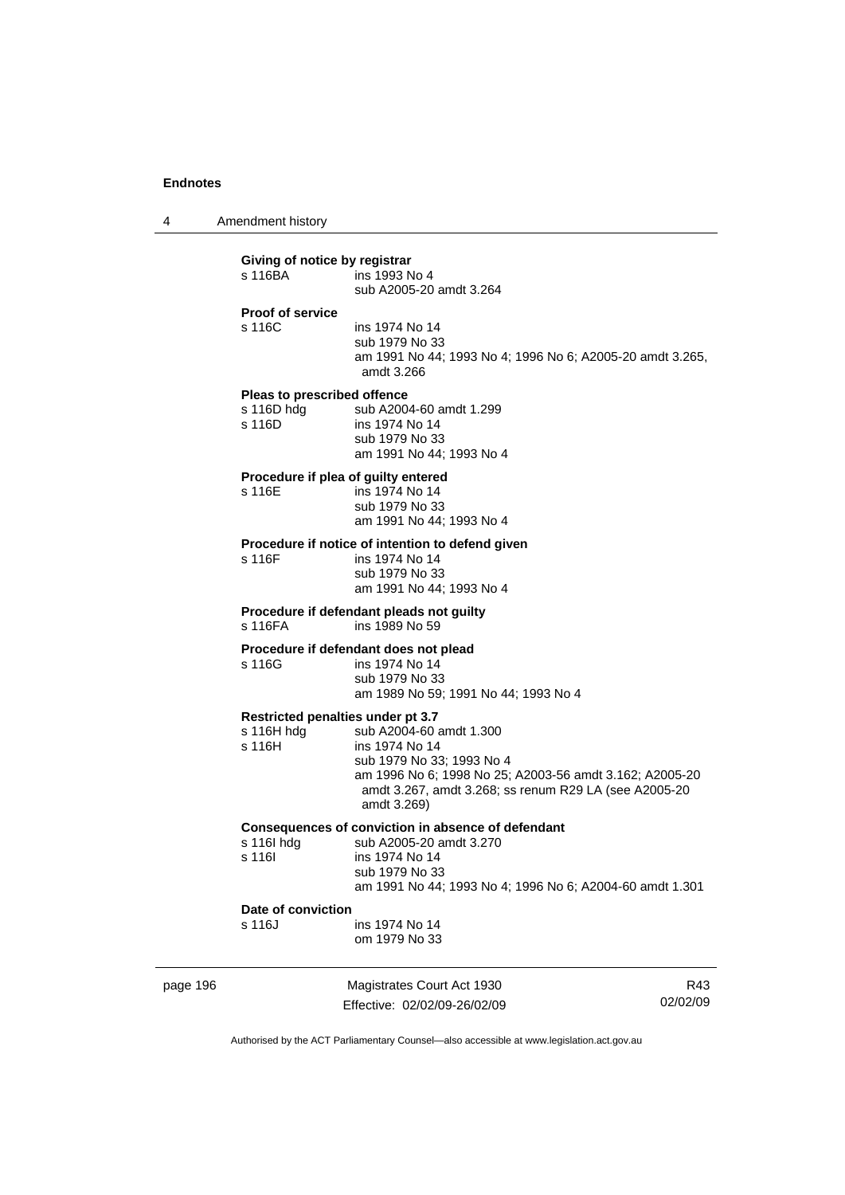**Giving of notice by registrar**

s 116BA ins 1993 No 4
sub A2005-20 amdt 3.264

**Proof of service**

s 116C ins 1974 No 14
sub 1979 No 33
am 1991 No 44; 1993 No 4; 1996 No 6; A2005-20 amdt 3.265, amdt 3.266

**Pleas to prescribed offence**

s 116D hdg sub A2004-60 amdt 1.299
s 116D ins 1974 No 14
sub 1979 No 33
am 1991 No 44; 1993 No 4

**Procedure if plea of guilty entered**

s 116E ins 1974 No 14
sub 1979 No 33
am 1991 No 44; 1993 No 4

**Procedure if notice of intention to defend given**

s 116F ins 1974 No 14
sub 1979 No 33
am 1991 No 44; 1993 No 4

**Procedure if defendant pleads not guilty**

s 116FA ins 1989 No 59

**Procedure if defendant does not plead**

s 116G ins 1974 No 14
sub 1979 No 33
am 1989 No 59; 1991 No 44; 1993 No 4

**Restricted penalties under pt 3.7**

s 116H hdg sub A2004-60 amdt 1.300
s 116H ins 1974 No 14
sub 1979 No 33; 1993 No 4
am 1996 No 6; 1998 No 25; A2003-56 amdt 3.162; A2005-20 amdt 3.267, amdt 3.268; ss renum R29 LA (see A2005-20 amdt 3.269)

**Consequences of conviction in absence of defendant**

s 116I hdg sub A2005-20 amdt 3.270
s 116I ins 1974 No 14
sub 1979 No 33
am 1991 No 44; 1993 No 4; 1996 No 6; A2004-60 amdt 1.301

**Date of conviction**

s 116J ins 1974 No 14
om 1979 No 33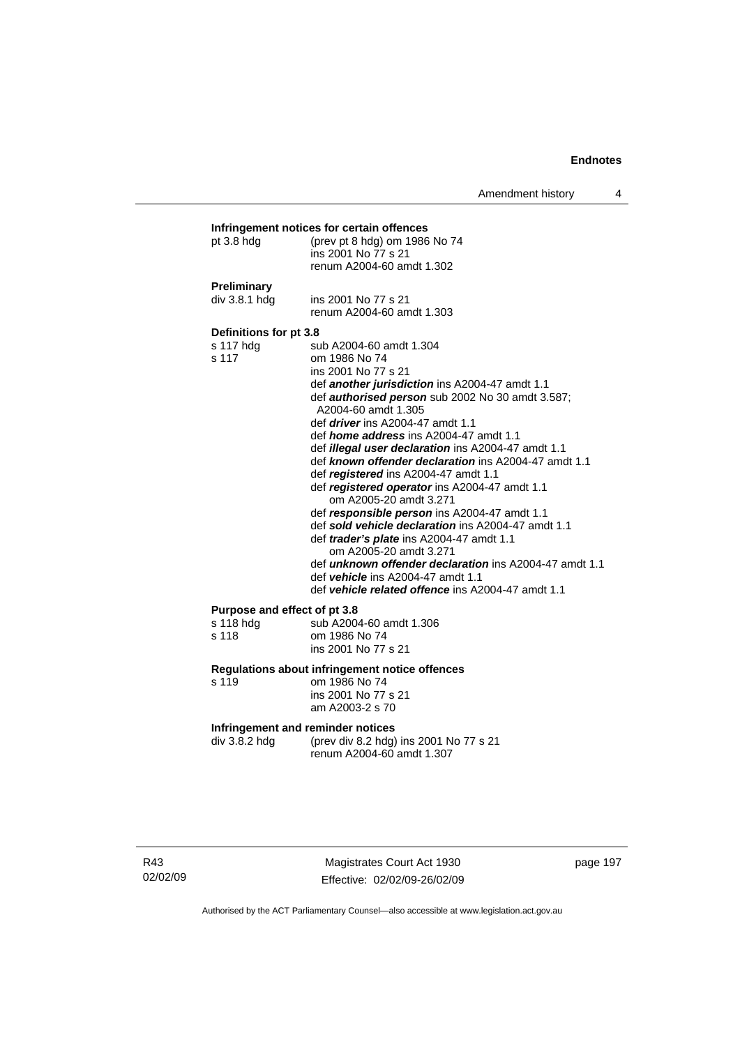**Infringement notices for certain offences**

| | |
|---|---|
| pt 3.8 hdg | (prev pt 8 hdg) om 1986 No 74<br>ins 2001 No 77 s 21<br>renum A2004-60 amdt 1.302 |

**Preliminary**

| | |
|---|---|
| div 3.8.1 hdg | ins 2001 No 77 s 21<br>renum A2004-60 amdt 1.303 |

**Definitions for pt 3.8**

| | |
|---|---|
| s 117 hdg | sub A2004-60 amdt 1.304 |
| s 117 | om 1986 No 74<br>ins 2001 No 77 s 21<br>def ***another jurisdiction*** ins A2004-47 amdt 1.1<br>def ***authorised person*** sub 2002 No 30 amdt 3.587; A2004-60 amdt 1.305<br>def ***driver*** ins A2004-47 amdt 1.1<br>def ***home address*** ins A2004-47 amdt 1.1<br>def ***illegal user declaration*** ins A2004-47 amdt 1.1<br>def ***known offender declaration*** ins A2004-47 amdt 1.1<br>def ***registered*** ins A2004-47 amdt 1.1<br>def ***registered operator*** ins A2004-47 amdt 1.1<br>om A2005-20 amdt 3.271<br>def ***responsible person*** ins A2004-47 amdt 1.1<br>def ***sold vehicle declaration*** ins A2004-47 amdt 1.1<br>def ***trader's plate*** ins A2004-47 amdt 1.1<br>om A2005-20 amdt 3.271<br>def ***unknown offender declaration*** ins A2004-47 amdt 1.1<br>def ***vehicle*** ins A2004-47 amdt 1.1<br>def ***vehicle related offence*** ins A2004-47 amdt 1.1 |

**Purpose and effect of pt 3.8**

| | |
|---|---|
| s 118 hdg | sub A2004-60 amdt 1.306 |
| s 118 | om 1986 No 74<br>ins 2001 No 77 s 21 |

**Regulations about infringement notice offences**

| | |
|---|---|
| s 119 | om 1986 No 74<br>ins 2001 No 77 s 21<br>am A2003-2 s 70 |

**Infringement and reminder notices**

| | |
|---|---|
| div 3.8.2 hdg | (prev div 8.2 hdg) ins 2001 No 77 s 21<br>renum A2004-60 amdt 1.307 |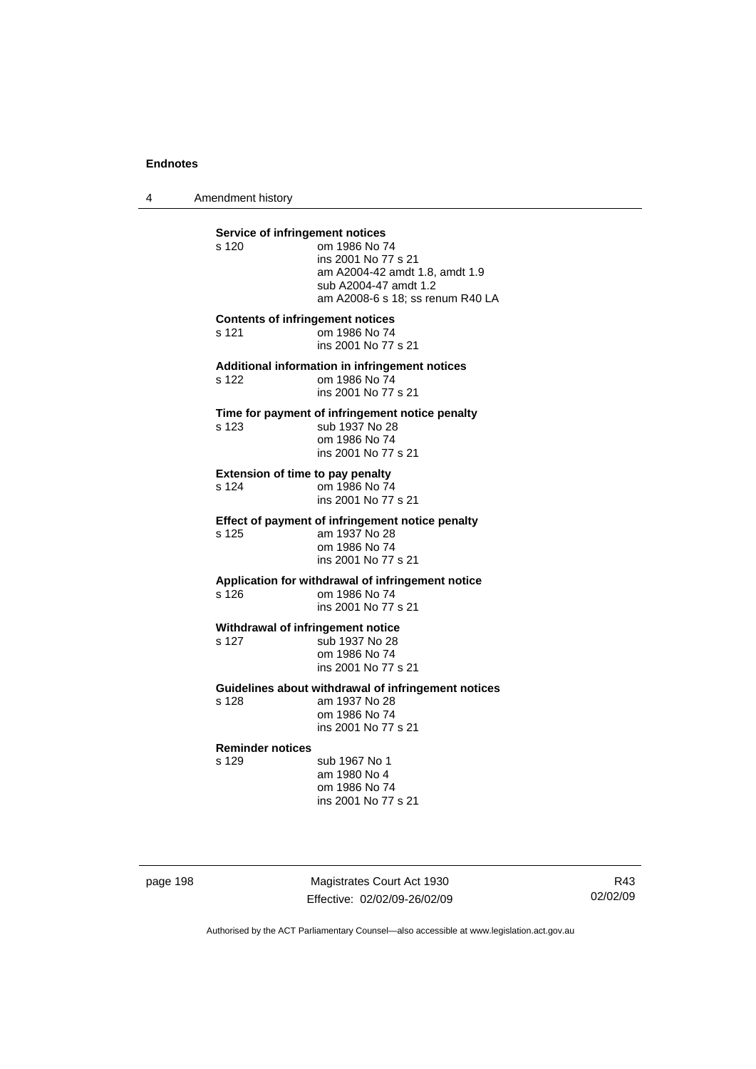**Service of infringement notices**

s 120 om 1986 No 74
ins 2001 No 77 s 21
am A2004-42 amdt 1.8, amdt 1.9
sub A2004-47 amdt 1.2
am A2008-6 s 18; ss renum R40 LA

**Contents of infringement notices**

s 121 om 1986 No 74
ins 2001 No 77 s 21

**Additional information in infringement notices**

s 122 om 1986 No 74
ins 2001 No 77 s 21

**Time for payment of infringement notice penalty**

s 123 sub 1937 No 28
om 1986 No 74
ins 2001 No 77 s 21

**Extension of time to pay penalty**

s 124 om 1986 No 74
ins 2001 No 77 s 21

**Effect of payment of infringement notice penalty**

s 125 am 1937 No 28
om 1986 No 74
ins 2001 No 77 s 21

**Application for withdrawal of infringement notice**

s 126 om 1986 No 74
ins 2001 No 77 s 21

**Withdrawal of infringement notice**

s 127 sub 1937 No 28
om 1986 No 74
ins 2001 No 77 s 21

**Guidelines about withdrawal of infringement notices**

s 128 am 1937 No 28
om 1986 No 74
ins 2001 No 77 s 21

**Reminder notices**

s 129 sub 1967 No 1
am 1980 No 4
om 1986 No 74
ins 2001 No 77 s 21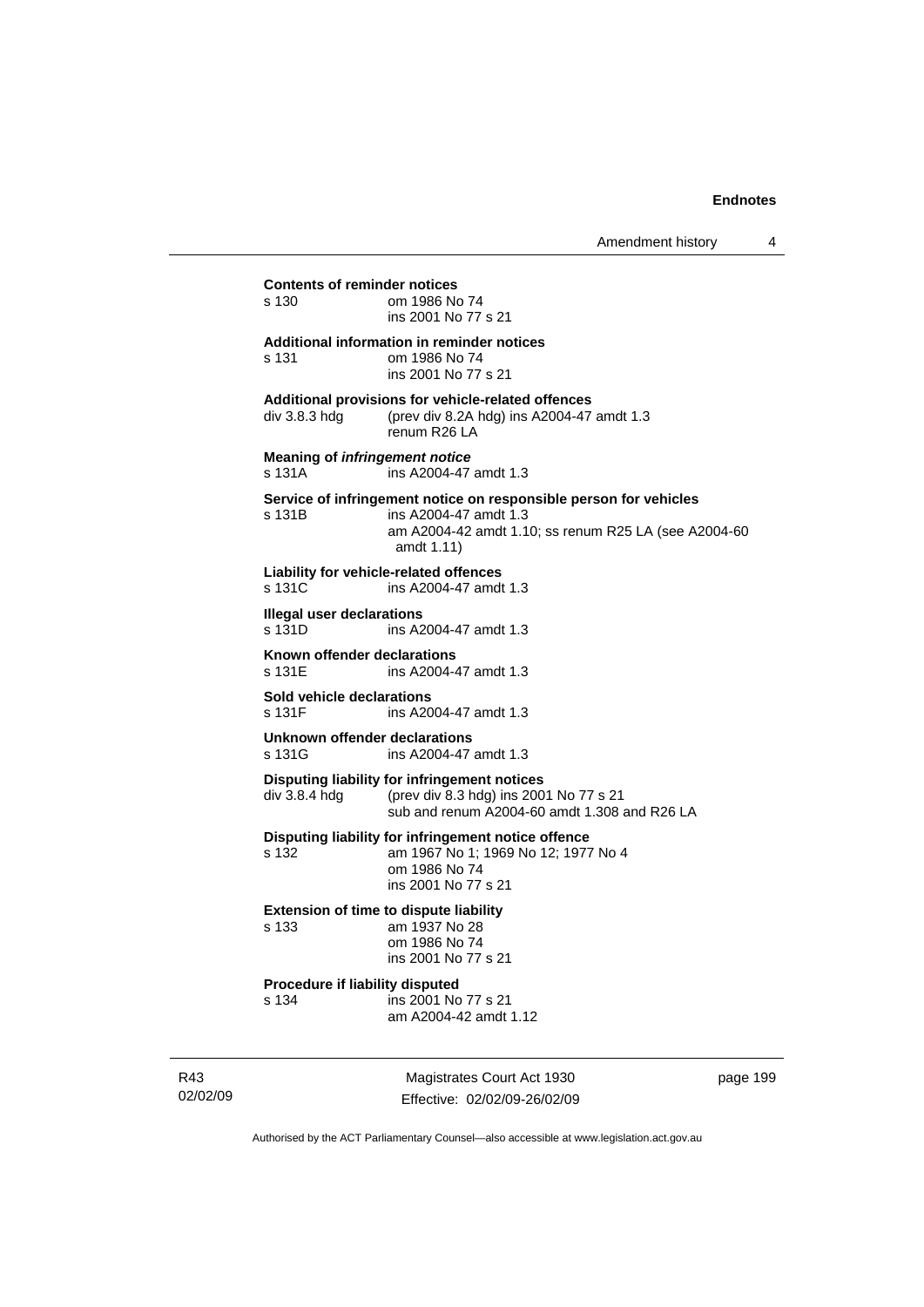**Contents of reminder notices**

s 130 om 1986 No 74
ins 2001 No 77 s 21

**Additional information in reminder notices**

s 131 om 1986 No 74
ins 2001 No 77 s 21

**Additional provisions for vehicle-related offences**

div 3.8.3 hdg (prev div 8.2A hdg) ins A2004-47 amdt 1.3
renum R26 LA

**Meaning of *infringement notice***

s 131A ins A2004-47 amdt 1.3

**Service of infringement notice on responsible person for vehicles**

s 131B ins A2004-47 amdt 1.3
am A2004-42 amdt 1.10; ss renum R25 LA (see A2004-60 amdt 1.11)

**Liability for vehicle-related offences**

s 131C ins A2004-47 amdt 1.3

**Illegal user declarations**

s 131D ins A2004-47 amdt 1.3

**Known offender declarations**

s 131E ins A2004-47 amdt 1.3

**Sold vehicle declarations**

s 131F ins A2004-47 amdt 1.3

**Unknown offender declarations**

s 131G ins A2004-47 amdt 1.3

**Disputing liability for infringement notices**

div 3.8.4 hdg (prev div 8.3 hdg) ins 2001 No 77 s 21
sub and renum A2004-60 amdt 1.308 and R26 LA

**Disputing liability for infringement notice offence**

s 132 am 1967 No 1; 1969 No 12; 1977 No 4
om 1986 No 74
ins 2001 No 77 s 21

**Extension of time to dispute liability**

s 133 am 1937 No 28
om 1986 No 74
ins 2001 No 77 s 21

**Procedure if liability disputed**

s 134 ins 2001 No 77 s 21
am A2004-42 amdt 1.12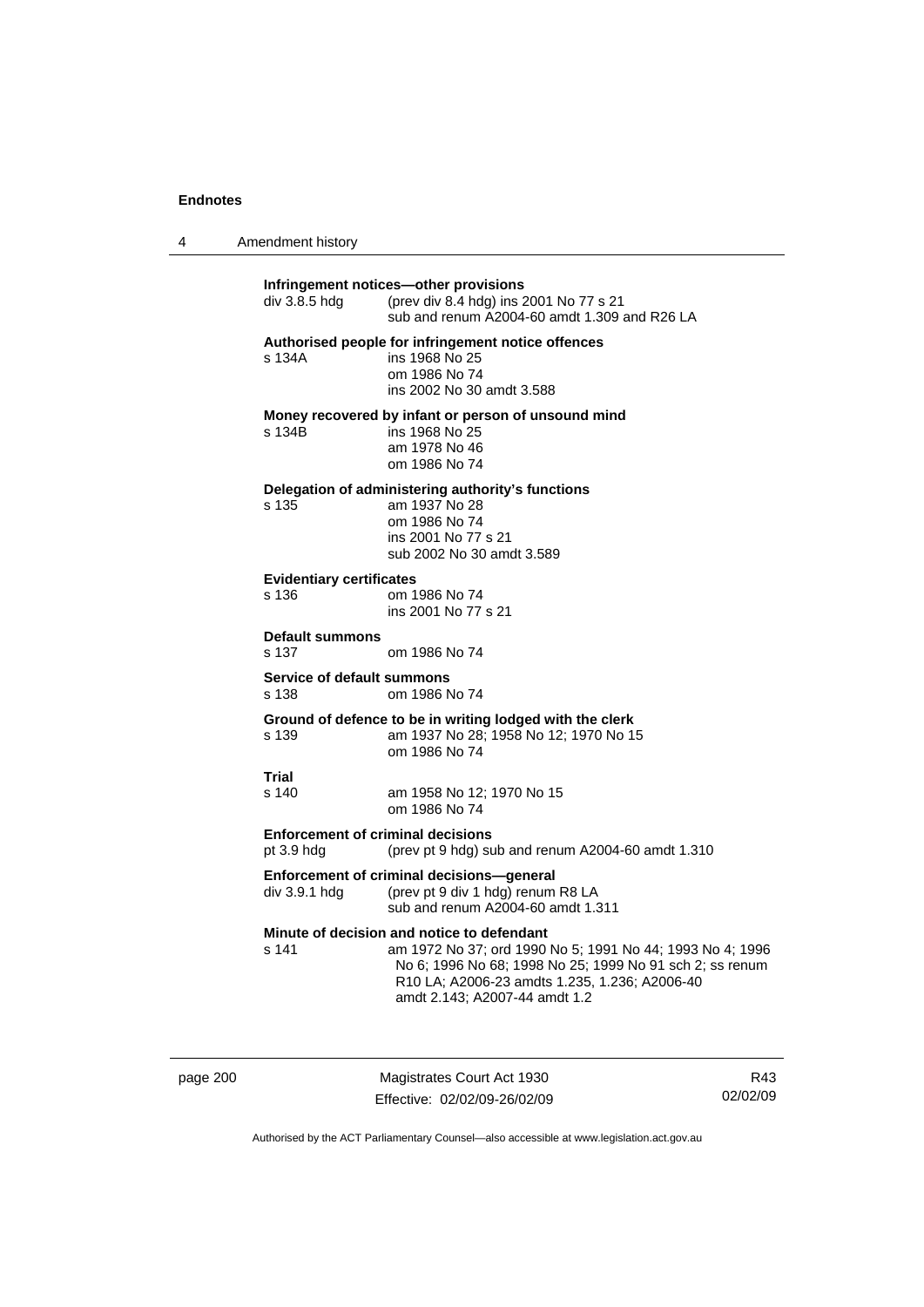**Infringement notices—other provisions**
div 3.8.5 hdg (prev div 8.4 hdg) ins 2001 No 77 s 21
sub and renum A2004-60 amdt 1.309 and R26 LA

**Authorised people for infringement notice offences**
s 134A ins 1968 No 25
om 1986 No 74
ins 2002 No 30 amdt 3.588

**Money recovered by infant or person of unsound mind**
s 134B ins 1968 No 25
am 1978 No 46
om 1986 No 74

**Delegation of administering authority's functions**
s 135 am 1937 No 28
om 1986 No 74
ins 2001 No 77 s 21
sub 2002 No 30 amdt 3.589

**Evidentiary certificates**
s 136 om 1986 No 74
ins 2001 No 77 s 21

**Default summons**
s 137 om 1986 No 74

**Service of default summons**
s 138 om 1986 No 74

**Ground of defence to be in writing lodged with the clerk**
s 139 am 1937 No 28; 1958 No 12; 1970 No 15
om 1986 No 74

**Trial**
s 140 am 1958 No 12; 1970 No 15
om 1986 No 74

**Enforcement of criminal decisions**
pt 3.9 hdg (prev pt 9 hdg) sub and renum A2004-60 amdt 1.310

**Enforcement of criminal decisions—general**
div 3.9.1 hdg (prev pt 9 div 1 hdg) renum R8 LA
sub and renum A2004-60 amdt 1.311

**Minute of decision and notice to defendant**
s 141 am 1972 No 37; ord 1990 No 5; 1991 No 44; 1993 No 4; 1996 No 6; 1996 No 68; 1998 No 25; 1999 No 91 sch 2; ss renum R10 LA; A2006-23 amdts 1.235, 1.236; A2006-40 amdt 2.143; A2007-44 amdt 1.2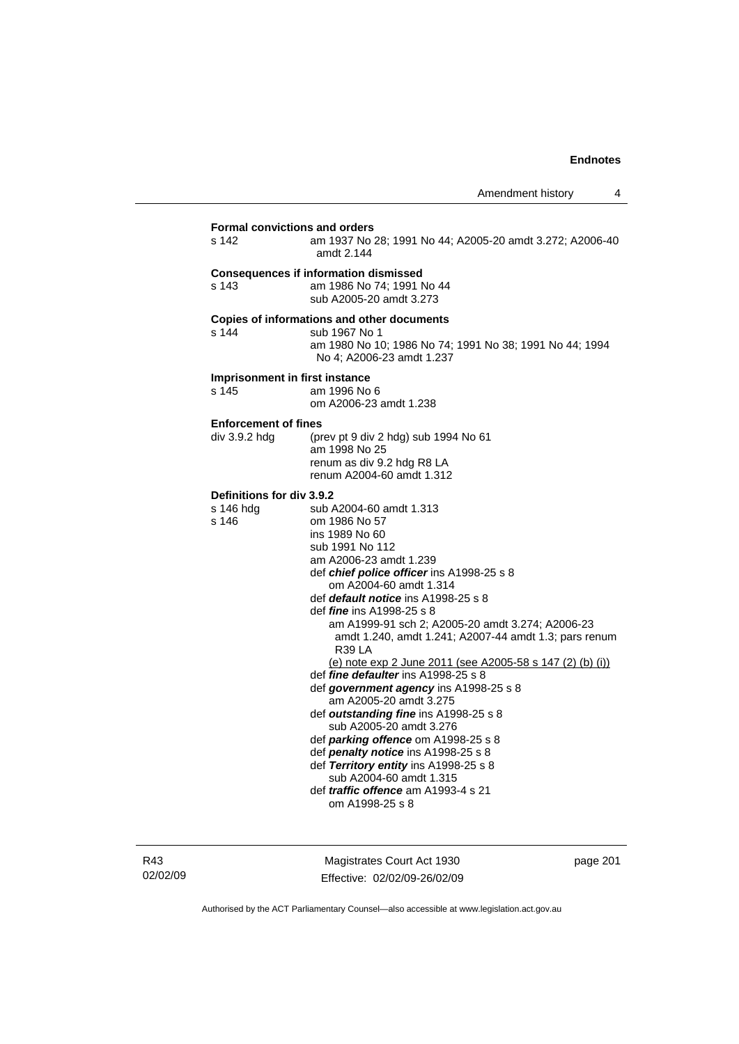**Formal convictions and orders**

s 142 am 1937 No 28; 1991 No 44; A2005-20 amdt 3.272; A2006-40 amdt 2.144

**Consequences if information dismissed**

s 143 am 1986 No 74; 1991 No 44
sub A2005-20 amdt 3.273

**Copies of informations and other documents**

s 144 sub 1967 No 1
am 1980 No 10; 1986 No 74; 1991 No 38; 1991 No 44; 1994 No 4; A2006-23 amdt 1.237

**Imprisonment in first instance**

s 145 am 1996 No 6
om A2006-23 amdt 1.238

**Enforcement of fines**

div 3.9.2 hdg (prev pt 9 div 2 hdg) sub 1994 No 61
am 1998 No 25
renum as div 9.2 hdg R8 LA
renum A2004-60 amdt 1.312

**Definitions for div 3.9.2**

s 146 hdg sub A2004-60 amdt 1.313

s 146 om 1986 No 57
ins 1989 No 60
sub 1991 No 112
am A2006-23 amdt 1.239
def ***chief police officer*** ins A1998-25 s 8
om A2004-60 amdt 1.314
def ***default notice*** ins A1998-25 s 8
def ***fine*** ins A1998-25 s 8
am A1999-91 sch 2; A2005-20 amdt 3.274; A2006-23 amdt 1.240, amdt 1.241; A2007-44 amdt 1.3; pars renum R39 LA
(e) note exp 2 June 2011 (see A2005-58 s 147 (2) (b) (i))
def ***fine defaulter*** ins A1998-25 s 8
def ***government agency*** ins A1998-25 s 8
am A2005-20 amdt 3.275
def ***outstanding fine*** ins A1998-25 s 8
sub A2005-20 amdt 3.276
def ***parking offence*** om A1998-25 s 8
def ***penalty notice*** ins A1998-25 s 8
def ***Territory entity*** ins A1998-25 s 8
sub A2004-60 amdt 1.315
def ***traffic offence*** am A1993-4 s 21
om A1998-25 s 8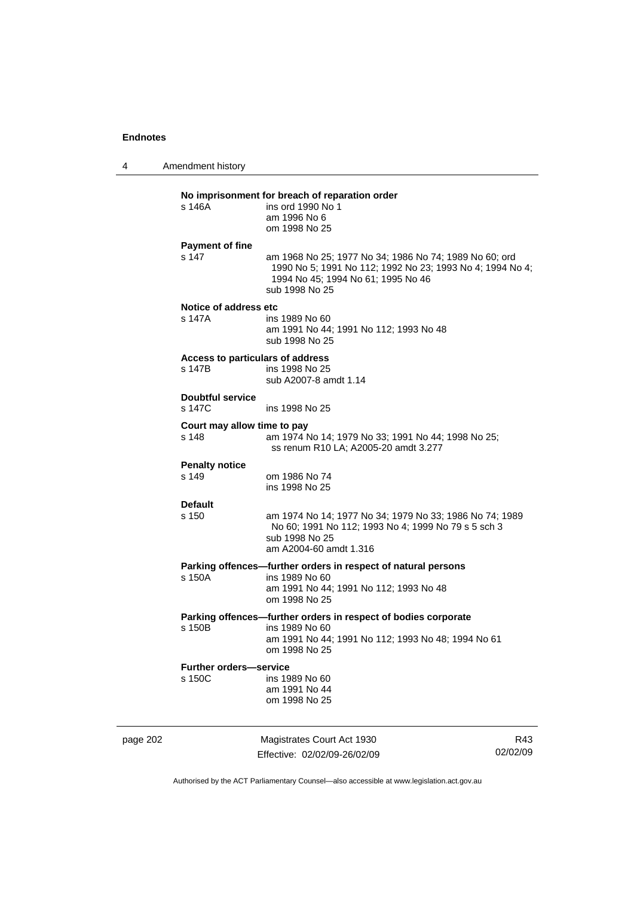**No imprisonment for breach of reparation order**

s 146A ins ord 1990 No 1
am 1996 No 6
om 1998 No 25

**Payment of fine**

s 147 am 1968 No 25; 1977 No 34; 1986 No 74; 1989 No 60; ord 1990 No 5; 1991 No 112; 1992 No 23; 1993 No 4; 1994 No 4; 1994 No 45; 1994 No 61; 1995 No 46
sub 1998 No 25

**Notice of address etc**

s 147A ins 1989 No 60
am 1991 No 44; 1991 No 112; 1993 No 48
sub 1998 No 25

**Access to particulars of address**

s 147B ins 1998 No 25
sub A2007-8 amdt 1.14

**Doubtful service**

s 147C ins 1998 No 25

**Court may allow time to pay**

s 148 am 1974 No 14; 1979 No 33; 1991 No 44; 1998 No 25; ss renum R10 LA; A2005-20 amdt 3.277

**Penalty notice**

s 149 om 1986 No 74
ins 1998 No 25

**Default**

s 150 am 1974 No 14; 1977 No 34; 1979 No 33; 1986 No 74; 1989 No 60; 1991 No 112; 1993 No 4; 1999 No 79 s 5 sch 3
sub 1998 No 25
am A2004-60 amdt 1.316

**Parking offences—further orders in respect of natural persons**

s 150A ins 1989 No 60
am 1991 No 44; 1991 No 112; 1993 No 48
om 1998 No 25

**Parking offences—further orders in respect of bodies corporate**

s 150B ins 1989 No 60
am 1991 No 44; 1991 No 112; 1993 No 48; 1994 No 61
om 1998 No 25

**Further orders—service**

s 150C ins 1989 No 60
am 1991 No 44
om 1998 No 25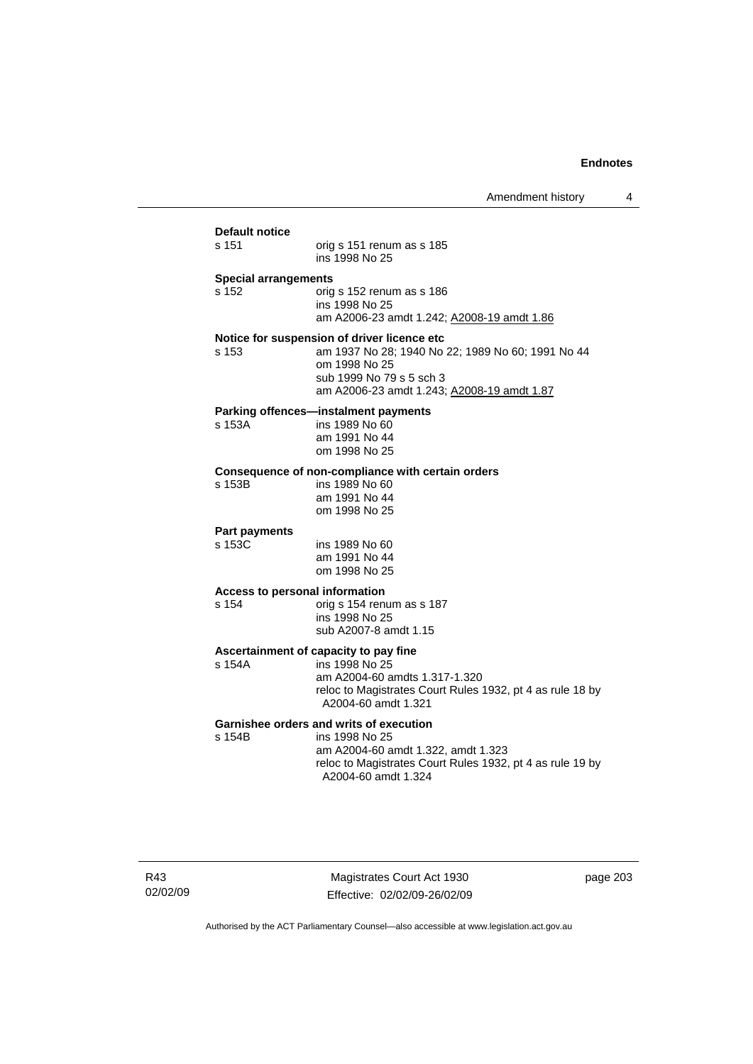**Default notice**

s 151 orig s 151 renum as s 185
ins 1998 No 25

**Special arrangements**

s 152 orig s 152 renum as s 186
ins 1998 No 25
am A2006-23 amdt 1.242; A2008-19 amdt 1.86

**Notice for suspension of driver licence etc**

s 153 am 1937 No 28; 1940 No 22; 1989 No 60; 1991 No 44
om 1998 No 25
sub 1999 No 79 s 5 sch 3
am A2006-23 amdt 1.243; A2008-19 amdt 1.87

**Parking offences—instalment payments**

s 153A ins 1989 No 60
am 1991 No 44
om 1998 No 25

**Consequence of non-compliance with certain orders**

s 153B ins 1989 No 60
am 1991 No 44
om 1998 No 25

**Part payments**

s 153C ins 1989 No 60
am 1991 No 44
om 1998 No 25

**Access to personal information**

s 154 orig s 154 renum as s 187
ins 1998 No 25
sub A2007-8 amdt 1.15

**Ascertainment of capacity to pay fine**

s 154A ins 1998 No 25
am A2004-60 amdts 1.317-1.320
reloc to Magistrates Court Rules 1932, pt 4 as rule 18 by A2004-60 amdt 1.321

**Garnishee orders and writs of execution**

s 154B ins 1998 No 25
am A2004-60 amdt 1.322, amdt 1.323
reloc to Magistrates Court Rules 1932, pt 4 as rule 19 by A2004-60 amdt 1.324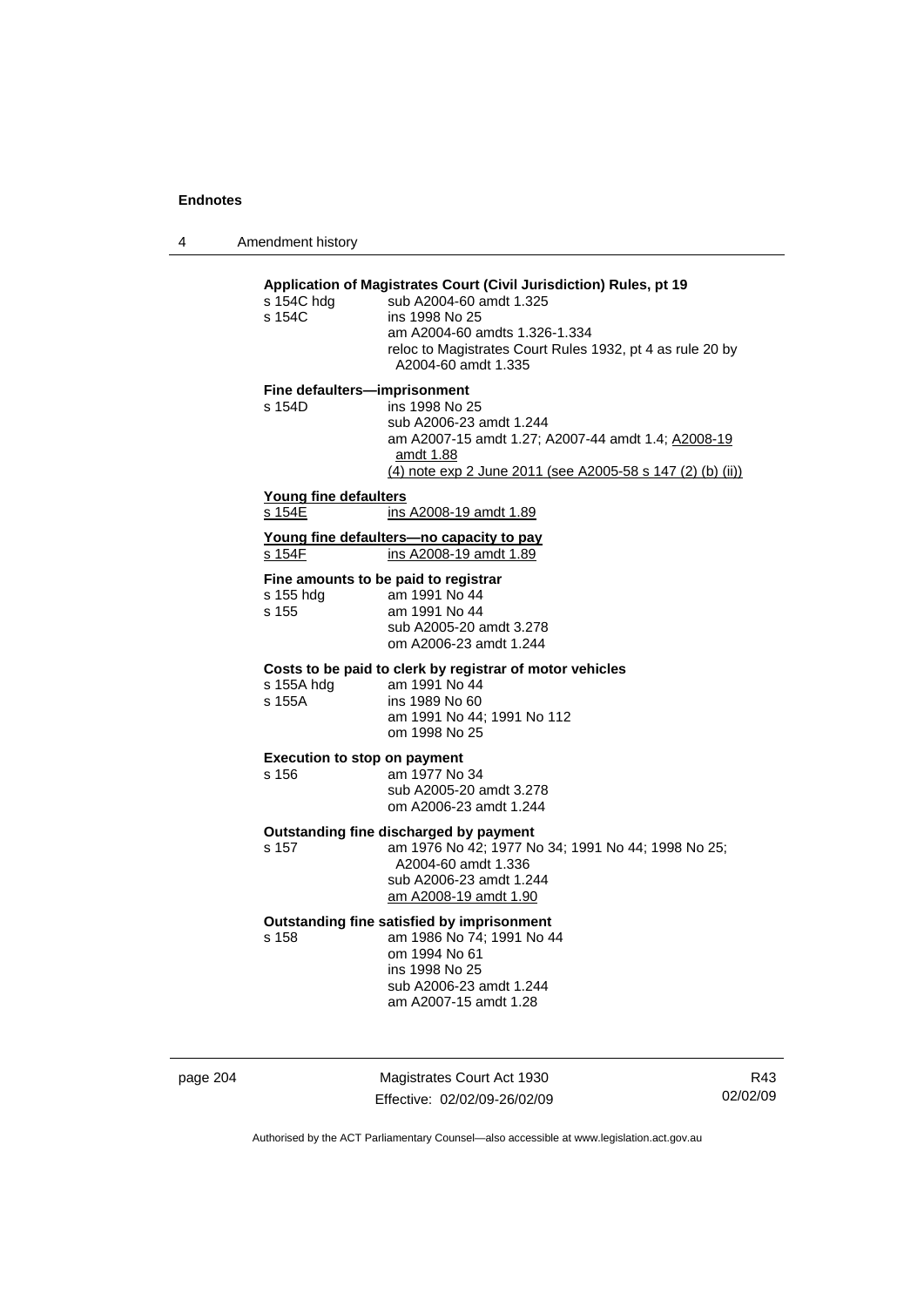**Application of Magistrates Court (Civil Jurisdiction) Rules, pt 19**

s 154C hdg — sub A2004-60 amdt 1.325
s 154C — ins 1998 No 25
am A2004-60 amdts 1.326-1.334
reloc to Magistrates Court Rules 1932, pt 4 as rule 20 by A2004-60 amdt 1.335

**Fine defaulters—imprisonment**

s 154D — ins 1998 No 25
sub A2006-23 amdt 1.244
am A2007-15 amdt 1.27; A2007-44 amdt 1.4; A2008-19 amdt 1.88
(4) note exp 2 June 2011 (see A2005-58 s 147 (2) (b) (ii))

**Young fine defaulters**

s 154E — ins A2008-19 amdt 1.89

**Young fine defaulters—no capacity to pay**

s 154F — ins A2008-19 amdt 1.89

**Fine amounts to be paid to registrar**

s 155 hdg — am 1991 No 44
s 155 — am 1991 No 44
sub A2005-20 amdt 3.278
om A2006-23 amdt 1.244

**Costs to be paid to clerk by registrar of motor vehicles**

s 155A hdg — am 1991 No 44
s 155A — ins 1989 No 60
am 1991 No 44; 1991 No 112
om 1998 No 25

**Execution to stop on payment**

s 156 — am 1977 No 34
sub A2005-20 amdt 3.278
om A2006-23 amdt 1.244

**Outstanding fine discharged by payment**

s 157 — am 1976 No 42; 1977 No 34; 1991 No 44; 1998 No 25; A2004-60 amdt 1.336
sub A2006-23 amdt 1.244
am A2008-19 amdt 1.90

**Outstanding fine satisfied by imprisonment**

s 158 — am 1986 No 74; 1991 No 44
om 1994 No 61
ins 1998 No 25
sub A2006-23 amdt 1.244
am A2007-15 amdt 1.28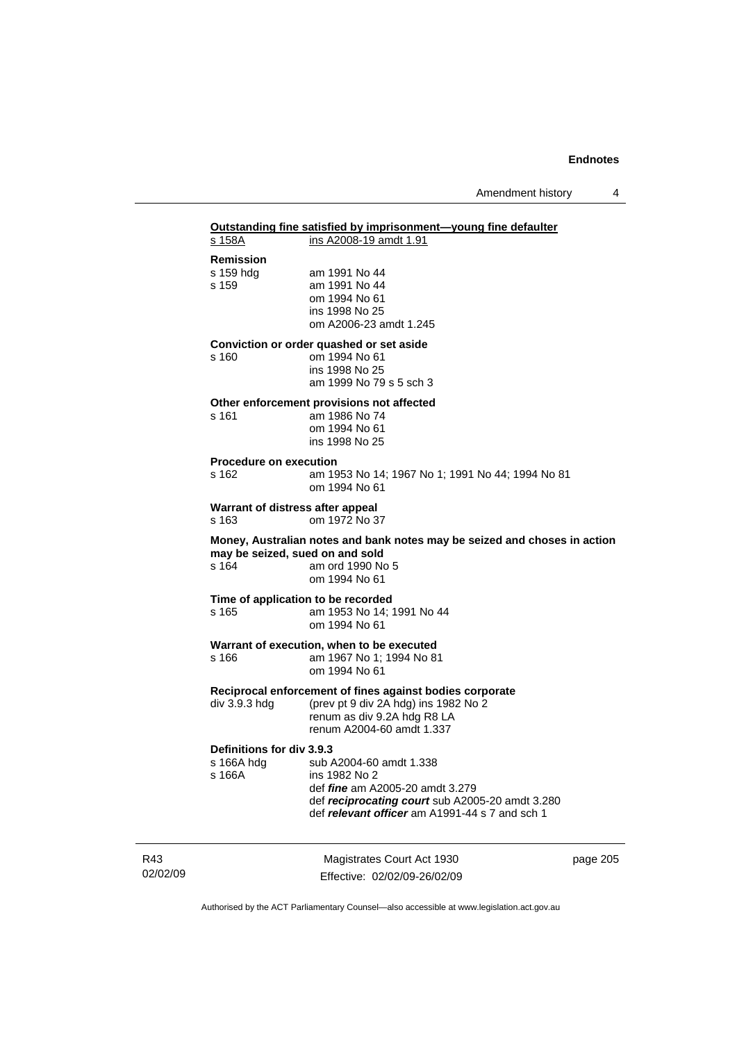**Outstanding fine satisfied by imprisonment—young fine defaulter**

s 158A ins A2008-19 amdt 1.91

**Remission**

s 159 hdg am 1991 No 44

s 159 am 1991 No 44
om 1994 No 61
ins 1998 No 25
om A2006-23 amdt 1.245

**Conviction or order quashed or set aside**

s 160 om 1994 No 61
ins 1998 No 25
am 1999 No 79 s 5 sch 3

**Other enforcement provisions not affected**

s 161 am 1986 No 74
om 1994 No 61
ins 1998 No 25

**Procedure on execution**

s 162 am 1953 No 14; 1967 No 1; 1991 No 44; 1994 No 81
om 1994 No 61

**Warrant of distress after appeal**

s 163 om 1972 No 37

**Money, Australian notes and bank notes may be seized and choses in action may be seized, sued on and sold**

s 164 am ord 1990 No 5
om 1994 No 61

**Time of application to be recorded**

s 165 am 1953 No 14; 1991 No 44
om 1994 No 61

**Warrant of execution, when to be executed**

s 166 am 1967 No 1; 1994 No 81
om 1994 No 61

**Reciprocal enforcement of fines against bodies corporate**

div 3.9.3 hdg (prev pt 9 div 2A hdg) ins 1982 No 2
renum as div 9.2A hdg R8 LA
renum A2004-60 amdt 1.337

**Definitions for div 3.9.3**

s 166A hdg sub A2004-60 amdt 1.338

s 166A ins 1982 No 2
def ***fine*** am A2005-20 amdt 3.279
def ***reciprocating court*** sub A2005-20 amdt 3.280
def ***relevant officer*** am A1991-44 s 7 and sch 1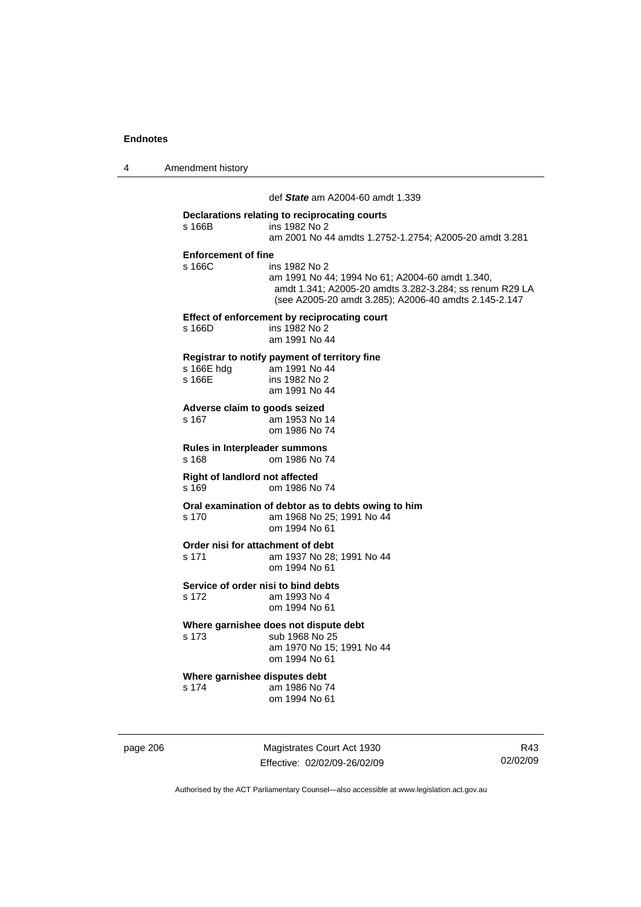def ***State*** am A2004-60 amdt 1.339

**Declarations relating to reciprocating courts**
s 166B ins 1982 No 2
am 2001 No 44 amdts 1.2752-1.2754; A2005-20 amdt 3.281

**Enforcement of fine**
s 166C ins 1982 No 2
am 1991 No 44; 1994 No 61; A2004-60 amdt 1.340, amdt 1.341; A2005-20 amdts 3.282-3.284; ss renum R29 LA (see A2005-20 amdt 3.285); A2006-40 amdts 2.145-2.147

**Effect of enforcement by reciprocating court**
s 166D ins 1982 No 2
am 1991 No 44

**Registrar to notify payment of territory fine**
s 166E hdg am 1991 No 44
s 166E ins 1982 No 2
am 1991 No 44

**Adverse claim to goods seized**
s 167 am 1953 No 14
om 1986 No 74

**Rules in Interpleader summons**
s 168 om 1986 No 74

**Right of landlord not affected**
s 169 om 1986 No 74

**Oral examination of debtor as to debts owing to him**
s 170 am 1968 No 25; 1991 No 44
om 1994 No 61

**Order nisi for attachment of debt**
s 171 am 1937 No 28; 1991 No 44
om 1994 No 61

**Service of order nisi to bind debts**
s 172 am 1993 No 4
om 1994 No 61

**Where garnishee does not dispute debt**
s 173 sub 1968 No 25
am 1970 No 15; 1991 No 44
om 1994 No 61

**Where garnishee disputes debt**
s 174 am 1986 No 74
om 1994 No 61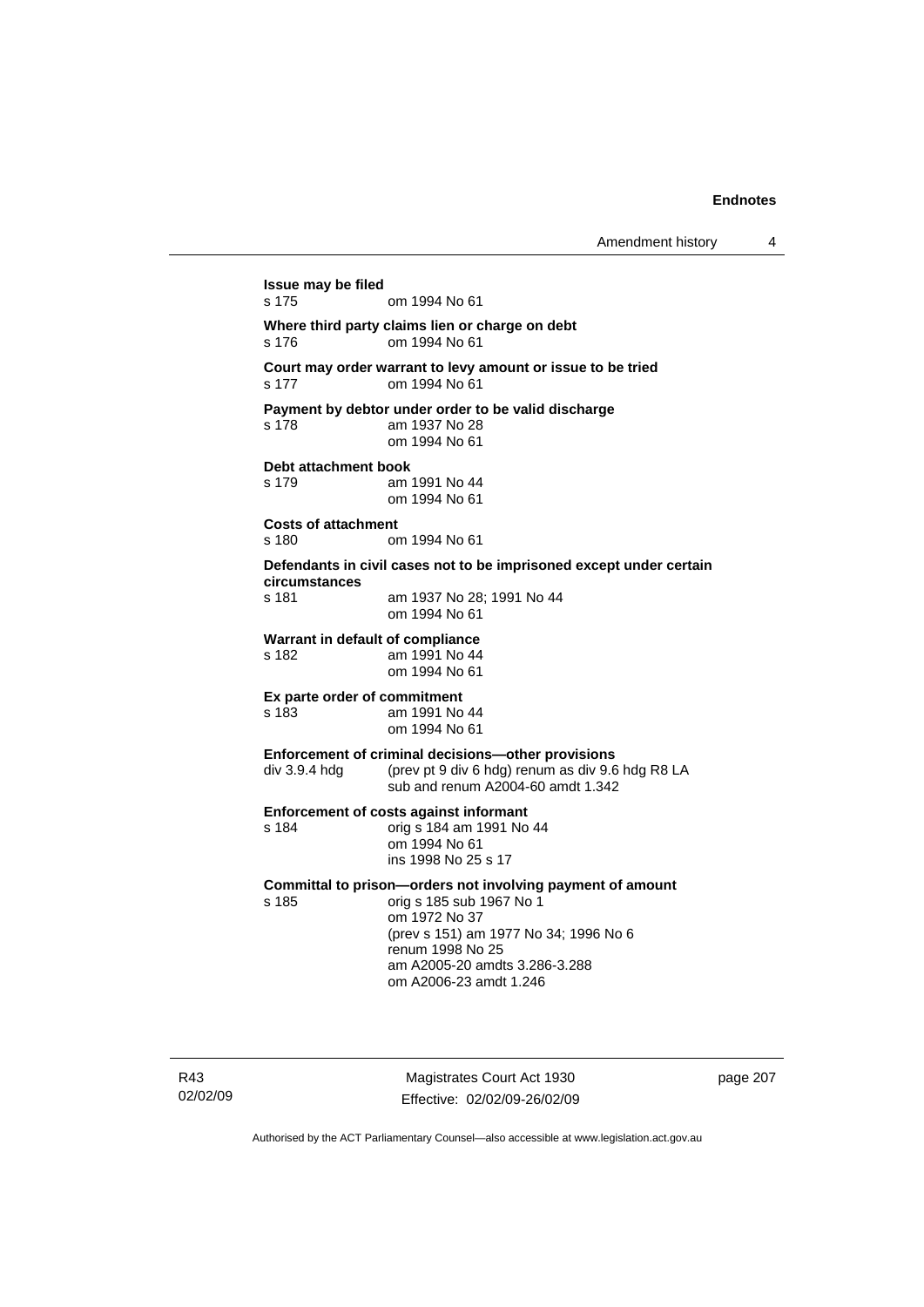**Issue may be filed**
s 175 om 1994 No 61

**Where third party claims lien or charge on debt**
s 176 om 1994 No 61

**Court may order warrant to levy amount or issue to be tried**
s 177 om 1994 No 61

**Payment by debtor under order to be valid discharge**
s 178 am 1937 No 28
om 1994 No 61

**Debt attachment book**
s 179 am 1991 No 44
om 1994 No 61

**Costs of attachment**
s 180 om 1994 No 61

**Defendants in civil cases not to be imprisoned except under certain circumstances**
s 181 am 1937 No 28; 1991 No 44
om 1994 No 61

**Warrant in default of compliance**
s 182 am 1991 No 44
om 1994 No 61

**Ex parte order of commitment**
s 183 am 1991 No 44
om 1994 No 61

**Enforcement of criminal decisions—other provisions**
div 3.9.4 hdg (prev pt 9 div 6 hdg) renum as div 9.6 hdg R8 LA
sub and renum A2004-60 amdt 1.342

**Enforcement of costs against informant**
s 184 orig s 184 am 1991 No 44
om 1994 No 61
ins 1998 No 25 s 17

**Committal to prison—orders not involving payment of amount**
s 185 orig s 185 sub 1967 No 1
om 1972 No 37
(prev s 151) am 1977 No 34; 1996 No 6
renum 1998 No 25
am A2005-20 amdts 3.286-3.288
om A2006-23 amdt 1.246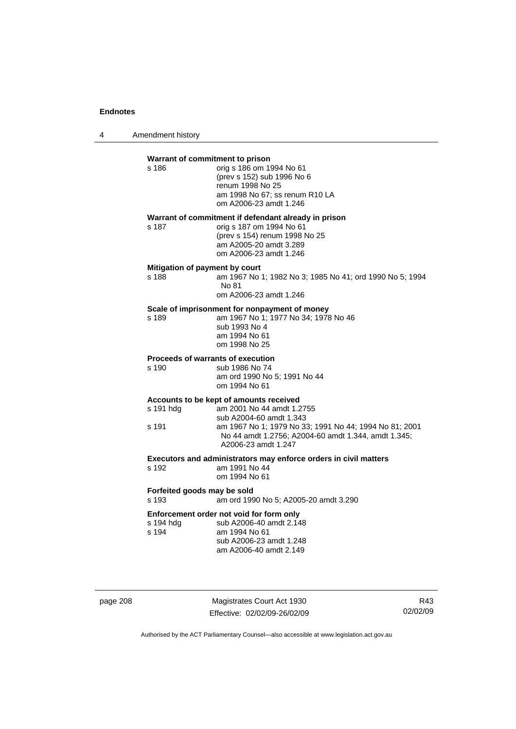**Warrant of commitment to prison**

s 186 orig s 186 om 1994 No 61
(prev s 152) sub 1996 No 6
renum 1998 No 25
am 1998 No 67; ss renum R10 LA
om A2006-23 amdt 1.246

**Warrant of commitment if defendant already in prison**

s 187 orig s 187 om 1994 No 61
(prev s 154) renum 1998 No 25
am A2005-20 amdt 3.289
om A2006-23 amdt 1.246

**Mitigation of payment by court**

s 188 am 1967 No 1; 1982 No 3; 1985 No 41; ord 1990 No 5; 1994 No 81
om A2006-23 amdt 1.246

**Scale of imprisonment for nonpayment of money**

s 189 am 1967 No 1; 1977 No 34; 1978 No 46
sub 1993 No 4
am 1994 No 61
om 1998 No 25

**Proceeds of warrants of execution**

s 190 sub 1986 No 74
am ord 1990 No 5; 1991 No 44
om 1994 No 61

**Accounts to be kept of amounts received**

s 191 hdg am 2001 No 44 amdt 1.2755
sub A2004-60 amdt 1.343
s 191 am 1967 No 1; 1979 No 33; 1991 No 44; 1994 No 81; 2001 No 44 amdt 1.2756; A2004-60 amdt 1.344, amdt 1.345; A2006-23 amdt 1.247

**Executors and administrators may enforce orders in civil matters**

s 192 am 1991 No 44
om 1994 No 61

**Forfeited goods may be sold**

s 193 am ord 1990 No 5; A2005-20 amdt 3.290

**Enforcement order not void for form only**

s 194 hdg sub A2006-40 amdt 2.148
s 194 am 1994 No 61
sub A2006-23 amdt 1.248
am A2006-40 amdt 2.149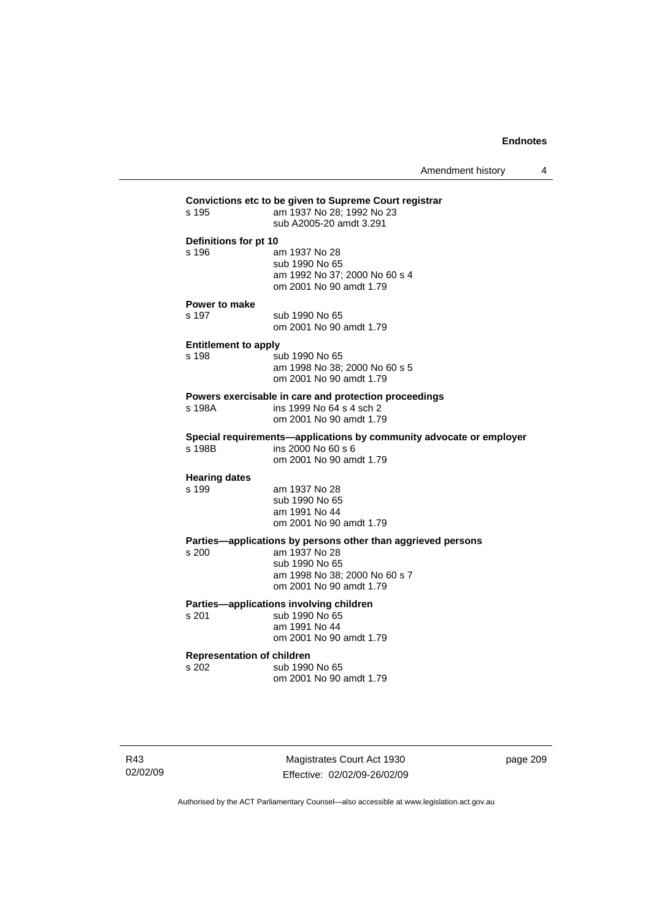**Convictions etc to be given to Supreme Court registrar**

s 195 am 1937 No 28; 1992 No 23
sub A2005-20 amdt 3.291

**Definitions for pt 10**

s 196 am 1937 No 28
sub 1990 No 65
am 1992 No 37; 2000 No 60 s 4
om 2001 No 90 amdt 1.79

**Power to make**

s 197 sub 1990 No 65
om 2001 No 90 amdt 1.79

**Entitlement to apply**

s 198 sub 1990 No 65
am 1998 No 38; 2000 No 60 s 5
om 2001 No 90 amdt 1.79

**Powers exercisable in care and protection proceedings**

s 198A ins 1999 No 64 s 4 sch 2
om 2001 No 90 amdt 1.79

**Special requirements—applications by community advocate or employer**

s 198B ins 2000 No 60 s 6
om 2001 No 90 amdt 1.79

**Hearing dates**

s 199 am 1937 No 28
sub 1990 No 65
am 1991 No 44
om 2001 No 90 amdt 1.79

**Parties—applications by persons other than aggrieved persons**

s 200 am 1937 No 28
sub 1990 No 65
am 1998 No 38; 2000 No 60 s 7
om 2001 No 90 amdt 1.79

**Parties—applications involving children**

s 201 sub 1990 No 65
am 1991 No 44
om 2001 No 90 amdt 1.79

**Representation of children**

s 202 sub 1990 No 65
om 2001 No 90 amdt 1.79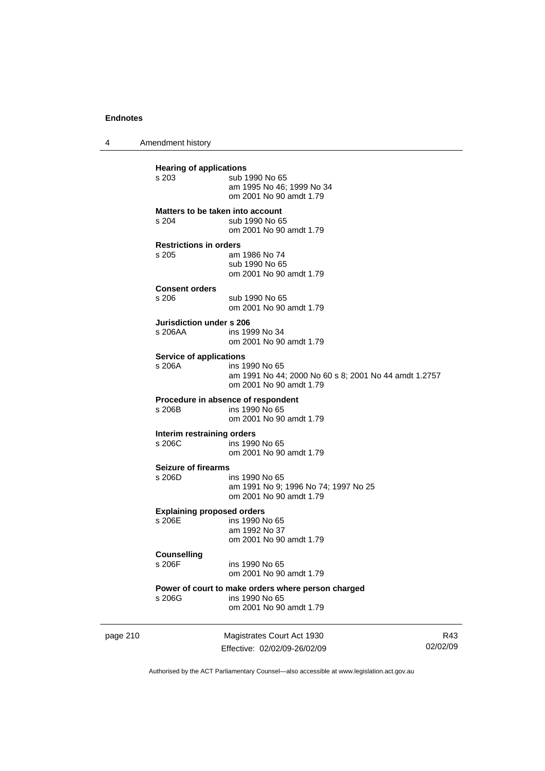**Hearing of applications**
s 203 sub 1990 No 65
am 1995 No 46; 1999 No 34
om 2001 No 90 amdt 1.79

**Matters to be taken into account**
s 204 sub 1990 No 65
om 2001 No 90 amdt 1.79

**Restrictions in orders**
s 205 am 1986 No 74
sub 1990 No 65
om 2001 No 90 amdt 1.79

**Consent orders**
s 206 sub 1990 No 65
om 2001 No 90 amdt 1.79

**Jurisdiction under s 206**
s 206AA ins 1999 No 34
om 2001 No 90 amdt 1.79

**Service of applications**
s 206A ins 1990 No 65
am 1991 No 44; 2000 No 60 s 8; 2001 No 44 amdt 1.2757
om 2001 No 90 amdt 1.79

**Procedure in absence of respondent**
s 206B ins 1990 No 65
om 2001 No 90 amdt 1.79

**Interim restraining orders**
s 206C ins 1990 No 65
om 2001 No 90 amdt 1.79

**Seizure of firearms**
s 206D ins 1990 No 65
am 1991 No 9; 1996 No 74; 1997 No 25
om 2001 No 90 amdt 1.79

**Explaining proposed orders**
s 206E ins 1990 No 65
am 1992 No 37
om 2001 No 90 amdt 1.79

**Counselling**
s 206F ins 1990 No 65
om 2001 No 90 amdt 1.79

**Power of court to make orders where person charged**
s 206G ins 1990 No 65
om 2001 No 90 amdt 1.79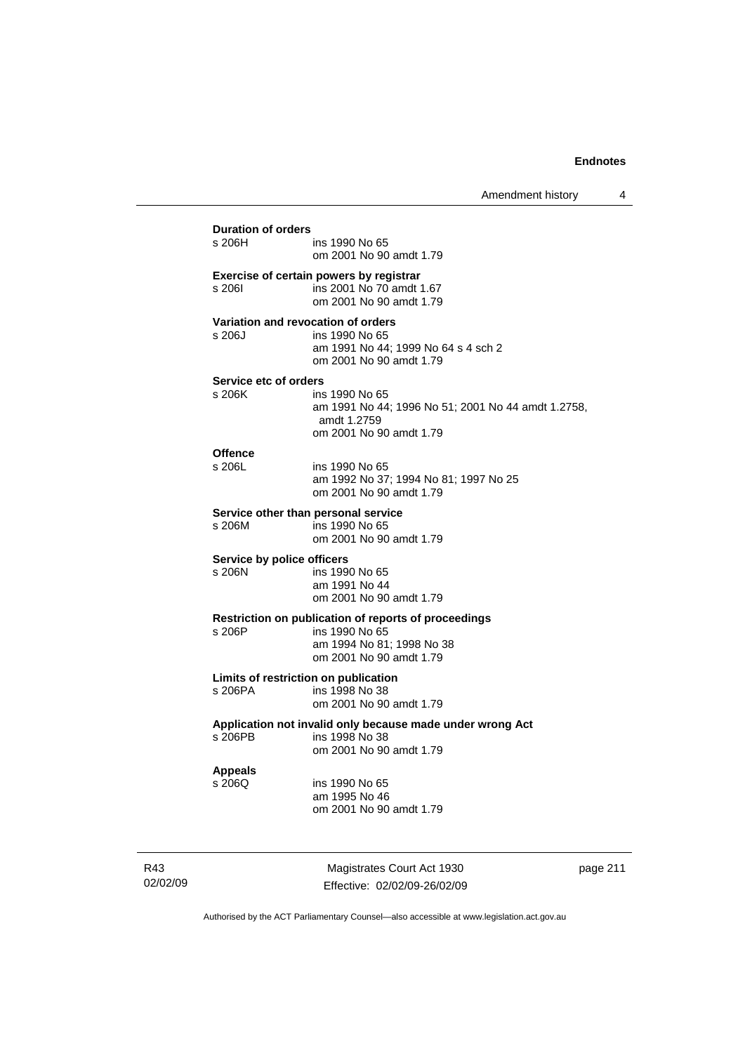**Duration of orders**

s 206H ins 1990 No 65
om 2001 No 90 amdt 1.79

**Exercise of certain powers by registrar**

s 206I ins 2001 No 70 amdt 1.67
om 2001 No 90 amdt 1.79

**Variation and revocation of orders**

s 206J ins 1990 No 65
am 1991 No 44; 1999 No 64 s 4 sch 2
om 2001 No 90 amdt 1.79

**Service etc of orders**

s 206K ins 1990 No 65
am 1991 No 44; 1996 No 51; 2001 No 44 amdt 1.2758, amdt 1.2759
om 2001 No 90 amdt 1.79

**Offence**

s 206L ins 1990 No 65
am 1992 No 37; 1994 No 81; 1997 No 25
om 2001 No 90 amdt 1.79

**Service other than personal service**

s 206M ins 1990 No 65
om 2001 No 90 amdt 1.79

**Service by police officers**

s 206N ins 1990 No 65
am 1991 No 44
om 2001 No 90 amdt 1.79

**Restriction on publication of reports of proceedings**

s 206P ins 1990 No 65
am 1994 No 81; 1998 No 38
om 2001 No 90 amdt 1.79

**Limits of restriction on publication**

s 206PA ins 1998 No 38
om 2001 No 90 amdt 1.79

**Application not invalid only because made under wrong Act**

s 206PB ins 1998 No 38
om 2001 No 90 amdt 1.79

**Appeals**

s 206Q ins 1990 No 65
am 1995 No 46
om 2001 No 90 amdt 1.79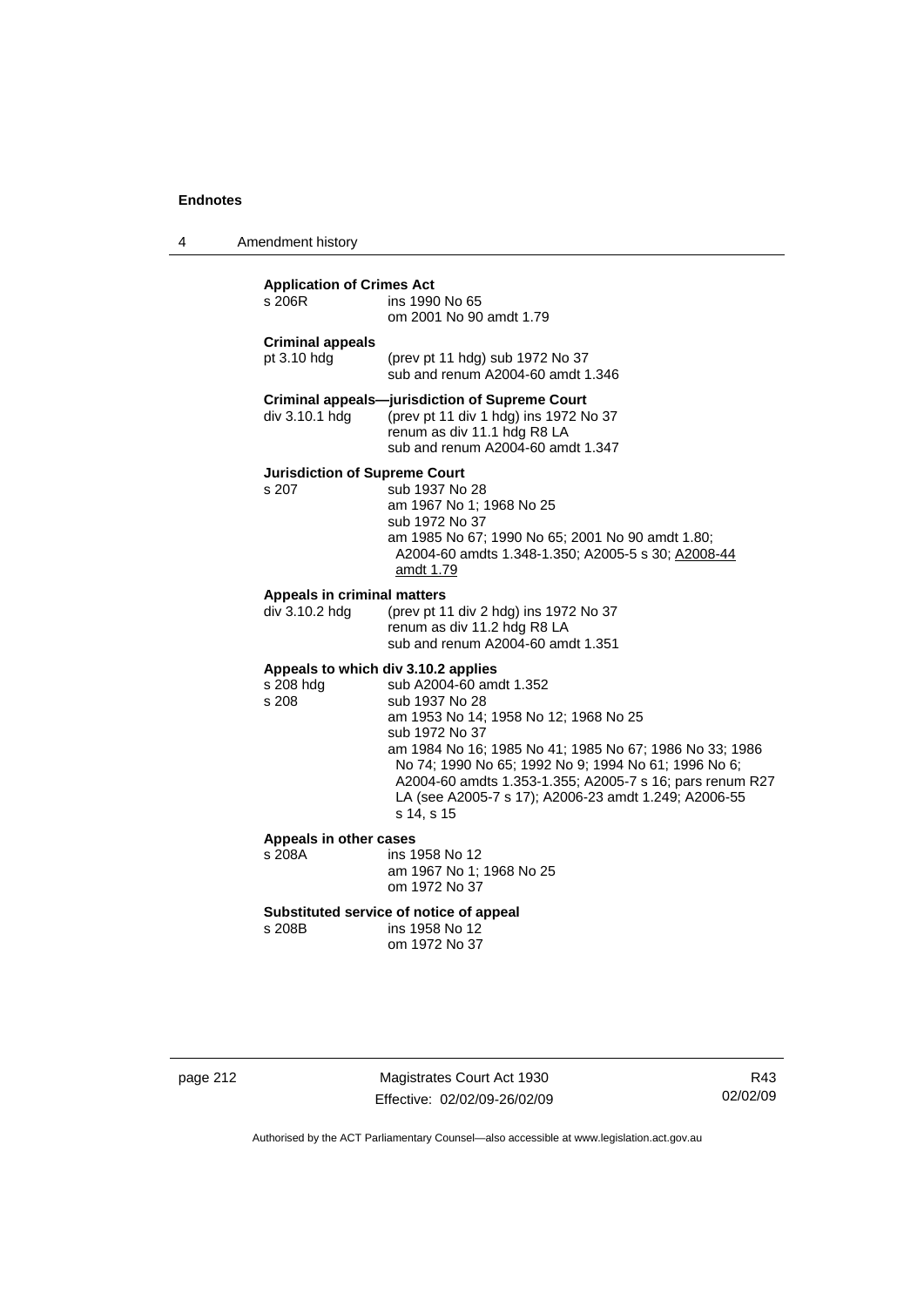**Application of Crimes Act**

s 206R ins 1990 No 65
om 2001 No 90 amdt 1.79

**Criminal appeals**

pt 3.10 hdg (prev pt 11 hdg) sub 1972 No 37
sub and renum A2004-60 amdt 1.346

**Criminal appeals—jurisdiction of Supreme Court**

div 3.10.1 hdg (prev pt 11 div 1 hdg) ins 1972 No 37
renum as div 11.1 hdg R8 LA
sub and renum A2004-60 amdt 1.347

**Jurisdiction of Supreme Court**

s 207 sub 1937 No 28
am 1967 No 1; 1968 No 25
sub 1972 No 37
am 1985 No 67; 1990 No 65; 2001 No 90 amdt 1.80; A2004-60 amdts 1.348-1.350; A2005-5 s 30; A2008-44 amdt 1.79

**Appeals in criminal matters**

div 3.10.2 hdg (prev pt 11 div 2 hdg) ins 1972 No 37
renum as div 11.2 hdg R8 LA
sub and renum A2004-60 amdt 1.351

**Appeals to which div 3.10.2 applies**

s 208 hdg sub A2004-60 amdt 1.352
s 208 sub 1937 No 28
am 1953 No 14; 1958 No 12; 1968 No 25
sub 1972 No 37
am 1984 No 16; 1985 No 41; 1985 No 67; 1986 No 33; 1986 No 74; 1990 No 65; 1992 No 9; 1994 No 61; 1996 No 6; A2004-60 amdts 1.353-1.355; A2005-7 s 16; pars renum R27 LA (see A2005-7 s 17); A2006-23 amdt 1.249; A2006-55 s 14, s 15

**Appeals in other cases**

s 208A ins 1958 No 12
am 1967 No 1; 1968 No 25
om 1972 No 37

**Substituted service of notice of appeal**

s 208B ins 1958 No 12
om 1972 No 37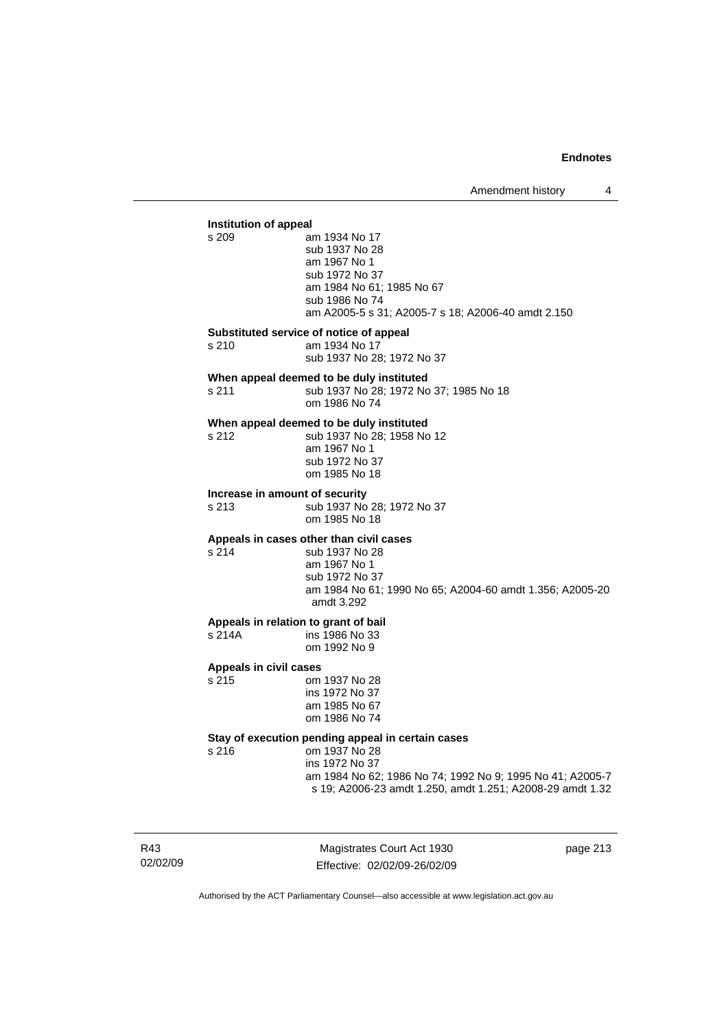**Institution of appeal**

s 209 am 1934 No 17
sub 1937 No 28
am 1967 No 1
sub 1972 No 37
am 1984 No 61; 1985 No 67
sub 1986 No 74
am A2005-5 s 31; A2005-7 s 18; A2006-40 amdt 2.150

**Substituted service of notice of appeal**

s 210 am 1934 No 17
sub 1937 No 28; 1972 No 37

**When appeal deemed to be duly instituted**

s 211 sub 1937 No 28; 1972 No 37; 1985 No 18
om 1986 No 74

**When appeal deemed to be duly instituted**

s 212 sub 1937 No 28; 1958 No 12
am 1967 No 1
sub 1972 No 37
om 1985 No 18

**Increase in amount of security**

s 213 sub 1937 No 28; 1972 No 37
om 1985 No 18

**Appeals in cases other than civil cases**

s 214 sub 1937 No 28
am 1967 No 1
sub 1972 No 37
am 1984 No 61; 1990 No 65; A2004-60 amdt 1.356; A2005-20 amdt 3.292

**Appeals in relation to grant of bail**

s 214A ins 1986 No 33
om 1992 No 9

**Appeals in civil cases**

s 215 om 1937 No 28
ins 1972 No 37
am 1985 No 67
om 1986 No 74

**Stay of execution pending appeal in certain cases**

s 216 om 1937 No 28
ins 1972 No 37
am 1984 No 62; 1986 No 74; 1992 No 9; 1995 No 41; A2005-7 s 19; A2006-23 amdt 1.250, amdt 1.251; A2008-29 amdt 1.32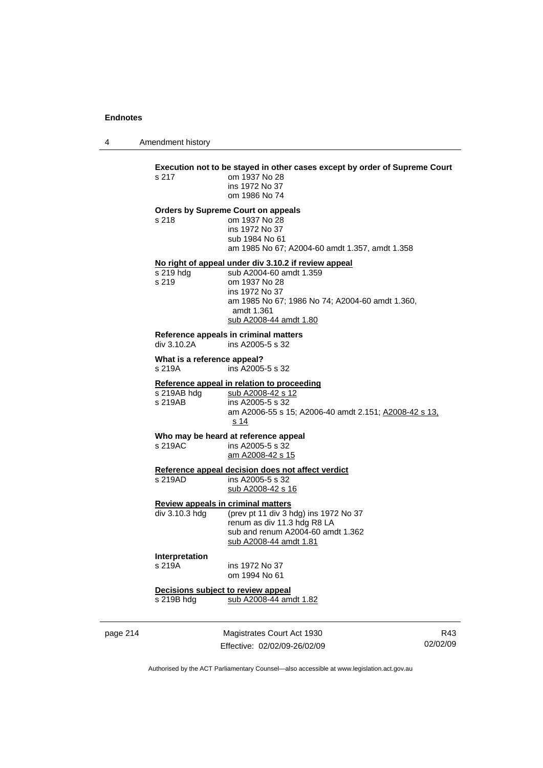**Execution not to be stayed in other cases except by order of Supreme Court**

| | |
|---|---|
| s 217 | om 1937 No 28<br>ins 1972 No 37<br>om 1986 No 74 |

**Orders by Supreme Court on appeals**

| | |
|---|---|
| s 218 | om 1937 No 28<br>ins 1972 No 37<br>sub 1984 No 61<br>am 1985 No 67; A2004-60 amdt 1.357, amdt 1.358 |

**No right of appeal under div 3.10.2 if review appeal**

| | |
|---|---|
| s 219 hdg | sub A2004-60 amdt 1.359 |
| s 219 | om 1937 No 28<br>ins 1972 No 37<br>am 1985 No 67; 1986 No 74; A2004-60 amdt 1.360, amdt 1.361<br>sub A2008-44 amdt 1.80 |

**Reference appeals in criminal matters**

| | |
|---|---|
| div 3.10.2A | ins A2005-5 s 32 |

**What is a reference appeal?**

| | |
|---|---|
| s 219A | ins A2005-5 s 32 |

**Reference appeal in relation to proceeding**

| | |
|---|---|
| s 219AB hdg | sub A2008-42 s 12 |
| s 219AB | ins A2005-5 s 32<br>am A2006-55 s 15; A2006-40 amdt 2.151; A2008-42 s 13, s 14 |

**Who may be heard at reference appeal**

| | |
|---|---|
| s 219AC | ins A2005-5 s 32<br>am A2008-42 s 15 |

**Reference appeal decision does not affect verdict**

| | |
|---|---|
| s 219AD | ins A2005-5 s 32<br>sub A2008-42 s 16 |

**Review appeals in criminal matters**

| | |
|---|---|
| div 3.10.3 hdg | (prev pt 11 div 3 hdg) ins 1972 No 37<br>renum as div 11.3 hdg R8 LA<br>sub and renum A2004-60 amdt 1.362<br>sub A2008-44 amdt 1.81 |

**Interpretation**

| | |
|---|---|
| s 219A | ins 1972 No 37<br>om 1994 No 61 |

**Decisions subject to review appeal**

| | |
|---|---|
| s 219B hdg | sub A2008-44 amdt 1.82 |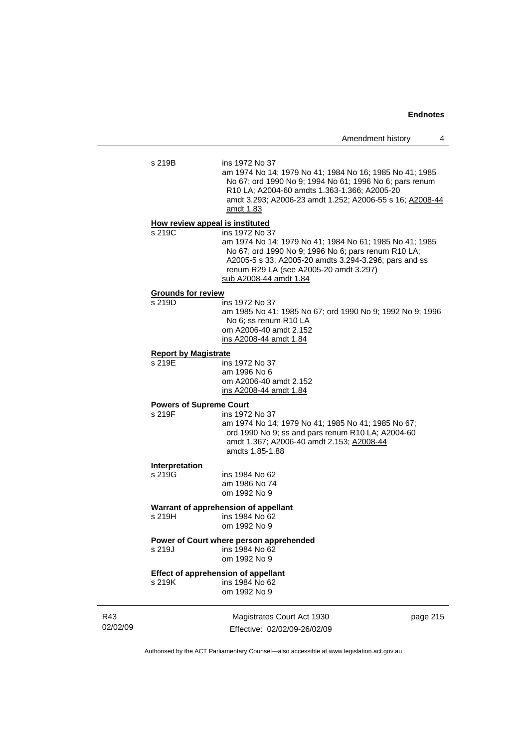s 219B ins 1972 No 37
am 1974 No 14; 1979 No 41; 1984 No 16; 1985 No 41; 1985 No 67; ord 1990 No 9; 1994 No 61; 1996 No 6; pars renum R10 LA; A2004-60 amdts 1.363-1.366; A2005-20 amdt 3.293; A2006-23 amdt 1.252; A2006-55 s 16; A2008-44 amdt 1.83

**How review appeal is instituted**
s 219C ins 1972 No 37
am 1974 No 14; 1979 No 41; 1984 No 61; 1985 No 41; 1985 No 67; ord 1990 No 9; 1996 No 6; pars renum R10 LA; A2005-5 s 33; A2005-20 amdts 3.294-3.296; pars and ss renum R29 LA (see A2005-20 amdt 3.297)
sub A2008-44 amdt 1.84

**Grounds for review**
s 219D ins 1972 No 37
am 1985 No 41; 1985 No 67; ord 1990 No 9; 1992 No 9; 1996 No 6; ss renum R10 LA
om A2006-40 amdt 2.152
ins A2008-44 amdt 1.84

**Report by Magistrate**
s 219E ins 1972 No 37
am 1996 No 6
om A2006-40 amdt 2.152
ins A2008-44 amdt 1.84

**Powers of Supreme Court**
s 219F ins 1972 No 37
am 1974 No 14; 1979 No 41; 1985 No 41; 1985 No 67; ord 1990 No 9; ss and pars renum R10 LA; A2004-60 amdt 1.367; A2006-40 amdt 2.153; A2008-44 amdts 1.85-1.88

**Interpretation**
s 219G ins 1984 No 62
am 1986 No 74
om 1992 No 9

**Warrant of apprehension of appellant**
s 219H ins 1984 No 62
om 1992 No 9

**Power of Court where person apprehended**
s 219J ins 1984 No 62
om 1992 No 9

**Effect of apprehension of appellant**
s 219K ins 1984 No 62
om 1992 No 9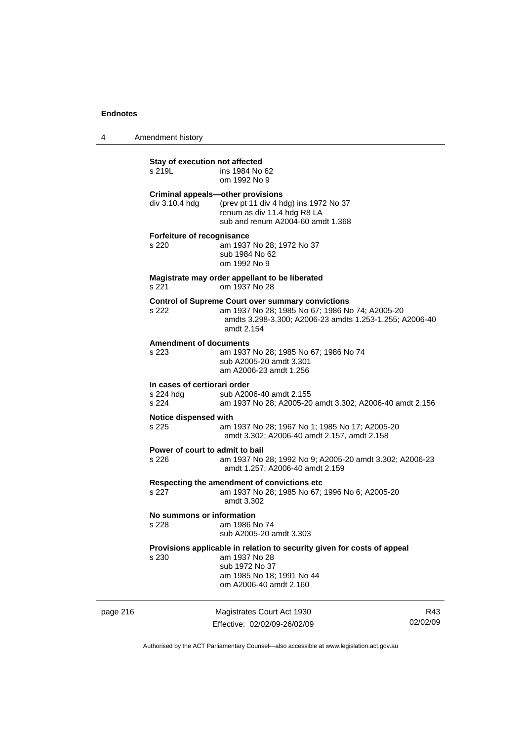**Stay of execution not affected**
s 219L ins 1984 No 62
om 1992 No 9

**Criminal appeals—other provisions**
div 3.10.4 hdg (prev pt 11 div 4 hdg) ins 1972 No 37
renum as div 11.4 hdg R8 LA
sub and renum A2004-60 amdt 1.368

**Forfeiture of recognisance**
s 220 am 1937 No 28; 1972 No 37
sub 1984 No 62
om 1992 No 9

**Magistrate may order appellant to be liberated**
s 221 om 1937 No 28

**Control of Supreme Court over summary convictions**
s 222 am 1937 No 28; 1985 No 67; 1986 No 74; A2005-20 amdts 3.298-3.300; A2006-23 amdts 1.253-1.255; A2006-40 amdt 2.154

**Amendment of documents**
s 223 am 1937 No 28; 1985 No 67; 1986 No 74
sub A2005-20 amdt 3.301
am A2006-23 amdt 1.256

**In cases of certiorari order**
s 224 hdg sub A2006-40 amdt 2.155
s 224 am 1937 No 28; A2005-20 amdt 3.302; A2006-40 amdt 2.156

**Notice dispensed with**
s 225 am 1937 No 28; 1967 No 1; 1985 No 17; A2005-20 amdt 3.302; A2006-40 amdt 2.157, amdt 2.158

**Power of court to admit to bail**
s 226 am 1937 No 28; 1992 No 9; A2005-20 amdt 3.302; A2006-23 amdt 1.257; A2006-40 amdt 2.159

**Respecting the amendment of convictions etc**
s 227 am 1937 No 28; 1985 No 67; 1996 No 6; A2005-20 amdt 3.302

**No summons or information**
s 228 am 1986 No 74
sub A2005-20 amdt 3.303

**Provisions applicable in relation to security given for costs of appeal**
s 230 am 1937 No 28
sub 1972 No 37
am 1985 No 18; 1991 No 44
om A2006-40 amdt 2.160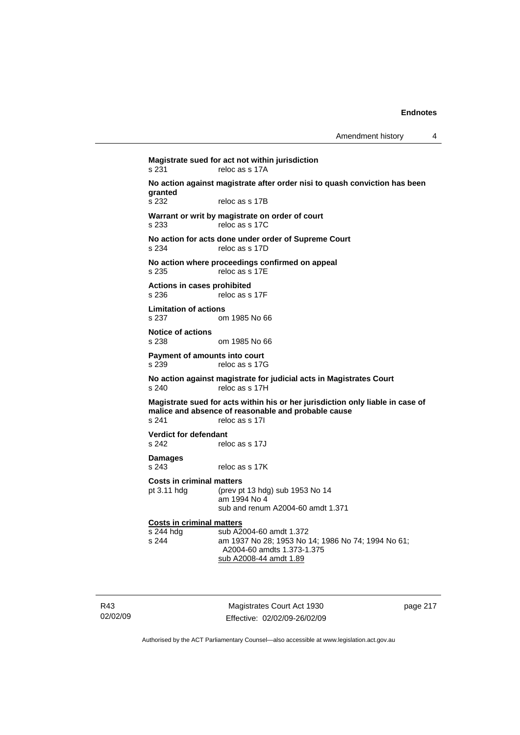**Magistrate sued for act not within jurisdiction**
s 231 reloc as s 17A

**No action against magistrate after order nisi to quash conviction has been granted**
s 232 reloc as s 17B

**Warrant or writ by magistrate on order of court**
s 233 reloc as s 17C

**No action for acts done under order of Supreme Court**
s 234 reloc as s 17D

**No action where proceedings confirmed on appeal**
s 235 reloc as s 17E

**Actions in cases prohibited**
s 236 reloc as s 17F

**Limitation of actions**
s 237 om 1985 No 66

**Notice of actions**
s 238 om 1985 No 66

**Payment of amounts into court**
s 239 reloc as s 17G

**No action against magistrate for judicial acts in Magistrates Court**
s 240 reloc as s 17H

**Magistrate sued for acts within his or her jurisdiction only liable in case of malice and absence of reasonable and probable cause**
s 241 reloc as s 17I

**Verdict for defendant**
s 242 reloc as s 17J

**Damages**
s 243 reloc as s 17K

**Costs in criminal matters**
pt 3.11 hdg (prev pt 13 hdg) sub 1953 No 14
am 1994 No 4
sub and renum A2004-60 amdt 1.371

**Costs in criminal matters**
s 244 hdg sub A2004-60 amdt 1.372
s 244 am 1937 No 28; 1953 No 14; 1986 No 74; 1994 No 61; A2004-60 amdts 1.373-1.375
sub A2008-44 amdt 1.89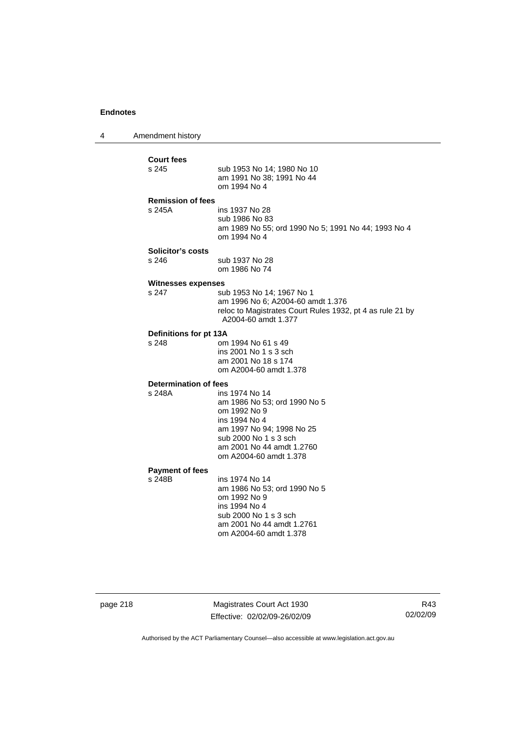**Court fees**

s 245 sub 1953 No 14; 1980 No 10
am 1991 No 38; 1991 No 44
om 1994 No 4

**Remission of fees**

s 245A ins 1937 No 28
sub 1986 No 83
am 1989 No 55; ord 1990 No 5; 1991 No 44; 1993 No 4
om 1994 No 4

**Solicitor's costs**

s 246 sub 1937 No 28
om 1986 No 74

**Witnesses expenses**

s 247 sub 1953 No 14; 1967 No 1
am 1996 No 6; A2004-60 amdt 1.376
reloc to Magistrates Court Rules 1932, pt 4 as rule 21 by A2004-60 amdt 1.377

**Definitions for pt 13A**

s 248 om 1994 No 61 s 49
ins 2001 No 1 s 3 sch
am 2001 No 18 s 174
om A2004-60 amdt 1.378

**Determination of fees**

s 248A ins 1974 No 14
am 1986 No 53; ord 1990 No 5
om 1992 No 9
ins 1994 No 4
am 1997 No 94; 1998 No 25
sub 2000 No 1 s 3 sch
am 2001 No 44 amdt 1.2760
om A2004-60 amdt 1.378

**Payment of fees**

s 248B ins 1974 No 14
am 1986 No 53; ord 1990 No 5
om 1992 No 9
ins 1994 No 4
sub 2000 No 1 s 3 sch
am 2001 No 44 amdt 1.2761
om A2004-60 amdt 1.378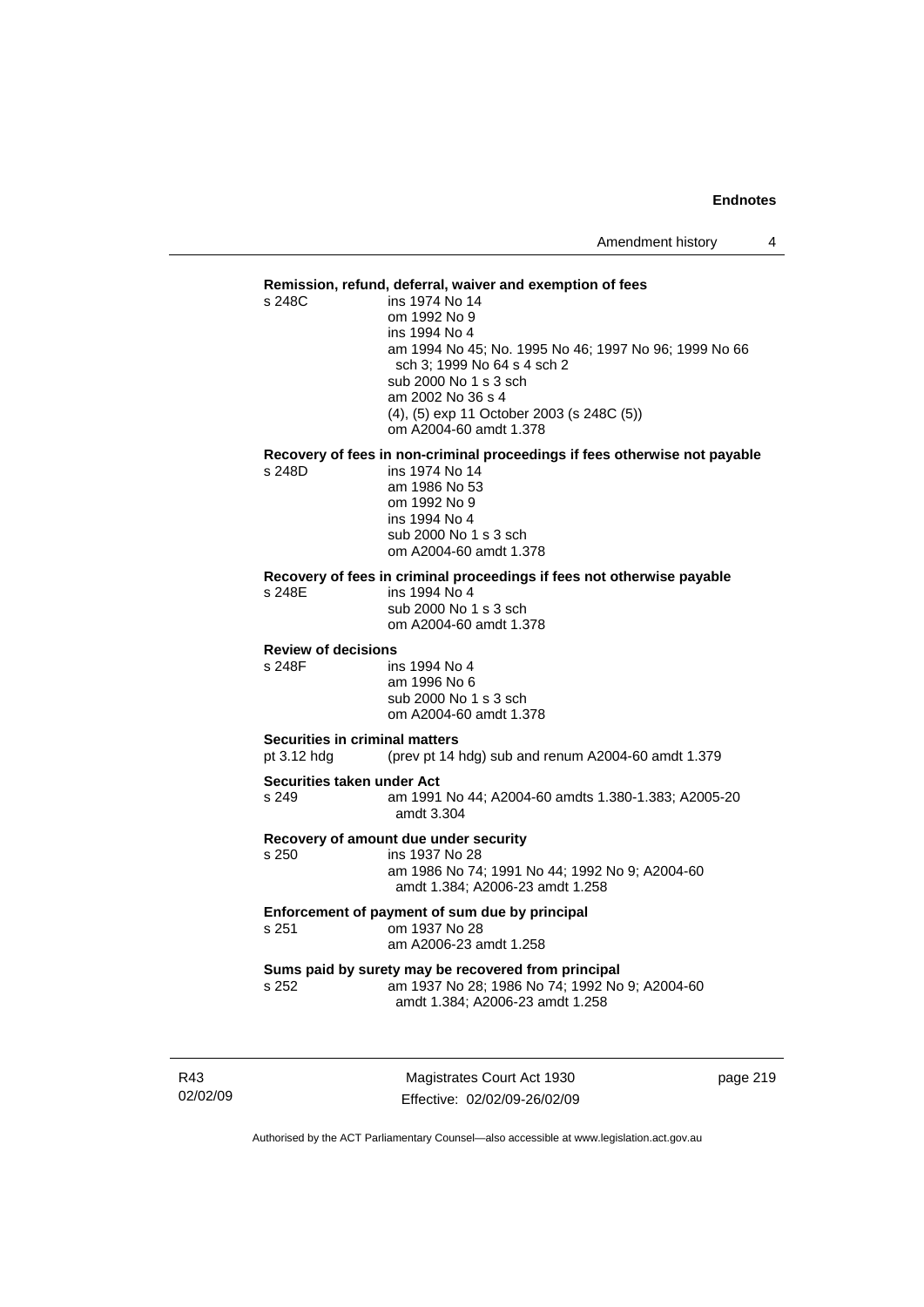**Remission, refund, deferral, waiver and exemption of fees**

s 248C ins 1974 No 14
om 1992 No 9
ins 1994 No 4
am 1994 No 45; No. 1995 No 46; 1997 No 96; 1999 No 66 sch 3; 1999 No 64 s 4 sch 2
sub 2000 No 1 s 3 sch
am 2002 No 36 s 4
(4), (5) exp 11 October 2003 (s 248C (5))
om A2004-60 amdt 1.378

**Recovery of fees in non-criminal proceedings if fees otherwise not payable**

s 248D ins 1974 No 14
am 1986 No 53
om 1992 No 9
ins 1994 No 4
sub 2000 No 1 s 3 sch
om A2004-60 amdt 1.378

**Recovery of fees in criminal proceedings if fees not otherwise payable**

s 248E ins 1994 No 4
sub 2000 No 1 s 3 sch
om A2004-60 amdt 1.378

**Review of decisions**

s 248F ins 1994 No 4
am 1996 No 6
sub 2000 No 1 s 3 sch
om A2004-60 amdt 1.378

**Securities in criminal matters**

pt 3.12 hdg (prev pt 14 hdg) sub and renum A2004-60 amdt 1.379

**Securities taken under Act**

s 249 am 1991 No 44; A2004-60 amdts 1.380-1.383; A2005-20 amdt 3.304

**Recovery of amount due under security**

s 250 ins 1937 No 28
am 1986 No 74; 1991 No 44; 1992 No 9; A2004-60 amdt 1.384; A2006-23 amdt 1.258

**Enforcement of payment of sum due by principal**

s 251 om 1937 No 28
am A2006-23 amdt 1.258

**Sums paid by surety may be recovered from principal**

s 252 am 1937 No 28; 1986 No 74; 1992 No 9; A2004-60 amdt 1.384; A2006-23 amdt 1.258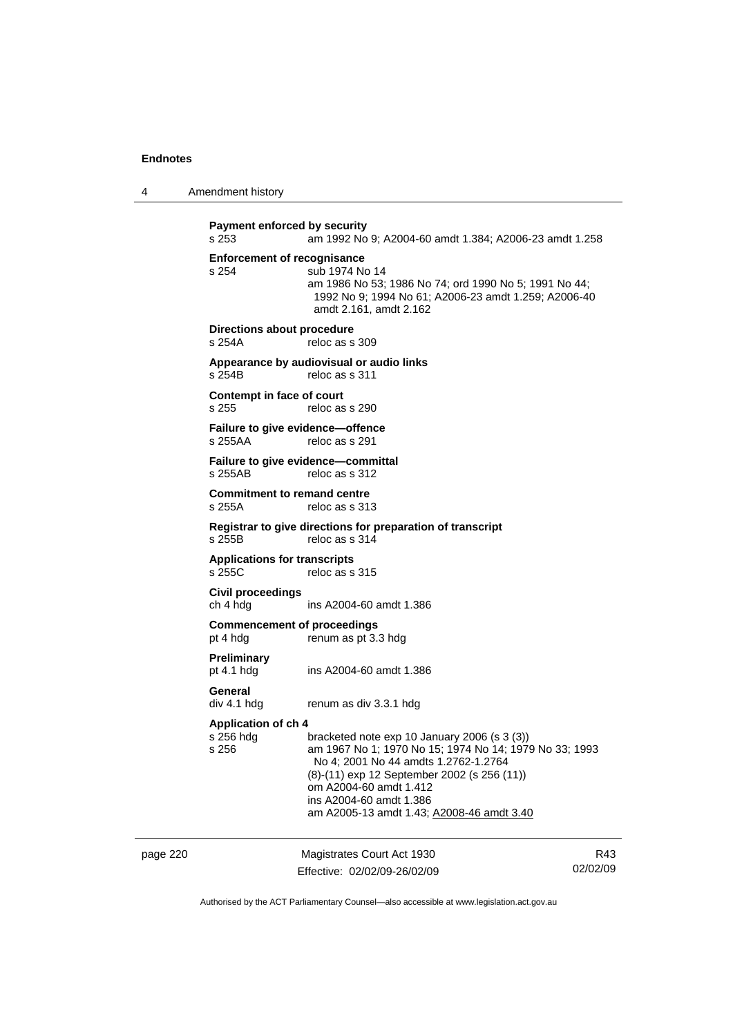**Payment enforced by security**

s 253 am 1992 No 9; A2004-60 amdt 1.384; A2006-23 amdt 1.258

**Enforcement of recognisance**

s 254 sub 1974 No 14
am 1986 No 53; 1986 No 74; ord 1990 No 5; 1991 No 44; 1992 No 9; 1994 No 61; A2006-23 amdt 1.259; A2006-40 amdt 2.161, amdt 2.162

**Directions about procedure**

s 254A reloc as s 309

**Appearance by audiovisual or audio links**

s 254B reloc as s 311

**Contempt in face of court**

s 255 reloc as s 290

**Failure to give evidence—offence**

s 255AA reloc as s 291

**Failure to give evidence—committal**

s 255AB reloc as s 312

**Commitment to remand centre**

s 255A reloc as s 313

**Registrar to give directions for preparation of transcript**

s 255B reloc as s 314

**Applications for transcripts**

s 255C reloc as s 315

**Civil proceedings**

ch 4 hdg ins A2004-60 amdt 1.386

**Commencement of proceedings**

pt 4 hdg renum as pt 3.3 hdg

**Preliminary**

pt 4.1 hdg ins A2004-60 amdt 1.386

**General**

div 4.1 hdg renum as div 3.3.1 hdg

**Application of ch 4**

s 256 hdg bracketed note exp 10 January 2006 (s 3 (3))
s 256 am 1967 No 1; 1970 No 15; 1974 No 14; 1979 No 33; 1993 No 4; 2001 No 44 amdts 1.2762-1.2764
(8)-(11) exp 12 September 2002 (s 256 (11))
om A2004-60 amdt 1.412
ins A2004-60 amdt 1.386
am A2005-13 amdt 1.43; A2008-46 amdt 3.40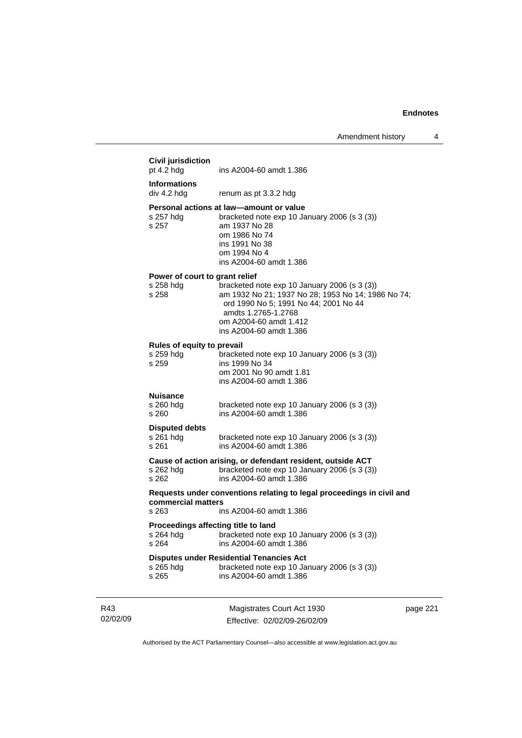**Civil jurisdiction**
pt 4.2 hdg ins A2004-60 amdt 1.386

**Informations**
div 4.2 hdg renum as pt 3.3.2 hdg

**Personal actions at law—amount or value**
s 257 hdg bracketed note exp 10 January 2006 (s 3 (3))
s 257 am 1937 No 28
om 1986 No 74
ins 1991 No 38
om 1994 No 4
ins A2004-60 amdt 1.386

**Power of court to grant relief**
s 258 hdg bracketed note exp 10 January 2006 (s 3 (3))
s 258 am 1932 No 21; 1937 No 28; 1953 No 14; 1986 No 74; ord 1990 No 5; 1991 No 44; 2001 No 44 amdts 1.2765-1.2768
om A2004-60 amdt 1.412
ins A2004-60 amdt 1.386

**Rules of equity to prevail**
s 259 hdg bracketed note exp 10 January 2006 (s 3 (3))
s 259 ins 1999 No 34
om 2001 No 90 amdt 1.81
ins A2004-60 amdt 1.386

**Nuisance**
s 260 hdg bracketed note exp 10 January 2006 (s 3 (3))
s 260 ins A2004-60 amdt 1.386

**Disputed debts**
s 261 hdg bracketed note exp 10 January 2006 (s 3 (3))
s 261 ins A2004-60 amdt 1.386

**Cause of action arising, or defendant resident, outside ACT**
s 262 hdg bracketed note exp 10 January 2006 (s 3 (3))
s 262 ins A2004-60 amdt 1.386

**Requests under conventions relating to legal proceedings in civil and commercial matters**
s 263 ins A2004-60 amdt 1.386

**Proceedings affecting title to land**
s 264 hdg bracketed note exp 10 January 2006 (s 3 (3))
s 264 ins A2004-60 amdt 1.386

**Disputes under Residential Tenancies Act**
s 265 hdg bracketed note exp 10 January 2006 (s 3 (3))
s 265 ins A2004-60 amdt 1.386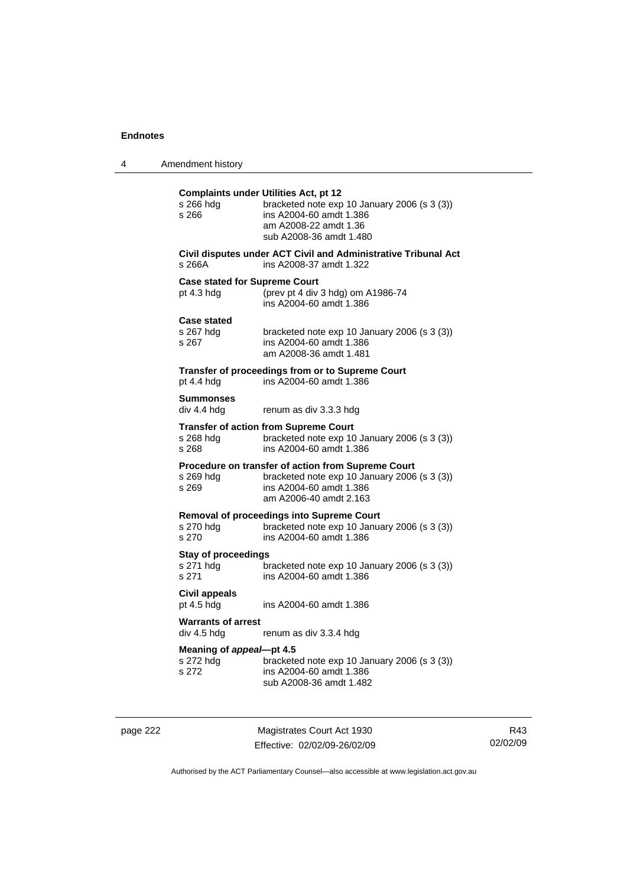**Complaints under Utilities Act, pt 12**

| | |
|---|---|
| s 266 hdg | bracketed note exp 10 January 2006 (s 3 (3)) |
| s 266 | ins A2004-60 amdt 1.386<br>am A2008-22 amdt 1.36<br>sub A2008-36 amdt 1.480 |

**Civil disputes under ACT Civil and Administrative Tribunal Act**

| | |
|---|---|
| s 266A | ins A2008-37 amdt 1.322 |

**Case stated for Supreme Court**

| | |
|---|---|
| pt 4.3 hdg | (prev pt 4 div 3 hdg) om A1986-74<br>ins A2004-60 amdt 1.386 |

**Case stated**

| | |
|---|---|
| s 267 hdg | bracketed note exp 10 January 2006 (s 3 (3)) |
| s 267 | ins A2004-60 amdt 1.386<br>am A2008-36 amdt 1.481 |

**Transfer of proceedings from or to Supreme Court**

| | |
|---|---|
| pt 4.4 hdg | ins A2004-60 amdt 1.386 |

**Summonses**

| | |
|---|---|
| div 4.4 hdg | renum as div 3.3.3 hdg |

**Transfer of action from Supreme Court**

| | |
|---|---|
| s 268 hdg | bracketed note exp 10 January 2006 (s 3 (3)) |
| s 268 | ins A2004-60 amdt 1.386 |

**Procedure on transfer of action from Supreme Court**

| | |
|---|---|
| s 269 hdg | bracketed note exp 10 January 2006 (s 3 (3)) |
| s 269 | ins A2004-60 amdt 1.386<br>am A2006-40 amdt 2.163 |

**Removal of proceedings into Supreme Court**

| | |
|---|---|
| s 270 hdg | bracketed note exp 10 January 2006 (s 3 (3)) |
| s 270 | ins A2004-60 amdt 1.386 |

**Stay of proceedings**

| | |
|---|---|
| s 271 hdg | bracketed note exp 10 January 2006 (s 3 (3)) |
| s 271 | ins A2004-60 amdt 1.386 |

**Civil appeals**

| | |
|---|---|
| pt 4.5 hdg | ins A2004-60 amdt 1.386 |

**Warrants of arrest**

| | |
|---|---|
| div 4.5 hdg | renum as div 3.3.4 hdg |

**Meaning of *appeal*—pt 4.5**

| | |
|---|---|
| s 272 hdg | bracketed note exp 10 January 2006 (s 3 (3)) |
| s 272 | ins A2004-60 amdt 1.386<br>sub A2008-36 amdt 1.482 |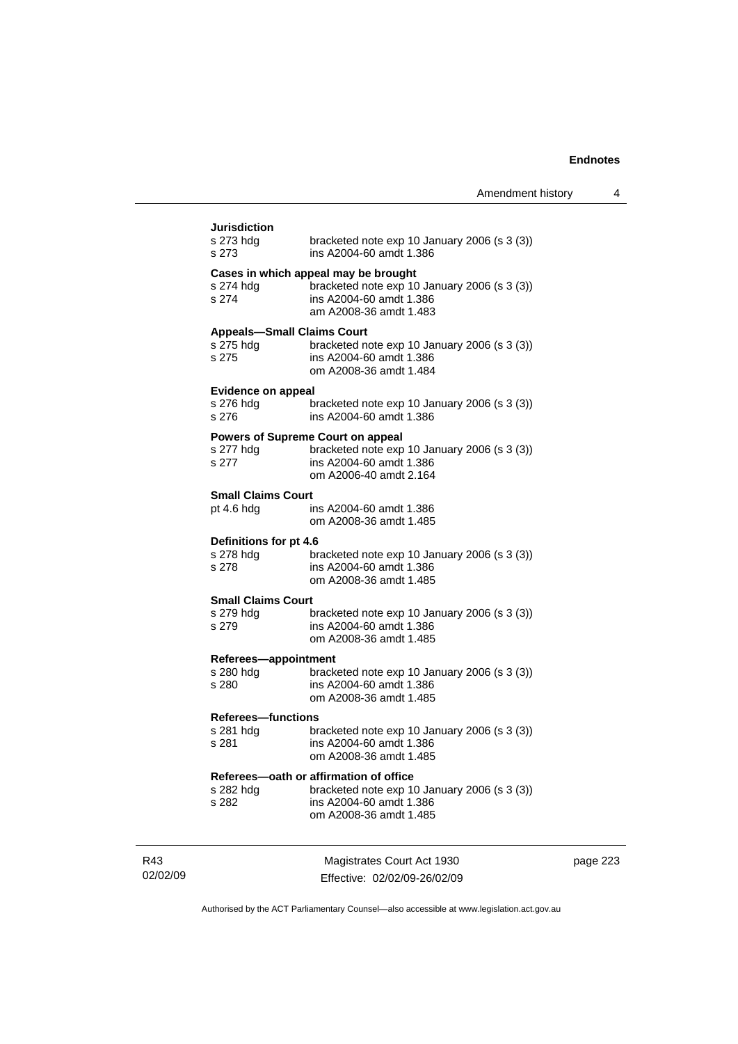**Jurisdiction**

| | |
|---|---|
| s 273 hdg | bracketed note exp 10 January 2006 (s 3 (3)) |
| s 273 | ins A2004-60 amdt 1.386 |

**Cases in which appeal may be brought**

| | |
|---|---|
| s 274 hdg | bracketed note exp 10 January 2006 (s 3 (3)) |
| s 274 | ins A2004-60 amdt 1.386<br>am A2008-36 amdt 1.483 |

**Appeals—Small Claims Court**

| | |
|---|---|
| s 275 hdg | bracketed note exp 10 January 2006 (s 3 (3)) |
| s 275 | ins A2004-60 amdt 1.386<br>om A2008-36 amdt 1.484 |

**Evidence on appeal**

| | |
|---|---|
| s 276 hdg | bracketed note exp 10 January 2006 (s 3 (3)) |
| s 276 | ins A2004-60 amdt 1.386 |

**Powers of Supreme Court on appeal**

| | |
|---|---|
| s 277 hdg | bracketed note exp 10 January 2006 (s 3 (3)) |
| s 277 | ins A2004-60 amdt 1.386<br>om A2006-40 amdt 2.164 |

**Small Claims Court**

| | |
|---|---|
| pt 4.6 hdg | ins A2004-60 amdt 1.386<br>om A2008-36 amdt 1.485 |

**Definitions for pt 4.6**

| | |
|---|---|
| s 278 hdg | bracketed note exp 10 January 2006 (s 3 (3)) |
| s 278 | ins A2004-60 amdt 1.386<br>om A2008-36 amdt 1.485 |

**Small Claims Court**

| | |
|---|---|
| s 279 hdg | bracketed note exp 10 January 2006 (s 3 (3)) |
| s 279 | ins A2004-60 amdt 1.386<br>om A2008-36 amdt 1.485 |

**Referees—appointment**

| | |
|---|---|
| s 280 hdg | bracketed note exp 10 January 2006 (s 3 (3)) |
| s 280 | ins A2004-60 amdt 1.386<br>om A2008-36 amdt 1.485 |

**Referees—functions**

| | |
|---|---|
| s 281 hdg | bracketed note exp 10 January 2006 (s 3 (3)) |
| s 281 | ins A2004-60 amdt 1.386<br>om A2008-36 amdt 1.485 |

**Referees—oath or affirmation of office**

| | |
|---|---|
| s 282 hdg | bracketed note exp 10 January 2006 (s 3 (3)) |
| s 282 | ins A2004-60 amdt 1.386<br>om A2008-36 amdt 1.485 |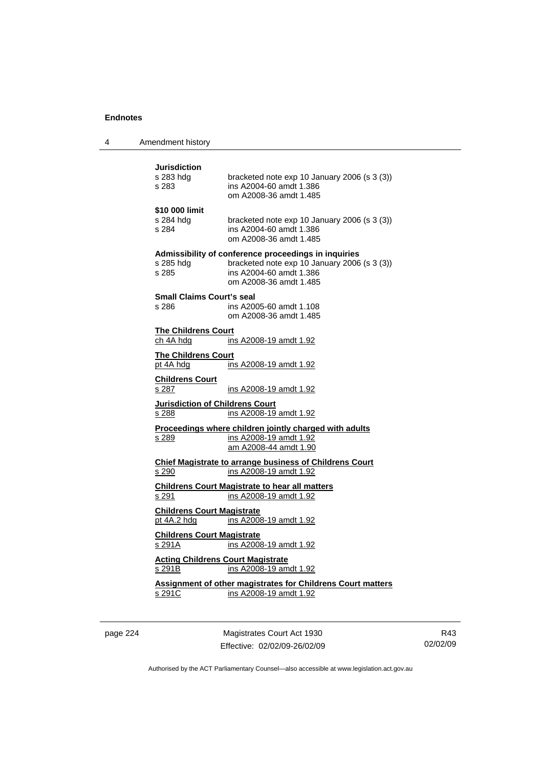**Jurisdiction**

s 283 hdg — bracketed note exp 10 January 2006 (s 3 (3))
s 283 — ins A2004-60 amdt 1.386
om A2008-36 amdt 1.485

**$10 000 limit**

s 284 hdg — bracketed note exp 10 January 2006 (s 3 (3))
s 284 — ins A2004-60 amdt 1.386
om A2008-36 amdt 1.485

**Admissibility of conference proceedings in inquiries**

s 285 hdg — bracketed note exp 10 January 2006 (s 3 (3))
s 285 — ins A2004-60 amdt 1.386
om A2008-36 amdt 1.485

**Small Claims Court's seal**

s 286 — ins A2005-60 amdt 1.108
om A2008-36 amdt 1.485

**The Childrens Court**

ch 4A hdg — ins A2008-19 amdt 1.92

**The Childrens Court**

pt 4A hdg — ins A2008-19 amdt 1.92

**Childrens Court**

s 287 — ins A2008-19 amdt 1.92

**Jurisdiction of Childrens Court**

s 288 — ins A2008-19 amdt 1.92

**Proceedings where children jointly charged with adults**

s 289 — ins A2008-19 amdt 1.92
am A2008-44 amdt 1.90

**Chief Magistrate to arrange business of Childrens Court**

s 290 — ins A2008-19 amdt 1.92

**Childrens Court Magistrate to hear all matters**

s 291 — ins A2008-19 amdt 1.92

**Childrens Court Magistrate**

pt 4A.2 hdg — ins A2008-19 amdt 1.92

**Childrens Court Magistrate**

s 291A — ins A2008-19 amdt 1.92

**Acting Childrens Court Magistrate**

s 291B — ins A2008-19 amdt 1.92

**Assignment of other magistrates for Childrens Court matters**

s 291C — ins A2008-19 amdt 1.92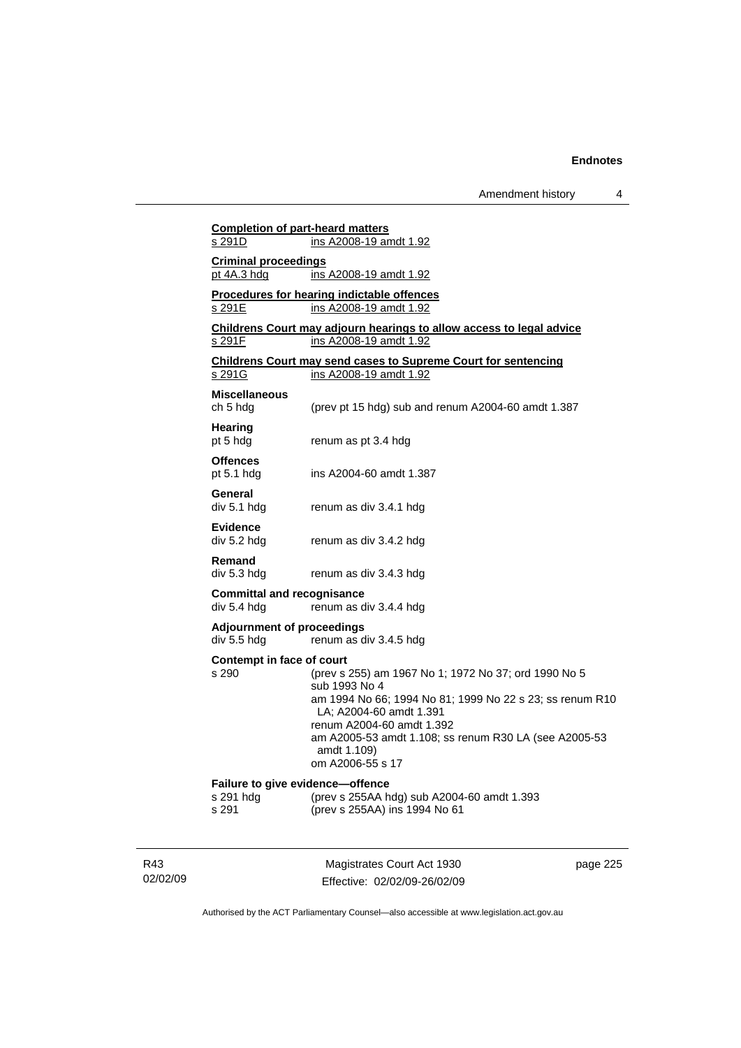**Completion of part-heard matters**
s 291D ins A2008-19 amdt 1.92

**Criminal proceedings**
pt 4A.3 hdg ins A2008-19 amdt 1.92

**Procedures for hearing indictable offences**
s 291E ins A2008-19 amdt 1.92

**Childrens Court may adjourn hearings to allow access to legal advice**
s 291F ins A2008-19 amdt 1.92

**Childrens Court may send cases to Supreme Court for sentencing**
s 291G ins A2008-19 amdt 1.92

**Miscellaneous**
ch 5 hdg (prev pt 15 hdg) sub and renum A2004-60 amdt 1.387

**Hearing**
pt 5 hdg renum as pt 3.4 hdg

**Offences**
pt 5.1 hdg ins A2004-60 amdt 1.387

**General**
div 5.1 hdg renum as div 3.4.1 hdg

**Evidence**
div 5.2 hdg renum as div 3.4.2 hdg

**Remand**
div 5.3 hdg renum as div 3.4.3 hdg

**Committal and recognisance**
div 5.4 hdg renum as div 3.4.4 hdg

**Adjournment of proceedings**
div 5.5 hdg renum as div 3.4.5 hdg

**Contempt in face of court**
s 290 (prev s 255) am 1967 No 1; 1972 No 37; ord 1990 No 5
sub 1993 No 4
am 1994 No 66; 1994 No 81; 1999 No 22 s 23; ss renum R10 LA; A2004-60 amdt 1.391
renum A2004-60 amdt 1.392
am A2005-53 amdt 1.108; ss renum R30 LA (see A2005-53 amdt 1.109)
om A2006-55 s 17

**Failure to give evidence—offence**
s 291 hdg (prev s 255AA hdg) sub A2004-60 amdt 1.393
s 291 (prev s 255AA) ins 1994 No 61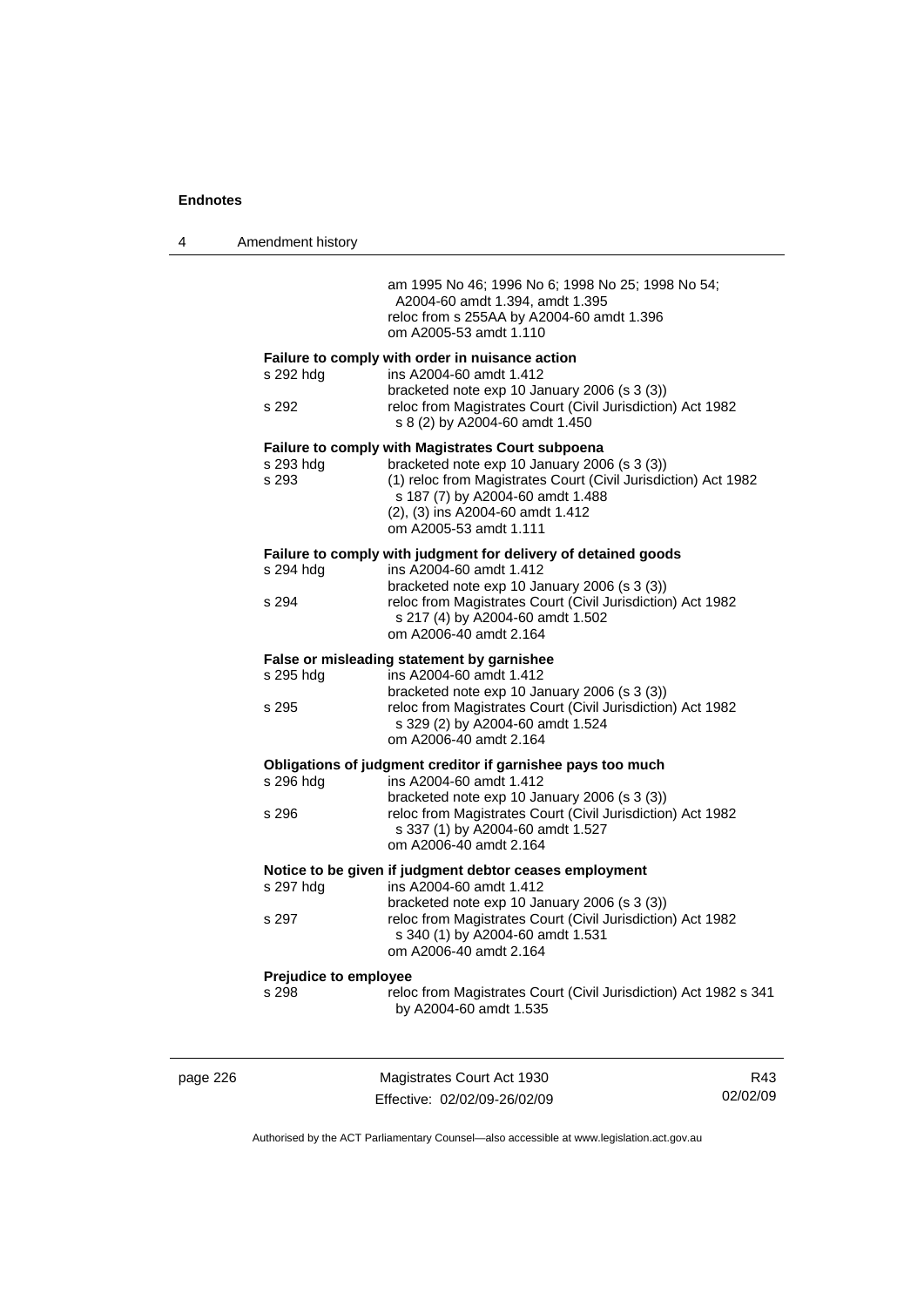am 1995 No 46; 1996 No 6; 1998 No 25; 1998 No 54; A2004-60 amdt 1.394, amdt 1.395
reloc from s 255AA by A2004-60 amdt 1.396
om A2005-53 amdt 1.110

**Failure to comply with order in nuisance action**

s 292 hdg — ins A2004-60 amdt 1.412
bracketed note exp 10 January 2006 (s 3 (3))

s 292 — reloc from Magistrates Court (Civil Jurisdiction) Act 1982 s 8 (2) by A2004-60 amdt 1.450

**Failure to comply with Magistrates Court subpoena**

s 293 hdg — bracketed note exp 10 January 2006 (s 3 (3))

s 293 — (1) reloc from Magistrates Court (Civil Jurisdiction) Act 1982 s 187 (7) by A2004-60 amdt 1.488
(2), (3) ins A2004-60 amdt 1.412
om A2005-53 amdt 1.111

**Failure to comply with judgment for delivery of detained goods**

s 294 hdg — ins A2004-60 amdt 1.412
bracketed note exp 10 January 2006 (s 3 (3))

s 294 — reloc from Magistrates Court (Civil Jurisdiction) Act 1982 s 217 (4) by A2004-60 amdt 1.502
om A2006-40 amdt 2.164

**False or misleading statement by garnishee**

s 295 hdg — ins A2004-60 amdt 1.412
bracketed note exp 10 January 2006 (s 3 (3))

s 295 — reloc from Magistrates Court (Civil Jurisdiction) Act 1982 s 329 (2) by A2004-60 amdt 1.524
om A2006-40 amdt 2.164

**Obligations of judgment creditor if garnishee pays too much**

s 296 hdg — ins A2004-60 amdt 1.412
bracketed note exp 10 January 2006 (s 3 (3))

s 296 — reloc from Magistrates Court (Civil Jurisdiction) Act 1982 s 337 (1) by A2004-60 amdt 1.527
om A2006-40 amdt 2.164

**Notice to be given if judgment debtor ceases employment**

s 297 hdg — ins A2004-60 amdt 1.412
bracketed note exp 10 January 2006 (s 3 (3))

s 297 — reloc from Magistrates Court (Civil Jurisdiction) Act 1982 s 340 (1) by A2004-60 amdt 1.531
om A2006-40 amdt 2.164

**Prejudice to employee**

s 298 — reloc from Magistrates Court (Civil Jurisdiction) Act 1982 s 341 by A2004-60 amdt 1.535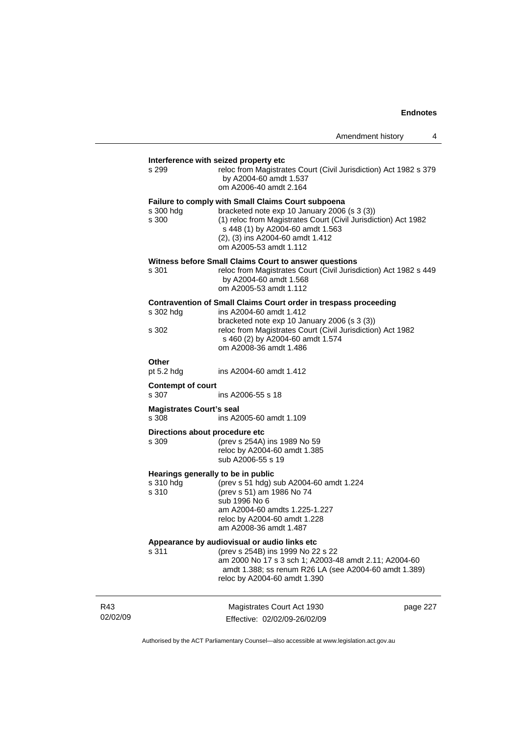**Interference with seized property etc**

| | |
|---|---|
| s 299 | reloc from Magistrates Court (Civil Jurisdiction) Act 1982 s 379 by A2004-60 amdt 1.537<br>om A2006-40 amdt 2.164 |

**Failure to comply with Small Claims Court subpoena**

| | |
|---|---|
| s 300 hdg | bracketed note exp 10 January 2006 (s 3 (3)) |
| s 300 | (1) reloc from Magistrates Court (Civil Jurisdiction) Act 1982 s 448 (1) by A2004-60 amdt 1.563<br>(2), (3) ins A2004-60 amdt 1.412<br>om A2005-53 amdt 1.112 |

**Witness before Small Claims Court to answer questions**

| | |
|---|---|
| s 301 | reloc from Magistrates Court (Civil Jurisdiction) Act 1982 s 449 by A2004-60 amdt 1.568<br>om A2005-53 amdt 1.112 |

**Contravention of Small Claims Court order in trespass proceeding**

| | |
|---|---|
| s 302 hdg | ins A2004-60 amdt 1.412<br>bracketed note exp 10 January 2006 (s 3 (3)) |
| s 302 | reloc from Magistrates Court (Civil Jurisdiction) Act 1982 s 460 (2) by A2004-60 amdt 1.574<br>om A2008-36 amdt 1.486 |

**Other**

| | |
|---|---|
| pt 5.2 hdg | ins A2004-60 amdt 1.412 |

**Contempt of court**

| | |
|---|---|
| s 307 | ins A2006-55 s 18 |

**Magistrates Court's seal**

| | |
|---|---|
| s 308 | ins A2005-60 amdt 1.109 |

**Directions about procedure etc**

| | |
|---|---|
| s 309 | (prev s 254A) ins 1989 No 59<br>reloc by A2004-60 amdt 1.385<br>sub A2006-55 s 19 |

**Hearings generally to be in public**

| | |
|---|---|
| s 310 hdg | (prev s 51 hdg) sub A2004-60 amdt 1.224 |
| s 310 | (prev s 51) am 1986 No 74<br>sub 1996 No 6<br>am A2004-60 amdts 1.225-1.227<br>reloc by A2004-60 amdt 1.228<br>am A2008-36 amdt 1.487 |

**Appearance by audiovisual or audio links etc**

| | |
|---|---|
| s 311 | (prev s 254B) ins 1999 No 22 s 22<br>am 2000 No 17 s 3 sch 1; A2003-48 amdt 2.11; A2004-60 amdt 1.388; ss renum R26 LA (see A2004-60 amdt 1.389)<br>reloc by A2004-60 amdt 1.390 |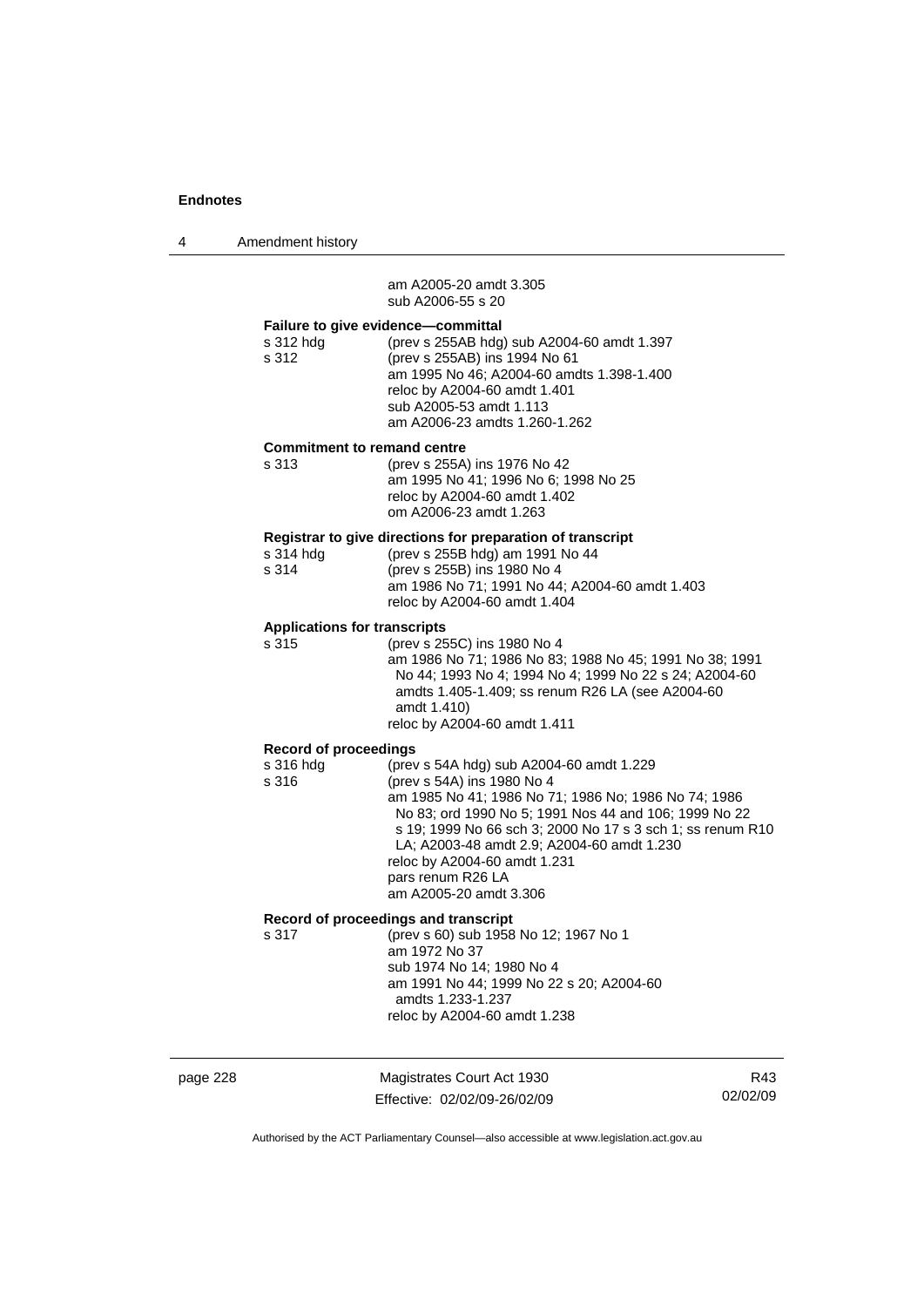am A2005-20 amdt 3.305
sub A2006-55 s 20

**Failure to give evidence—committal**

s 312 hdg (prev s 255AB hdg) sub A2004-60 amdt 1.397
s 312 (prev s 255AB) ins 1994 No 61
am 1995 No 46; A2004-60 amdts 1.398-1.400
reloc by A2004-60 amdt 1.401
sub A2005-53 amdt 1.113
am A2006-23 amdts 1.260-1.262

**Commitment to remand centre**

s 313 (prev s 255A) ins 1976 No 42
am 1995 No 41; 1996 No 6; 1998 No 25
reloc by A2004-60 amdt 1.402
om A2006-23 amdt 1.263

**Registrar to give directions for preparation of transcript**

s 314 hdg (prev s 255B hdg) am 1991 No 44
s 314 (prev s 255B) ins 1980 No 4
am 1986 No 71; 1991 No 44; A2004-60 amdt 1.403
reloc by A2004-60 amdt 1.404

**Applications for transcripts**

s 315 (prev s 255C) ins 1980 No 4
am 1986 No 71; 1986 No 83; 1988 No 45; 1991 No 38; 1991 No 44; 1993 No 4; 1994 No 4; 1999 No 22 s 24; A2004-60 amdts 1.405-1.409; ss renum R26 LA (see A2004-60 amdt 1.410)
reloc by A2004-60 amdt 1.411

**Record of proceedings**

s 316 hdg (prev s 54A hdg) sub A2004-60 amdt 1.229
s 316 (prev s 54A) ins 1980 No 4
am 1985 No 41; 1986 No 71; 1986 No; 1986 No 74; 1986 No 83; ord 1990 No 5; 1991 Nos 44 and 106; 1999 No 22 s 19; 1999 No 66 sch 3; 2000 No 17 s 3 sch 1; ss renum R10 LA; A2003-48 amdt 2.9; A2004-60 amdt 1.230
reloc by A2004-60 amdt 1.231
pars renum R26 LA
am A2005-20 amdt 3.306

**Record of proceedings and transcript**

s 317 (prev s 60) sub 1958 No 12; 1967 No 1
am 1972 No 37
sub 1974 No 14; 1980 No 4
am 1991 No 44; 1999 No 22 s 20; A2004-60 amdts 1.233-1.237
reloc by A2004-60 amdt 1.238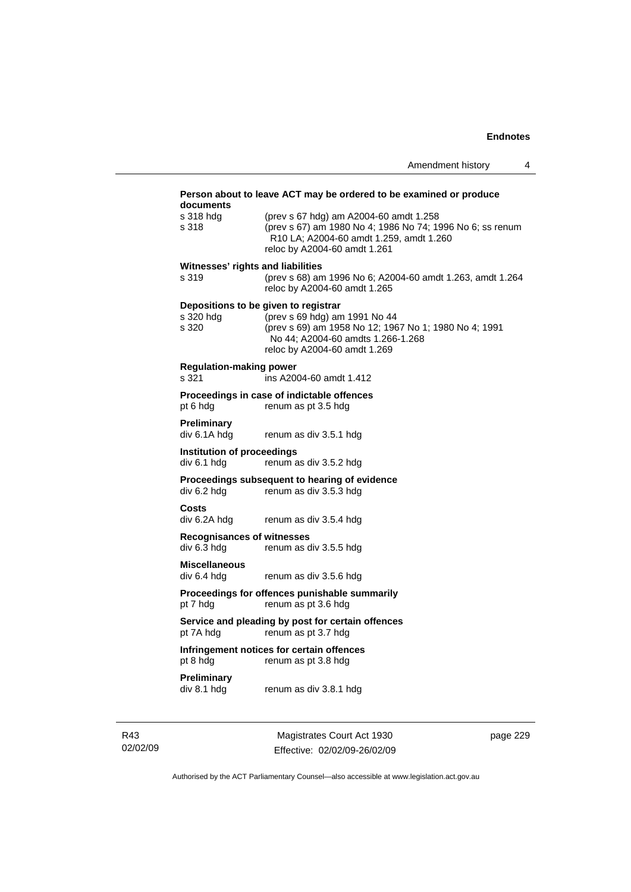**Person about to leave ACT may be ordered to be examined or produce documents**

s 318 hdg (prev s 67 hdg) am A2004-60 amdt 1.258

s 318 (prev s 67) am 1980 No 4; 1986 No 74; 1996 No 6; ss renum R10 LA; A2004-60 amdt 1.259, amdt 1.260
reloc by A2004-60 amdt 1.261

**Witnesses' rights and liabilities**

s 319 (prev s 68) am 1996 No 6; A2004-60 amdt 1.263, amdt 1.264
reloc by A2004-60 amdt 1.265

**Depositions to be given to registrar**

s 320 hdg (prev s 69 hdg) am 1991 No 44

s 320 (prev s 69) am 1958 No 12; 1967 No 1; 1980 No 4; 1991 No 44; A2004-60 amdts 1.266-1.268
reloc by A2004-60 amdt 1.269

**Regulation-making power**

s 321 ins A2004-60 amdt 1.412

**Proceedings in case of indictable offences**

pt 6 hdg renum as pt 3.5 hdg

**Preliminary**

div 6.1A hdg renum as div 3.5.1 hdg

**Institution of proceedings**

div 6.1 hdg renum as div 3.5.2 hdg

**Proceedings subsequent to hearing of evidence**

div 6.2 hdg renum as div 3.5.3 hdg

**Costs**

div 6.2A hdg renum as div 3.5.4 hdg

**Recognisances of witnesses**

div 6.3 hdg renum as div 3.5.5 hdg

**Miscellaneous**

div 6.4 hdg renum as div 3.5.6 hdg

**Proceedings for offences punishable summarily**

pt 7 hdg renum as pt 3.6 hdg

**Service and pleading by post for certain offences**

pt 7A hdg renum as pt 3.7 hdg

**Infringement notices for certain offences**

pt 8 hdg renum as pt 3.8 hdg

**Preliminary**

div 8.1 hdg renum as div 3.8.1 hdg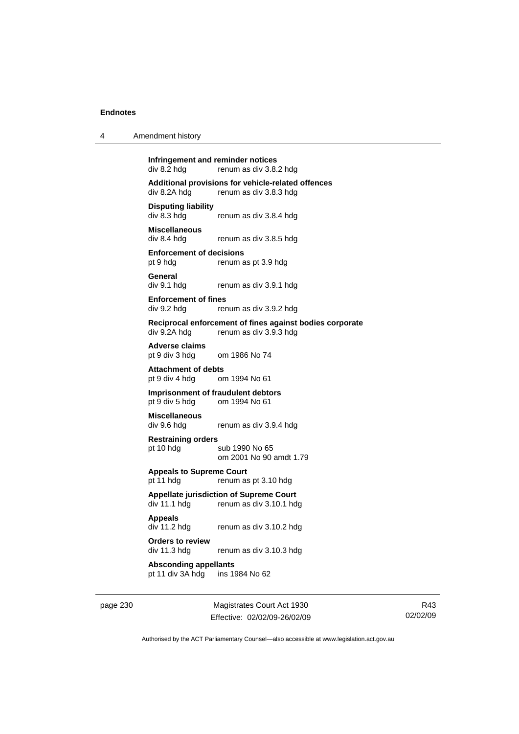**Infringement and reminder notices**
div 8.2 hdg renum as div 3.8.2 hdg

**Additional provisions for vehicle-related offences**
div 8.2A hdg renum as div 3.8.3 hdg

**Disputing liability**
div 8.3 hdg renum as div 3.8.4 hdg

**Miscellaneous**
div 8.4 hdg renum as div 3.8.5 hdg

**Enforcement of decisions**
pt 9 hdg renum as pt 3.9 hdg

**General**
div 9.1 hdg renum as div 3.9.1 hdg

**Enforcement of fines**
div 9.2 hdg renum as div 3.9.2 hdg

**Reciprocal enforcement of fines against bodies corporate**
div 9.2A hdg renum as div 3.9.3 hdg

**Adverse claims**
pt 9 div 3 hdg om 1986 No 74

**Attachment of debts**
pt 9 div 4 hdg om 1994 No 61

**Imprisonment of fraudulent debtors**
pt 9 div 5 hdg om 1994 No 61

**Miscellaneous**
div 9.6 hdg renum as div 3.9.4 hdg

**Restraining orders**
pt 10 hdg sub 1990 No 65
om 2001 No 90 amdt 1.79

**Appeals to Supreme Court**
pt 11 hdg renum as pt 3.10 hdg

**Appellate jurisdiction of Supreme Court**
div 11.1 hdg renum as div 3.10.1 hdg

**Appeals**
div 11.2 hdg renum as div 3.10.2 hdg

**Orders to review**
div 11.3 hdg renum as div 3.10.3 hdg

**Absconding appellants**
pt 11 div 3A hdg ins 1984 No 62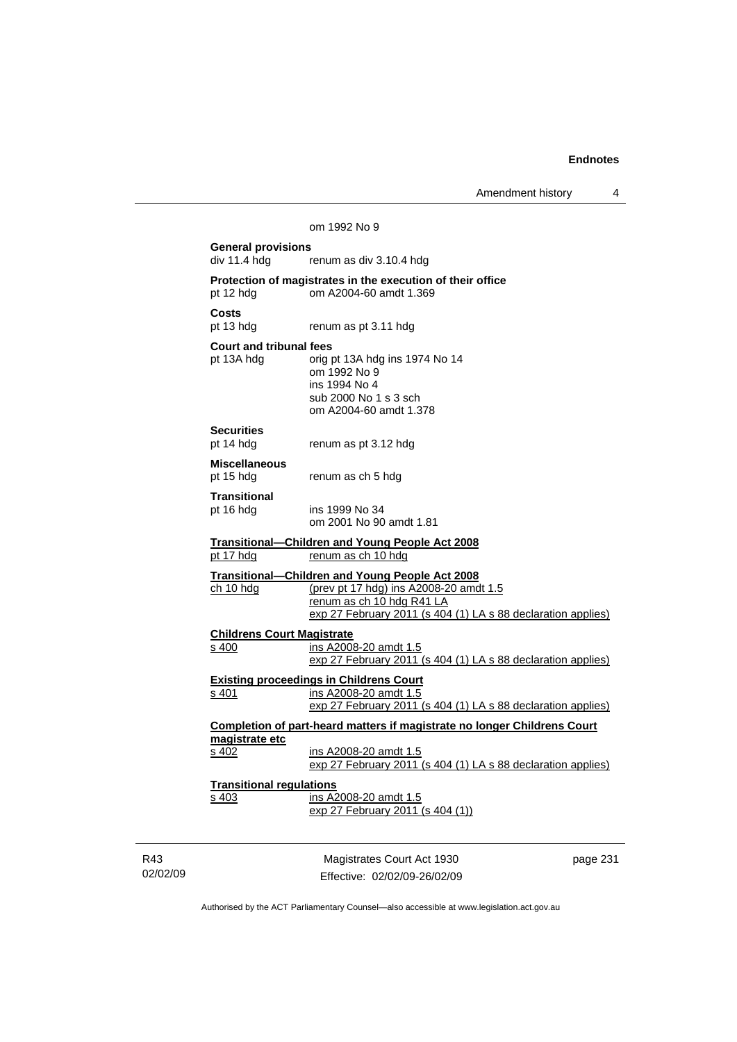om 1992 No 9

**General provisions**
div 11.4 hdg renum as div 3.10.4 hdg

**Protection of magistrates in the execution of their office**
pt 12 hdg om A2004-60 amdt 1.369

**Costs**
pt 13 hdg renum as pt 3.11 hdg

**Court and tribunal fees**
pt 13A hdg orig pt 13A hdg ins 1974 No 14
om 1992 No 9
ins 1994 No 4
sub 2000 No 1 s 3 sch
om A2004-60 amdt 1.378

**Securities**
pt 14 hdg renum as pt 3.12 hdg

**Miscellaneous**
pt 15 hdg renum as ch 5 hdg

**Transitional**
pt 16 hdg ins 1999 No 34
om 2001 No 90 amdt 1.81

**Transitional—Children and Young People Act 2008**
pt 17 hdg renum as ch 10 hdg

**Transitional—Children and Young People Act 2008**
ch 10 hdg (prev pt 17 hdg) ins A2008-20 amdt 1.5
renum as ch 10 hdg R41 LA
exp 27 February 2011 (s 404 (1) LA s 88 declaration applies)

**Childrens Court Magistrate**
s 400 ins A2008-20 amdt 1.5
exp 27 February 2011 (s 404 (1) LA s 88 declaration applies)

**Existing proceedings in Childrens Court**
s 401 ins A2008-20 amdt 1.5
exp 27 February 2011 (s 404 (1) LA s 88 declaration applies)

**Completion of part-heard matters if magistrate no longer Childrens Court magistrate etc**
s 402 ins A2008-20 amdt 1.5
exp 27 February 2011 (s 404 (1) LA s 88 declaration applies)

**Transitional regulations**
s 403 ins A2008-20 amdt 1.5
exp 27 February 2011 (s 404 (1))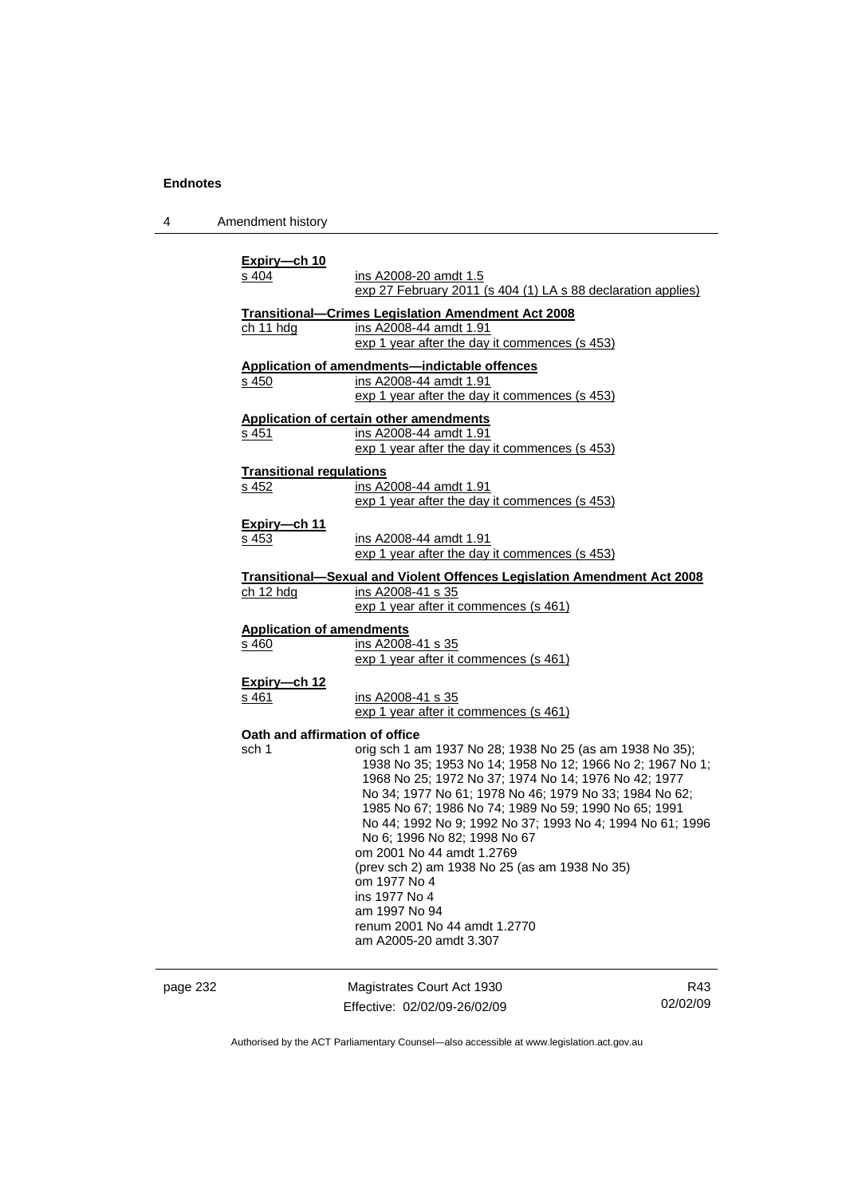**Expiry—ch 10**

| | |
|---|---|
| s 404 | ins A2008-20 amdt 1.5<br>exp 27 February 2011 (s 404 (1) LA s 88 declaration applies) |

**Transitional—Crimes Legislation Amendment Act 2008**

| | |
|---|---|
| ch 11 hdg | ins A2008-44 amdt 1.91<br>exp 1 year after the day it commences (s 453) |

**Application of amendments—indictable offences**

| | |
|---|---|
| s 450 | ins A2008-44 amdt 1.91<br>exp 1 year after the day it commences (s 453) |

**Application of certain other amendments**

| | |
|---|---|
| s 451 | ins A2008-44 amdt 1.91<br>exp 1 year after the day it commences (s 453) |

**Transitional regulations**

| | |
|---|---|
| s 452 | ins A2008-44 amdt 1.91<br>exp 1 year after the day it commences (s 453) |

**Expiry—ch 11**

| | |
|---|---|
| s 453 | ins A2008-44 amdt 1.91<br>exp 1 year after the day it commences (s 453) |

**Transitional—Sexual and Violent Offences Legislation Amendment Act 2008**

| | |
|---|---|
| ch 12 hdg | ins A2008-41 s 35<br>exp 1 year after it commences (s 461) |

**Application of amendments**

| | |
|---|---|
| s 460 | ins A2008-41 s 35<br>exp 1 year after it commences (s 461) |

**Expiry—ch 12**

| | |
|---|---|
| s 461 | ins A2008-41 s 35<br>exp 1 year after it commences (s 461) |

**Oath and affirmation of office**

| | |
|---|---|
| sch 1 | orig sch 1 am 1937 No 28; 1938 No 25 (as am 1938 No 35); 1938 No 35; 1953 No 14; 1958 No 12; 1966 No 2; 1967 No 1; 1968 No 25; 1972 No 37; 1974 No 14; 1976 No 42; 1977 No 34; 1977 No 61; 1978 No 46; 1979 No 33; 1984 No 62; 1985 No 67; 1986 No 74; 1989 No 59; 1990 No 65; 1991 No 44; 1992 No 9; 1992 No 37; 1993 No 4; 1994 No 61; 1996 No 6; 1996 No 82; 1998 No 67<br>om 2001 No 44 amdt 1.2769<br>(prev sch 2) am 1938 No 25 (as am 1938 No 35)<br>om 1977 No 4<br>ins 1977 No 4<br>am 1997 No 94<br>renum 2001 No 44 amdt 1.2770<br>am A2005-20 amdt 3.307 |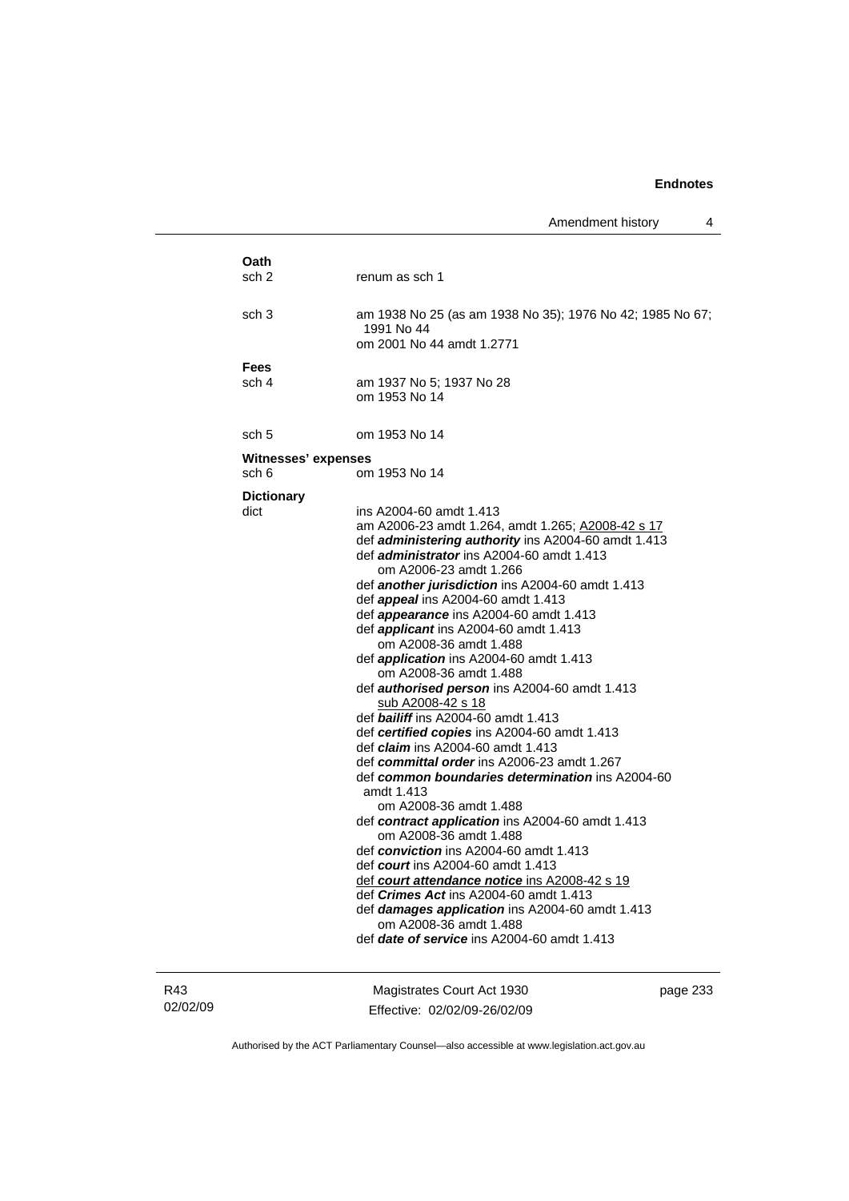**Oath**

| | |
|---|---|
| sch 2 | renum as sch 1 |
| sch 3 | am 1938 No 25 (as am 1938 No 35); 1976 No 42; 1985 No 67; 1991 No 44<br>om 2001 No 44 amdt 1.2771 |

**Fees**

| | |
|---|---|
| sch 4 | am 1937 No 5; 1937 No 28<br>om 1953 No 14 |
| sch 5 | om 1953 No 14 |

**Witnesses' expenses**

| | |
|---|---|
| sch 6 | om 1953 No 14 |

**Dictionary**

dict
ins A2004-60 amdt 1.413
am A2006-23 amdt 1.264, amdt 1.265; A2008-42 s 17
def ***administering authority*** ins A2004-60 amdt 1.413
def ***administrator*** ins A2004-60 amdt 1.413
om A2006-23 amdt 1.266
def ***another jurisdiction*** ins A2004-60 amdt 1.413
def ***appeal*** ins A2004-60 amdt 1.413
def ***appearance*** ins A2004-60 amdt 1.413
def ***applicant*** ins A2004-60 amdt 1.413
om A2008-36 amdt 1.488
def ***application*** ins A2004-60 amdt 1.413
om A2008-36 amdt 1.488
def ***authorised person*** ins A2004-60 amdt 1.413
sub A2008-42 s 18
def ***bailiff*** ins A2004-60 amdt 1.413
def ***certified copies*** ins A2004-60 amdt 1.413
def ***claim*** ins A2004-60 amdt 1.413
def ***committal order*** ins A2006-23 amdt 1.267
def ***common boundaries determination*** ins A2004-60 amdt 1.413
om A2008-36 amdt 1.488
def ***contract application*** ins A2004-60 amdt 1.413
om A2008-36 amdt 1.488
def ***conviction*** ins A2004-60 amdt 1.413
def ***court*** ins A2004-60 amdt 1.413
def ***court attendance notice*** ins A2008-42 s 19
def ***Crimes Act*** ins A2004-60 amdt 1.413
def ***damages application*** ins A2004-60 amdt 1.413
om A2008-36 amdt 1.488
def ***date of service*** ins A2004-60 amdt 1.413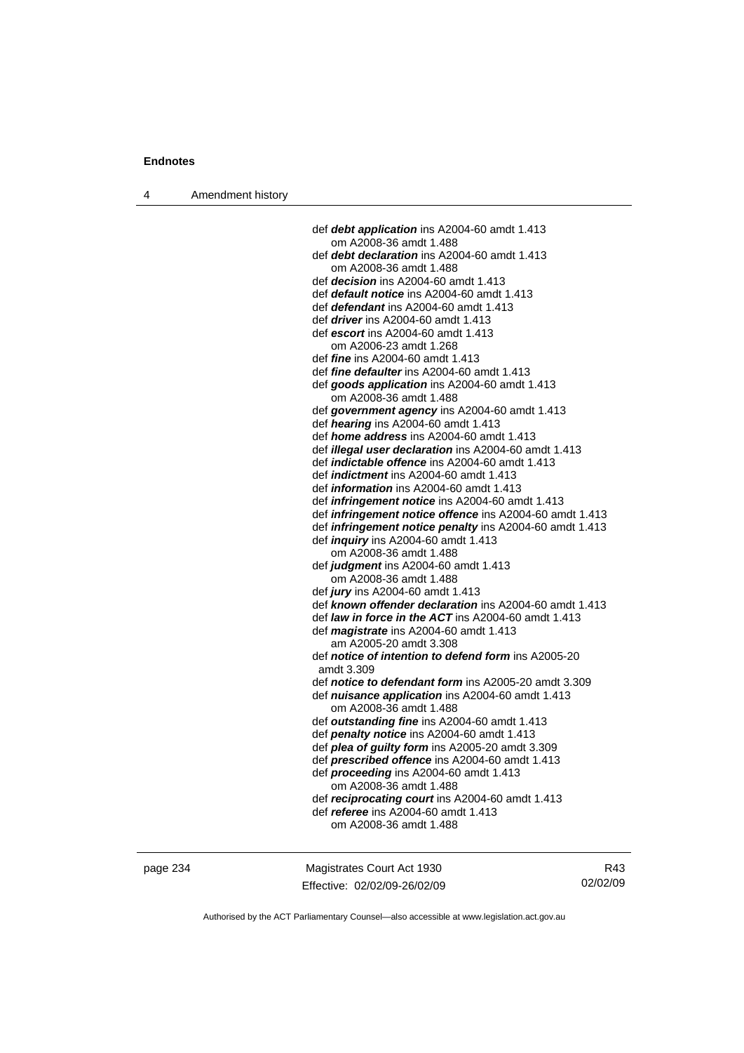def ***debt application*** ins A2004-60 amdt 1.413
om A2008-36 amdt 1.488
def ***debt declaration*** ins A2004-60 amdt 1.413
om A2008-36 amdt 1.488
def ***decision*** ins A2004-60 amdt 1.413
def ***default notice*** ins A2004-60 amdt 1.413
def ***defendant*** ins A2004-60 amdt 1.413
def ***driver*** ins A2004-60 amdt 1.413
def ***escort*** ins A2004-60 amdt 1.413
om A2006-23 amdt 1.268
def ***fine*** ins A2004-60 amdt 1.413
def ***fine defaulter*** ins A2004-60 amdt 1.413
def ***goods application*** ins A2004-60 amdt 1.413
om A2008-36 amdt 1.488
def ***government agency*** ins A2004-60 amdt 1.413
def ***hearing*** ins A2004-60 amdt 1.413
def ***home address*** ins A2004-60 amdt 1.413
def ***illegal user declaration*** ins A2004-60 amdt 1.413
def ***indictable offence*** ins A2004-60 amdt 1.413
def ***indictment*** ins A2004-60 amdt 1.413
def ***information*** ins A2004-60 amdt 1.413
def ***infringement notice*** ins A2004-60 amdt 1.413
def ***infringement notice offence*** ins A2004-60 amdt 1.413
def ***infringement notice penalty*** ins A2004-60 amdt 1.413
def ***inquiry*** ins A2004-60 amdt 1.413
om A2008-36 amdt 1.488
def ***judgment*** ins A2004-60 amdt 1.413
om A2008-36 amdt 1.488
def ***jury*** ins A2004-60 amdt 1.413
def ***known offender declaration*** ins A2004-60 amdt 1.413
def ***law in force in the ACT*** ins A2004-60 amdt 1.413
def ***magistrate*** ins A2004-60 amdt 1.413
am A2005-20 amdt 3.308
def ***notice of intention to defend form*** ins A2005-20 amdt 3.309
def ***notice to defendant form*** ins A2005-20 amdt 3.309
def ***nuisance application*** ins A2004-60 amdt 1.413
om A2008-36 amdt 1.488
def ***outstanding fine*** ins A2004-60 amdt 1.413
def ***penalty notice*** ins A2004-60 amdt 1.413
def ***plea of guilty form*** ins A2005-20 amdt 3.309
def ***prescribed offence*** ins A2004-60 amdt 1.413
def ***proceeding*** ins A2004-60 amdt 1.413
om A2008-36 amdt 1.488
def ***reciprocating court*** ins A2004-60 amdt 1.413
def ***referee*** ins A2004-60 amdt 1.413
om A2008-36 amdt 1.488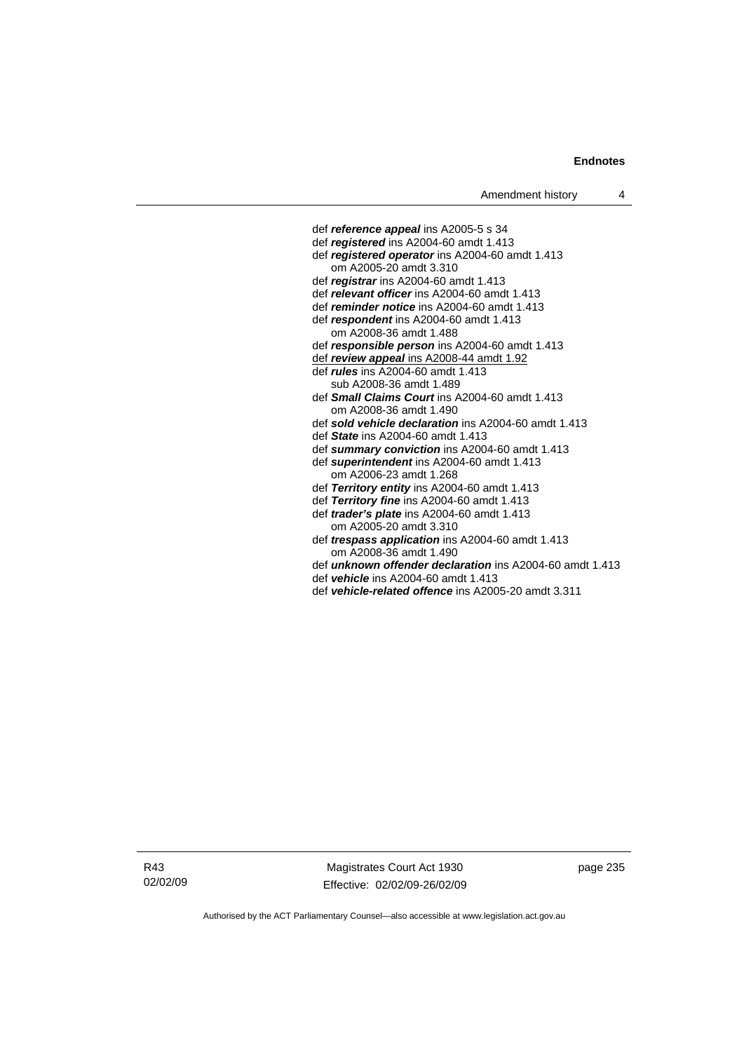def ***reference appeal*** ins A2005-5 s 34
def ***registered*** ins A2004-60 amdt 1.413
def ***registered operator*** ins A2004-60 amdt 1.413
om A2005-20 amdt 3.310
def ***registrar*** ins A2004-60 amdt 1.413
def ***relevant officer*** ins A2004-60 amdt 1.413
def ***reminder notice*** ins A2004-60 amdt 1.413
def ***respondent*** ins A2004-60 amdt 1.413
om A2008-36 amdt 1.488
def ***responsible person*** ins A2004-60 amdt 1.413
<u>def ***review appeal*** ins A2008-44 amdt 1.92</u>
def ***rules*** ins A2004-60 amdt 1.413
sub A2008-36 amdt 1.489
def ***Small Claims Court*** ins A2004-60 amdt 1.413
om A2008-36 amdt 1.490
def ***sold vehicle declaration*** ins A2004-60 amdt 1.413
def ***State*** ins A2004-60 amdt 1.413
def ***summary conviction*** ins A2004-60 amdt 1.413
def ***superintendent*** ins A2004-60 amdt 1.413
om A2006-23 amdt 1.268
def ***Territory entity*** ins A2004-60 amdt 1.413
def ***Territory fine*** ins A2004-60 amdt 1.413
def ***trader's plate*** ins A2004-60 amdt 1.413
om A2005-20 amdt 3.310
def ***trespass application*** ins A2004-60 amdt 1.413
om A2008-36 amdt 1.490
def ***unknown offender declaration*** ins A2004-60 amdt 1.413
def ***vehicle*** ins A2004-60 amdt 1.413
def ***vehicle-related offence*** ins A2005-20 amdt 3.311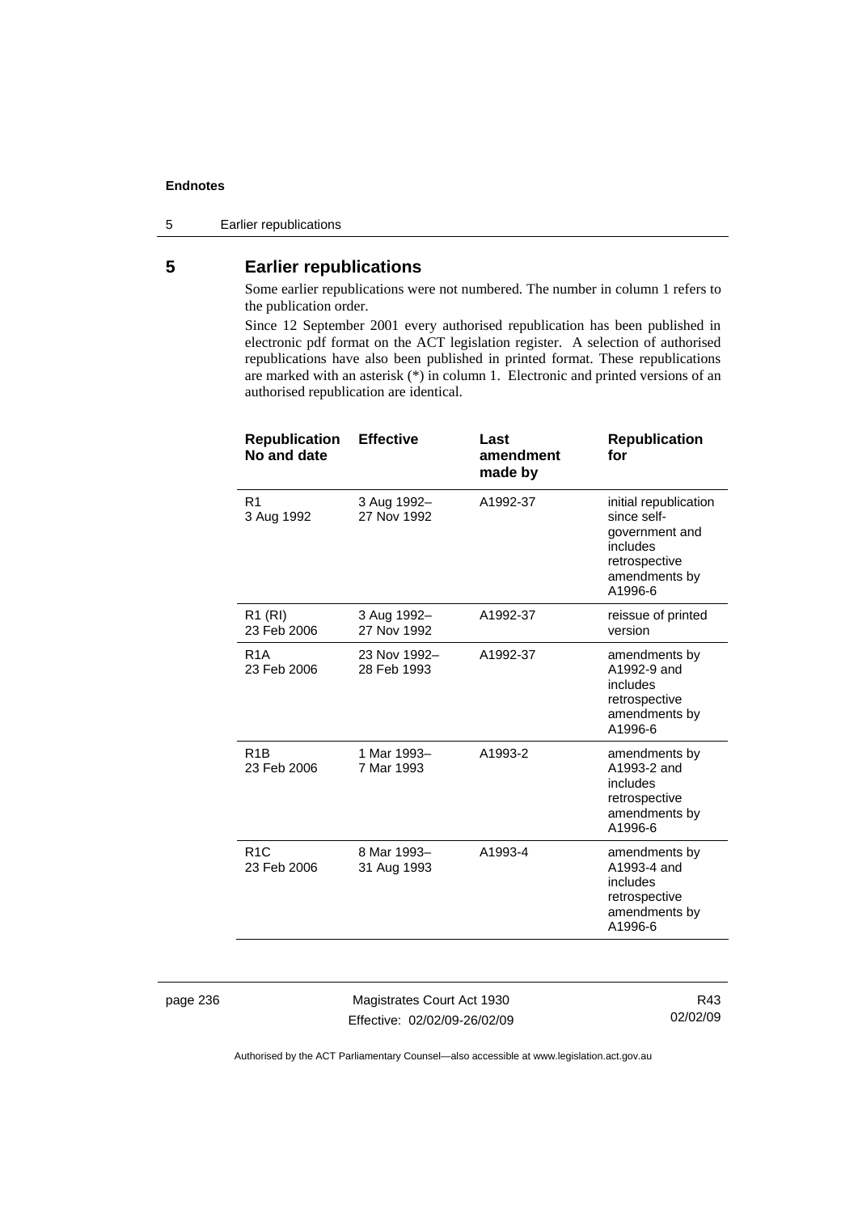## 5 Earlier republications

Some earlier republications were not numbered. The number in column 1 refers to the publication order.

Since 12 September 2001 every authorised republication has been published in electronic pdf format on the ACT legislation register. A selection of authorised republications have also been published in printed format. These republications are marked with an asterisk (*) in column 1. Electronic and printed versions of an authorised republication are identical.

| Republication No and date | Effective | Last amendment made by | Republication for |
|---|---|---|---|
| R1 3 Aug 1992 | 3 Aug 1992– 27 Nov 1992 | A1992-37 | initial republication since self-government and includes retrospective amendments by A1996-6 |
| R1 (RI) 23 Feb 2006 | 3 Aug 1992– 27 Nov 1992 | A1992-37 | reissue of printed version |
| R1A 23 Feb 2006 | 23 Nov 1992– 28 Feb 1993 | A1992-37 | amendments by A1992-9 and includes retrospective amendments by A1996-6 |
| R1B 23 Feb 2006 | 1 Mar 1993– 7 Mar 1993 | A1993-2 | amendments by A1993-2 and includes retrospective amendments by A1996-6 |
| R1C 23 Feb 2006 | 8 Mar 1993– 31 Aug 1993 | A1993-4 | amendments by A1993-4 and includes retrospective amendments by A1996-6 |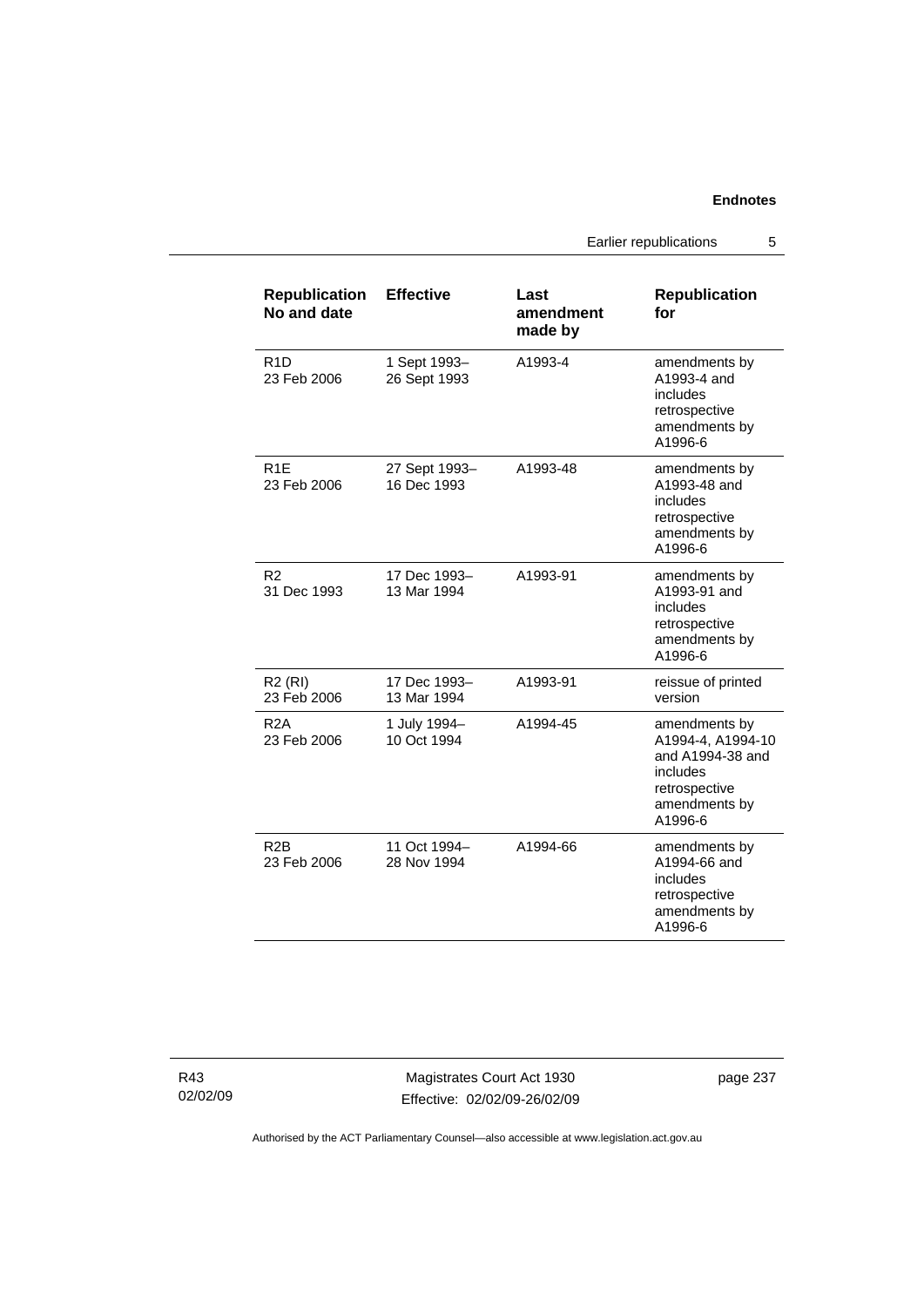| Republication No and date | Effective | Last amendment made by | Republication for |
|---|---|---|---|
| R1D<br>23 Feb 2006 | 1 Sept 1993–<br>26 Sept 1993 | A1993-4 | amendments by A1993-4 and includes retrospective amendments by A1996-6 |
| R1E<br>23 Feb 2006 | 27 Sept 1993–<br>16 Dec 1993 | A1993-48 | amendments by A1993-48 and includes retrospective amendments by A1996-6 |
| R2<br>31 Dec 1993 | 17 Dec 1993–<br>13 Mar 1994 | A1993-91 | amendments by A1993-91 and includes retrospective amendments by A1996-6 |
| R2 (RI)<br>23 Feb 2006 | 17 Dec 1993–<br>13 Mar 1994 | A1993-91 | reissue of printed version |
| R2A<br>23 Feb 2006 | 1 July 1994–<br>10 Oct 1994 | A1994-45 | amendments by A1994-4, A1994-10 and A1994-38 and includes retrospective amendments by A1996-6 |
| R2B<br>23 Feb 2006 | 11 Oct 1994–<br>28 Nov 1994 | A1994-66 | amendments by A1994-66 and includes retrospective amendments by A1996-6 |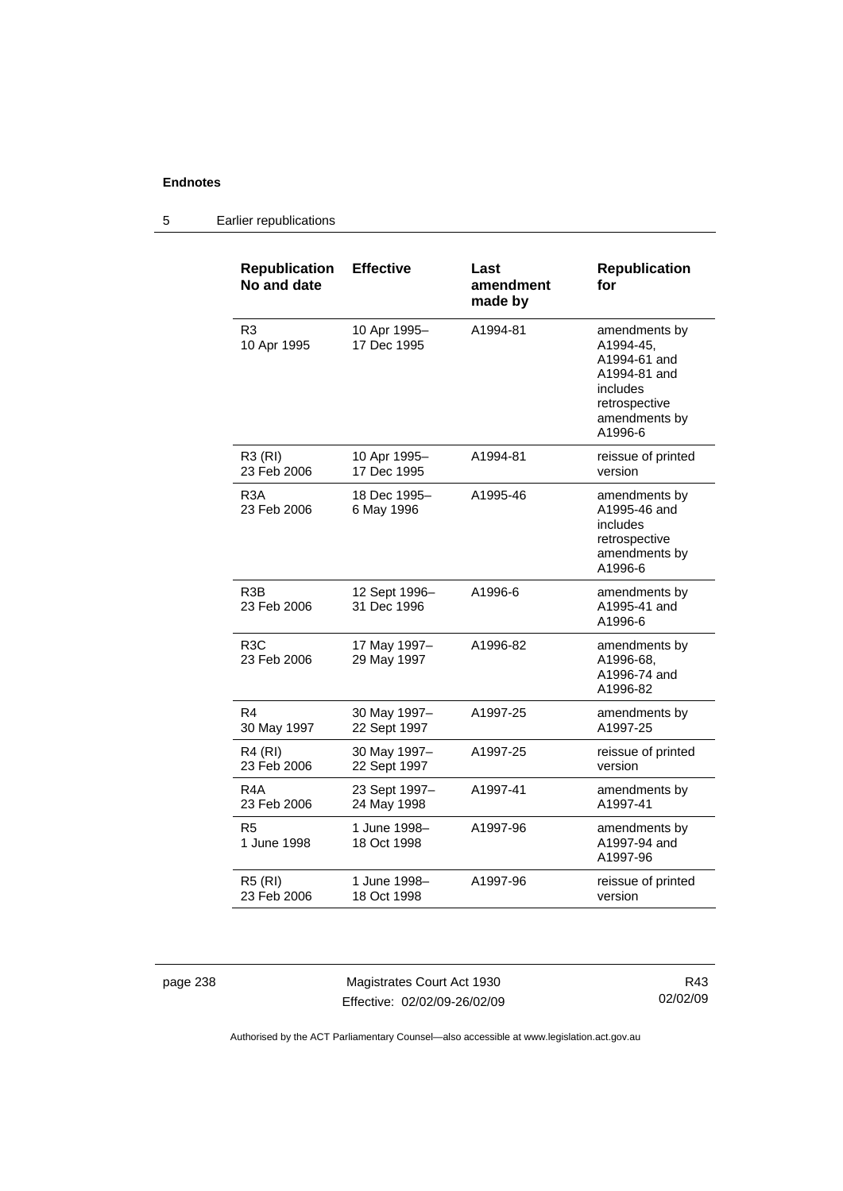## 5 Earlier republications

| Republication No and date | Effective | Last amendment made by | Republication for |
|---|---|---|---|
| R3<br>10 Apr 1995 | 10 Apr 1995–<br>17 Dec 1995 | A1994-81 | amendments by A1994-45, A1994-61 and A1994-81 and includes retrospective amendments by A1996-6 |
| R3 (RI)<br>23 Feb 2006 | 10 Apr 1995–<br>17 Dec 1995 | A1994-81 | reissue of printed version |
| R3A<br>23 Feb 2006 | 18 Dec 1995–<br>6 May 1996 | A1995-46 | amendments by A1995-46 and includes retrospective amendments by A1996-6 |
| R3B<br>23 Feb 2006 | 12 Sept 1996–<br>31 Dec 1996 | A1996-6 | amendments by A1995-41 and A1996-6 |
| R3C<br>23 Feb 2006 | 17 May 1997–<br>29 May 1997 | A1996-82 | amendments by A1996-68, A1996-74 and A1996-82 |
| R4<br>30 May 1997 | 30 May 1997–<br>22 Sept 1997 | A1997-25 | amendments by A1997-25 |
| R4 (RI)<br>23 Feb 2006 | 30 May 1997–<br>22 Sept 1997 | A1997-25 | reissue of printed version |
| R4A<br>23 Feb 2006 | 23 Sept 1997–<br>24 May 1998 | A1997-41 | amendments by A1997-41 |
| R5<br>1 June 1998 | 1 June 1998–<br>18 Oct 1998 | A1997-96 | amendments by A1997-94 and A1997-96 |
| R5 (RI)<br>23 Feb 2006 | 1 June 1998–<br>18 Oct 1998 | A1997-96 | reissue of printed version |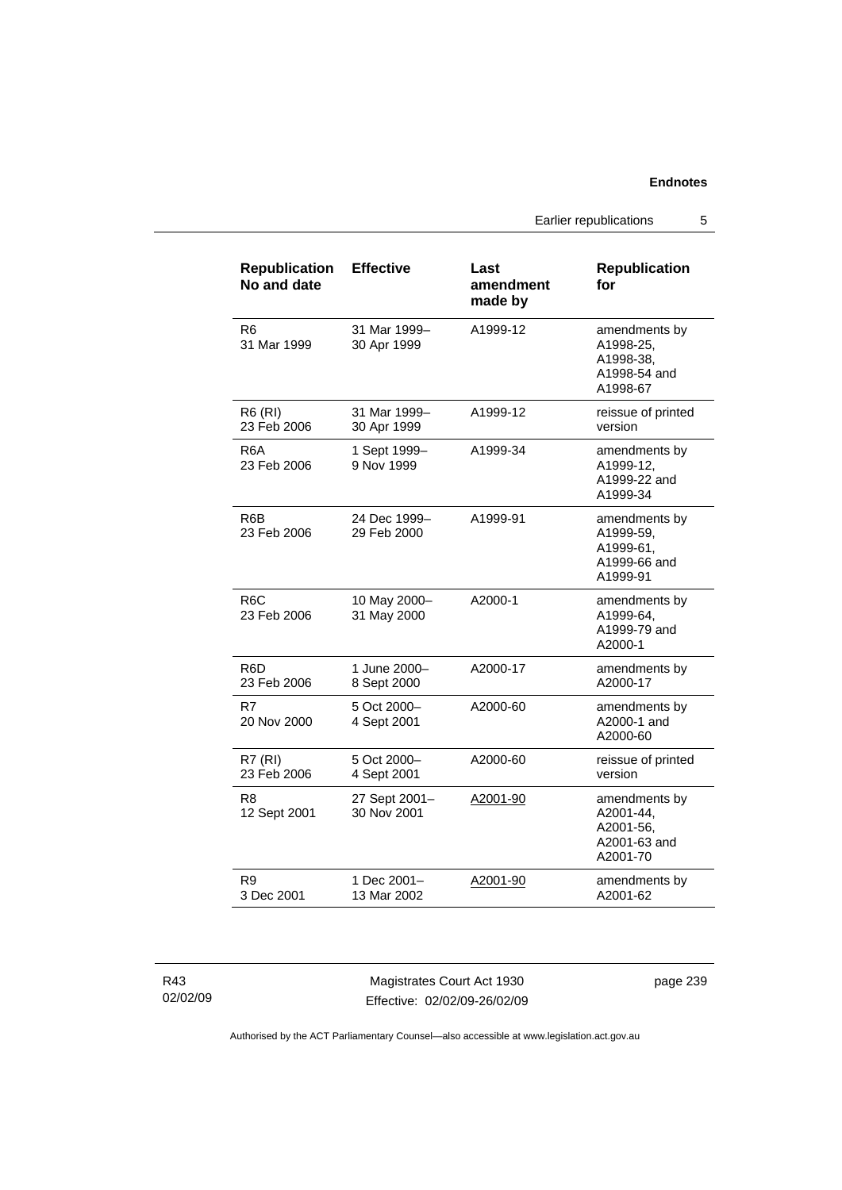| Republication No and date | Effective | Last amendment made by | Republication for |
|---|---|---|---|
| R6<br>31 Mar 1999 | 31 Mar 1999–<br>30 Apr 1999 | A1999-12 | amendments by A1998-25, A1998-38, A1998-54 and A1998-67 |
| R6 (RI)<br>23 Feb 2006 | 31 Mar 1999–<br>30 Apr 1999 | A1999-12 | reissue of printed version |
| R6A<br>23 Feb 2006 | 1 Sept 1999–<br>9 Nov 1999 | A1999-34 | amendments by A1999-12, A1999-22 and A1999-34 |
| R6B<br>23 Feb 2006 | 24 Dec 1999–<br>29 Feb 2000 | A1999-91 | amendments by A1999-59, A1999-61, A1999-66 and A1999-91 |
| R6C<br>23 Feb 2006 | 10 May 2000–<br>31 May 2000 | A2000-1 | amendments by A1999-64, A1999-79 and A2000-1 |
| R6D<br>23 Feb 2006 | 1 June 2000–<br>8 Sept 2000 | A2000-17 | amendments by A2000-17 |
| R7<br>20 Nov 2000 | 5 Oct 2000–<br>4 Sept 2001 | A2000-60 | amendments by A2000-1 and A2000-60 |
| R7 (RI)<br>23 Feb 2006 | 5 Oct 2000–<br>4 Sept 2001 | A2000-60 | reissue of printed version |
| R8<br>12 Sept 2001 | 27 Sept 2001–<br>30 Nov 2001 | A2001-90 | amendments by A2001-44, A2001-56, A2001-63 and A2001-70 |
| R9<br>3 Dec 2001 | 1 Dec 2001–<br>13 Mar 2002 | A2001-90 | amendments by A2001-62 |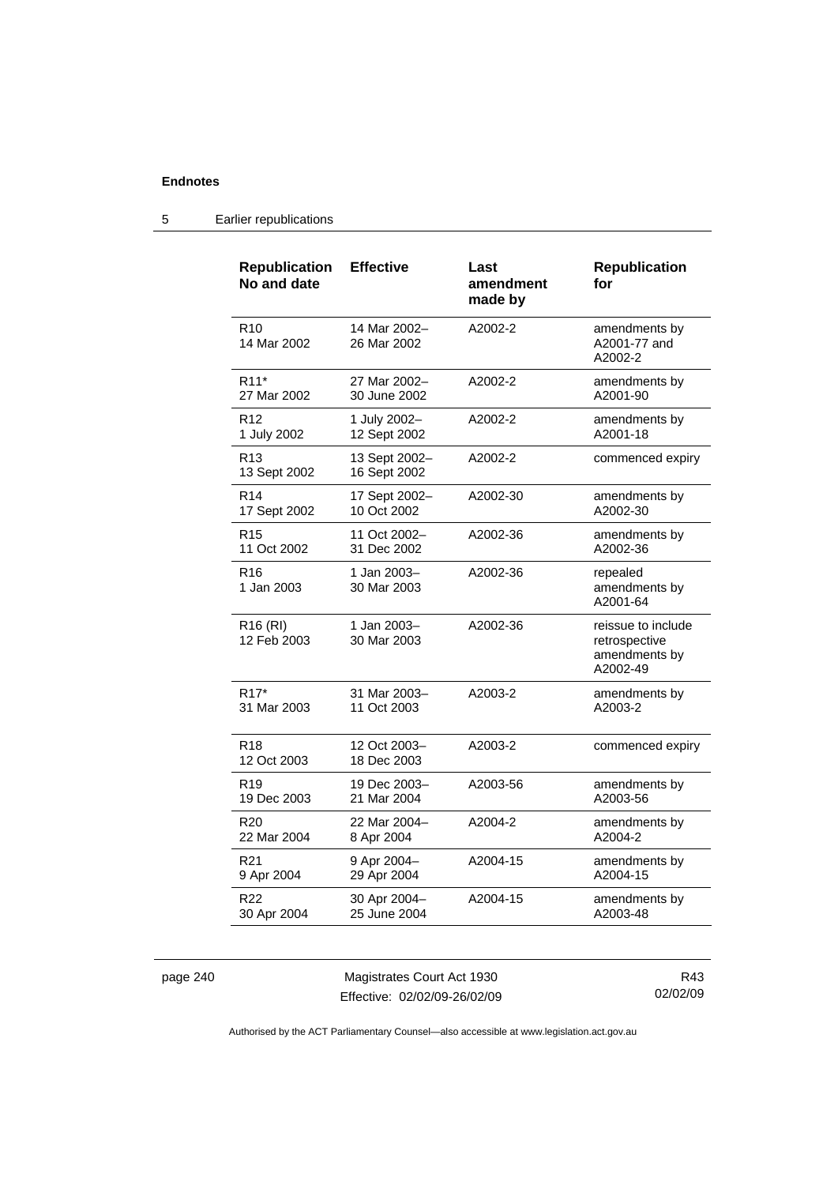| Republication No and date | Effective | Last amendment made by | Republication for |
| --- | --- | --- | --- |
| R10<br>14 Mar 2002 | 14 Mar 2002–<br>26 Mar 2002 | A2002-2 | amendments by A2001-77 and A2002-2 |
| R11*<br>27 Mar 2002 | 27 Mar 2002–<br>30 June 2002 | A2002-2 | amendments by A2001-90 |
| R12<br>1 July 2002 | 1 July 2002–<br>12 Sept 2002 | A2002-2 | amendments by A2001-18 |
| R13<br>13 Sept 2002 | 13 Sept 2002–<br>16 Sept 2002 | A2002-2 | commenced expiry |
| R14<br>17 Sept 2002 | 17 Sept 2002–<br>10 Oct 2002 | A2002-30 | amendments by A2002-30 |
| R15<br>11 Oct 2002 | 11 Oct 2002–<br>31 Dec 2002 | A2002-36 | amendments by A2002-36 |
| R16<br>1 Jan 2003 | 1 Jan 2003–<br>30 Mar 2003 | A2002-36 | repealed amendments by A2001-64 |
| R16 (RI)<br>12 Feb 2003 | 1 Jan 2003–<br>30 Mar 2003 | A2002-36 | reissue to include retrospective amendments by A2002-49 |
| R17*<br>31 Mar 2003 | 31 Mar 2003–<br>11 Oct 2003 | A2003-2 | amendments by A2003-2 |
| R18<br>12 Oct 2003 | 12 Oct 2003–<br>18 Dec 2003 | A2003-2 | commenced expiry |
| R19<br>19 Dec 2003 | 19 Dec 2003–<br>21 Mar 2004 | A2003-56 | amendments by A2003-56 |
| R20<br>22 Mar 2004 | 22 Mar 2004–<br>8 Apr 2004 | A2004-2 | amendments by A2004-2 |
| R21<br>9 Apr 2004 | 9 Apr 2004–<br>29 Apr 2004 | A2004-15 | amendments by A2004-15 |
| R22<br>30 Apr 2004 | 30 Apr 2004–<br>25 June 2004 | A2004-15 | amendments by A2003-48 |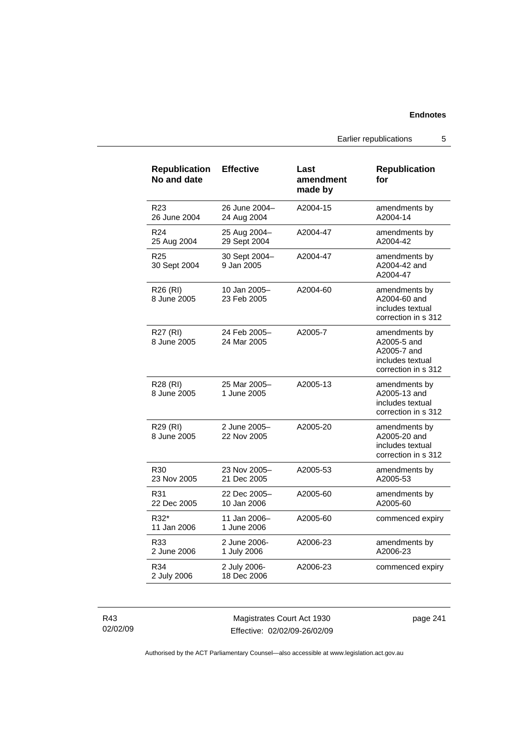| Republication No and date | Effective | Last amendment made by | Republication for |
|---|---|---|---|
| R23<br>26 June 2004 | 26 June 2004–<br>24 Aug 2004 | A2004-15 | amendments by A2004-14 |
| R24<br>25 Aug 2004 | 25 Aug 2004–<br>29 Sept 2004 | A2004-47 | amendments by A2004-42 |
| R25<br>30 Sept 2004 | 30 Sept 2004–<br>9 Jan 2005 | A2004-47 | amendments by A2004-42 and A2004-47 |
| R26 (RI)<br>8 June 2005 | 10 Jan 2005–<br>23 Feb 2005 | A2004-60 | amendments by A2004-60 and includes textual correction in s 312 |
| R27 (RI)<br>8 June 2005 | 24 Feb 2005–<br>24 Mar 2005 | A2005-7 | amendments by A2005-5 and A2005-7 and includes textual correction in s 312 |
| R28 (RI)<br>8 June 2005 | 25 Mar 2005–<br>1 June 2005 | A2005-13 | amendments by A2005-13 and includes textual correction in s 312 |
| R29 (RI)<br>8 June 2005 | 2 June 2005–<br>22 Nov 2005 | A2005-20 | amendments by A2005-20 and includes textual correction in s 312 |
| R30<br>23 Nov 2005 | 23 Nov 2005–<br>21 Dec 2005 | A2005-53 | amendments by A2005-53 |
| R31<br>22 Dec 2005 | 22 Dec 2005–<br>10 Jan 2006 | A2005-60 | amendments by A2005-60 |
| R32*<br>11 Jan 2006 | 11 Jan 2006–<br>1 June 2006 | A2005-60 | commenced expiry |
| R33<br>2 June 2006 | 2 June 2006-<br>1 July 2006 | A2006-23 | amendments by A2006-23 |
| R34<br>2 July 2006 | 2 July 2006-<br>18 Dec 2006 | A2006-23 | commenced expiry |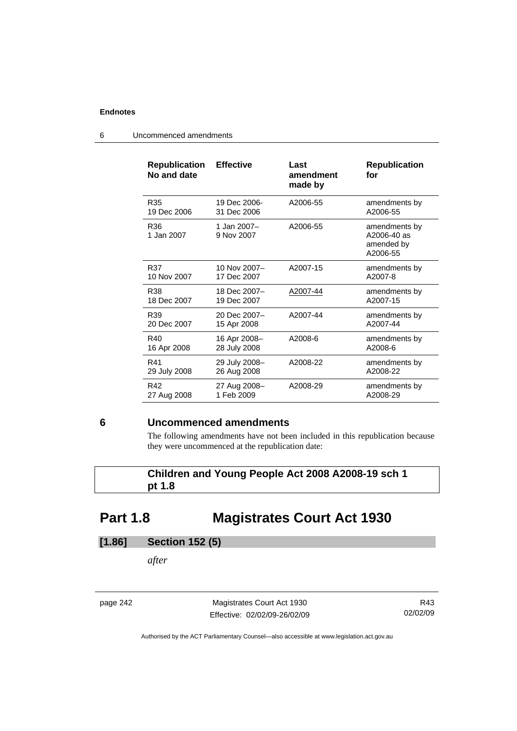| Republication No and date | Effective | Last amendment made by | Republication for |
|---|---|---|---|
| R35<br>19 Dec 2006 | 19 Dec 2006-<br>31 Dec 2006 | A2006-55 | amendments by A2006-55 |
| R36<br>1 Jan 2007 | 1 Jan 2007–<br>9 Nov 2007 | A2006-55 | amendments by A2006-40 as amended by A2006-55 |
| R37<br>10 Nov 2007 | 10 Nov 2007–<br>17 Dec 2007 | A2007-15 | amendments by A2007-8 |
| R38<br>18 Dec 2007 | 18 Dec 2007–<br>19 Dec 2007 | A2007-44 | amendments by A2007-15 |
| R39<br>20 Dec 2007 | 20 Dec 2007–<br>15 Apr 2008 | A2007-44 | amendments by A2007-44 |
| R40<br>16 Apr 2008 | 16 Apr 2008–<br>28 July 2008 | A2008-6 | amendments by A2008-6 |
| R41<br>29 July 2008 | 29 July 2008–<br>26 Aug 2008 | A2008-22 | amendments by A2008-22 |
| R42<br>27 Aug 2008 | 27 Aug 2008–<br>1 Feb 2009 | A2008-29 | amendments by A2008-29 |

## 6 Uncommenced amendments

The following amendments have not been included in this republication because they were uncommenced at the republication date:

**Children and Young People Act 2008 A2008-19 sch 1 pt 1.8**

# Part 1.8 Magistrates Court Act 1930

### [1.86] Section 152 (5)

*after*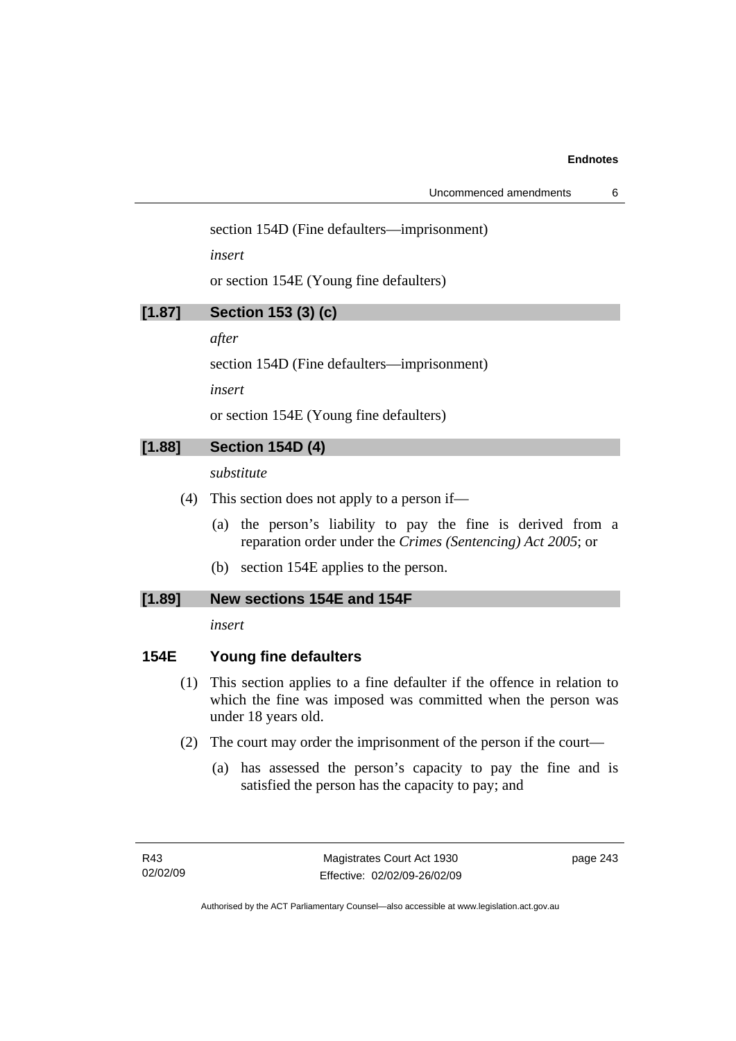section 154D (Fine defaulters—imprisonment)

*insert*

or section 154E (Young fine defaulters)

**[1.87] Section 153 (3) (c)**

*after*

section 154D (Fine defaulters—imprisonment)

*insert*

or section 154E (Young fine defaulters)

**[1.88] Section 154D (4)**

*substitute*

(4) This section does not apply to a person if—

(a) the person's liability to pay the fine is derived from a reparation order under the *Crimes (Sentencing) Act 2005*; or

(b) section 154E applies to the person.

**[1.89] New sections 154E and 154F**

*insert*

### 154E Young fine defaulters

(1) This section applies to a fine defaulter if the offence in relation to which the fine was imposed was committed when the person was under 18 years old.

(2) The court may order the imprisonment of the person if the court—

(a) has assessed the person's capacity to pay the fine and is satisfied the person has the capacity to pay; and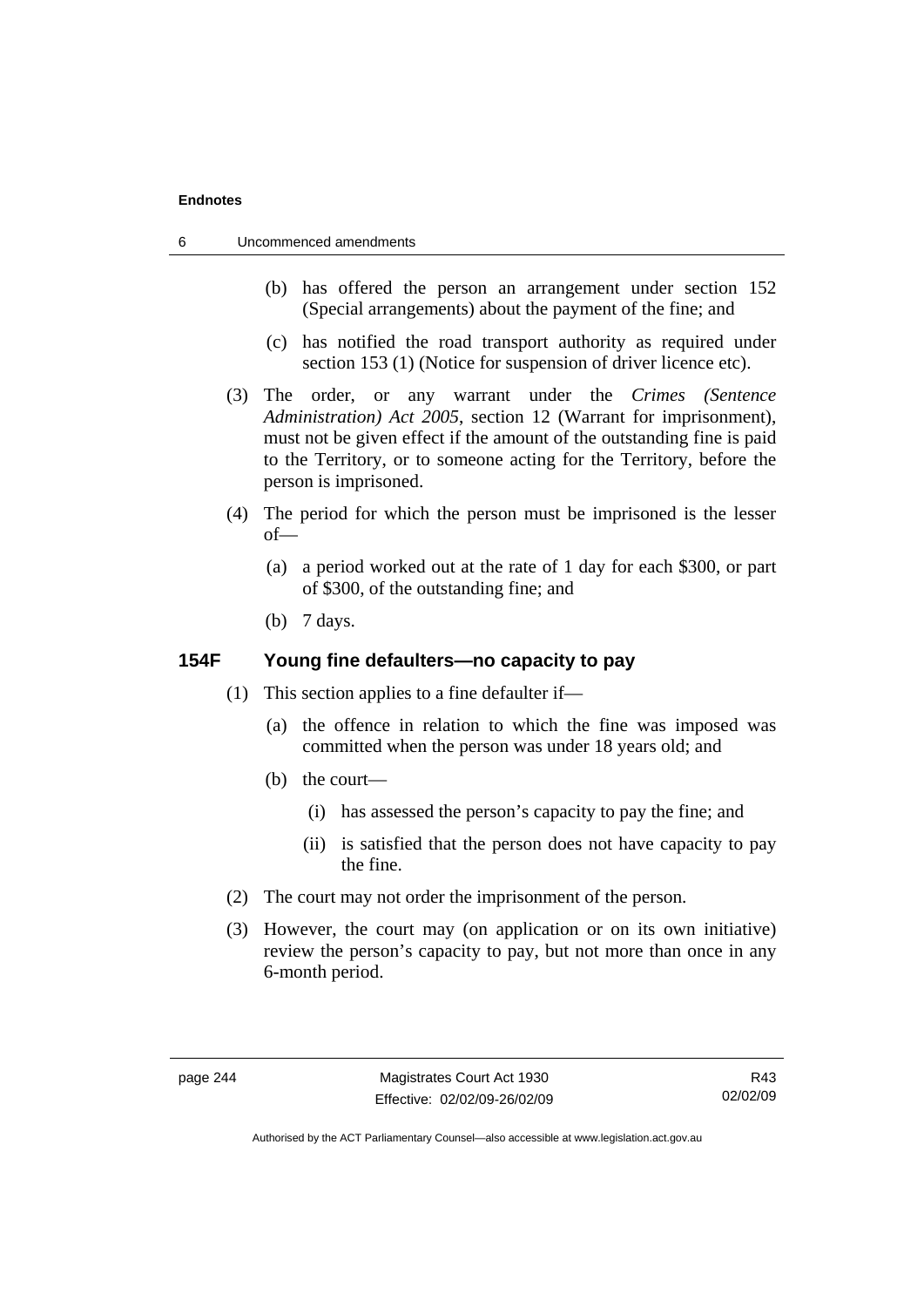(b) has offered the person an arrangement under section 152 (Special arrangements) about the payment of the fine; and

(c) has notified the road transport authority as required under section 153 (1) (Notice for suspension of driver licence etc).

(3) The order, or any warrant under the *Crimes (Sentence Administration) Act 2005*, section 12 (Warrant for imprisonment), must not be given effect if the amount of the outstanding fine is paid to the Territory, or to someone acting for the Territory, before the person is imprisoned.

(4) The period for which the person must be imprisoned is the lesser of—

(a) a period worked out at the rate of 1 day for each $300, or part of $300, of the outstanding fine; and

(b) 7 days.

### 154F Young fine defaulters—no capacity to pay

(1) This section applies to a fine defaulter if—

(a) the offence in relation to which the fine was imposed was committed when the person was under 18 years old; and

(b) the court—

(i) has assessed the person's capacity to pay the fine; and

(ii) is satisfied that the person does not have capacity to pay the fine.

(2) The court may not order the imprisonment of the person.

(3) However, the court may (on application or on its own initiative) review the person's capacity to pay, but not more than once in any 6-month period.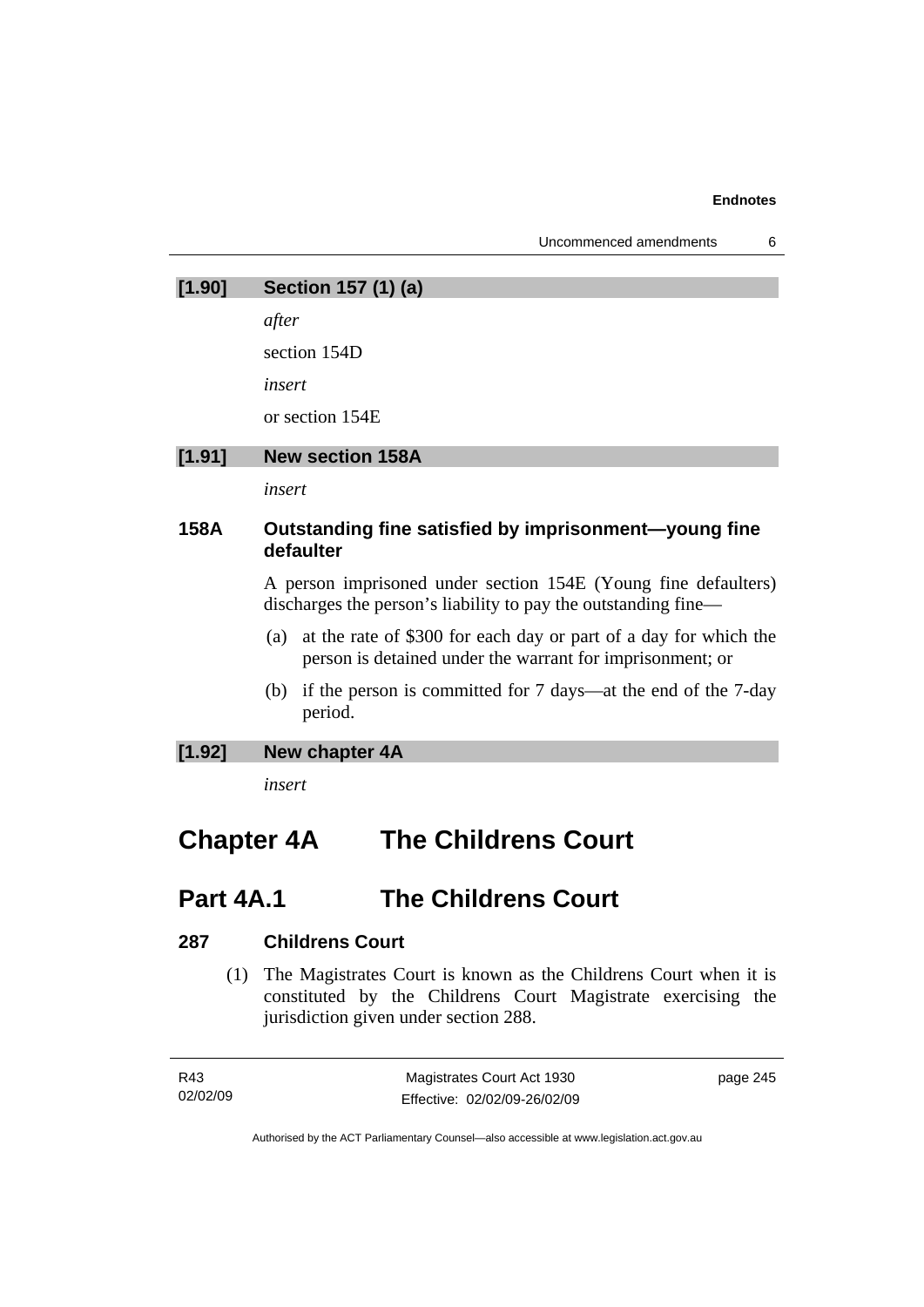## [1.90] Section 157 (1) (a)

*after*

section 154D

*insert*

or section 154E

## [1.91] New section 158A

*insert*

### 158A Outstanding fine satisfied by imprisonment—young fine defaulter

A person imprisoned under section 154E (Young fine defaulters) discharges the person's liability to pay the outstanding fine—

(a) at the rate of $300 for each day or part of a day for which the person is detained under the warrant for imprisonment; or

(b) if the person is committed for 7 days—at the end of the 7-day period.

## [1.92] New chapter 4A

*insert*

# Chapter 4A The Childrens Court

# Part 4A.1 The Childrens Court

### 287 Childrens Court

(1) The Magistrates Court is known as the Childrens Court when it is constituted by the Childrens Court Magistrate exercising the jurisdiction given under section 288.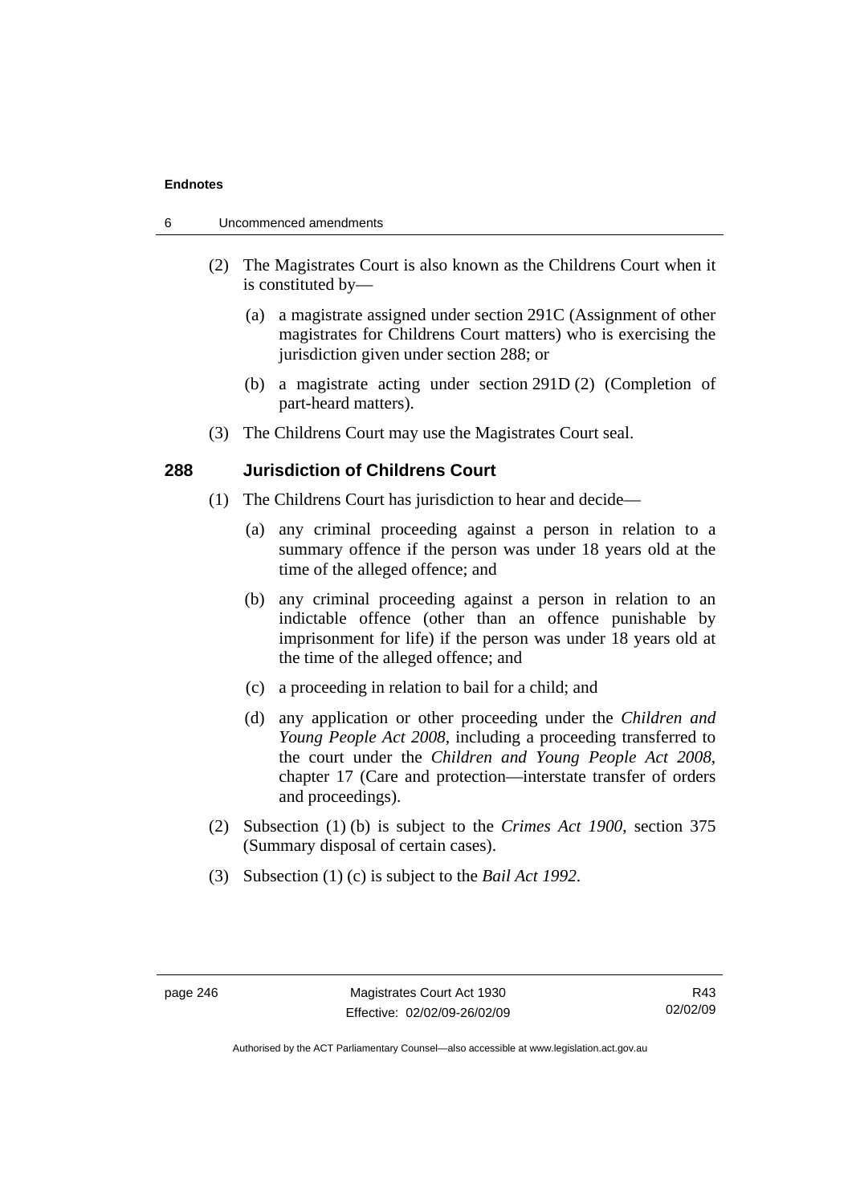(2) The Magistrates Court is also known as the Childrens Court when it is constituted by—

(a) a magistrate assigned under section 291C (Assignment of other magistrates for Childrens Court matters) who is exercising the jurisdiction given under section 288; or

(b) a magistrate acting under section 291D (2) (Completion of part-heard matters).

(3) The Childrens Court may use the Magistrates Court seal.

### 288 Jurisdiction of Childrens Court

(1) The Childrens Court has jurisdiction to hear and decide—

(a) any criminal proceeding against a person in relation to a summary offence if the person was under 18 years old at the time of the alleged offence; and

(b) any criminal proceeding against a person in relation to an indictable offence (other than an offence punishable by imprisonment for life) if the person was under 18 years old at the time of the alleged offence; and

(c) a proceeding in relation to bail for a child; and

(d) any application or other proceeding under the *Children and Young People Act 2008*, including a proceeding transferred to the court under the *Children and Young People Act 2008*, chapter 17 (Care and protection—interstate transfer of orders and proceedings).

(2) Subsection (1) (b) is subject to the *Crimes Act 1900*, section 375 (Summary disposal of certain cases).

(3) Subsection (1) (c) is subject to the *Bail Act 1992*.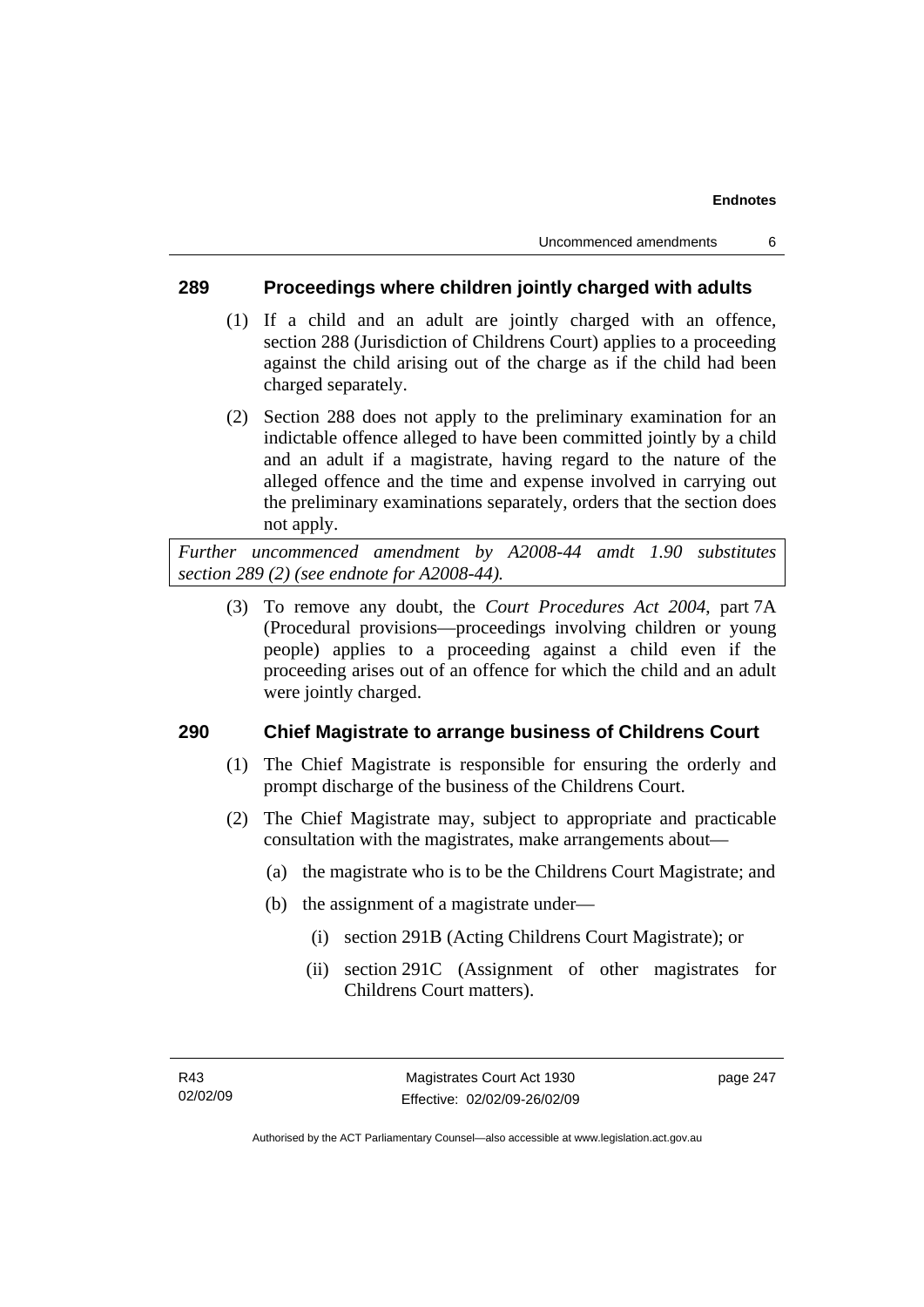### 289 Proceedings where children jointly charged with adults

(1) If a child and an adult are jointly charged with an offence, section 288 (Jurisdiction of Childrens Court) applies to a proceeding against the child arising out of the charge as if the child had been charged separately.

(2) Section 288 does not apply to the preliminary examination for an indictable offence alleged to have been committed jointly by a child and an adult if a magistrate, having regard to the nature of the alleged offence and the time and expense involved in carrying out the preliminary examinations separately, orders that the section does not apply.

*Further uncommenced amendment by A2008-44 amdt 1.90 substitutes section 289 (2) (see endnote for A2008-44).*

(3) To remove any doubt, the *Court Procedures Act 2004*, part 7A (Procedural provisions—proceedings involving children or young people) applies to a proceeding against a child even if the proceeding arises out of an offence for which the child and an adult were jointly charged.

### 290 Chief Magistrate to arrange business of Childrens Court

(1) The Chief Magistrate is responsible for ensuring the orderly and prompt discharge of the business of the Childrens Court.

(2) The Chief Magistrate may, subject to appropriate and practicable consultation with the magistrates, make arrangements about—

(a) the magistrate who is to be the Childrens Court Magistrate; and

(b) the assignment of a magistrate under—

(i) section 291B (Acting Childrens Court Magistrate); or

(ii) section 291C (Assignment of other magistrates for Childrens Court matters).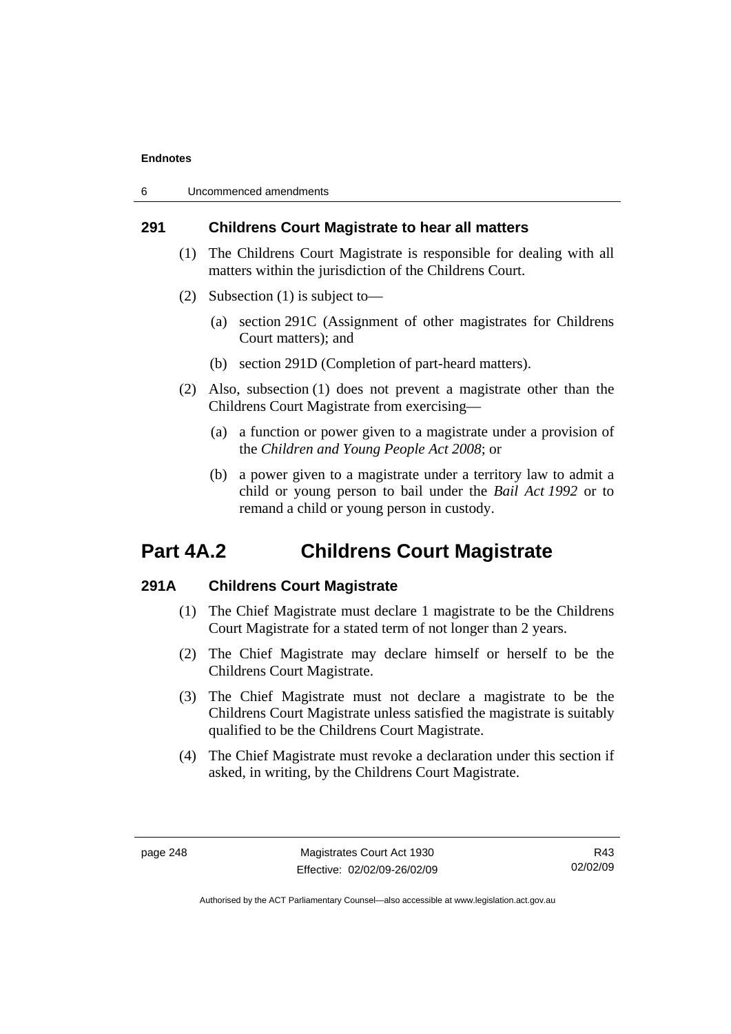### 291 Childrens Court Magistrate to hear all matters

(1) The Childrens Court Magistrate is responsible for dealing with all matters within the jurisdiction of the Childrens Court.

(2) Subsection (1) is subject to—

(a) section 291C (Assignment of other magistrates for Childrens Court matters); and

(b) section 291D (Completion of part-heard matters).

(2) Also, subsection (1) does not prevent a magistrate other than the Childrens Court Magistrate from exercising—

(a) a function or power given to a magistrate under a provision of the *Children and Young People Act 2008*; or

(b) a power given to a magistrate under a territory law to admit a child or young person to bail under the *Bail Act 1992* or to remand a child or young person in custody.

## Part 4A.2 Childrens Court Magistrate

### 291A Childrens Court Magistrate

(1) The Chief Magistrate must declare 1 magistrate to be the Childrens Court Magistrate for a stated term of not longer than 2 years.

(2) The Chief Magistrate may declare himself or herself to be the Childrens Court Magistrate.

(3) The Chief Magistrate must not declare a magistrate to be the Childrens Court Magistrate unless satisfied the magistrate is suitably qualified to be the Childrens Court Magistrate.

(4) The Chief Magistrate must revoke a declaration under this section if asked, in writing, by the Childrens Court Magistrate.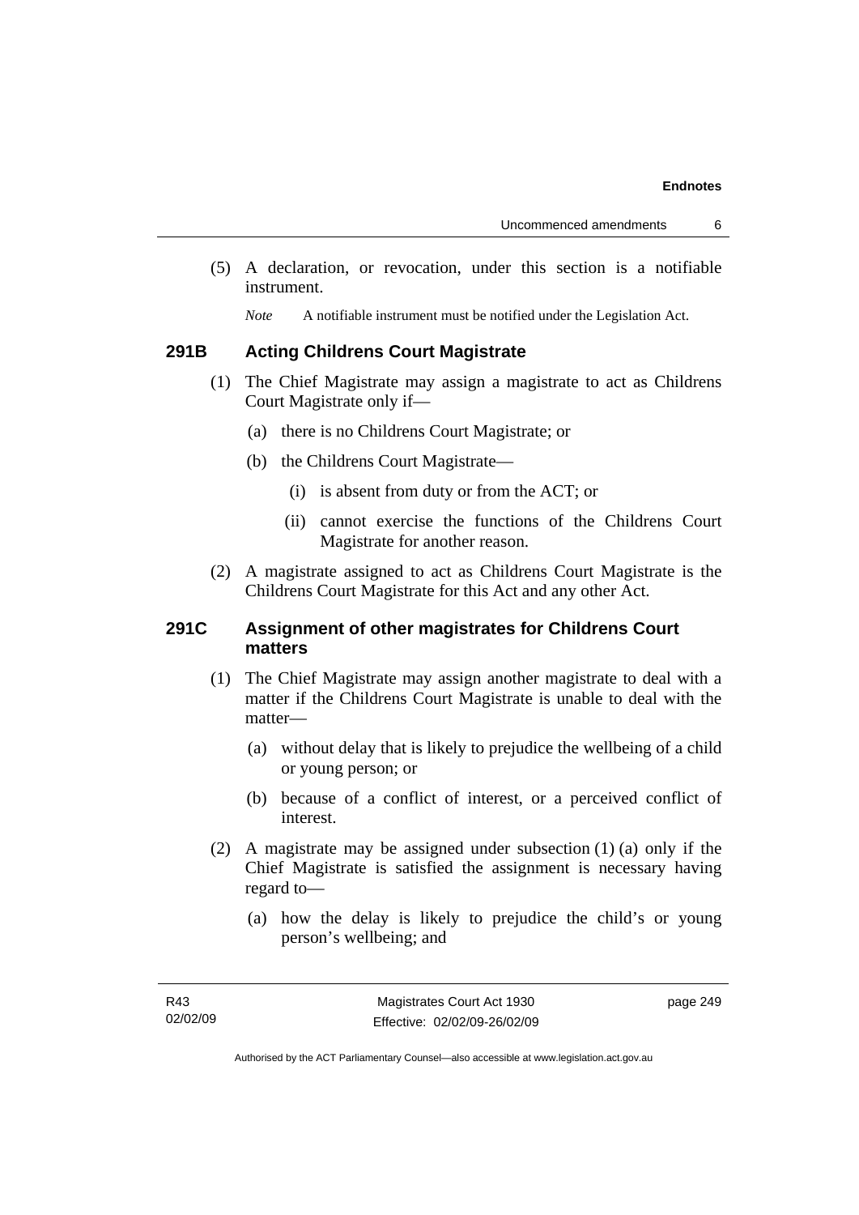(5) A declaration, or revocation, under this section is a notifiable instrument.

*Note* A notifiable instrument must be notified under the Legislation Act.

### 291B Acting Childrens Court Magistrate

(1) The Chief Magistrate may assign a magistrate to act as Childrens Court Magistrate only if—

(a) there is no Childrens Court Magistrate; or

(b) the Childrens Court Magistrate—

(i) is absent from duty or from the ACT; or

(ii) cannot exercise the functions of the Childrens Court Magistrate for another reason.

(2) A magistrate assigned to act as Childrens Court Magistrate is the Childrens Court Magistrate for this Act and any other Act.

### 291C Assignment of other magistrates for Childrens Court matters

(1) The Chief Magistrate may assign another magistrate to deal with a matter if the Childrens Court Magistrate is unable to deal with the matter—

(a) without delay that is likely to prejudice the wellbeing of a child or young person; or

(b) because of a conflict of interest, or a perceived conflict of interest.

(2) A magistrate may be assigned under subsection (1) (a) only if the Chief Magistrate is satisfied the assignment is necessary having regard to—

(a) how the delay is likely to prejudice the child's or young person's wellbeing; and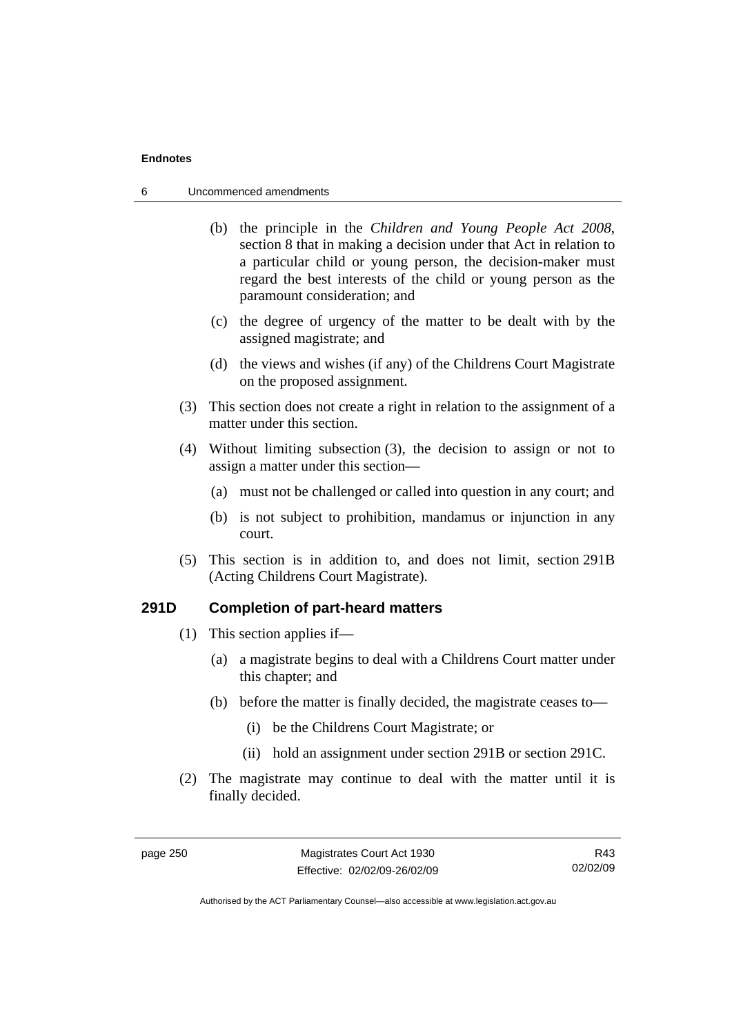(b) the principle in the *Children and Young People Act 2008*, section 8 that in making a decision under that Act in relation to a particular child or young person, the decision-maker must regard the best interests of the child or young person as the paramount consideration; and

(c) the degree of urgency of the matter to be dealt with by the assigned magistrate; and

(d) the views and wishes (if any) of the Childrens Court Magistrate on the proposed assignment.

(3) This section does not create a right in relation to the assignment of a matter under this section.

(4) Without limiting subsection (3), the decision to assign or not to assign a matter under this section—

(a) must not be challenged or called into question in any court; and

(b) is not subject to prohibition, mandamus or injunction in any court.

(5) This section is in addition to, and does not limit, section 291B (Acting Childrens Court Magistrate).

## 291D Completion of part-heard matters

(1) This section applies if—

(a) a magistrate begins to deal with a Childrens Court matter under this chapter; and

(b) before the matter is finally decided, the magistrate ceases to—

(i) be the Childrens Court Magistrate; or

(ii) hold an assignment under section 291B or section 291C.

(2) The magistrate may continue to deal with the matter until it is finally decided.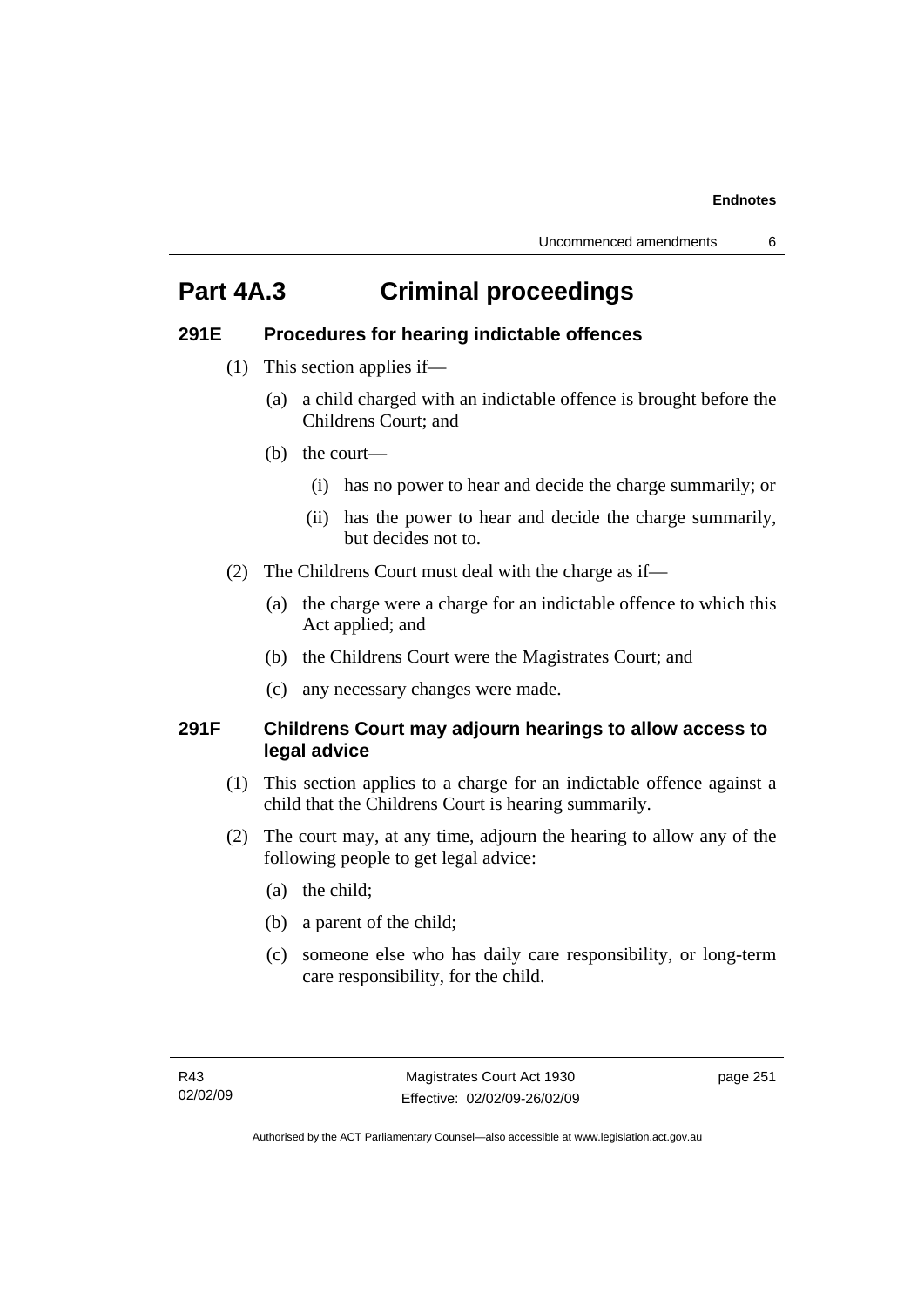# Part 4A.3 Criminal proceedings

### 291E Procedures for hearing indictable offences

(1) This section applies if—

(a) a child charged with an indictable offence is brought before the Childrens Court; and

(b) the court—

(i) has no power to hear and decide the charge summarily; or

(ii) has the power to hear and decide the charge summarily, but decides not to.

(2) The Childrens Court must deal with the charge as if—

(a) the charge were a charge for an indictable offence to which this Act applied; and

(b) the Childrens Court were the Magistrates Court; and

(c) any necessary changes were made.

### 291F Childrens Court may adjourn hearings to allow access to legal advice

(1) This section applies to a charge for an indictable offence against a child that the Childrens Court is hearing summarily.

(2) The court may, at any time, adjourn the hearing to allow any of the following people to get legal advice:

(a) the child;

(b) a parent of the child;

(c) someone else who has daily care responsibility, or long-term care responsibility, for the child.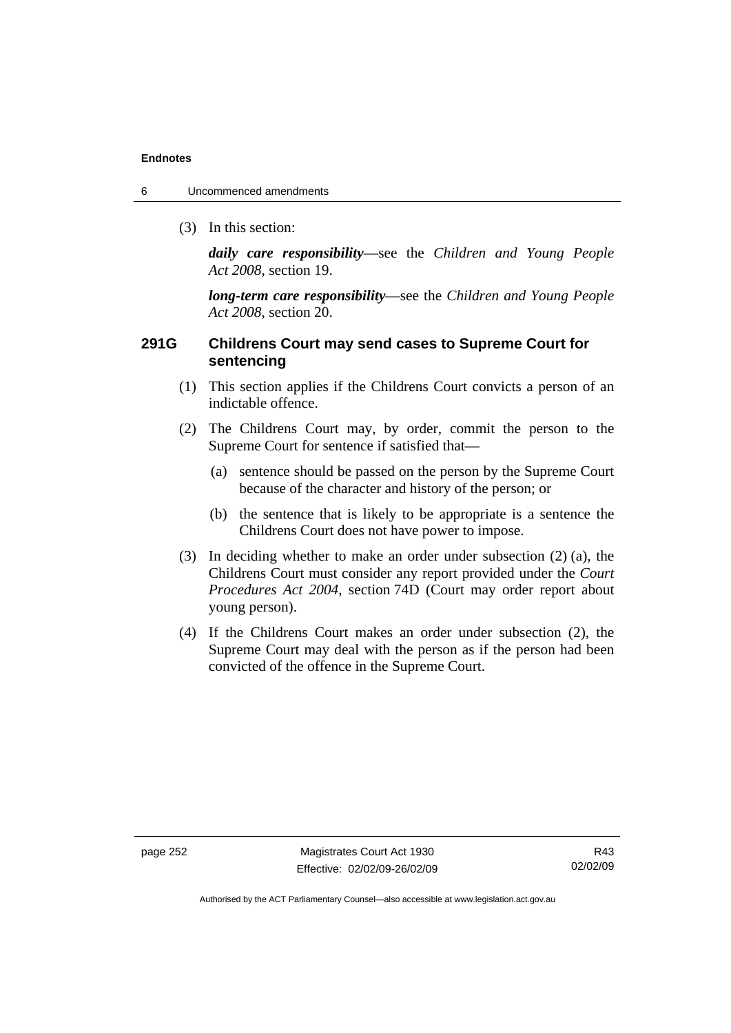(3) In this section:

***daily care responsibility***—see the *Children and Young People Act 2008*, section 19.

***long-term care responsibility***—see the *Children and Young People Act 2008*, section 20.

### 291G Childrens Court may send cases to Supreme Court for sentencing

(1) This section applies if the Childrens Court convicts a person of an indictable offence.

(2) The Childrens Court may, by order, commit the person to the Supreme Court for sentence if satisfied that—

(a) sentence should be passed on the person by the Supreme Court because of the character and history of the person; or

(b) the sentence that is likely to be appropriate is a sentence the Childrens Court does not have power to impose.

(3) In deciding whether to make an order under subsection (2) (a), the Childrens Court must consider any report provided under the *Court Procedures Act 2004*, section 74D (Court may order report about young person).

(4) If the Childrens Court makes an order under subsection (2), the Supreme Court may deal with the person as if the person had been convicted of the offence in the Supreme Court.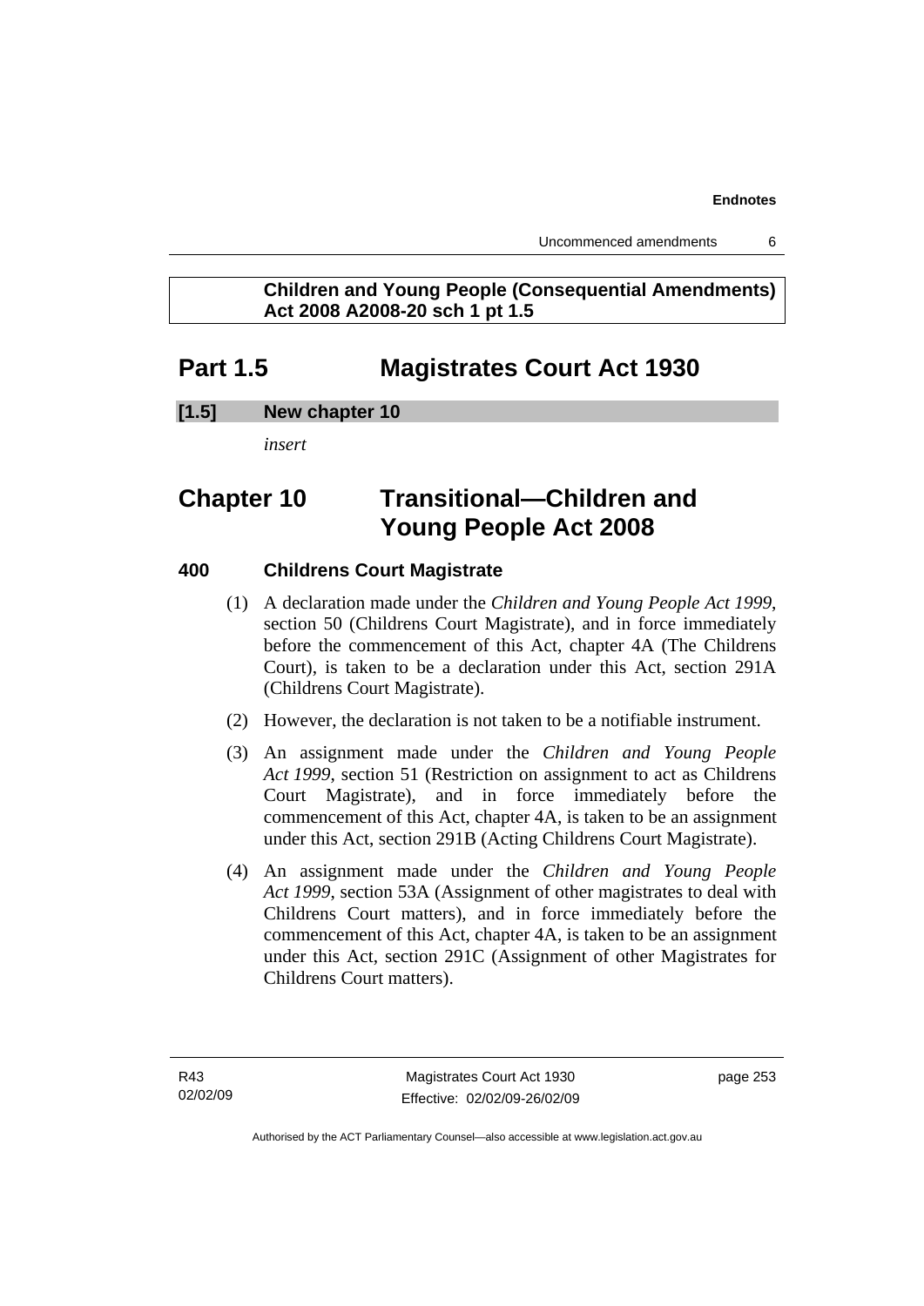**Children and Young People (Consequential Amendments) Act 2008 A2008-20 sch 1 pt 1.5**

# Part 1.5 Magistrates Court Act 1930

### [1.5] New chapter 10

*insert*

# Chapter 10 Transitional—Children and Young People Act 2008

### 400 Childrens Court Magistrate

(1) A declaration made under the *Children and Young People Act 1999*, section 50 (Childrens Court Magistrate), and in force immediately before the commencement of this Act, chapter 4A (The Childrens Court), is taken to be a declaration under this Act, section 291A (Childrens Court Magistrate).

(2) However, the declaration is not taken to be a notifiable instrument.

(3) An assignment made under the *Children and Young People Act 1999*, section 51 (Restriction on assignment to act as Childrens Court Magistrate), and in force immediately before the commencement of this Act, chapter 4A, is taken to be an assignment under this Act, section 291B (Acting Childrens Court Magistrate).

(4) An assignment made under the *Children and Young People Act 1999*, section 53A (Assignment of other magistrates to deal with Childrens Court matters), and in force immediately before the commencement of this Act, chapter 4A, is taken to be an assignment under this Act, section 291C (Assignment of other Magistrates for Childrens Court matters).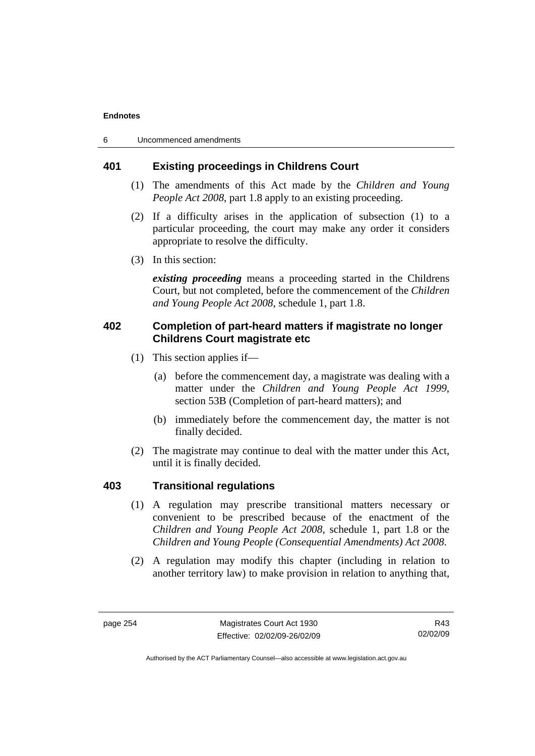## 401 Existing proceedings in Childrens Court

(1) The amendments of this Act made by the *Children and Young People Act 2008*, part 1.8 apply to an existing proceeding.

(2) If a difficulty arises in the application of subsection (1) to a particular proceeding, the court may make any order it considers appropriate to resolve the difficulty.

(3) In this section:

***existing proceeding*** means a proceeding started in the Childrens Court, but not completed, before the commencement of the *Children and Young People Act 2008*, schedule 1, part 1.8.

## 402 Completion of part-heard matters if magistrate no longer Childrens Court magistrate etc

(1) This section applies if—

(a) before the commencement day, a magistrate was dealing with a matter under the *Children and Young People Act 1999*, section 53B (Completion of part-heard matters); and

(b) immediately before the commencement day, the matter is not finally decided.

(2) The magistrate may continue to deal with the matter under this Act, until it is finally decided.

## 403 Transitional regulations

(1) A regulation may prescribe transitional matters necessary or convenient to be prescribed because of the enactment of the *Children and Young People Act 2008*, schedule 1, part 1.8 or the *Children and Young People (Consequential Amendments) Act 2008*.

(2) A regulation may modify this chapter (including in relation to another territory law) to make provision in relation to anything that,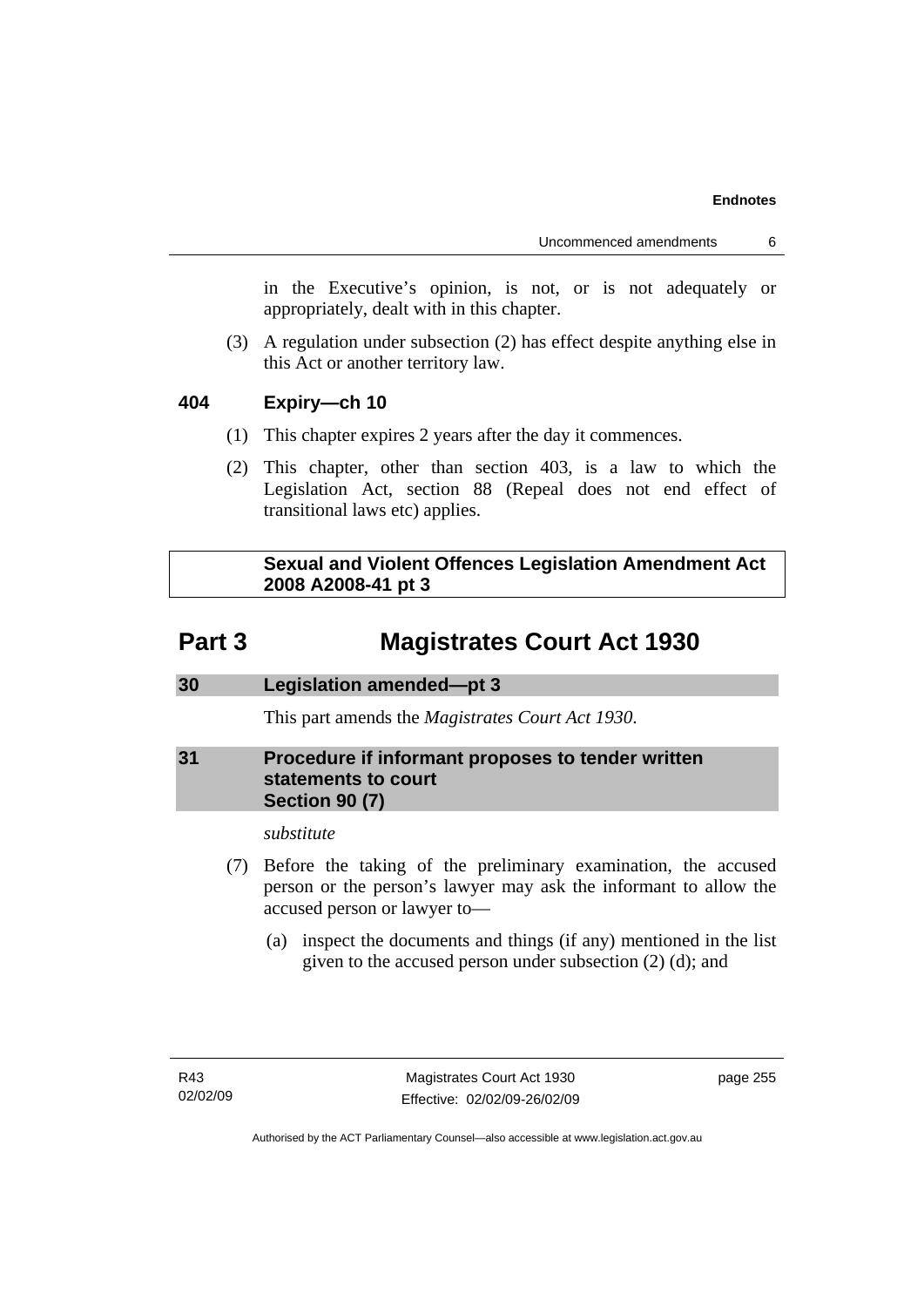in the Executive's opinion, is not, or is not adequately or appropriately, dealt with in this chapter.

(3) A regulation under subsection (2) has effect despite anything else in this Act or another territory law.

**404 Expiry—ch 10**

(1) This chapter expires 2 years after the day it commences.

(2) This chapter, other than section 403, is a law to which the Legislation Act, section 88 (Repeal does not end effect of transitional laws etc) applies.

**Sexual and Violent Offences Legislation Amendment Act 2008 A2008-41 pt 3**

# Part 3 Magistrates Court Act 1930

**30 Legislation amended—pt 3**

This part amends the *Magistrates Court Act 1930*.

**31 Procedure if informant proposes to tender written statements to court Section 90 (7)**

*substitute*

(7) Before the taking of the preliminary examination, the accused person or the person's lawyer may ask the informant to allow the accused person or lawyer to—

(a) inspect the documents and things (if any) mentioned in the list given to the accused person under subsection (2) (d); and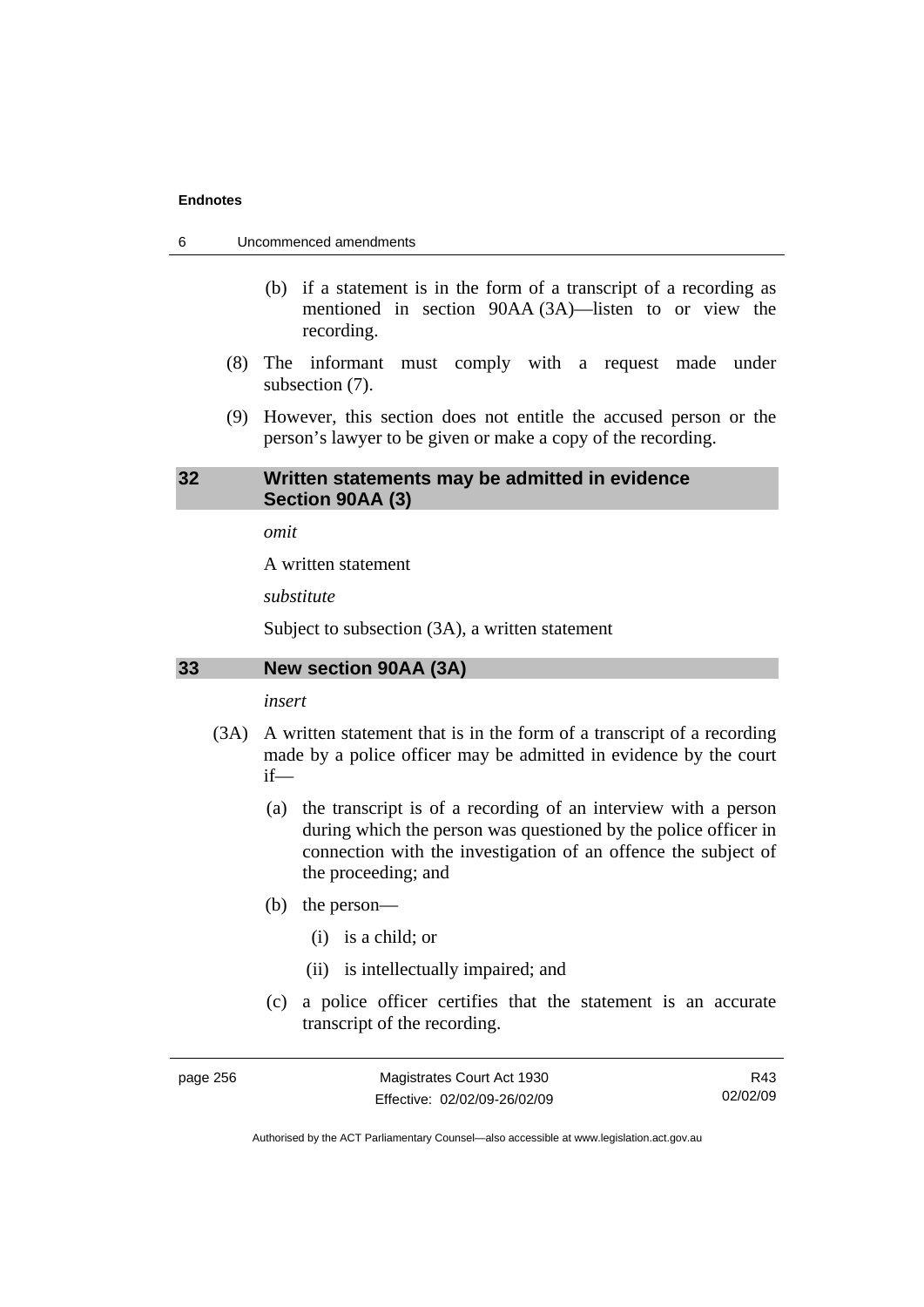(b) if a statement is in the form of a transcript of a recording as mentioned in section 90AA (3A)—listen to or view the recording.

(8) The informant must comply with a request made under subsection (7).

(9) However, this section does not entitle the accused person or the person's lawyer to be given or make a copy of the recording.

### 32 Written statements may be admitted in evidence Section 90AA (3)

*omit*

A written statement

*substitute*

Subject to subsection (3A), a written statement

### 33 New section 90AA (3A)

*insert*

(3A) A written statement that is in the form of a transcript of a recording made by a police officer may be admitted in evidence by the court if—

(a) the transcript is of a recording of an interview with a person during which the person was questioned by the police officer in connection with the investigation of an offence the subject of the proceeding; and

(b) the person—

(i) is a child; or

(ii) is intellectually impaired; and

(c) a police officer certifies that the statement is an accurate transcript of the recording.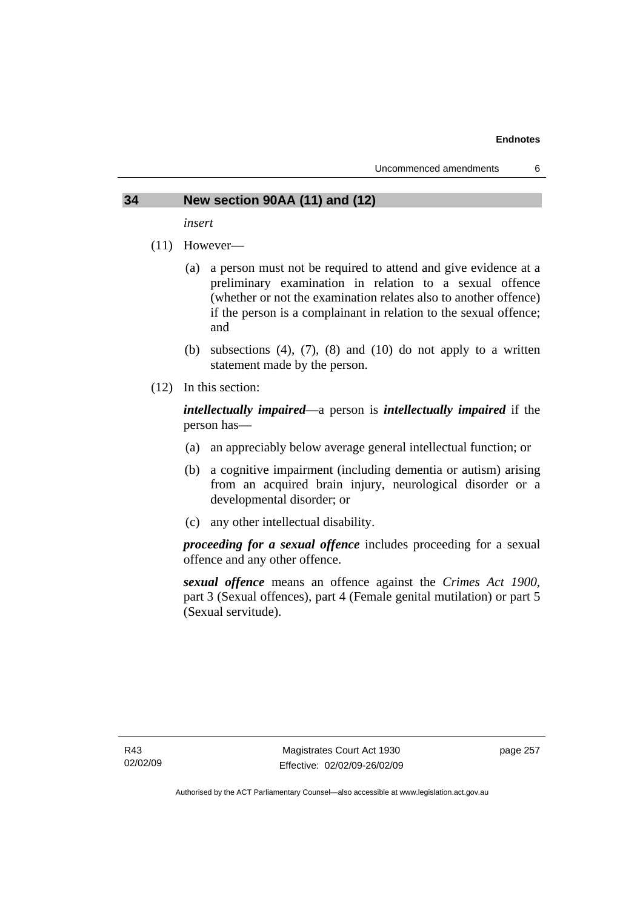## 34 New section 90AA (11) and (12)

*insert*

(11) However—

(a) a person must not be required to attend and give evidence at a preliminary examination in relation to a sexual offence (whether or not the examination relates also to another offence) if the person is a complainant in relation to the sexual offence; and

(b) subsections (4), (7), (8) and (10) do not apply to a written statement made by the person.

(12) In this section:

***intellectually impaired***—a person is ***intellectually impaired*** if the person has—

(a) an appreciably below average general intellectual function; or

(b) a cognitive impairment (including dementia or autism) arising from an acquired brain injury, neurological disorder or a developmental disorder; or

(c) any other intellectual disability.

***proceeding for a sexual offence*** includes proceeding for a sexual offence and any other offence.

***sexual offence*** means an offence against the *Crimes Act 1900*, part 3 (Sexual offences), part 4 (Female genital mutilation) or part 5 (Sexual servitude).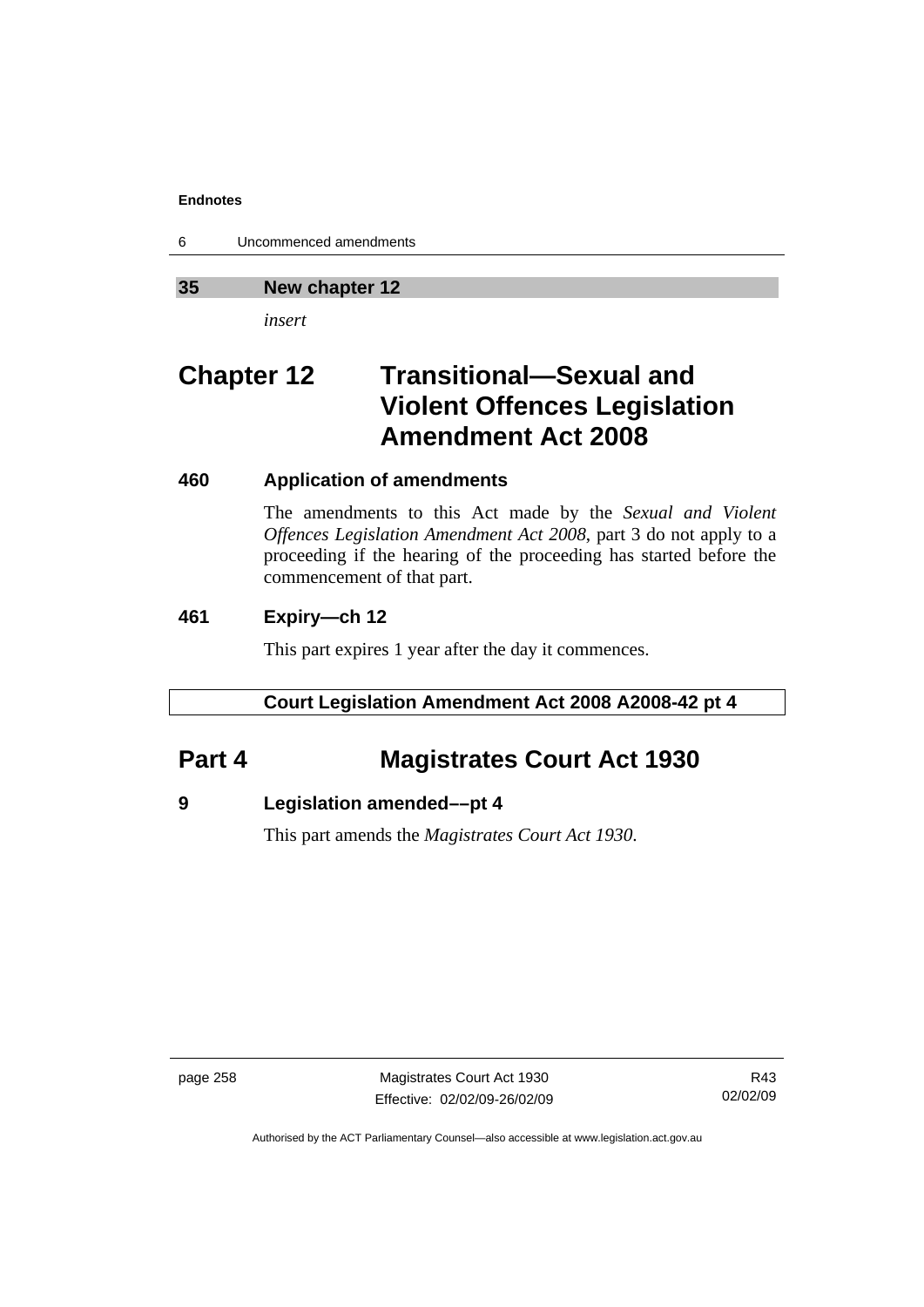## 35 New chapter 12

*insert*

# Chapter 12 Transitional—Sexual and Violent Offences Legislation Amendment Act 2008

### 460 Application of amendments

The amendments to this Act made by the *Sexual and Violent Offences Legislation Amendment Act 2008*, part 3 do not apply to a proceeding if the hearing of the proceeding has started before the commencement of that part.

### 461 Expiry—ch 12

This part expires 1 year after the day it commences.

**Court Legislation Amendment Act 2008 A2008-42 pt 4**

# Part 4 Magistrates Court Act 1930

### 9 Legislation amended––pt 4

This part amends the *Magistrates Court Act 1930*.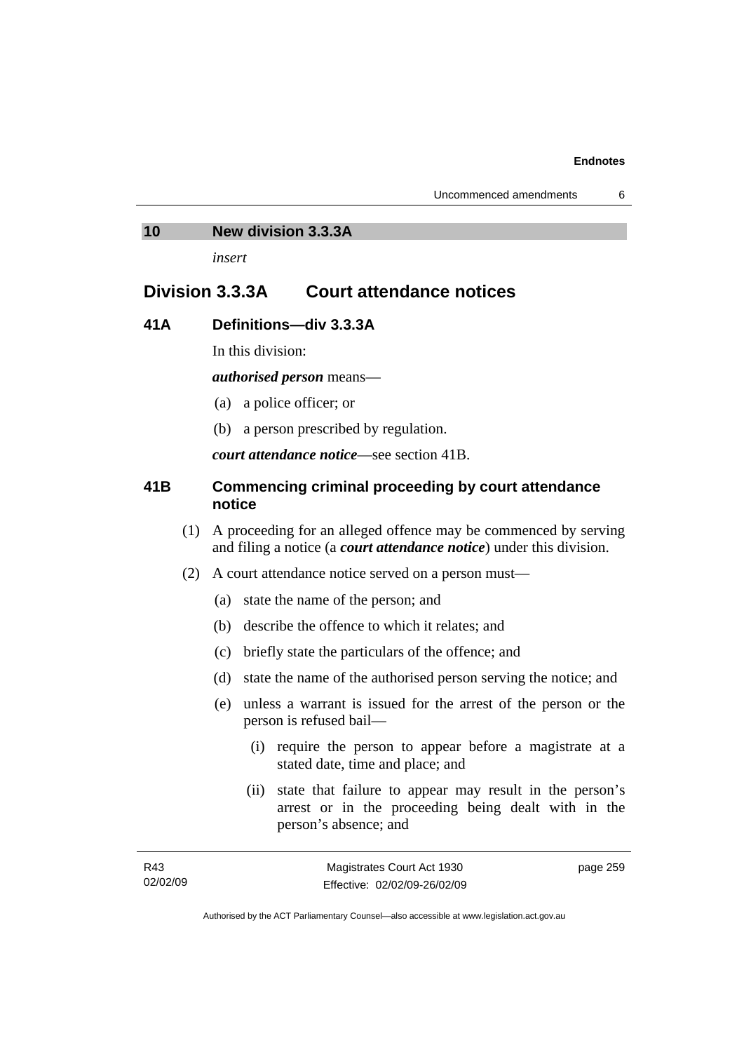## 10 New division 3.3.3A

*insert*

## Division 3.3.3A Court attendance notices

### 41A Definitions—div 3.3.3A

In this division:

***authorised person*** means—

(a) a police officer; or

(b) a person prescribed by regulation.

***court attendance notice***—see section 41B.

### 41B Commencing criminal proceeding by court attendance notice

(1) A proceeding for an alleged offence may be commenced by serving and filing a notice (a ***court attendance notice***) under this division.

(2) A court attendance notice served on a person must—

(a) state the name of the person; and

(b) describe the offence to which it relates; and

(c) briefly state the particulars of the offence; and

(d) state the name of the authorised person serving the notice; and

(e) unless a warrant is issued for the arrest of the person or the person is refused bail—

(i) require the person to appear before a magistrate at a stated date, time and place; and

(ii) state that failure to appear may result in the person's arrest or in the proceeding being dealt with in the person's absence; and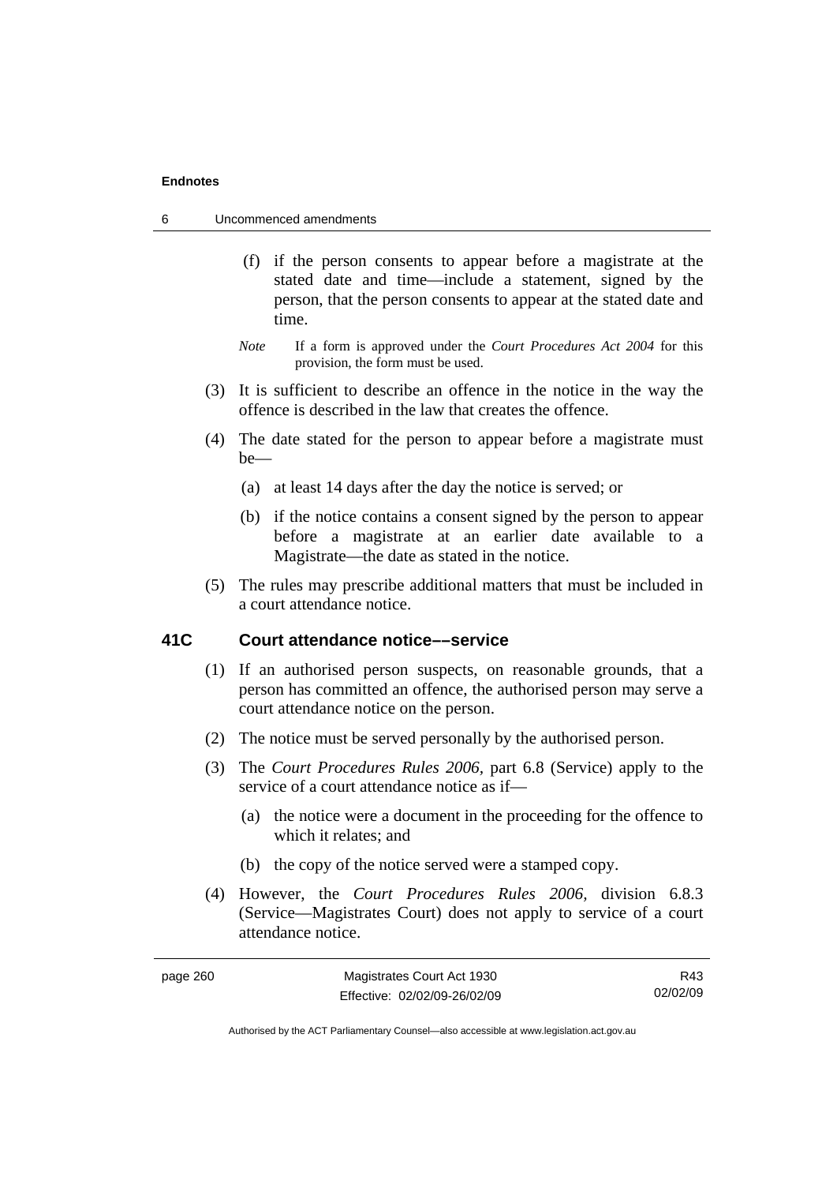(f) if the person consents to appear before a magistrate at the stated date and time—include a statement, signed by the person, that the person consents to appear at the stated date and time.

*Note* If a form is approved under the *Court Procedures Act 2004* for this provision, the form must be used.

(3) It is sufficient to describe an offence in the notice in the way the offence is described in the law that creates the offence.

(4) The date stated for the person to appear before a magistrate must be—

(a) at least 14 days after the day the notice is served; or

(b) if the notice contains a consent signed by the person to appear before a magistrate at an earlier date available to a Magistrate—the date as stated in the notice.

(5) The rules may prescribe additional matters that must be included in a court attendance notice.

### 41C Court attendance notice––service

(1) If an authorised person suspects, on reasonable grounds, that a person has committed an offence, the authorised person may serve a court attendance notice on the person.

(2) The notice must be served personally by the authorised person.

(3) The *Court Procedures Rules 2006*, part 6.8 (Service) apply to the service of a court attendance notice as if—

(a) the notice were a document in the proceeding for the offence to which it relates; and

(b) the copy of the notice served were a stamped copy.

(4) However, the *Court Procedures Rules 2006*, division 6.8.3 (Service—Magistrates Court) does not apply to service of a court attendance notice.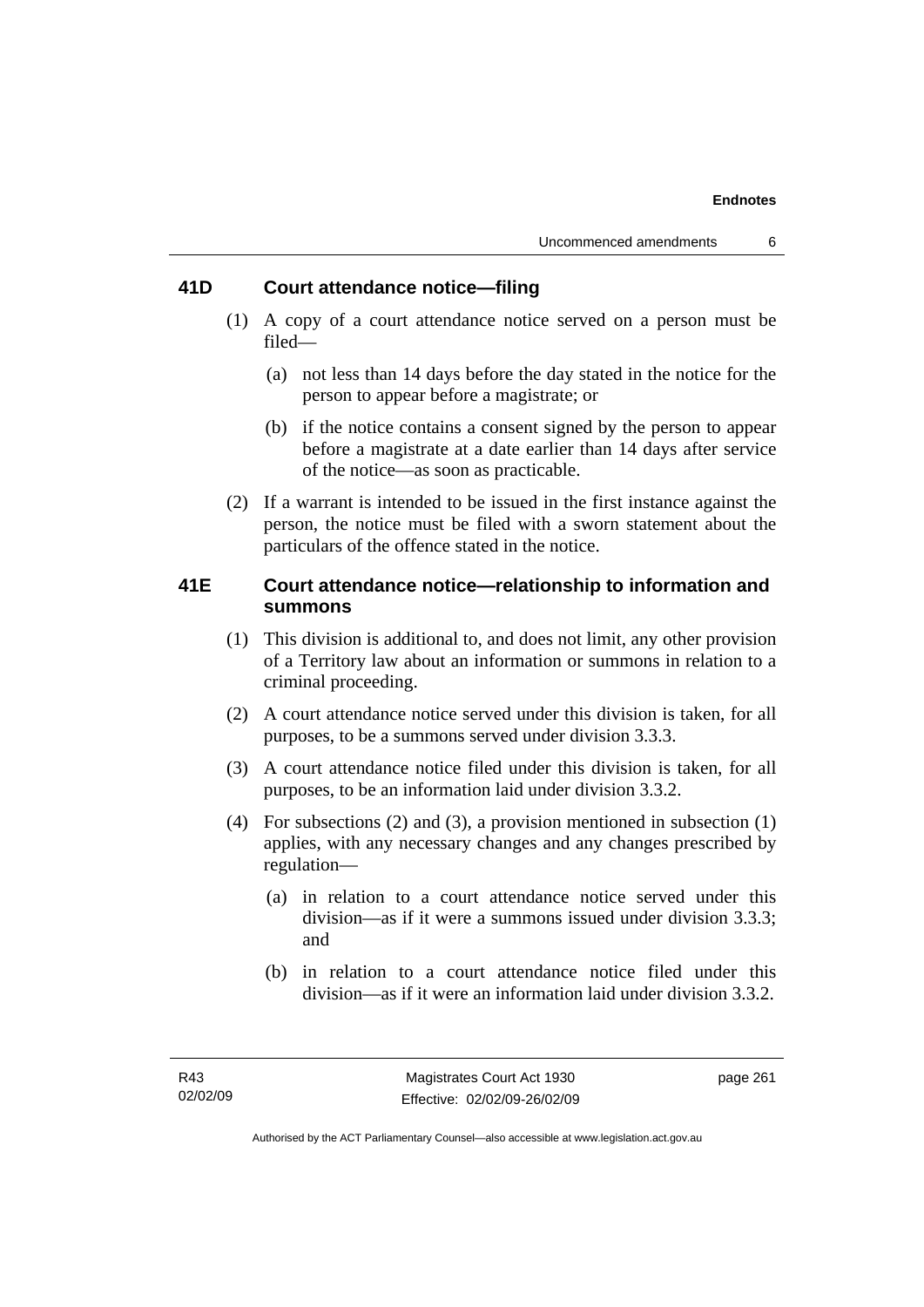## 41D Court attendance notice—filing

(1) A copy of a court attendance notice served on a person must be filed—

(a) not less than 14 days before the day stated in the notice for the person to appear before a magistrate; or

(b) if the notice contains a consent signed by the person to appear before a magistrate at a date earlier than 14 days after service of the notice—as soon as practicable.

(2) If a warrant is intended to be issued in the first instance against the person, the notice must be filed with a sworn statement about the particulars of the offence stated in the notice.

## 41E Court attendance notice—relationship to information and summons

(1) This division is additional to, and does not limit, any other provision of a Territory law about an information or summons in relation to a criminal proceeding.

(2) A court attendance notice served under this division is taken, for all purposes, to be a summons served under division 3.3.3.

(3) A court attendance notice filed under this division is taken, for all purposes, to be an information laid under division 3.3.2.

(4) For subsections (2) and (3), a provision mentioned in subsection (1) applies, with any necessary changes and any changes prescribed by regulation—

(a) in relation to a court attendance notice served under this division—as if it were a summons issued under division 3.3.3; and

(b) in relation to a court attendance notice filed under this division—as if it were an information laid under division 3.3.2.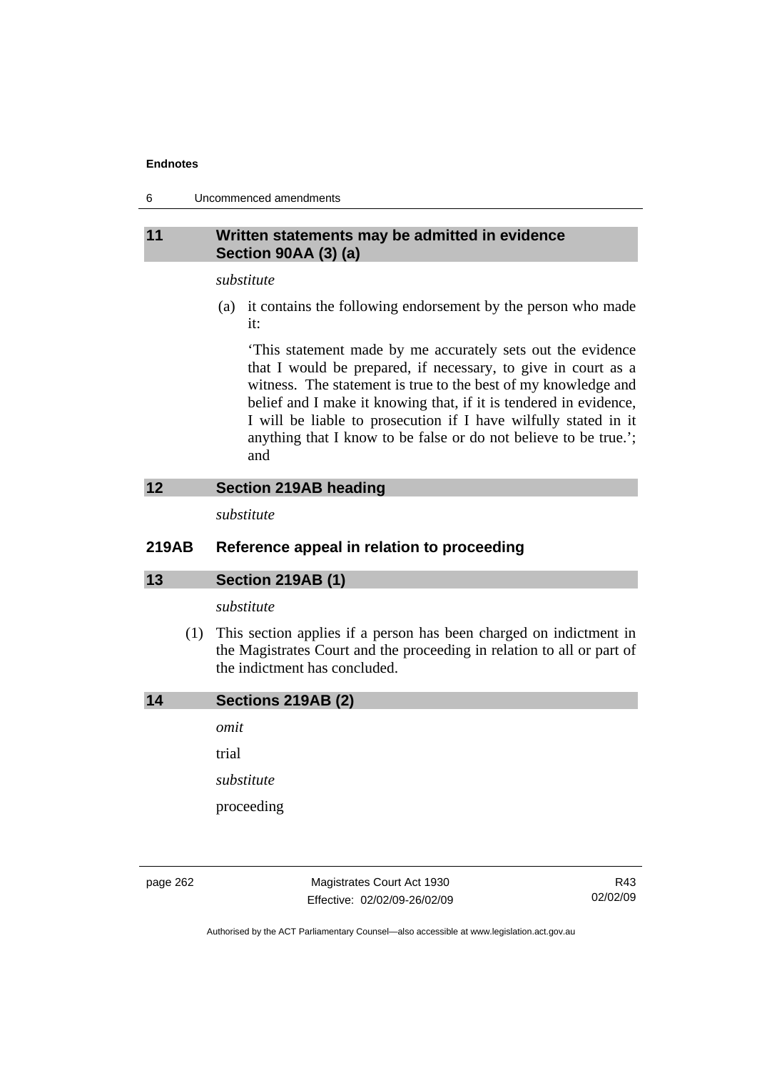## 11 Written statements may be admitted in evidence Section 90AA (3) (a)

*substitute*

(a) it contains the following endorsement by the person who made it:

'This statement made by me accurately sets out the evidence that I would be prepared, if necessary, to give in court as a witness. The statement is true to the best of my knowledge and belief and I make it knowing that, if it is tendered in evidence, I will be liable to prosecution if I have wilfully stated in it anything that I know to be false or do not believe to be true.'; and

## 12 Section 219AB heading

*substitute*

### 219AB Reference appeal in relation to proceeding

## 13 Section 219AB (1)

*substitute*

(1) This section applies if a person has been charged on indictment in the Magistrates Court and the proceeding in relation to all or part of the indictment has concluded.

## 14 Sections 219AB (2)

*omit*

trial

*substitute*

proceeding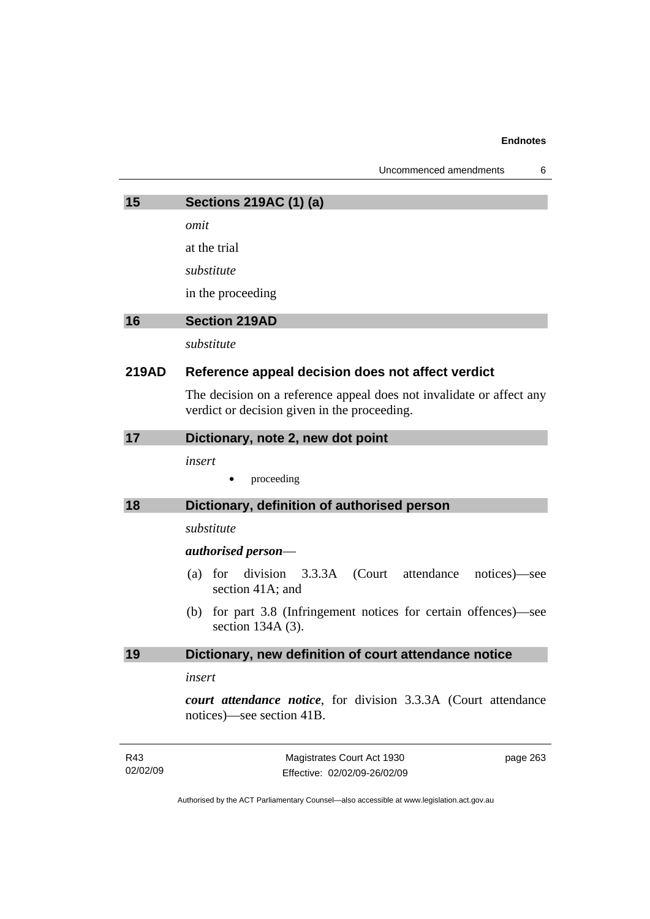## 15 Sections 219AC (1) (a)

*omit*

at the trial

*substitute*

in the proceeding

## 16 Section 219AD

*substitute*

### 219AD Reference appeal decision does not affect verdict

The decision on a reference appeal does not invalidate or affect any verdict or decision given in the proceeding.

## 17 Dictionary, note 2, new dot point

*insert*

- proceeding

## 18 Dictionary, definition of authorised person

*substitute*

***authorised person***—

(a) for division 3.3.3A (Court attendance notices)—see section 41A; and

(b) for part 3.8 (Infringement notices for certain offences)—see section 134A (3).

## 19 Dictionary, new definition of court attendance notice

*insert*

***court attendance notice***, for division 3.3.3A (Court attendance notices)—see section 41B.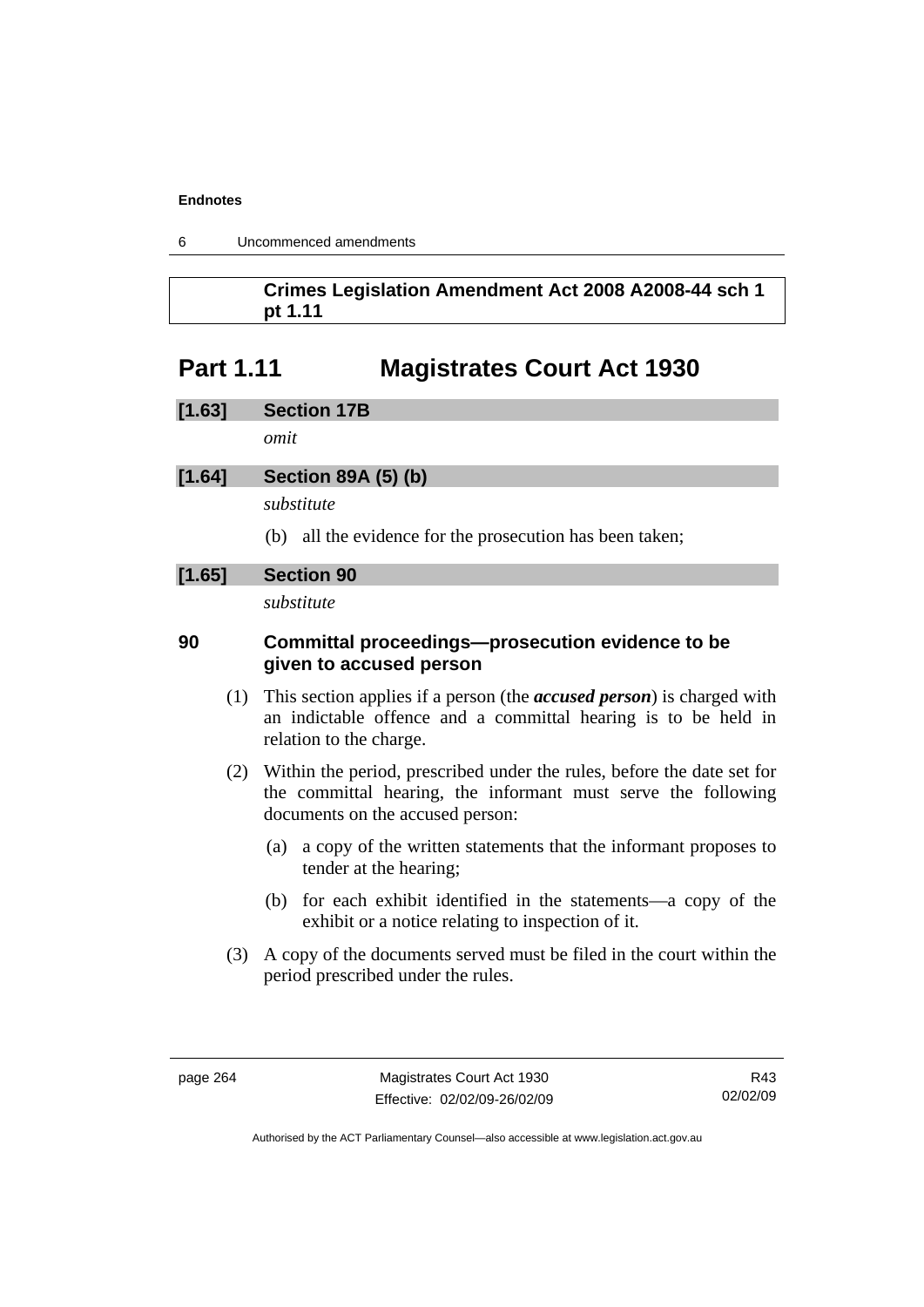**Crimes Legislation Amendment Act 2008 A2008-44 sch 1 pt 1.11**

# Part 1.11 Magistrates Court Act 1930

### [1.63] Section 17B

*omit*

### [1.64] Section 89A (5) (b)

*substitute*

(b) all the evidence for the prosecution has been taken;

### [1.65] Section 90

*substitute*

### 90 Committal proceedings—prosecution evidence to be given to accused person

(1) This section applies if a person (the ***accused person***) is charged with an indictable offence and a committal hearing is to be held in relation to the charge.

(2) Within the period, prescribed under the rules, before the date set for the committal hearing, the informant must serve the following documents on the accused person:

(a) a copy of the written statements that the informant proposes to tender at the hearing;

(b) for each exhibit identified in the statements—a copy of the exhibit or a notice relating to inspection of it.

(3) A copy of the documents served must be filed in the court within the period prescribed under the rules.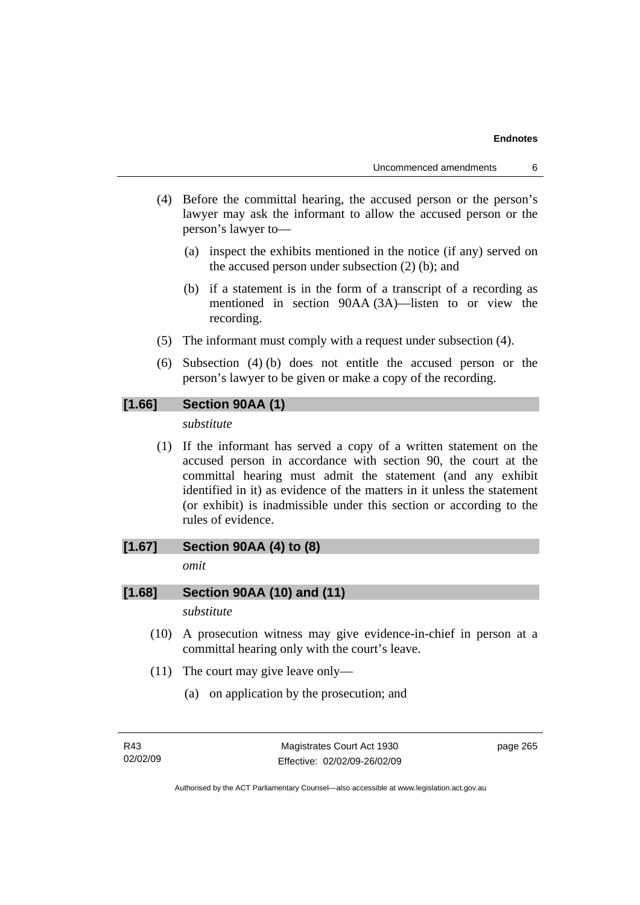(4) Before the committal hearing, the accused person or the person's lawyer may ask the informant to allow the accused person or the person's lawyer to—

(a) inspect the exhibits mentioned in the notice (if any) served on the accused person under subsection (2) (b); and

(b) if a statement is in the form of a transcript of a recording as mentioned in section 90AA (3A)—listen to or view the recording.

(5) The informant must comply with a request under subsection (4).

(6) Subsection (4) (b) does not entitle the accused person or the person's lawyer to be given or make a copy of the recording.

### [1.66] Section 90AA (1)

*substitute*

(1) If the informant has served a copy of a written statement on the accused person in accordance with section 90, the court at the committal hearing must admit the statement (and any exhibit identified in it) as evidence of the matters in it unless the statement (or exhibit) is inadmissible under this section or according to the rules of evidence.

### [1.67] Section 90AA (4) to (8)

*omit*

### [1.68] Section 90AA (10) and (11)

*substitute*

(10) A prosecution witness may give evidence-in-chief in person at a committal hearing only with the court's leave.

(11) The court may give leave only—

(a) on application by the prosecution; and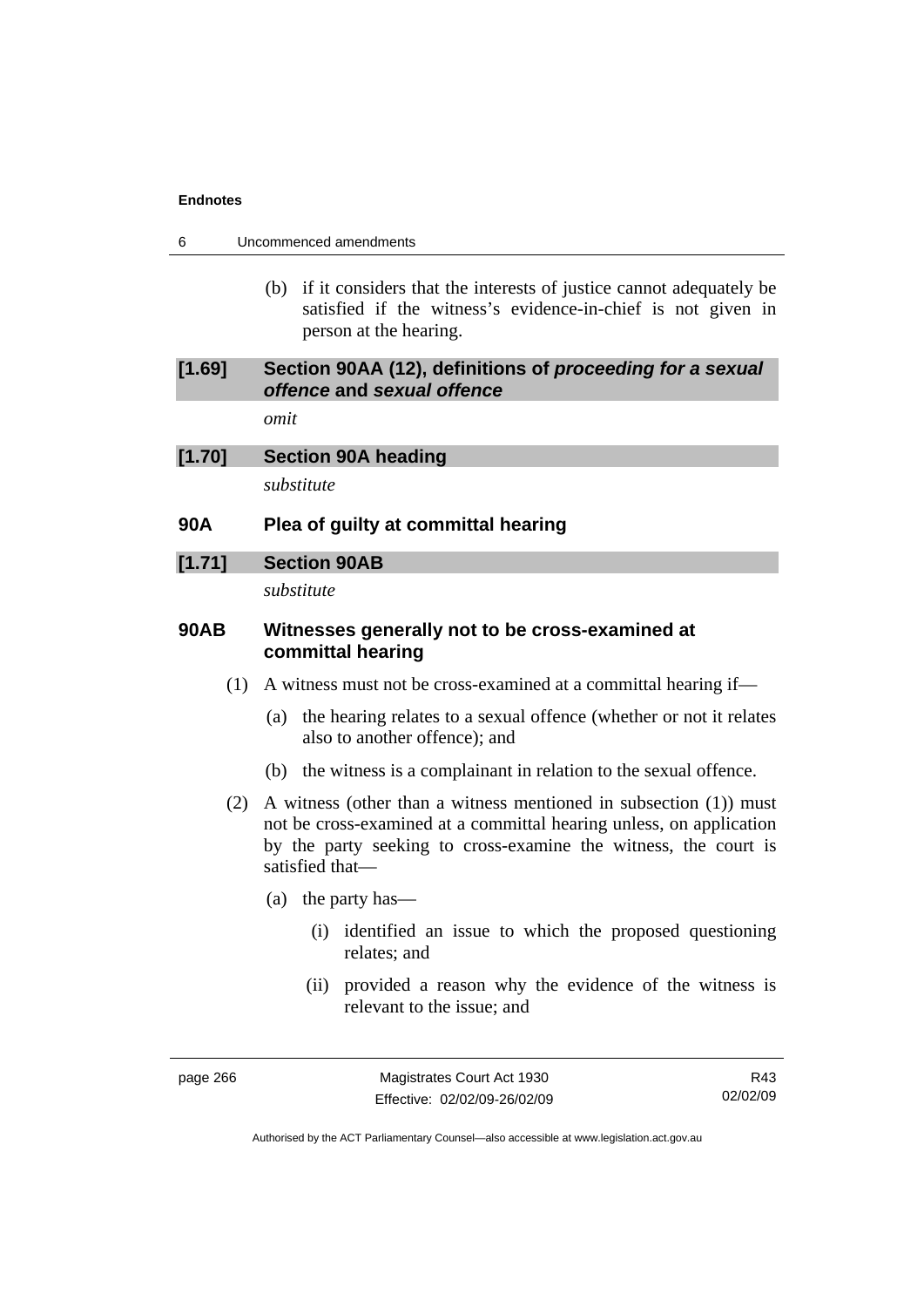(b) if it considers that the interests of justice cannot adequately be satisfied if the witness's evidence-in-chief is not given in person at the hearing.

**[1.69] Section 90AA (12), definitions of *proceeding for a sexual offence* and *sexual offence***

*omit*

**[1.70] Section 90A heading**

*substitute*

**90A Plea of guilty at committal hearing**

**[1.71] Section 90AB**

*substitute*

**90AB Witnesses generally not to be cross-examined at committal hearing**

(1) A witness must not be cross-examined at a committal hearing if—

(a) the hearing relates to a sexual offence (whether or not it relates also to another offence); and

(b) the witness is a complainant in relation to the sexual offence.

(2) A witness (other than a witness mentioned in subsection (1)) must not be cross-examined at a committal hearing unless, on application by the party seeking to cross-examine the witness, the court is satisfied that—

(a) the party has—

(i) identified an issue to which the proposed questioning relates; and

(ii) provided a reason why the evidence of the witness is relevant to the issue; and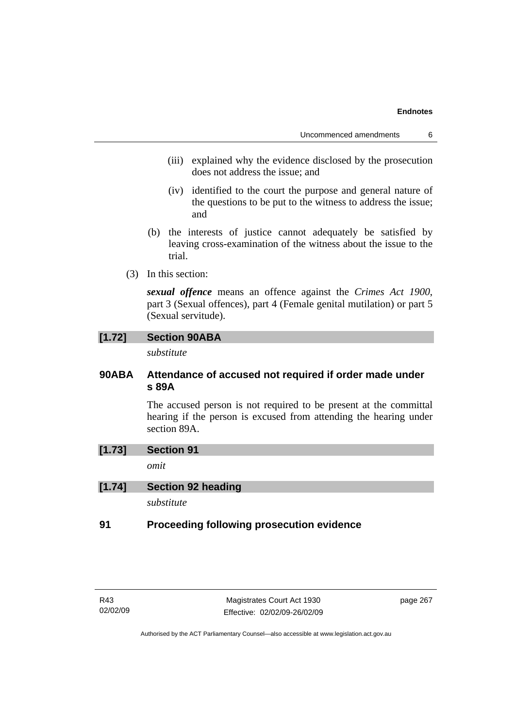(iii) explained why the evidence disclosed by the prosecution does not address the issue; and

(iv) identified to the court the purpose and general nature of the questions to be put to the witness to address the issue; and

(b) the interests of justice cannot adequately be satisfied by leaving cross-examination of the witness about the issue to the trial.

(3) In this section:

***sexual offence*** means an offence against the *Crimes Act 1900*, part 3 (Sexual offences), part 4 (Female genital mutilation) or part 5 (Sexual servitude).

**[1.72] Section 90ABA**

*substitute*

**90ABA Attendance of accused not required if order made under s 89A**

The accused person is not required to be present at the committal hearing if the person is excused from attending the hearing under section 89A.

**[1.73] Section 91**

*omit*

**[1.74] Section 92 heading**

*substitute*

**91 Proceeding following prosecution evidence**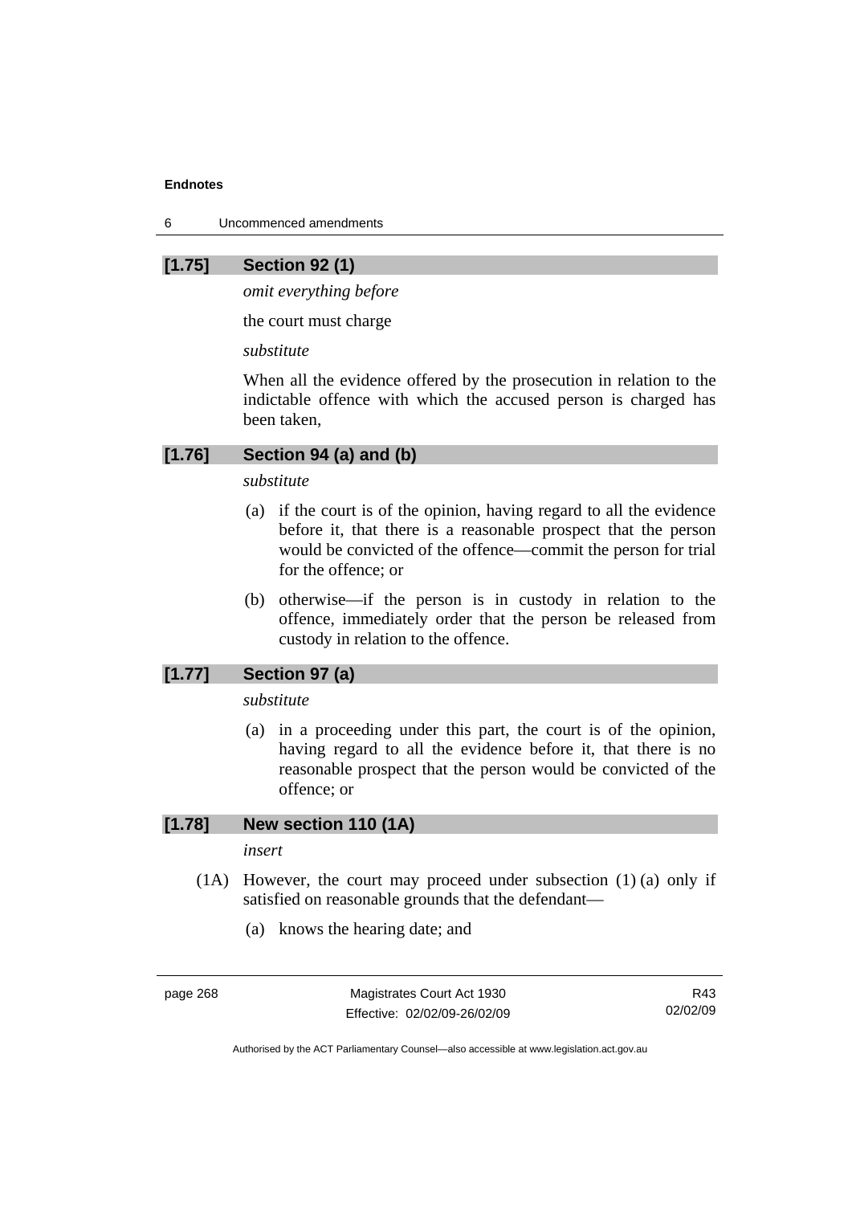### [1.75] Section 92 (1)

*omit everything before*

the court must charge

*substitute*

When all the evidence offered by the prosecution in relation to the indictable offence with which the accused person is charged has been taken,

### [1.76] Section 94 (a) and (b)

*substitute*

(a) if the court is of the opinion, having regard to all the evidence before it, that there is a reasonable prospect that the person would be convicted of the offence—commit the person for trial for the offence; or

(b) otherwise—if the person is in custody in relation to the offence, immediately order that the person be released from custody in relation to the offence.

### [1.77] Section 97 (a)

*substitute*

(a) in a proceeding under this part, the court is of the opinion, having regard to all the evidence before it, that there is no reasonable prospect that the person would be convicted of the offence; or

### [1.78] New section 110 (1A)

*insert*

(1A) However, the court may proceed under subsection (1) (a) only if satisfied on reasonable grounds that the defendant—

(a) knows the hearing date; and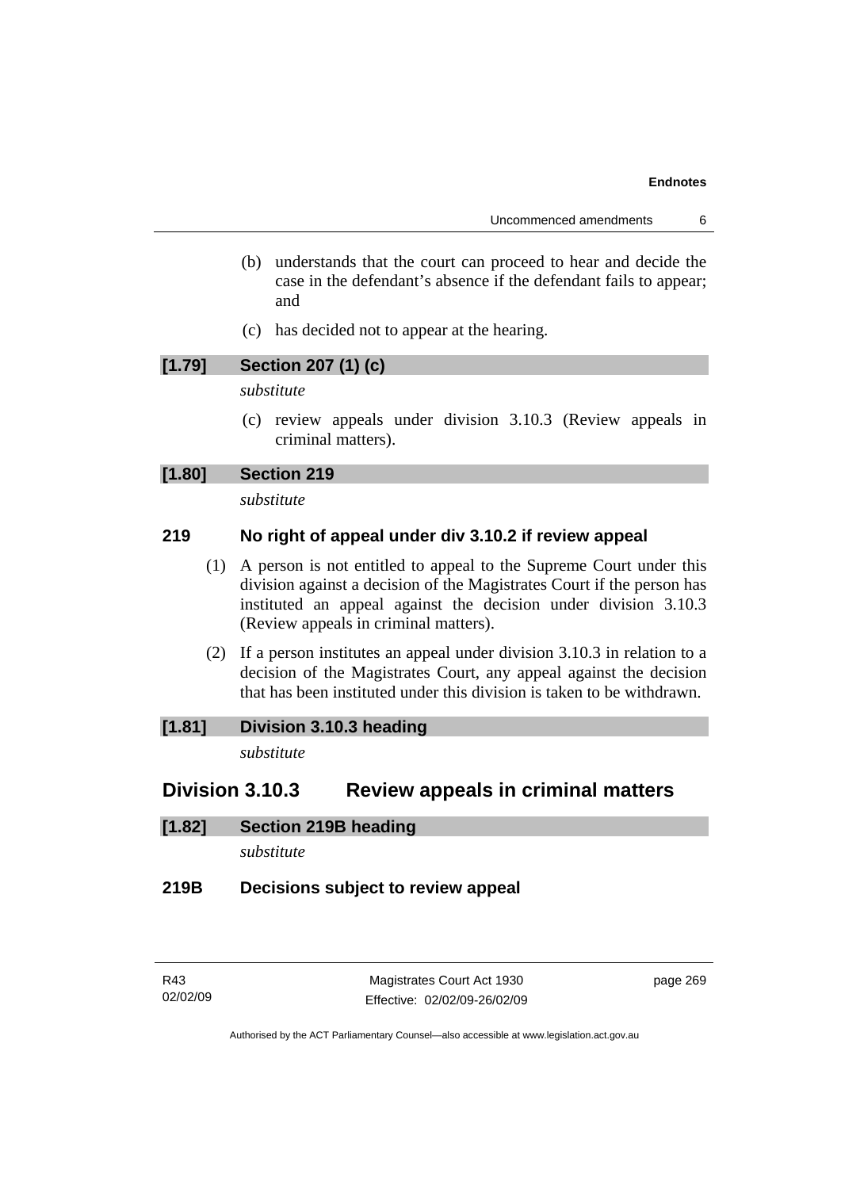(b) understands that the court can proceed to hear and decide the case in the defendant's absence if the defendant fails to appear; and

(c) has decided not to appear at the hearing.

**[1.79] Section 207 (1) (c)**

*substitute*

(c) review appeals under division 3.10.3 (Review appeals in criminal matters).

**[1.80] Section 219**

*substitute*

### 219 No right of appeal under div 3.10.2 if review appeal

(1) A person is not entitled to appeal to the Supreme Court under this division against a decision of the Magistrates Court if the person has instituted an appeal against the decision under division 3.10.3 (Review appeals in criminal matters).

(2) If a person institutes an appeal under division 3.10.3 in relation to a decision of the Magistrates Court, any appeal against the decision that has been instituted under this division is taken to be withdrawn.

**[1.81] Division 3.10.3 heading**

*substitute*

## Division 3.10.3 Review appeals in criminal matters

**[1.82] Section 219B heading**

*substitute*

### 219B Decisions subject to review appeal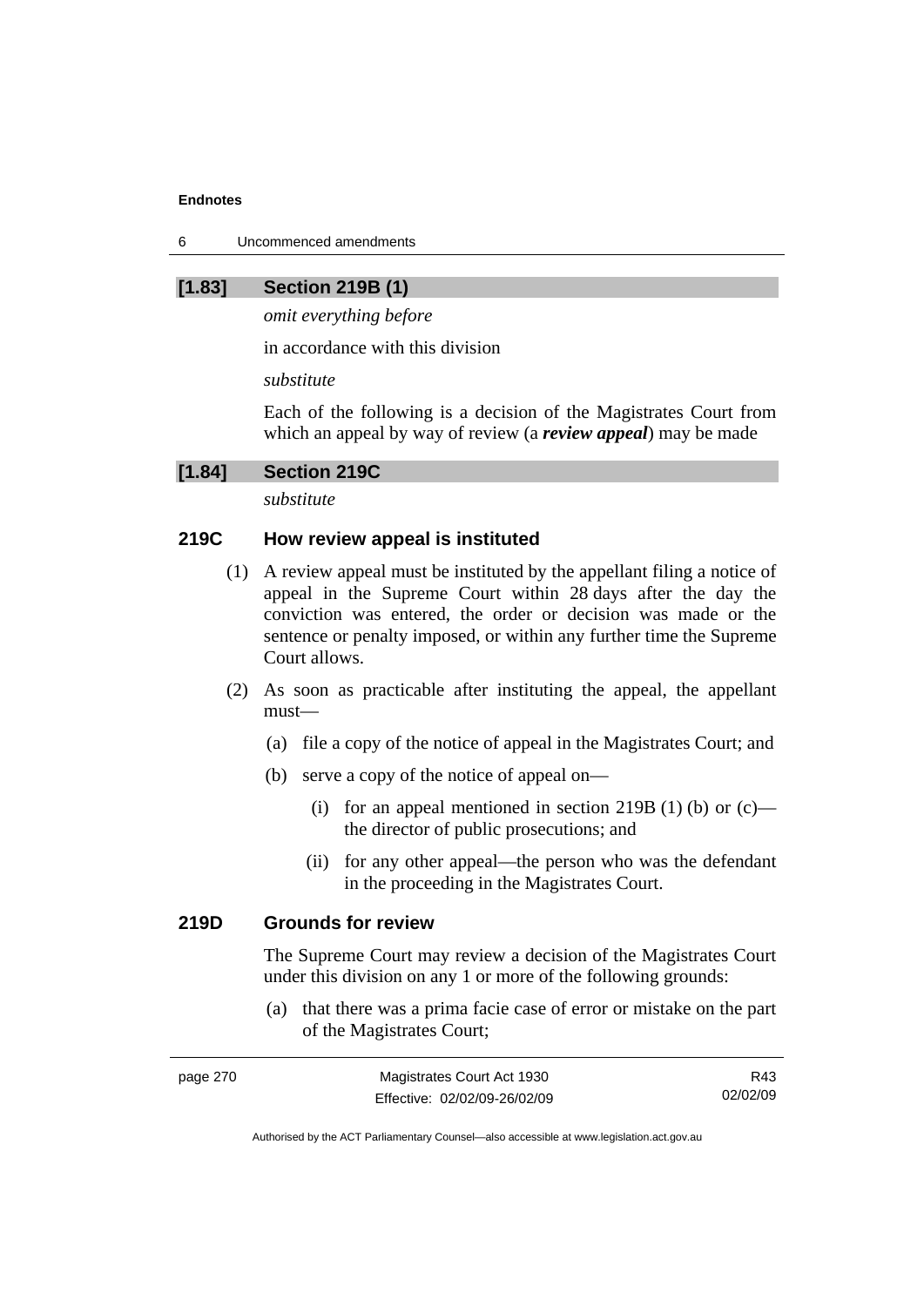### [1.83] Section 219B (1)

*omit everything before*

in accordance with this division

*substitute*

Each of the following is a decision of the Magistrates Court from which an appeal by way of review (a ***review appeal***) may be made

### [1.84] Section 219C

*substitute*

### 219C How review appeal is instituted

(1) A review appeal must be instituted by the appellant filing a notice of appeal in the Supreme Court within 28 days after the day the conviction was entered, the order or decision was made or the sentence or penalty imposed, or within any further time the Supreme Court allows.

(2) As soon as practicable after instituting the appeal, the appellant must—

(a) file a copy of the notice of appeal in the Magistrates Court; and

(b) serve a copy of the notice of appeal on—

(i) for an appeal mentioned in section 219B (1) (b) or (c)—the director of public prosecutions; and

(ii) for any other appeal—the person who was the defendant in the proceeding in the Magistrates Court.

### 219D Grounds for review

The Supreme Court may review a decision of the Magistrates Court under this division on any 1 or more of the following grounds:

(a) that there was a prima facie case of error or mistake on the part of the Magistrates Court;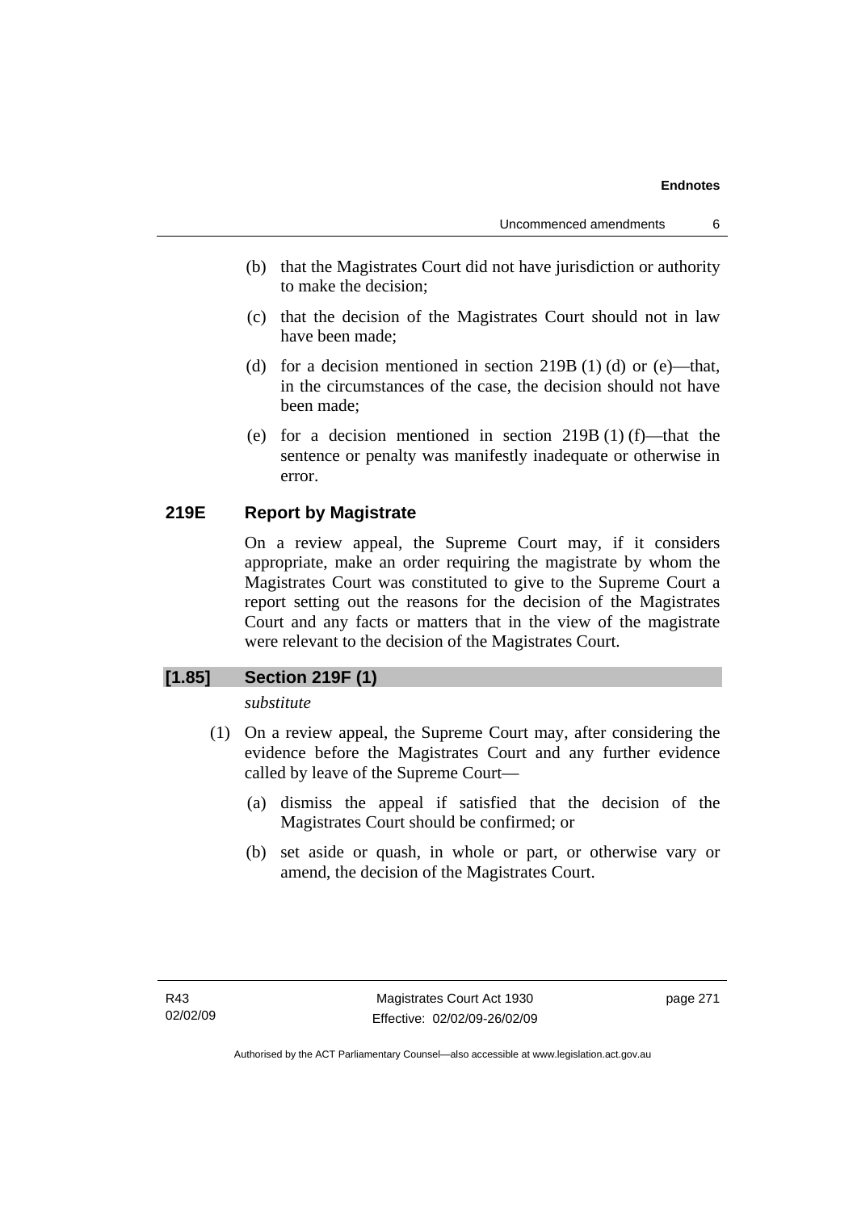(b) that the Magistrates Court did not have jurisdiction or authority to make the decision;

(c) that the decision of the Magistrates Court should not in law have been made;

(d) for a decision mentioned in section 219B (1) (d) or (e)—that, in the circumstances of the case, the decision should not have been made;

(e) for a decision mentioned in section 219B (1) (f)—that the sentence or penalty was manifestly inadequate or otherwise in error.

### 219E Report by Magistrate

On a review appeal, the Supreme Court may, if it considers appropriate, make an order requiring the magistrate by whom the Magistrates Court was constituted to give to the Supreme Court a report setting out the reasons for the decision of the Magistrates Court and any facts or matters that in the view of the magistrate were relevant to the decision of the Magistrates Court.

### [1.85] Section 219F (1)

*substitute*

(1) On a review appeal, the Supreme Court may, after considering the evidence before the Magistrates Court and any further evidence called by leave of the Supreme Court—

(a) dismiss the appeal if satisfied that the decision of the Magistrates Court should be confirmed; or

(b) set aside or quash, in whole or part, or otherwise vary or amend, the decision of the Magistrates Court.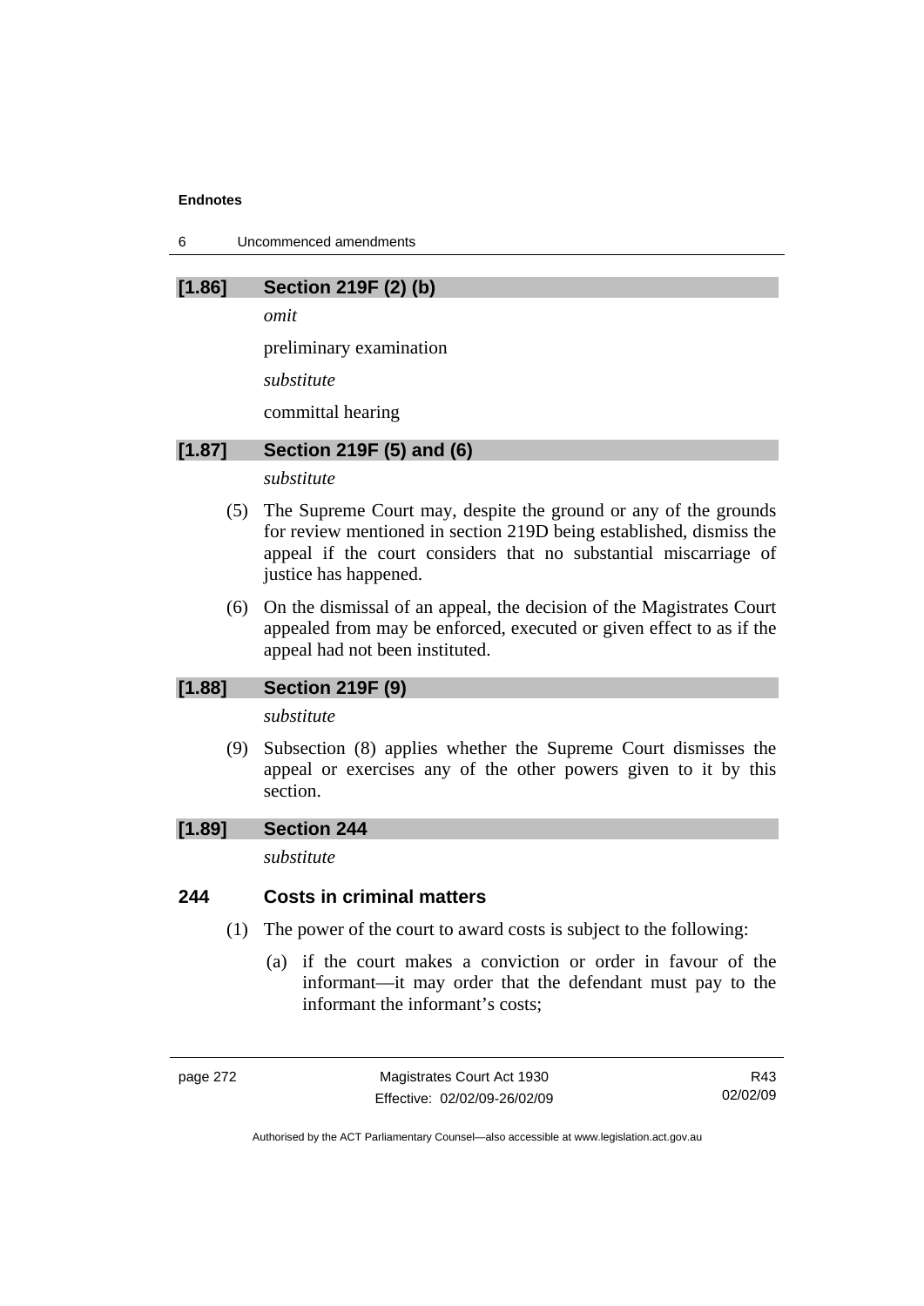### [1.86] Section 219F (2) (b)

*omit*

preliminary examination

*substitute*

committal hearing

### [1.87] Section 219F (5) and (6)

*substitute*

(5) The Supreme Court may, despite the ground or any of the grounds for review mentioned in section 219D being established, dismiss the appeal if the court considers that no substantial miscarriage of justice has happened.

(6) On the dismissal of an appeal, the decision of the Magistrates Court appealed from may be enforced, executed or given effect to as if the appeal had not been instituted.

### [1.88] Section 219F (9)

*substitute*

(9) Subsection (8) applies whether the Supreme Court dismisses the appeal or exercises any of the other powers given to it by this section.

### [1.89] Section 244

*substitute*

### 244 Costs in criminal matters

(1) The power of the court to award costs is subject to the following:

(a) if the court makes a conviction or order in favour of the informant—it may order that the defendant must pay to the informant the informant's costs;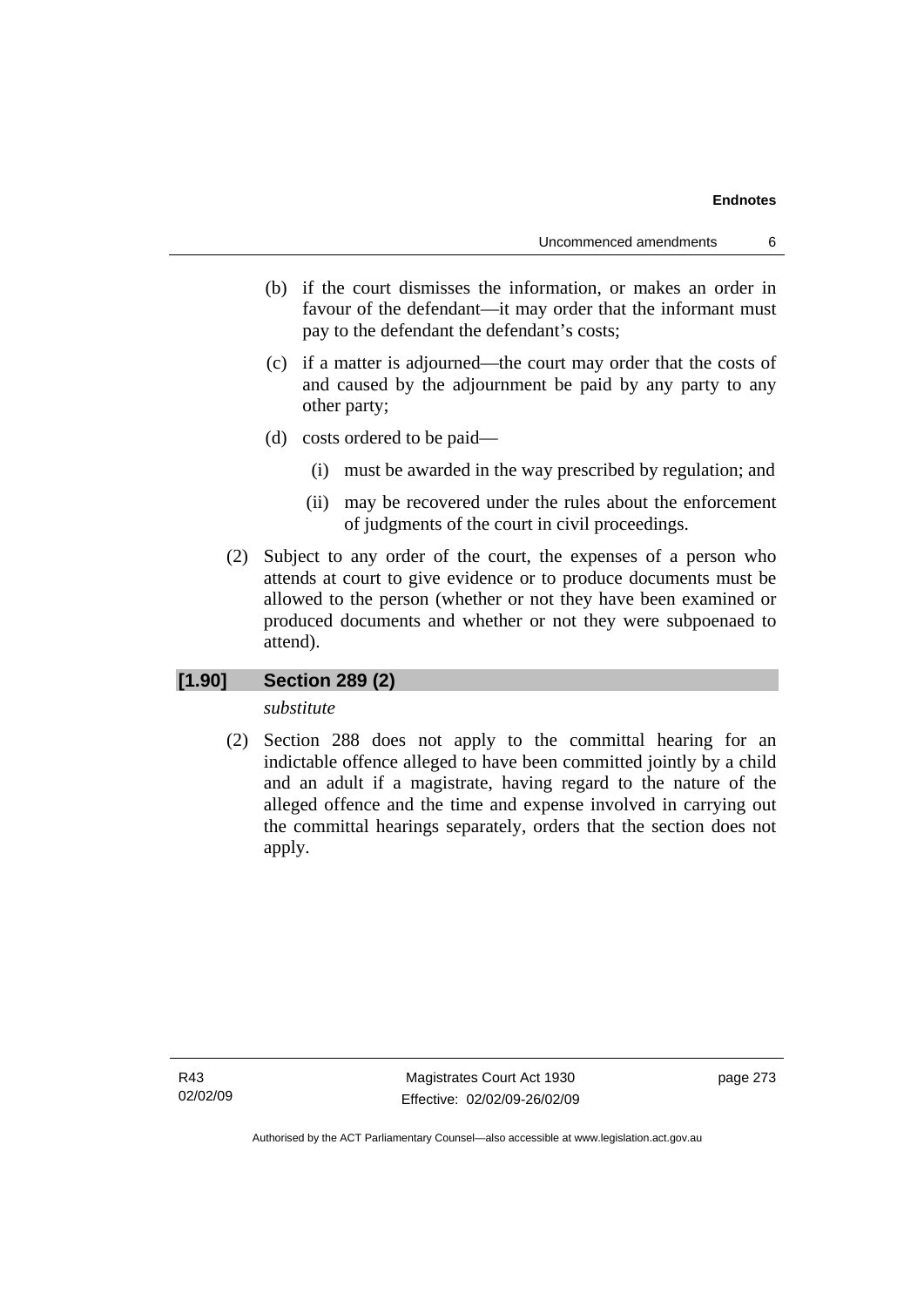(b) if the court dismisses the information, or makes an order in favour of the defendant—it may order that the informant must pay to the defendant the defendant's costs;

(c) if a matter is adjourned—the court may order that the costs of and caused by the adjournment be paid by any party to any other party;

(d) costs ordered to be paid—

(i) must be awarded in the way prescribed by regulation; and

(ii) may be recovered under the rules about the enforcement of judgments of the court in civil proceedings.

(2) Subject to any order of the court, the expenses of a person who attends at court to give evidence or to produce documents must be allowed to the person (whether or not they have been examined or produced documents and whether or not they were subpoenaed to attend).

### [1.90] Section 289 (2)

*substitute*

(2) Section 288 does not apply to the committal hearing for an indictable offence alleged to have been committed jointly by a child and an adult if a magistrate, having regard to the nature of the alleged offence and the time and expense involved in carrying out the committal hearings separately, orders that the section does not apply.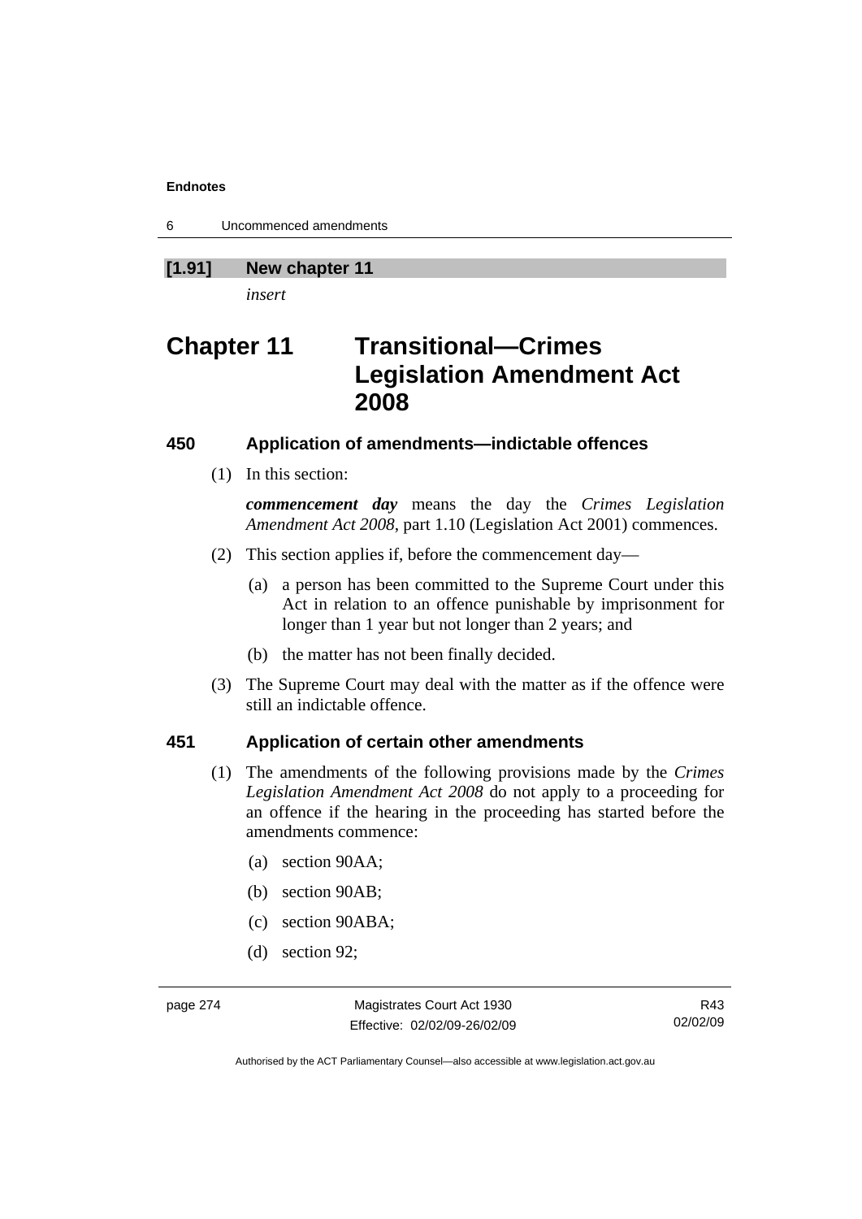**[1.91] New chapter 11**

*insert*

# Chapter 11 Transitional—Crimes Legislation Amendment Act 2008

### 450 Application of amendments—indictable offences

(1) In this section:

***commencement day*** means the day the *Crimes Legislation Amendment Act 2008*, part 1.10 (Legislation Act 2001) commences.

(2) This section applies if, before the commencement day—

(a) a person has been committed to the Supreme Court under this Act in relation to an offence punishable by imprisonment for longer than 1 year but not longer than 2 years; and

(b) the matter has not been finally decided.

(3) The Supreme Court may deal with the matter as if the offence were still an indictable offence.

### 451 Application of certain other amendments

(1) The amendments of the following provisions made by the *Crimes Legislation Amendment Act 2008* do not apply to a proceeding for an offence if the hearing in the proceeding has started before the amendments commence:

(a) section 90AA;

(b) section 90AB;

(c) section 90ABA;

(d) section 92;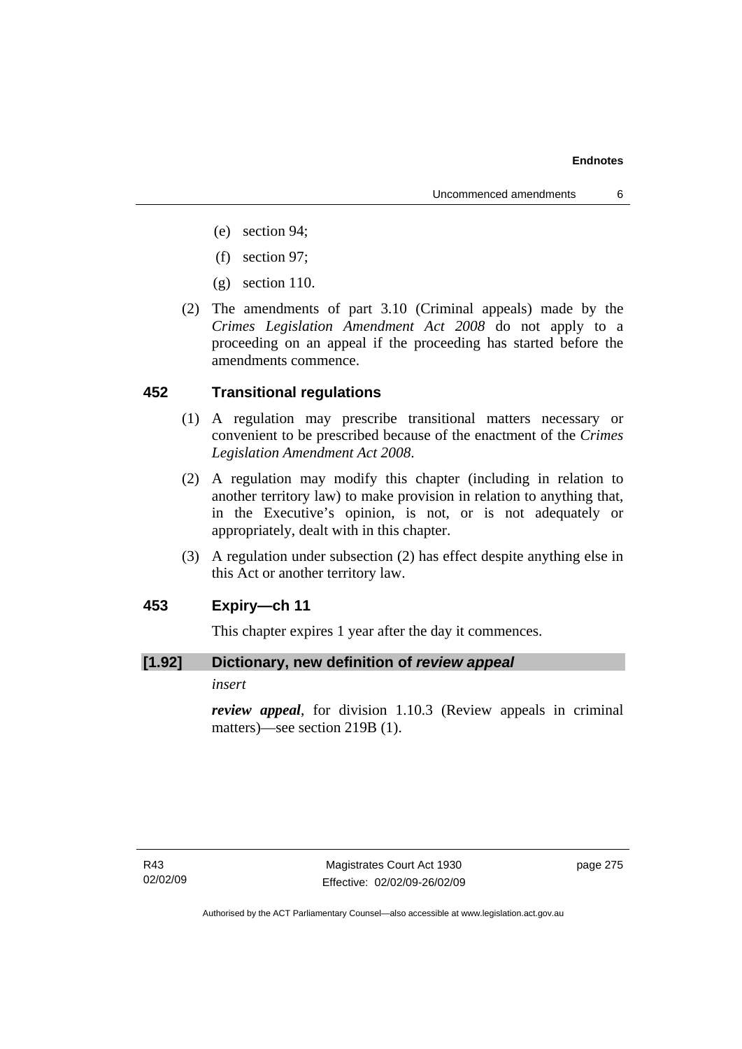(e) section 94;

(f) section 97;

(g) section 110.

(2) The amendments of part 3.10 (Criminal appeals) made by the *Crimes Legislation Amendment Act 2008* do not apply to a proceeding on an appeal if the proceeding has started before the amendments commence.

### 452 Transitional regulations

(1) A regulation may prescribe transitional matters necessary or convenient to be prescribed because of the enactment of the *Crimes Legislation Amendment Act 2008*.

(2) A regulation may modify this chapter (including in relation to another territory law) to make provision in relation to anything that, in the Executive's opinion, is not, or is not adequately or appropriately, dealt with in this chapter.

(3) A regulation under subsection (2) has effect despite anything else in this Act or another territory law.

### 453 Expiry—ch 11

This chapter expires 1 year after the day it commences.

### [1.92] Dictionary, new definition of *review appeal*

*insert*

***review appeal***, for division 1.10.3 (Review appeals in criminal matters)—see section 219B (1).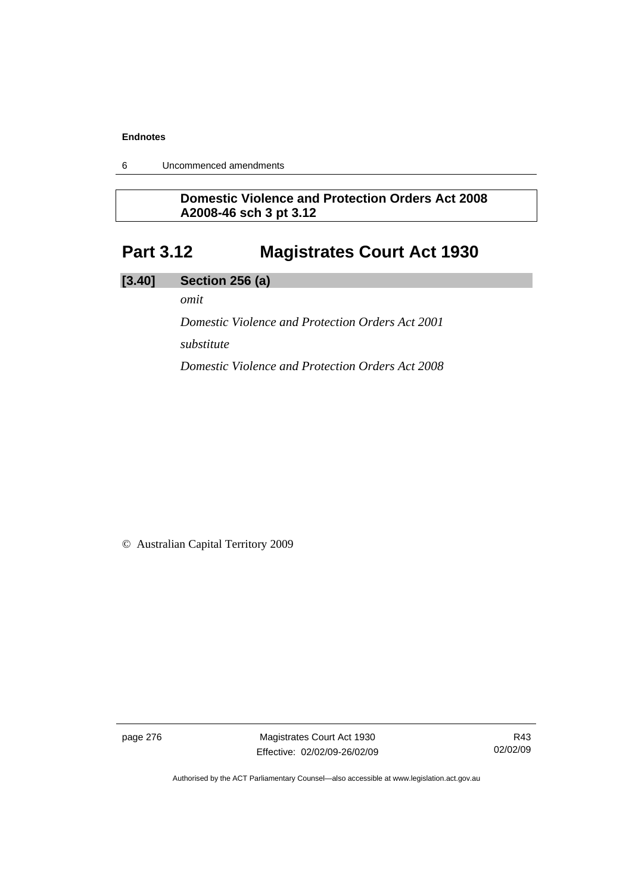**Domestic Violence and Protection Orders Act 2008 A2008-46 sch 3 pt 3.12**

# Part 3.12 Magistrates Court Act 1930

## [3.40] Section 256 (a)

*omit*

*Domestic Violence and Protection Orders Act 2001*

*substitute*

*Domestic Violence and Protection Orders Act 2008*

© Australian Capital Territory 2009